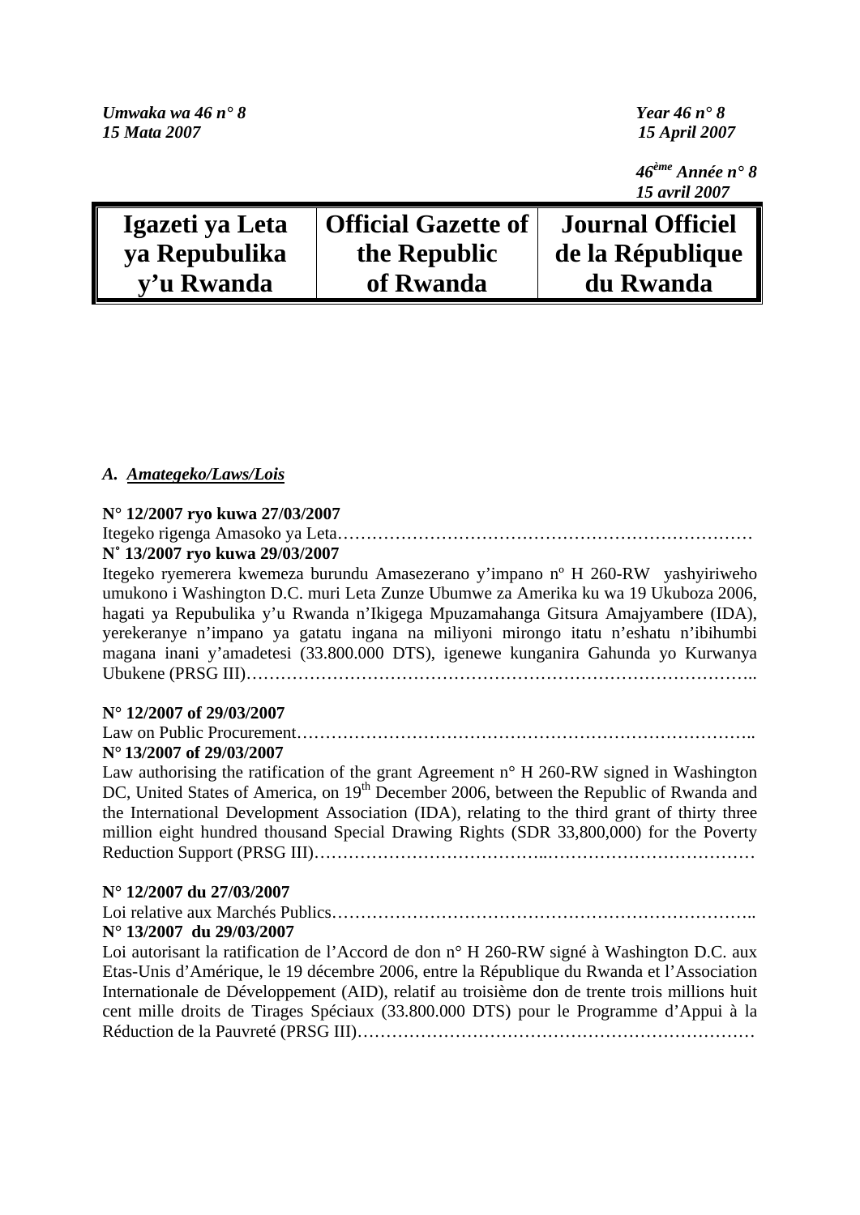*Umwaka wa 46 n° 8*
*15 Mata 2007*

*Year 46 n° 8*
*15 April 2007*

*46ème Année n° 8*
*15 avril 2007*

| Igazeti ya Leta ya Repubulika y'u Rwanda | Official Gazette of the Republic of Rwanda | Journal Officiel de la République du Rwanda |
|---|---|---|

## A. *Amategeko/Laws/Lois*

**N° 12/2007 ryo kuwa 27/03/2007**
Itegeko rigenga Amasoko ya Leta………………………………………………………………

**N° 13/2007 ryo kuwa 29/03/2007**
Itegeko ryemerera kwemeza burundu Amasezerano y'impano nº H 260-RW yashyiriweho umukono i Washington D.C. muri Leta Zunze Ubumwe za Amerika ku wa 19 Ukuboza 2006, hagati ya Repubulika y'u Rwanda n'Ikigega Mpuzamahanga Gitsura Amajyambere (IDA), yerekeranye n'impano ya gatatu ingana na miliyoni mirongo itatu n'eshatu n'ibihumbi magana inani y'amadetesi (33.800.000 DTS), igenewe kunganira Gahunda yo Kurwanya Ubukene (PRSG III)……………………………………………………………………………..

**N° 12/2007 of 29/03/2007**
Law on Public Procurement……………………………………………………………………..

**N° 13/2007 of 29/03/2007**
Law authorising the ratification of the grant Agreement n° H 260-RW signed in Washington DC, United States of America, on 19th December 2006, between the Republic of Rwanda and the International Development Association (IDA), relating to the third grant of thirty three million eight hundred thousand Special Drawing Rights (SDR 33,800,000) for the Poverty Reduction Support (PRSG III)…………………………………..………………………………

**N° 12/2007 du 27/03/2007**
Loi relative aux Marchés Publics………………………………………………………………..

**N° 13/2007 du 29/03/2007**
Loi autorisant la ratification de l'Accord de don n° H 260-RW signé à Washington D.C. aux Etas-Unis d'Amérique, le 19 décembre 2006, entre la République du Rwanda et l'Association Internationale de Développement (AID), relatif au troisième don de trente trois millions huit cent mille droits de Tirages Spéciaux (33.800.000 DTS) pour le Programme d'Appui à la Réduction de la Pauvreté (PRSG III)……………………………………………………………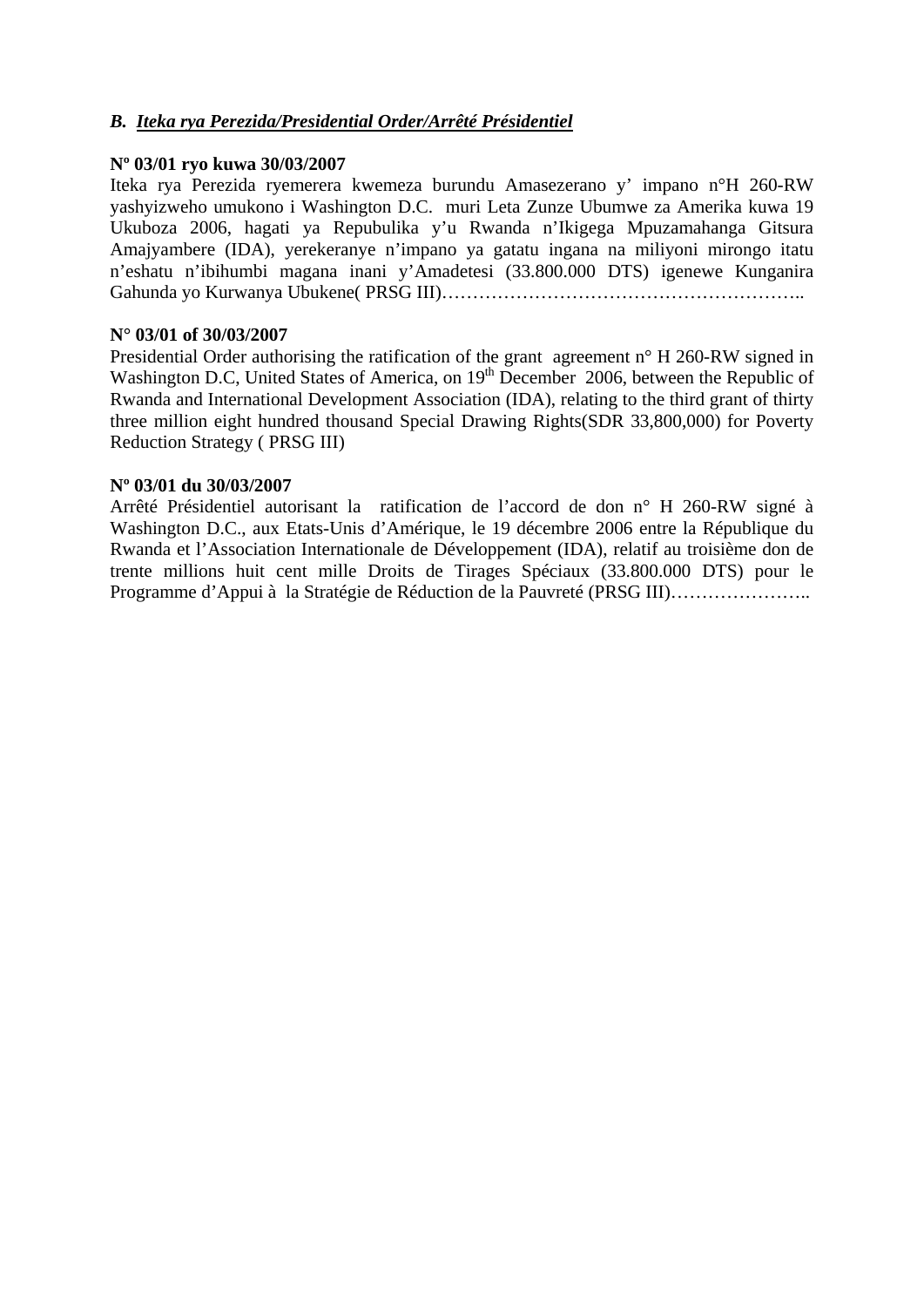## *B. Iteka rya Perezida/Presidential Order/Arrêté Présidentiel*

**Nº 03/01 ryo kuwa 30/03/2007**

Iteka rya Perezida ryemerera kwemeza burundu Amasezerano y' impano n°H 260-RW yashyizweho umukono i Washington D.C. muri Leta Zunze Ubumwe za Amerika kuwa 19 Ukuboza 2006, hagati ya Repubulika y'u Rwanda n'Ikigega Mpuzamahanga Gitsura Amajyambere (IDA), yerekeranye n'impano ya gatatu ingana na miliyoni mirongo itatu n'eshatu n'ibihumbi magana inani y'Amadetesi (33.800.000 DTS) igenewe Kunganira Gahunda yo Kurwanya Ubukene( PRSG III)…………………………………………………..

**N° 03/01 of 30/03/2007**

Presidential Order authorising the ratification of the grant agreement n° H 260-RW signed in Washington D.C, United States of America, on 19th December 2006, between the Republic of Rwanda and International Development Association (IDA), relating to the third grant of thirty three million eight hundred thousand Special Drawing Rights(SDR 33,800,000) for Poverty Reduction Strategy ( PRSG III)

**Nº 03/01 du 30/03/2007**

Arrêté Présidentiel autorisant la ratification de l'accord de don n° H 260-RW signé à Washington D.C., aux Etats-Unis d'Amérique, le 19 décembre 2006 entre la République du Rwanda et l'Association Internationale de Développement (IDA), relatif au troisième don de trente millions huit cent mille Droits de Tirages Spéciaux (33.800.000 DTS) pour le Programme d'Appui à la Stratégie de Réduction de la Pauvreté (PRSG III)…………………..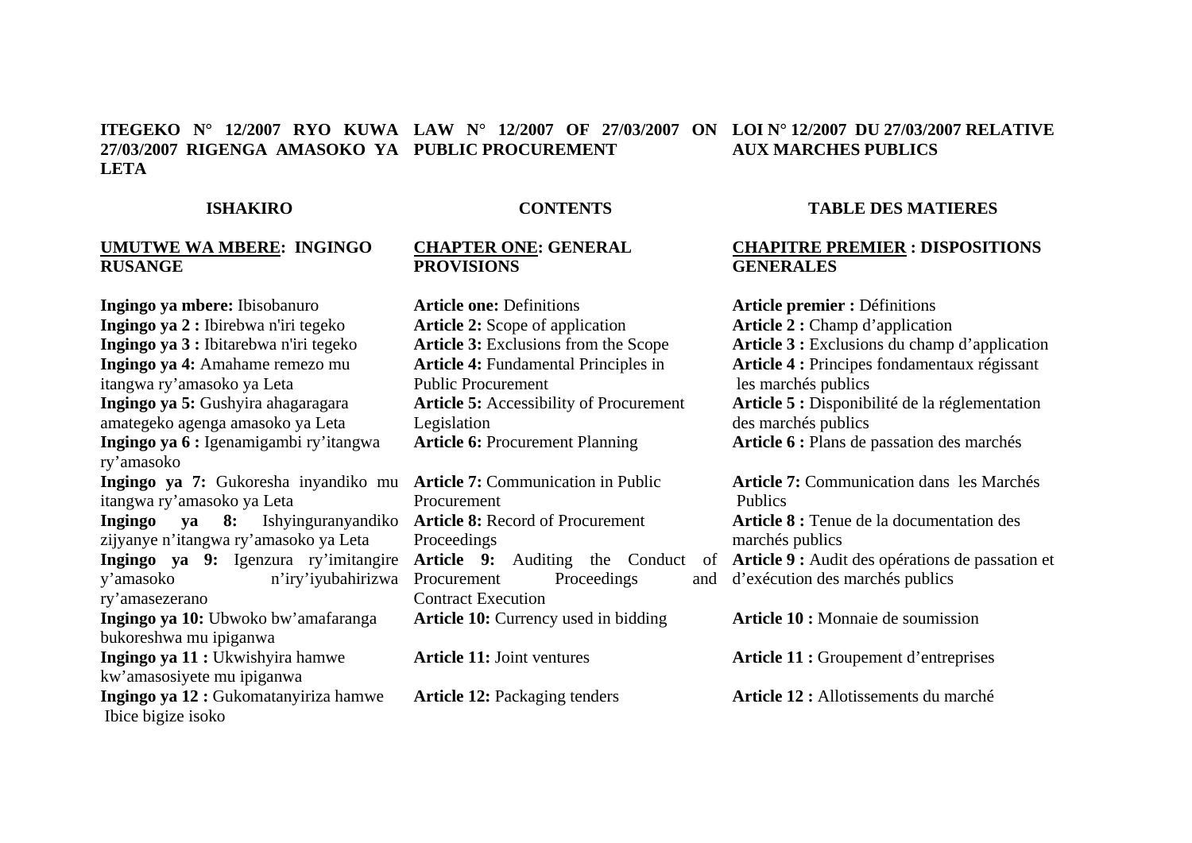**ITEGEKO N° 12/2007 RYO KUWA 27/03/2007 RIGENGA AMASOKO YA LETA**

**ISHAKIRO**

**UMUTWE WA MBERE: INGINGO RUSANGE**

**Ingingo ya mbere:** Ibisobanuro
**Ingingo ya 2 :** Ibirebwa n'iri tegeko
**Ingingo ya 3 :** Ibitarebwa n'iri tegeko
**Ingingo ya 4:** Amahame remezo mu itangwa ry'amasoko ya Leta
**Ingingo ya 5:** Gushyira ahagaragara amategeko agenga amasoko ya Leta
**Ingingo ya 6 :** Igenamigambi ry'itangwa ry'amasoko
**Ingingo ya 7:** Gukoresha inyandiko mu itangwa ry'amasoko ya Leta
**Ingingo ya 8:** Ishyinguranyandiko zijyanye n'itangwa ry'amasoko ya Leta
**Ingingo ya 9:** Igenzura ry'imitangire y'amasoko n'iry'iyubahirizwa ry'amasezerano
**Ingingo ya 10:** Ubwoko bw'amafaranga bukoreshwa mu ipiganwa
**Ingingo ya 11 :** Ukwishyira hamwe kw'amasosiyete mu ipiganwa
**Ingingo ya 12 :** Gukomatanyiriza hamwe Ibice bigize isoko

**LAW N° 12/2007 OF 27/03/2007 ON PUBLIC PROCUREMENT**

**CONTENTS**

**CHAPTER ONE: GENERAL PROVISIONS**

**Article one:** Definitions
**Article 2:** Scope of application
**Article 3:** Exclusions from the Scope
**Article 4:** Fundamental Principles in Public Procurement
**Article 5:** Accessibility of Procurement Legislation
**Article 6:** Procurement Planning
**Article 7:** Communication in Public Procurement
**Article 8:** Record of Procurement Proceedings
**Article 9:** Auditing the Conduct of Procurement Proceedings and Contract Execution
**Article 10:** Currency used in bidding
**Article 11:** Joint ventures
**Article 12:** Packaging tenders

**LOI N° 12/2007 DU 27/03/2007 RELATIVE AUX MARCHES PUBLICS**

**TABLE DES MATIERES**

**CHAPITRE PREMIER : DISPOSITIONS GENERALES**

**Article premier :** Définitions
**Article 2 :** Champ d'application
**Article 3 :** Exclusions du champ d'application
**Article 4 :** Principes fondamentaux régissant les marchés publics
**Article 5 :** Disponibilité de la réglementation des marchés publics
**Article 6 :** Plans de passation des marchés
**Article 7:** Communication dans les Marchés Publics
**Article 8 :** Tenue de la documentation des marchés publics
**Article 9 :** Audit des opérations de passation et d'exécution des marchés publics
**Article 10 :** Monnaie de soumission
**Article 11 :** Groupement d'entreprises
**Article 12 :** Allotissements du marché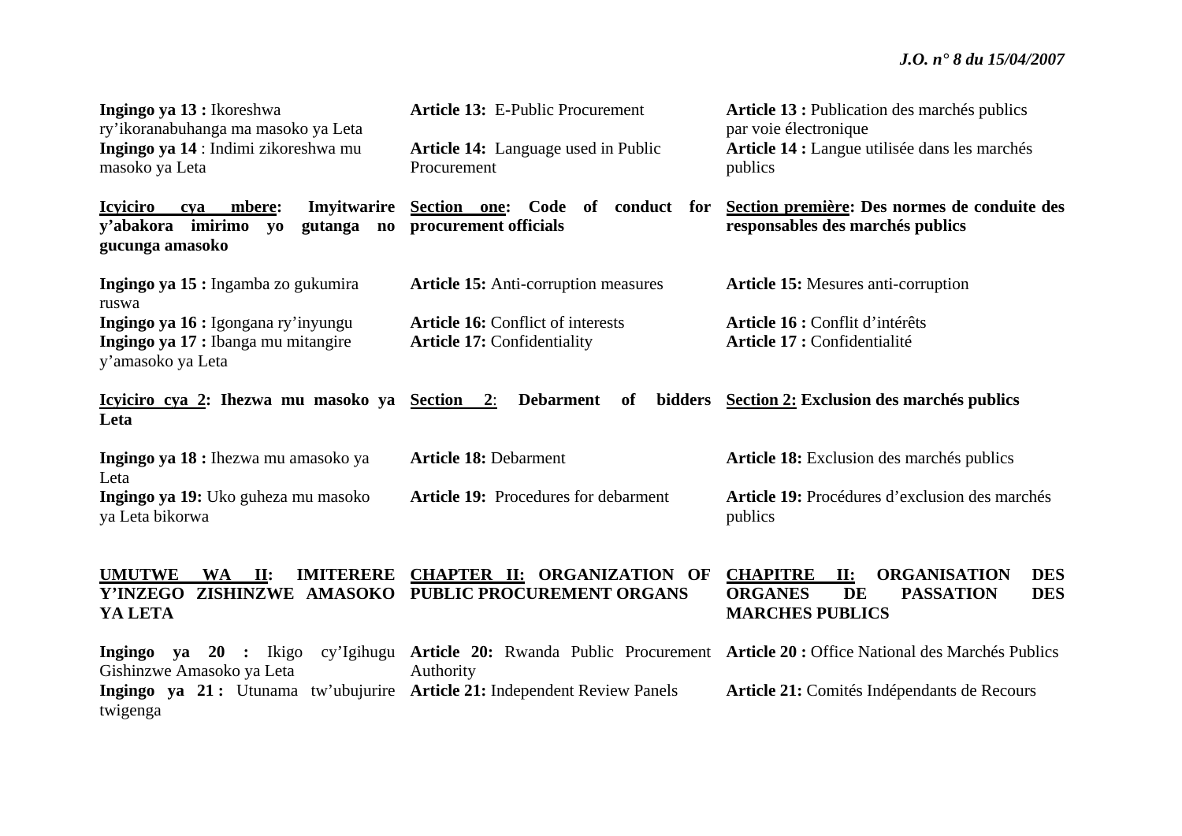**Ingingo ya 13 :** Ikoreshwa ry'ikoranabuhanga ma masoko ya Leta
**Ingingo ya 14** : Indimi zikoreshwa mu masoko ya Leta

**Icyiciro cya mbere: Imyitwarire y'abakora imirimo yo gutanga no gucunga amasoko**

**Ingingo ya 15 :** Ingamba zo gukumira ruswa
**Ingingo ya 16 :** Igongana ry'inyungu
**Ingingo ya 17 :** Ibanga mu mitangire y'amasoko ya Leta

**Icyiciro cya 2: Ihezwa mu masoko ya Leta**

**Ingingo ya 18 :** Ihezwa mu amasoko ya Leta
**Ingingo ya 19:** Uko guheza mu masoko ya Leta bikorwa

**UMUTWE WA II: IMITERERE Y'INZEGO ZISHINZWE AMASOKO YA LETA**

**Ingingo ya 20 :** Ikigo cy'Igihugu Gishinzwe Amasoko ya Leta
**Ingingo ya 21 :** Utunama tw'ubujurire twigenga

**Article 13:** E-Public Procurement
**Article 14:** Language used in Public Procurement

**Section one: Code of conduct for procurement officials**

**Article 15:** Anti-corruption measures
**Article 16:** Conflict of interests
**Article 17:** Confidentiality

**Section 2: Debarment of bidders**

**Article 18:** Debarment
**Article 19:** Procedures for debarment

**CHAPTER II: ORGANIZATION OF PUBLIC PROCUREMENT ORGANS**

**Article 20:** Rwanda Public Procurement Authority
**Article 21:** Independent Review Panels

**Article 13 :** Publication des marchés publics par voie électronique
**Article 14 :** Langue utilisée dans les marchés publics

**Section première: Des normes de conduite des responsables des marchés publics**

**Article 15:** Mesures anti-corruption
**Article 16 :** Conflit d'intérêts
**Article 17 :** Confidentialité

**Section 2: Exclusion des marchés publics**

**Article 18:** Exclusion des marchés publics
**Article 19:** Procédures d'exclusion des marchés publics

**CHAPITRE II: ORGANISATION DES ORGANES DE PASSATION DES MARCHES PUBLICS**

**Article 20 :** Office National des Marchés Publics
**Article 21:** Comités Indépendants de Recours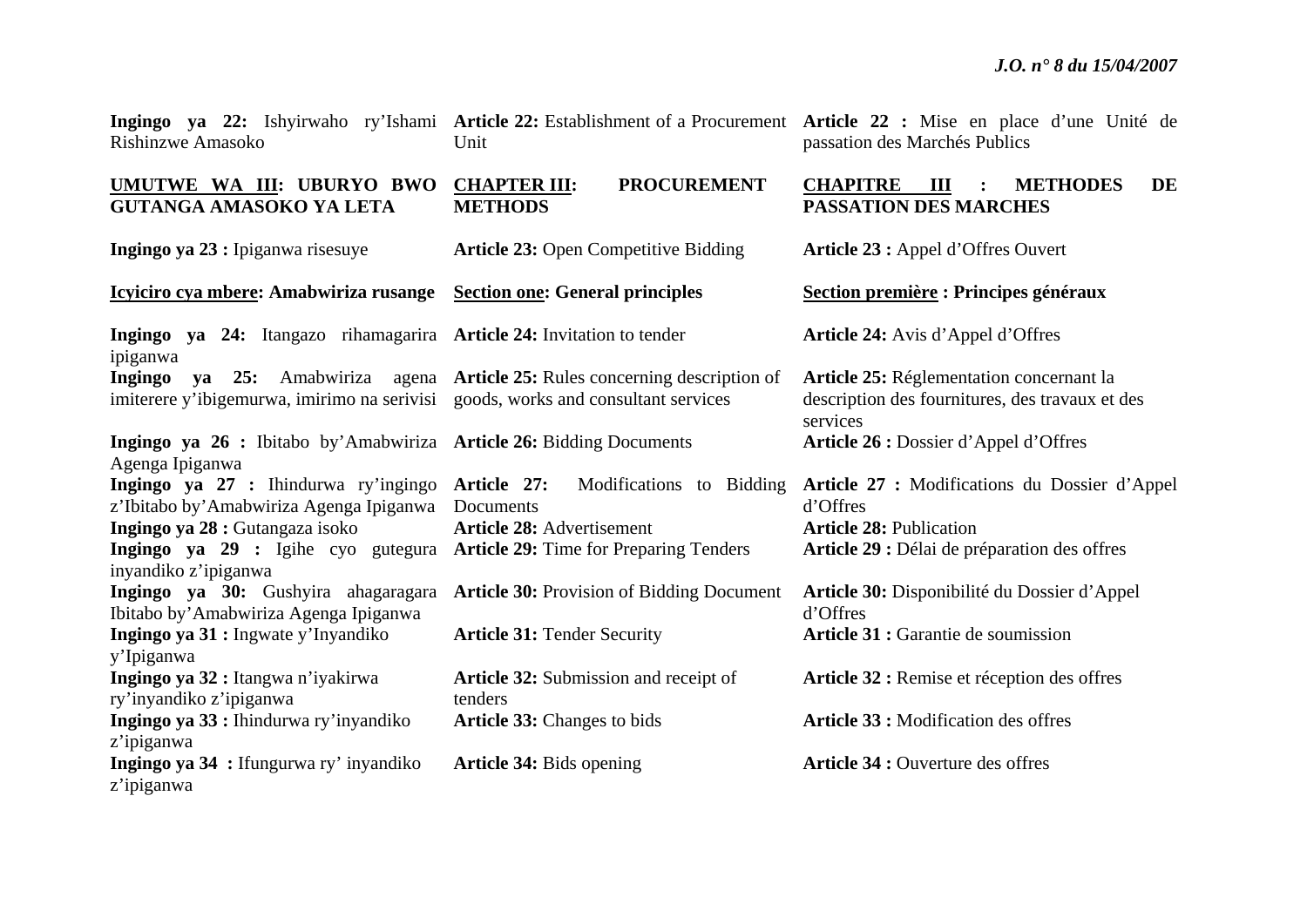| | | |
|---|---|---|
| **Ingingo ya 22:** Ishyirwaho ry'Ishami Rishinzwe Amasoko | **Article 22:** Establishment of a Procurement Unit | **Article 22 :** Mise en place d'une Unité de passation des Marchés Publics |
| **UMUTWE WA III: UBURYO BWO GUTANGA AMASOKO YA LETA** | **CHAPTER III: PROCUREMENT METHODS** | **CHAPITRE III : METHODES DE PASSATION DES MARCHES** |
| **Ingingo ya 23 :** Ipiganwa risesuye | **Article 23:** Open Competitive Bidding | **Article 23 :** Appel d'Offres Ouvert |
| **Icyiciro cya mbere: Amabwiriza rusange** | **Section one: General principles** | **Section première : Principes généraux** |
| **Ingingo ya 24:** Itangazo rihamagarira ipiganwa | **Article 24:** Invitation to tender | **Article 24:** Avis d'Appel d'Offres |
| **Ingingo ya 25:** Amabwiriza agena imiterere y'ibigemurwa, imirimo na serivisi | **Article 25:** Rules concerning description of goods, works and consultant services | **Article 25:** Réglementation concernant la description des fournitures, des travaux et des services |
| **Ingingo ya 26 :** Ibitabo by'Amabwiriza Agenga Ipiganwa | **Article 26:** Bidding Documents | **Article 26 :** Dossier d'Appel d'Offres |
| **Ingingo ya 27 :** Ihindurwa ry'ingingo z'Ibitabo by'Amabwiriza Agenga Ipiganwa | **Article 27:** Modifications to Bidding Documents | **Article 27 :** Modifications du Dossier d'Appel d'Offres |
| **Ingingo ya 28 :** Gutangaza isoko | **Article 28:** Advertisement | **Article 28:** Publication |
| **Ingingo ya 29 :** Igihe cyo gutegura inyandiko z'ipiganwa | **Article 29:** Time for Preparing Tenders | **Article 29 :** Délai de préparation des offres |
| **Ingingo ya 30:** Gushyira ahagaragara Ibitabo by'Amabwiriza Agenga Ipiganwa | **Article 30:** Provision of Bidding Document | **Article 30:** Disponibilité du Dossier d'Appel d'Offres |
| **Ingingo ya 31 :** Ingwate y'Inyandiko y'Ipiganwa | **Article 31:** Tender Security | **Article 31 :** Garantie de soumission |
| **Ingingo ya 32 :** Itangwa n'iyakirwa ry'inyandiko z'ipiganwa | **Article 32:** Submission and receipt of tenders | **Article 32 :** Remise et réception des offres |
| **Ingingo ya 33 :** Ihindurwa ry'inyandiko z'ipiganwa | **Article 33:** Changes to bids | **Article 33 :** Modification des offres |
| **Ingingo ya 34 :** Ifungurwa ry' inyandiko z'ipiganwa | **Article 34:** Bids opening | **Article 34 :** Ouverture des offres |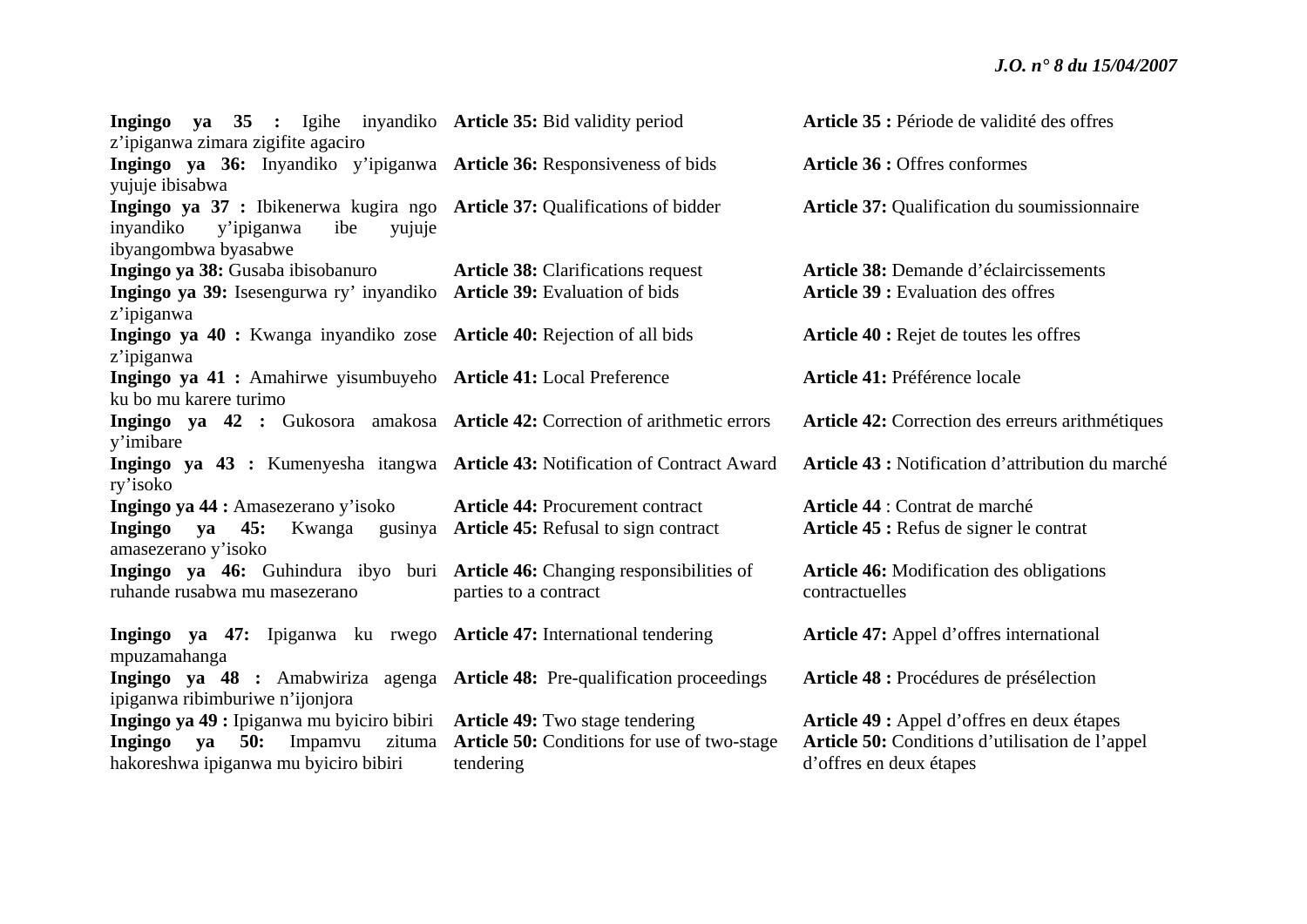| | | |
|---|---|---|
| **Ingingo ya 35 :** Igihe inyandiko z'ipiganwa zimara zigifite agaciro | **Article 35:** Bid validity period | **Article 35 :** Période de validité des offres |
| **Ingingo ya 36:** Inyandiko y'ipiganwa yujuje ibisabwa | **Article 36:** Responsiveness of bids | **Article 36 :** Offres conformes |
| **Ingingo ya 37 :** Ibikenerwa kugira ngo inyandiko y'ipiganwa ibe yujuje ibyangombwa byasabwe | **Article 37:** Qualifications of bidder | **Article 37:** Qualification du soumissionnaire |
| **Ingingo ya 38:** Gusaba ibisobanuro | **Article 38:** Clarifications request | **Article 38:** Demande d'éclaircissements |
| **Ingingo ya 39:** Isesengurwa ry' inyandiko z'ipiganwa | **Article 39:** Evaluation of bids | **Article 39 :** Evaluation des offres |
| **Ingingo ya 40 :** Kwanga inyandiko zose z'ipiganwa | **Article 40:** Rejection of all bids | **Article 40 :** Rejet de toutes les offres |
| **Ingingo ya 41 :** Amahirwe yisumbuyeho ku bo mu karere turimo | **Article 41:** Local Preference | **Article 41:** Préférence locale |
| **Ingingo ya 42 :** Gukosora amakosa y'imibare | **Article 42:** Correction of arithmetic errors | **Article 42:** Correction des erreurs arithmétiques |
| **Ingingo ya 43 :** Kumenyesha itangwa ry'isoko | **Article 43:** Notification of Contract Award | **Article 43 :** Notification d'attribution du marché |
| **Ingingo ya 44 :** Amasezerano y'isoko | **Article 44:** Procurement contract | **Article 44** : Contrat de marché |
| **Ingingo ya 45:** Kwanga gusinya amasezerano y'isoko | **Article 45:** Refusal to sign contract | **Article 45 :** Refus de signer le contrat |
| **Ingingo ya 46:** Guhindura ibyo buri ruhande rusabwa mu masezerano | **Article 46:** Changing responsibilities of parties to a contract | **Article 46:** Modification des obligations contractuelles |
| **Ingingo ya 47:** Ipiganwa ku rwego mpuzamahanga | **Article 47:** International tendering | **Article 47:** Appel d'offres international |
| **Ingingo ya 48 :** Amabwiriza agenga ipiganwa ribimburiwe n'ijonjora | **Article 48:** Pre-qualification proceedings | **Article 48 :** Procédures de présélection |
| **Ingingo ya 49 :** Ipiganwa mu byiciro bibiri | **Article 49:** Two stage tendering | **Article 49 :** Appel d'offres en deux étapes |
| **Ingingo ya 50:** Impamvu zituma hakoreshwa ipiganwa mu byiciro bibiri | **Article 50:** Conditions for use of two-stage tendering | **Article 50:** Conditions d'utilisation de l'appel d'offres en deux étapes |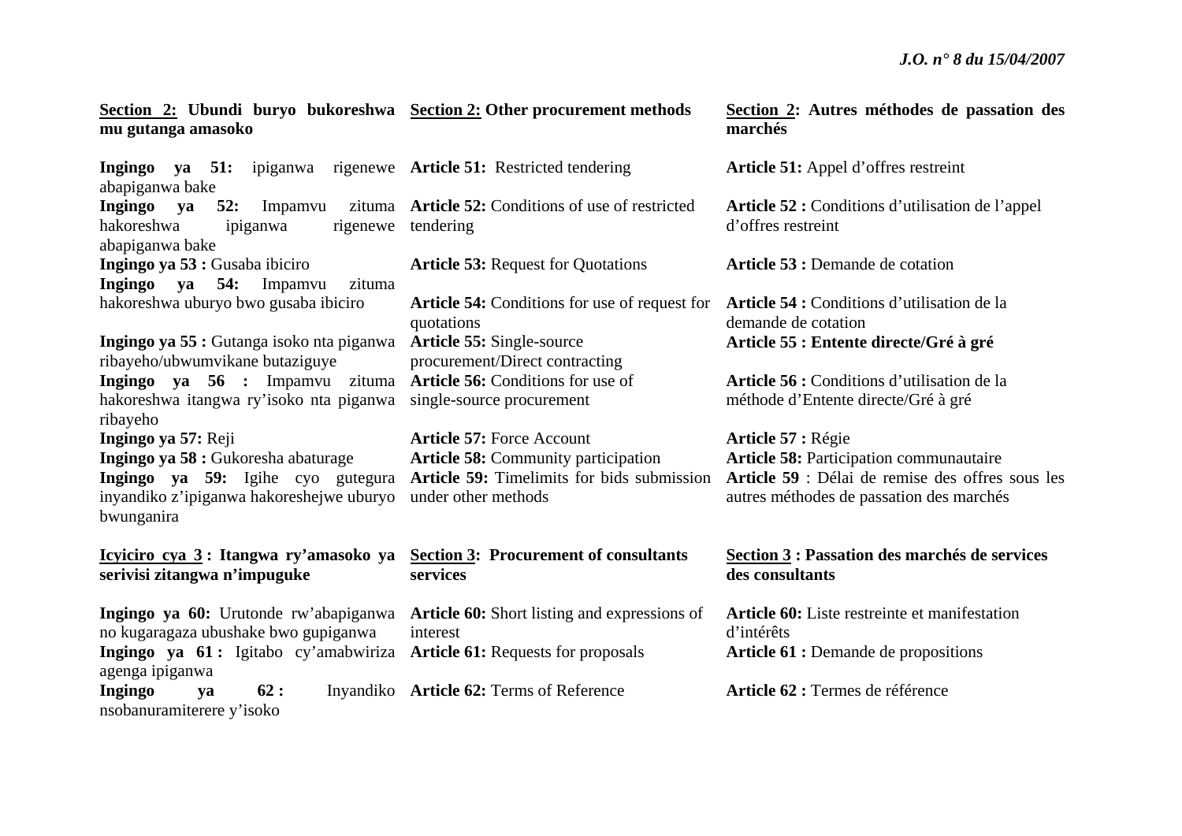**Section 2: Ubundi buryo bukoreshwa mu gutanga amasoko**

**Ingingo ya 51:** ipiganwa rigenewe abapiganwa bake
**Ingingo ya 52:** Impamvu zituma hakoreshwa ipiganwa rigenewe abapiganwa bake
**Ingingo ya 53 :** Gusaba ibiciro
**Ingingo ya 54:** Impamvu zituma hakoreshwa uburyo bwo gusaba ibiciro
**Ingingo ya 55 :** Gutanga isoko nta piganwa ribayeho/ubwumvikane butaziguye
**Ingingo ya 56 :** Impamvu zituma hakoreshwa itangwa ry'isoko nta piganwa ribayeho
**Ingingo ya 57:** Reji
**Ingingo ya 58 :** Gukoresha abaturage
**Ingingo ya 59:** Igihe cyo gutegura inyandiko z'ipiganwa hakoreshejwe uburyo bwunganira

**Icyiciro cya 3 : Itangwa ry'amasoko ya serivisi zitangwa n'impuguke**

**Ingingo ya 60:** Urutonde rw'abapiganwa no kugaragaza ubushake bwo gupiganwa
**Ingingo ya 61 :** Igitabo cy'amabwiriza agenga ipiganwa
**Ingingo ya 62 :** Inyandiko nsobanuramiterere y'isoko

**Section 2: Other procurement methods**

**Article 51:** Restricted tendering
**Article 52:** Conditions of use of restricted tendering
**Article 53:** Request for Quotations
**Article 54:** Conditions for use of request for quotations
**Article 55:** Single-source procurement/Direct contracting
**Article 56:** Conditions for use of single-source procurement
**Article 57:** Force Account
**Article 58:** Community participation
**Article 59:** Timelimits for bids submission under other methods

**Section 3: Procurement of consultants services**

**Article 60:** Short listing and expressions of interest
**Article 61:** Requests for proposals
**Article 62:** Terms of Reference

**Section 2: Autres méthodes de passation des marchés**

**Article 51:** Appel d'offres restreint
**Article 52 :** Conditions d'utilisation de l'appel d'offres restreint
**Article 53 :** Demande de cotation
**Article 54 :** Conditions d'utilisation de la demande de cotation
**Article 55 : Entente directe/Gré à gré**
**Article 56 :** Conditions d'utilisation de la méthode d'Entente directe/Gré à gré
**Article 57 :** Régie
**Article 58:** Participation communautaire
**Article 59** : Délai de remise des offres sous les autres méthodes de passation des marchés

**Section 3 : Passation des marchés de services des consultants**

**Article 60:** Liste restreinte et manifestation d'intérêts
**Article 61 :** Demande de propositions
**Article 62 :** Termes de référence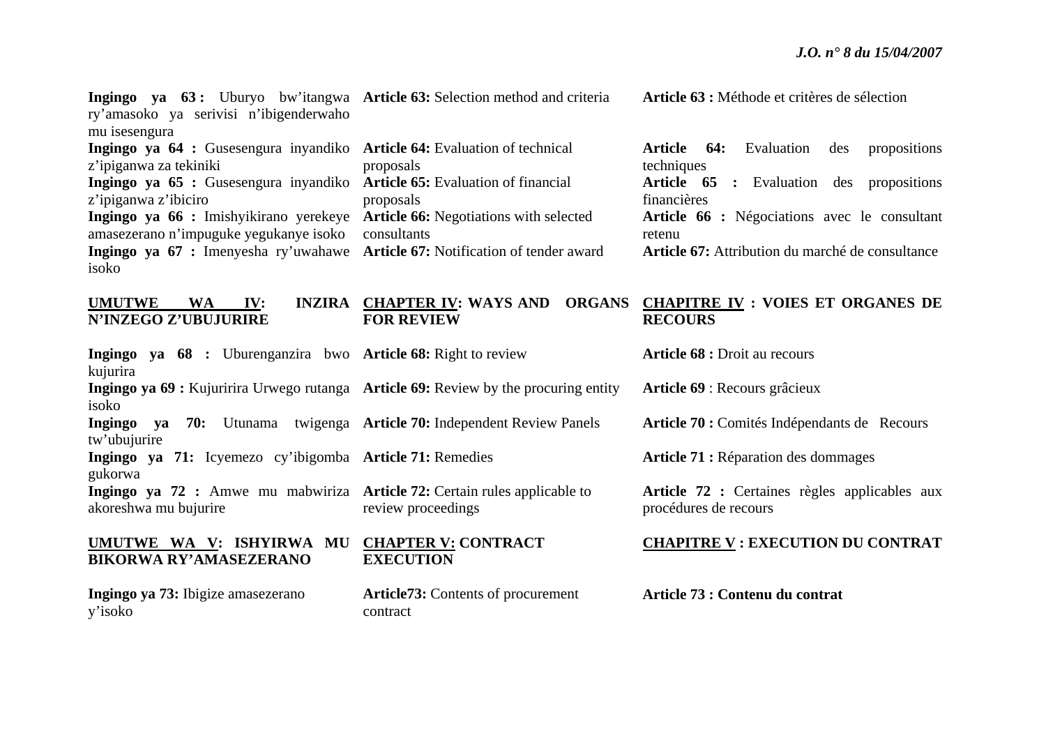**Ingingo ya 63 :** Uburyo bw'itangwa ry'amasoko ya serivisi n'ibigenderwaho mu isesengura

**Ingingo ya 64 :** Gusesengura inyandiko z'ipiganwa za tekiniki

**Ingingo ya 65 :** Gusesengura inyandiko z'ipiganwa z'ibiciro

**Ingingo ya 66 :** Imishyikirano yerekeye amasezerano n'impuguke yegukanye isoko

**Ingingo ya 67 :** Imenyesha ry'uwahawe isoko

**UMUTWE WA IV: INZIRA N'INZEGO Z'UBUJURIRE**

**Ingingo ya 68 :** Uburenganzira bwo kujurira

**Ingingo ya 69 :** Kujuririra Urwego rutanga isoko

**Ingingo ya 70:** Utunama twigenga tw'ubujurire

**Ingingo ya 71:** Icyemezo cy'ibigomba gukorwa

**Ingingo ya 72 :** Amwe mu mabwiriza akoreshwa mu bujurire

**UMUTWE WA V: ISHYIRWA MU BIKORWA RY'AMASEZERANO**

**Ingingo ya 73:** Ibigize amasezerano y'isoko

**Article 63:** Selection method and criteria

**Article 64:** Evaluation of technical proposals

**Article 65:** Evaluation of financial proposals

**Article 66:** Negotiations with selected consultants

**Article 67:** Notification of tender award

**CHAPTER IV: WAYS AND ORGANS FOR REVIEW**

**Article 68:** Right to review

**Article 69:** Review by the procuring entity

**Article 70:** Independent Review Panels

**Article 71:** Remedies

**Article 72:** Certain rules applicable to review proceedings

**CHAPTER V: CONTRACT EXECUTION**

**Article73:** Contents of procurement contract

**Article 63 :** Méthode et critères de sélection

**Article 64:** Evaluation des propositions techniques

**Article 65 :** Evaluation des propositions financières

**Article 66 :** Négociations avec le consultant retenu

**Article 67:** Attribution du marché de consultance

**CHAPITRE IV : VOIES ET ORGANES DE RECOURS**

**Article 68 :** Droit au recours

**Article 69** : Recours grâcieux

**Article 70 :** Comités Indépendants de Recours

**Article 71 :** Réparation des dommages

**Article 72 :** Certaines règles applicables aux procédures de recours

**CHAPITRE V : EXECUTION DU CONTRAT**

**Article 73 : Contenu du contrat**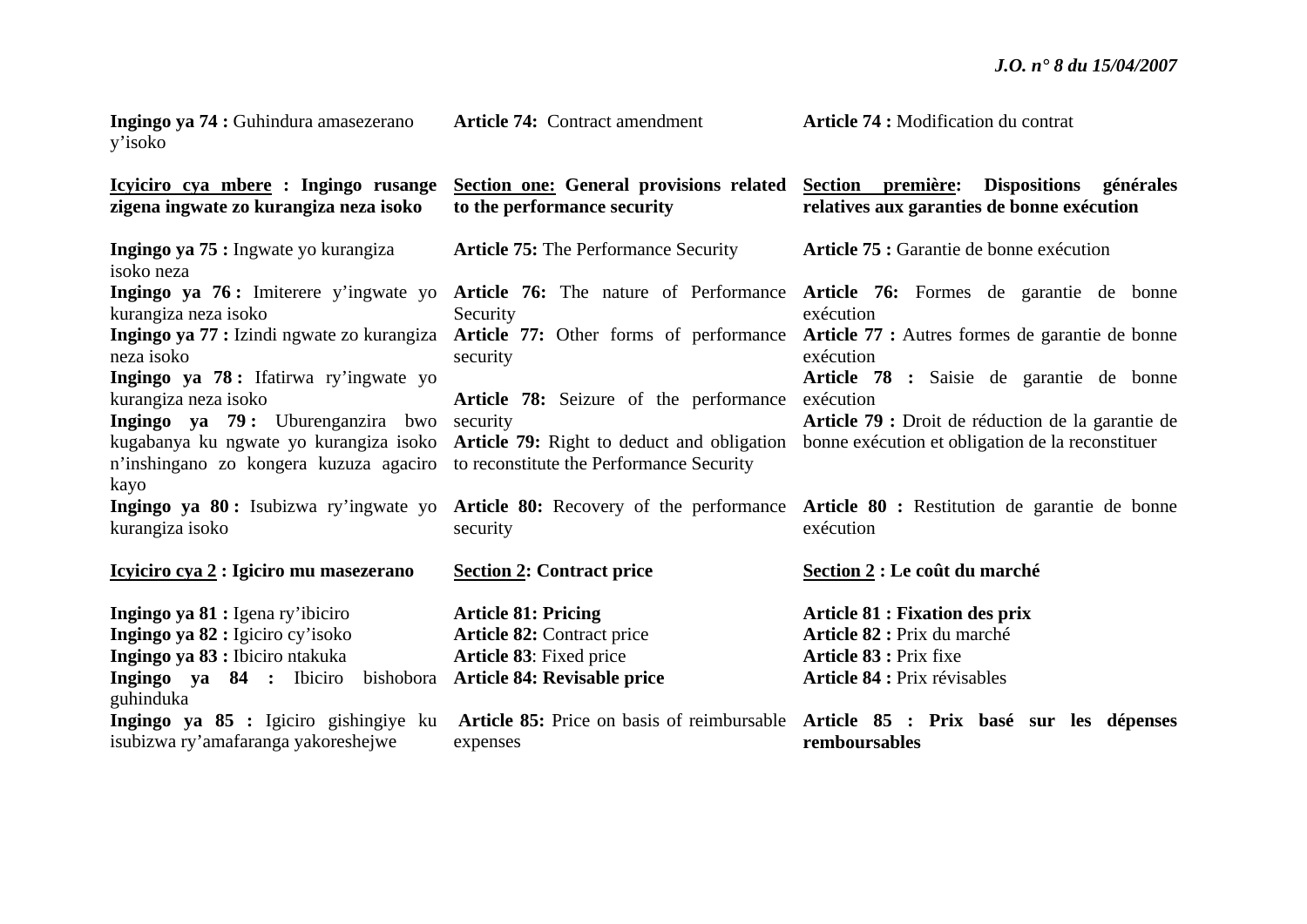| | | |
|---|---|---|
| **Ingingo ya 74 :** Guhindura amasezerano y'isoko | **Article 74:** Contract amendment | **Article 74 :** Modification du contrat |
| <u>**Icyiciro cya mbere**</u> **: Ingingo rusange zigena ingwate zo kurangiza neza isoko** | <u>**Section one:**</u> **General provisions related to the performance security** | <u>**Section première**</u>**: Dispositions générales relatives aux garanties de bonne exécution** |
| **Ingingo ya 75 :** Ingwate yo kurangiza isoko neza | **Article 75:** The Performance Security | **Article 75 :** Garantie de bonne exécution |
| **Ingingo ya 76 :** Imiterere y'ingwate yo kurangiza neza isoko | **Article 76:** The nature of Performance Security | **Article 76:** Formes de garantie de bonne exécution |
| **Ingingo ya 77 :** Izindi ngwate zo kurangiza neza isoko | **Article 77:** Other forms of performance security | **Article 77 :** Autres formes de garantie de bonne exécution |
| **Ingingo ya 78 :** Ifatirwa ry'ingwate yo kurangiza neza isoko | **Article 78:** Seizure of the performance security | **Article 78 :** Saisie de garantie de bonne exécution |
| **Ingingo ya 79 :** Uburenganzira bwo kugabanya ku ngwate yo kurangiza isoko n'inshingano zo kongera kuzuza agaciro kayo | **Article 79:** Right to deduct and obligation to reconstitute the Performance Security | **Article 79 :** Droit de réduction de la garantie de bonne exécution et obligation de la reconstituer |
| **Ingingo ya 80 :** Isubizwa ry'ingwate yo kurangiza isoko | **Article 80:** Recovery of the performance security | **Article 80 :** Restitution de garantie de bonne exécution |
| <u>**Icyiciro cya 2**</u> **: Igiciro mu masezerano** | <u>**Section 2**</u>**: Contract price** | <u>**Section 2**</u> **: Le coût du marché** |
| **Ingingo ya 81 :** Igena ry'ibiciro | **Article 81: Pricing** | **Article 81 : Fixation des prix** |
| **Ingingo ya 82 :** Igiciro cy'isoko | **Article 82:** Contract price | **Article 82 :** Prix du marché |
| **Ingingo ya 83 :** Ibiciro ntakuka | **Article 83**: Fixed price | **Article 83 :** Prix fixe |
| **Ingingo ya 84 :** Ibiciro bishobora guhinduka | **Article 84: Revisable price** | **Article 84 :** Prix révisables |
| **Ingingo ya 85 :** Igiciro gishingiye ku isubizwa ry'amafaranga yakoreshejwe | **Article 85:** Price on basis of reimbursable expenses | **Article 85 : Prix basé sur les dépenses remboursables** |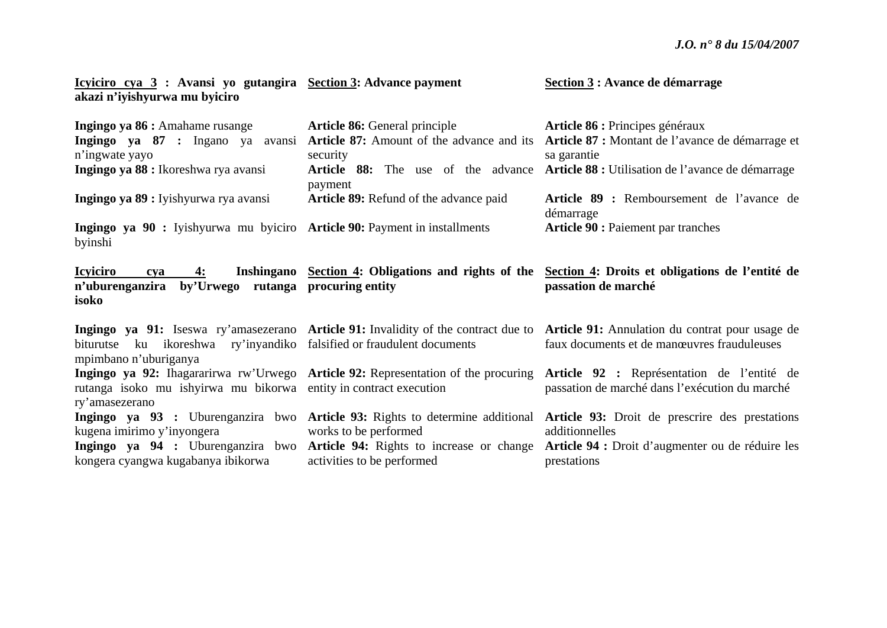**Icyiciro cya 3 : Avansi yo gutangira akazi n'iyishyurwa mu byiciro**

**Ingingo ya 86 :** Amahame rusange
**Ingingo ya 87 :** Ingano ya avansi n'ingwate yayo
**Ingingo ya 88 :** Ikoreshwa rya avansi
**Ingingo ya 89 :** Iyishyurwa rya avansi
**Ingingo ya 90 :** Iyishyurwa mu byiciro byinshi

**Icyiciro cya 4: Inshingano n'uburenganzira by'Urwego rutanga isoko**

**Ingingo ya 91:** Iseswa ry'amasezerano biturutse ku ikoreshwa ry'inyandiko mpimbano n'uburiganya
**Ingingo ya 92:** Ihagararirwa rw'Urwego rutanga isoko mu ishyirwa mu bikorwa ry'amasezerano
**Ingingo ya 93 :** Uburenganzira bwo kugena imirimo y'inyongera
**Ingingo ya 94 :** Uburenganzira bwo kongera cyangwa kugabanya ibikorwa

**Section 3: Advance payment**

**Article 86:** General principle
**Article 87:** Amount of the advance and its security
**Article 88:** The use of the advance payment
**Article 89:** Refund of the advance paid
**Article 90:** Payment in installments

**Section 4: Obligations and rights of the procuring entity**

**Article 91:** Invalidity of the contract due to falsified or fraudulent documents
**Article 92:** Representation of the procuring entity in contract execution
**Article 93:** Rights to determine additional works to be performed
**Article 94:** Rights to increase or change activities to be performed

**Section 3 : Avance de démarrage**

**Article 86 :** Principes généraux
**Article 87 :** Montant de l'avance de démarrage et sa garantie
**Article 88 :** Utilisation de l'avance de démarrage
**Article 89 :** Remboursement de l'avance de démarrage
**Article 90 :** Paiement par tranches

**Section 4: Droits et obligations de l'entité de passation de marché**

**Article 91:** Annulation du contrat pour usage de faux documents et de manœuvres frauduleuses
**Article 92 :** Représentation de l'entité de passation de marché dans l'exécution du marché
**Article 93:** Droit de prescrire des prestations additionnelles
**Article 94 :** Droit d'augmenter ou de réduire les prestations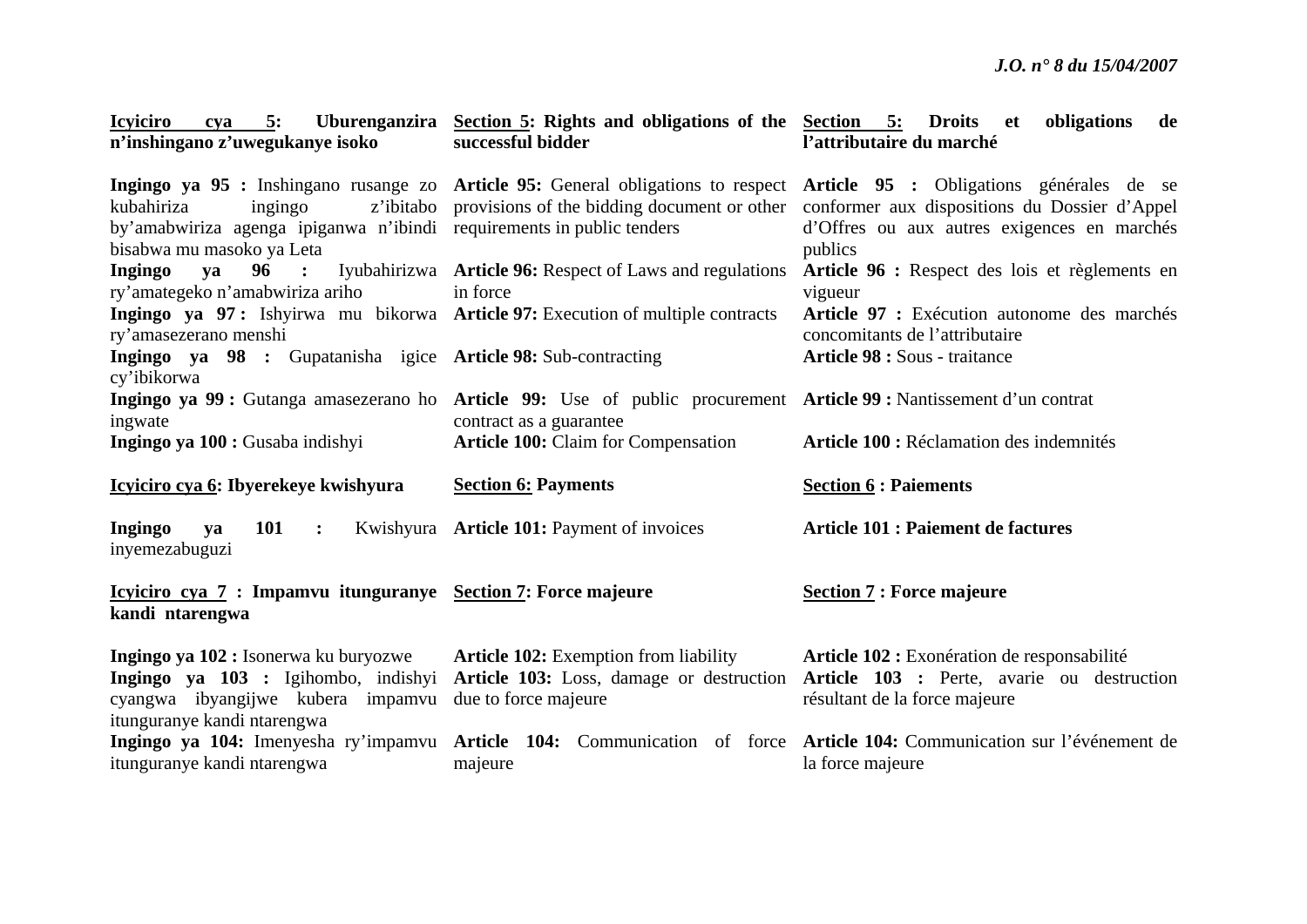| **Icyiciro cya 5: Uburenganzira n'inshingano z'uwegukanye isoko** | **Section 5: Rights and obligations of the successful bidder** | **Section 5: Droits et obligations de l'attributaire du marché** |
|---|---|---|
| **Ingingo ya 95 :** Inshingano rusange zo kubahiriza ingingo z'ibitabo by'amabwiriza agenga ipiganwa n'ibindi bisabwa mu masoko ya Leta | **Article 95:** General obligations to respect provisions of the bidding document or other requirements in public tenders | **Article 95 :** Obligations générales de se conformer aux dispositions du Dossier d'Appel d'Offres ou aux autres exigences en marchés publics |
| **Ingingo ya 96 :** Iyubahirizwa ry'amategeko n'amabwiriza ariho | **Article 96:** Respect of Laws and regulations in force | **Article 96 :** Respect des lois et règlements en vigueur |
| **Ingingo ya 97 :** Ishyirwa mu bikorwa ry'amasezerano menshi | **Article 97:** Execution of multiple contracts | **Article 97 :** Exécution autonome des marchés concomitants de l'attributaire |
| **Ingingo ya 98 :** Gupatanisha igice cy'ibikorwa | **Article 98:** Sub-contracting | **Article 98 :** Sous - traitance |
| **Ingingo ya 99 :** Gutanga amasezerano ho ingwate | **Article 99:** Use of public procurement contract as a guarantee | **Article 99 :** Nantissement d'un contrat |
| **Ingingo ya 100 :** Gusaba indishyi | **Article 100:** Claim for Compensation | **Article 100 :** Réclamation des indemnités |
| **Icyiciro cya 6: Ibyerekeye kwishyura** | **Section 6: Payments** | **Section 6 : Paiements** |
| **Ingingo ya 101 :** Kwishyura inyemezabuguzi | **Article 101:** Payment of invoices | **Article 101 : Paiement de factures** |
| **Icyiciro cya 7 : Impamvu itunguranye kandi ntarengwa** | **Section 7: Force majeure** | **Section 7 : Force majeure** |
| **Ingingo ya 102 :** Isonerwa ku buryozwe | **Article 102:** Exemption from liability | **Article 102 :** Exonération de responsabilité |
| **Ingingo ya 103 :** Igihombo, indishyi cyangwa ibyangijwe kubera impamvu itunguranye kandi ntarengwa | **Article 103:** Loss, damage or destruction due to force majeure | **Article 103 :** Perte, avarie ou destruction résultant de la force majeure |
| **Ingingo ya 104:** Imenyesha ry'impamvu itunguranye kandi ntarengwa | **Article 104:** Communication of force majeure | **Article 104:** Communication sur l'événement de la force majeure |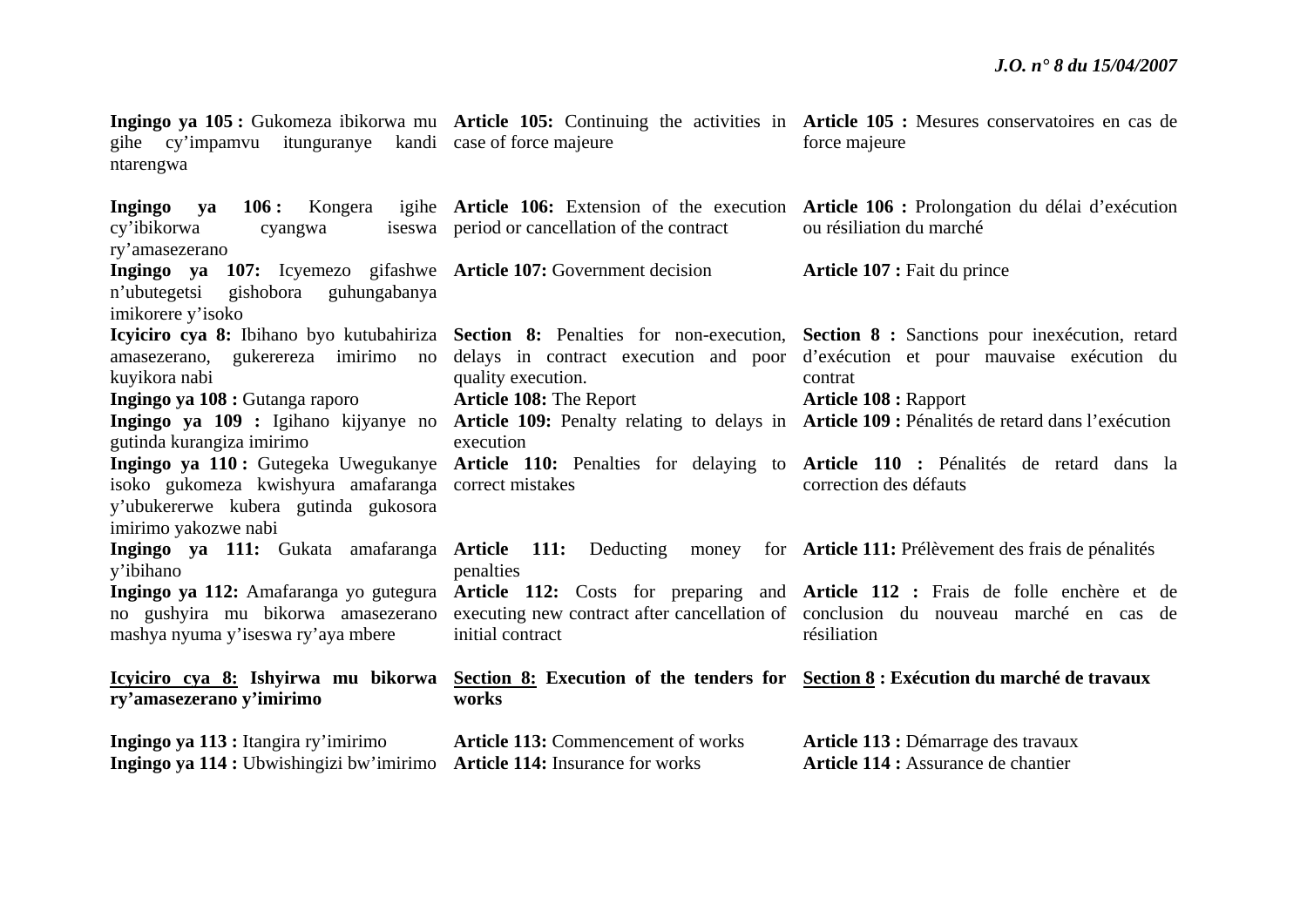| | | |
|---|---|---|
| **Ingingo ya 105 :** Gukomeza ibikorwa mu gihe cy'impamvu itunguranye kandi ntarengwa | **Article 105:** Continuing the activities in case of force majeure | **Article 105 :** Mesures conservatoires en cas de force majeure |
| **Ingingo ya 106 :** Kongera igihe cy'ibikorwa cyangwa iseswa ry'amasezerano | **Article 106:** Extension of the execution period or cancellation of the contract | **Article 106 :** Prolongation du délai d'exécution ou résiliation du marché |
| **Ingingo ya 107:** Icyemezo gifashwe n'ubutegetsi gishobora guhungabanya imikorere y'isoko | **Article 107:** Government decision | **Article 107 :** Fait du prince |
| **Icyiciro cya 8:** Ibihano byo kutubahiriza amasezerano, gukerereza imirimo no kuyikora nabi | **Section 8:** Penalties for non-execution, delays in contract execution and poor quality execution. | **Section 8 :** Sanctions pour inexécution, retard d'exécution et pour mauvaise exécution du contrat |
| **Ingingo ya 108 :** Gutanga raporo | **Article 108:** The Report | **Article 108 :** Rapport |
| **Ingingo ya 109 :** Igihano kijyanye no gutinda kurangiza imirimo | **Article 109:** Penalty relating to delays in execution | **Article 109 :** Pénalités de retard dans l'exécution |
| **Ingingo ya 110 :** Gutegeka Uwegukanye isoko gukomeza kwishyura amafaranga y'ubukererwe kubera gutinda gukosora imirimo yakozwe nabi | **Article 110:** Penalties for delaying to correct mistakes | **Article 110 :** Pénalités de retard dans la correction des défauts |
| **Ingingo ya 111:** Gukata amafaranga y'ibihano | **Article 111:** Deducting money for penalties | **Article 111:** Prélèvement des frais de pénalités |
| **Ingingo ya 112:** Amafaranga yo gutegura no gushyira mu bikorwa amasezerano mashya nyuma y'iseswa ry'aya mbere | **Article 112:** Costs for preparing and executing new contract after cancellation of initial contract | **Article 112 :** Frais de folle enchère et de conclusion du nouveau marché en cas de résiliation |
| **Icyiciro cya 8: Ishyirwa mu bikorwa ry'amasezerano y'imirimo** | **Section 8: Execution of the tenders for works** | **Section 8 : Exécution du marché de travaux** |
| **Ingingo ya 113 :** Itangira ry'imirimo | **Article 113:** Commencement of works | **Article 113 :** Démarrage des travaux |
| **Ingingo ya 114 :** Ubwishingizi bw'imirimo | **Article 114:** Insurance for works | **Article 114 :** Assurance de chantier |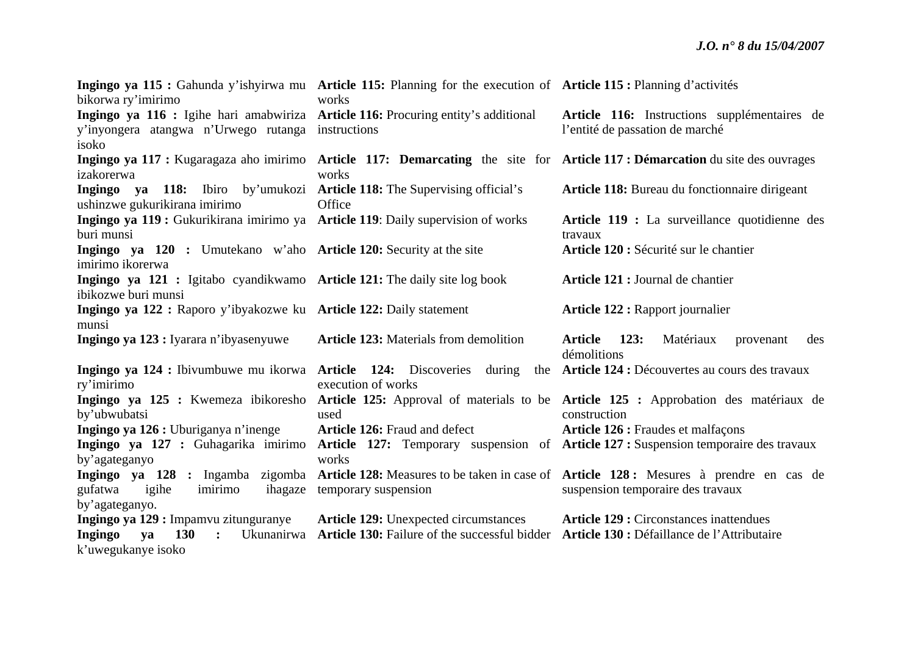**Ingingo ya 115 :** Gahunda y'ishyirwa mu bikorwa ry'imirimo

**Ingingo ya 116 :** Igihe hari amabwiriza y'inyongera atangwa n'Urwego rutanga isoko

**Ingingo ya 117 :** Kugaragaza aho imirimo izakorerwa

**Ingingo ya 118:** Ibiro by'umukozi ushinzwe gukurikirana imirimo

**Ingingo ya 119 :** Gukurikirana imirimo ya buri munsi

**Ingingo ya 120 :** Umutekano w'aho imirimo ikorerwa

**Ingingo ya 121 :** Igitabo cyandikwamo ibikozwe buri munsi

**Ingingo ya 122 :** Raporo y'ibyakozwe ku munsi

**Ingingo ya 123 :** Iyarara n'ibyasenyuwe

**Ingingo ya 124 :** Ibivumbuwe mu ikorwa ry'imirimo

**Ingingo ya 125 :** Kwemeza ibikoresho by'ubwubatsi

**Ingingo ya 126 :** Uburiganya n'inenge

**Ingingo ya 127 :** Guhagarika imirimo by'agateganyo

**Ingingo ya 128 :** Ingamba zigomba gufatwa igihe imirimo ihagaze by'agateganyo.

**Ingingo ya 129 :** Impamvu zitunguranye

**Ingingo ya 130 :** Ukunanirwa k'uwegukanye isoko

**Article 115:** Planning for the execution of works

**Article 116:** Procuring entity's additional instructions

**Article 117: Demarcating** the site for works

**Article 118:** The Supervising official's Office

**Article 119**: Daily supervision of works

**Article 120:** Security at the site

**Article 121:** The daily site log book

**Article 122:** Daily statement

**Article 123:** Materials from demolition

**Article 124:** Discoveries during the execution of works

**Article 125:** Approval of materials to be used

**Article 126:** Fraud and defect

**Article 127:** Temporary suspension of works

**Article 128:** Measures to be taken in case of temporary suspension

**Article 129:** Unexpected circumstances

**Article 130:** Failure of the successful bidder

**Article 115 :** Planning d'activités

**Article 116:** Instructions supplémentaires de l'entité de passation de marché

**Article 117 : Démarcation** du site des ouvrages

**Article 118:** Bureau du fonctionnaire dirigeant

**Article 119 :** La surveillance quotidienne des travaux

**Article 120 :** Sécurité sur le chantier

**Article 121 :** Journal de chantier

**Article 122 :** Rapport journalier

**Article 123:** Matériaux provenant des démolitions

**Article 124 :** Découvertes au cours des travaux

**Article 125 :** Approbation des matériaux de construction

**Article 126 :** Fraudes et malfaçons

**Article 127 :** Suspension temporaire des travaux

**Article 128 :** Mesures à prendre en cas de suspension temporaire des travaux

**Article 129 :** Circonstances inattendues

**Article 130 :** Défaillance de l'Attributaire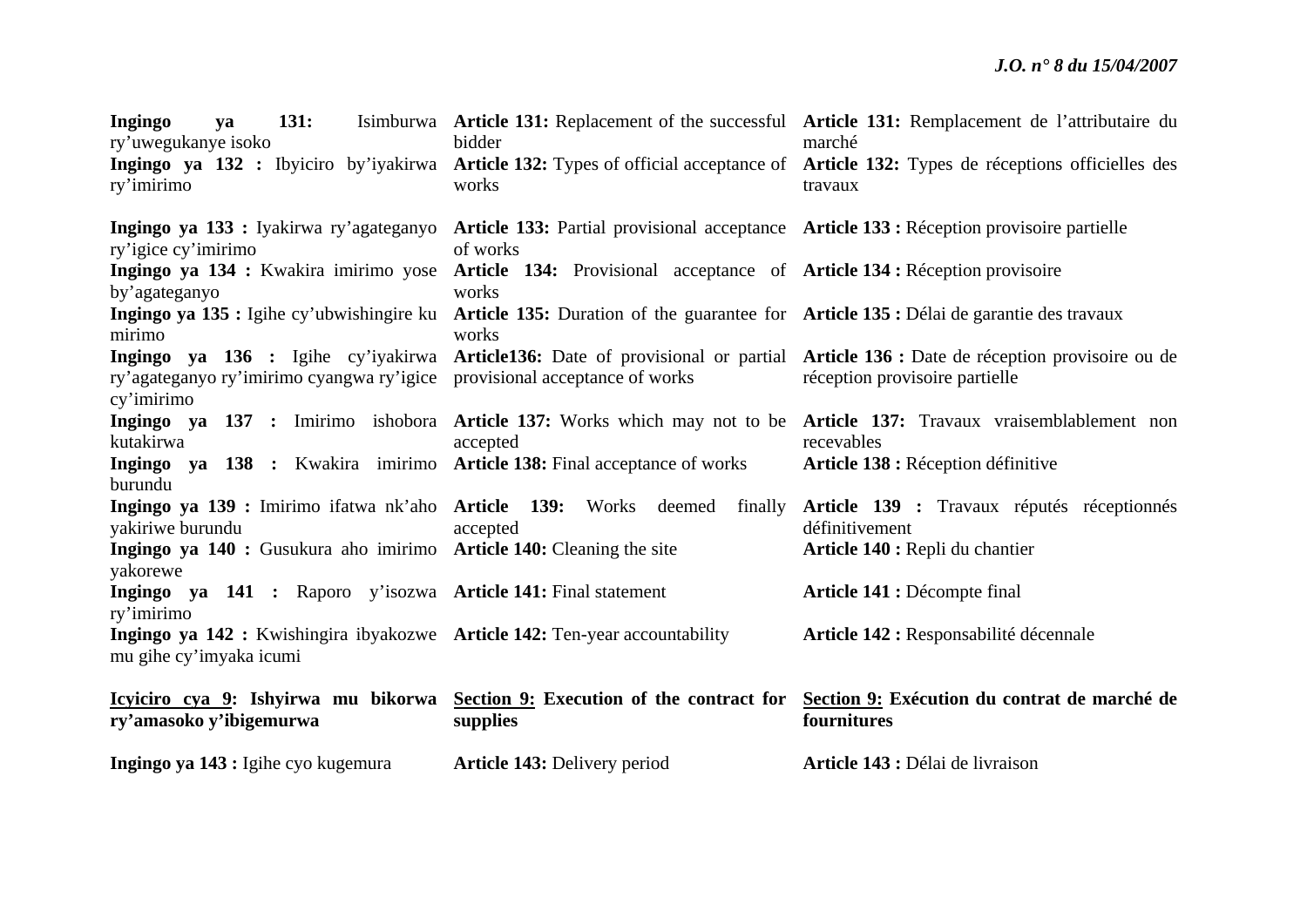| | | |
|---|---|---|
| **Ingingo ya 131:** Isimburwa ry'uwegukanye isoko | **Article 131:** Replacement of the successful bidder | **Article 131:** Remplacement de l'attributaire du marché |
| **Ingingo ya 132 :** Ibyiciro by'iyakirwa ry'imirimo | **Article 132:** Types of official acceptance of works | **Article 132:** Types de réceptions officielles des travaux |
| **Ingingo ya 133 :** Iyakirwa ry'agateganyo ry'igice cy'imirimo | **Article 133:** Partial provisional acceptance of works | **Article 133 :** Réception provisoire partielle |
| **Ingingo ya 134 :** Kwakira imirimo yose by'agateganyo | **Article 134:** Provisional acceptance of works | **Article 134 :** Réception provisoire |
| **Ingingo ya 135 :** Igihe cy'ubwishingire ku mirimo | **Article 135:** Duration of the guarantee for works | **Article 135 :** Délai de garantie des travaux |
| **Ingingo ya 136 :** Igihe cy'iyakirwa ry'agateganyo ry'imirimo cyangwa ry'igice cy'imirimo | **Article136:** Date of provisional or partial provisional acceptance of works | **Article 136 :** Date de réception provisoire ou de réception provisoire partielle |
| **Ingingo ya 137 :** Imirimo ishobora kutakirwa | **Article 137:** Works which may not to be accepted | **Article 137:** Travaux vraisemblablement non recevables |
| **Ingingo ya 138 :** Kwakira imirimo burundu | **Article 138:** Final acceptance of works | **Article 138 :** Réception définitive |
| **Ingingo ya 139 :** Imirimo ifatwa nk'aho yakiriwe burundu | **Article 139:** Works deemed finally accepted | **Article 139 :** Travaux réputés réceptionnés définitivement |
| **Ingingo ya 140 :** Gusukura aho imirimo yakorewe | **Article 140:** Cleaning the site | **Article 140 :** Repli du chantier |
| **Ingingo ya 141 :** Raporo y'isozwa ry'imirimo | **Article 141:** Final statement | **Article 141 :** Décompte final |
| **Ingingo ya 142 :** Kwishingira ibyakozwe mu gihe cy'imyaka icumi | **Article 142:** Ten-year accountability | **Article 142 :** Responsabilité décennale |
| **Icyiciro cya 9: Ishyirwa mu bikorwa ry'amasoko y'ibigemurwa** | **Section 9: Execution of the contract for supplies** | **Section 9: Exécution du contrat de marché de fournitures** |
| **Ingingo ya 143 :** Igihe cyo kugemura | **Article 143:** Delivery period | **Article 143 :** Délai de livraison |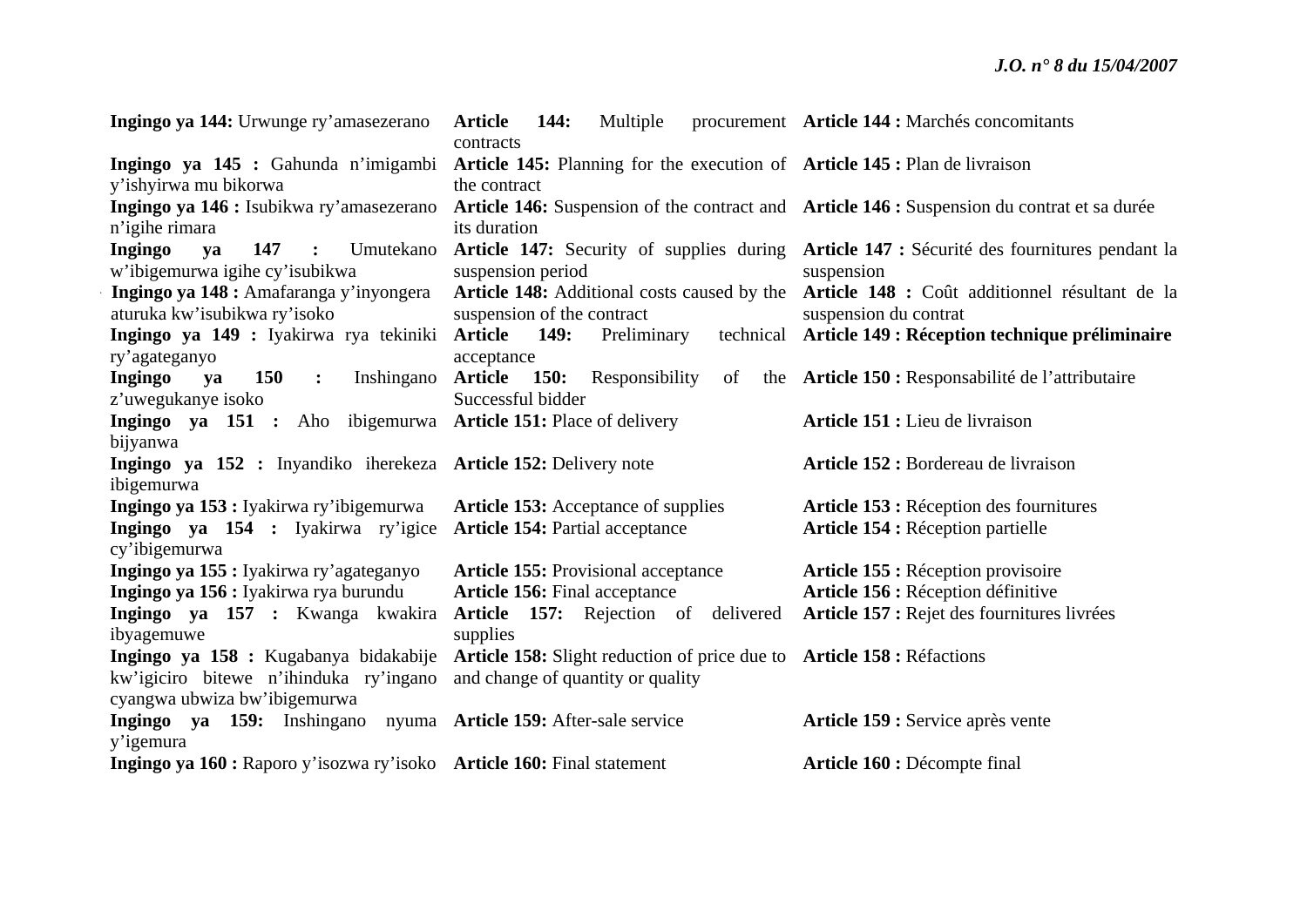**Ingingo ya 144:** Urwunge ry’amasezerano

**Ingingo ya 145 :** Gahunda n’imigambi y’ishyirwa mu bikorwa

**Ingingo ya 146 :** Isubikwa ry’amasezerano n’igihe rimara

**Ingingo ya 147 :** Umutekano w’ibigemurwa igihe cy’isubikwa

**Ingingo ya 148 :** Amafaranga y’inyongera aturuka kw’isubikwa ry’isoko

**Ingingo ya 149 :** Iyakirwa rya tekiniki ry’agateganyo

**Ingingo ya 150 :** Inshingano z’uwegukanye isoko

**Ingingo ya 151 :** Aho ibigemurwa bijyanwa

**Ingingo ya 152 :** Inyandiko iherekeza ibigemurwa

**Ingingo ya 153 :** Iyakirwa ry’ibigemurwa

**Ingingo ya 154 :** Iyakirwa ry’igice cy’ibigemurwa

**Ingingo ya 155 :** Iyakirwa ry’agateganyo

**Ingingo ya 156 :** Iyakirwa rya burundu

**Ingingo ya 157 :** Kwanga kwakira ibyagemuwe

**Ingingo ya 158 :** Kugabanya bidakabije kw’igiciro bitewe n’ihinduka ry’ingano cyangwa ubwiza bw’ibigemurwa

**Ingingo ya 159:** Inshingano nyuma y’igemura

**Ingingo ya 160 :** Raporo y’isozwa ry’isoko

**Article 144:** Multiple procurement contracts

**Article 145:** Planning for the execution of the contract

**Article 146:** Suspension of the contract and its duration

**Article 147:** Security of supplies during suspension period

**Article 148:** Additional costs caused by the suspension of the contract

**Article 149:** Preliminary technical acceptance

**Article 150:** Responsibility of the Successful bidder

**Article 151:** Place of delivery

**Article 152:** Delivery note

**Article 153:** Acceptance of supplies

**Article 154:** Partial acceptance

**Article 155:** Provisional acceptance

**Article 156:** Final acceptance

**Article 157:** Rejection of delivered supplies

**Article 158:** Slight reduction of price due to and change of quantity or quality

**Article 159:** After-sale service

**Article 160:** Final statement

**Article 144 :** Marchés concomitants

**Article 145 :** Plan de livraison

**Article 146 :** Suspension du contrat et sa durée

**Article 147 :** Sécurité des fournitures pendant la suspension

**Article 148 :** Coût additionnel résultant de la suspension du contrat

**Article 149 : Réception technique préliminaire**

**Article 150 :** Responsabilité de l’attributaire

**Article 151 :** Lieu de livraison

**Article 152 :** Bordereau de livraison

**Article 153 :** Réception des fournitures

**Article 154 :** Réception partielle

**Article 155 :** Réception provisoire

**Article 156 :** Réception définitive

**Article 157 :** Rejet des fournitures livrées

**Article 158 :** Réfactions

**Article 159 :** Service après vente

**Article 160 :** Décompte final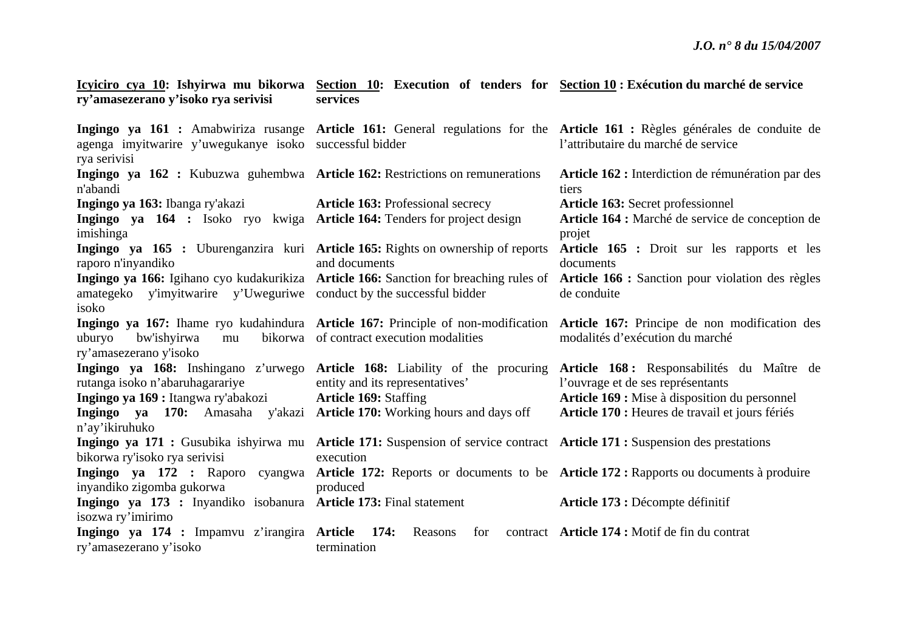| **<u>Icyiciro cya 10</u>: Ishyirwa mu bikorwa ry'amasezerano y'isoko rya serivisi** | **<u>Section 10</u>: Execution of tenders for services** | **<u>Section 10</u> : Exécution du marché de service** |
|---|---|---|
| **Ingingo ya 161 :** Amabwiriza rusange agenga imyitwarire y'uwegukanye isoko rya serivisi | **Article 161:** General regulations for the successful bidder | **Article 161 :** Règles générales de conduite de l'attributaire du marché de service |
| **Ingingo ya 162 :** Kubuzwa guhembwa n'abandi | **Article 162:** Restrictions on remunerations | **Article 162 :** Interdiction de rémunération par des tiers |
| **Ingingo ya 163:** Ibanga ry'akazi | **Article 163:** Professional secrecy | **Article 163:** Secret professionnel |
| **Ingingo ya 164 :** Isoko ryo kwiga imishinga | **Article 164:** Tenders for project design | **Article 164 :** Marché de service de conception de projet |
| **Ingingo ya 165 :** Uburenganzira kuri raporo n'inyandiko | **Article 165:** Rights on ownership of reports and documents | **Article 165 :** Droit sur les rapports et les documents |
| **Ingingo ya 166:** Igihano cyo kudakurikiza amategeko y'imyitwarire y'Uweguriwe isoko | **Article 166:** Sanction for breaching rules of conduct by the successful bidder | **Article 166 :** Sanction pour violation des règles de conduite |
| **Ingingo ya 167:** Ihame ryo kudahindura uburyo bw'ishyirwa mu bikorwa ry'amasezerano y'isoko | **Article 167:** Principle of non-modification of contract execution modalities | **Article 167:** Principe de non modification des modalités d'exécution du marché |
| **Ingingo ya 168:** Inshingano z'urwego rutanga isoko n'abaruhagarariye | **Article 168:** Liability of the procuring entity and its representatives' | **Article 168 :** Responsabilités du Maître de l'ouvrage et de ses représentants |
| **Ingingo ya 169 :** Itangwa ry'abakozi | **Article 169:** Staffing | **Article 169 :** Mise à disposition du personnel |
| **Ingingo ya 170:** Amasaha y'akazi n'ay'ikiruhuko | **Article 170:** Working hours and days off | **Article 170 :** Heures de travail et jours fériés |
| **Ingingo ya 171 :** Gusubika ishyirwa mu bikorwa ry'isoko rya serivisi | **Article 171:** Suspension of service contract execution | **Article 171 :** Suspension des prestations |
| **Ingingo ya 172 :** Raporo cyangwa inyandiko zigomba gukorwa | **Article 172:** Reports or documents to be produced | **Article 172 :** Rapports ou documents à produire |
| **Ingingo ya 173 :** Inyandiko isobanura isozwa ry'imirimo | **Article 173:** Final statement | **Article 173 :** Décompte définitif |
| **Ingingo ya 174 :** Impamvu z'irangira ry'amasezerano y'isoko | **Article 174:** Reasons for contract termination | **Article 174 :** Motif de fin du contrat |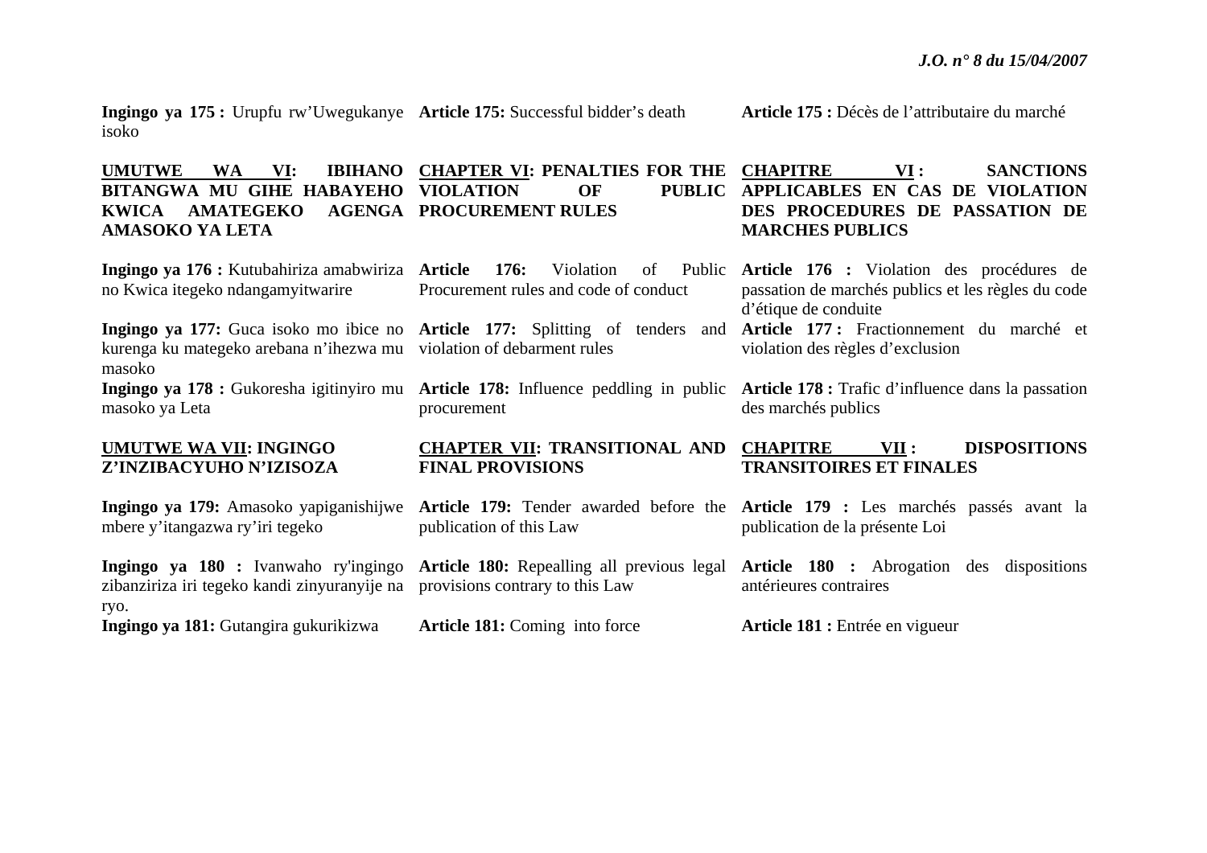**Ingingo ya 175 :** Urupfu rw'Uwegukanye isoko

**Article 175:** Successful bidder's death

**Article 175 :** Décès de l'attributaire du marché

**UMUTWE WA VI: IBIHANO BITANGWA MU GIHE HABAYEHO KWICA AMATEGEKO AGENGA AMASOKO YA LETA**

**CHAPTER VI: PENALTIES FOR THE VIOLATION OF PUBLIC PROCUREMENT RULES**

**CHAPITRE VI : SANCTIONS APPLICABLES EN CAS DE VIOLATION DES PROCEDURES DE PASSATION DE MARCHES PUBLICS**

**Ingingo ya 176 :** Kutubahiriza amabwiriza no Kwica itegeko ndangamyitwarire

**Article 176:** Violation of Public Procurement rules and code of conduct

**Article 176 :** Violation des procédures de passation de marchés publics et les règles du code d'étique de conduite

**Ingingo ya 177:** Guca isoko mo ibice no kurenga ku mategeko arebana n'ihezwa mu masoko

**Article 177:** Splitting of tenders and violation of debarment rules

**Article 177 :** Fractionnement du marché et violation des règles d'exclusion

**Ingingo ya 178 :** Gukoresha igitinyiro mu masoko ya Leta

**Article 178:** Influence peddling in public procurement

**Article 178 :** Trafic d'influence dans la passation des marchés publics

**UMUTWE WA VII: INGINGO Z'INZIBACYUHO N'IZISOZA**

**CHAPTER VII: TRANSITIONAL AND FINAL PROVISIONS**

**CHAPITRE VII : DISPOSITIONS TRANSITOIRES ET FINALES**

**Ingingo ya 179:** Amasoko yapiganishijwe mbere y'itangazwa ry'iri tegeko

**Article 179:** Tender awarded before the publication of this Law

**Article 179 :** Les marchés passés avant la publication de la présente Loi

**Ingingo ya 180 :** Ivanwaho ry'ingingo zibanziriza iri tegeko kandi zinyuranyije na ryo.

**Article 180:** Repealling all previous legal provisions contrary to this Law

**Article 180 :** Abrogation des dispositions antérieures contraires

**Ingingo ya 181:** Gutangira gukurikizwa

**Article 181:** Coming into force

**Article 181 :** Entrée en vigueur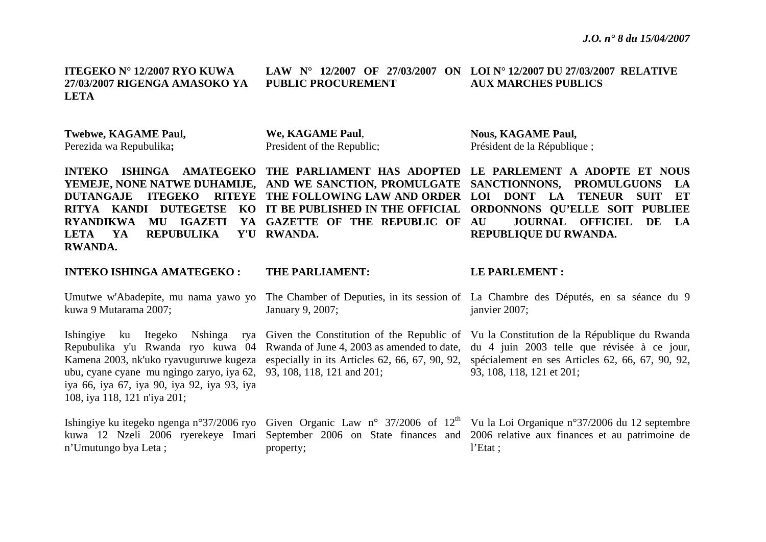**ITEGEKO N° 12/2007 RYO KUWA 27/03/2007 RIGENGA AMASOKO YA LETA**

**Twebwe, KAGAME Paul,**
Perezida wa Repubulika**;**

**INTEKO ISHINGA AMATEGEKO YEMEJE, NONE NATWE DUHAMIJE, DUTANGAJE ITEGEKO RITEYE RITYA KANDI DUTEGETSE KO RYANDIKWA MU IGAZETI YA LETA YA REPUBULIKA Y'U RWANDA.**

**INTEKO ISHINGA AMATEGEKO :**

Umutwe w'Abadepite, mu nama yawo yo kuwa 9 Mutarama 2007;

Ishingiye ku Itegeko Nshinga rya Repubulika y'u Rwanda ryo kuwa 04 Kamena 2003, nk'uko ryavuguruwe kugeza ubu, cyane cyane mu ngingo zaryo, iya 62, iya 66, iya 67, iya 90, iya 92, iya 93, iya 108, iya 118, 121 n'iya 201;

Ishingiye ku itegeko ngenga n°37/2006 ryo kuwa 12 Nzeli 2006 ryerekeye Imari n'Umutungo bya Leta ;

**LAW N° 12/2007 OF 27/03/2007 ON PUBLIC PROCUREMENT**

**We, KAGAME Paul**,
President of the Republic;

**THE PARLIAMENT HAS ADOPTED AND WE SANCTION, PROMULGATE THE FOLLOWING LAW AND ORDER IT BE PUBLISHED IN THE OFFICIAL GAZETTE OF THE REPUBLIC OF RWANDA.**

**THE PARLIAMENT:**

The Chamber of Deputies, in its session of January 9, 2007;

Given the Constitution of the Republic of Rwanda of June 4, 2003 as amended to date, especially in its Articles 62, 66, 67, 90, 92, 93, 108, 118, 121 and 201;

Given Organic Law n° 37/2006 of 12th September 2006 on State finances and property;

**LOI N° 12/2007 DU 27/03/2007 RELATIVE AUX MARCHES PUBLICS**

**Nous, KAGAME Paul,**
Président de la République ;

**LE PARLEMENT A ADOPTE ET NOUS SANCTIONNONS, PROMULGUONS LA LOI DONT LA TENEUR SUIT ET ORDONNONS QU'ELLE SOIT PUBLIEE AU JOURNAL OFFICIEL DE LA REPUBLIQUE DU RWANDA.**

**LE PARLEMENT :**

La Chambre des Députés, en sa séance du 9 janvier 2007;

Vu la Constitution de la République du Rwanda du 4 juin 2003 telle que révisée à ce jour, spécialement en ses Articles 62, 66, 67, 90, 92, 93, 108, 118, 121 et 201;

Vu la Loi Organique n°37/2006 du 12 septembre 2006 relative aux finances et au patrimoine de l'Etat ;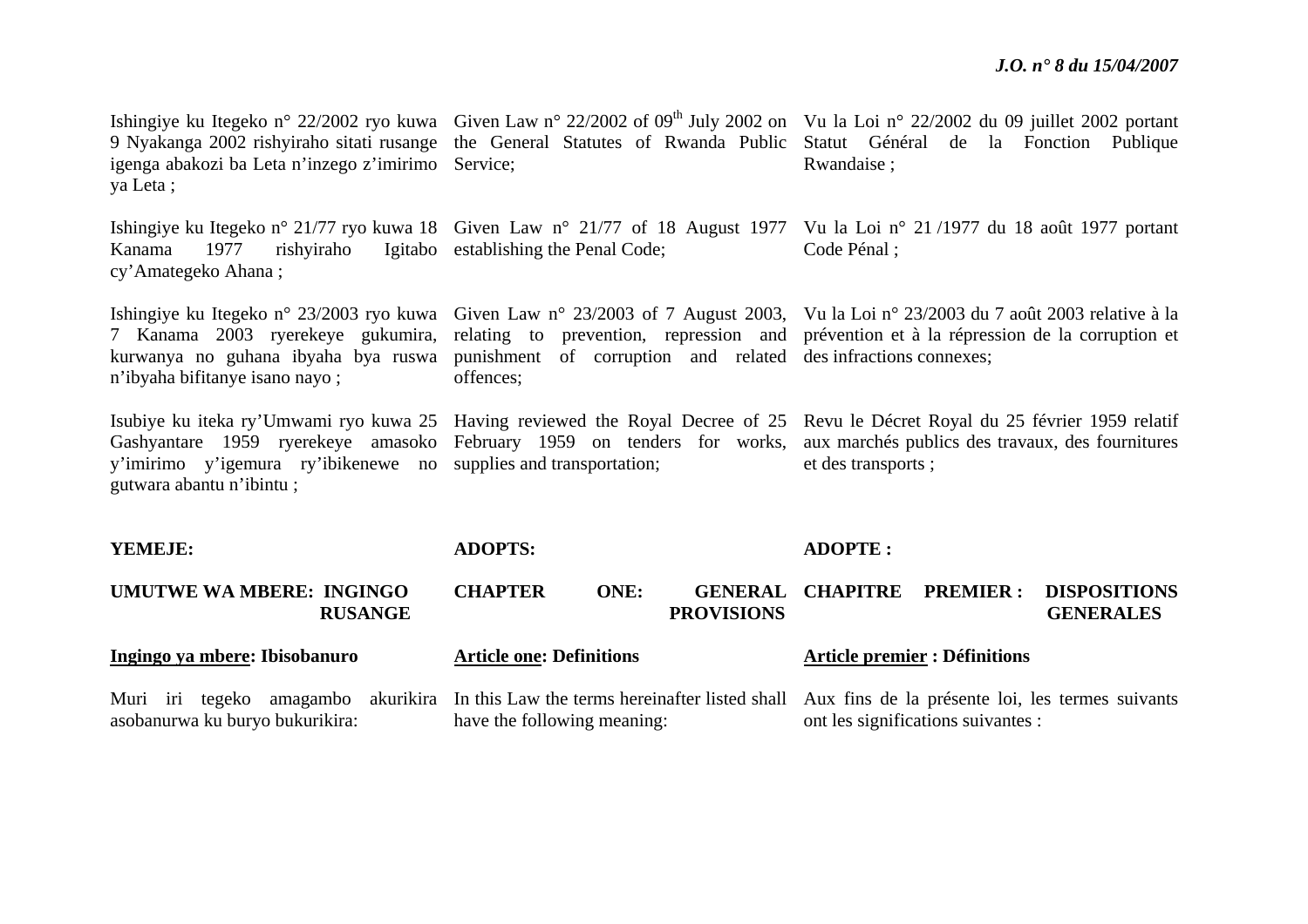Ishingiye ku Itegeko n° 22/2002 ryo kuwa 9 Nyakanga 2002 rishyiraho sitati rusange igenga abakozi ba Leta n'inzego z'imirimo ya Leta ;

Ishingiye ku Itegeko n° 21/77 ryo kuwa 18 Kanama 1977 rishyiraho Igitabo cy'Amategeko Ahana ;

Ishingiye ku Itegeko n° 23/2003 ryo kuwa 7 Kanama 2003 ryerekeye gukumira, kurwanya no guhana ibyaha bya ruswa n'ibyaha bifitanye isano nayo ;

Isubiye ku iteka ry'Umwami ryo kuwa 25 Gashyantare 1959 ryerekeye amasoko y'imirimo y'igemura ry'ibikenewe no gutwara abantu n'ibintu ;

**YEMEJE:**

## UMUTWE WA MBERE: INGINGO RUSANGE

**Ingingo ya mbere: Ibisobanuro**

Muri iri tegeko amagambo akurikira asobanurwa ku buryo bukurikira:

Given Law n° 22/2002 of 09th July 2002 on the General Statutes of Rwanda Public Service;

Given Law n° 21/77 of 18 August 1977 establishing the Penal Code;

Given Law n° 23/2003 of 7 August 2003, relating to prevention, repression and punishment of corruption and related offences;

Having reviewed the Royal Decree of 25 February 1959 on tenders for works, supplies and transportation;

**ADOPTS:**

## CHAPTER ONE: GENERAL PROVISIONS

**Article one: Definitions**

In this Law the terms hereinafter listed shall have the following meaning:

Vu la Loi n° 22/2002 du 09 juillet 2002 portant Statut Général de la Fonction Publique Rwandaise ;

Vu la Loi n° 21 /1977 du 18 août 1977 portant Code Pénal ;

Vu la Loi n° 23/2003 du 7 août 2003 relative à la prévention et à la répression de la corruption et des infractions connexes;

Revu le Décret Royal du 25 février 1959 relatif aux marchés publics des travaux, des fournitures et des transports ;

**ADOPTE :**

## CHAPITRE PREMIER : DISPOSITIONS GENERALES

**Article premier : Définitions**

Aux fins de la présente loi, les termes suivants ont les significations suivantes :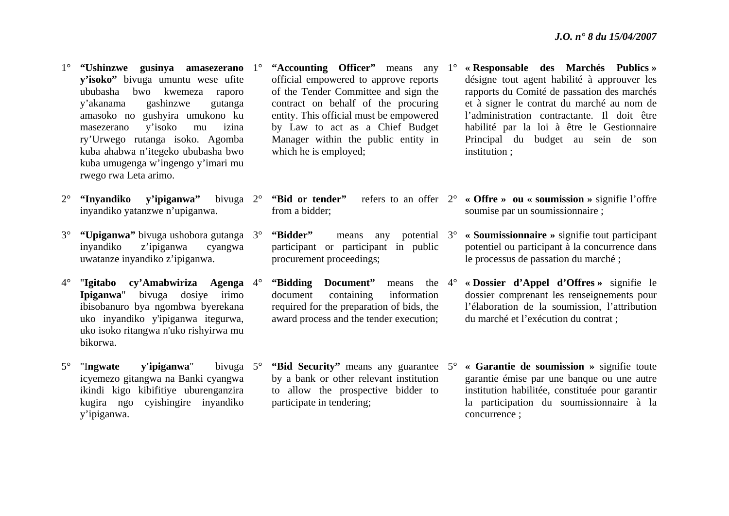1° **"Ushinzwe gusinya amasezerano y'isoko"** bivuga umuntu wese ufite ububasha bwo kwemeza raporo y'akanama gashinzwe gutanga amasoko no gushyira umukono ku masezerano y'isoko mu izina ry'Urwego rutanga isoko. Agomba kuba ahabwa n'itegeko ububasha bwo kuba umugenga w'ingengo y'imari mu rwego rwa Leta arimo.

2° **"Inyandiko y'ipiganwa"** bivuga inyandiko yatanzwe n'upiganwa.

3° **"Upiganwa"** bivuga ushobora gutanga inyandiko z'ipiganwa cyangwa uwatanze inyandiko z'ipiganwa.

4° "**Igitabo cy'Amabwiriza Agenga Ipiganwa**" bivuga dosiye irimo ibisobanuro bya ngombwa byerekana uko inyandiko y'ipiganwa itegurwa, uko isoko ritangwa n'uko rishyirwa mu bikorwa.

5° "I**ngwate y'ipiganwa**" bivuga icyemezo gitangwa na Banki cyangwa ikindi kigo kibifitiye uburenganzira kugira ngo cyishingire inyandiko y'ipiganwa.

1° **"Accounting Officer"** means any official empowered to approve reports of the Tender Committee and sign the contract on behalf of the procuring entity. This official must be empowered by Law to act as a Chief Budget Manager within the public entity in which he is employed;

2° **"Bid or tender"** refers to an offer from a bidder;

3° **"Bidder"** means any potential participant or participant in public procurement proceedings;

4° **"Bidding Document"** means the document containing information required for the preparation of bids, the award process and the tender execution;

5° **"Bid Security"** means any guarantee by a bank or other relevant institution to allow the prospective bidder to participate in tendering;

1° **« Responsable des Marchés Publics »** désigne tout agent habilité à approuver les rapports du Comité de passation des marchés et à signer le contrat du marché au nom de l'administration contractante. Il doit être habilité par la loi à être le Gestionnaire Principal du budget au sein de son institution ;

2° **« Offre » ou « soumission »** signifie l'offre soumise par un soumissionnaire ;

3° **« Soumissionnaire »** signifie tout participant potentiel ou participant à la concurrence dans le processus de passation du marché ;

4° **« Dossier d'Appel d'Offres »** signifie le dossier comprenant les renseignements pour l'élaboration de la soumission, l'attribution du marché et l'exécution du contrat ;

5° **« Garantie de soumission »** signifie toute garantie émise par une banque ou une autre institution habilitée, constituée pour garantir la participation du soumissionnaire à la concurrence ;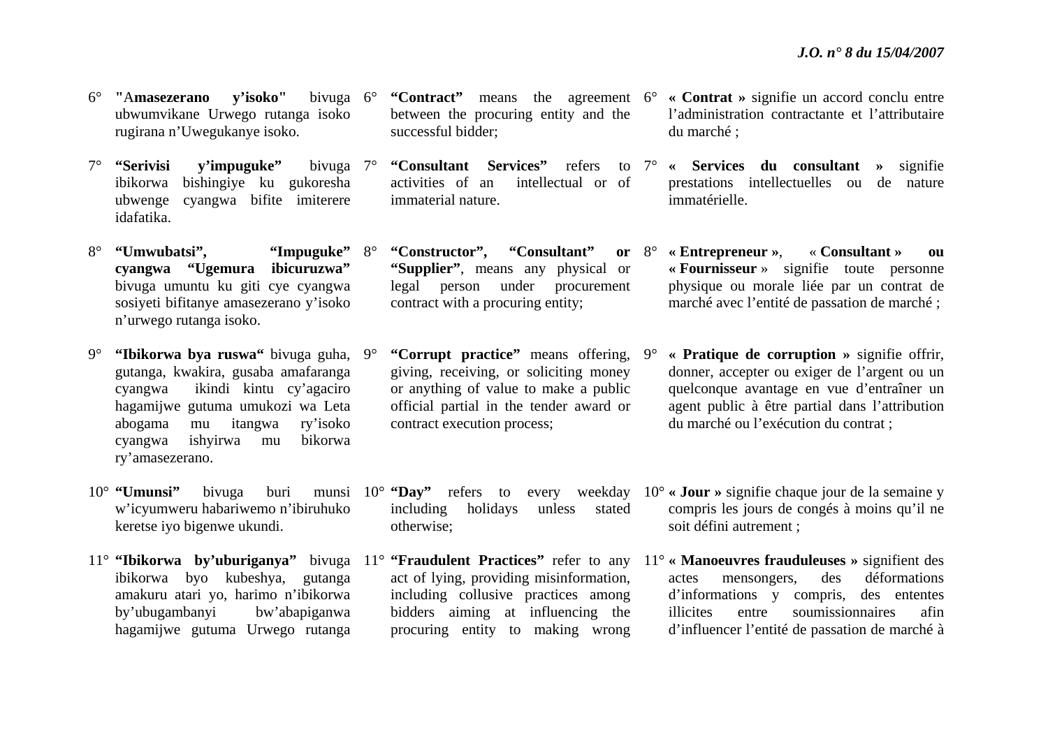6° "A**masezerano y'isoko"** bivuga ubwumvikane Urwego rutanga isoko rugirana n'Uwegukanye isoko.

7° **"Serivisi y'impuguke"** bivuga ibikorwa bishingiye ku gukoresha ubwenge cyangwa bifite imiterere idafatika.

8° **"Umwubatsi", "Impuguke" cyangwa "Ugemura ibicuruzwa"** bivuga umuntu ku giti cye cyangwa sosiyeti bifitanye amasezerano y'isoko n'urwego rutanga isoko.

9° **"Ibikorwa bya ruswa"** bivuga guha, gutanga, kwakira, gusaba amafaranga cyangwa ikindi kintu cy'agaciro hagamijwe gutuma umukozi wa Leta abogama mu itangwa ry'isoko cyangwa ishyirwa mu bikorwa ry'amasezerano.

10° **"Umunsi"** bivuga buri munsi w'icyumweru habariwemo n'ibiruhuko keretse iyo bigenwe ukundi.

11° **"Ibikorwa by'uburiganya"** bivuga ibikorwa byo kubeshya, gutanga amakuru atari yo, harimo n'ibikorwa by'ubugambanyi bw'abapiganwa hagamijwe gutuma Urwego rutanga

6° **"Contract"** means the agreement between the procuring entity and the successful bidder;

7° **"Consultant Services"** refers to activities of an intellectual or of immaterial nature.

8° **"Constructor", "Consultant" or "Supplier"**, means any physical or legal person under procurement contract with a procuring entity;

9° **"Corrupt practice"** means offering, giving, receiving, or soliciting money or anything of value to make a public official partial in the tender award or contract execution process;

10° **"Day"** refers to every weekday including holidays unless stated otherwise;

11° **"Fraudulent Practices"** refer to any act of lying, providing misinformation, including collusive practices among bidders aiming at influencing the procuring entity to making wrong

6° **« Contrat »** signifie un accord conclu entre l'administration contractante et l'attributaire du marché ;

7° **« Services du consultant »** signifie prestations intellectuelles ou de nature immatérielle.

8° **« Entrepreneur »**, **« Consultant » ou « Fournisseur »** signifie toute personne physique ou morale liée par un contrat de marché avec l'entité de passation de marché ;

9° **« Pratique de corruption »** signifie offrir, donner, accepter ou exiger de l'argent ou un quelconque avantage en vue d'entraîner un agent public à être partial dans l'attribution du marché ou l'exécution du contrat ;

10° **« Jour »** signifie chaque jour de la semaine y compris les jours de congés à moins qu'il ne soit défini autrement ;

11° **« Manoeuvres frauduleuses »** signifient des actes mensongers, des déformations d'informations y compris, des ententes illicites entre soumissionnaires afin d'influencer l'entité de passation de marché à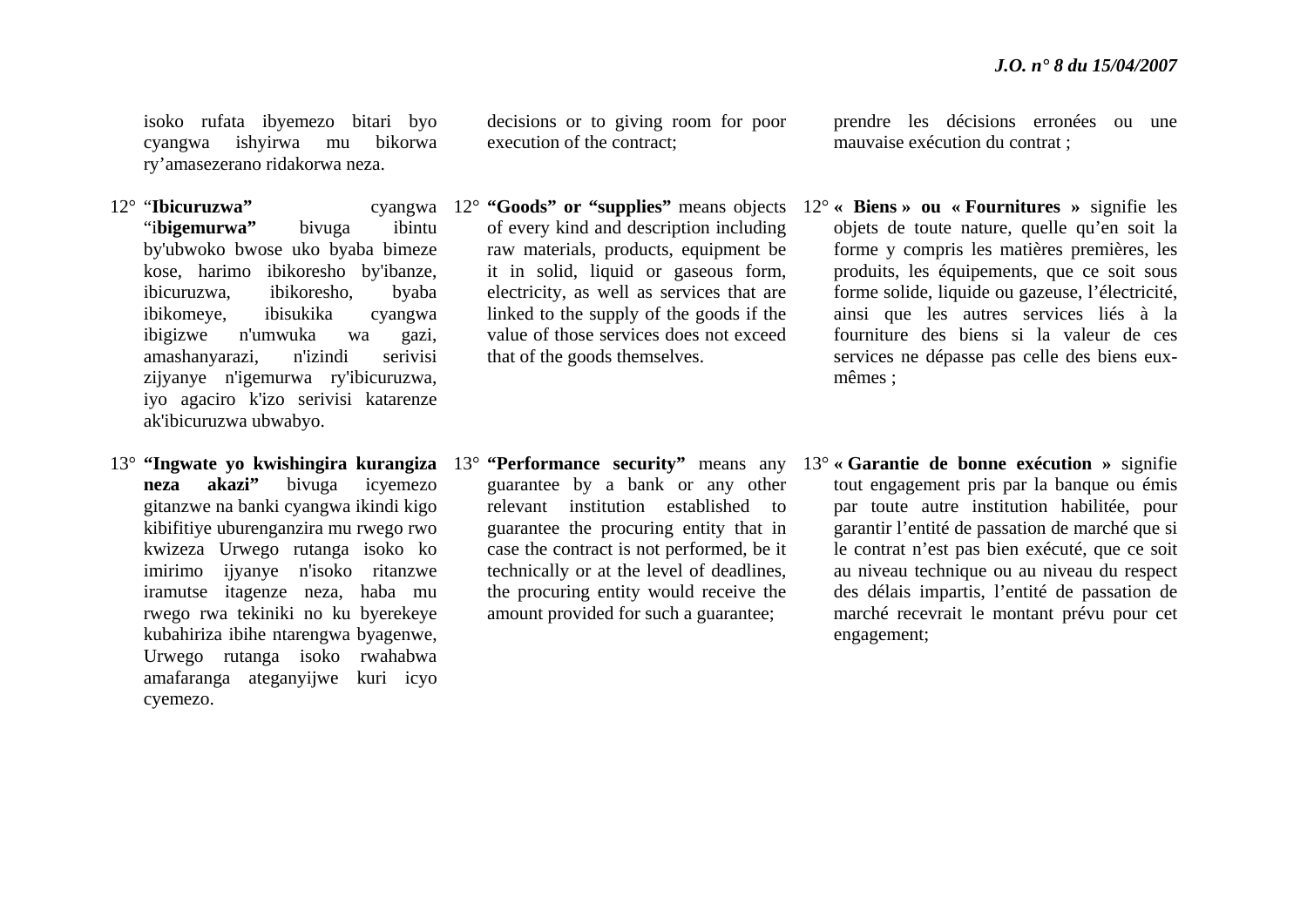isoko rufata ibyemezo bitari byo cyangwa ishyirwa mu bikorwa ry'amasezerano ridakorwa neza.

12° "**Ibicuruzwa"** cyangwa "i**bigemurwa"** bivuga ibintu by'ubwoko bwose uko byaba bimeze kose, harimo ibikoresho by'ibanze, ibicuruzwa, ibikoresho, byaba ibikomeye, ibisukika cyangwa ibigizwe n'umwuka wa gazi, amashanyarazi, n'izindi serivisi zijyanye n'igemurwa ry'ibicuruzwa, iyo agaciro k'izo serivisi katarenze ak'ibicuruzwa ubwabyo.

13° **"Ingwate yo kwishingira kurangiza neza akazi"** bivuga icyemezo gitanzwe na banki cyangwa ikindi kigo kibifitiye uburenganzira mu rwego rwo kwizeza Urwego rutanga isoko ko imirimo ijyanye n'isoko ritanzwe iramutse itagenze neza, haba mu rwego rwa tekiniki no ku byerekeye kubahiriza ibihe ntarengwa byagenwe, Urwego rutanga isoko rwahabwa amafaranga ateganyijwe kuri icyo cyemezo.

decisions or to giving room for poor execution of the contract;

12° **"Goods" or "supplies"** means objects of every kind and description including raw materials, products, equipment be it in solid, liquid or gaseous form, electricity, as well as services that are linked to the supply of the goods if the value of those services does not exceed that of the goods themselves.

13° **"Performance security"** means any guarantee by a bank or any other relevant institution established to guarantee the procuring entity that in case the contract is not performed, be it technically or at the level of deadlines, the procuring entity would receive the amount provided for such a guarantee;

prendre les décisions erronées ou une mauvaise exécution du contrat ;

12° **« Biens » ou « Fournitures »** signifie les objets de toute nature, quelle qu'en soit la forme y compris les matières premières, les produits, les équipements, que ce soit sous forme solide, liquide ou gazeuse, l'électricité, ainsi que les autres services liés à la fourniture des biens si la valeur de ces services ne dépasse pas celle des biens eux-mêmes ;

13° **« Garantie de bonne exécution »** signifie tout engagement pris par la banque ou émis par toute autre institution habilitée, pour garantir l'entité de passation de marché que si le contrat n'est pas bien exécuté, que ce soit au niveau technique ou au niveau du respect des délais impartis, l'entité de passation de marché recevrait le montant prévu pour cet engagement;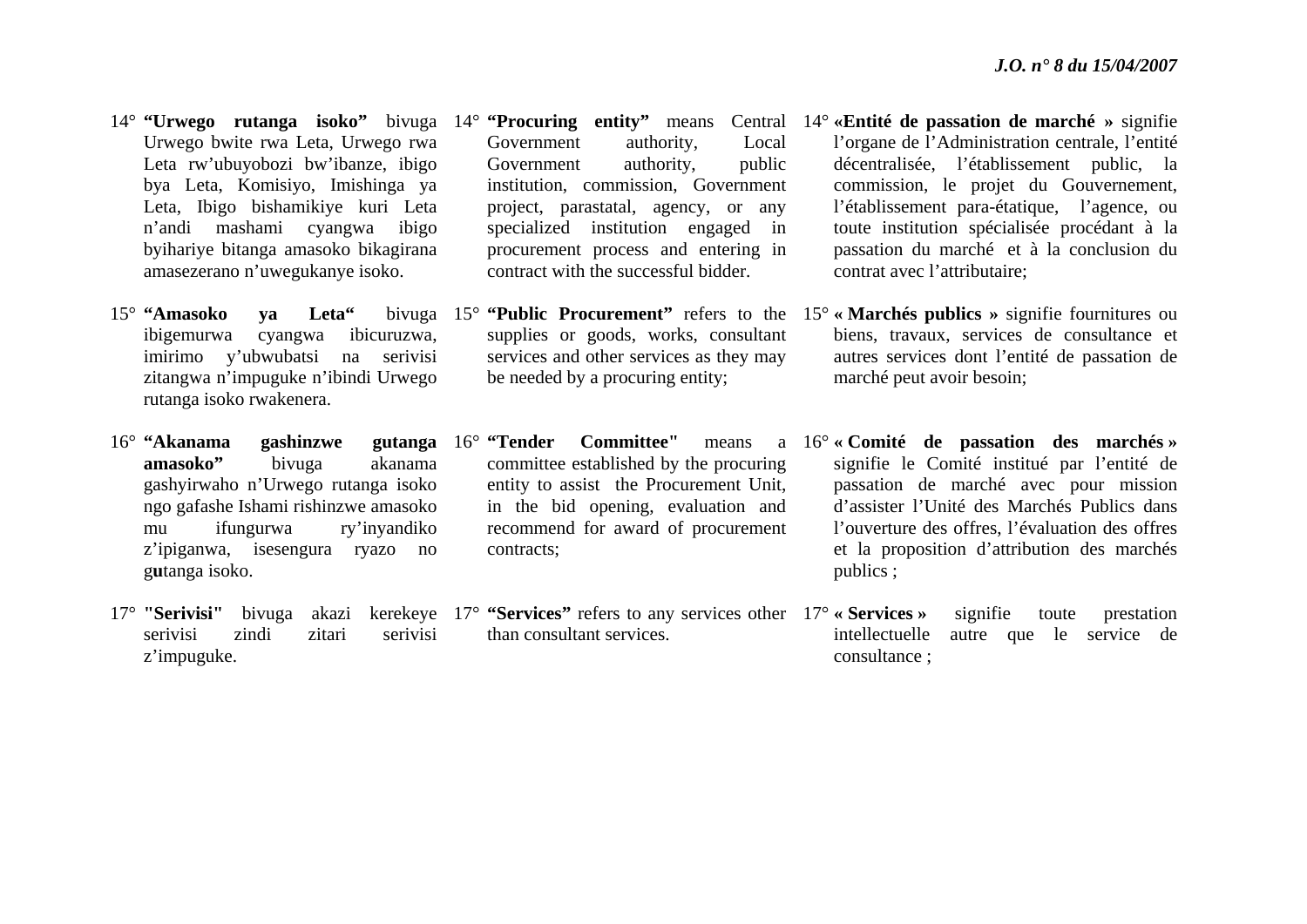14° **"Urwego rutanga isoko"** bivuga Urwego bwite rwa Leta, Urwego rwa Leta rw'ubuyobozi bw'ibanze, ibigo bya Leta, Komisiyo, Imishinga ya Leta, Ibigo bishamikiye kuri Leta n'andi mashami cyangwa ibigo byihariye bitanga amasoko bikagirana amasezerano n'uwegukanye isoko.

15° **"Amasoko ya Leta"** bivuga ibigemurwa cyangwa ibicuruzwa, imirimo y'ubwubatsi na serivisi zitangwa n'impuguke n'ibindi Urwego rutanga isoko rwakenera.

16° **"Akanama gashinzwe gutanga amasoko"** bivuga akanama gashyirwaho n'Urwego rutanga isoko ngo gafashe Ishami rishinzwe amasoko mu ifungurwa ry'inyandiko z'ipiganwa, isesengura ryazo no g**u**tanga isoko.

17° **"Serivisi"** bivuga akazi kerekeye serivisi zindi zitari serivisi z'impuguke.

14° **"Procuring entity"** means Central Government authority, Local Government authority, public institution, commission, Government project, parastatal, agency, or any specialized institution engaged in procurement process and entering in contract with the successful bidder.

15° **"Public Procurement"** refers to the supplies or goods, works, consultant services and other services as they may be needed by a procuring entity;

16° **"Tender Committee"** means a committee established by the procuring entity to assist the Procurement Unit, in the bid opening, evaluation and recommend for award of procurement contracts;

17° **"Services"** refers to any services other than consultant services.

14° **«Entité de passation de marché »** signifie l'organe de l'Administration centrale, l'entité décentralisée, l'établissement public, la commission, le projet du Gouvernement, l'établissement para-étatique, l'agence, ou toute institution spécialisée procédant à la passation du marché et à la conclusion du contrat avec l'attributaire;

15° **« Marchés publics »** signifie fournitures ou biens, travaux, services de consultance et autres services dont l'entité de passation de marché peut avoir besoin;

16° **« Comité de passation des marchés »** signifie le Comité institué par l'entité de passation de marché avec pour mission d'assister l'Unité des Marchés Publics dans l'ouverture des offres, l'évaluation des offres et la proposition d'attribution des marchés publics ;

17° **« Services »** signifie toute prestation intellectuelle autre que le service de consultance ;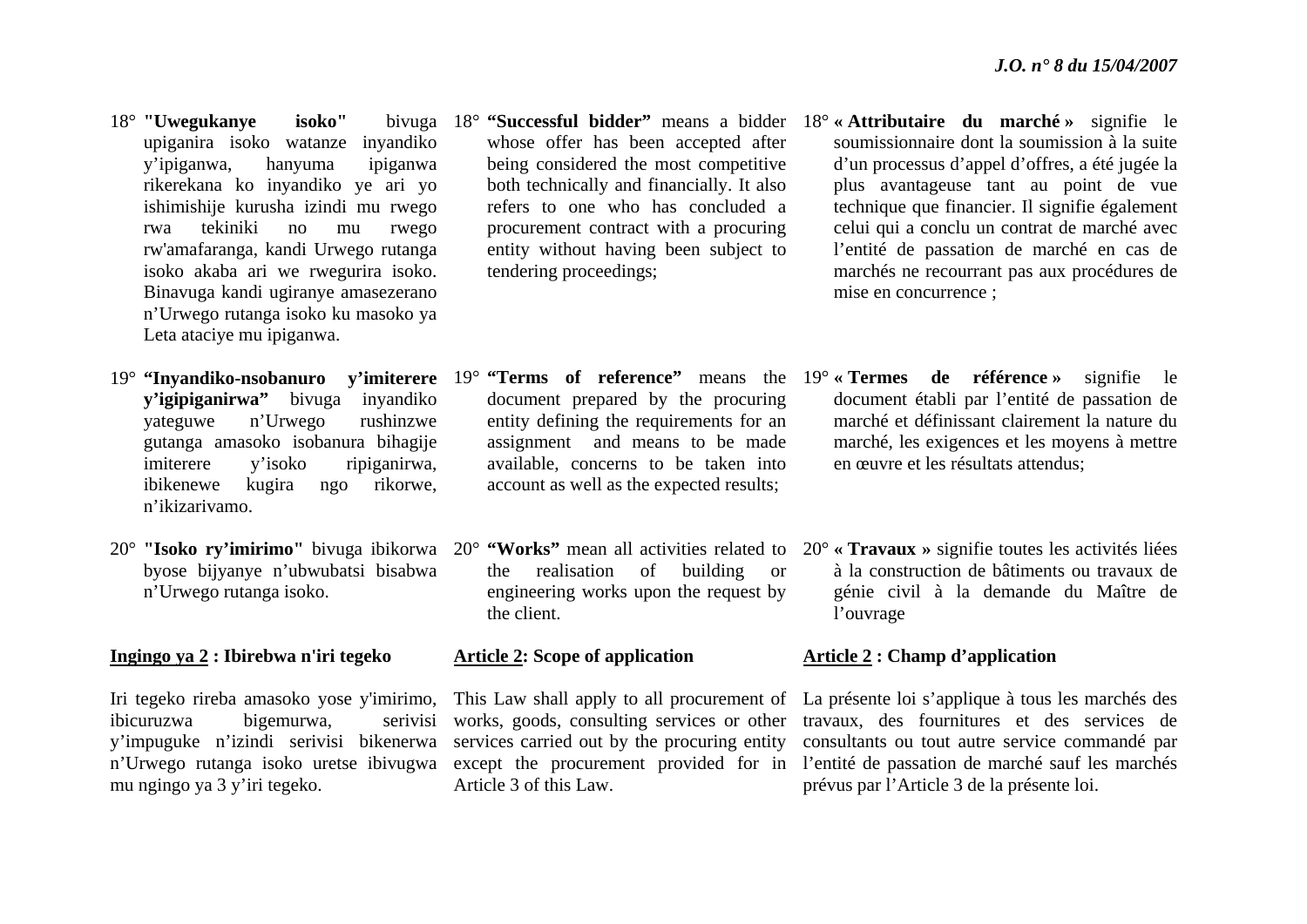18° **"Uwegukanye isoko"** bivuga upiganira isoko watanze inyandiko y'ipiganwa, hanyuma ipiganwa rikerekana ko inyandiko ye ari yo ishimishije kurusha izindi mu rwego rwa tekiniki no mu rwego rw'amafaranga, kandi Urwego rutanga isoko akaba ari we rwegurira isoko. Binavuga kandi ugiranye amasezerano n'Urwego rutanga isoko ku masoko ya Leta ataciye mu ipiganwa.

19° **"Inyandiko-nsobanuro y'imiterere y'igipiganirwa"** bivuga inyandiko yateguwe n'Urwego rushinzwe gutanga amasoko isobanura bihagije imiterere y'isoko ripiganirwa, ibikenewe kugira ngo rikorwe, n'ikizarivamo.

20° **"Isoko ry'imirimo"** bivuga ibikorwa byose bijyanye n'ubwubatsi bisabwa n'Urwego rutanga isoko.

**Ingingo ya 2 : Ibirebwa n'iri tegeko**

Iri tegeko rireba amasoko yose y'imirimo, ibicuruzwa bigemurwa, serivisi y'impuguke n'izindi serivisi bikenerwa n'Urwego rutanga isoko uretse ibivugwa mu ngingo ya 3 y'iri tegeko.

18° **"Successful bidder"** means a bidder whose offer has been accepted after being considered the most competitive both technically and financially. It also refers to one who has concluded a procurement contract with a procuring entity without having been subject to tendering proceedings;

19° **"Terms of reference"** means the document prepared by the procuring entity defining the requirements for an assignment and means to be made available, concerns to be taken into account as well as the expected results;

20° **"Works"** mean all activities related to the realisation of building or engineering works upon the request by the client.

**Article 2: Scope of application**

This Law shall apply to all procurement of works, goods, consulting services or other services carried out by the procuring entity except the procurement provided for in Article 3 of this Law.

18° **« Attributaire du marché »** signifie le soumissionnaire dont la soumission à la suite d'un processus d'appel d'offres, a été jugée la plus avantageuse tant au point de vue technique que financier. Il signifie également celui qui a conclu un contrat de marché avec l'entité de passation de marché en cas de marchés ne recourrant pas aux procédures de mise en concurrence ;

19° **« Termes de référence »** signifie le document établi par l'entité de passation de marché et définissant clairement la nature du marché, les exigences et les moyens à mettre en œuvre et les résultats attendus;

20° **« Travaux »** signifie toutes les activités liées à la construction de bâtiments ou travaux de génie civil à la demande du Maître de l'ouvrage

**Article 2 : Champ d'application**

La présente loi s'applique à tous les marchés des travaux, des fournitures et des services de consultants ou tout autre service commandé par l'entité de passation de marché sauf les marchés prévus par l'Article 3 de la présente loi.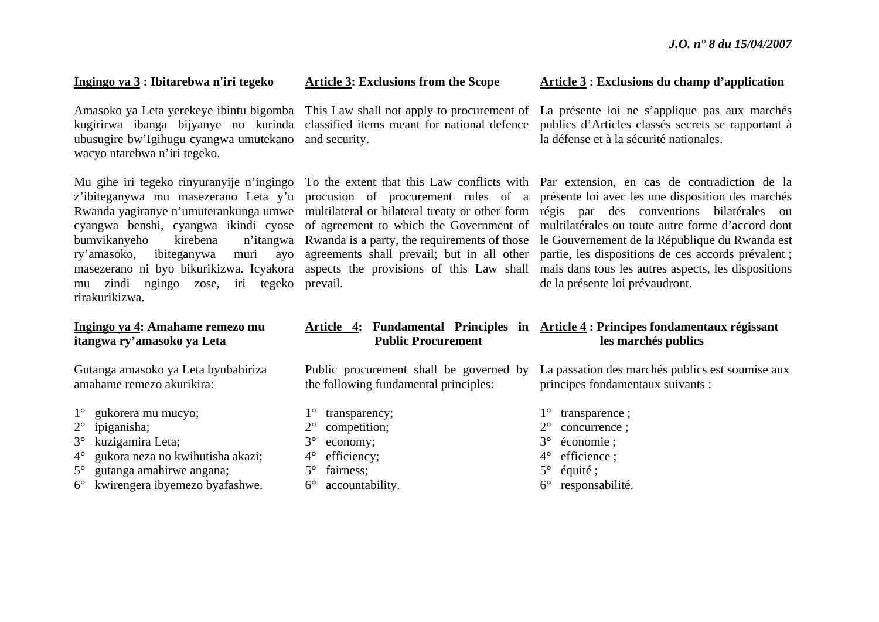**Ingingo ya 3 : Ibitarebwa n'iri tegeko**

Amasoko ya Leta yerekeye ibintu bigomba kugirirwa ibanga bijyanye no kurinda ubusugire bw'Igihugu cyangwa umutekano wacyo ntarebwa n'iri tegeko.

Mu gihe iri tegeko rinyuranyije n'ingingo z'ibiteganywa mu masezerano Leta y'u Rwanda yagiranye n'umuterankunga umwe cyangwa benshi, cyangwa ikindi cyose bumvikanyeho kirebena n'itangwa ry'amasoko, ibiteganywa muri ayo masezerano ni byo bikurikizwa. Icyakora mu zindi ngingo zose, iri tegeko rirakurikizwa.

**Ingingo ya 4: Amahame remezo mu itangwa ry'amasoko ya Leta**

Gutanga amasoko ya Leta byubahiriza amahame remezo akurikira:

1° gukorera mu mucyo;
2° ipiganisha;
3° kuzigamira Leta;
4° gukora neza no kwihutisha akazi;
5° gutanga amahirwe angana;
6° kwirengera ibyemezo byafashwe.

**Article 3: Exclusions from the Scope**

This Law shall not apply to procurement of classified items meant for national defence and security.

To the extent that this Law conflicts with procusion of procurement rules of a multilateral or bilateral treaty or other form of agreement to which the Government of Rwanda is a party, the requirements of those agreements shall prevail; but in all other aspects the provisions of this Law shall prevail.

**Article 4: Fundamental Principles in Public Procurement**

Public procurement shall be governed by the following fundamental principles:

1° transparency;
2° competition;
3° economy;
4° efficiency;
5° fairness;
6° accountability.

**Article 3 : Exclusions du champ d'application**

La présente loi ne s'applique pas aux marchés publics d'Articles classés secrets se rapportant à la défense et à la sécurité nationales.

Par extension, en cas de contradiction de la présente loi avec les une disposition des marchés régis par des conventions bilatérales ou multilatérales ou toute autre forme d'accord dont le Gouvernement de la République du Rwanda est partie, les dispositions de ces accords prévalent ; mais dans tous les autres aspects, les dispositions de la présente loi prévaudront.

**Article 4 : Principes fondamentaux régissant les marchés publics**

La passation des marchés publics est soumise aux principes fondamentaux suivants :

1° transparence ;
2° concurrence ;
3° économie ;
4° efficience ;
5° équité ;
6° responsabilité.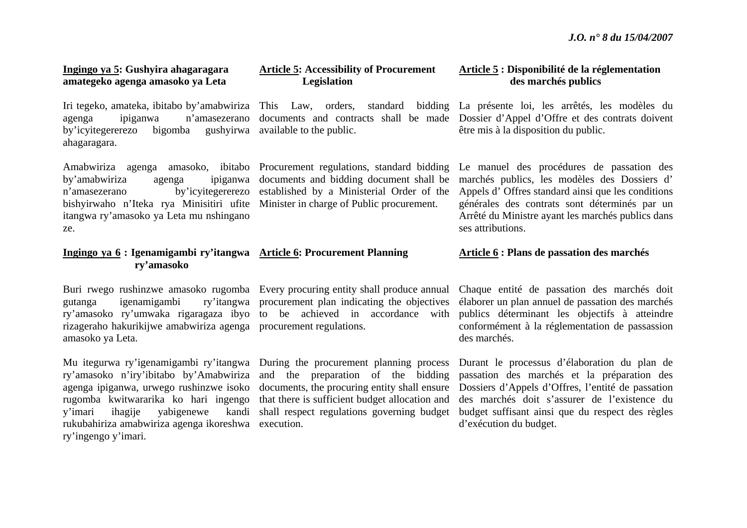**<u>Ingingo ya 5</u>: Gushyira ahagaragara amategeko agenga amasoko ya Leta**

Iri tegeko, amateka, ibitabo by'amabwiriza agenga ipiganwa n'amasezerano by'icyitegererezo bigomba gushyirwa ahagaragara.

Amabwiriza agenga amasoko, ibitabo by'amabwiriza agenga ipiganwa n'amasezerano by'icyitegererezo bishyirwaho n'Iteka rya Minisitiri ufite itangwa ry'amasoko ya Leta mu nshingano ze.

**<u>Ingingo ya 6</u> : Igenamigambi ry'itangwa ry'amasoko**

Buri rwego rushinzwe amasoko rugomba gutanga igenamigambi ry'itangwa ry'amasoko ry'umwaka rigaragaza ibyo rizageraho hakurikijwe amabwiriza agenga amasoko ya Leta.

Mu itegurwa ry'igenamigambi ry'itangwa ry'amasoko n'iry'ibitabo by'Amabwiriza agenga ipiganwa, urwego rushinzwe isoko rugomba kwitwararika ko hari ingengo y'imari ihagije yabigenewe kandi rukubahiriza amabwiriza agenga ikoreshwa ry'ingengo y'imari.

**<u>Article 5</u>: Accessibility of Procurement Legislation**

This Law, orders, standard bidding documents and contracts shall be made available to the public.

Procurement regulations, standard bidding documents and bidding document shall be established by a Ministerial Order of the Minister in charge of Public procurement.

**<u>Article 6</u>: Procurement Planning**

Every procuring entity shall produce annual procurement plan indicating the objectives to be achieved in accordance with procurement regulations.

During the procurement planning process and the preparation of the bidding documents, the procuring entity shall ensure that there is sufficient budget allocation and shall respect regulations governing budget execution.

**<u>Article 5</u> : Disponibilité de la réglementation des marchés publics**

La présente loi, les arrêtés, les modèles du Dossier d'Appel d'Offre et des contrats doivent être mis à la disposition du public.

Le manuel des procédures de passation des marchés publics, les modèles des Dossiers d' Appels d' Offres standard ainsi que les conditions générales des contrats sont déterminés par un Arrêté du Ministre ayant les marchés publics dans ses attributions.

**<u>Article 6</u> : Plans de passation des marchés**

Chaque entité de passation des marchés doit élaborer un plan annuel de passation des marchés publics déterminant les objectifs à atteindre conformément à la réglementation de passassion des marchés.

Durant le processus d'élaboration du plan de passation des marchés et la préparation des Dossiers d'Appels d'Offres, l'entité de passation des marchés doit s'assurer de l'existence du budget suffisant ainsi que du respect des règles d'exécution du budget.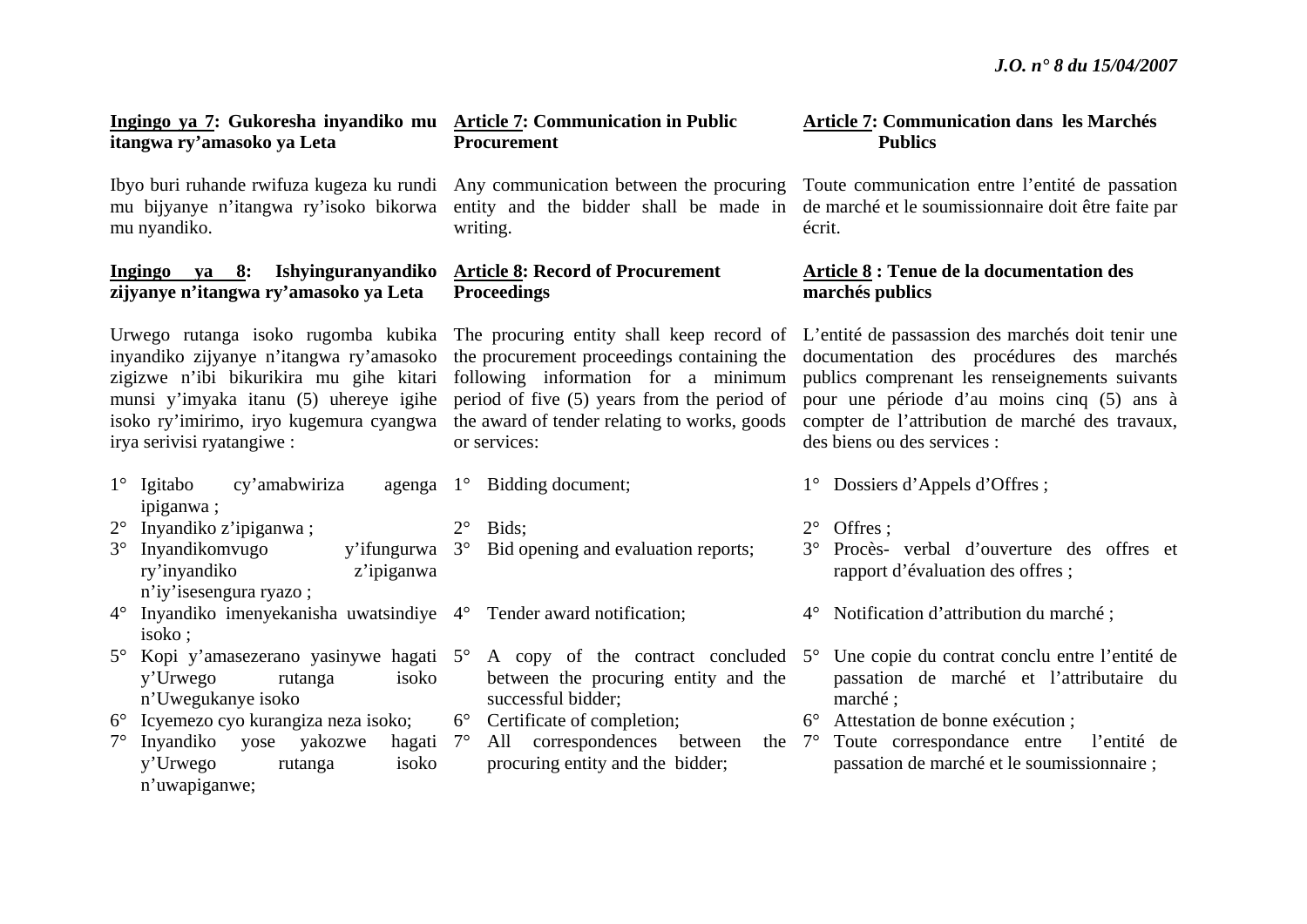**Ingingo ya 7: Gukoresha inyandiko mu itangwa ry'amasoko ya Leta**

Ibyo buri ruhande rwifuza kugeza ku rundi mu bijyanye n'itangwa ry'isoko bikorwa mu nyandiko.

**Ingingo ya 8: Ishyinguranyandiko zijyanye n'itangwa ry'amasoko ya Leta**

Urwego rutanga isoko rugomba kubika inyandiko zijyanye n'itangwa ry'amasoko zigizwe n'ibi bikurikira mu gihe kitari munsi y'imyaka itanu (5) uhereye igihe isoko ry'imirimo, iryo kugemura cyangwa irya serivisi ryatangiwe :

1° Igitabo cy'amabwiriza agenga ipiganwa ;
2° Inyandiko z'ipiganwa ;
3° Inyandikomvugo y'ifungurwa ry'inyandiko z'ipiganwa n'iy'isesengura ryazo ;
4° Inyandiko imenyekanisha uwatsindiye isoko ;
5° Kopi y'amasezerano yasinywe hagati y'Urwego rutanga isoko n'Uwegukanye isoko
6° Icyemezo cyo kurangiza neza isoko;
7° Inyandiko yose yakozwe hagati y'Urwego rutanga isoko n'uwapiganwe;

**Article 7: Communication in Public Procurement**

Any communication between the procuring entity and the bidder shall be made in writing.

**Article 8: Record of Procurement Proceedings**

The procuring entity shall keep record of the procurement proceedings containing the following information for a minimum period of five (5) years from the period of the award of tender relating to works, goods or services:

1° Bidding document;
2° Bids;
3° Bid opening and evaluation reports;
4° Tender award notification;
5° A copy of the contract concluded between the procuring entity and the successful bidder;
6° Certificate of completion;
7° All correspondences between the procuring entity and the bidder;

**Article 7: Communication dans les Marchés Publics**

Toute communication entre l'entité de passation de marché et le soumissionnaire doit être faite par écrit.

**Article 8 : Tenue de la documentation des marchés publics**

L'entité de passassion des marchés doit tenir une documentation des procédures des marchés publics comprenant les renseignements suivants pour une période d'au moins cinq (5) ans à compter de l'attribution de marché des travaux, des biens ou des services :

1° Dossiers d'Appels d'Offres ;
2° Offres ;
3° Procès- verbal d'ouverture des offres et rapport d'évaluation des offres ;
4° Notification d'attribution du marché ;
5° Une copie du contrat conclu entre l'entité de passation de marché et l'attributaire du marché ;
6° Attestation de bonne exécution ;
7° Toute correspondance entre l'entité de passation de marché et le soumissionnaire ;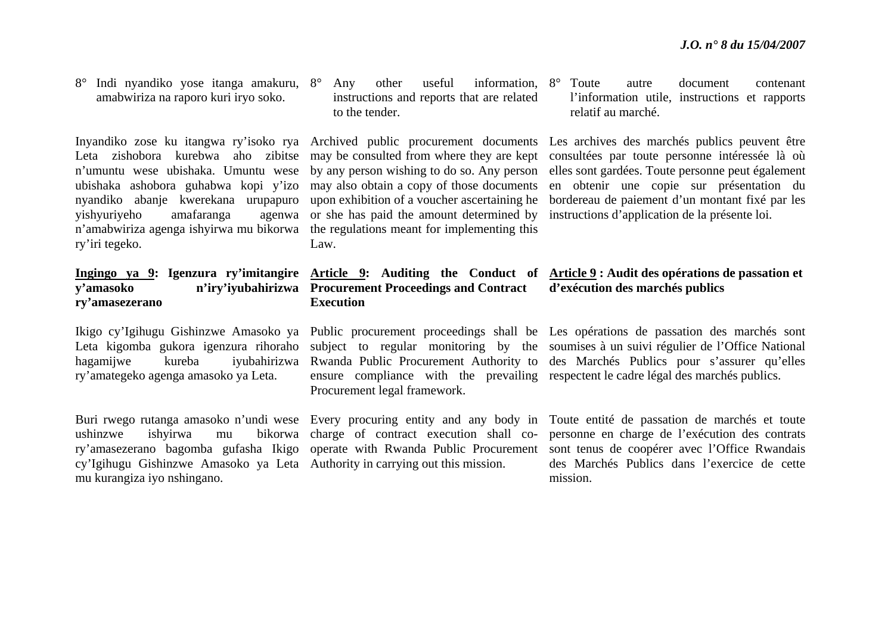8° Indi nyandiko yose itanga amakuru, amabwiriza na raporo kuri iryo soko.

Inyandiko zose ku itangwa ry'isoko rya Leta zishobora kurebwa aho zibitse n'umuntu wese ubishaka. Umuntu wese ubishaka ashobora guhabwa kopi y'izo nyandiko abanje kwerekana urupapuro yishyuriyeho amafaranga agenwa n'amabwiriza agenga ishyirwa mu bikorwa ry'iri tegeko.

**Ingingo ya 9: Igenzura ry'imitangire y'amasoko n'iry'iyubahirizwa ry'amasezerano**

Ikigo cy'Igihugu Gishinzwe Amasoko ya Leta kigomba gukora igenzura rihoraho hagamijwe kureba iyubahirizwa ry'amategeko agenga amasoko ya Leta.

Buri rwego rutanga amasoko n'undi wese ushinzwe ishyirwa mu bikorwa ry'amasezerano bagomba gufasha Ikigo cy'Igihugu Gishinzwe Amasoko ya Leta mu kurangiza iyo nshingano.

8° Any other useful information, instructions and reports that are related to the tender.

Archived public procurement documents may be consulted from where they are kept by any person wishing to do so. Any person may also obtain a copy of those documents upon exhibition of a voucher ascertaining he or she has paid the amount determined by the regulations meant for implementing this Law.

**Article 9: Auditing the Conduct of Procurement Proceedings and Contract Execution**

Public procurement proceedings shall be subject to regular monitoring by the Rwanda Public Procurement Authority to ensure compliance with the prevailing Procurement legal framework.

Every procuring entity and any body in charge of contract execution shall co-operate with Rwanda Public Procurement Authority in carrying out this mission.

8° Toute autre document contenant l'information utile, instructions et rapports relatif au marché.

Les archives des marchés publics peuvent être consultées par toute personne intéressée là où elles sont gardées. Toute personne peut également en obtenir une copie sur présentation du bordereau de paiement d'un montant fixé par les instructions d'application de la présente loi.

**Article 9 : Audit des opérations de passation et d'exécution des marchés publics**

Les opérations de passation des marchés sont soumises à un suivi régulier de l'Office National des Marchés Publics pour s'assurer qu'elles respectent le cadre légal des marchés publics.

Toute entité de passation de marchés et toute personne en charge de l'exécution des contrats sont tenus de coopérer avec l'Office Rwandais des Marchés Publics dans l'exercice de cette mission.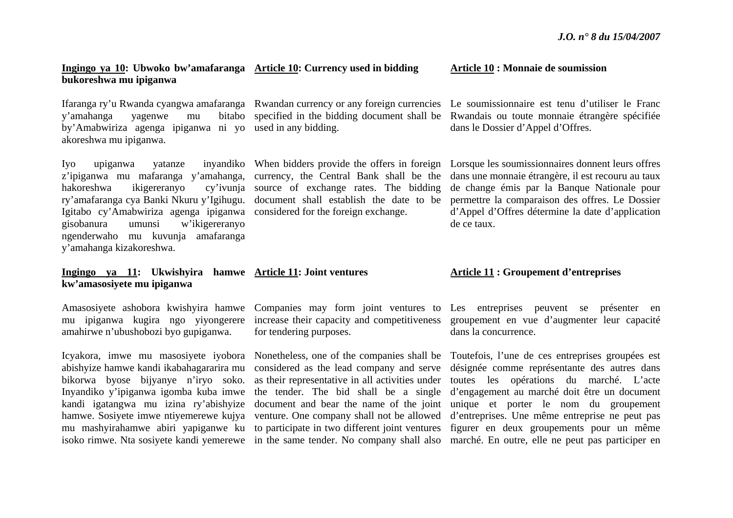**<u>Ingingo ya 10</u>: Ubwoko bw'amafaranga bukoreshwa mu ipiganwa**

Ifaranga ry'u Rwanda cyangwa amafaranga y'amahanga yagenwe mu bitabo by'Amabwiriza agenga ipiganwa ni yo akoreshwa mu ipiganwa.

Iyo upiganwa yatanze inyandiko z'ipiganwa mu mafaranga y'amahanga, hakoreshwa ikigereranyo cy'ivunja ry'amafaranga cya Banki Nkuru y'Igihugu. Igitabo cy'Amabwiriza agenga ipiganwa gisobanura umunsi w'ikigereranyo ngenderwaho mu kuvunja amafaranga y'amahanga kizakoreshwa.

**<u>Ingingo ya 11</u>: Ukwishyira hamwe kw'amasosiyete mu ipiganwa**

Amasosiyete ashobora kwishyira hamwe mu ipiganwa kugira ngo yiyongerere amahirwe n'ubushobozi byo gupiganwa.

Icyakora, imwe mu masosiyete iyobora abishyize hamwe kandi ikabahagararira mu bikorwa byose bijyanye n'iryo soko. Inyandiko y'ipiganwa igomba kuba imwe kandi igatangwa mu izina ry'abishyize hamwe. Sosiyete imwe ntiyemerewe kujya mu mashyirahamwe abiri yapiganwe ku isoko rimwe. Nta sosiyete kandi yemerewe

**<u>Article 10</u>: Currency used in bidding**

Rwandan currency or any foreign currencies specified in the bidding document shall be used in any bidding.

When bidders provide the offers in foreign currency, the Central Bank shall be the source of exchange rates. The bidding document shall establish the date to be considered for the foreign exchange.

**<u>Article 11</u>: Joint ventures**

Companies may form joint ventures to increase their capacity and competitiveness for tendering purposes.

Nonetheless, one of the companies shall be considered as the lead company and serve as their representative in all activities under the tender. The bid shall be a single document and bear the name of the joint venture. One company shall not be allowed to participate in two different joint ventures in the same tender. No company shall also

**<u>Article 10</u> : Monnaie de soumission**

Le soumissionnaire est tenu d'utiliser le Franc Rwandais ou toute monnaie étrangère spécifiée dans le Dossier d'Appel d'Offres.

Lorsque les soumissionnaires donnent leurs offres dans une monnaie étrangère, il est recouru au taux de change émis par la Banque Nationale pour permettre la comparaison des offres. Le Dossier d'Appel d'Offres détermine la date d'application de ce taux.

**<u>Article 11</u> : Groupement d'entreprises**

Les entreprises peuvent se présenter en groupement en vue d'augmenter leur capacité dans la concurrence.

Toutefois, l'une de ces entreprises groupées est désignée comme représentante des autres dans toutes les opérations du marché. L'acte d'engagement au marché doit être un document unique et porter le nom du groupement d'entreprises. Une même entreprise ne peut pas figurer en deux groupements pour un même marché. En outre, elle ne peut pas participer en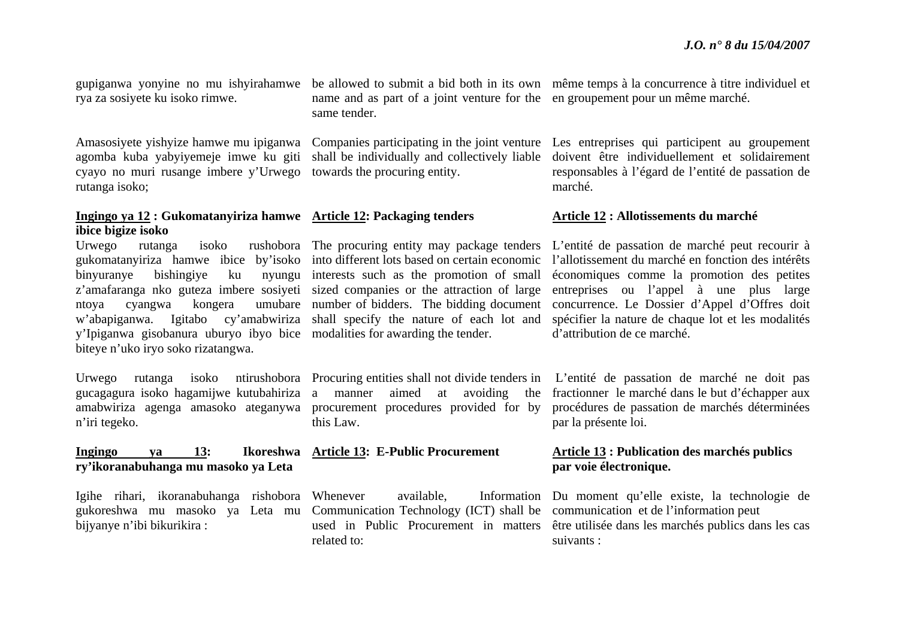gupiganwa yonyine no mu ishyirahamwe rya za sosiyete ku isoko rimwe.

Amasosiyete yishyize hamwe mu ipiganwa agomba kuba yabyiyemeje imwe ku giti cyayo no muri rusange imbere y'Urwego rutanga isoko;

### Ingingo ya 12 : Gukomatanyiriza hamwe ibice bigize isoko

Urwego rutanga isoko rushobora gukomatanyiriza hamwe ibice by'isoko binyuranye bishingiye ku nyungu z'amafaranga nko guteza imbere sosiyeti ntoya cyangwa kongera umubare w'abapiganwa. Igitabo cy'amabwiriza y'Ipiganwa gisobanura uburyo ibyo bice biteye n'uko iryo soko rizatangwa.

Urwego rutanga isoko ntirushobora gucagagura isoko hagamijwe kutubahiriza amabwiriza agenga amasoko ateganywa n'iri tegeko.

### Ingingo ya 13: Ikoreshwa ry'ikoranabuhanga mu masoko ya Leta

Igihe rihari, ikoranabuhanga rishobora gukoreshwa mu masoko ya Leta mu bijyanye n'ibi bikurikira :

be allowed to submit a bid both in its own name and as part of a joint venture for the same tender.

Companies participating in the joint venture shall be individually and collectively liable towards the procuring entity.

### Article 12: Packaging tenders

The procuring entity may package tenders into different lots based on certain economic interests such as the promotion of small sized companies or the attraction of large number of bidders. The bidding document shall specify the nature of each lot and modalities for awarding the tender.

Procuring entities shall not divide tenders in a manner aimed at avoiding the procurement procedures provided for by this Law.

### Article 13: E-Public Procurement

Whenever available, Information Communication Technology (ICT) shall be used in Public Procurement in matters related to:

même temps à la concurrence à titre individuel et en groupement pour un même marché.

Les entreprises qui participent au groupement doivent être individuellement et solidairement responsables à l'égard de l'entité de passation de marché.

### Article 12 : Allotissements du marché

L'entité de passation de marché peut recourir à l'allotissement du marché en fonction des intérêts économiques comme la promotion des petites entreprises ou l'appel à une plus large concurrence. Le Dossier d'Appel d'Offres doit spécifier la nature de chaque lot et les modalités d'attribution de ce marché.

L'entité de passation de marché ne doit pas fractionner le marché dans le but d'échapper aux procédures de passation de marchés déterminées par la présente loi.

### Article 13 : Publication des marchés publics par voie électronique.

Du moment qu'elle existe, la technologie de communication et de l'information peut être utilisée dans les marchés publics dans les cas suivants :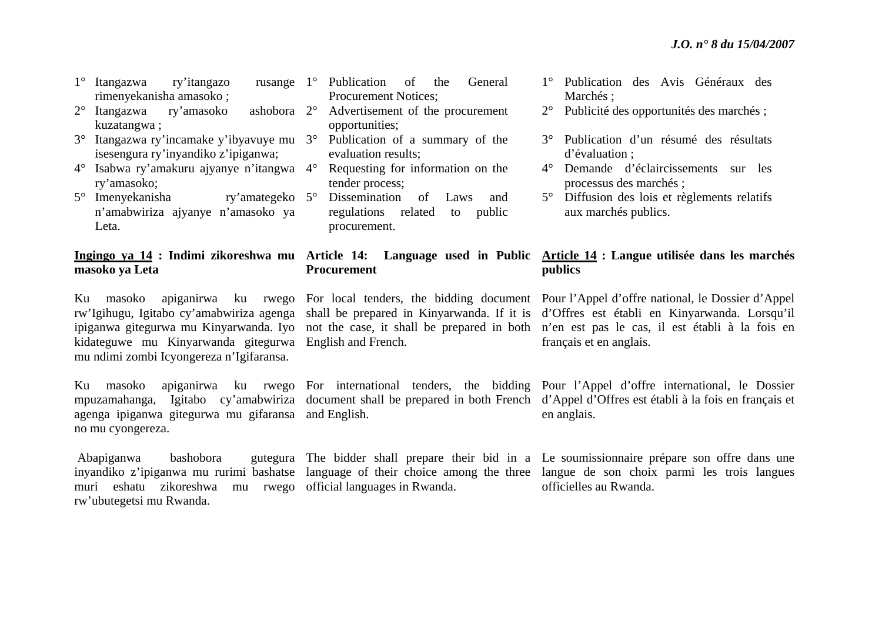1° Itangazwa ry'itangazo rusange rimenyekanisha amasoko ;
2° Itangazwa ry'amasoko ashobora kuzatangwa ;
3° Itangazwa ry'incamake y'ibyavuye mu isesengura ry'inyandiko z'ipiganwa;
4° Isabwa ry'amakuru ajyanye n'itangwa ry'amasoko;
5° Imenyekanisha ry'amategeko n'amabwiriza ajyanye n'amasoko ya Leta.

**Ingingo ya 14 : Indimi zikoreshwa mu masoko ya Leta**

Ku masoko apiganirwa ku rwego rw'Igihugu, Igitabo cy'amabwiriza agenga ipiganwa gitegurwa mu Kinyarwanda. Iyo kidateguwe mu Kinyarwanda gitegurwa mu ndimi zombi Icyongereza n'Igifaransa.

Ku masoko apiganirwa ku rwego mpuzamahanga, Igitabo cy'amabwiriza agenga ipiganwa gitegurwa mu gifaransa no mu cyongereza.

Abapiganwa bashobora gutegura inyandiko z'ipiganwa mu rurimi bashatse muri eshatu zikoreshwa mu rwego rw'ubutegetsi mu Rwanda.

1° Publication of the General Procurement Notices;
2° Advertisement of the procurement opportunities;
3° Publication of a summary of the evaluation results;
4° Requesting for information on the tender process;
5° Dissemination of Laws and regulations related to public procurement.

**Article 14: Language used in Public Procurement**

For local tenders, the bidding document shall be prepared in Kinyarwanda. If it is not the case, it shall be prepared in both English and French.

For international tenders, the bidding document shall be prepared in both French and English.

The bidder shall prepare their bid in a language of their choice among the three official languages in Rwanda.

1° Publication des Avis Généraux des Marchés ;
2° Publicité des opportunités des marchés ;
3° Publication d'un résumé des résultats d'évaluation ;
4° Demande d'éclaircissements sur les processus des marchés ;
5° Diffusion des lois et règlements relatifs aux marchés publics.

**Article 14 : Langue utilisée dans les marchés publics**

Pour l'Appel d'offre national, le Dossier d'Appel d'Offres est établi en Kinyarwanda. Lorsqu'il n'en est pas le cas, il est établi à la fois en français et en anglais.

Pour l'Appel d'offre international, le Dossier d'Appel d'Offres est établi à la fois en français et en anglais.

Le soumissionnaire prépare son offre dans une langue de son choix parmi les trois langues officielles au Rwanda.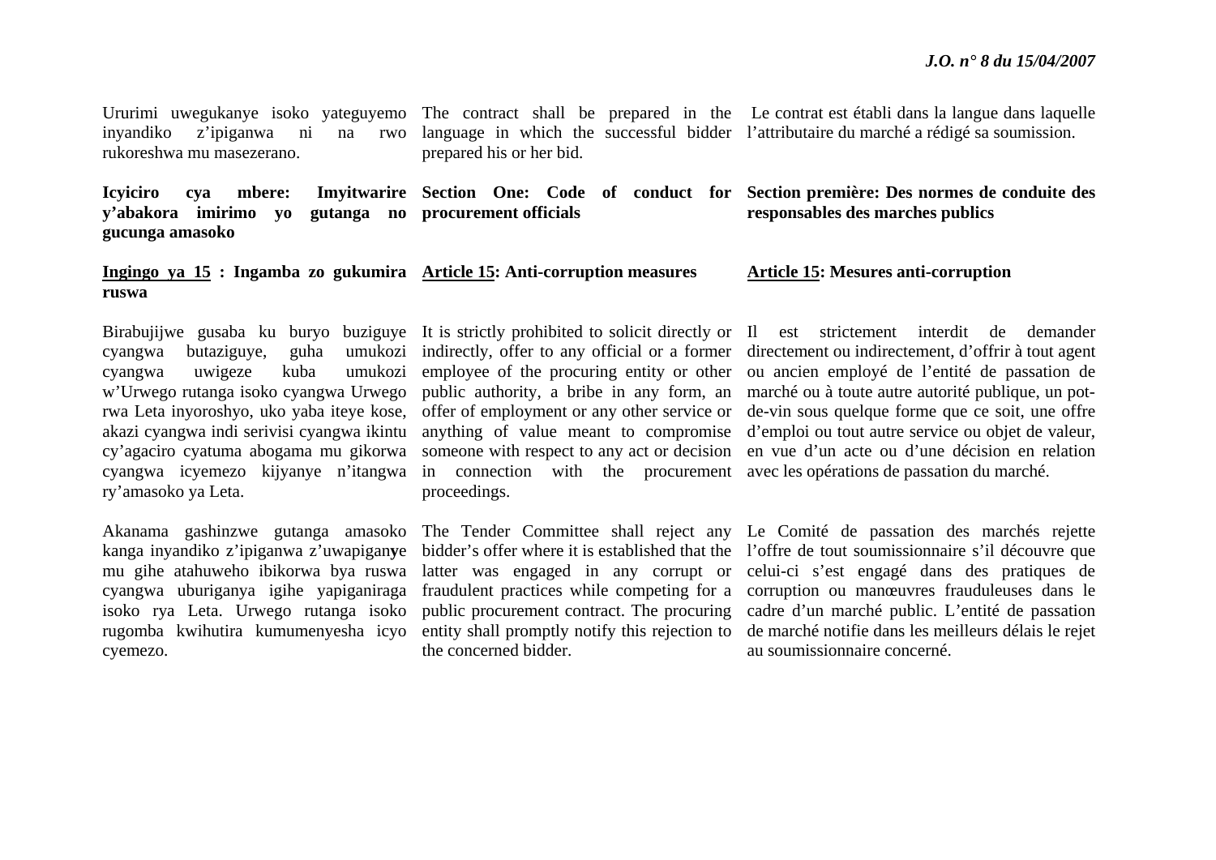Ururimi uwegukanye isoko yateguyemo inyandiko z'ipiganwa ni na rwo rukoreshwa mu masezerano.

The contract shall be prepared in the language in which the successful bidder prepared his or her bid.

Le contrat est établi dans la langue dans laquelle l'attributaire du marché a rédigé sa soumission.

**Icyiciro cya mbere: Imyitwarire y'abakora imirimo yo gutanga no gucunga amasoko**

**Section One: Code of conduct for procurement officials**

**Section première: Des normes de conduite des responsables des marches publics**

**<u>Ingingo ya 15</u> : Ingamba zo gukumira ruswa**

Birabujijwe gusaba ku buryo buziguye cyangwa butaziguye, guha umukozi cyangwa uwigeze kuba umukozi w'Urwego rutanga isoko cyangwa Urwego rwa Leta inyoroshyo, uko yaba iteye kose, akazi cyangwa indi serivisi cyangwa ikintu cy'agaciro cyatuma abogama mu gikorwa cyangwa icyemezo kijyanye n'itangwa ry'amasoko ya Leta.

Akanama gashinzwe gutanga amasoko kanga inyandiko z'ipiganwa z'uwapiganye mu gihe atahuweho ibikorwa bya ruswa cyangwa uburiganya igihe yapiganiraga isoko rya Leta. Urwego rutanga isoko rugomba kwihutira kumumenyesha icyo cyemezo.

**<u>Article 15</u>: Anti-corruption measures**

It is strictly prohibited to solicit directly or indirectly, offer to any official or a former employee of the procuring entity or other public authority, a bribe in any form, an offer of employment or any other service or anything of value meant to compromise someone with respect to any act or decision in connection with the procurement proceedings.

The Tender Committee shall reject any bidder's offer where it is established that the latter was engaged in any corrupt or fraudulent practices while competing for a public procurement contract. The procuring entity shall promptly notify this rejection to the concerned bidder.

**<u>Article 15</u>: Mesures anti-corruption**

Il est strictement interdit de demander directement ou indirectement, d'offrir à tout agent ou ancien employé de l'entité de passation de marché ou à toute autre autorité publique, un pot-de-vin sous quelque forme que ce soit, une offre d'emploi ou tout autre service ou objet de valeur, en vue d'un acte ou d'une décision en relation avec les opérations de passation du marché.

Le Comité de passation des marchés rejette l'offre de tout soumissionnaire s'il découvre que celui-ci s'est engagé dans des pratiques de corruption ou manœuvres frauduleuses dans le cadre d'un marché public. L'entité de passation de marché notifie dans les meilleurs délais le rejet au soumissionnaire concerné.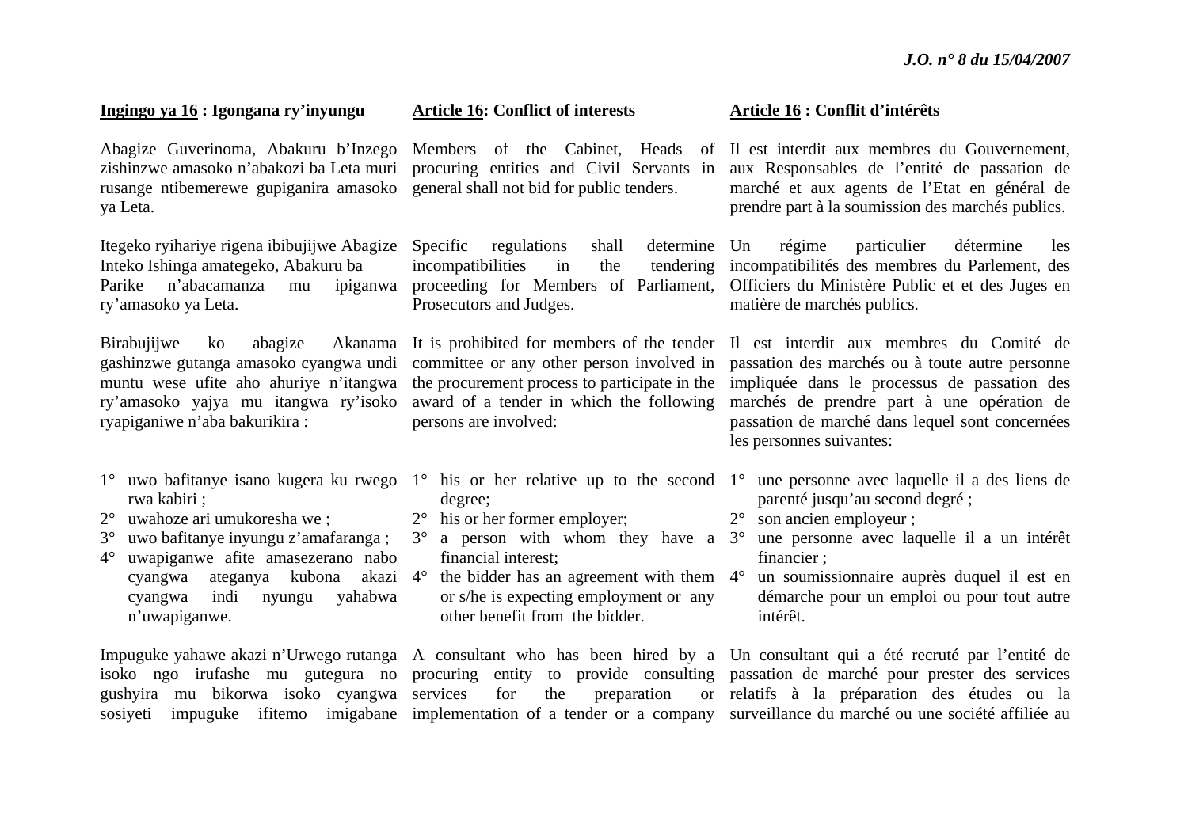### Ingingo ya 16 : Igongana ry'inyungu

Abagize Guverinoma, Abakuru b'Inzego zishinzwe amasoko n'abakozi ba Leta muri rusange ntibemerewe gupiganira amasoko ya Leta.

Itegeko ryihariye rigena ibibujijwe Abagize Inteko Ishinga amategeko, Abakuru ba Parike n'abacamanza mu ipiganwa ry'amasoko ya Leta.

Birabujijwe ko abagize Akanama gashinzwe gutanga amasoko cyangwa undi muntu wese ufite aho ahuriye n'itangwa ry'amasoko yajya mu itangwa ry'isoko ryapiganiwe n'aba bakurikira :

1° uwo bafitanye isano kugera ku rwego rwa kabiri ;
2° uwahoze ari umukoresha we ;
3° uwo bafitanye inyungu z'amafaranga ;
4° uwapiganwe afite amasezerano nabo cyangwa ateganya kubona akazi cyangwa indi nyungu yahabwa n'uwapiganwe.

Impuguke yahawe akazi n'Urwego rutanga isoko ngo irufashe mu gutegura no gushyira mu bikorwa isoko cyangwa sosiyeti impuguke ifitemo imigabane

### Article 16: Conflict of interests

Members of the Cabinet, Heads of procuring entities and Civil Servants in general shall not bid for public tenders.

Specific regulations shall determine incompatibilities in the tendering proceeding for Members of Parliament, Prosecutors and Judges.

It is prohibited for members of the tender committee or any other person involved in the procurement process to participate in the award of a tender in which the following persons are involved:

1° his or her relative up to the second degree;
2° his or her former employer;
3° a person with whom they have a financial interest;
4° the bidder has an agreement with them or s/he is expecting employment or any other benefit from the bidder.

A consultant who has been hired by a procuring entity to provide consulting services for the preparation or implementation of a tender or a company

### Article 16 : Conflit d'intérêts

Il est interdit aux membres du Gouvernement, aux Responsables de l'entité de passation de marché et aux agents de l'Etat en général de prendre part à la soumission des marchés publics.

Un régime particulier détermine les incompatibilités des membres du Parlement, des Officiers du Ministère Public et et des Juges en matière de marchés publics.

Il est interdit aux membres du Comité de passation des marchés ou à toute autre personne impliquée dans le processus de passation des marchés de prendre part à une opération de passation de marché dans lequel sont concernées les personnes suivantes:

1° une personne avec laquelle il a des liens de parenté jusqu'au second degré ;
2° son ancien employeur ;
3° une personne avec laquelle il a un intérêt financier ;
4° un soumissionnaire auprès duquel il est en démarche pour un emploi ou pour tout autre intérêt.

Un consultant qui a été recruté par l'entité de passation de marché pour prester des services relatifs à la préparation des études ou la surveillance du marché ou une société affiliée au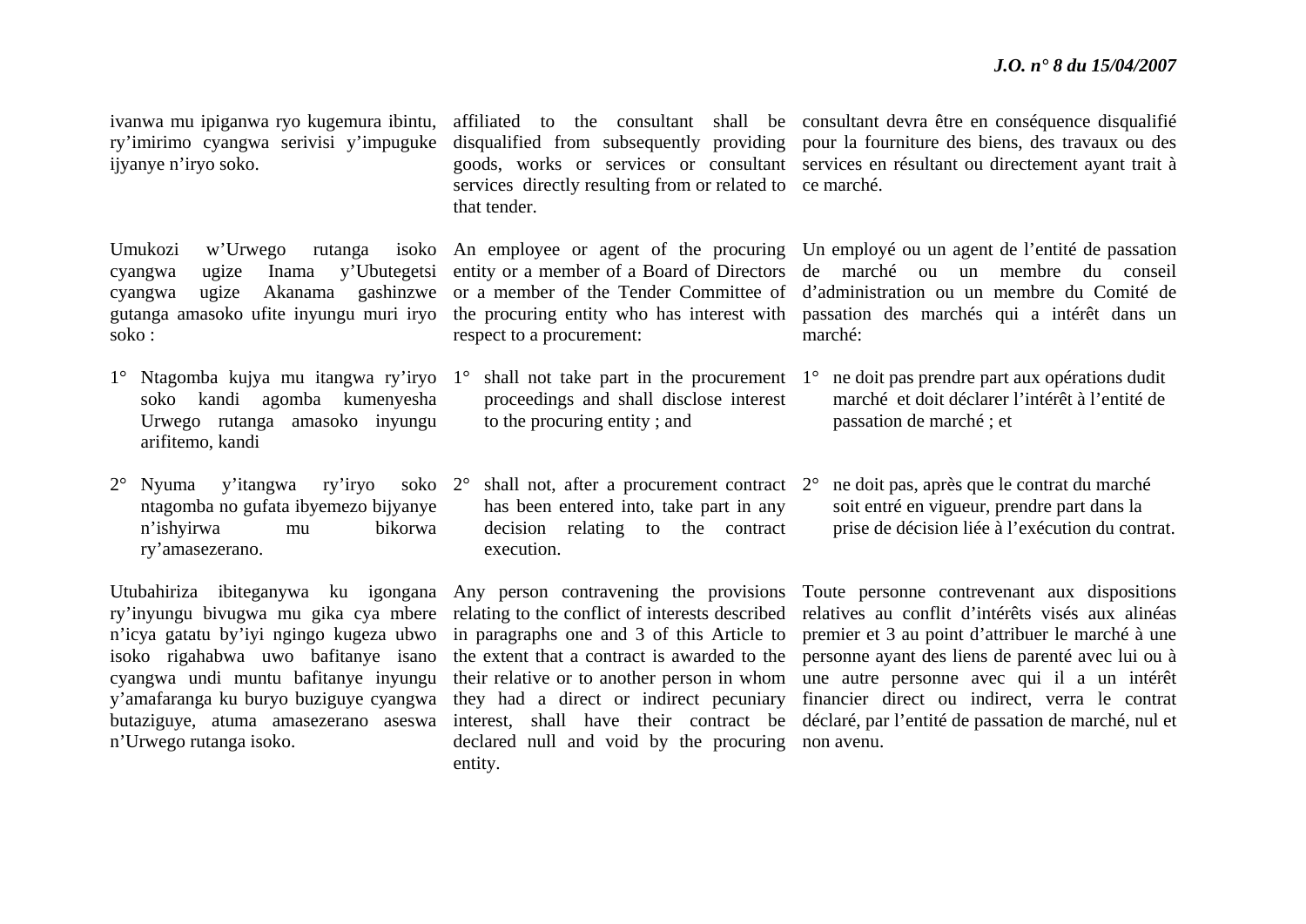ivanwa mu ipiganwa ryo kugemura ibintu, ry'imirimo cyangwa serivisi y'impuguke ijyanye n'iryo soko.

Umukozi w'Urwego rutanga isoko cyangwa ugize Inama y'Ubutegetsi cyangwa ugize Akanama gashinzwe gutanga amasoko ufite inyungu muri iryo soko :

1° Ntagomba kujya mu itangwa ry'iryo soko kandi agomba kumenyesha Urwego rutanga amasoko inyungu arifitemo, kandi

2° Nyuma y'itangwa ry'iryo soko ntagomba no gufata ibyemezo bijyanye n'ishyirwa mu bikorwa ry'amasezerano.

Utubahiriza ibiteganywa ku igongana ry'inyungu bivugwa mu gika cya mbere n'icya gatatu by'iyi ngingo kugeza ubwo isoko rigahabwa uwo bafitanye isano cyangwa undi muntu bafitanye inyungu y'amafaranga ku buryo buziguye cyangwa butaziguye, atuma amasezerano aseswa n'Urwego rutanga isoko.

affiliated to the consultant shall be disqualified from subsequently providing goods, works or services or consultant services directly resulting from or related to that tender.

An employee or agent of the procuring entity or a member of a Board of Directors or a member of the Tender Committee of the procuring entity who has interest with respect to a procurement:

1° shall not take part in the procurement proceedings and shall disclose interest to the procuring entity ; and

2° shall not, after a procurement contract has been entered into, take part in any decision relating to the contract execution.

Any person contravening the provisions relating to the conflict of interests described in paragraphs one and 3 of this Article to the extent that a contract is awarded to the their relative or to another person in whom they had a direct or indirect pecuniary interest, shall have their contract be declared null and void by the procuring entity.

consultant devra être en conséquence disqualifié pour la fourniture des biens, des travaux ou des services en résultant ou directement ayant trait à ce marché.

Un employé ou un agent de l'entité de passation de marché ou un membre du conseil d'administration ou un membre du Comité de passation des marchés qui a intérêt dans un marché:

1° ne doit pas prendre part aux opérations dudit marché et doit déclarer l'intérêt à l'entité de passation de marché ; et

2° ne doit pas, après que le contrat du marché soit entré en vigueur, prendre part dans la prise de décision liée à l'exécution du contrat.

Toute personne contrevenant aux dispositions relatives au conflit d'intérêts visés aux alinéas premier et 3 au point d'attribuer le marché à une personne ayant des liens de parenté avec lui ou à une autre personne avec qui il a un intérêt financier direct ou indirect, verra le contrat déclaré, par l'entité de passation de marché, nul et non avenu.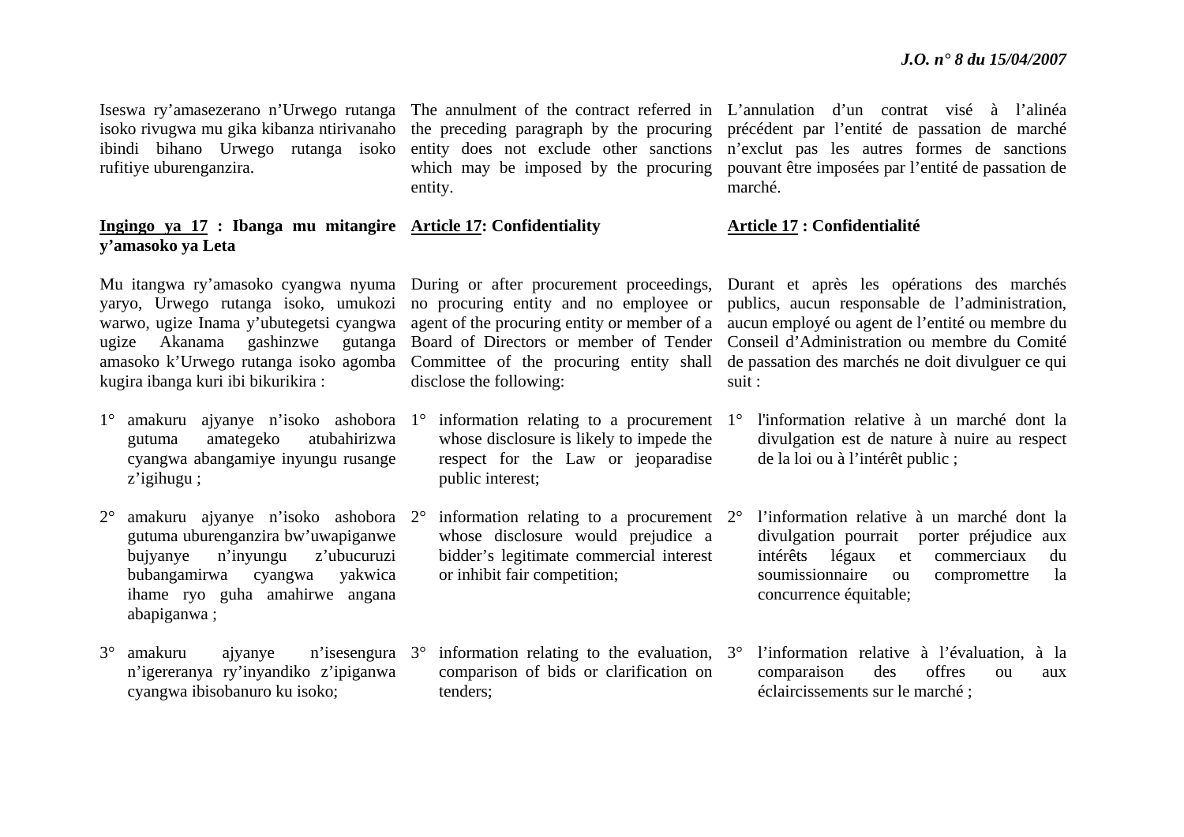Iseswa ry'amasezerano n'Urwego rutanga isoko rivugwa mu gika kibanza ntirivanaho ibindi bihano Urwego rutanga isoko rufitiye uburenganzira.

**<u>Ingingo ya 17</u> : Ibanga mu mitangire y'amasoko ya Leta**

Mu itangwa ry'amasoko cyangwa nyuma yaryo, Urwego rutanga isoko, umukozi warwo, ugize Inama y'ubutegetsi cyangwa ugize Akanama gashinzwe gutanga amasoko k'Urwego rutanga isoko agomba kugira ibanga kuri ibi bikurikira :

1° amakuru ajyanye n'isoko ashobora gutuma amategeko atubahirizwa cyangwa abangamiye inyungu rusange z'igihugu ;

2° amakuru ajyanye n'isoko ashobora gutuma uburenganzira bw'uwapiganwe bujyanye n'inyungu z'ubucuruzi bubangamirwa cyangwa yakwica ihame ryo guha amahirwe angana abapiganwa ;

3° amakuru ajyanye n'isesengura n'igereranya ry'inyandiko z'ipiganwa cyangwa ibisobanuro ku isoko;

The annulment of the contract referred in the preceding paragraph by the procuring entity does not exclude other sanctions which may be imposed by the procuring entity.

**<u>Article 17</u>: Confidentiality**

During or after procurement proceedings, no procuring entity and no employee or agent of the procuring entity or member of a Board of Directors or member of Tender Committee of the procuring entity shall disclose the following:

1° information relating to a procurement whose disclosure is likely to impede the respect for the Law or jeopardise public interest;

2° information relating to a procurement whose disclosure would prejudice a bidder's legitimate commercial interest or inhibit fair competition;

3° information relating to the evaluation, comparison of bids or clarification on tenders;

L'annulation d'un contrat visé à l'alinéa précédent par l'entité de passation de marché n'exclut pas les autres formes de sanctions pouvant être imposées par l'entité de passation de marché.

**<u>Article 17</u> : Confidentialité**

Durant et après les opérations des marchés publics, aucun responsable de l'administration, aucun employé ou agent de l'entité ou membre du Conseil d'Administration ou membre du Comité de passation des marchés ne doit divulguer ce qui suit :

1° l'information relative à un marché dont la divulgation est de nature à nuire au respect de la loi ou à l'intérêt public ;

2° l'information relative à un marché dont la divulgation pourrait porter préjudice aux intérêts légaux et commerciaux du soumissionnaire ou compromettre la concurrence équitable;

3° l'information relative à l'évaluation, à la comparaison des offres ou aux éclaircissements sur le marché ;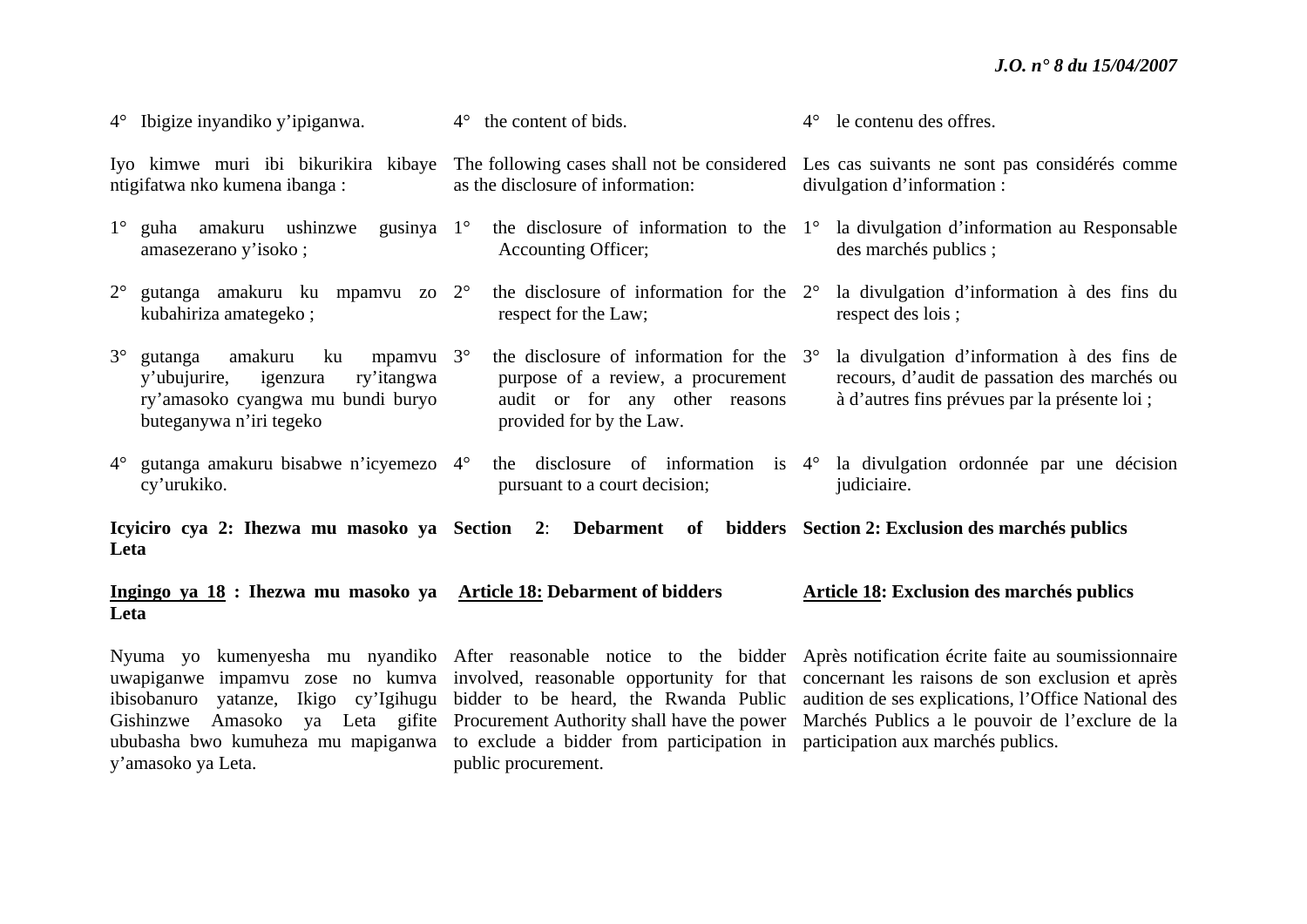4° Ibigize inyandiko y'ipiganwa.

Iyo kimwe muri ibi bikurikira kibaye ntigifatwa nko kumena ibanga :

1° guha amakuru ushinzwe gusinya amasezerano y'isoko ;

2° gutanga amakuru ku mpamvu zo kubahiriza amategeko ;

3° gutanga amakuru ku mpamvu y'ubujurire, igenzura ry'itangwa ry'amasoko cyangwa mu bundi buryo buteganywa n'iri tegeko

4° gutanga amakuru bisabwe n'icyemezo cy'urukiko.

**Icyiciro cya 2: Ihezwa mu masoko ya Leta**

**<u>Ingingo ya 18</u> : Ihezwa mu masoko ya Leta**

Nyuma yo kumenyesha mu nyandiko uwapiganwe impamvu zose no kumva ibisobanuro yatanze, Ikigo cy'Igihugu Gishinzwe Amasoko ya Leta gifite ububasha bwo kumuheza mu mapiganwa y'amasoko ya Leta.

4° the content of bids.

The following cases shall not be considered as the disclosure of information:

1° the disclosure of information to the Accounting Officer;

2° the disclosure of information for the respect for the Law;

3° the disclosure of information for the purpose of a review, a procurement audit or for any other reasons provided for by the Law.

4° the disclosure of information is pursuant to a court decision;

**Section 2: Debarment of bidders**

**<u>Article 18:</u> Debarment of bidders**

After reasonable notice to the bidder involved, reasonable opportunity for that bidder to be heard, the Rwanda Public Procurement Authority shall have the power to exclude a bidder from participation in public procurement.

4° le contenu des offres.

Les cas suivants ne sont pas considérés comme divulgation d'information :

1° la divulgation d'information au Responsable des marchés publics ;

2° la divulgation d'information à des fins du respect des lois ;

3° la divulgation d'information à des fins de recours, d'audit de passation des marchés ou à d'autres fins prévues par la présente loi ;

4° la divulgation ordonnée par une décision judiciaire.

**Section 2: Exclusion des marchés publics**

**<u>Article 18</u>: Exclusion des marchés publics**

Après notification écrite faite au soumissionnaire concernant les raisons de son exclusion et après audition de ses explications, l'Office National des Marchés Publics a le pouvoir de l'exclure de la participation aux marchés publics.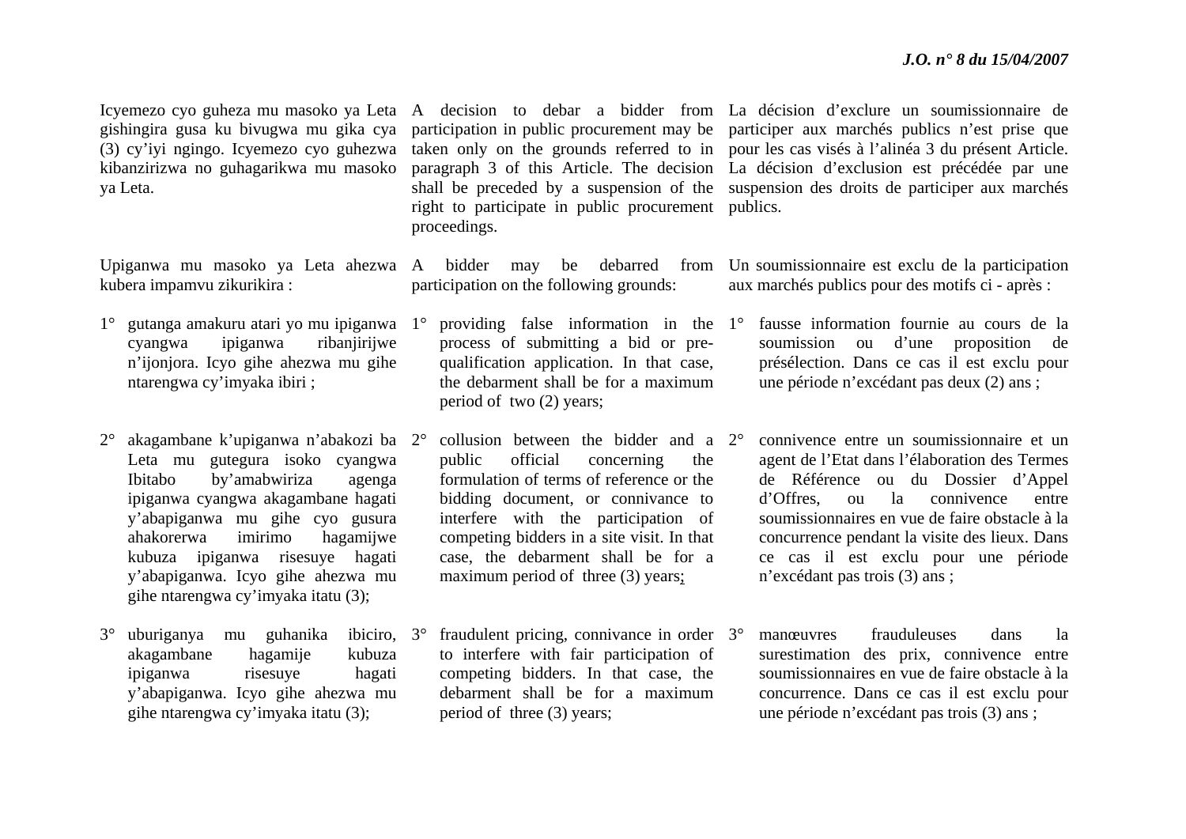Icyemezo cyo guheza mu masoko ya Leta gishingira gusa ku bivugwa mu gika cya (3) cy'iyi ngingo. Icyemezo cyo guhezwa kibanzirizwa no guhagarikwa mu masoko ya Leta.

Upiganwa mu masoko ya Leta ahezwa kubera impamvu zikurikira :

1° gutanga amakuru atari yo mu ipiganwa cyangwa ipiganwa ribanjirijwe n'ijonjora. Icyo gihe ahezwa mu gihe ntarengwa cy'imyaka ibiri ;

2° akagambane k'upiganwa n'abakozi ba Leta mu gutegura isoko cyangwa Ibitabo by'amabwiriza agenga ipiganwa cyangwa akagambane hagati y'abapiganwa mu gihe cyo gusura ahakorerwa imirimo hagamijwe kubuza ipiganwa risesuye hagati y'abapiganwa. Icyo gihe ahezwa mu gihe ntarengwa cy'imyaka itatu (3);

3° uburiganya mu guhanika ibiciro, akagambane hagamije kubuza ipiganwa risesuye hagati y'abapiganwa. Icyo gihe ahezwa mu gihe ntarengwa cy'imyaka itatu (3);

A decision to debar a bidder from participation in public procurement may be taken only on the grounds referred to in paragraph 3 of this Article. The decision shall be preceded by a suspension of the right to participate in public procurement proceedings.

A bidder may be debarred from participation on the following grounds:

1° providing false information in the process of submitting a bid or pre-qualification application. In that case, the debarment shall be for a maximum period of two (2) years;

2° collusion between the bidder and a public official concerning the formulation of terms of reference or the bidding document, or connivance to interfere with the participation of competing bidders in a site visit. In that case, the debarment shall be for a maximum period of three (3) years;

3° fraudulent pricing, connivance in order to interfere with fair participation of competing bidders. In that case, the debarment shall be for a maximum period of three (3) years;

La décision d'exclure un soumissionnaire de participer aux marchés publics n'est prise que pour les cas visés à l'alinéa 3 du présent Article. La décision d'exclusion est précédée par une suspension des droits de participer aux marchés publics.

Un soumissionnaire est exclu de la participation aux marchés publics pour des motifs ci - après :

1° fausse information fournie au cours de la soumission ou d'une proposition de présélection. Dans ce cas il est exclu pour une période n'excédant pas deux (2) ans ;

2° connivence entre un soumissionnaire et un agent de l'Etat dans l'élaboration des Termes de Référence ou du Dossier d'Appel d'Offres, ou la connivence entre soumissionnaires en vue de faire obstacle à la concurrence pendant la visite des lieux. Dans ce cas il est exclu pour une période n'excédant pas trois (3) ans ;

3° manœuvres frauduleuses dans la surestimation des prix, connivence entre soumissionnaires en vue de faire obstacle à la concurrence. Dans ce cas il est exclu pour une période n'excédant pas trois (3) ans ;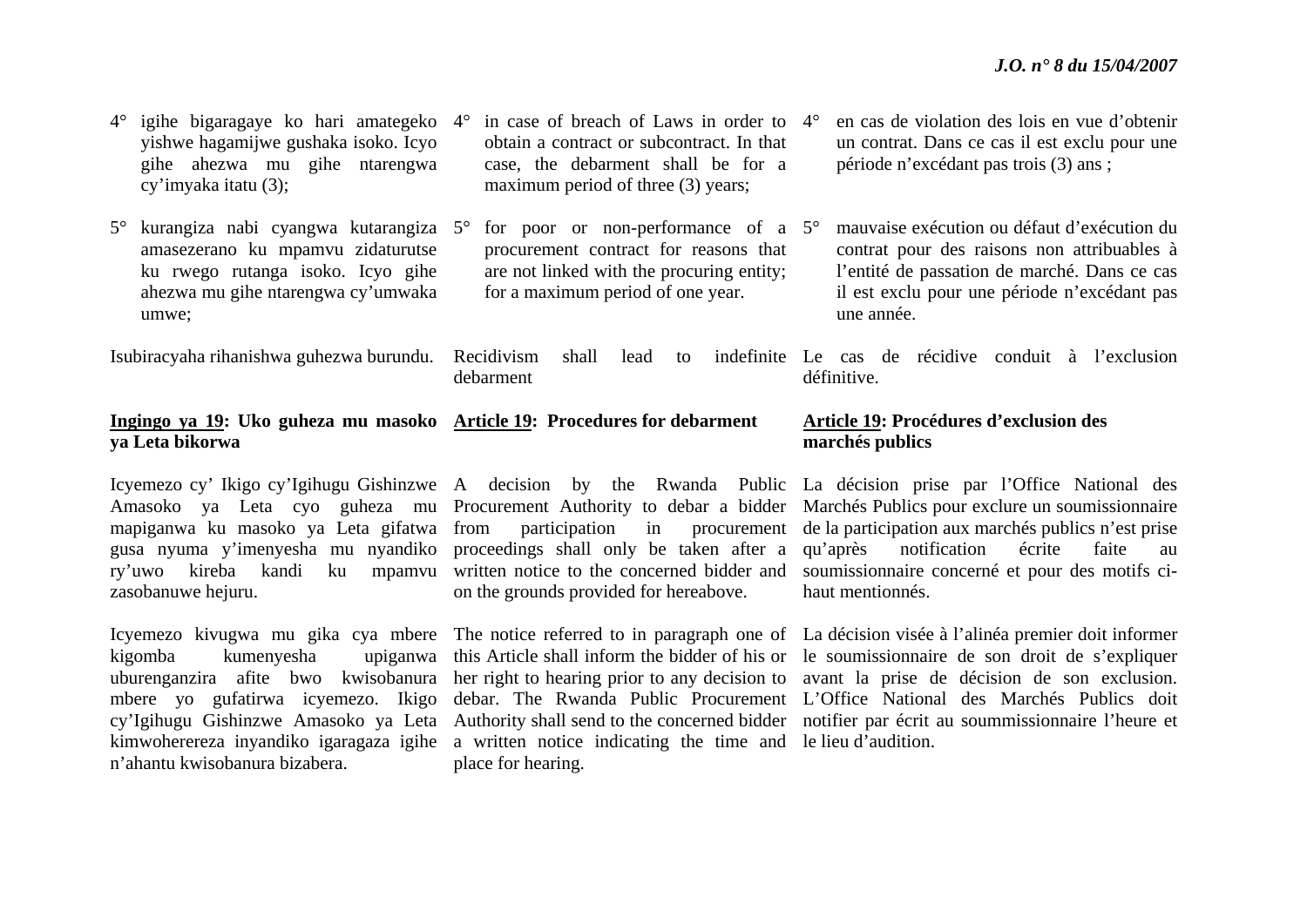4° igihe bigaragaye ko hari amategeko yishwe hagamijwe gushaka isoko. Icyo gihe ahezwa mu gihe ntarengwa cy'imyaka itatu (3);

5° kurangiza nabi cyangwa kutarangiza amasezerano ku mpamvu zidaturutse ku rwego rutanga isoko. Icyo gihe ahezwa mu gihe ntarengwa cy'umwaka umwe;

Isubiracyaha rihanishwa guhezwa burundu.

**Ingingo ya 19: Uko guheza mu masoko ya Leta bikorwa**

Icyemezo cy' Ikigo cy'Igihugu Gishinzwe Amasoko ya Leta cyo guheza mu mapiganwa ku masoko ya Leta gifatwa gusa nyuma y'imenyesha mu nyandiko ry'uwo kireba kandi ku mpamvu zasobanuwe hejuru.

Icyemezo kivugwa mu gika cya mbere kigomba kumenyesha upiganwa uburenganzira afite bwo kwisobanura mbere yo gufatirwa icyemezo. Ikigo cy'Igihugu Gishinzwe Amasoko ya Leta kimwoherereza inyandiko igaragaza igihe n'ahantu kwisobanura bizabera.

4° in case of breach of Laws in order to obtain a contract or subcontract. In that case, the debarment shall be for a maximum period of three (3) years;

5° for poor or non-performance of a procurement contract for reasons that are not linked with the procuring entity; for a maximum period of one year.

Recidivism shall lead to indefinite debarment

**Article 19: Procedures for debarment**

A decision by the Rwanda Public Procurement Authority to debar a bidder from participation in procurement proceedings shall only be taken after a written notice to the concerned bidder and on the grounds provided for hereabove.

The notice referred to in paragraph one of this Article shall inform the bidder of his or her right to hearing prior to any decision to debar. The Rwanda Public Procurement Authority shall send to the concerned bidder a written notice indicating the time and place for hearing.

4° en cas de violation des lois en vue d'obtenir un contrat. Dans ce cas il est exclu pour une période n'excédant pas trois (3) ans ;

5° mauvaise exécution ou défaut d'exécution du contrat pour des raisons non attribuables à l'entité de passation de marché. Dans ce cas il est exclu pour une période n'excédant pas une année.

Le cas de récidive conduit à l'exclusion définitive.

**Article 19: Procédures d'exclusion des marchés publics**

La décision prise par l'Office National des Marchés Publics pour exclure un soumissionnaire de la participation aux marchés publics n'est prise qu'après notification écrite faite au soumissionnaire concerné et pour des motifs ci-haut mentionnés.

La décision visée à l'alinéa premier doit informer le soumissionnaire de son droit de s'expliquer avant la prise de décision de son exclusion. L'Office National des Marchés Publics doit notifier par écrit au soummissionnaire l'heure et le lieu d'audition.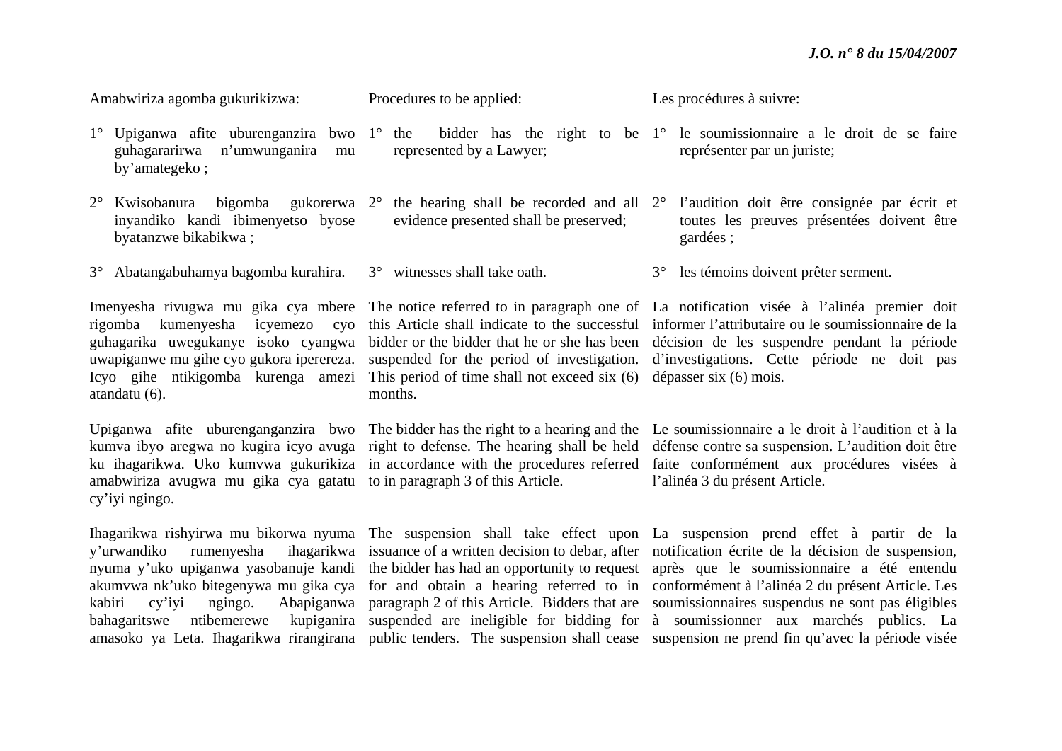Amabwiriza agomba gukurikizwa:

1° Upiganwa afite uburenganzira bwo guhagararirwa n'umwunganira mu by'amategeko ;

2° Kwisobanura bigomba gukorerwa inyandiko kandi ibimenyetso byose byatanzwe bikabikwa ;

3° Abatangabuhamya bagomba kurahira.

Imenyesha rivugwa mu gika cya mbere rigomba kumenyesha icyemezo cyo guhagarika uwegukanye isoko cyangwa uwapiganwe mu gihe cyo gukora iperereza. Icyo gihe ntikigomba kurenga amezi atandatu (6).

Upiganwa afite uburenganganzira bwo kumva ibyo aregwa no kugira icyo avuga ku ihagarikwa. Uko kumvwa gukurikiza amabwiriza avugwa mu gika cya gatatu cy'iyi ngingo.

Ihagarikwa rishyirwa mu bikorwa nyuma y'urwandiko rumenyesha ihagarikwa nyuma y'uko upiganwa yasobanuje kandi akumvwa nk'uko bitegenywa mu gika cya kabiri cy'iyi ngingo. Abapiganwa bahagaritswe ntibemerewe kupiganira amasoko ya Leta. Ihagarikwa rirangirana

Procedures to be applied:

1° the bidder has the right to be represented by a Lawyer;

2° the hearing shall be recorded and all evidence presented shall be preserved;

3° witnesses shall take oath.

The notice referred to in paragraph one of this Article shall indicate to the successful bidder or the bidder that he or she has been suspended for the period of investigation. This period of time shall not exceed six (6) months.

The bidder has the right to a hearing and the right to defense. The hearing shall be held in accordance with the procedures referred to in paragraph 3 of this Article.

The suspension shall take effect upon issuance of a written decision to debar, after the bidder has had an opportunity to request for and obtain a hearing referred to in paragraph 2 of this Article. Bidders that are suspended are ineligible for bidding for public tenders. The suspension shall cease

Les procédures à suivre:

1° le soumissionnaire a le droit de se faire représenter par un juriste;

2° l'audition doit être consignée par écrit et toutes les preuves présentées doivent être gardées ;

3° les témoins doivent prêter serment.

La notification visée à l'alinéa premier doit informer l'attributaire ou le soumissionnaire de la décision de les suspendre pendant la période d'investigations. Cette période ne doit pas dépasser six (6) mois.

Le soumissionnaire a le droit à l'audition et à la défense contre sa suspension. L'audition doit être faite conformément aux procédures visées à l'alinéa 3 du présent Article.

La suspension prend effet à partir de la notification écrite de la décision de suspension, après que le soumissionnaire a été entendu conformément à l'alinéa 2 du présent Article. Les soumissionnaires suspendus ne sont pas éligibles à soumissionner aux marchés publics. La suspension ne prend fin qu'avec la période visée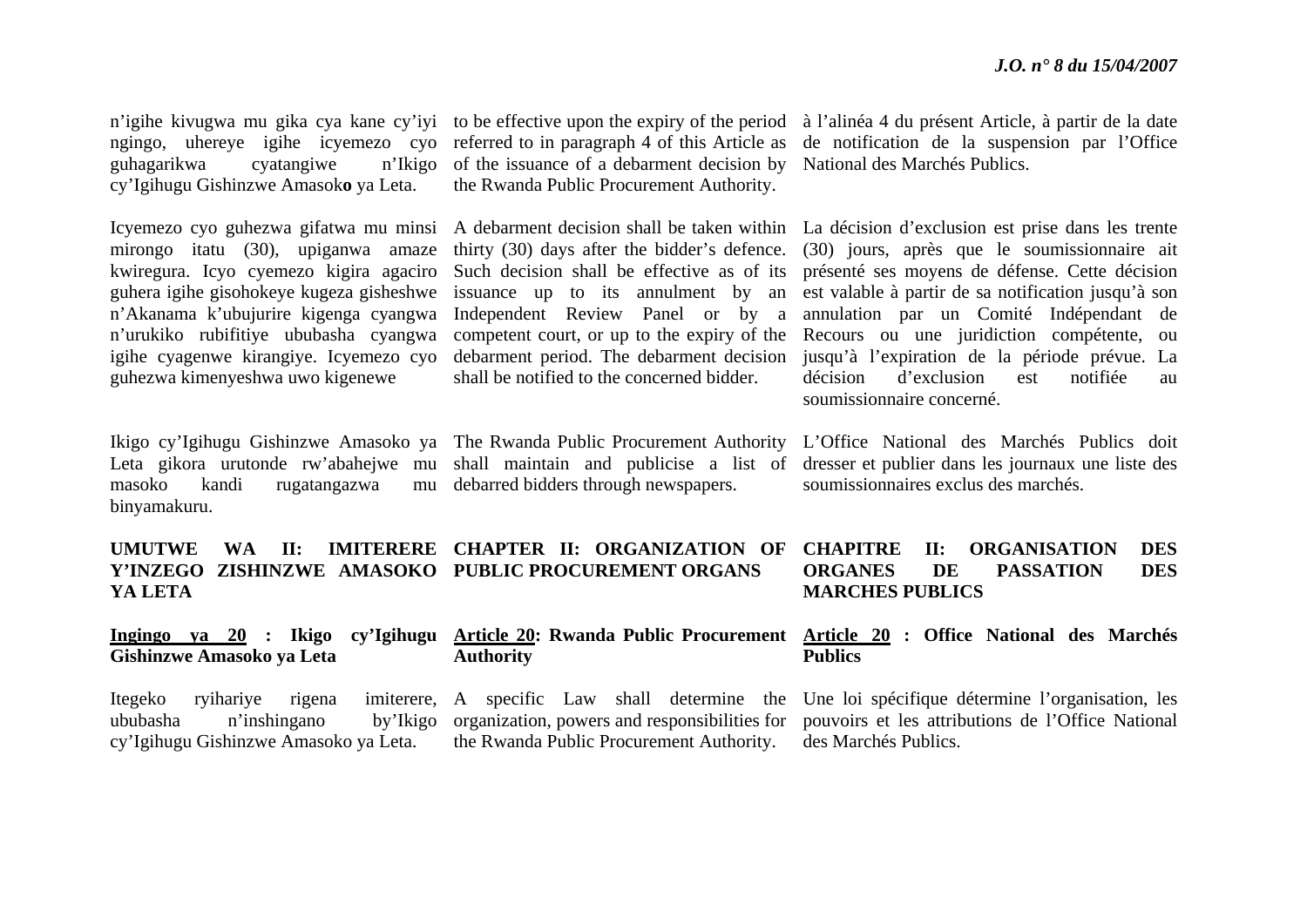n'igihe kivugwa mu gika cya kane cy'iyi ngingo, uhereye igihe icyemezo cyo guhagarikwa cyatangiwe n'Ikigo cy'Igihugu Gishinzwe Amasoko ya Leta.

Icyemezo cyo guhezwa gifatwa mu minsi mirongo itatu (30), upiganwa amaze kwiregura. Icyo cyemezo kigira agaciro guhera igihe gisohokeye kugeza gisheshwe n'Akanama k'ubujurire kigenga cyangwa n'urukiko rubifitiye ububasha cyangwa igihe cyagenwe kirangiye. Icyemezo cyo guhezwa kimenyeshwa uwo kigenewe

Ikigo cy'Igihugu Gishinzwe Amasoko ya Leta gikora urutonde rw'abahejwe mu masoko kandi rugatangazwa mu binyamakuru.

## UMUTWE WA II: IMITERERE Y'INZEGO ZISHINZWE AMASOKO YA LETA

**Ingingo ya 20 : Ikigo cy'Igihugu Gishinzwe Amasoko ya Leta**

Itegeko ryihariye rigena imiterere, ububasha n'inshingano by'Ikigo cy'Igihugu Gishinzwe Amasoko ya Leta.

to be effective upon the expiry of the period referred to in paragraph 4 of this Article as of the issuance of a debarment decision by the Rwanda Public Procurement Authority.

A debarment decision shall be taken within thirty (30) days after the bidder's defence. Such decision shall be effective as of its issuance up to its annulment by an Independent Review Panel or by a competent court, or up to the expiry of the debarment period. The debarment decision shall be notified to the concerned bidder.

The Rwanda Public Procurement Authority shall maintain and publicise a list of debarred bidders through newspapers.

## CHAPTER II: ORGANIZATION OF PUBLIC PROCUREMENT ORGANS

**Article 20: Rwanda Public Procurement Authority**

A specific Law shall determine the organization, powers and responsibilities for the Rwanda Public Procurement Authority.

à l'alinéa 4 du présent Article, à partir de la date de notification de la suspension par l'Office National des Marchés Publics.

La décision d'exclusion est prise dans les trente (30) jours, après que le soumissionnaire ait présenté ses moyens de défense. Cette décision est valable à partir de sa notification jusqu'à son annulation par un Comité Indépendant de Recours ou une juridiction compétente, ou jusqu'à l'expiration de la période prévue. La décision d'exclusion est notifiée au soumissionnaire concerné.

L'Office National des Marchés Publics doit dresser et publier dans les journaux une liste des soumissionnaires exclus des marchés.

## CHAPITRE II: ORGANISATION DES ORGANES DE PASSATION DES MARCHES PUBLICS

**Article 20 : Office National des Marchés Publics**

Une loi spécifique détermine l'organisation, les pouvoirs et les attributions de l'Office National des Marchés Publics.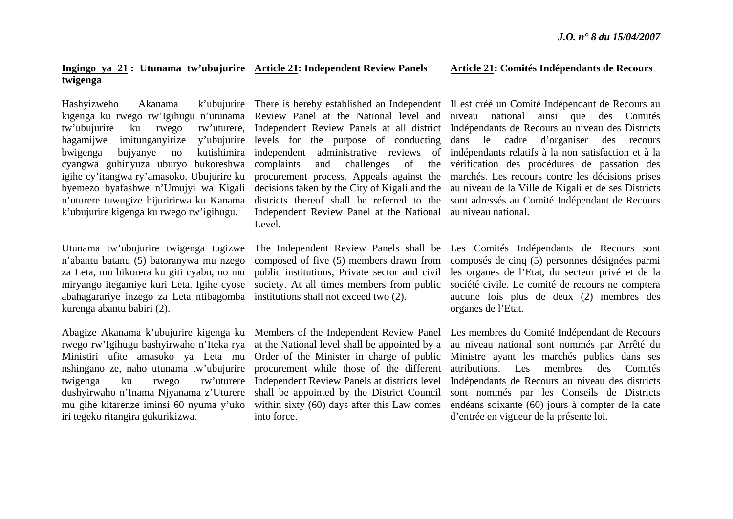**Ingingo ya 21 : Utunama tw'ubujurire twigenga**

Hashyizweho Akanama k'ubujurire kigenga ku rwego rw'Igihugu n'utunama tw'ubujurire ku rwego rw'uturere, hagamijwe imitunganyirize y'ubujurire bwigenga bujyanye no kutishimira cyangwa guhinyuza uburyo bukoreshwa igihe cy'itangwa ry'amasoko. Ubujurire ku byemezo byafashwe n'Umujyi wa Kigali n'uturere tuwugize bijuririrwa ku Kanama k'ubujurire kigenga ku rwego rw'igihugu.

Utunama tw'ubujurire twigenga tugizwe n'abantu batanu (5) batoranywa mu nzego za Leta, mu bikorera ku giti cyabo, no mu miryango itegamiye kuri Leta. Igihe cyose abahagarariye inzego za Leta ntibagomba kurenga abantu babiri (2).

Abagize Akanama k'ubujurire kigenga ku rwego rw'Igihugu bashyirwaho n'Iteka rya Ministiri ufite amasoko ya Leta mu nshingano ze, naho utunama tw'ubujurire twigenga ku rwego rw'uturere dushyirwaho n'Inama Njyanama z'Uturere mu gihe kitarenze iminsi 60 nyuma y'uko iri tegeko ritangira gukurikizwa.

**Article 21: Independent Review Panels**

There is hereby established an Independent Review Panel at the National level and Independent Review Panels at all district levels for the purpose of conducting independent administrative reviews of complaints and challenges of the procurement process. Appeals against the decisions taken by the City of Kigali and the districts thereof shall be referred to the Independent Review Panel at the National Level.

The Independent Review Panels shall be composed of five (5) members drawn from public institutions, Private sector and civil society. At all times members from public institutions shall not exceed two (2).

Members of the Independent Review Panel at the National level shall be appointed by a Order of the Minister in charge of public procurement while those of the different Independent Review Panels at districts level shall be appointed by the District Council within sixty (60) days after this Law comes into force.

**Article 21: Comités Indépendants de Recours**

Il est créé un Comité Indépendant de Recours au niveau national ainsi que des Comités Indépendants de Recours au niveau des Districts dans le cadre d'organiser des recours indépendants relatifs à la non satisfaction et à la vérification des procédures de passation des marchés. Les recours contre les décisions prises au niveau de la Ville de Kigali et de ses Districts sont adressés au Comité Indépendant de Recours au niveau national.

Les Comités Indépendants de Recours sont composés de cinq (5) personnes désignées parmi les organes de l'Etat, du secteur privé et de la société civile. Le comité de recours ne comptera aucune fois plus de deux (2) membres des organes de l'Etat.

Les membres du Comité Indépendant de Recours au niveau national sont nommés par Arrêté du Ministre ayant les marchés publics dans ses attributions. Les membres des Comités Indépendants de Recours au niveau des districts sont nommés par les Conseils de Districts endéans soixante (60) jours à compter de la date d'entrée en vigueur de la présente loi.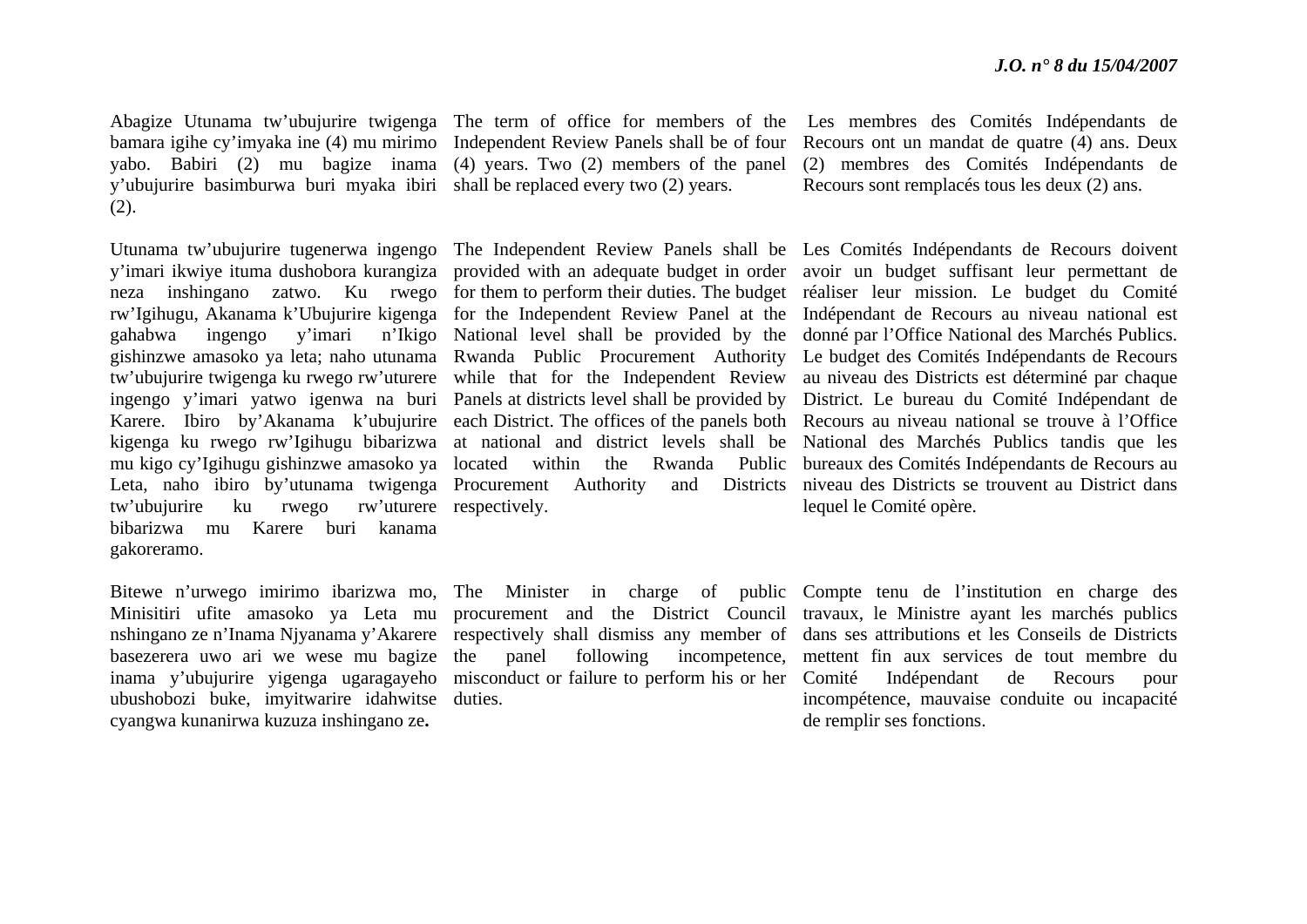Abagize Utunama tw'ubujurire twigenga bamara igihe cy'imyaka ine (4) mu mirimo yabo. Babiri (2) mu bagize inama y'ubujurire basimburwa buri myaka ibiri (2).

Utunama tw'ubujurire tugenerwa ingengo y'imari ikwiye ituma dushobora kurangiza neza inshingano zatwo. Ku rwego rw'Igihugu, Akanama k'Ubujurire kigenga gahabwa ingengo y'imari n'Ikigo gishinzwe amasoko ya leta; naho utunama tw'ubujurire twigenga ku rwego rw'uturere ingengo y'imari yatwo igenwa na buri Karere. Ibiro by'Akanama k'ubujurire kigenga ku rwego rw'Igihugu bibarizwa mu kigo cy'Igihugu gishinzwe amasoko ya Leta, naho ibiro by'utunama twigenga tw'ubujurire ku rwego rw'uturere bibarizwa mu Karere buri kanama gakoreramo.

Bitewe n'urwego imirimo ibarizwa mo, Minisitiri ufite amasoko ya Leta mu nshingano ze n'Inama Njyanama y'Akarere basezerera uwo ari we wese mu bagize inama y'ubujurire yigenga ugaragayeho ubushobozi buke, imyitwarire idahwitse cyangwa kunanirwa kuzuza inshingano ze**.**

The term of office for members of the Independent Review Panels shall be of four (4) years. Two (2) members of the panel shall be replaced every two (2) years.

The Independent Review Panels shall be provided with an adequate budget in order for them to perform their duties. The budget for the Independent Review Panel at the National level shall be provided by the Rwanda Public Procurement Authority while that for the Independent Review Panels at districts level shall be provided by each District. The offices of the panels both at national and district levels shall be located within the Rwanda Public Procurement Authority and Districts respectively.

The Minister in charge of public procurement and the District Council respectively shall dismiss any member of the panel following incompetence, misconduct or failure to perform his or her duties.

Les membres des Comités Indépendants de Recours ont un mandat de quatre (4) ans. Deux (2) membres des Comités Indépendants de Recours sont remplacés tous les deux (2) ans.

Les Comités Indépendants de Recours doivent avoir un budget suffisant leur permettant de réaliser leur mission. Le budget du Comité Indépendant de Recours au niveau national est donné par l'Office National des Marchés Publics. Le budget des Comités Indépendants de Recours au niveau des Districts est déterminé par chaque District. Le bureau du Comité Indépendant de Recours au niveau national se trouve à l'Office National des Marchés Publics tandis que les bureaux des Comités Indépendants de Recours au niveau des Districts se trouvent au District dans lequel le Comité opère.

Compte tenu de l'institution en charge des travaux, le Ministre ayant les marchés publics dans ses attributions et les Conseils de Districts mettent fin aux services de tout membre du Comité Indépendant de Recours pour incompétence, mauvaise conduite ou incapacité de remplir ses fonctions.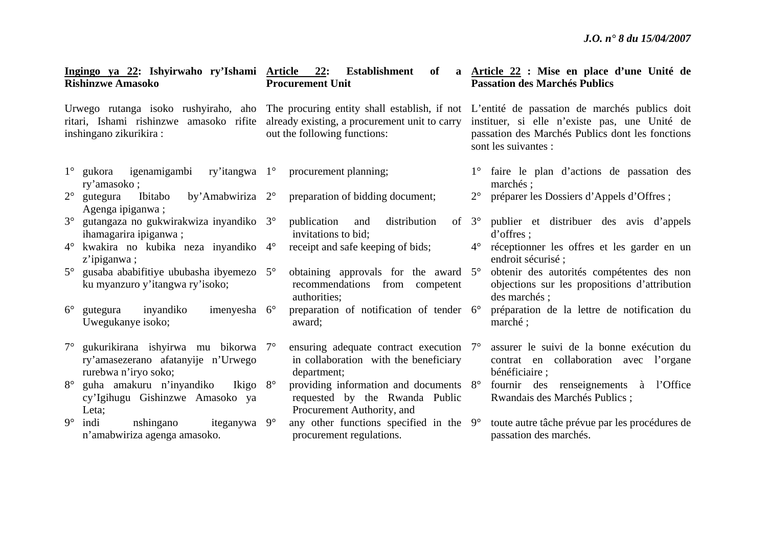**Ingingo ya 22: Ishyirwaho ry'Ishami Rishinzwe Amasoko**

Urwego rutanga isoko rushyiraho, aho ritari, Ishami rishinzwe amasoko rifite inshingano zikurikira :

1° gukora igenamigambi ry'itangwa ry'amasoko ;
2° gutegura Ibitabo by'Amabwiriza Agenga ipiganwa ;
3° gutangaza no gukwirakwiza inyandiko ihamagarira ipiganwa ;
4° kwakira no kubika neza inyandiko z'ipiganwa ;
5° gusaba ababifitiye ububasha ibyemezo ku myanzuro y'itangwa ry'isoko;
6° gutegura inyandiko imenyesha Uwegukanye isoko;
7° gukurikirana ishyirwa mu bikorwa ry'amasezerano afatanyije n'Urwego rurebwa n'iryo soko;
8° guha amakuru n'inyandiko Ikigo cy'Igihugu Gishinzwe Amasoko ya Leta;
9° indi nshingano iteganywa n'amabwiriza agenga amasoko.

**Article 22: Establishment of a Procurement Unit**

The procuring entity shall establish, if not already existing, a procurement unit to carry out the following functions:

1° procurement planning;
2° preparation of bidding document;
3° publication and distribution of invitations to bid;
4° receipt and safe keeping of bids;
5° obtaining approvals for the award recommendations from competent authorities;
6° preparation of notification of tender award;
7° ensuring adequate contract execution in collaboration with the beneficiary department;
8° providing information and documents requested by the Rwanda Public Procurement Authority, and
9° any other functions specified in the procurement regulations.

**Article 22 : Mise en place d'une Unité de Passation des Marchés Publics**

L'entité de passation de marchés publics doit instituer, si elle n'existe pas, une Unité de passation des Marchés Publics dont les fonctions sont les suivantes :

1° faire le plan d'actions de passation des marchés ;
2° préparer les Dossiers d'Appels d'Offres ;
3° publier et distribuer des avis d'appels d'offres ;
4° réceptionner les offres et les garder en un endroit sécurisé ;
5° obtenir des autorités compétentes des non objections sur les propositions d'attribution des marchés ;
6° préparation de la lettre de notification du marché ;
7° assurer le suivi de la bonne exécution du contrat en collaboration avec l'organe bénéficiaire ;
8° fournir des renseignements à l'Office Rwandais des Marchés Publics ;
9° toute autre tâche prévue par les procédures de passation des marchés.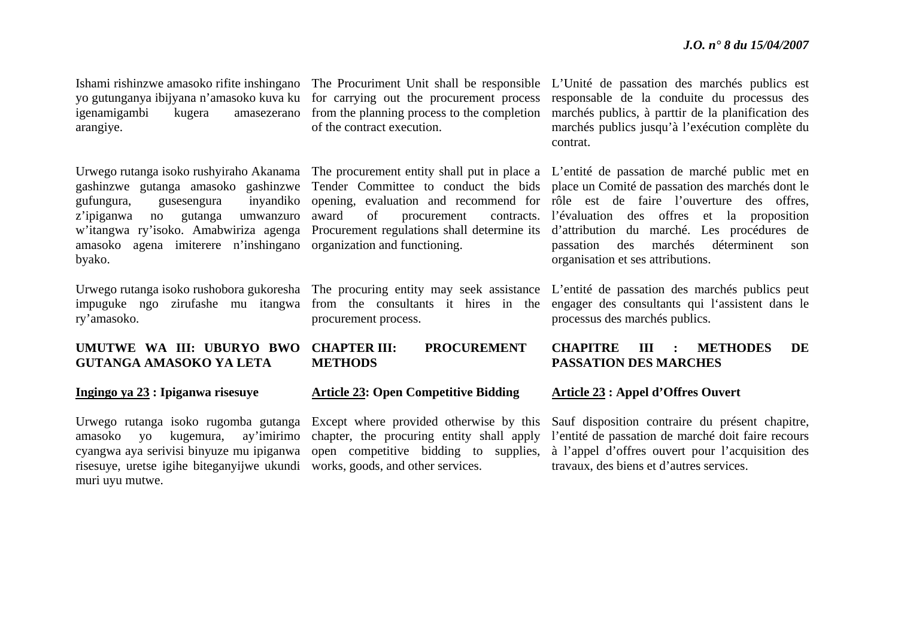Ishami rishinzwe amasoko rifite inshingano yo gutunganya ibijyana n'amasoko kuva ku igenamigambi kugera amasezerano arangiye.

Urwego rutanga isoko rushyiraho Akanama gashinzwe gutanga amasoko gashinzwe gufungura, gusesengura inyandiko z'ipiganwa no gutanga umwanzuro w'itangwa ry'isoko. Amabwiriza agenga amasoko agena imiterere n'inshingano byako.

Urwego rutanga isoko rushobora gukoresha impuguke ngo zirufashe mu itangwa ry'amasoko.

## UMUTWE WA III: UBURYO BWO GUTANGA AMASOKO YA LETA

### Ingingo ya 23 : Ipiganwa risesuye

Urwego rutanga isoko rugomba gutanga amasoko yo kugemura, ay'imirimo cyangwa aya serivisi binyuze mu ipiganwa risesuye, uretse igihe biteganyijwe ukundi muri uyu mutwe.

The Procuriment Unit shall be responsible for carrying out the procurement process from the planning process to the completion of the contract execution.

The procurement entity shall put in place a Tender Committee to conduct the bids opening, evaluation and recommend for award of procurement contracts. Procurement regulations shall determine its organization and functioning.

The procuring entity may seek assistance from the consultants it hires in the procurement process.

## CHAPTER III: PROCUREMENT METHODS

### Article 23: Open Competitive Bidding

Except where provided otherwise by this chapter, the procuring entity shall apply open competitive bidding to supplies, works, goods, and other services.

L'Unité de passation des marchés publics est responsable de la conduite du processus des marchés publics, à parttir de la planification des marchés publics jusqu'à l'exécution complète du contrat.

L'entité de passation de marché public met en place un Comité de passation des marchés dont le rôle est de faire l'ouverture des offres, l'évaluation des offres et la proposition d'attribution du marché. Les procédures de passation des marchés déterminent son organisation et ses attributions.

L'entité de passation des marchés publics peut engager des consultants qui l'assistent dans le processus des marchés publics.

## CHAPITRE III : METHODES DE PASSATION DES MARCHES

### Article 23 : Appel d'Offres Ouvert

Sauf disposition contraire du présent chapitre, l'entité de passation de marché doit faire recours à l'appel d'offres ouvert pour l'acquisition des travaux, des biens et d'autres services.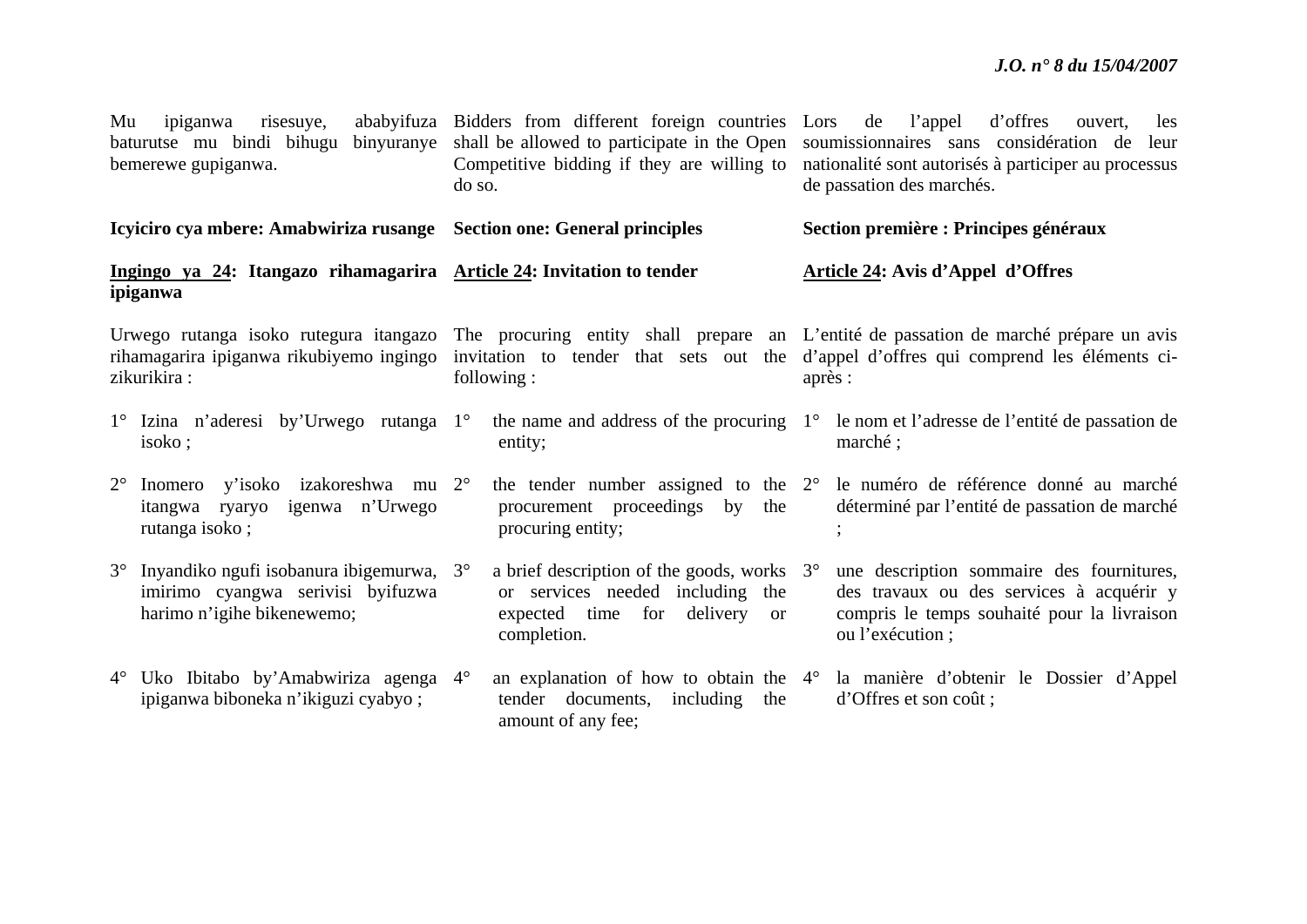Mu ipiganwa risesuye, ababyifuza baturutse mu bindi bihugu binyuranye bemerewe gupiganwa.

Bidders from different foreign countries shall be allowed to participate in the Open Competitive bidding if they are willing to do so.

Lors de l'appel d'offres ouvert, les soumissionnaires sans considération de leur nationalité sont autorisés à participer au processus de passation des marchés.

**Icyiciro cya mbere: Amabwiriza rusange**

**Section one: General principles**

**Section première : Principes généraux**

**<u>Ingingo ya 24</u>: Itangazo rihamagarira ipiganwa**

Urwego rutanga isoko rutegura itangazo rihamagarira ipiganwa rikubiyemo ingingo zikurikira :

1° Izina n'aderesi by'Urwego rutanga isoko ;

2° Inomero y'isoko izakoreshwa mu itangwa ryaryo igenwa n'Urwego rutanga isoko ;

3° Inyandiko ngufi isobanura ibigemurwa, imirimo cyangwa serivisi byifuzwa harimo n'igihe bikenewemo;

4° Uko Ibitabo by'Amabwiriza agenga ipiganwa biboneka n'ikiguzi cyabyo ;

**<u>Article 24</u>: Invitation to tender**

The procuring entity shall prepare an invitation to tender that sets out the following :

1° the name and address of the procuring entity;

2° the tender number assigned to the procurement proceedings by the procuring entity;

3° a brief description of the goods, works or services needed including the expected time for delivery or completion.

4° an explanation of how to obtain the tender documents, including the amount of any fee;

**<u>Article 24</u>: Avis d'Appel d'Offres**

L'entité de passation de marché prépare un avis d'appel d'offres qui comprend les éléments ci-après :

1° le nom et l'adresse de l'entité de passation de marché ;

2° le numéro de référence donné au marché déterminé par l'entité de passation de marché ;

3° une description sommaire des fournitures, des travaux ou des services à acquérir y compris le temps souhaité pour la livraison ou l'exécution ;

4° la manière d'obtenir le Dossier d'Appel d'Offres et son coût ;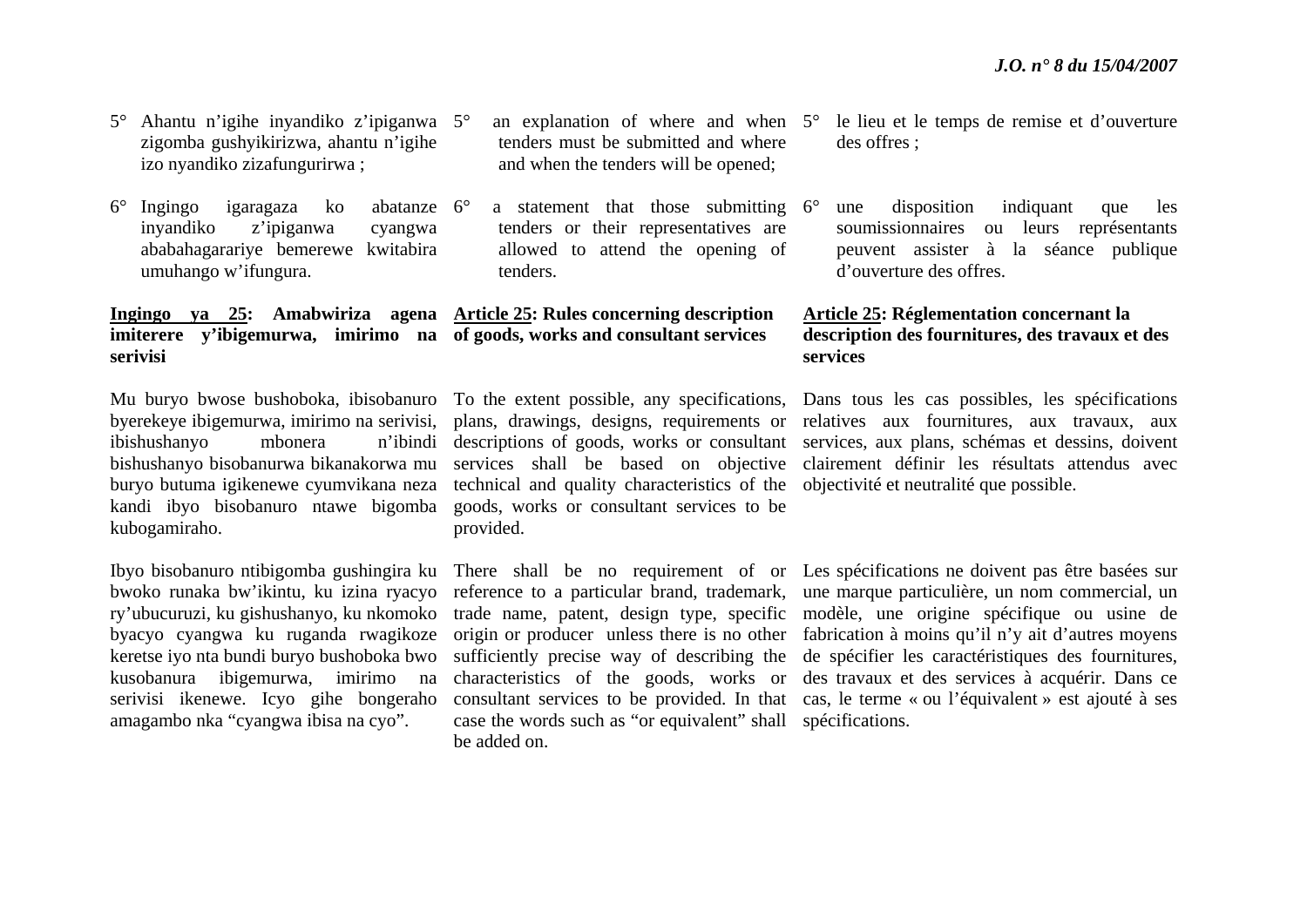5° Ahantu n'igihe inyandiko z'ipiganwa zigomba gushyikirizwa, ahantu n'igihe izo nyandiko zizafungurirwa ;

6° Ingingo igaragaza ko abatanze inyandiko z'ipiganwa cyangwa ababahagarariye bemerewe kwitabira umuhango w'ifungura.

**Ingingo ya 25: Amabwiriza agena imiterere y'ibigemurwa, imirimo na serivisi**

Mu buryo bwose bushoboka, ibisobanuro byerekeye ibigemurwa, imirimo na serivisi, ibishushanyo mbonera n'ibindi bishushanyo bisobanurwa bikanakorwa mu buryo butuma igikenewe cyumvikana neza kandi ibyo bisobanuro ntawe bigomba kubogamiraho.

Ibyo bisobanuro ntibigomba gushingira ku bwoko runaka bw'ikintu, ku izina ryacyo ry'ubucuruzi, ku gishushanyo, ku nkomoko byacyo cyangwa ku ruganda rwagikoze keretse iyo nta bundi buryo bushoboka bwo kusobanura ibigemurwa, imirimo na serivisi ikenewe. Icyo gihe bongeraho amagambo nka "cyangwa ibisa na cyo".

5° an explanation of where and when tenders must be submitted and where and when the tenders will be opened;

6° a statement that those submitting tenders or their representatives are allowed to attend the opening of tenders.

**Article 25: Rules concerning description of goods, works and consultant services**

To the extent possible, any specifications, plans, drawings, designs, requirements or descriptions of goods, works or consultant services shall be based on objective technical and quality characteristics of the goods, works or consultant services to be provided.

There shall be no requirement of or reference to a particular brand, trademark, trade name, patent, design type, specific origin or producer unless there is no other sufficiently precise way of describing the characteristics of the goods, works or consultant services to be provided. In that case the words such as "or equivalent" shall be added on.

5° le lieu et le temps de remise et d'ouverture des offres ;

6° une disposition indiquant que les soumissionnaires ou leurs représentants peuvent assister à la séance publique d'ouverture des offres.

**Article 25: Réglementation concernant la description des fournitures, des travaux et des services**

Dans tous les cas possibles, les spécifications relatives aux fournitures, aux travaux, aux services, aux plans, schémas et dessins, doivent clairement définir les résultats attendus avec objectivité et neutralité que possible.

Les spécifications ne doivent pas être basées sur une marque particulière, un nom commercial, un modèle, une origine spécifique ou usine de fabrication à moins qu'il n'y ait d'autres moyens de spécifier les caractéristiques des fournitures, des travaux et des services à acquérir. Dans ce cas, le terme « ou l'équivalent » est ajouté à ses spécifications.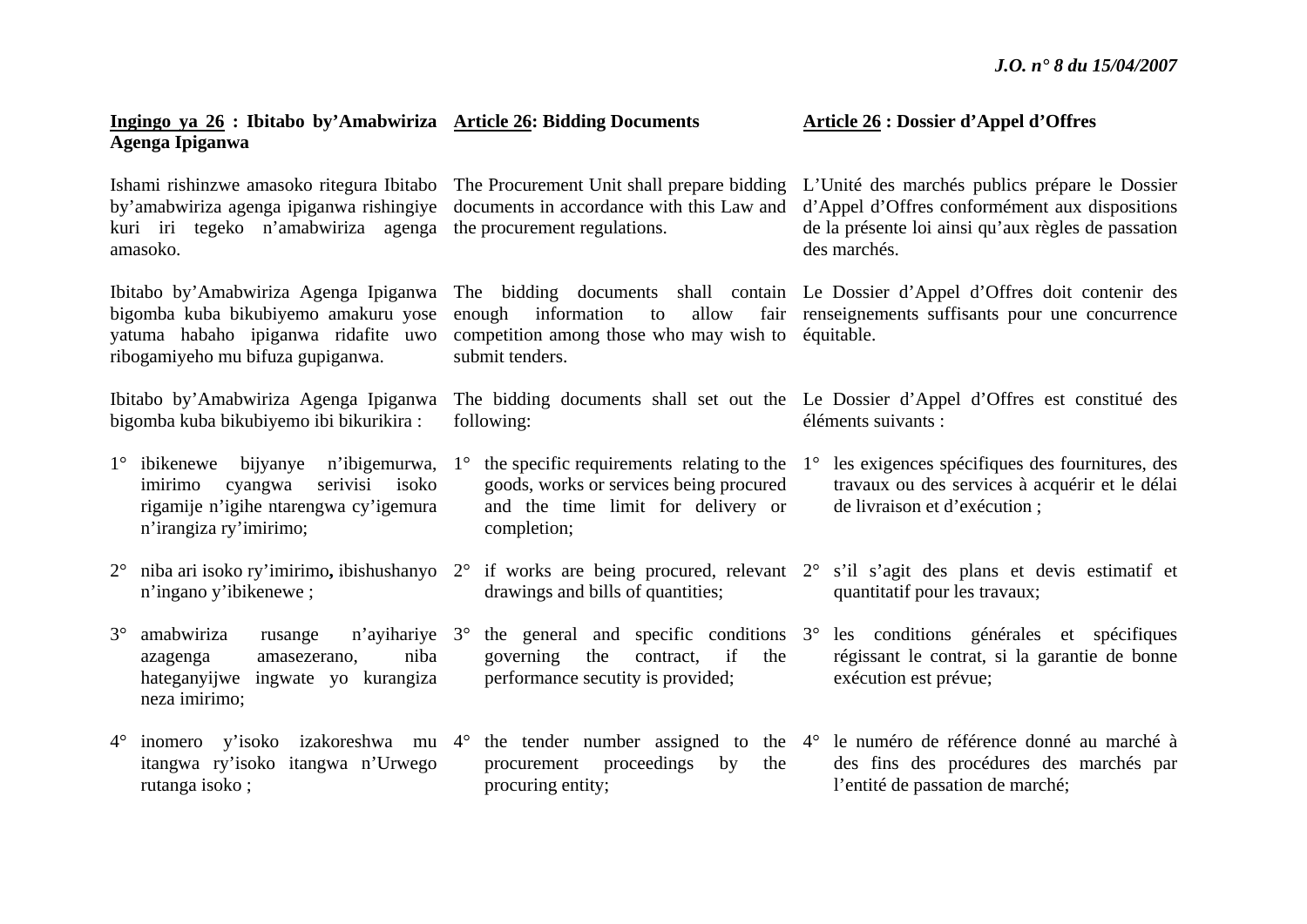**Ingingo ya 26 : Ibitabo by'Amabwiriza Agenga Ipiganwa**

Ishami rishinzwe amasoko ritegura Ibitabo by'amabwiriza agenga ipiganwa rishingiye kuri iri tegeko n'amabwiriza agenga amasoko.

Ibitabo by'Amabwiriza Agenga Ipiganwa bigomba kuba bikubiyemo amakuru yose yatuma habaho ipiganwa ridafite uwo ribogamiyeho mu bifuza gupiganwa.

Ibitabo by'Amabwiriza Agenga Ipiganwa bigomba kuba bikubiyemo ibi bikurikira :

1° ibikenewe bijyanye n'ibigemurwa, imirimo cyangwa serivisi isoko rigamije n'igihe ntarengwa cy'igemura n'irangiza ry'imirimo;

2° niba ari isoko ry'imirimo**,** ibishushanyo n'ingano y'ibikenewe ;

3° amabwiriza rusange n'ayihariye azagenga amasezerano, niba hateganyijwe ingwate yo kurangiza neza imirimo;

4° inomero y'isoko izakoreshwa mu itangwa ry'isoko itangwa n'Urwego rutanga isoko ;

**Article 26: Bidding Documents**

The Procurement Unit shall prepare bidding documents in accordance with this Law and the procurement regulations.

The bidding documents shall contain enough information to allow fair competition among those who may wish to submit tenders.

The bidding documents shall set out the following:

1° the specific requirements relating to the goods, works or services being procured and the time limit for delivery or completion;

2° if works are being procured, relevant drawings and bills of quantities;

3° the general and specific conditions governing the contract, if the performance secutity is provided;

4° the tender number assigned to the procurement proceedings by the procuring entity;

**Article 26 : Dossier d'Appel d'Offres**

L'Unité des marchés publics prépare le Dossier d'Appel d'Offres conformément aux dispositions de la présente loi ainsi qu'aux règles de passation des marchés.

Le Dossier d'Appel d'Offres doit contenir des renseignements suffisants pour une concurrence équitable.

Le Dossier d'Appel d'Offres est constitué des éléments suivants :

1° les exigences spécifiques des fournitures, des travaux ou des services à acquérir et le délai de livraison et d'exécution ;

2° s'il s'agit des plans et devis estimatif et quantitatif pour les travaux;

3° les conditions générales et spécifiques régissant le contrat, si la garantie de bonne exécution est prévue;

4° le numéro de référence donné au marché à des fins des procédures des marchés par l'entité de passation de marché;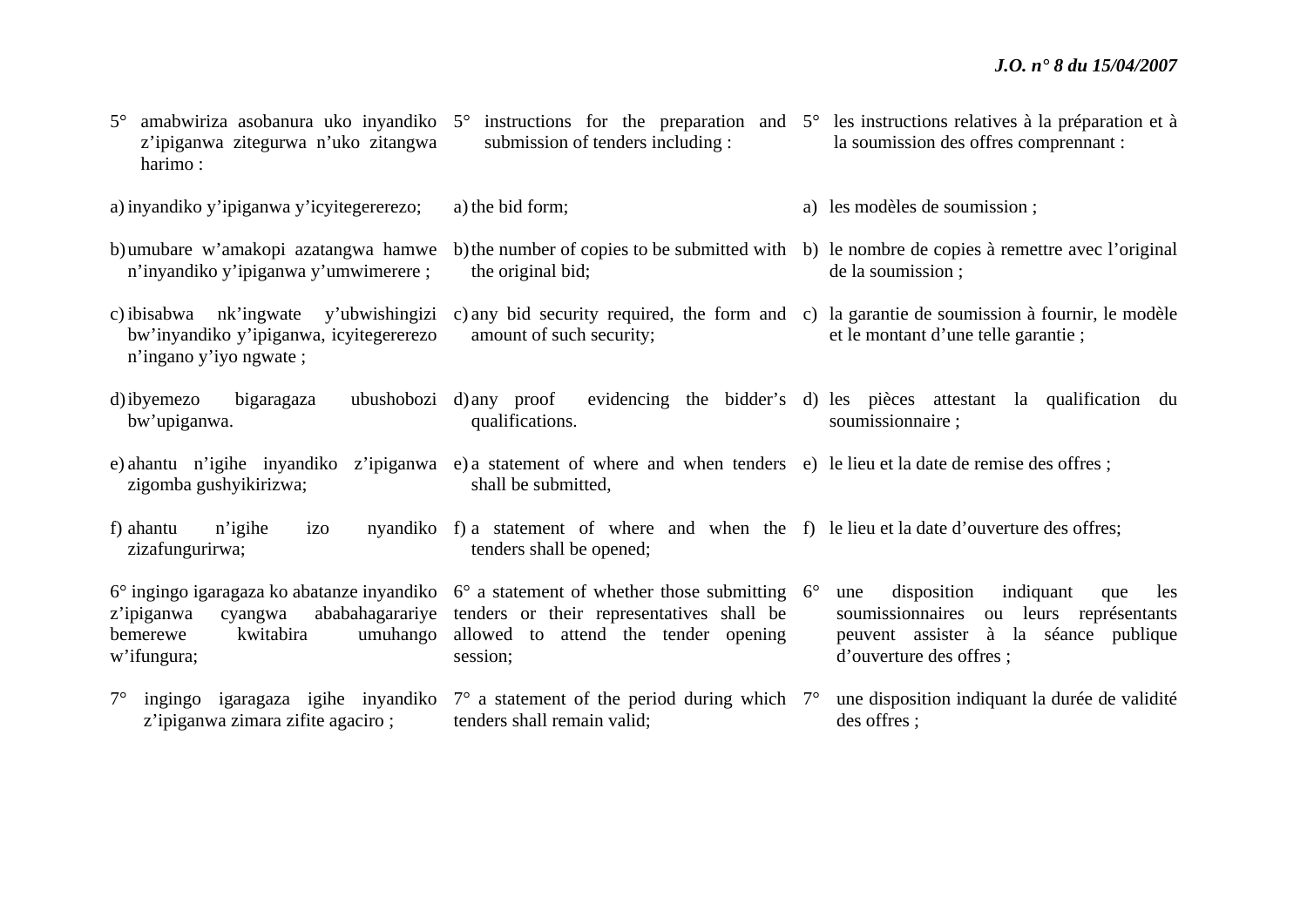5° amabwiriza asobanura uko inyandiko z'ipiganwa zitegurwa n'uko zitangwa harimo :

a) inyandiko y'ipiganwa y'icyitegererezo;

b) umubare w'amakopi azatangwa hamwe n'inyandiko y'ipiganwa y'umwimerere ;

c) ibisabwa nk'ingwate y'ubwishingizi bw'inyandiko y'ipiganwa, icyitegererezo n'ingano y'iyo ngwate ;

d) ibyemezo bigaragaza ubushobozi bw'upiganwa.

e) ahantu n'igihe inyandiko z'ipiganwa zigomba gushyikirizwa;

f) ahantu n'igihe izo nyandiko zizafungurirwa;

6° ingingo igaragaza ko abatanze inyandiko z'ipiganwa cyangwa ababahagarariye bemerewe kwitabira umuhango w'ifungura;

7° ingingo igaragaza igihe inyandiko z'ipiganwa zimara zifite agaciro ;

5° instructions for the preparation and submission of tenders including :

a) the bid form;

b) the number of copies to be submitted with the original bid;

c) any bid security required, the form and amount of such security;

d) any proof evidencing the bidder's qualifications.

e) a statement of where and when tenders shall be submitted,

f) a statement of where and when the tenders shall be opened;

6° a statement of whether those submitting tenders or their representatives shall be allowed to attend the tender opening session;

7° a statement of the period during which tenders shall remain valid;

5° les instructions relatives à la préparation et à la soumission des offres comprennant :

a) les modèles de soumission ;

b) le nombre de copies à remettre avec l'original de la soumission ;

c) la garantie de soumission à fournir, le modèle et le montant d'une telle garantie ;

d) les pièces attestant la qualification du soumissionnaire ;

e) le lieu et la date de remise des offres ;

f) le lieu et la date d'ouverture des offres;

6° une disposition indiquant que les soumissionnaires ou leurs représentants peuvent assister à la séance publique d'ouverture des offres ;

7° une disposition indiquant la durée de validité des offres ;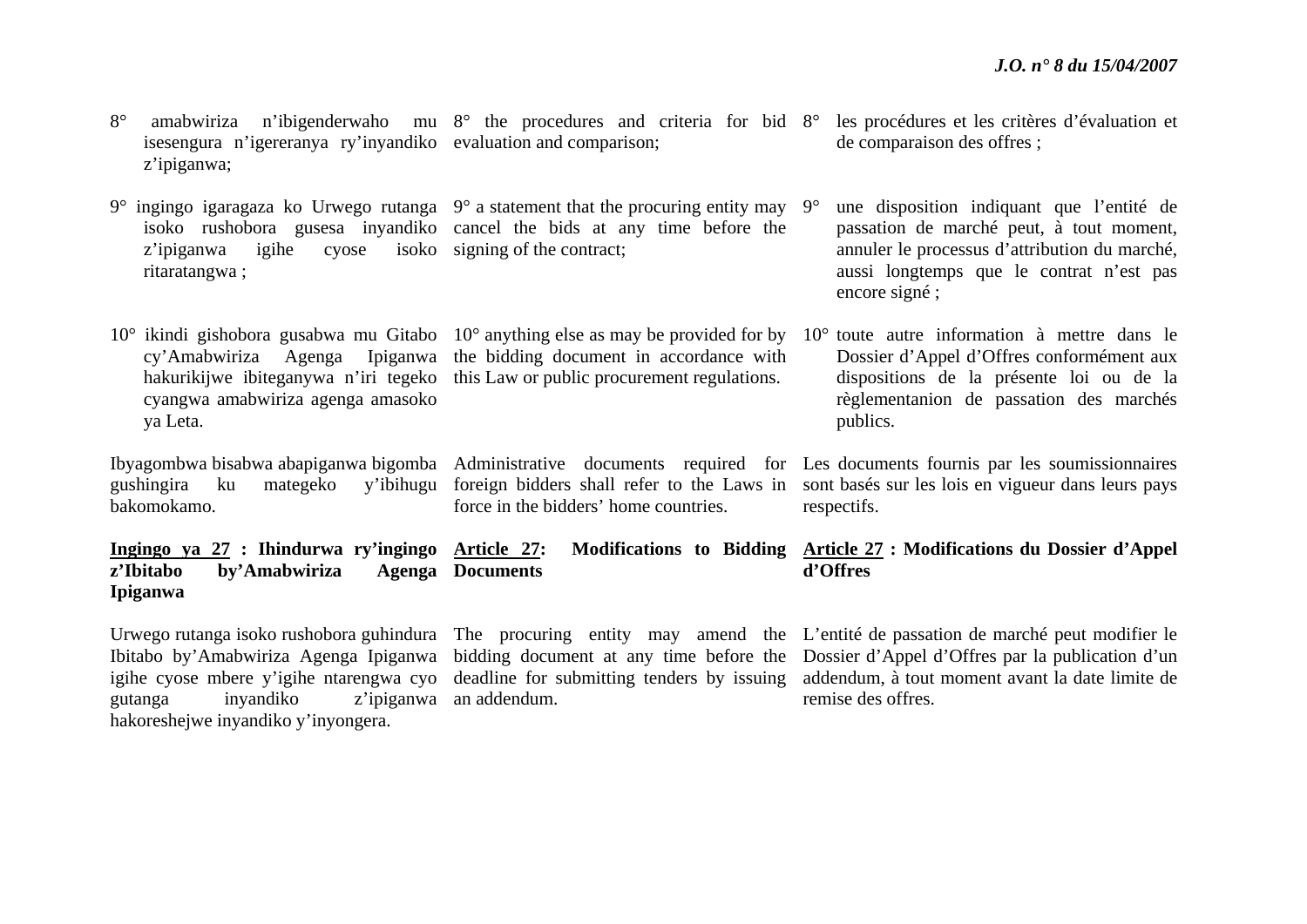8° amabwiriza n'ibigenderwaho mu isesengura n'igereranya ry'inyandiko z'ipiganwa;

9° ingingo igaragaza ko Urwego rutanga isoko rushobora gusesa inyandiko z'ipiganwa igihe cyose isoko ritaratangwa ;

10° ikindi gishobora gusabwa mu Gitabo cy'Amabwiriza Agenga Ipiganwa hakurikijwe ibiteganywa n'iri tegeko cyangwa amabwiriza agenga amasoko ya Leta.

Ibyagombwa bisabwa abapiganwa bigomba gushingira ku mategeko y'ibihugu bakomokamo.

**Ingingo ya 27 : Ihindurwa ry'ingingo z'Ibitabo by'Amabwiriza Agenga Ipiganwa**

Urwego rutanga isoko rushobora guhindura Ibitabo by'Amabwiriza Agenga Ipiganwa igihe cyose mbere y'igihe ntarengwa cyo gutanga inyandiko z'ipiganwa hakoreshejwe inyandiko y'inyongera.

8° the procedures and criteria for bid evaluation and comparison;

9° a statement that the procuring entity may cancel the bids at any time before the signing of the contract;

10° anything else as may be provided for by the bidding document in accordance with this Law or public procurement regulations.

Administrative documents required for foreign bidders shall refer to the Laws in force in the bidders' home countries.

**Article 27: Modifications to Bidding Documents**

The procuring entity may amend the bidding document at any time before the deadline for submitting tenders by issuing an addendum.

8° les procédures et les critères d'évaluation et de comparaison des offres ;

9° une disposition indiquant que l'entité de passation de marché peut, à tout moment, annuler le processus d'attribution du marché, aussi longtemps que le contrat n'est pas encore signé ;

10° toute autre information à mettre dans le Dossier d'Appel d'Offres conformément aux dispositions de la présente loi ou de la règlementanion de passation des marchés publics.

Les documents fournis par les soumissionnaires sont basés sur les lois en vigueur dans leurs pays respectifs.

**Article 27 : Modifications du Dossier d'Appel d'Offres**

L'entité de passation de marché peut modifier le Dossier d'Appel d'Offres par la publication d'un addendum, à tout moment avant la date limite de remise des offres.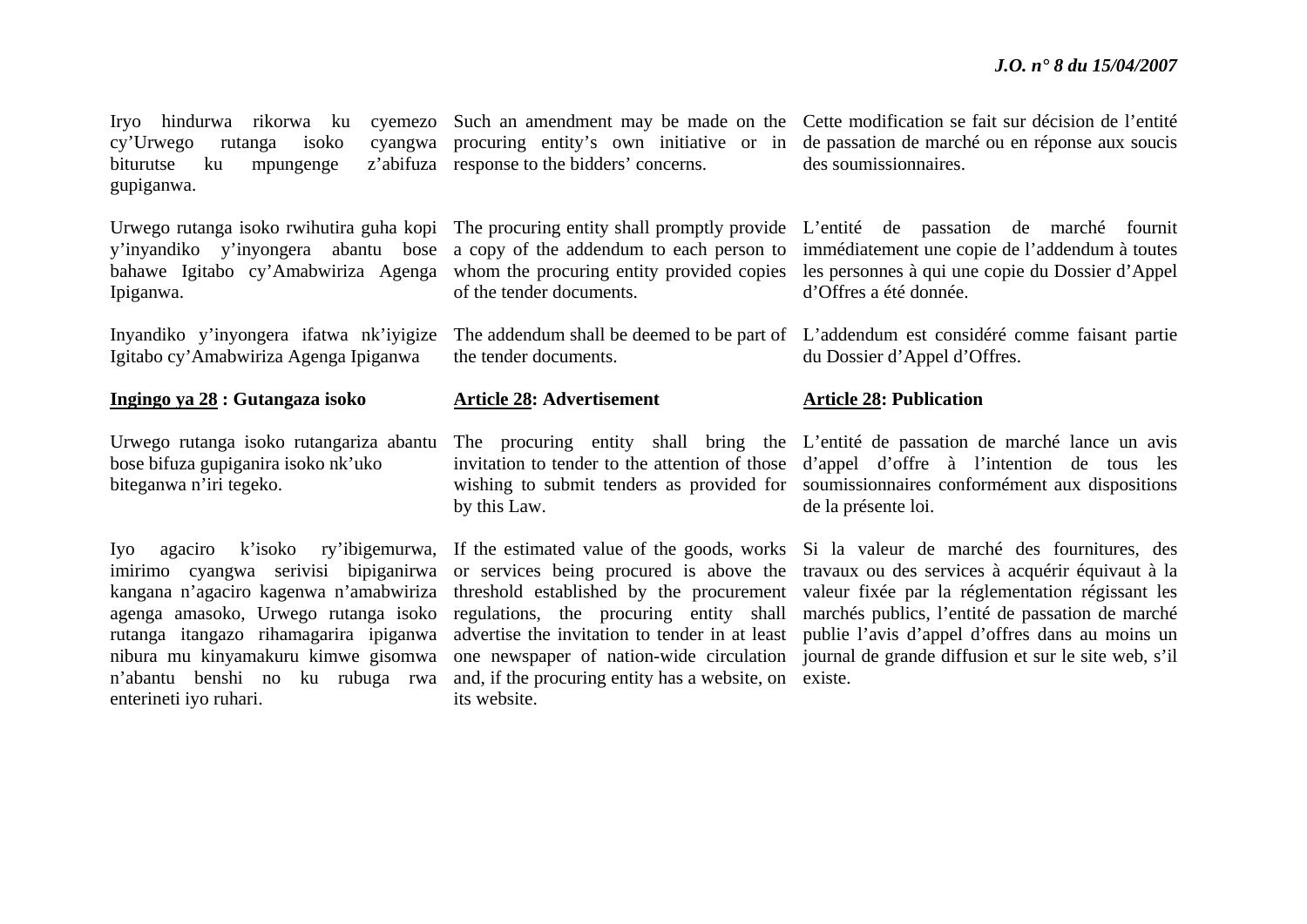Iryo hindurwa rikorwa ku cyemezo cy'Urwego rutanga isoko cyangwa biturutse ku mpungenge z'abifuza gupiganwa.

Urwego rutanga isoko rwihutira guha kopi y'inyandiko y'inyongera abantu bose bahawe Igitabo cy'Amabwiriza Agenga Ipiganwa.

Inyandiko y'inyongera ifatwa nk'iyigize Igitabo cy'Amabwiriza Agenga Ipiganwa

**Ingingo ya 28 : Gutangaza isoko**

Urwego rutanga isoko rutangariza abantu bose bifuza gupiganira isoko nk'uko biteganwa n'iri tegeko.

Iyo agaciro k'isoko ry'ibigemurwa, imirimo cyangwa serivisi bipiganirwa kangana n'agaciro kagenwa n'amabwiriza agenga amasoko, Urwego rutanga isoko rutanga itangazo rihamagarira ipiganwa nibura mu kinyamakuru kimwe gisomwa n'abantu benshi no ku rubuga rwa enterineti iyo ruhari.

Such an amendment may be made on the procuring entity's own initiative or in response to the bidders' concerns.

The procuring entity shall promptly provide a copy of the addendum to each person to whom the procuring entity provided copies of the tender documents.

The addendum shall be deemed to be part of the tender documents.

**Article 28: Advertisement**

The procuring entity shall bring the invitation to tender to the attention of those wishing to submit tenders as provided for by this Law.

If the estimated value of the goods, works or services being procured is above the threshold established by the procurement regulations, the procuring entity shall advertise the invitation to tender in at least one newspaper of nation-wide circulation and, if the procuring entity has a website, on its website.

Cette modification se fait sur décision de l'entité de passation de marché ou en réponse aux soucis des soumissionnaires.

L'entité de passation de marché fournit immédiatement une copie de l'addendum à toutes les personnes à qui une copie du Dossier d'Appel d'Offres a été donnée.

L'addendum est considéré comme faisant partie du Dossier d'Appel d'Offres.

**Article 28: Publication**

L'entité de passation de marché lance un avis d'appel d'offre à l'intention de tous les soumissionnaires conformément aux dispositions de la présente loi.

Si la valeur de marché des fournitures, des travaux ou des services à acquérir équivaut à la valeur fixée par la réglementation régissant les marchés publics, l'entité de passation de marché publie l'avis d'appel d'offres dans au moins un journal de grande diffusion et sur le site web, s'il existe.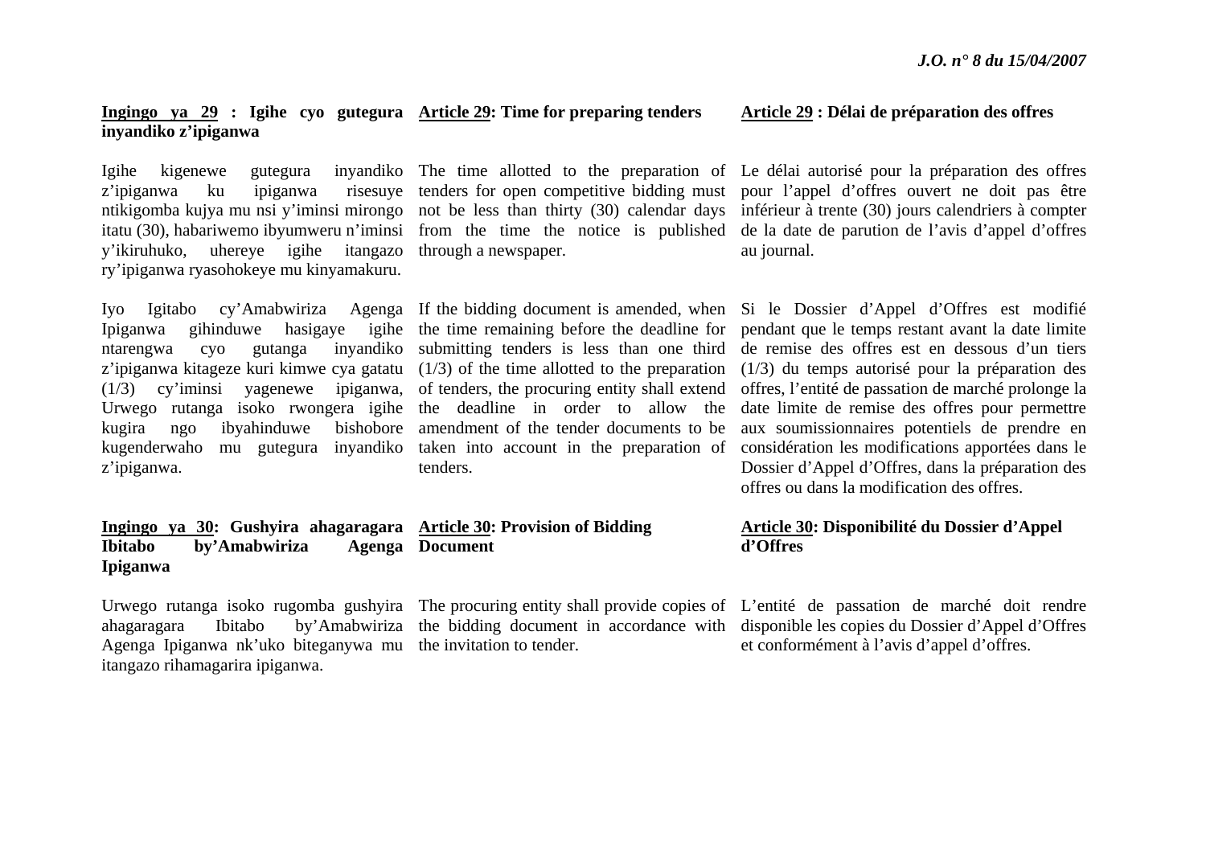**Ingingo ya 29 : Igihe cyo gutegura inyandiko z'ipiganwa**

Igihe kigenewe gutegura inyandiko z'ipiganwa ku ipiganwa risesuye ntikigomba kujya mu nsi y'iminsi mirongo itatu (30), habariwemo ibyumweru n'iminsi y'ikiruhuko, uhereye igihe itangazo ry'ipiganwa ryasohokeye mu kinyamakuru.

Iyo Igitabo cy'Amabwiriza Agenga Ipiganwa gihinduwe hasigaye igihe ntarengwa cyo gutanga inyandiko z'ipiganwa kitageze kuri kimwe cya gatatu (1/3) cy'iminsi yagenewe ipiganwa, Urwego rutanga isoko rwongera igihe kugira ngo ibyahinduwe bishobore kugenderwaho mu gutegura inyandiko z'ipiganwa.

**Ingingo ya 30: Gushyira ahagaragara Ibitabo by'Amabwiriza Agenga Ipiganwa**

Urwego rutanga isoko rugomba gushyira ahagaragara Ibitabo by'Amabwiriza Agenga Ipiganwa nk'uko biteganywa mu itangazo rihamagarira ipiganwa.

**Article 29: Time for preparing tenders**

The time allotted to the preparation of tenders for open competitive bidding must not be less than thirty (30) calendar days from the time the notice is published through a newspaper.

If the bidding document is amended, when the time remaining before the deadline for submitting tenders is less than one third (1/3) of the time allotted to the preparation of tenders, the procuring entity shall extend the deadline in order to allow the amendment of the tender documents to be taken into account in the preparation of tenders.

**Article 30: Provision of Bidding Document**

The procuring entity shall provide copies of the bidding document in accordance with the invitation to tender.

**Article 29 : Délai de préparation des offres**

Le délai autorisé pour la préparation des offres pour l'appel d'offres ouvert ne doit pas être inférieur à trente (30) jours calendriers à compter de la date de parution de l'avis d'appel d'offres au journal.

Si le Dossier d'Appel d'Offres est modifié pendant que le temps restant avant la date limite de remise des offres est en dessous d'un tiers (1/3) du temps autorisé pour la préparation des offres, l'entité de passation de marché prolonge la date limite de remise des offres pour permettre aux soumissionnaires potentiels de prendre en considération les modifications apportées dans le Dossier d'Appel d'Offres, dans la préparation des offres ou dans la modification des offres.

**Article 30: Disponibilité du Dossier d'Appel d'Offres**

L'entité de passation de marché doit rendre disponible les copies du Dossier d'Appel d'Offres et conformément à l'avis d'appel d'offres.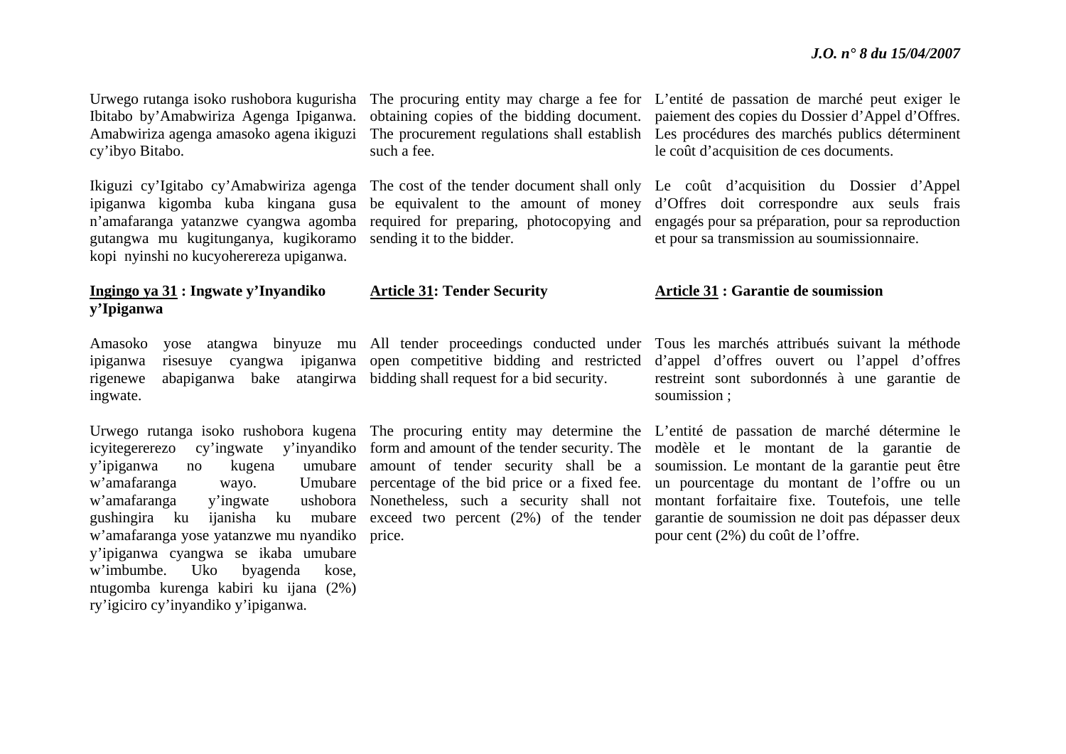Urwego rutanga isoko rushobora kugurisha Ibitabo by'Amabwiriza Agenga Ipiganwa. Amabwiriza agenga amasoko agena ikiguzi cy'ibyo Bitabo.

Ikiguzi cy'Igitabo cy'Amabwiriza agenga ipiganwa kigomba kuba kingana gusa n'amafaranga yatanzwe cyangwa agomba gutangwa mu kugitunganya, kugikoramo kopi nyinshi no kucyohererereza upiganwa.

### Ingingo ya 31 : Ingwate y'Inyandiko y'Ipiganwa

Amasoko yose atangwa binyuze mu ipiganwa risesuye cyangwa ipiganwa rigenewe abapiganwa bake atangirwa ingwate.

Urwego rutanga isoko rushobora kugena icyitegererezo cy'ingwate y'inyandiko y'ipiganwa no kugena umubare w'amafaranga wayo. Umubare w'amafaranga y'ingwate ushobora gushingira ku ijanisha ku mubare w'amafaranga yose yatanzwe mu nyandiko y'ipiganwa cyangwa se ikaba umubare w'imbumbe. Uko byagenda kose, ntugomba kurenga kabiri ku ijana (2%) ry'igiciro cy'inyandiko y'ipiganwa.

The procuring entity may charge a fee for obtaining copies of the bidding document. The procurement regulations shall establish such a fee.

The cost of the tender document shall only be equivalent to the amount of money required for preparing, photocopying and sending it to the bidder.

### Article 31: Tender Security

All tender proceedings conducted under open competitive bidding and restricted bidding shall request for a bid security.

The procuring entity may determine the form and amount of the tender security. The amount of tender security shall be a percentage of the bid price or a fixed fee. Nonetheless, such a security shall not exceed two percent (2%) of the tender price.

L'entité de passation de marché peut exiger le paiement des copies du Dossier d'Appel d'Offres. Les procédures des marchés publics déterminent le coût d'acquisition de ces documents.

Le coût d'acquisition du Dossier d'Appel d'Offres doit correspondre aux seuls frais engagés pour sa préparation, pour sa reproduction et pour sa transmission au soumissionnaire.

### Article 31 : Garantie de soumission

Tous les marchés attribués suivant la méthode d'appel d'offres ouvert ou l'appel d'offres restreint sont subordonnés à une garantie de soumission ;

L'entité de passation de marché détermine le modèle et le montant de la garantie de soumission. Le montant de la garantie peut être un pourcentage du montant de l'offre ou un montant forfaitaire fixe. Toutefois, une telle garantie de soumission ne doit pas dépasser deux pour cent (2%) du coût de l'offre.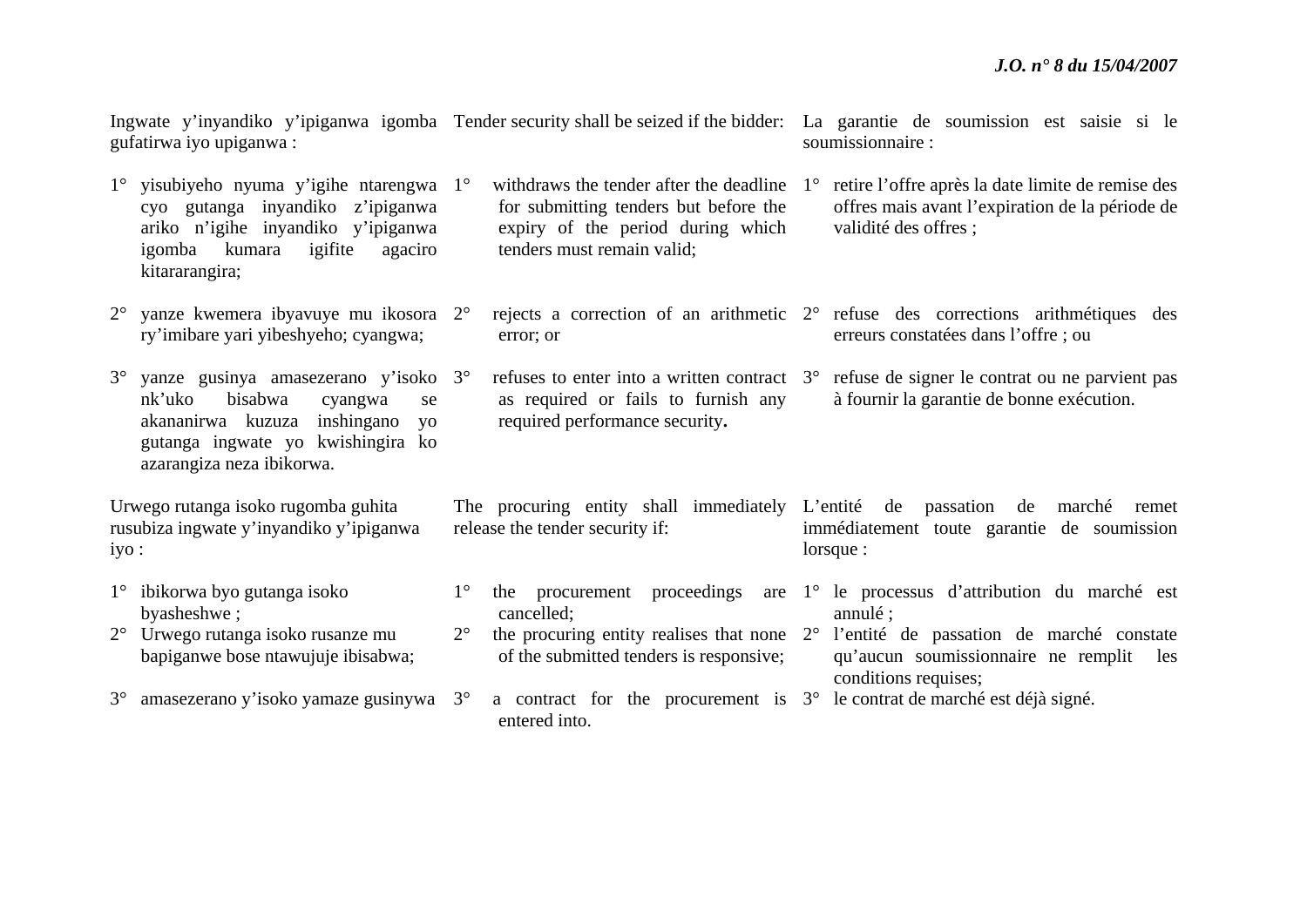Ingwate y'inyandiko y'ipiganwa igomba gufatirwa iyo upiganwa :

1° yisubiyeho nyuma y'igihe ntarengwa cyo gutanga inyandiko z'ipiganwa ariko n'igihe inyandiko y'ipiganwa igomba kumara igifite agaciro kitararangira;

2° yanze kwemera ibyavuye mu ikosora ry'imibare yari yibeshyeho; cyangwa;

3° yanze gusinya amasezerano y'isoko nk'uko bisabwa cyangwa se akananirwa kuzuza inshingano yo gutanga ingwate yo kwishingira ko azarangiza neza ibikorwa.

Urwego rutanga isoko rugomba guhita rusubiza ingwate y'inyandiko y'ipiganwa iyo :

1° ibikorwa byo gutanga isoko byasheshwe ;
2° Urwego rutanga isoko rusanze mu bapiganwe bose ntawujuje ibisabwa;
3° amasezerano y'isoko yamaze gusinywa

Tender security shall be seized if the bidder:

1° withdraws the tender after the deadline for submitting tenders but before the expiry of the period during which tenders must remain valid;

2° rejects a correction of an arithmetic error; or

3° refuses to enter into a written contract as required or fails to furnish any required performance security**.**

The procuring entity shall immediately release the tender security if:

1° the procurement proceedings are cancelled;
2° the procuring entity realises that none of the submitted tenders is responsive;
3° a contract for the procurement is entered into.

La garantie de soumission est saisie si le soumissionnaire :

1° retire l'offre après la date limite de remise des offres mais avant l'expiration de la période de validité des offres ;

2° refuse des corrections arithmétiques des erreurs constatées dans l'offre ; ou

3° refuse de signer le contrat ou ne parvient pas à fournir la garantie de bonne exécution.

L'entité de passation de marché remet immédiatement toute garantie de soumission lorsque :

1° le processus d'attribution du marché est annulé ;
2° l'entité de passation de marché constate qu'aucun soumissionnaire ne remplit les conditions requises;
3° le contrat de marché est déjà signé.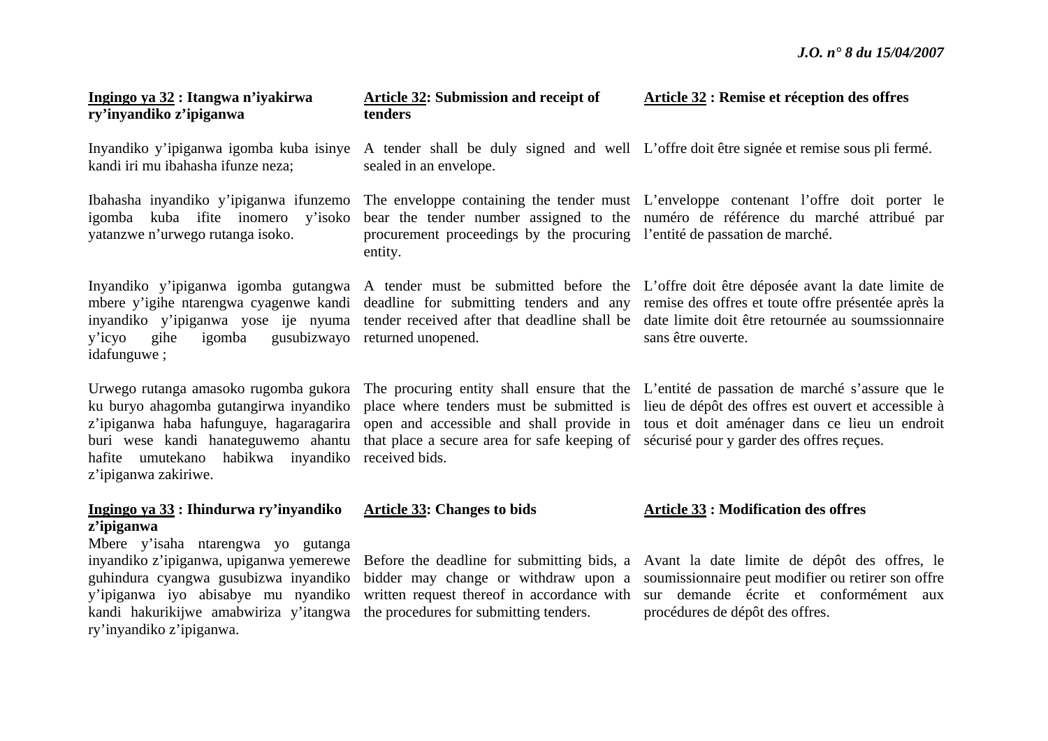**<u>Ingingo ya 32</u> : Itangwa n'iyakirwa ry'inyandiko z'ipiganwa**

Inyandiko y'ipiganwa igomba kuba isinye kandi iri mu ibahasha ifunze neza;

Ibahasha inyandiko y'ipiganwa ifunzemo igomba kuba ifite inomero y'isoko yatanzwe n'urwego rutanga isoko.

Inyandiko y'ipiganwa igomba gutangwa mbere y'igihe ntarengwa cyagenwe kandi inyandiko y'ipiganwa yose ije nyuma y'icyo gihe igomba gusubizwayo idafunguwe ;

Urwego rutanga amasoko rugomba gukora ku buryo ahagomba gutangirwa inyandiko z'ipiganwa haba hafunguye, hagaragarira buri wese kandi hanateguwemo ahantu hafite umutekano habikwa inyandiko z'ipiganwa zakiriwe.

**<u>Ingingo ya 33</u> : Ihindurwa ry'inyandiko z'ipiganwa**

Mbere y'isaha ntarengwa yo gutanga inyandiko z'ipiganwa, upiganwa yemerewe guhindura cyangwa gusubizwa inyandiko y'ipiganwa iyo abisabye mu nyandiko kandi hakurikijwe amabwiriza y'itangwa ry'inyandiko z'ipiganwa.

**<u>Article 32</u>: Submission and receipt of tenders**

A tender shall be duly signed and well sealed in an envelope.

The enveloppe containing the tender must bear the tender number assigned to the procurement proceedings by the procuring entity.

A tender must be submitted before the deadline for submitting tenders and any tender received after that deadline shall be returned unopened.

The procuring entity shall ensure that the place where tenders must be submitted is open and accessible and shall provide in that place a secure area for safe keeping of received bids.

**<u>Article 33</u>: Changes to bids**

Before the deadline for submitting bids, a bidder may change or withdraw upon a written request thereof in accordance with the procedures for submitting tenders.

**<u>Article 32</u> : Remise et réception des offres**

L'offre doit être signée et remise sous pli fermé.

L'enveloppe contenant l'offre doit porter le numéro de référence du marché attribué par l'entité de passation de marché.

L'offre doit être déposée avant la date limite de remise des offres et toute offre présentée après la date limite doit être retournée au soumssionnaire sans être ouverte.

L'entité de passation de marché s'assure que le lieu de dépôt des offres est ouvert et accessible à tous et doit aménager dans ce lieu un endroit sécurisé pour y garder des offres reçues.

**<u>Article 33</u> : Modification des offres**

Avant la date limite de dépôt des offres, le soumissionnaire peut modifier ou retirer son offre sur demande écrite et conformément aux procédures de dépôt des offres.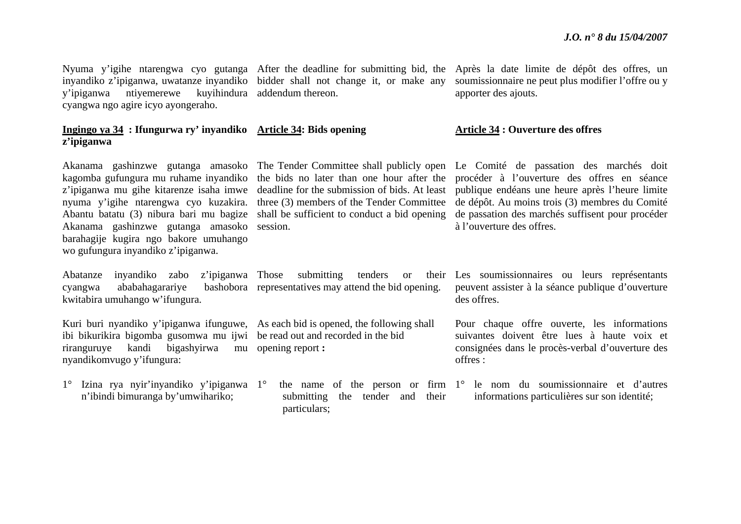Nyuma y'igihe ntarengwa cyo gutanga inyandiko z'ipiganwa, uwatanze inyandiko y'ipiganwa ntiyemerewe kuyihindura cyangwa ngo agire icyo ayongeraho.

After the deadline for submitting bid, the bidder shall not change it, or make any addendum thereon.

Après la date limite de dépôt des offres, un soumissionnaire ne peut plus modifier l'offre ou y apporter des ajouts.

**Ingingo ya 34 : Ifungurwa ry' inyandiko z'ipiganwa**

Akanama gashinzwe gutanga amasoko kagomba gufungura mu ruhame inyandiko z'ipiganwa mu gihe kitarenze isaha imwe nyuma y'igihe ntarengwa cyo kuzakira. Abantu batatu (3) nibura bari mu bagize Akanama gashinzwe gutanga amasoko barahagije kugira ngo bakore umuhango wo gufungura inyandiko z'ipiganwa.

Abatanze inyandiko zabo z'ipiganwa cyangwa ababahagarariye bashobora kwitabira umuhango w'ifungura.

Kuri buri nyandiko y'ipiganwa ifunguwe, ibi bikurikira bigomba gusomwa mu ijwi riranguruye kandi bigashyirwa mu nyandikomvugo y'ifungura:

1° Izina rya nyir'inyandiko y'ipiganwa n'ibindi bimuranga by'umwihariko;

**Article 34: Bids opening**

The Tender Committee shall publicly open the bids no later than one hour after the deadline for the submission of bids. At least three (3) members of the Tender Committee shall be sufficient to conduct a bid opening session.

Those submitting tenders or their representatives may attend the bid opening.

As each bid is opened, the following shall be read out and recorded in the bid opening report **:**

1° the name of the person or firm submitting the tender and their particulars;

**Article 34 : Ouverture des offres**

Le Comité de passation des marchés doit procéder à l'ouverture des offres en séance publique endéans une heure après l'heure limite de dépôt. Au moins trois (3) membres du Comité de passation des marchés suffisent pour procéder à l'ouverture des offres.

Les soumissionnaires ou leurs représentants peuvent assister à la séance publique d'ouverture des offres.

Pour chaque offre ouverte, les informations suivantes doivent être lues à haute voix et consignées dans le procès-verbal d'ouverture des offres :

1° le nom du soumissionnaire et d'autres informations particulières sur son identité;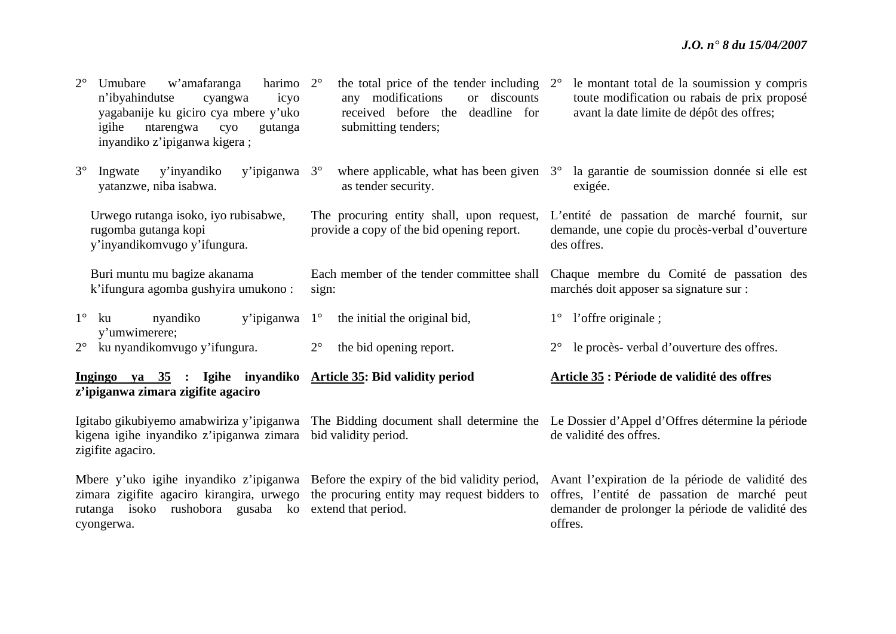2° Umubare w'amafaranga harimo n'ibyahindutse cyangwa icyo yagabanije ku giciro cya mbere y'uko igihe ntarengwa cyo gutanga inyandiko z'ipiganwa kigera ;

3° Ingwate y'inyandiko y'ipiganwa yatanzwe, niba isabwa.

Urwego rutanga isoko, iyo rubisabwe, rugomba gutanga kopi y'inyandikomvugo y'ifungura.

Buri muntu mu bagize akanama k'ifungura agomba gushyira umukono :

1° ku nyandiko y'ipiganwa y'umwimerere;
2° ku nyandikomvugo y'ifungura.

**<u>Ingingo ya 35</u> : Igihe inyandiko z'ipiganwa zimara zigifite agaciro**

Igitabo gikubiyemo amabwiriza y'ipiganwa kigena igihe inyandiko z'ipiganwa zimara zigifite agaciro.

Mbere y'uko igihe inyandiko z'ipiganwa zimara zigifite agaciro kirangira, urwego rutanga isoko rushobora gusaba ko cyongerwa.

2° the total price of the tender including any modifications or discounts received before the deadline for submitting tenders;

3° where applicable, what has been given as tender security.

The procuring entity shall, upon request, provide a copy of the bid opening report.

Each member of the tender committee shall sign:

1° the initial the original bid,

2° the bid opening report.

**<u>Article 35</u>: Bid validity period**

The Bidding document shall determine the bid validity period.

Before the expiry of the bid validity period, the procuring entity may request bidders to extend that period.

2° le montant total de la soumission y compris toute modification ou rabais de prix proposé avant la date limite de dépôt des offres;

3° la garantie de soumission donnée si elle est exigée.

L'entité de passation de marché fournit, sur demande, une copie du procès-verbal d'ouverture des offres.

Chaque membre du Comité de passation des marchés doit apposer sa signature sur :

1° l'offre originale ;

2° le procès- verbal d'ouverture des offres.

**<u>Article 35</u> : Période de validité des offres**

Le Dossier d'Appel d'Offres détermine la période de validité des offres.

Avant l'expiration de la période de validité des offres, l'entité de passation de marché peut demander de prolonger la période de validité des offres.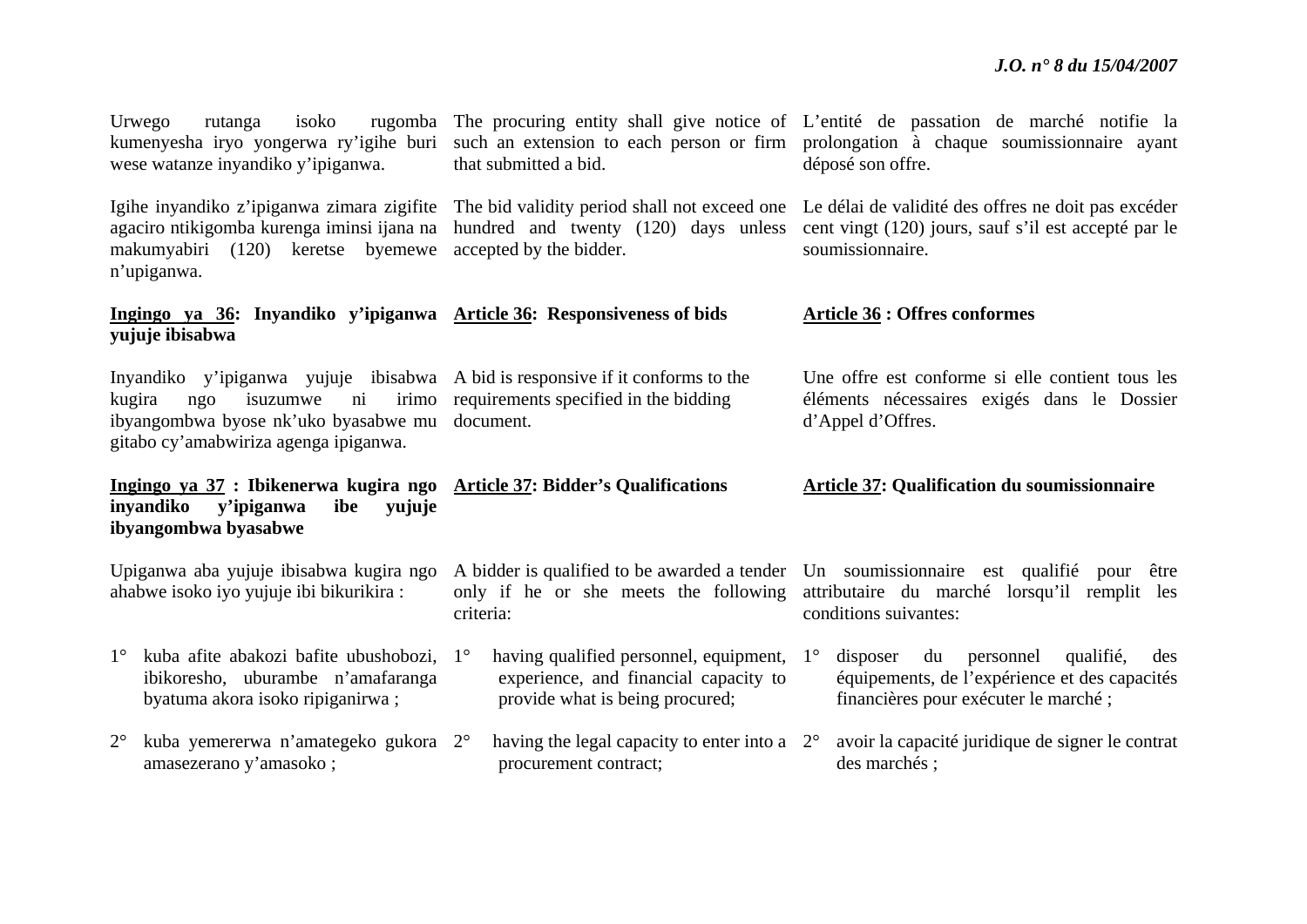Urwego rutanga isoko rugomba kumenyesha iryo yongerwa ry'igihe buri wese watanze inyandiko y'ipiganwa.

Igihe inyandiko z'ipiganwa zimara zigifite agaciro ntikigomba kurenga iminsi ijana na makumyabiri (120) keretse byemewe n'upiganwa.

**<u>Ingingo ya 36</u>: Inyandiko y'ipiganwa yujuje ibisabwa**

Inyandiko y'ipiganwa yujuje ibisabwa kugira ngo isuzumwe ni irimo ibyangombwa byose nk'uko byasabwe mu gitabo cy'amabwiriza agenga ipiganwa.

**<u>Ingingo ya 37</u> : Ibikenerwa kugira ngo inyandiko y'ipiganwa ibe yujuje ibyangombwa byasabwe**

Upiganwa aba yujuje ibisabwa kugira ngo ahabwe isoko iyo yujuje ibi bikurikira :

1° kuba afite abakozi bafite ubushobozi, ibikoresho, uburambe n'amafaranga byatuma akora isoko ripiganirwa ;

2° kuba yemererwa n'amategeko gukora amasezerano y'amasoko ;

The procuring entity shall give notice of such an extension to each person or firm that submitted a bid.

The bid validity period shall not exceed one hundred and twenty (120) days unless accepted by the bidder.

**<u>Article 36</u>: Responsiveness of bids**

A bid is responsive if it conforms to the requirements specified in the bidding document.

**<u>Article 37</u>: Bidder's Qualifications**

A bidder is qualified to be awarded a tender only if he or she meets the following criteria:

1° having qualified personnel, equipment, experience, and financial capacity to provide what is being procured;

2° having the legal capacity to enter into a procurement contract;

L'entité de passation de marché notifie la prolongation à chaque soumissionnaire ayant déposé son offre.

Le délai de validité des offres ne doit pas excéder cent vingt (120) jours, sauf s'il est accepté par le soumissionnaire.

**<u>Article 36</u> : Offres conformes**

Une offre est conforme si elle contient tous les éléments nécessaires exigés dans le Dossier d'Appel d'Offres.

**<u>Article 37</u>: Qualification du soumissionnaire**

Un soumissionnaire est qualifié pour être attributaire du marché lorsqu'il remplit les conditions suivantes:

1° disposer du personnel qualifié, des équipements, de l'expérience et des capacités financières pour exécuter le marché ;

2° avoir la capacité juridique de signer le contrat des marchés ;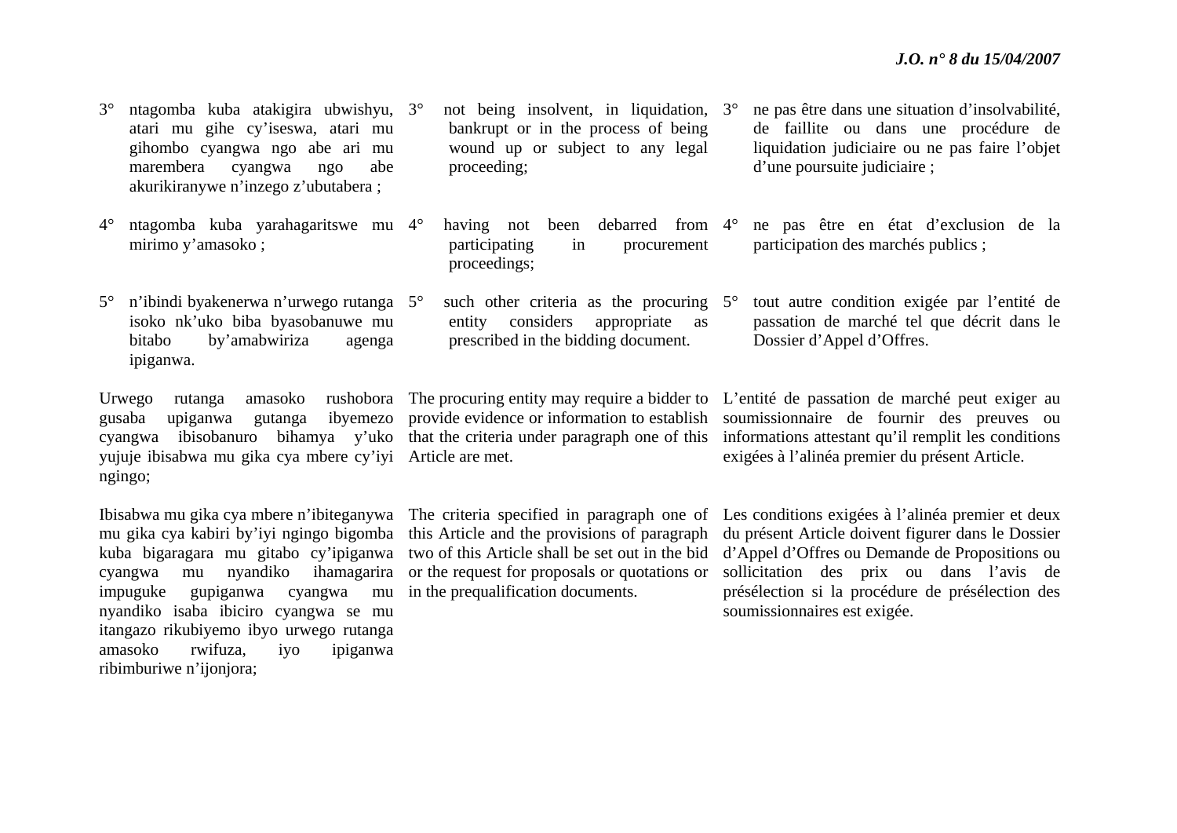3° ntagomba kuba atakigira ubwishyu, atari mu gihe cy'iseswa, atari mu gihombo cyangwa ngo abe ari mu marembera cyangwa ngo abe akurikiranywe n'inzego z'ubutabera ;

4° ntagomba kuba yarahagaritswe mu mirimo y'amasoko ;

5° n'ibindi byakenerwa n'urwego rutanga isoko nk'uko biba byasobanuwe mu bitabo by'amabwiriza agenga ipiganwa.

Urwego rutanga amasoko rushobora gusaba upiganwa gutanga ibyemezo cyangwa ibisobanuro bihamya y'uko yujuje ibisabwa mu gika cya mbere cy'iyi ngingo;

Ibisabwa mu gika cya mbere n'ibiteganywa mu gika cya kabiri by'iyi ngingo bigomba kuba bigaragara mu gitabo cy'ipiganwa cyangwa mu nyandiko ihamagarira impuguke gupiganwa cyangwa mu nyandiko isaba ibiciro cyangwa se mu itangazo rikubiyemo ibyo urwego rutanga amasoko rwifuza, iyo ipiganwa ribimburiwe n'ijonjora;

3° not being insolvent, in liquidation, bankrupt or in the process of being wound up or subject to any legal proceeding;

4° having not been debarred from participating in procurement proceedings;

5° such other criteria as the procuring entity considers appropriate as prescribed in the bidding document.

The procuring entity may require a bidder to provide evidence or information to establish that the criteria under paragraph one of this Article are met.

The criteria specified in paragraph one of this Article and the provisions of paragraph two of this Article shall be set out in the bid or the request for proposals or quotations or in the prequalification documents.

3° ne pas être dans une situation d'insolvabilité, de faillite ou dans une procédure de liquidation judiciaire ou ne pas faire l'objet d'une poursuite judiciaire ;

4° ne pas être en état d'exclusion de la participation des marchés publics ;

5° tout autre condition exigée par l'entité de passation de marché tel que décrit dans le Dossier d'Appel d'Offres.

L'entité de passation de marché peut exiger au soumissionnaire de fournir des preuves ou informations attestant qu'il remplit les conditions exigées à l'alinéa premier du présent Article.

Les conditions exigées à l'alinéa premier et deux du présent Article doivent figurer dans le Dossier d'Appel d'Offres ou Demande de Propositions ou sollicitation des prix ou dans l'avis de présélection si la procédure de présélection des soumissionnaires est exigée.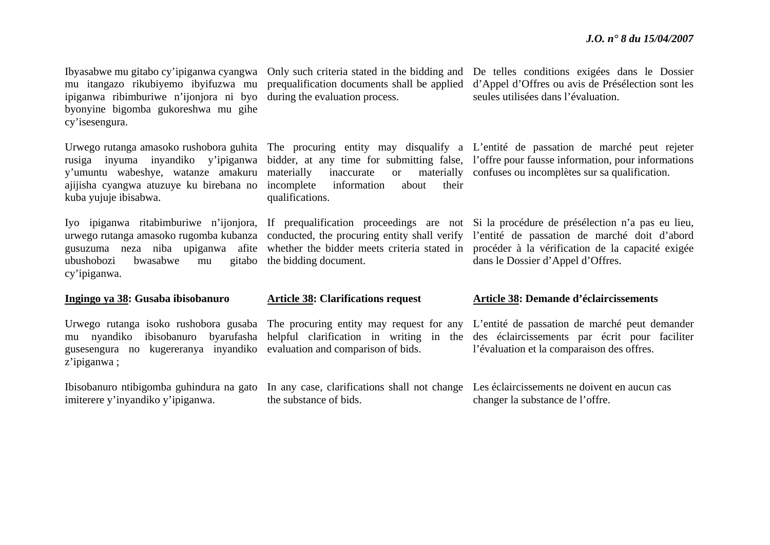Ibyasabwe mu gitabo cy'ipiganwa cyangwa mu itangazo rikubiyemo ibyifuzwa mu ipiganwa ribimburiwe n'ijonjora ni byo byonyine bigomba gukoreshwa mu gihe cy'isesengura.

Urwego rutanga amasoko rushobora guhita rusiga inyuma inyandiko y'ipiganwa y'umuntu wabeshye, watanze amakuru ajijisha cyangwa atuzuye ku birebana no kuba yujuje ibisabwa.

Iyo ipiganwa ritabimburiwe n'ijonjora, urwego rutanga amasoko rugomba kubanza gusuzuma neza niba upiganwa afite ubushobozi bwasabwe mu gitabo cy'ipiganwa.

**<u>Ingingo ya 38</u>: Gusaba ibisobanuro**

Urwego rutanga isoko rushobora gusaba mu nyandiko ibisobanuro byarufasha gusesengura no kugereranya inyandiko z'ipiganwa ;

Ibisobanuro ntibigomba guhindura na gato imiterere y'inyandiko y'ipiganwa.

Only such criteria stated in the bidding and prequalification documents shall be applied during the evaluation process.

The procuring entity may disqualify a bidder, at any time for submitting false, materially inaccurate or materially incomplete information about their qualifications.

If prequalification proceedings are not conducted, the procuring entity shall verify whether the bidder meets criteria stated in the bidding document.

**<u>Article 38</u>: Clarifications request**

The procuring entity may request for any helpful clarification in writing in the evaluation and comparison of bids.

In any case, clarifications shall not change the substance of bids.

De telles conditions exigées dans le Dossier d'Appel d'Offres ou avis de Présélection sont les seules utilisées dans l'évaluation.

L'entité de passation de marché peut rejeter l'offre pour fausse information, pour informations confuses ou incomplètes sur sa qualification.

Si la procédure de présélection n'a pas eu lieu, l'entité de passation de marché doit d'abord procéder à la vérification de la capacité exigée dans le Dossier d'Appel d'Offres.

**<u>Article 38</u>: Demande d'éclaircissements**

L'entité de passation de marché peut demander des éclaircissements par écrit pour faciliter l'évaluation et la comparaison des offres.

Les éclaircissements ne doivent en aucun cas changer la substance de l'offre.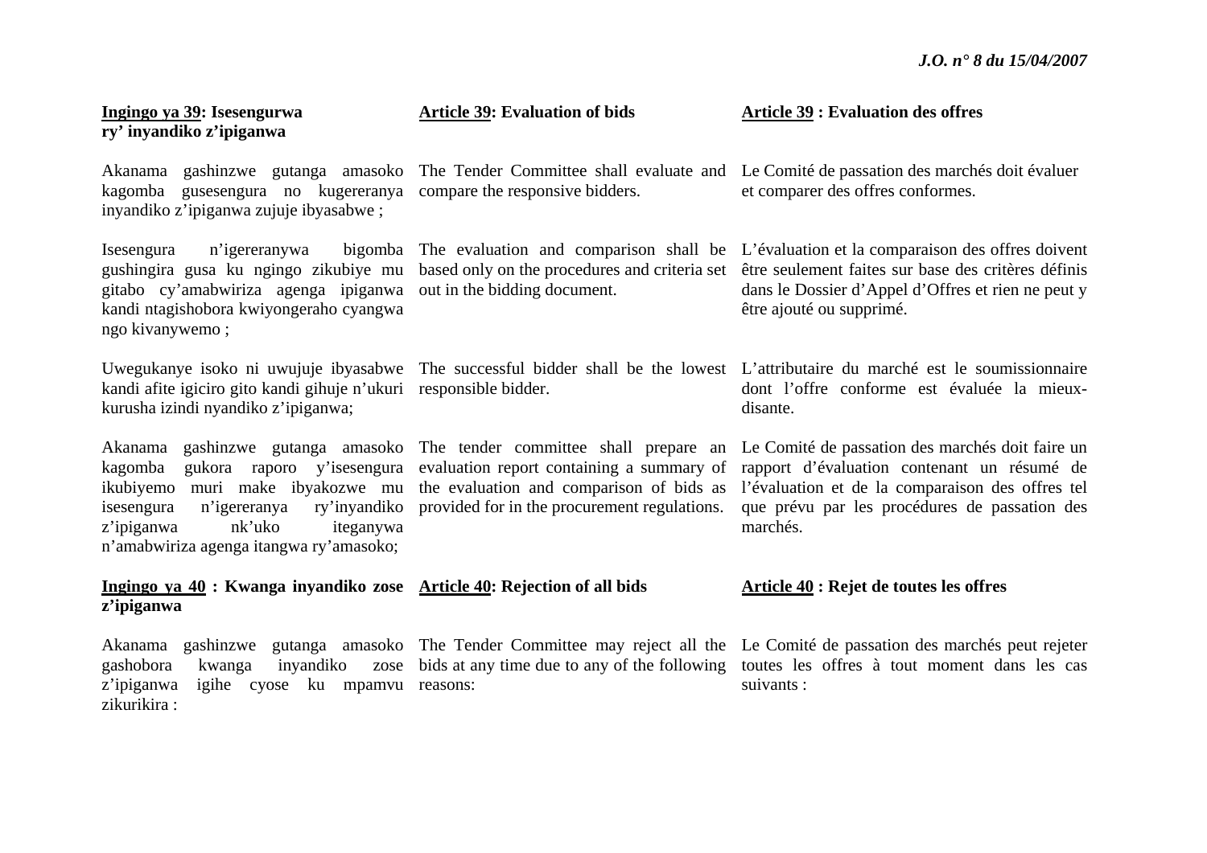**<u>Ingingo ya 39</u>: Isesengurwa ry' inyandiko z'ipiganwa**

Akanama gashinzwe gutanga amasoko kagomba gusesengura no kugereranya inyandiko z'ipiganwa zujuje ibyasabwe ;

Isesengura n'igereranywa bigomba gushingira gusa ku ngingo zikubiye mu gitabo cy'amabwiriza agenga ipiganwa kandi ntagishobora kwiyongeraho cyangwa ngo kivanywemo ;

Uwegukanye isoko ni uwujuje ibyasabwe kandi afite igiciro gito kandi gihuje n'ukuri kurusha izindi nyandiko z'ipiganwa;

Akanama gashinzwe gutanga amasoko kagomba gukora raporo y'isesengura ikubiyemo muri make ibyakozwe mu isesengura n'igereranya ry'inyandiko z'ipiganwa nk'uko iteganywa n'amabwiriza agenga itangwa ry'amasoko;

**<u>Ingingo ya 40</u> : Kwanga inyandiko zose z'ipiganwa**

Akanama gashinzwe gutanga amasoko gashobora kwanga inyandiko zose z'ipiganwa igihe cyose ku mpamvu zikurikira :

**<u>Article 39</u>: Evaluation of bids**

The Tender Committee shall evaluate and compare the responsive bidders.

The evaluation and comparison shall be based only on the procedures and criteria set out in the bidding document.

The successful bidder shall be the lowest responsible bidder.

The tender committee shall prepare an evaluation report containing a summary of the evaluation and comparison of bids as provided for in the procurement regulations.

**<u>Article 40</u>: Rejection of all bids**

The Tender Committee may reject all the bids at any time due to any of the following reasons:

**<u>Article 39</u> : Evaluation des offres**

Le Comité de passation des marchés doit évaluer et comparer des offres conformes.

L'évaluation et la comparaison des offres doivent être seulement faites sur base des critères définis dans le Dossier d'Appel d'Offres et rien ne peut y être ajouté ou supprimé.

L'attributaire du marché est le soumissionnaire dont l'offre conforme est évaluée la mieux-disante.

Le Comité de passation des marchés doit faire un rapport d'évaluation contenant un résumé de l'évaluation et de la comparaison des offres tel que prévu par les procédures de passation des marchés.

**<u>Article 40</u> : Rejet de toutes les offres**

Le Comité de passation des marchés peut rejeter toutes les offres à tout moment dans les cas suivants :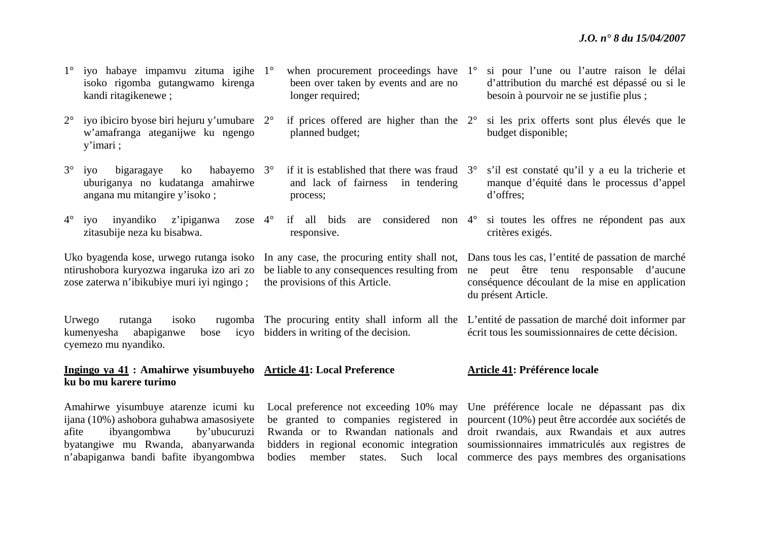1° iyo habaye impamvu zituma igihe isoko rigomba gutangwamo kirenga kandi ritagikenewe ;

2° iyo ibiciro byose biri hejuru y'umubare w'amafranga ateganijwe ku ngengo y'imari ;

3° iyo bigaragaye ko habayemo uburiganya no kudatanga amahirwe angana mu mitangire y'isoko ;

4° iyo inyandiko z'ipiganwa zose zitasubije neza ku bisabwa.

Uko byagenda kose, urwego rutanga isoko ntirushobora kuryozwa ingaruka izo ari zo zose zaterwa n'ibikubiye muri iyi ngingo ;

Urwego rutanga isoko rugomba kumenyesha abapiganwe bose icyo cyemezo mu nyandiko.

**Ingingo ya 41 : Amahirwe yisumbuyeho ku bo mu karere turimo**

Amahirwe yisumbuye atarenze icumi ku ijana (10%) ashobora guhabwa amasosiyete afite ibyangombwa by'ubucuruzi byatangiwe mu Rwanda, abanyarwanda n'abapiganwa bandi bafite ibyangombwa

1° when procurement proceedings have been over taken by events and are no longer required;

2° if prices offered are higher than the planned budget;

3° if it is established that there was fraud and lack of fairness in tendering process;

4° if all bids are considered non responsive.

In any case, the procuring entity shall not, be liable to any consequences resulting from the provisions of this Article.

The procuring entity shall inform all the bidders in writing of the decision.

**Article 41: Local Preference**

Local preference not exceeding 10% may be granted to companies registered in Rwanda or to Rwandan nationals and bidders in regional economic integration bodies member states. Such local

1° si pour l'une ou l'autre raison le délai d'attribution du marché est dépassé ou si le besoin à pourvoir ne se justifie plus ;

2° si les prix offerts sont plus élevés que le budget disponible;

3° s'il est constaté qu'il y a eu la tricherie et manque d'équité dans le processus d'appel d'offres;

4° si toutes les offres ne répondent pas aux critères exigés.

Dans tous les cas, l'entité de passation de marché ne peut être tenu responsable d'aucune conséquence découlant de la mise en application du présent Article.

L'entité de passation de marché doit informer par écrit tous les soumissionnaires de cette décision.

**Article 41: Préférence locale**

Une préférence locale ne dépassant pas dix pourcent (10%) peut être accordée aux sociétés de droit rwandais, aux Rwandais et aux autres soumissionnaires immatriculés aux registres de commerce des pays membres des organisations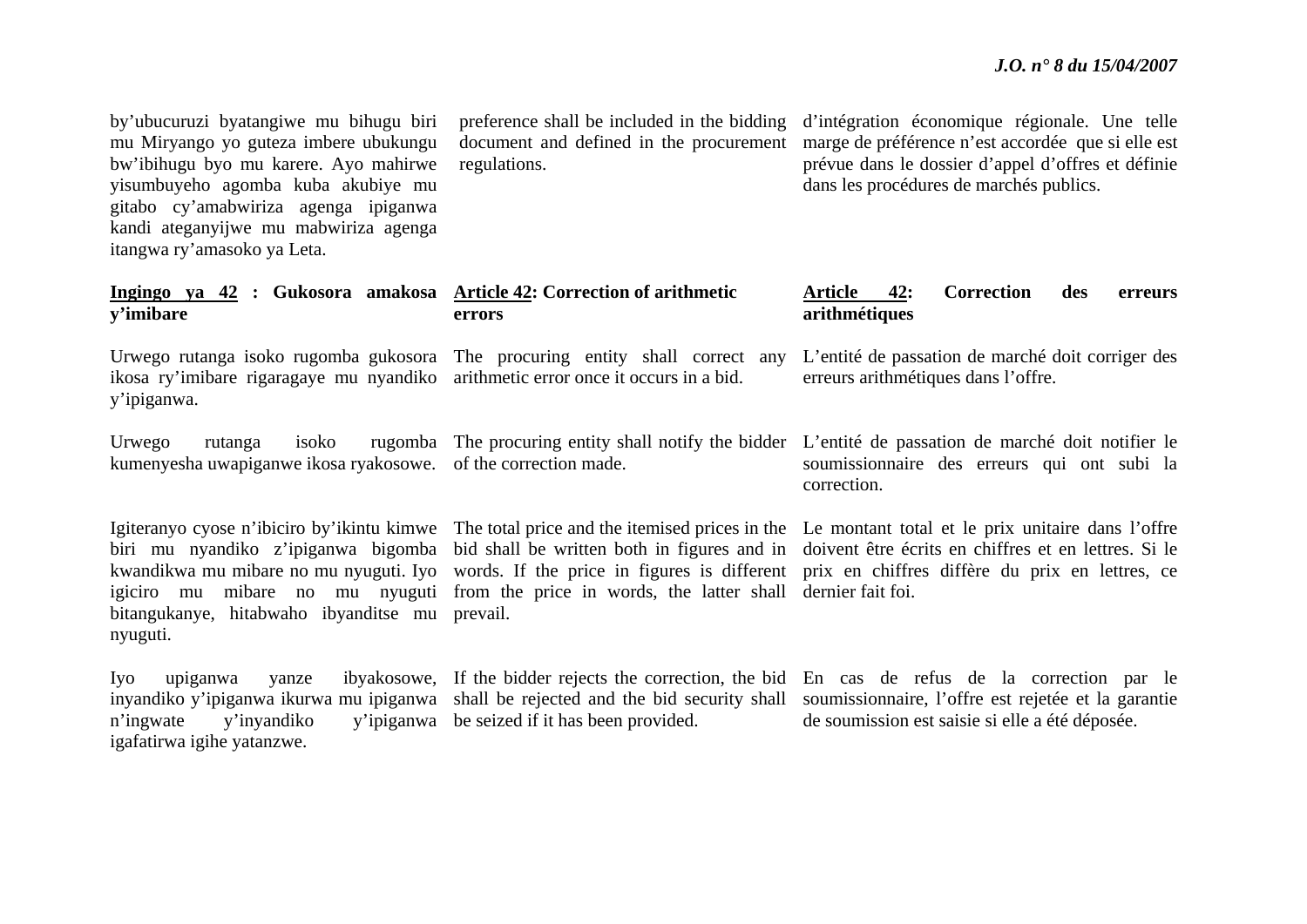by'ubucuruzi byatangiwe mu bihugu biri mu Miryango yo guteza imbere ubukungu bw'ibihugu byo mu karere. Ayo mahirwe yisumbuyeho agomba kuba akubiye mu gitabo cy'amabwiriza agenga ipiganwa kandi ateganyijwe mu mabwiriza agenga itangwa ry'amasoko ya Leta.

**Ingingo ya 42 : Gukosora amakosa y'imibare**

Urwego rutanga isoko rugomba gukosora ikosa ry'imibare rigaragaye mu nyandiko y'ipiganwa.

Urwego rutanga isoko rugomba kumenyesha uwapiganwe ikosa ryakosowe.

Igiteranyo cyose n'ibiciro by'ikintu kimwe biri mu nyandiko z'ipiganwa bigomba kwandikwa mu mibare no mu nyuguti. Iyo igiciro mu mibare no mu nyuguti bitangukanye, hitabwaho ibyanditse mu nyuguti.

Iyo upiganwa yanze ibyakosowe, inyandiko y'ipiganwa ikurwa mu ipiganwa n'ingwate y'inyandiko y'ipiganwa igafatirwa igihe yatanzwe.

preference shall be included in the bidding document and defined in the procurement regulations.

**Article 42: Correction of arithmetic errors**

The procuring entity shall correct any arithmetic error once it occurs in a bid.

The procuring entity shall notify the bidder of the correction made.

The total price and the itemised prices in the bid shall be written both in figures and in words. If the price in figures is different from the price in words, the latter shall prevail.

If the bidder rejects the correction, the bid shall be rejected and the bid security shall be seized if it has been provided.

d'intégration économique régionale. Une telle marge de préférence n'est accordée que si elle est prévue dans le dossier d'appel d'offres et définie dans les procédures de marchés publics.

**Article 42: Correction des erreurs arithmétiques**

L'entité de passation de marché doit corriger des erreurs arithmétiques dans l'offre.

L'entité de passation de marché doit notifier le soumissionnaire des erreurs qui ont subi la correction.

Le montant total et le prix unitaire dans l'offre doivent être écrits en chiffres et en lettres. Si le prix en chiffres diffère du prix en lettres, ce dernier fait foi.

En cas de refus de la correction par le soumissionnaire, l'offre est rejetée et la garantie de soumission est saisie si elle a été déposée.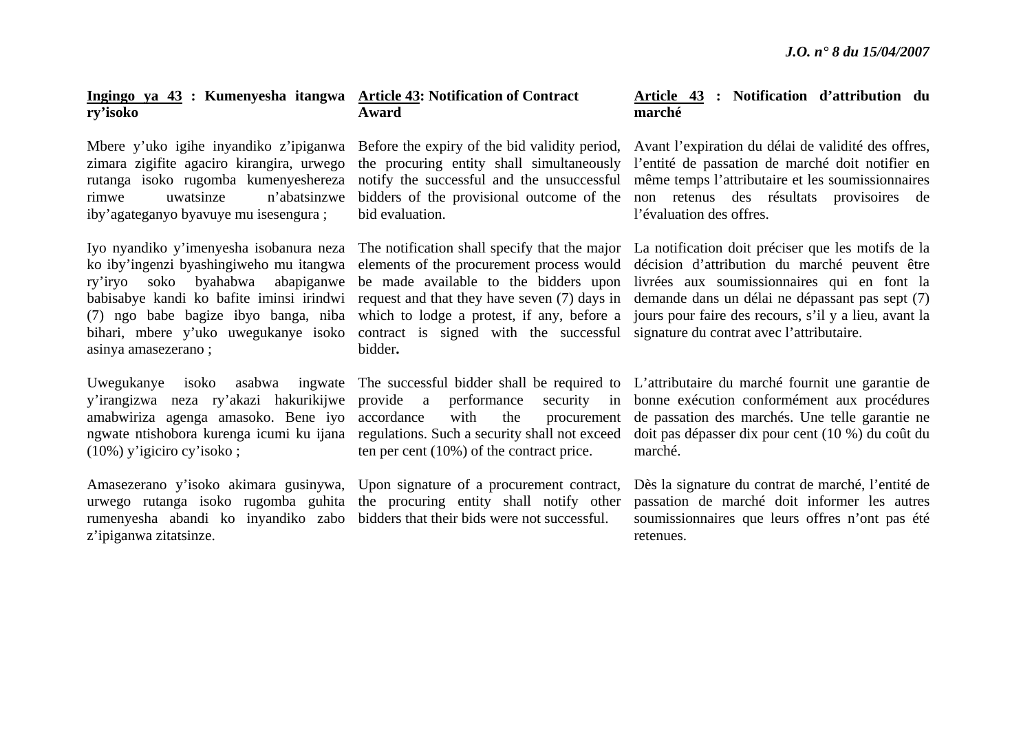### Ingingo ya 43 : Kumenyesha itangwa ry'isoko

Mbere y'uko igihe inyandiko z'ipiganwa zimara zigifite agaciro kirangira, urwego rutanga isoko rugomba kumenyeshereza rimwe uwatsinze n'abatsinzwe iby'agateganyo byavuye mu isesengura ;

Iyo nyandiko y'imenyesha isobanura neza ko iby'ingenzi byashingiweho mu itangwa ry'iryo soko byahabwa abapiganwe babisabye kandi ko bafite iminsi irindwi (7) ngo babe bagize ibyo banga, niba bihari, mbere y'uko uwegukanye isoko asinya amasezerano ;

Uwegukanye isoko asabwa ingwate y'irangizwa neza ry'akazi hakurikijwe amabwiriza agenga amasoko. Bene iyo ngwate ntishobora kurenga icumi ku ijana (10%) y'igiciro cy'isoko ;

Amasezerano y'isoko akimara gusinywa, urwego rutanga isoko rugomba guhita rumenyesha abandi ko inyandiko zabo z'ipiganwa zitatsinze.

### Article 43: Notification of Contract Award

Before the expiry of the bid validity period, the procuring entity shall simultaneously notify the successful and the unsuccessful bidders of the provisional outcome of the bid evaluation.

The notification shall specify that the major elements of the procurement process would be made available to the bidders upon request and that they have seven (7) days in which to lodge a protest, if any, before a contract is signed with the successful bidder**.**

The successful bidder shall be required to provide a performance security in accordance with the procurement regulations. Such a security shall not exceed ten per cent (10%) of the contract price.

Upon signature of a procurement contract, the procuring entity shall notify other bidders that their bids were not successful.

### Article 43 : Notification d'attribution du marché

Avant l'expiration du délai de validité des offres, l'entité de passation de marché doit notifier en même temps l'attributaire et les soumissionnaires non retenus des résultats provisoires de l'évaluation des offres.

La notification doit préciser que les motifs de la décision d'attribution du marché peuvent être livrées aux soumissionnaires qui en font la demande dans un délai ne dépassant pas sept (7) jours pour faire des recours, s'il y a lieu, avant la signature du contrat avec l'attributaire.

L'attributaire du marché fournit une garantie de bonne exécution conformément aux procédures de passation des marchés. Une telle garantie ne doit pas dépasser dix pour cent (10 %) du coût du marché.

Dès la signature du contrat de marché, l'entité de passation de marché doit informer les autres soumissionnaires que leurs offres n'ont pas été retenues.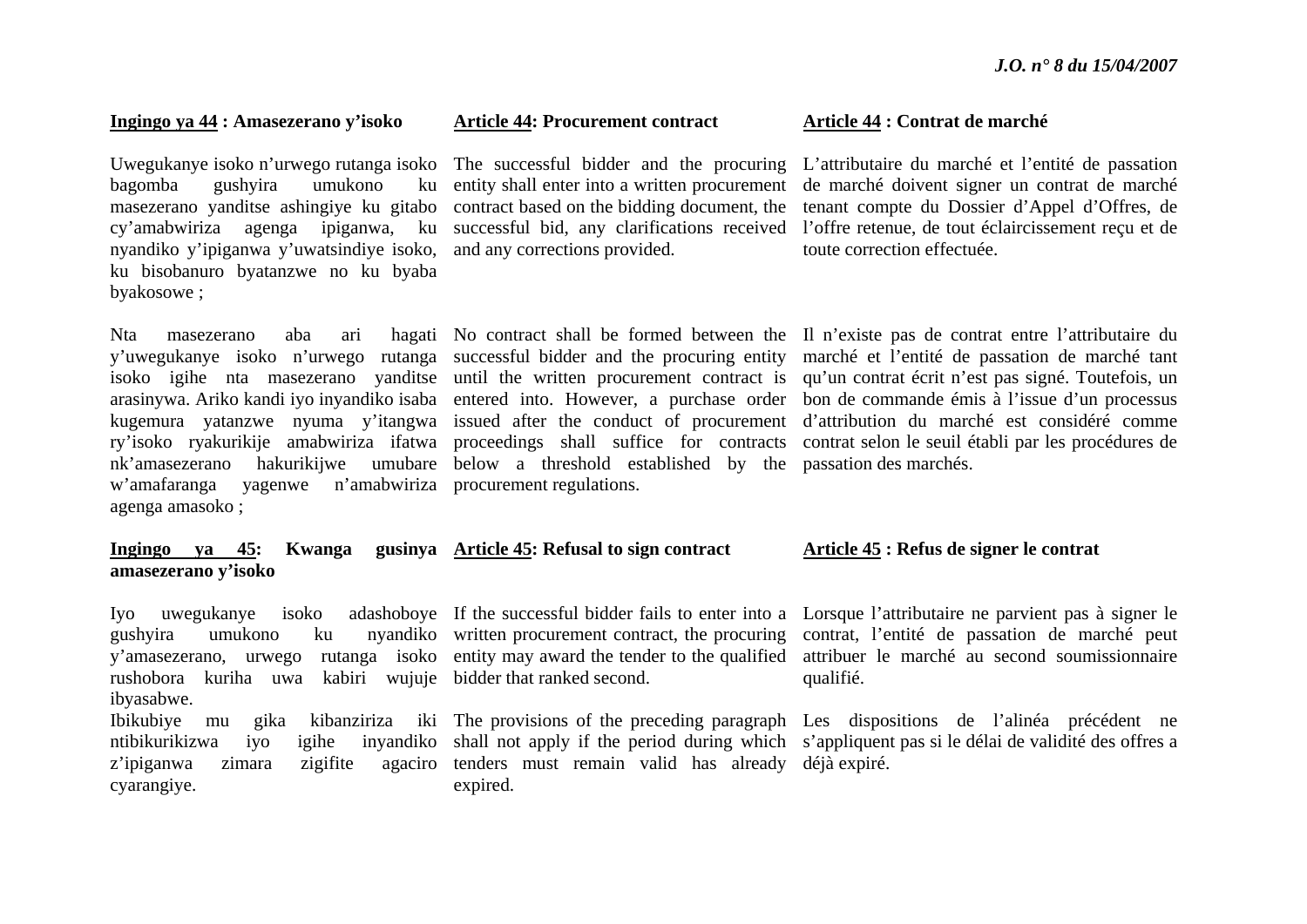**Ingingo ya 44 : Amasezerano y'isoko**

Uwegukanye isoko n'urwego rutanga isoko bagomba gushyira umukono ku masezerano yanditse ashingiye ku gitabo cy'amabwiriza agenga ipiganwa, ku nyandiko y'ipiganwa y'uwatsindiye isoko, ku bisobanuro byatanzwe no ku byaba byakosowe ;

Nta masezerano aba ari hagati y'uwegukanye isoko n'urwego rutanga isoko igihe nta masezerano yanditse arasinywa. Ariko kandi iyo inyandiko isaba kugemura yatanzwe nyuma y'itangwa ry'isoko ryakurikije amabwiriza ifatwa nk'amasezerano hakurikijwe umubare w'amafaranga yagenwe n'amabwiriza agenga amasoko ;

**Ingingo ya 45: Kwanga gusinya amasezerano y'isoko**

Iyo uwegukanye isoko adashoboye gushyira umukono ku nyandiko y'amasezerano, urwego rutanga isoko rushobora kuriha uwa kabiri wujuje ibyasabwe.

Ibikubiye mu gika kibanziriza iki ntibikurikizwa iyo igihe inyandiko z'ipiganwa zimara zigifite agaciro cyarangiye.

**Article 44: Procurement contract**

The successful bidder and the procuring entity shall enter into a written procurement contract based on the bidding document, the successful bid, any clarifications received and any corrections provided.

No contract shall be formed between the successful bidder and the procuring entity until the written procurement contract is entered into. However, a purchase order issued after the conduct of procurement proceedings shall suffice for contracts below a threshold established by the procurement regulations.

**Article 45: Refusal to sign contract**

If the successful bidder fails to enter into a written procurement contract, the procuring entity may award the tender to the qualified bidder that ranked second.

The provisions of the preceding paragraph shall not apply if the period during which tenders must remain valid has already expired.

**Article 44 : Contrat de marché**

L'attributaire du marché et l'entité de passation de marché doivent signer un contrat de marché tenant compte du Dossier d'Appel d'Offres, de l'offre retenue, de tout éclaircissement reçu et de toute correction effectuée.

Il n'existe pas de contrat entre l'attributaire du marché et l'entité de passation de marché tant qu'un contrat écrit n'est pas signé. Toutefois, un bon de commande émis à l'issue d'un processus d'attribution du marché est considéré comme contrat selon le seuil établi par les procédures de passation des marchés.

**Article 45 : Refus de signer le contrat**

Lorsque l'attributaire ne parvient pas à signer le contrat, l'entité de passation de marché peut attribuer le marché au second soumissionnaire qualifié.

Les dispositions de l'alinéa précédent ne s'appliquent pas si le délai de validité des offres a déjà expiré.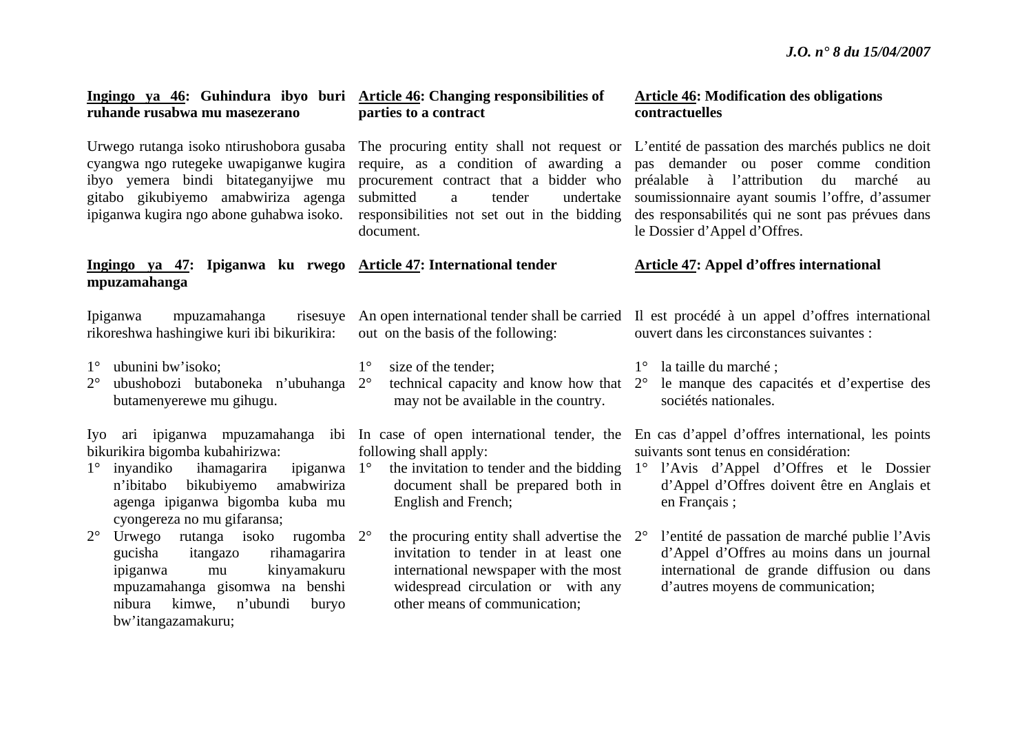**Ingingo ya 46: Guhindura ibyo buri ruhande rusabwa mu masezerano**

Urwego rutanga isoko ntirushobora gusaba cyangwa ngo rutegeke uwapiganwe kugira ibyo yemera bindi bitateganyijwe mu gitabo gikubiyemo amabwiriza agenga ipiganwa kugira ngo abone guhabwa isoko.

**Ingingo ya 47: Ipiganwa ku rwego mpuzamahanga**

Ipiganwa mpuzamahanga risesuye rikoreshwa hashingiwe kuri ibi bikurikira:

1° ubunini bw'isoko;
2° ubushobozi butaboneka n'ubuhanga butamenyerewe mu gihugu.

Iyo ari ipiganwa mpuzamahanga ibi bikurikira bigomba kubahirizwa:

1° inyandiko ihamagarira ipiganwa n'ibitabo bikubiyemo amabwiriza agenga ipiganwa bigomba kuba mu cyongereza no mu gifaransa;
2° Urwego rutanga isoko rugomba gucisha itangazo rihamagarira ipiganwa mu kinyamakuru mpuzamahanga gisomwa na benshi nibura kimwe, n'ubundi buryo bw'itangazamakuru;

**Article 46: Changing responsibilities of parties to a contract**

The procuring entity shall not request or require, as a condition of awarding a procurement contract that a bidder who submitted a tender undertake responsibilities not set out in the bidding document.

**Article 47: International tender**

An open international tender shall be carried out on the basis of the following:

1° size of the tender;
2° technical capacity and know how that may not be available in the country.

In case of open international tender, the following shall apply:

1° the invitation to tender and the bidding document shall be prepared both in English and French;
2° the procuring entity shall advertise the invitation to tender in at least one international newspaper with the most widespread circulation or with any other means of communication;

**Article 46: Modification des obligations contractuelles**

L'entité de passation des marchés publics ne doit pas demander ou poser comme condition préalable à l'attribution du marché au soumissionnaire ayant soumis l'offre, d'assumer des responsabilités qui ne sont pas prévues dans le Dossier d'Appel d'Offres.

**Article 47: Appel d'offres international**

Il est procédé à un appel d'offres international ouvert dans les circonstances suivantes :

1° la taille du marché ;
2° le manque des capacités et d'expertise des sociétés nationales.

En cas d'appel d'offres international, les points suivants sont tenus en considération:

1° l'Avis d'Appel d'Offres et le Dossier d'Appel d'Offres doivent être en Anglais et en Français ;
2° l'entité de passation de marché publie l'Avis d'Appel d'Offres au moins dans un journal international de grande diffusion ou dans d'autres moyens de communication;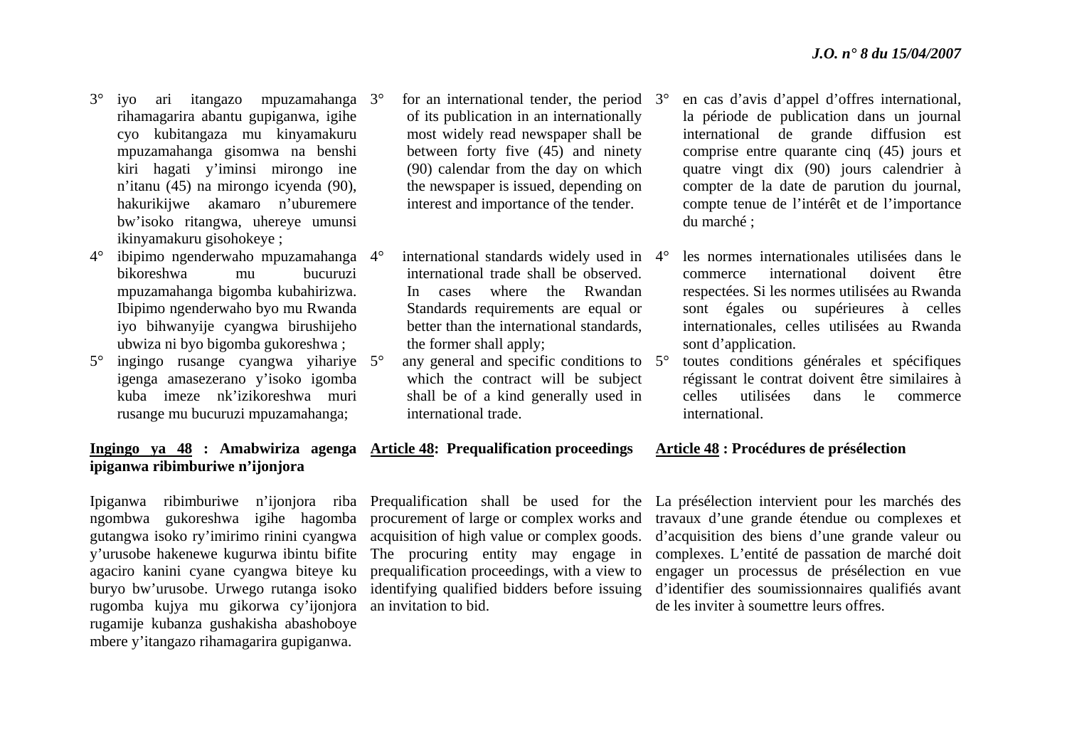3° iyo ari itangazo mpuzamahanga rihamagarira abantu gupiganwa, igihe cyo kubitangaza mu kinyamakuru mpuzamahanga gisomwa na benshi kiri hagati y'iminsi mirongo ine n'itanu (45) na mirongo icyenda (90), hakurikijwe akamaro n'uburemere bw'isoko ritangwa, uhereye umunsi ikinyamakuru gisohokeye ;

4° ibipimo ngenderwaho mpuzamahanga bikoreshwa mu bucuruzi mpuzamahanga bigomba kubahirizwa. Ibipimo ngenderwaho byo mu Rwanda iyo bihwanyije cyangwa birushijeho ubwiza ni byo bigomba gukoreshwa ;

5° ingingo rusange cyangwa yihariye igenga amasezerano y'isoko igomba kuba imeze nk'izikoreshwa muri rusange mu bucuruzi mpuzamahanga;

**Ingingo ya 48 : Amabwiriza agenga ipiganwa ribimburiwe n'ijonjora**

Ipiganwa ribimburiwe n'ijonjora riba ngombwa gukoreshwa igihe hagomba gutangwa isoko ry'imirimo rinini cyangwa y'urusobe hakenewe kugurwa ibintu bifite agaciro kanini cyane cyangwa biteye ku buryo bw'urusobe. Urwego rutanga isoko rugomba kujya mu gikorwa cy'ijonjora rugamije kubanza gushakisha abashoboye mbere y'itangazo rihamagarira gupiganwa.

3° for an international tender, the period of its publication in an internationally most widely read newspaper shall be between forty five (45) and ninety (90) calendar from the day on which the newspaper is issued, depending on interest and importance of the tender.

4° international standards widely used in international trade shall be observed. In cases where the Rwandan Standards requirements are equal or better than the international standards, the former shall apply;

5° any general and specific conditions to which the contract will be subject shall be of a kind generally used in international trade.

**Article 48: Prequalification proceedings**

Prequalification shall be used for the procurement of large or complex works and acquisition of high value or complex goods. The procuring entity may engage in prequalification proceedings, with a view to identifying qualified bidders before issuing an invitation to bid.

3° en cas d'avis d'appel d'offres international, la période de publication dans un journal international de grande diffusion est comprise entre quarante cinq (45) jours et quatre vingt dix (90) jours calendrier à compter de la date de parution du journal, compte tenue de l'intérêt et de l'importance du marché ;

4° les normes internationales utilisées dans le commerce international doivent être respectées. Si les normes utilisées au Rwanda sont égales ou supérieures à celles internationales, celles utilisées au Rwanda sont d'application.

5° toutes conditions générales et spécifiques régissant le contrat doivent être similaires à celles utilisées dans le commerce international.

**Article 48 : Procédures de présélection**

La présélection intervient pour les marchés des travaux d'une grande étendue ou complexes et d'acquisition des biens d'une grande valeur ou complexes. L'entité de passation de marché doit engager un processus de présélection en vue d'identifier des soumissionnaires qualifiés avant de les inviter à soumettre leurs offres.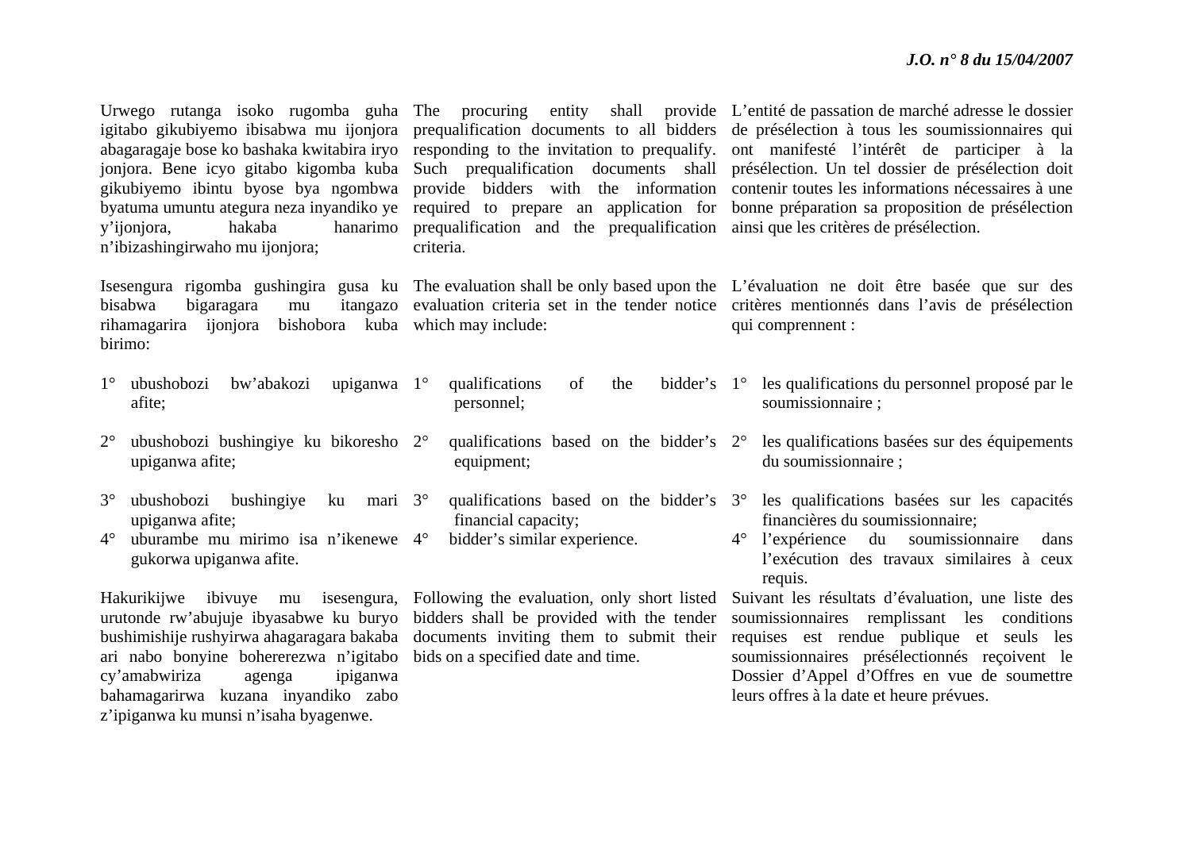Urwego rutanga isoko rugomba guha igitabo gikubiyemo ibisabwa mu ijonjora abagaragaje bose ko bashaka kwitabira iryo jonjora. Bene icyo gitabo kigomba kuba gikubiyemo ibintu byose bya ngombwa byatuma umuntu ategura neza inyandiko ye y'ijonjora, hakaba hanarimo n'ibizashingirwaho mu ijonjora;

Isesengura rigomba gushingira gusa ku bisabwa bigaragara mu itangazo rihamagarira ijonjora bishobora kuba birimo:

1° ubushobozi bw'abakozi upiganwa afite;

2° ubushobozi bushingiye ku bikoresho upiganwa afite;

3° ubushobozi bushingiye ku mari upiganwa afite;

4° uburambe mu mirimo isa n'ikenewe gukorwa upiganwa afite.

Hakurikijwe ibivuye mu isesengura, urutonde rw'abujuje ibyasabwe ku buryo bushimishije rushyirwa ahagaragara bakaba ari nabo bonyine bohererezwa n'igitabo cy'amabwiriza agenga ipiganwa bahamagarirwa kuzana inyandiko zabo z'ipiganwa ku munsi n'isaha byagenwe.

The procuring entity shall provide prequalification documents to all bidders responding to the invitation to prequalify. Such prequalification documents shall provide bidders with the information required to prepare an application for prequalification and the prequalification criteria.

The evaluation shall be only based upon the evaluation criteria set in the tender notice which may include:

1° qualifications of the bidder's personnel;

2° qualifications based on the bidder's equipment;

3° qualifications based on the bidder's financial capacity;

4° bidder's similar experience.

Following the evaluation, only short listed bidders shall be provided with the tender documents inviting them to submit their bids on a specified date and time.

L'entité de passation de marché adresse le dossier de présélection à tous les soumissionnaires qui ont manifesté l'intérêt de participer à la présélection. Un tel dossier de présélection doit contenir toutes les informations nécessaires à une bonne préparation sa proposition de présélection ainsi que les critères de présélection.

L'évaluation ne doit être basée que sur des critères mentionnés dans l'avis de présélection qui comprennent :

1° les qualifications du personnel proposé par le soumissionnaire ;

2° les qualifications basées sur des équipements du soumissionnaire ;

3° les qualifications basées sur les capacités financières du soumissionnaire;

4° l'expérience du soumissionnaire dans l'exécution des travaux similaires à ceux requis.

Suivant les résultats d'évaluation, une liste des soumissionnaires remplissant les conditions requises est rendue publique et seuls les soumissionnaires présélectionnés reçoivent le Dossier d'Appel d'Offres en vue de soumettre leurs offres à la date et heure prévues.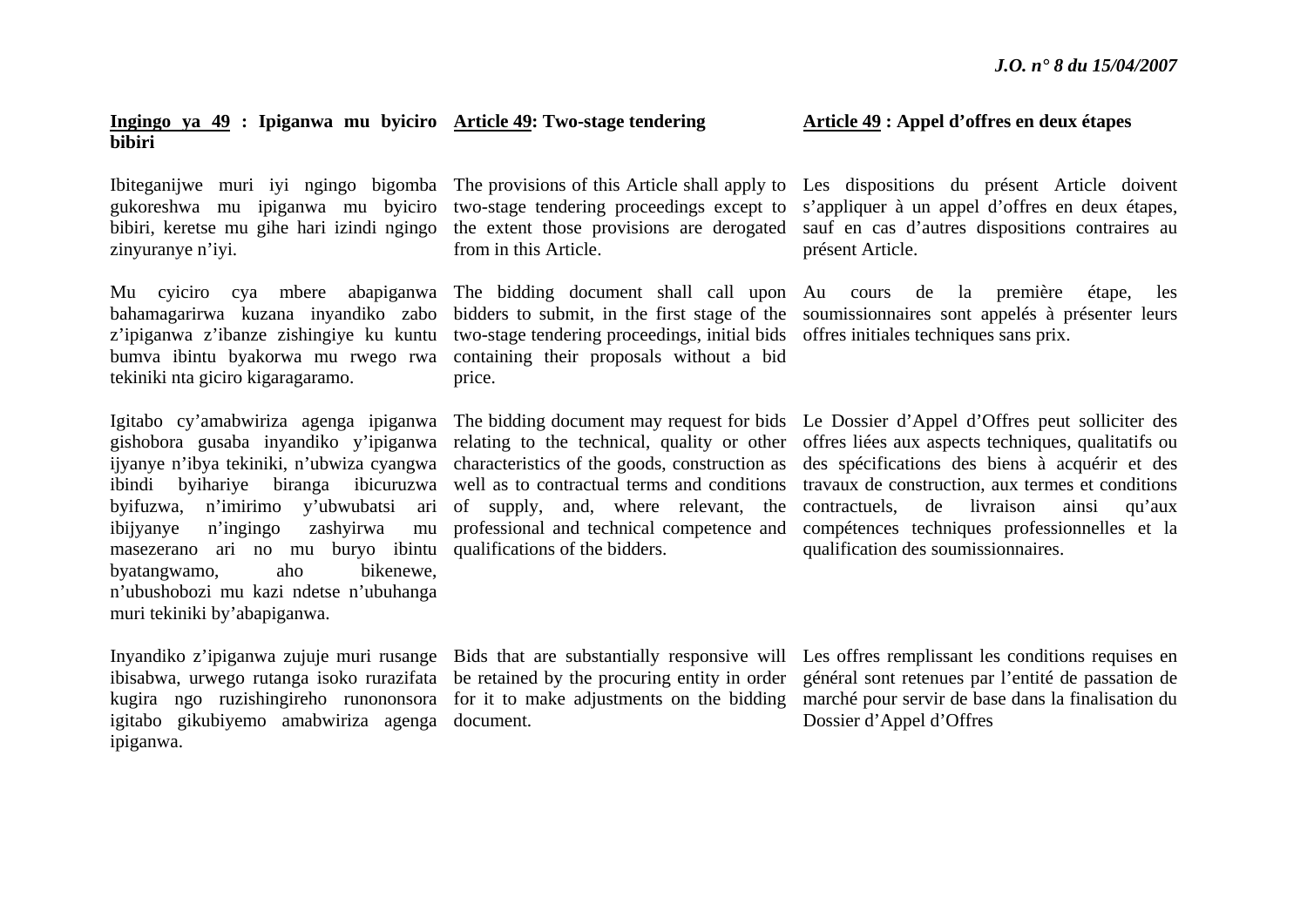## Ingingo ya 49 : Ipiganwa mu byiciro bibiri

Ibiteganijwe muri iyi ngingo bigomba gukoreshwa mu ipiganwa mu byiciro bibiri, keretse mu gihe hari izindi ngingo zinyuranye n'iyi.

Mu cyiciro cya mbere abapiganwa bahamagarirwa kuzana inyandiko zabo z'ipiganwa z'ibanze zishingiye ku kuntu bumva ibintu byakorwa mu rwego rwa tekiniki nta giciro kigaragaramo.

Igitabo cy'amabwiriza agenga ipiganwa gishobora gusaba inyandiko y'ipiganwa ijyanye n'ibya tekiniki, n'ubwiza cyangwa ibindi byihariye biranga ibicuruzwa byifuzwa, n'imirimo y'ubwubatsi ari ibijyanye n'ingingo zashyirwa mu masezerano ari no mu buryo ibintu byatangwamo, aho bikenewe, n'ubushobozi mu kazi ndetse n'ubuhanga muri tekiniki by'abapiganwa.

Inyandiko z'ipiganwa zujuje muri rusange ibisabwa, urwego rutanga isoko rurazifata kugira ngo ruzishingireho runononsora igitabo gikubiyemo amabwiriza agenga ipiganwa.

## Article 49: Two-stage tendering

The provisions of this Article shall apply to two-stage tendering proceedings except to the extent those provisions are derogated from in this Article.

The bidding document shall call upon bidders to submit, in the first stage of the two-stage tendering proceedings, initial bids containing their proposals without a bid price.

The bidding document may request for bids relating to the technical, quality or other characteristics of the goods, construction as well as to contractual terms and conditions of supply, and, where relevant, the professional and technical competence and qualifications of the bidders.

Bids that are substantially responsive will be retained by the procuring entity in order for it to make adjustments on the bidding document.

## Article 49 : Appel d'offres en deux étapes

Les dispositions du présent Article doivent s'appliquer à un appel d'offres en deux étapes, sauf en cas d'autres dispositions contraires au présent Article.

Au cours de la première étape, les soumissionnaires sont appelés à présenter leurs offres initiales techniques sans prix.

Le Dossier d'Appel d'Offres peut solliciter des offres liées aux aspects techniques, qualitatifs ou des spécifications des biens à acquérir et des travaux de construction, aux termes et conditions contractuels, de livraison ainsi qu'aux compétences techniques professionnelles et la qualification des soumissionnaires.

Les offres remplissant les conditions requises en général sont retenues par l'entité de passation de marché pour servir de base dans la finalisation du Dossier d'Appel d'Offres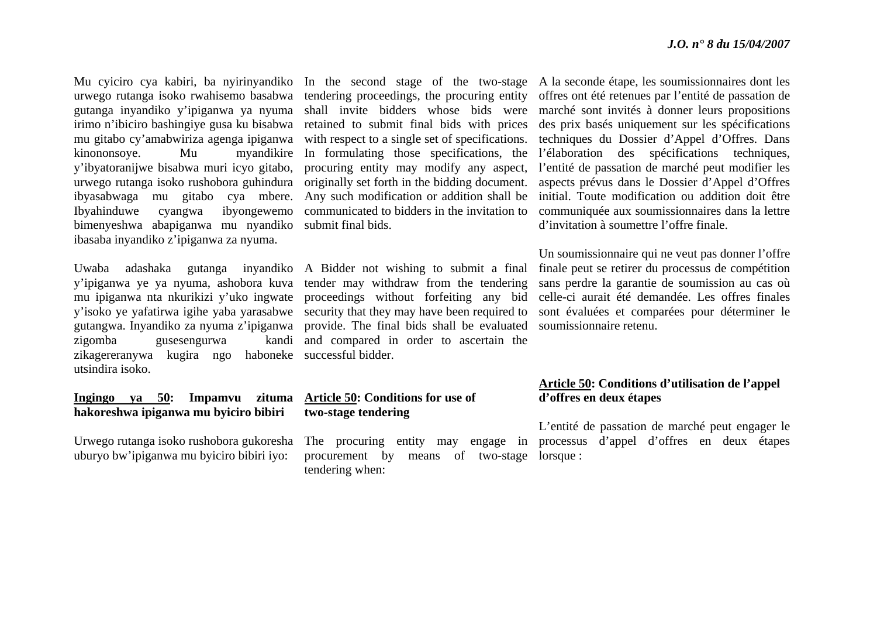Mu cyiciro cya kabiri, ba nyirinyandiko urwego rutanga isoko rwahisemo basabwa gutanga inyandiko y'ipiganwa ya nyuma irimo n'ibiciro bashingiye gusa ku bisabwa mu gitabo cy'amabwiriza agenga ipiganwa kinononsoye. Mu myandikire y'ibyatoranijwe bisabwa muri icyo gitabo, urwego rutanga isoko rushobora guhindura ibyasabwaga mu gitabo cya mbere. Ibyahinduwe cyangwa ibyongewemo bimenyeshwa abapiganwa mu nyandiko ibasaba inyandiko z'ipiganwa za nyuma.

Uwaba adashaka gutanga inyandiko y'ipiganwa ye ya nyuma, ashobora kuva mu ipiganwa nta nkurikizi y'uko ingwate y'isoko ye yafatirwa igihe yaba yarasabwe gutangwa. Inyandiko za nyuma z'ipiganwa zigomba gusesengurwa kandi zikagereranywa kugira ngo haboneke utsindira isoko.

**<u>Ingingo ya 50</u>: Impamvu zituma hakoreshwa ipiganwa mu byiciro bibiri**

Urwego rutanga isoko rushobora gukoresha uburyo bw'ipiganwa mu byiciro bibiri iyo:

In the second stage of the two-stage tendering proceedings, the procuring entity shall invite bidders whose bids were retained to submit final bids with prices with respect to a single set of specifications. In formulating those specifications, the procuring entity may modify any aspect, originally set forth in the bidding document. Any such modification or addition shall be communicated to bidders in the invitation to submit final bids.

A Bidder not wishing to submit a final tender may withdraw from the tendering proceedings without forfeiting any bid security that they may have been required to provide. The final bids shall be evaluated and compared in order to ascertain the successful bidder.

**<u>Article 50</u>: Conditions for use of two-stage tendering**

The procuring entity may engage in procurement by means of two-stage tendering when:

A la seconde étape, les soumissionnaires dont les offres ont été retenues par l'entité de passation de marché sont invités à donner leurs propositions des prix basés uniquement sur les spécifications techniques du Dossier d'Appel d'Offres. Dans l'élaboration des spécifications techniques, l'entité de passation de marché peut modifier les aspects prévus dans le Dossier d'Appel d'Offres initial. Toute modification ou addition doit être communiquée aux soumissionnaires dans la lettre d'invitation à soumettre l'offre finale.

Un soumissionnaire qui ne veut pas donner l'offre finale peut se retirer du processus de compétition sans perdre la garantie de soumission au cas où celle-ci aurait été demandée. Les offres finales sont évaluées et comparées pour déterminer le soumissionnaire retenu.

**<u>Article 50</u>: Conditions d'utilisation de l'appel d'offres en deux étapes**

L'entité de passation de marché peut engager le processus d'appel d'offres en deux étapes lorsque :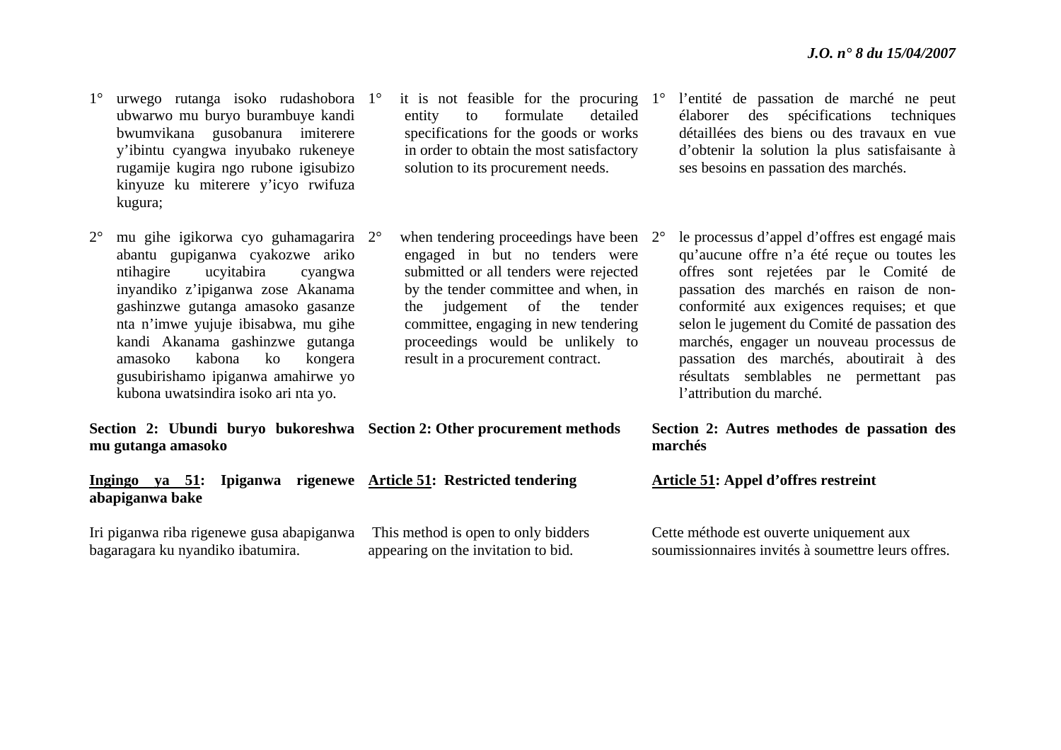1° urwego rutanga isoko rudashobora ubwarwo mu buryo burambuye kandi bwumvikana gusobanura imiterere y'ibintu cyangwa inyubako rukeneye rugamije kugira ngo rubone igisubizo kinyuze ku miterere y'icyo rwifuza kugura;

2° mu gihe igikorwa cyo guhamagarira abantu gupiganwa cyakozwe ariko ntihagire ucyitabira cyangwa inyandiko z'ipiganwa zose Akanama gashinzwe gutanga amasoko gasanze nta n'imwe yujuje ibisabwa, mu gihe kandi Akanama gashinzwe gutanga amasoko kabona ko kongera gusubirishamo ipiganwa amahirwe yo kubona uwatsindira isoko ari nta yo.

**Section 2: Ubundi buryo bukoreshwa mu gutanga amasoko**

**<u>Ingingo ya 51</u>: Ipiganwa rigenewe abapiganwa bake**

Iri piganwa riba rigenewe gusa abapiganwa bagaragara ku nyandiko ibatumira.

1° it is not feasible for the procuring entity to formulate detailed specifications for the goods or works in order to obtain the most satisfactory solution to its procurement needs.

2° when tendering proceedings have been engaged in but no tenders were submitted or all tenders were rejected by the tender committee and when, in the judgement of the tender committee, engaging in new tendering proceedings would be unlikely to result in a procurement contract.

**Section 2: Other procurement methods**

**<u>Article 51</u>: Restricted tendering**

This method is open to only bidders appearing on the invitation to bid.

1° l'entité de passation de marché ne peut élaborer des spécifications techniques détaillées des biens ou des travaux en vue d'obtenir la solution la plus satisfaisante à ses besoins en passation des marchés.

2° le processus d'appel d'offres est engagé mais qu'aucune offre n'a été reçue ou toutes les offres sont rejetées par le Comité de passation des marchés en raison de non-conformité aux exigences requises; et que selon le jugement du Comité de passation des marchés, engager un nouveau processus de passation des marchés, aboutirait à des résultats semblables ne permettant pas l'attribution du marché.

**Section 2: Autres methodes de passation des marchés**

**<u>Article 51</u>: Appel d'offres restreint**

Cette méthode est ouverte uniquement aux soumissionnaires invités à soumettre leurs offres.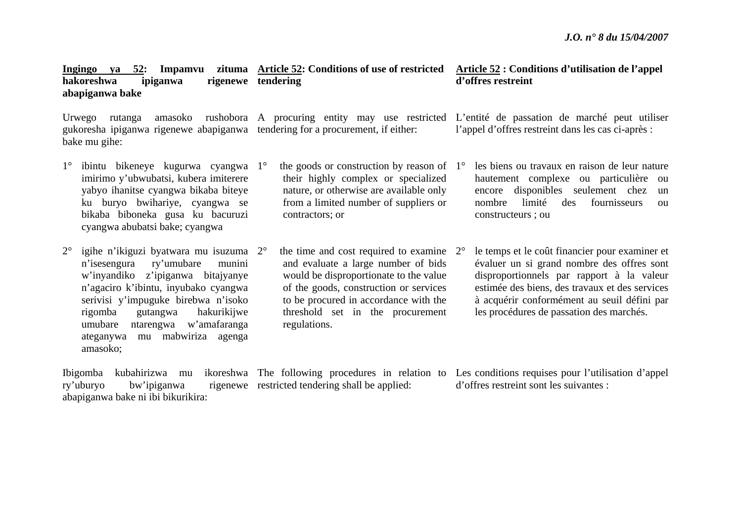**Ingingo ya 52: Impamvu zituma hakoreshwa ipiganwa rigenewe abapiganwa bake**

Urwego rutanga amasoko rushobora gukoresha ipiganwa rigenewe abapiganwa bake mu gihe:

1° ibintu bikeneye kugurwa cyangwa imirimo y'ubwubatsi, kubera imiterere yabyo ihanitse cyangwa bikaba biteye ku buryo bwihariye, cyangwa se bikaba biboneka gusa ku bacuruzi cyangwa abubatsi bake; cyangwa

2° igihe n'ikiguzi byatwara mu isuzuma n'isesengura ry'umubare munini w'inyandiko z'ipiganwa bitajyanye n'agaciro k'ibintu, inyubako cyangwa serivisi y'impuguke birebwa n'isoko rigomba gutangwa hakurikijwe umubare ntarengwa w'amafaranga ateganywa mu mabwiriza agenga amasoko;

Ibigomba kubahirizwa mu ikoreshwa ry'uburyo bw'ipiganwa rigenewe abapiganwa bake ni ibi bikurikira:

**Article 52: Conditions of use of restricted tendering**

A procuring entity may use restricted tendering for a procurement, if either:

1° the goods or construction by reason of their highly complex or specialized nature, or otherwise are available only from a limited number of suppliers or contractors; or

2° the time and cost required to examine and evaluate a large number of bids would be disproportionate to the value of the goods, construction or services to be procured in accordance with the threshold set in the procurement regulations.

The following procedures in relation to restricted tendering shall be applied:

**Article 52 : Conditions d'utilisation de l'appel d'offres restreint**

L'entité de passation de marché peut utiliser l'appel d'offres restreint dans les cas ci-après :

1° les biens ou travaux en raison de leur nature hautement complexe ou particulière ou encore disponibles seulement chez un nombre limité des fournisseurs ou constructeurs ; ou

2° le temps et le coût financier pour examiner et évaluer un si grand nombre des offres sont disproportionnels par rapport à la valeur estimée des biens, des travaux et des services à acquérir conformément au seuil défini par les procédures de passation des marchés.

Les conditions requises pour l'utilisation d'appel d'offres restreint sont les suivantes :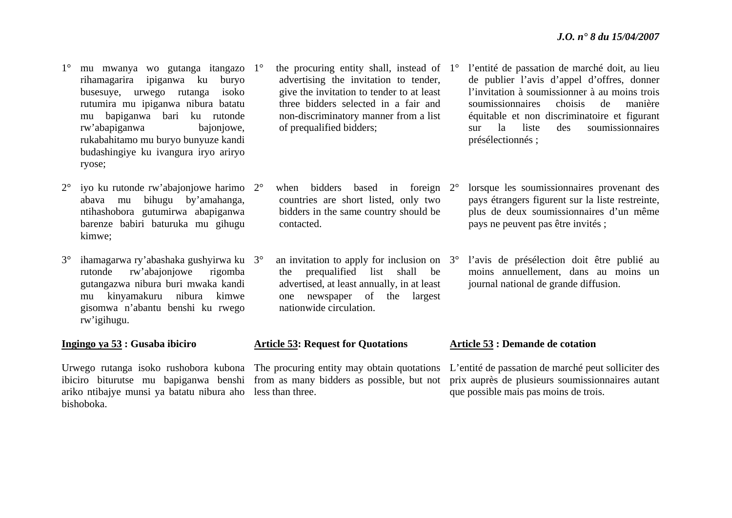1° mu mwanya wo gutanga itangazo rihamagarira ipiganwa ku buryo busesuye, urwego rutanga isoko rutumira mu ipiganwa nibura batatu mu bapiganwa bari ku rutonde rw'abapiganwa bajonjowe, rukabahitamo mu buryo bunyuze kandi budashingiye ku ivangura iryo ariryo ryose;

2° iyo ku rutonde rw'abajonjowe harimo abava mu bihugu by'amahanga, ntihashobora gutumirwa abapiganwa barenze babiri baturuka mu gihugu kimwe;

3° ihamagarwa ry'abashaka gushyirwa ku rutonde rw'abajonjowe rigomba gutangazwa nibura buri mwaka kandi mu kinyamakuru nibura kimwe gisomwa n'abantu benshi ku rwego rw'igihugu.

**<u>Ingingo ya 53</u> : Gusaba ibiciro**

Urwego rutanga isoko rushobora kubona ibiciro biturutse mu bapiganwa benshi ariko ntibajye munsi ya batatu nibura aho bishoboka.

1° the procuring entity shall, instead of advertising the invitation to tender, give the invitation to tender to at least three bidders selected in a fair and non-discriminatory manner from a list of prequalified bidders;

2° when bidders based in foreign countries are short listed, only two bidders in the same country should be contacted.

3° an invitation to apply for inclusion on the prequalified list shall be advertised, at least annually, in at least one newspaper of the largest nationwide circulation.

**<u>Article 53</u>: Request for Quotations**

The procuring entity may obtain quotations from as many bidders as possible, but not less than three.

1° l'entité de passation de marché doit, au lieu de publier l'avis d'appel d'offres, donner l'invitation à soumissionner à au moins trois soumissionnaires choisis de manière équitable et non discriminatoire et figurant sur la liste des soumissionnaires présélectionnés ;

2° lorsque les soumissionnaires provenant des pays étrangers figurent sur la liste restreinte, plus de deux soumissionnaires d'un même pays ne peuvent pas être invités ;

3° l'avis de présélection doit être publié au moins annuellement, dans au moins un journal national de grande diffusion.

**<u>Article 53</u> : Demande de cotation**

L'entité de passation de marché peut solliciter des prix auprès de plusieurs soumissionnaires autant que possible mais pas moins de trois.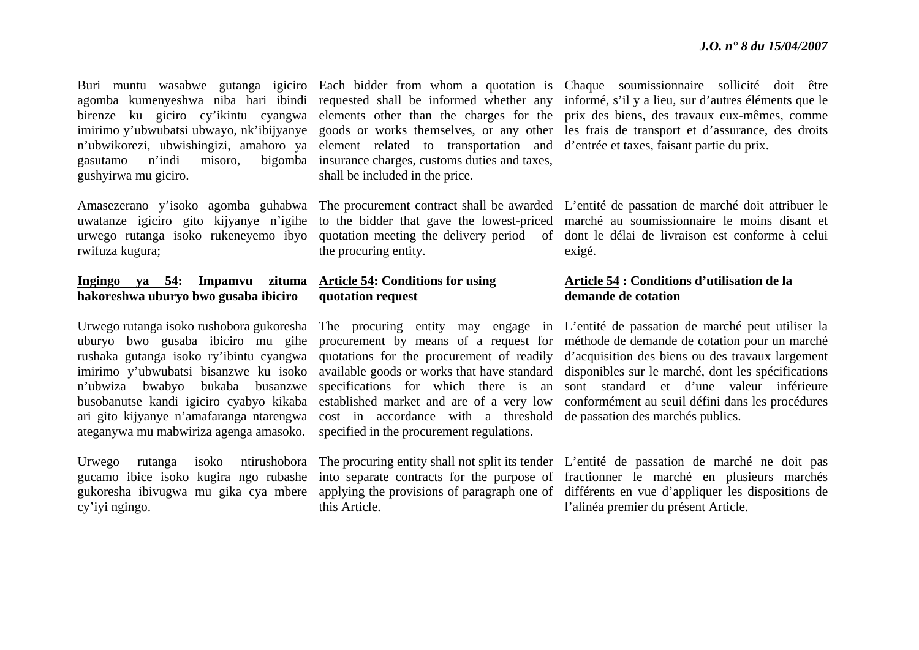Buri muntu wasabwe gutanga igiciro agomba kumenyeshwa niba hari ibindi birenze ku giciro cy'ikintu cyangwa imirimo y'ubwubatsi ubwayo, nk'ibijyanye n'ubwikorezi, ubwishingizi, amahoro ya gasutamo n'indi misoro, bigomba gushyirwa mu giciro.

Amasezerano y'isoko agomba guhabwa uwatanze igiciro gito kijyanye n'igihe urwego rutanga isoko rukeneyemo ibyo rwifuza kugura;

**<u>Ingingo ya 54</u>: Impamvu zituma hakoreshwa uburyo bwo gusaba ibiciro**

Urwego rutanga isoko rushobora gukoresha uburyo bwo gusaba ibiciro mu gihe rushaka gutanga isoko ry'ibintu cyangwa imirimo y'ubwubatsi bisanzwe ku isoko n'ubwiza bwabyo bukaba busanzwe busobanutse kandi igiciro cyabyo kikaba ari gito kijyanye n'amafaranga ntarengwa ateganywa mu mabwiriza agenga amasoko.

Urwego rutanga isoko ntirushobora gucamo ibice isoko kugira ngo rubashe gukoresha ibivugwa mu gika cya mbere cy'iyi ngingo.

Each bidder from whom a quotation is requested shall be informed whether any elements other than the charges for the goods or works themselves, or any other element related to transportation and insurance charges, customs duties and taxes, shall be included in the price.

The procurement contract shall be awarded to the bidder that gave the lowest-priced quotation meeting the delivery period of the procuring entity.

**<u>Article 54</u>: Conditions for using quotation request**

The procuring entity may engage in procurement by means of a request for quotations for the procurement of readily available goods or works that have standard specifications for which there is an established market and are of a very low cost in accordance with a threshold specified in the procurement regulations.

The procuring entity shall not split its tender into separate contracts for the purpose of applying the provisions of paragraph one of this Article.

Chaque soumissionnaire sollicité doit être informé, s'il y a lieu, sur d'autres éléments que le prix des biens, des travaux eux-mêmes, comme les frais de transport et d'assurance, des droits d'entrée et taxes, faisant partie du prix.

L'entité de passation de marché doit attribuer le marché au soumissionnaire le moins disant et dont le délai de livraison est conforme à celui exigé.

**<u>Article 54</u> : Conditions d'utilisation de la demande de cotation**

L'entité de passation de marché peut utiliser la méthode de demande de cotation pour un marché d'acquisition des biens ou des travaux largement disponibles sur le marché, dont les spécifications sont standard et d'une valeur inférieure conformément au seuil défini dans les procédures de passation des marchés publics.

L'entité de passation de marché ne doit pas fractionner le marché en plusieurs marchés différents en vue d'appliquer les dispositions de l'alinéa premier du présent Article.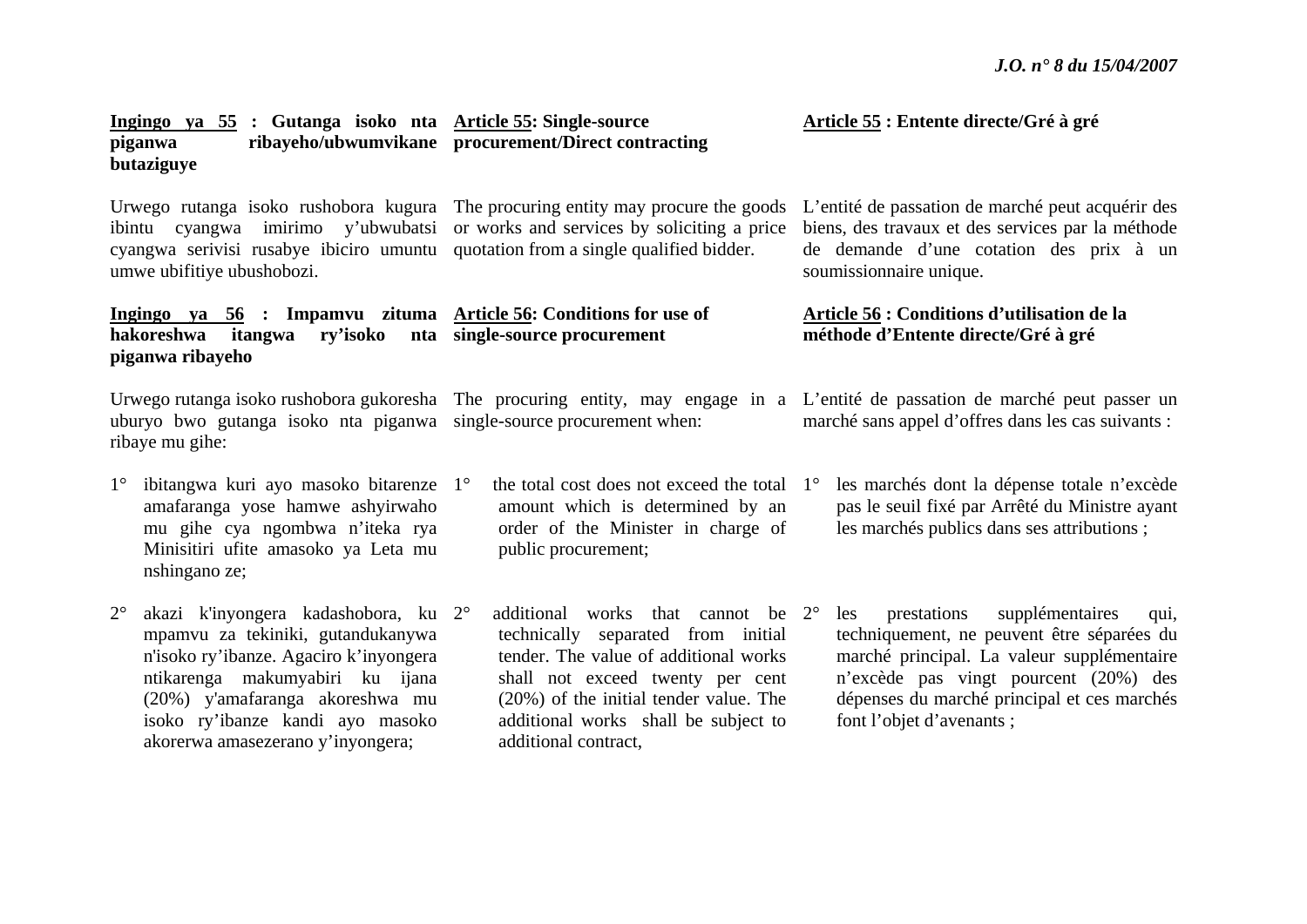**Ingingo ya 55 : Gutanga isoko nta piganwa ribayeho/ubwumvikane butaziguye**

Urwego rutanga isoko rushobora kugura ibintu cyangwa imirimo y'ubwubatsi cyangwa serivisi rusabye ibiciro umuntu umwe ubifitiye ubushobozi.

**Ingingo ya 56 : Impamvu zituma hakoreshwa itangwa ry'isoko nta piganwa ribayeho**

Urwego rutanga isoko rushobora gukoresha uburyo bwo gutanga isoko nta piganwa ribaye mu gihe:

1° ibitangwa kuri ayo masoko bitarenze amafaranga yose hamwe ashyirwaho mu gihe cya ngombwa n'iteka rya Minisitiri ufite amasoko ya Leta mu nshingano ze;

2° akazi k'inyongera kadashobora, ku mpamvu za tekiniki, gutandukanywa n'isoko ry'ibanze. Agaciro k'inyongera ntikarenga makumyabiri ku ijana (20%) y'amafaranga akoreshwa mu isoko ry'ibanze kandi ayo masoko akorerwa amasezerano y'inyongera;

**Article 55: Single-source procurement/Direct contracting**

The procuring entity may procure the goods or works and services by soliciting a price quotation from a single qualified bidder.

**Article 56: Conditions for use of single-source procurement**

The procuring entity, may engage in a single-source procurement when:

1° the total cost does not exceed the total amount which is determined by an order of the Minister in charge of public procurement;

2° additional works that cannot be technically separated from initial tender. The value of additional works shall not exceed twenty per cent (20%) of the initial tender value. The additional works shall be subject to additional contract,

**Article 55 : Entente directe/Gré à gré**

L'entité de passation de marché peut acquérir des biens, des travaux et des services par la méthode de demande d'une cotation des prix à un soumissionnaire unique.

**Article 56 : Conditions d'utilisation de la méthode d'Entente directe/Gré à gré**

L'entité de passation de marché peut passer un marché sans appel d'offres dans les cas suivants :

1° les marchés dont la dépense totale n'excède pas le seuil fixé par Arrêté du Ministre ayant les marchés publics dans ses attributions ;

2° les prestations supplémentaires qui, techniquement, ne peuvent être séparées du marché principal. La valeur supplémentaire n'excède pas vingt pourcent (20%) des dépenses du marché principal et ces marchés font l'objet d'avenants ;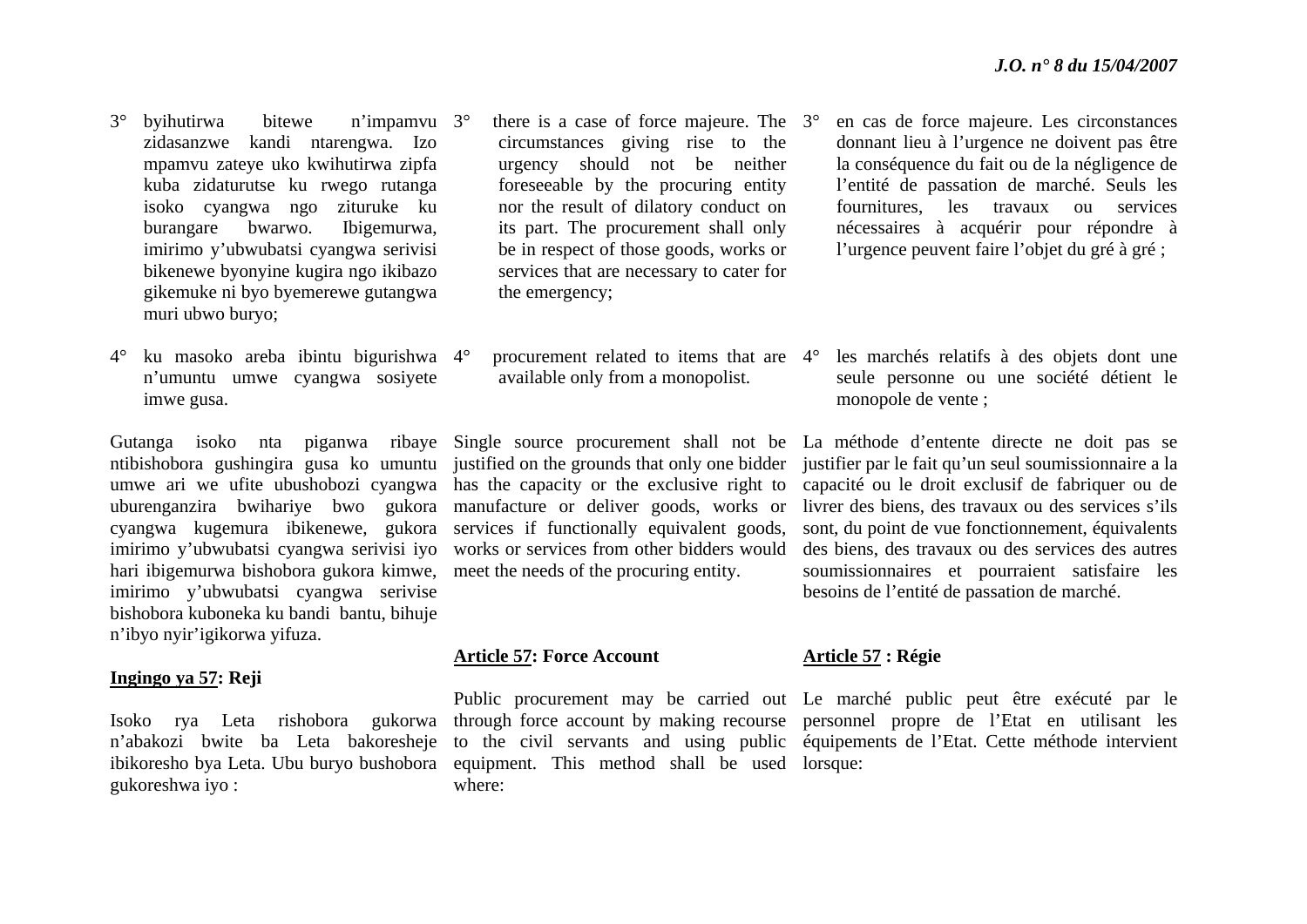3° byihutirwa bitewe n'impamvu zidasanzwe kandi ntarengwa. Izo mpamvu zateye uko kwihutirwa zipfa kuba zidaturutse ku rwego rutanga isoko cyangwa ngo zituruke ku burangare bwarwo. Ibigemurwa, imirimo y'ubwubatsi cyangwa serivisi bikenewe byonyine kugira ngo ikibazo gikemuke ni byo byemerewe gutangwa muri ubwo buryo;

4° ku masoko areba ibintu bigurishwa n'umuntu umwe cyangwa sosiyete imwe gusa.

Gutanga isoko nta piganwa ribaye ntibishobora gushingira gusa ko umuntu umwe ari we ufite ubushobozi cyangwa uburenganzira bwihariye bwo gukora cyangwa kugemura ibikenewe, gukora imirimo y'ubwubatsi cyangwa serivisi iyo hari ibigemurwa bishobora gukora kimwe, imirimo y'ubwubatsi cyangwa serivise bishobora kuboneka ku bandi bantu, bihuje n'ibyo nyir'igikorwa yifuza.

**Ingingo ya 57: Reji**

Isoko rya Leta rishobora gukorwa n'abakozi bwite ba Leta bakoresheje ibikoresho bya Leta. Ubu buryo bushobora gukoreshwa iyo :

3° there is a case of force majeure. The circumstances giving rise to the urgency should not be neither foreseeable by the procuring entity nor the result of dilatory conduct on its part. The procurement shall only be in respect of those goods, works or services that are necessary to cater for the emergency;

4° procurement related to items that are available only from a monopolist.

Single source procurement shall not be justified on the grounds that only one bidder has the capacity or the exclusive right to manufacture or deliver goods, works or services if functionally equivalent goods, works or services from other bidders would meet the needs of the procuring entity.

**Article 57: Force Account**

Public procurement may be carried out through force account by making recourse to the civil servants and using public equipment. This method shall be used where:

3° en cas de force majeure. Les circonstances donnant lieu à l'urgence ne doivent pas être la conséquence du fait ou de la négligence de l'entité de passation de marché. Seuls les fournitures, les travaux ou services nécessaires à acquérir pour répondre à l'urgence peuvent faire l'objet du gré à gré ;

4° les marchés relatifs à des objets dont une seule personne ou une société détient le monopole de vente ;

La méthode d'entente directe ne doit pas se justifier par le fait qu'un seul soumissionnaire a la capacité ou le droit exclusif de fabriquer ou de livrer des biens, des travaux ou des services s'ils sont, du point de vue fonctionnement, équivalents des biens, des travaux ou des services des autres soumissionnaires et pourraient satisfaire les besoins de l'entité de passation de marché.

**Article 57 : Régie**

Le marché public peut être exécuté par le personnel propre de l'Etat en utilisant les équipements de l'Etat. Cette méthode intervient lorsque: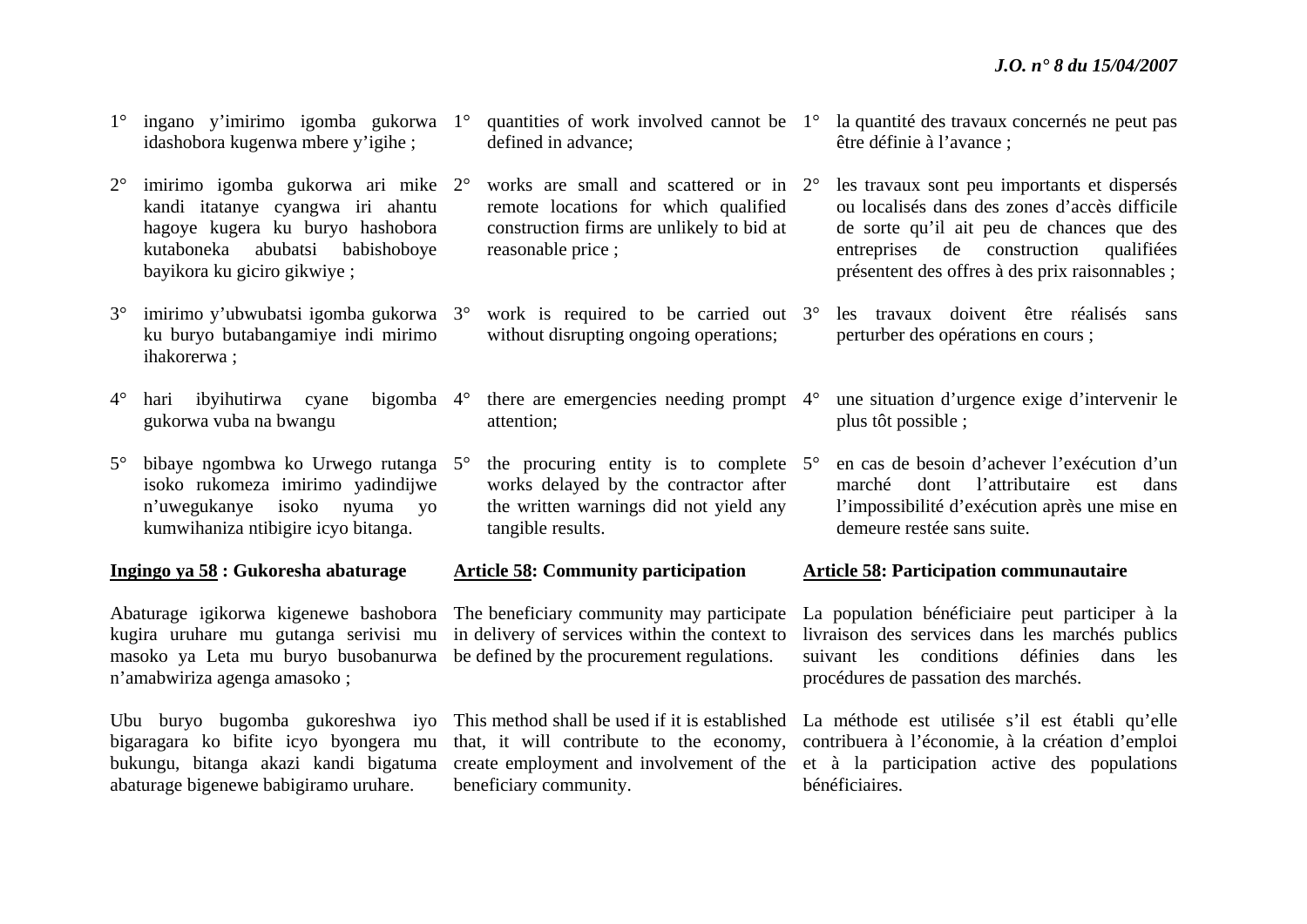1° ingano y'imirimo igomba gukorwa idashobora kugenwa mbere y'igihe ;

2° imirimo igomba gukorwa ari mike kandi itatanye cyangwa iri ahantu hagoye kugera ku buryo hashobora kutaboneka abubatsi babishoboye bayikora ku giciro gikwiye ;

3° imirimo y'ubwubatsi igomba gukorwa ku buryo butabangamiye indi mirimo ihakorerwa ;

4° hari ibyihutirwa cyane bigomba gukorwa vuba na bwangu

5° bibaye ngombwa ko Urwego rutanga isoko rukomeza imirimo yadindijwe n'uwegukanye isoko nyuma yo kumwihaniza ntibigire icyo bitanga.

**Ingingo ya 58 : Gukoresha abaturage**

Abaturage igikorwa kigenewe bashobora kugira uruhare mu gutanga serivisi mu masoko ya Leta mu buryo busobanurwa n'amabwiriza agenga amasoko ;

Ubu buryo bugomba gukoreshwa iyo bigaragara ko bifite icyo byongera mu bukungu, bitanga akazi kandi bigatuma abaturage bigenewe babigiramo uruhare.

1° quantities of work involved cannot be defined in advance;

2° works are small and scattered or in remote locations for which qualified construction firms are unlikely to bid at reasonable price ;

3° work is required to be carried out without disrupting ongoing operations;

4° there are emergencies needing prompt attention;

5° the procuring entity is to complete works delayed by the contractor after the written warnings did not yield any tangible results.

**Article 58: Community participation**

The beneficiary community may participate in delivery of services within the context to be defined by the procurement regulations.

This method shall be used if it is established that, it will contribute to the economy, create employment and involvement of the beneficiary community.

1° la quantité des travaux concernés ne peut pas être définie à l'avance ;

2° les travaux sont peu importants et dispersés ou localisés dans des zones d'accès difficile de sorte qu'il ait peu de chances que des entreprises de construction qualifiées présentent des offres à des prix raisonnables ;

3° les travaux doivent être réalisés sans perturber des opérations en cours ;

4° une situation d'urgence exige d'intervenir le plus tôt possible ;

5° en cas de besoin d'achever l'exécution d'un marché dont l'attributaire est dans l'impossibilité d'exécution après une mise en demeure restée sans suite.

**Article 58: Participation communautaire**

La population bénéficiaire peut participer à la livraison des services dans les marchés publics suivant les conditions définies dans les procédures de passation des marchés.

La méthode est utilisée s'il est établi qu'elle contribuera à l'économie, à la création d'emploi et à la participation active des populations bénéficiaires.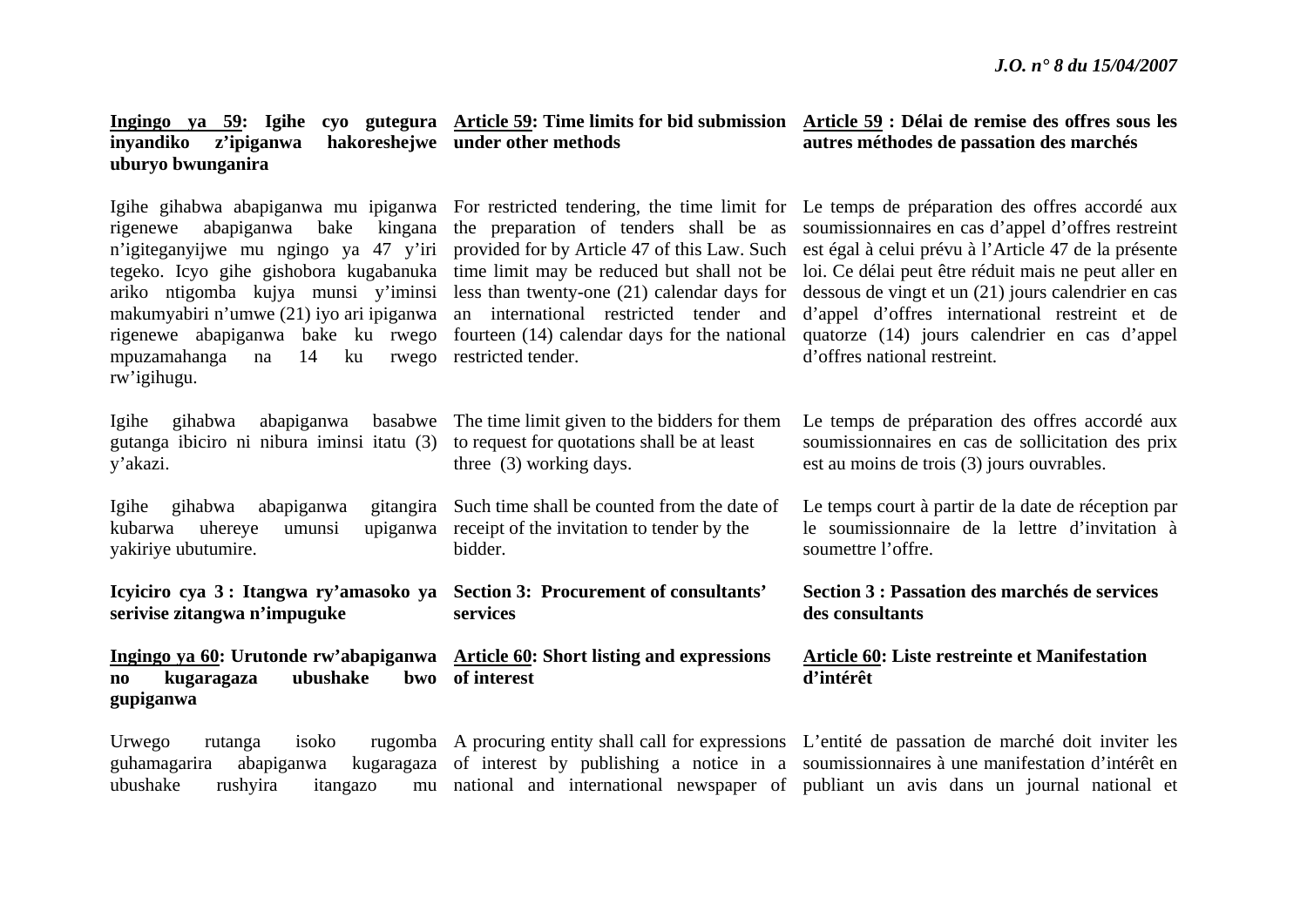**Ingingo ya 59: Igihe cyo gutegura inyandiko z'ipiganwa hakoreshejwe uburyo bwunganira**

Igihe gihabwa abapiganwa mu ipiganwa rigenewe abapiganwa bake kingana n'igiteganyijwe mu ngingo ya 47 y'iri tegeko. Icyo gihe gishobora kugabanuka ariko ntigomba kujya munsi y'iminsi makumyabiri n'umwe (21) iyo ari ipiganwa rigenewe abapiganwa bake ku rwego mpuzamahanga na 14 ku rwego rw'igihugu.

Igihe gihabwa abapiganwa basabwe gutanga ibiciro ni nibura iminsi itatu (3) y'akazi.

Igihe gihabwa abapiganwa gitangira kubarwa uhereye umunsi upiganwa yakiriye ubutumire.

**Icyiciro cya 3 : Itangwa ry'amasoko ya serivise zitangwa n'impuguke**

**Ingingo ya 60: Urutonde rw'abapiganwa no kugaragaza ubushake bwo gupiganwa**

Urwego rutanga isoko rugomba guhamagarira abapiganwa kugaragaza ubushake rushyira itangazo mu

**Article 59: Time limits for bid submission under other methods**

For restricted tendering, the time limit for the preparation of tenders shall be as provided for by Article 47 of this Law. Such time limit may be reduced but shall not be less than twenty-one (21) calendar days for an international restricted tender and fourteen (14) calendar days for the national restricted tender.

The time limit given to the bidders for them to request for quotations shall be at least three (3) working days.

Such time shall be counted from the date of receipt of the invitation to tender by the bidder.

**Section 3: Procurement of consultants' services**

**Article 60: Short listing and expressions of interest**

A procuring entity shall call for expressions of interest by publishing a notice in a national and international newspaper of

**Article 59 : Délai de remise des offres sous les autres méthodes de passation des marchés**

Le temps de préparation des offres accordé aux soumissionnaires en cas d'appel d'offres restreint est égal à celui prévu à l'Article 47 de la présente loi. Ce délai peut être réduit mais ne peut aller en dessous de vingt et un (21) jours calendrier en cas d'appel d'offres international restreint et de quatorze (14) jours calendrier en cas d'appel d'offres national restreint.

Le temps de préparation des offres accordé aux soumissionnaires en cas de sollicitation des prix est au moins de trois (3) jours ouvrables.

Le temps court à partir de la date de réception par le soumissionnaire de la lettre d'invitation à soumettre l'offre.

**Section 3 : Passation des marchés de services des consultants**

**Article 60: Liste restreinte et Manifestation d'intérêt**

L'entité de passation de marché doit inviter les soumissionnaires à une manifestation d'intérêt en publiant un avis dans un journal national et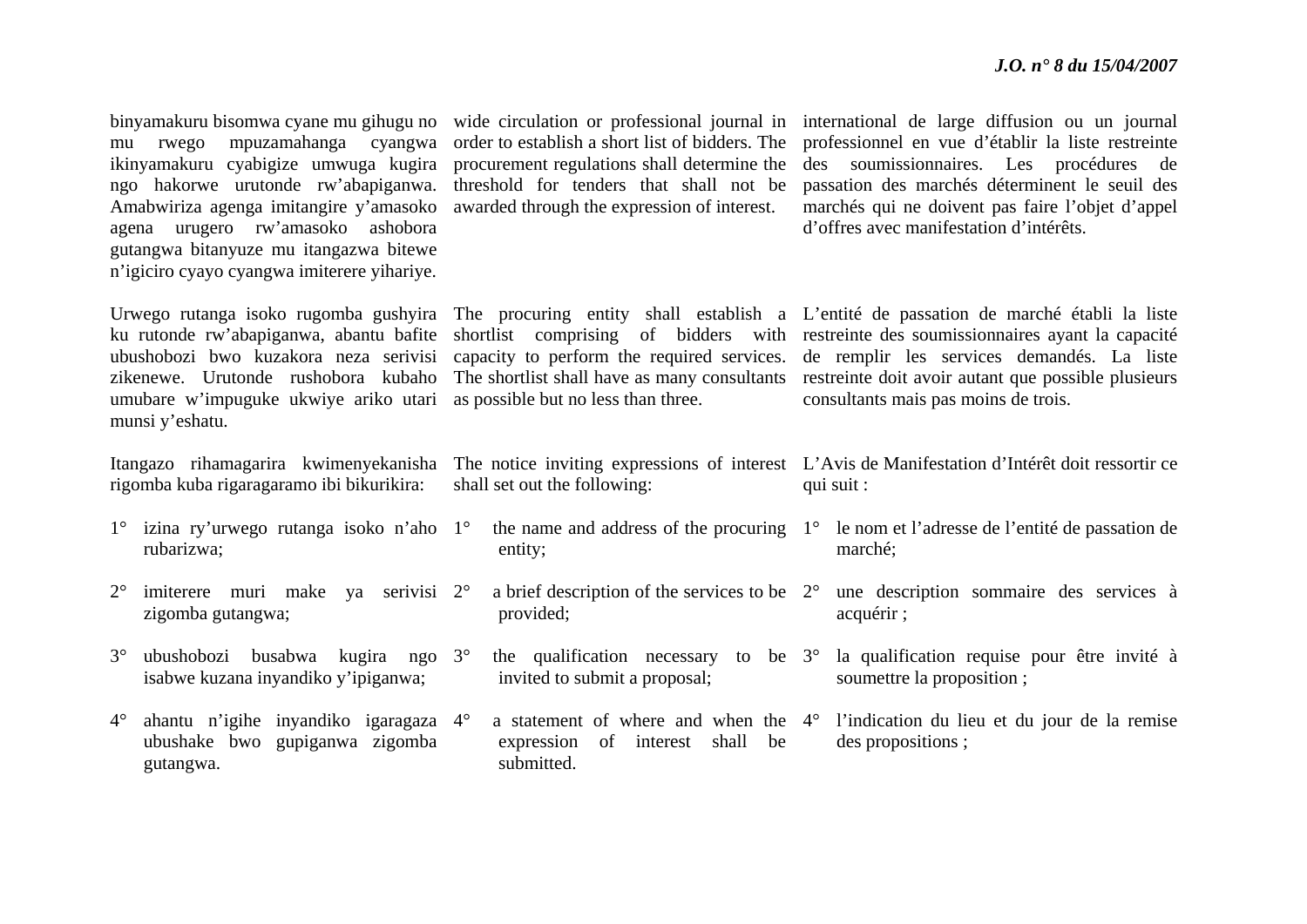binyamakuru bisomwa cyane mu gihugu no mu rwego mpuzamahanga cyangwa ikinyamakuru cyabigize umwuga kugira ngo hakorwe urutonde rw'abapiganwa. Amabwiriza agenga imitangire y'amasoko agena urugero rw'amasoko ashobora gutangwa bitanyuze mu itangazwa bitewe n'igiciro cyayo cyangwa imiterere yihariye.

Urwego rutanga isoko rugomba gushyira ku rutonde rw'abapiganwa, abantu bafite ubushobozi bwo kuzakora neza serivisi zikenewe. Urutonde rushobora kubaho umubare w'impuguke ukwiye ariko utari munsi y'eshatu.

Itangazo rihamagarira kwimenyekanisha rigomba kuba rigaragaramo ibi bikurikira:

1° izina ry'urwego rutanga isoko n'aho rubarizwa;

2° imiterere muri make ya serivisi zigomba gutangwa;

3° ubushobozi busabwa kugira ngo isabwe kuzana inyandiko y'ipiganwa;

4° ahantu n'igihe inyandiko igaragaza ubushake bwo gupiganwa zigomba gutangwa.

wide circulation or professional journal in order to establish a short list of bidders. The procurement regulations shall determine the threshold for tenders that shall not be awarded through the expression of interest.

The procuring entity shall establish a shortlist comprising of bidders with capacity to perform the required services. The shortlist shall have as many consultants as possible but no less than three.

The notice inviting expressions of interest shall set out the following:

1° the name and address of the procuring entity;

2° a brief description of the services to be provided;

3° the qualification necessary to be invited to submit a proposal;

4° a statement of where and when the expression of interest shall be submitted.

international de large diffusion ou un journal professionnel en vue d'établir la liste restreinte des soumissionnaires. Les procédures de passation des marchés déterminent le seuil des marchés qui ne doivent pas faire l'objet d'appel d'offres avec manifestation d'intérêts.

L'entité de passation de marché établi la liste restreinte des soumissionnaires ayant la capacité de remplir les services demandés. La liste restreinte doit avoir autant que possible plusieurs consultants mais pas moins de trois.

L'Avis de Manifestation d'Intérêt doit ressortir ce qui suit :

1° le nom et l'adresse de l'entité de passation de marché;

2° une description sommaire des services à acquérir ;

3° la qualification requise pour être invité à soumettre la proposition ;

4° l'indication du lieu et du jour de la remise des propositions ;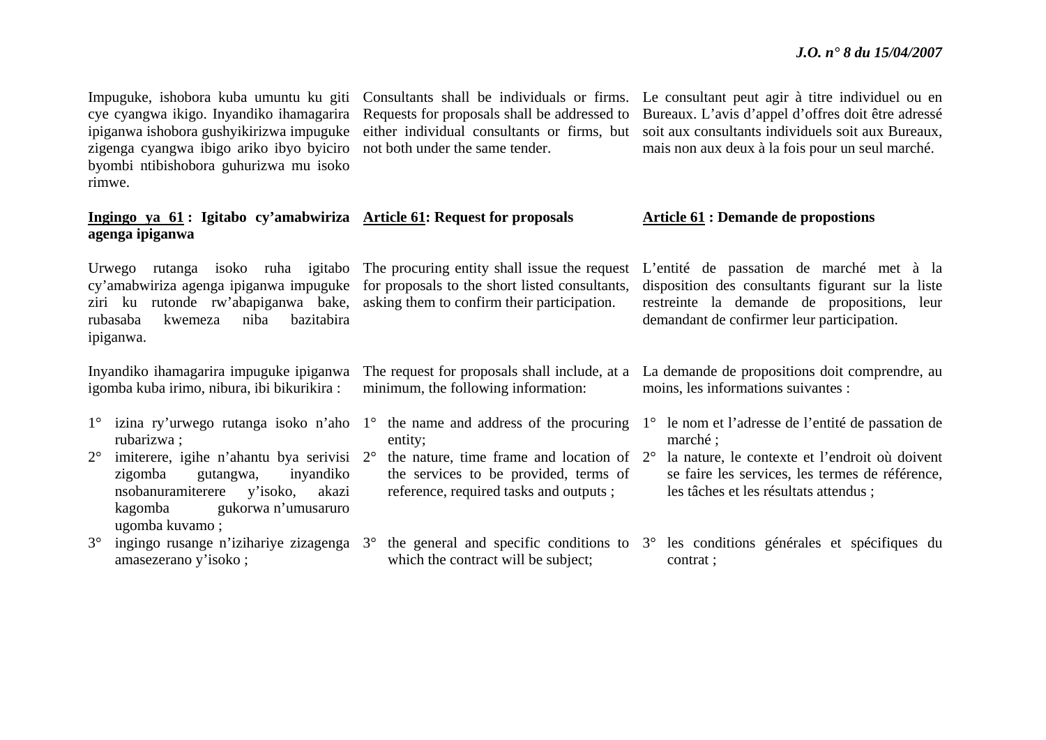Impuguke, ishobora kuba umuntu ku giti cye cyangwa ikigo. Inyandiko ihamagarira ipiganwa ishobora gushyikirizwa impuguke zigenga cyangwa ibigo ariko ibyo byiciro byombi ntibishobora guhurizwa mu isoko rimwe.

**Ingingo ya 61 : Igitabo cy'amabwiriza agenga ipiganwa**

Urwego rutanga isoko ruha igitabo cy'amabwiriza agenga ipiganwa impuguke ziri ku rutonde rw'abapiganwa bake, rubasaba kwemeza niba bazitabira ipiganwa.

Inyandiko ihamagarira impuguke ipiganwa igomba kuba irimo, nibura, ibi bikurikira :

1° izina ry'urwego rutanga isoko n'aho rubarizwa ;
2° imiterere, igihe n'ahantu bya serivisi zigomba gutangwa, inyandiko nsobanuramiterere y'isoko, akazi kagomba gukorwa n'umusaruro ugomba kuvamo ;
3° ingingo rusange n'izihariye zizagenga amasezerano y'isoko ;

Consultants shall be individuals or firms. Requests for proposals shall be addressed to either individual consultants or firms, but not both under the same tender.

**Article 61: Request for proposals**

The procuring entity shall issue the request for proposals to the short listed consultants, asking them to confirm their participation.

The request for proposals shall include, at a minimum, the following information:

1° the name and address of the procuring entity;
2° the nature, time frame and location of the services to be provided, terms of reference, required tasks and outputs ;
3° the general and specific conditions to which the contract will be subject;

Le consultant peut agir à titre individuel ou en Bureaux. L'avis d'appel d'offres doit être adressé soit aux consultants individuels soit aux Bureaux, mais non aux deux à la fois pour un seul marché.

**Article 61 : Demande de propostions**

L'entité de passation de marché met à la disposition des consultants figurant sur la liste restreinte la demande de propositions, leur demandant de confirmer leur participation.

La demande de propositions doit comprendre, au moins, les informations suivantes :

1° le nom et l'adresse de l'entité de passation de marché ;
2° la nature, le contexte et l'endroit où doivent se faire les services, les termes de référence, les tâches et les résultats attendus ;
3° les conditions générales et spécifiques du contrat ;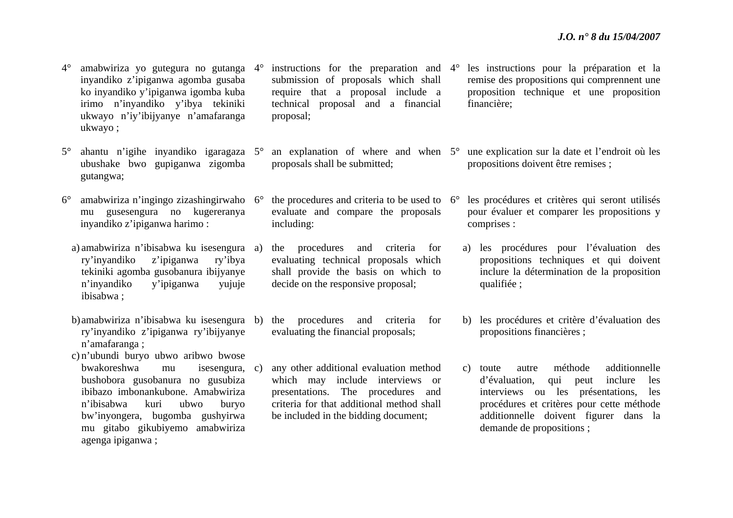4° amabwiriza yo gutegura no gutanga inyandiko z'ipiganwa agomba gusaba ko inyandiko y'ipiganwa igomba kuba irimo n'inyandiko y'ibya tekiniki ukwayo n'iy'ibijyanye n'amafaranga ukwayo ;

5° ahantu n'igihe inyandiko igaragaza ubushake bwo gupiganwa zigomba gutangwa;

6° amabwiriza n'ingingo zizashingirwaho mu gusesengura no kugereranya inyandiko z'ipiganwa harimo :

a) amabwiriza n'ibisabwa ku isesengura ry'inyandiko z'ipiganwa ry'ibya tekiniki agomba gusobanura ibijyanye n'inyandiko y'ipiganwa yujuje ibisabwa ;

b) amabwiriza n'ibisabwa ku isesengura ry'inyandiko z'ipiganwa ry'ibijyanye n'amafaranga ;

c) n'ubundi buryo ubwo aribwo bwose bwakoreshwa mu isesengura, bushobora gusobanura no gusubiza ibibazo imbonankubone. Amabwiriza n'ibisabwa kuri ubwo buryo bw'inyongera, bugomba gushyirwa mu gitabo gikubiyemo amabwiriza agenga ipiganwa ;

4° instructions for the preparation and submission of proposals which shall require that a proposal include a technical proposal and a financial proposal;

5° an explanation of where and when proposals shall be submitted;

6° the procedures and criteria to be used to evaluate and compare the proposals including:

a) the procedures and criteria for evaluating technical proposals which shall provide the basis on which to decide on the responsive proposal;

b) the procedures and criteria for evaluating the financial proposals;

c) any other additional evaluation method which may include interviews or presentations. The procedures and criteria for that additional method shall be included in the bidding document;

4° les instructions pour la préparation et la remise des propositions qui comprennent une proposition technique et une proposition financière;

5° une explication sur la date et l'endroit où les propositions doivent être remises ;

6° les procédures et critères qui seront utilisés pour évaluer et comparer les propositions y comprises :

a) les procédures pour l'évaluation des propositions techniques et qui doivent inclure la détermination de la proposition qualifiée ;

b) les procédures et critère d'évaluation des propositions financières ;

c) toute autre méthode additionnelle d'évaluation, qui peut inclure les interviews ou les présentations, les procédures et critères pour cette méthode additionnelle doivent figurer dans la demande de propositions ;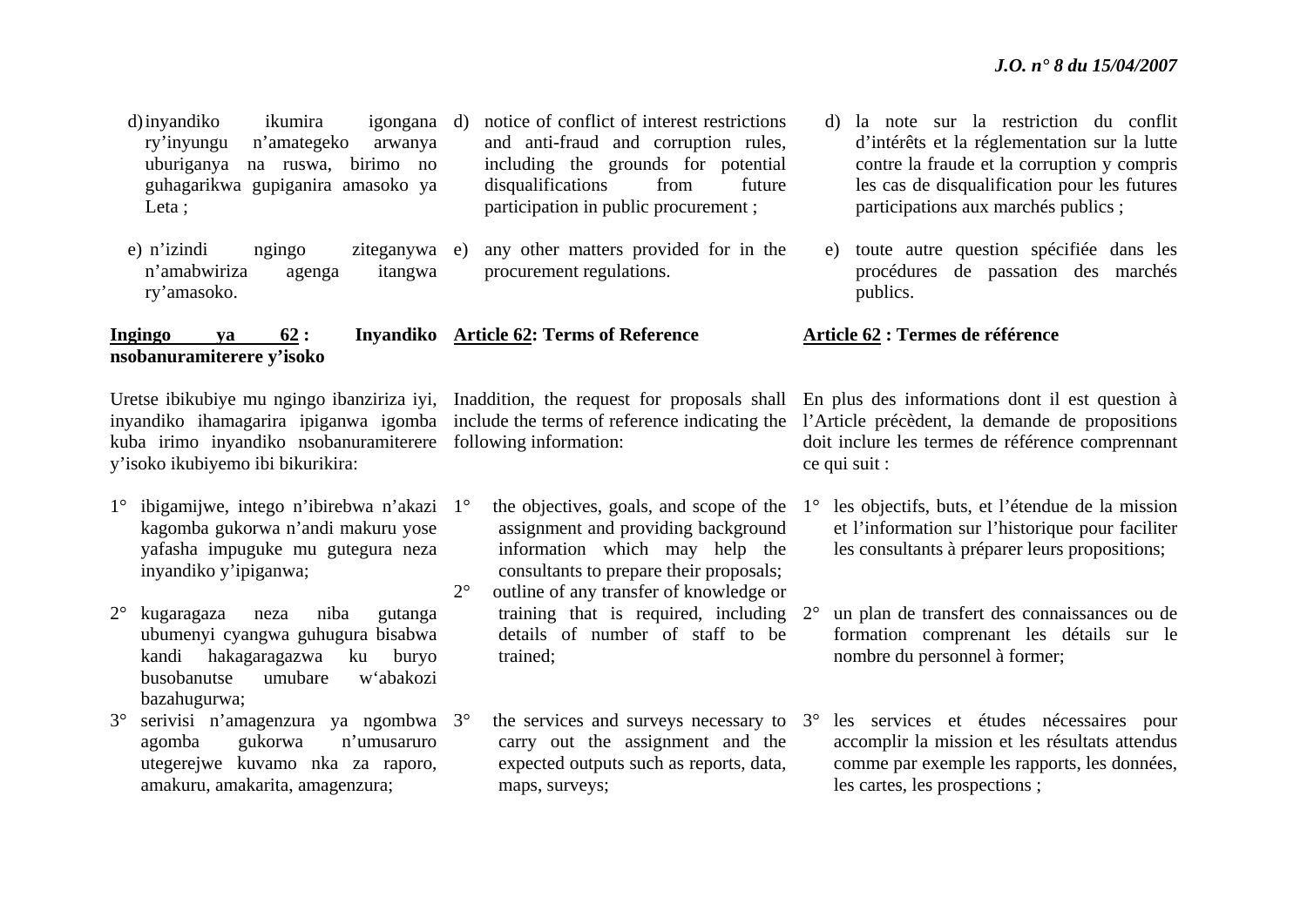d) inyandiko ikumira igongana ry'inyungu n'amategeko arwanya uburiganya na ruswa, birimo no guhagarikwa gupiganira amasoko ya Leta ;

e) n'izindi ngingo ziteganywa n'amabwiriza agenga itangwa ry'amasoko.

**Ingingo ya 62 : Inyandiko nsobanuramiterere y'isoko**

Uretse ibikubiye mu ngingo ibanziriza iyi, inyandiko ihamagarira ipiganwa igomba kuba irimo inyandiko nsobanuramiterere y'isoko ikubiyemo ibi bikurikira:

1° ibigamijwe, intego n'ibirebwa n'akazi kagomba gukorwa n'andi makuru yose yafasha impuguke mu gutegura neza inyandiko y'ipiganwa;

2° kugaragaza neza niba gutanga ubumenyi cyangwa guhugura bisabwa kandi hakagaragazwa ku buryo busobanutse umubare w'abakozi bazahugurwa;

3° serivisi n'amagenzura ya ngombwa agomba gukorwa n'umusaruro utegerejwe kuvamo nka za raporo, amakuru, amakarita, amagenzura;

d) notice of conflict of interest restrictions and anti-fraud and corruption rules, including the grounds for potential disqualifications from future participation in public procurement ;

e) any other matters provided for in the procurement regulations.

**Article 62: Terms of Reference**

Inaddition, the request for proposals shall include the terms of reference indicating the following information:

1° the objectives, goals, and scope of the assignment and providing background information which may help the consultants to prepare their proposals;

2° outline of any transfer of knowledge or training that is required, including details of number of staff to be trained;

3° the services and surveys necessary to carry out the assignment and the expected outputs such as reports, data, maps, surveys;

d) la note sur la restriction du conflit d'intérêts et la réglementation sur la lutte contre la fraude et la corruption y compris les cas de disqualification pour les futures participations aux marchés publics ;

e) toute autre question spécifiée dans les procédures de passation des marchés publics.

**Article 62 : Termes de référence**

En plus des informations dont il est question à l'Article précèdent, la demande de propositions doit inclure les termes de référence comprennant ce qui suit :

1° les objectifs, buts, et l'étendue de la mission et l'information sur l'historique pour faciliter les consultants à préparer leurs propositions;

2° un plan de transfert des connaissances ou de formation comprenant les détails sur le nombre du personnel à former;

3° les services et études nécessaires pour accomplir la mission et les résultats attendus comme par exemple les rapports, les données, les cartes, les prospections ;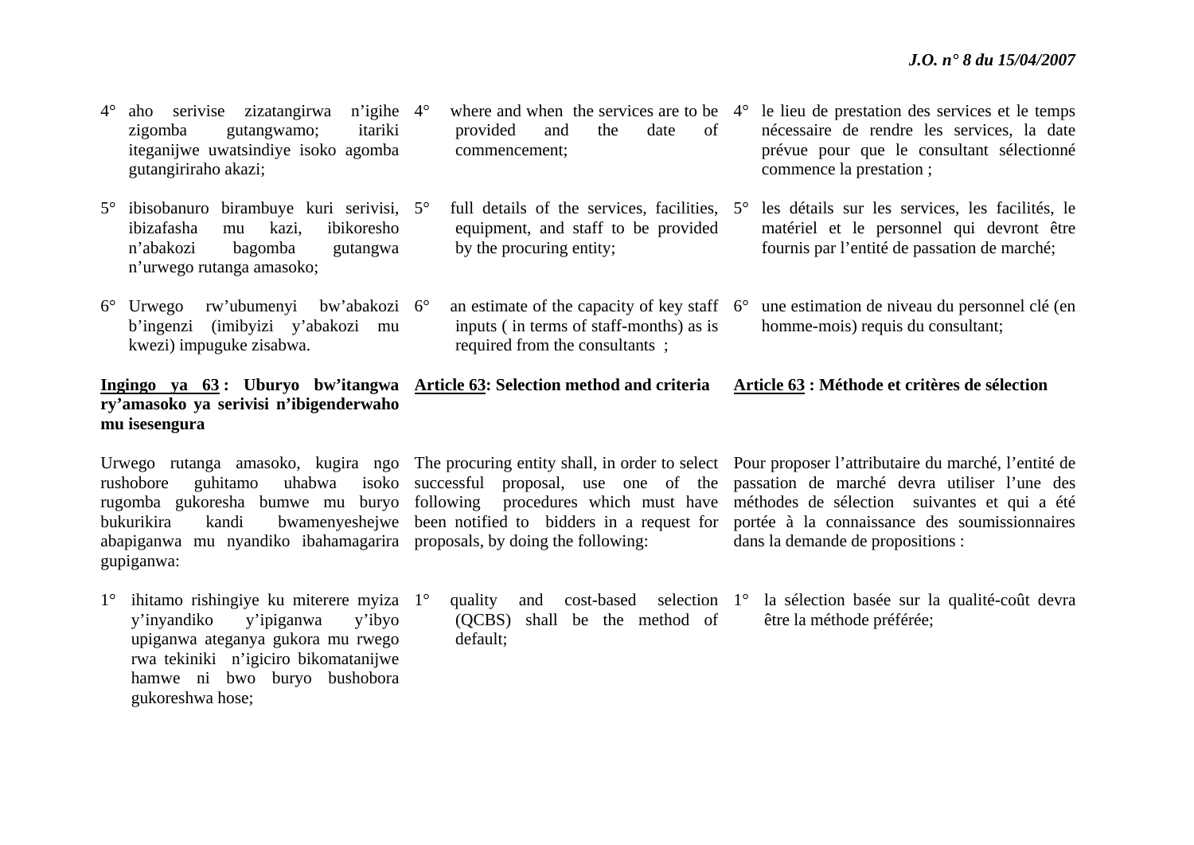4° aho serivise zizatangirwa n'igihe zigomba gutangwamo; itariki iteganijwe uwatsindiye isoko agomba gutangiriraho akazi;

5° ibisobanuro birambuye kuri serivisi, ibizafasha mu kazi, ibikoresho n'abakozi bagomba gutangwa n'urwego rutanga amasoko;

6° Urwego rw'ubumenyi bw'abakozi b'ingenzi (imibyizi y'abakozi mu kwezi) impuguke zisabwa.

**Ingingo ya 63 : Uburyo bw'itangwa ry'amasoko ya serivisi n'ibigenderwaho mu isesengura**

Urwego rutanga amasoko, kugira ngo rushobore guhitamo uhabwa isoko rugomba gukoresha bumwe mu buryo bukurikira kandi bwamenyeshejwe abapiganwa mu nyandiko ibahamagarira gupiganwa:

1° ihitamo rishingiye ku miterere myiza y'inyandiko y'ipiganwa y'ibyo upiganwa ateganya gukora mu rwego rwa tekiniki n'igiciro bikomatanijwe hamwe ni bwo buryo bushobora gukoreshwa hose;

4° where and when the services are to be provided and the date of commencement;

5° full details of the services, facilities, equipment, and staff to be provided by the procuring entity;

6° an estimate of the capacity of key staff inputs ( in terms of staff-months) as is required from the consultants ;

**Article 63: Selection method and criteria**

The procuring entity shall, in order to select successful proposal, use one of the following procedures which must have been notified to bidders in a request for proposals, by doing the following:

1° quality and cost-based selection (QCBS) shall be the method of default;

4° le lieu de prestation des services et le temps nécessaire de rendre les services, la date prévue pour que le consultant sélectionné commence la prestation ;

5° les détails sur les services, les facilités, le matériel et le personnel qui devront être fournis par l'entité de passation de marché;

6° une estimation de niveau du personnel clé (en homme-mois) requis du consultant;

**Article 63 : Méthode et critères de sélection**

Pour proposer l'attributaire du marché, l'entité de passation de marché devra utiliser l'une des méthodes de sélection suivantes et qui a été portée à la connaissance des soumissionnaires dans la demande de propositions :

1° la sélection basée sur la qualité-coût devra être la méthode préférée;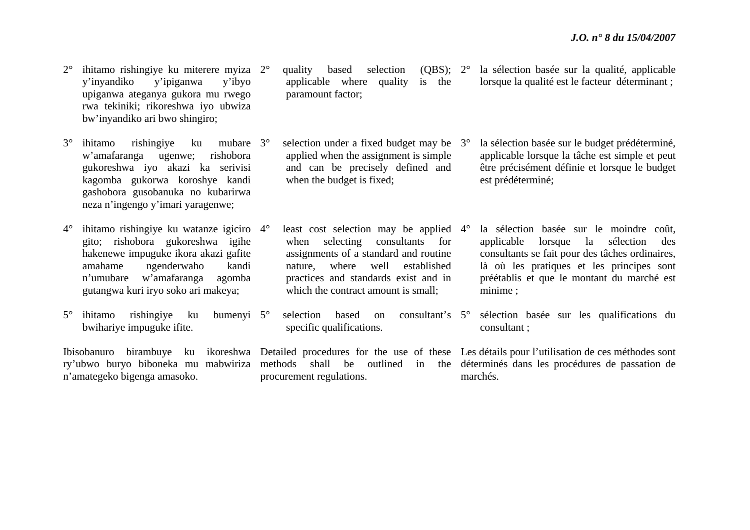2° ihitamo rishingiye ku miterere myiza y'inyandiko y'ipiganwa y'ibyo upiganwa ateganya gukora mu rwego rwa tekiniki; rikoreshwa iyo ubwiza bw'inyandiko ari bwo shingiro;

3° ihitamo rishingiye ku mubare w'amafaranga ugenwe; rishobora gukoreshwa iyo akazi ka serivisi kagomba gukorwa koroshye kandi gashobora gusobanuka no kubarirwa neza n'ingengo y'imari yaragenwe;

4° ihitamo rishingiye ku watanze igiciro gito; rishobora gukoreshwa igihe hakenewe impuguke ikora akazi gafite amahame ngenderwaho kandi n'umubare w'amafaranga agomba gutangwa kuri iryo soko ari makeya;

5° ihitamo rishingiye ku bumenyi bwihariye impuguke ifite.

Ibisobanuro birambuye ku ikoreshwa ry'ubwo buryo biboneka mu mabwiriza n'amategeko bigenga amasoko.

2° quality based selection (QBS); applicable where quality is the paramount factor;

3° selection under a fixed budget may be applied when the assignment is simple and can be precisely defined and when the budget is fixed;

4° least cost selection may be applied when selecting consultants for assignments of a standard and routine nature, where well established practices and standards exist and in which the contract amount is small;

5° selection based on consultant's specific qualifications.

Detailed procedures for the use of these methods shall be outlined in the procurement regulations.

2° la sélection basée sur la qualité, applicable lorsque la qualité est le facteur déterminant ;

3° la sélection basée sur le budget prédéterminé, applicable lorsque la tâche est simple et peut être précisément définie et lorsque le budget est prédéterminé;

4° la sélection basée sur le moindre coût, applicable lorsque la sélection des consultants se fait pour des tâches ordinaires, là où les pratiques et les principes sont préétablis et que le montant du marché est minime ;

5° sélection basée sur les qualifications du consultant ;

Les détails pour l'utilisation de ces méthodes sont déterminés dans les procédures de passation de marchés.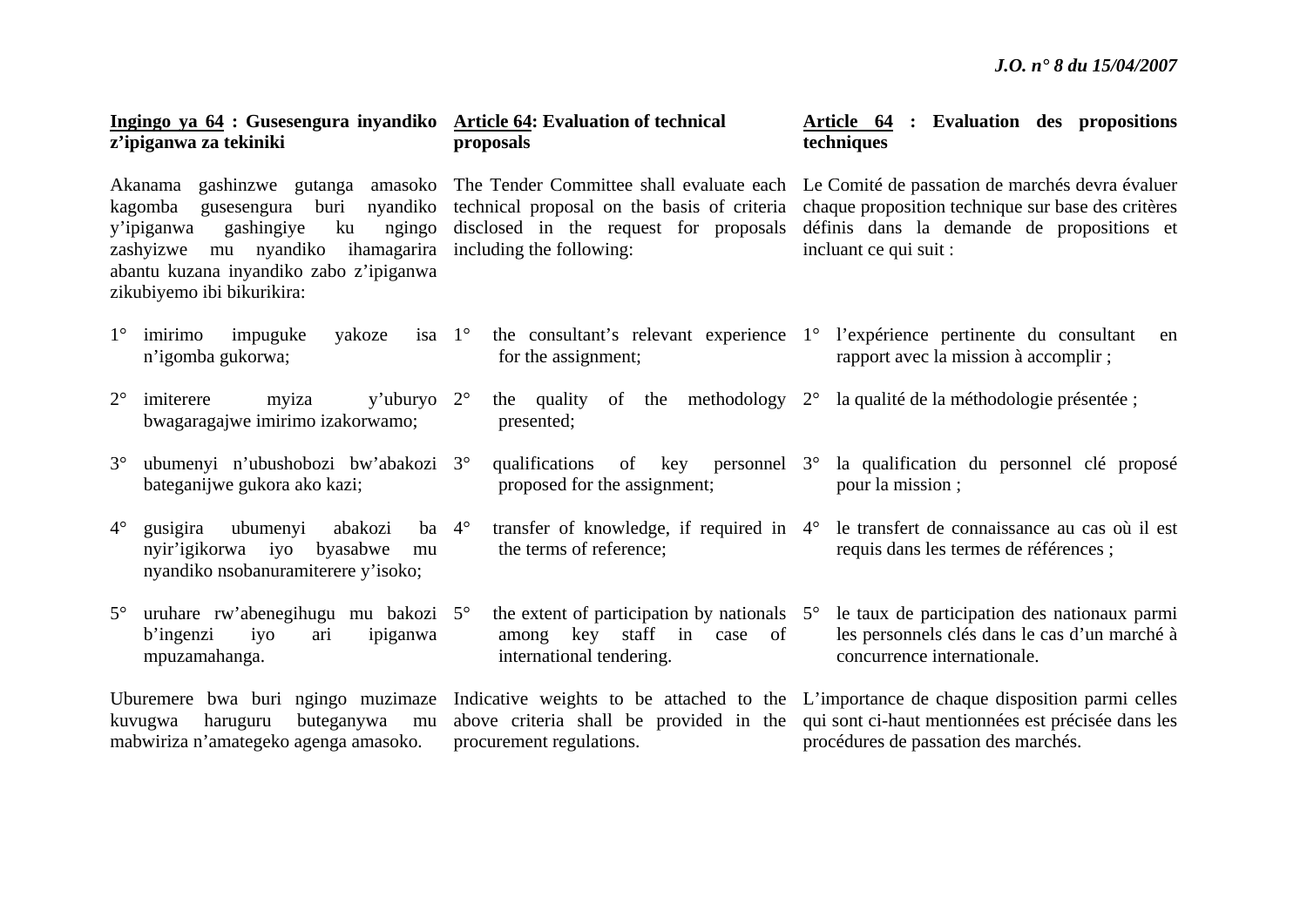**Ingingo ya 64 : Gusesengura inyandiko z'ipiganwa za tekiniki**

Akanama gashinzwe gutanga amasoko kagomba gusesengura buri nyandiko y'ipiganwa gashingiye ku ngingo zashyizwe mu nyandiko ihamagarira abantu kuzana inyandiko zabo z'ipiganwa zikubiyemo ibi bikurikira:

1° imirimo impuguke yakoze isa n'igomba gukorwa;

2° imiterere myiza y'uburyo bwagaragajwe imirimo izakorwamo;

3° ubumenyi n'ubushobozi bw'abakozi bateganijwe gukora ako kazi;

4° gusigira ubumenyi abakozi ba nyir'igikorwa iyo byasabwe mu nyandiko nsobanuramiterere y'isoko;

5° uruhare rw'abenegihugu mu bakozi b'ingenzi iyo ari ipiganwa mpuzamahanga.

Uburemere bwa buri ngingo muzimaze kuvugwa haruguru buteganywa mu mabwiriza n'amategeko agenga amasoko.

**Article 64: Evaluation of technical proposals**

The Tender Committee shall evaluate each technical proposal on the basis of criteria disclosed in the request for proposals including the following:

1° the consultant's relevant experience for the assignment;

2° the quality of the methodology presented;

3° qualifications of key personnel proposed for the assignment;

4° transfer of knowledge, if required in the terms of reference;

5° the extent of participation by nationals among key staff in case of international tendering.

Indicative weights to be attached to the above criteria shall be provided in the procurement regulations.

**Article 64 : Evaluation des propositions techniques**

Le Comité de passation de marchés devra évaluer chaque proposition technique sur base des critères définis dans la demande de propositions et incluant ce qui suit :

1° l'expérience pertinente du consultant en rapport avec la mission à accomplir ;

2° la qualité de la méthodologie présentée ;

3° la qualification du personnel clé proposé pour la mission ;

4° le transfert de connaissance au cas où il est requis dans les termes de références ;

5° le taux de participation des nationaux parmi les personnels clés dans le cas d'un marché à concurrence internationale.

L'importance de chaque disposition parmi celles qui sont ci-haut mentionnées est précisée dans les procédures de passation des marchés.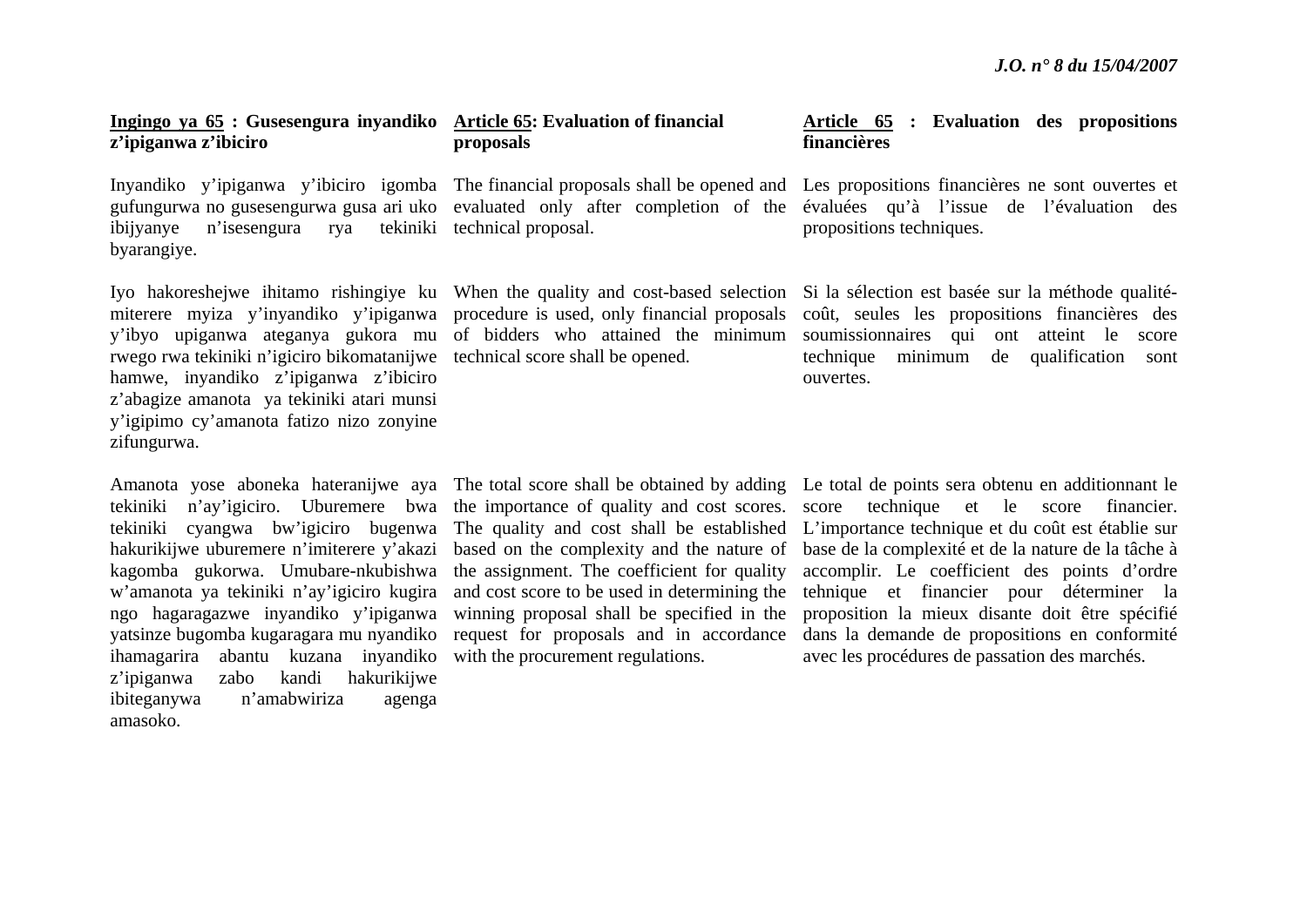**Ingingo ya 65 : Gusesengura inyandiko z'ipiganwa z'ibiciro**

Inyandiko y'ipiganwa y'ibiciro igomba gufungurwa no gusesengurwa gusa ari uko ibijyanye n'isesengura rya tekiniki byarangiye.

Iyo hakoreshejwe ihitamo rishingiye ku miterere myiza y'inyandiko y'ipiganwa y'ibyo upiganwa ateganya gukora mu rwego rwa tekiniki n'igiciro bikomatanijwe hamwe, inyandiko z'ipiganwa z'ibiciro z'abagize amanota ya tekiniki atari munsi y'igipimo cy'amanota fatizo nizo zonyine zifungurwa.

Amanota yose aboneka hateranijwe aya tekiniki n'ay'igiciro. Uburemere bwa tekiniki cyangwa bw'igiciro bugenwa hakurikijwe uburemere n'imiterere y'akazi kagomba gukorwa. Umubare-nkubishwa w'amanota ya tekiniki n'ay'igiciro kugira ngo hagaragazwe inyandiko y'ipiganwa yatsinze bugomba kugaragara mu nyandiko ihamagarira abantu kuzana inyandiko z'ipiganwa zabo kandi hakurikijwe ibiteganywa n'amabwiriza agenga amasoko.

**Article 65: Evaluation of financial proposals**

The financial proposals shall be opened and evaluated only after completion of the technical proposal.

When the quality and cost-based selection procedure is used, only financial proposals of bidders who attained the minimum technical score shall be opened.

The total score shall be obtained by adding the importance of quality and cost scores. The quality and cost shall be established based on the complexity and the nature of the assignment. The coefficient for quality and cost score to be used in determining the winning proposal shall be specified in the request for proposals and in accordance with the procurement regulations.

**Article 65 : Evaluation des propositions financières**

Les propositions financières ne sont ouvertes et évaluées qu'à l'issue de l'évaluation des propositions techniques.

Si la sélection est basée sur la méthode qualité-coût, seules les propositions financières des soumissionnaires qui ont atteint le score technique minimum de qualification sont ouvertes.

Le total de points sera obtenu en additionnant le score technique et le score financier. L'importance technique et du coût est établie sur base de la complexité et de la nature de la tâche à accomplir. Le coefficient des points d'ordre tehnique et financier pour déterminer la proposition la mieux disante doit être spécifié dans la demande de propositions en conformité avec les procédures de passation des marchés.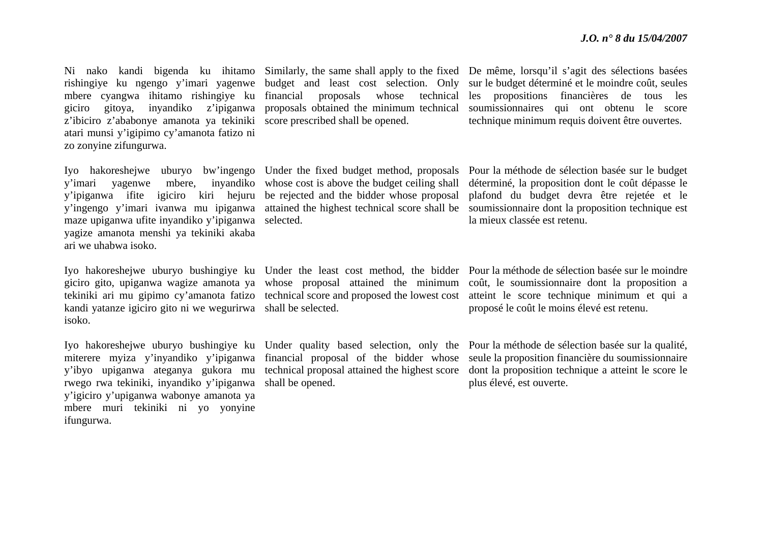Ni nako kandi bigenda ku ihitamo rishingiye ku ngengo y'imari yagenwe mbere cyangwa ihitamo rishingiye ku giciro gitoya, inyandiko z'ipiganwa z'ibiciro z'ababonye amanota ya tekiniki atari munsi y'igipimo cy'amanota fatizo ni zo zonyine zifungurwa.

Iyo hakoreshejwe uburyo bw'ingengo y'imari yagenwe mbere, inyandiko y'ipiganwa ifite igiciro kiri hejuru y'ingengo y'imari ivanwa mu ipiganwa maze upiganwa ufite inyandiko y'ipiganwa yagize amanota menshi ya tekiniki akaba ari we uhabwa isoko.

Iyo hakoreshejwe uburyo bushingiye ku giciro gito, upiganwa wagize amanota ya tekiniki ari mu gipimo cy'amanota fatizo kandi yatanze igiciro gito ni we wegurirwa isoko.

Iyo hakoreshejwe uburyo bushingiye ku miterere myiza y'inyandiko y'ipiganwa y'ibyo upiganwa ateganya gukora mu rwego rwa tekiniki, inyandiko y'ipiganwa y'igiciro y'upiganwa wabonye amanota ya mbere muri tekiniki ni yo yonyine ifungurwa.

Similarly, the same shall apply to the fixed budget and least cost selection. Only financial proposals whose technical proposals obtained the minimum technical score prescribed shall be opened.

Under the fixed budget method, proposals whose cost is above the budget ceiling shall be rejected and the bidder whose proposal attained the highest technical score shall be selected.

Under the least cost method, the bidder whose proposal attained the minimum technical score and proposed the lowest cost shall be selected.

Under quality based selection, only the financial proposal of the bidder whose technical proposal attained the highest score shall be opened.

De même, lorsqu'il s'agit des sélections basées sur le budget déterminé et le moindre coût, seules les propositions financières de tous les soumissionnaires qui ont obtenu le score technique minimum requis doivent être ouvertes.

Pour la méthode de sélection basée sur le budget déterminé, la proposition dont le coût dépasse le plafond du budget devra être rejetée et le soumissionnaire dont la proposition technique est la mieux classée est retenu.

Pour la méthode de sélection basée sur le moindre coût, le soumissionnaire dont la proposition a atteint le score technique minimum et qui a proposé le coût le moins élevé est retenu.

Pour la méthode de sélection basée sur la qualité, seule la proposition financière du soumissionnaire dont la proposition technique a atteint le score le plus élevé, est ouverte.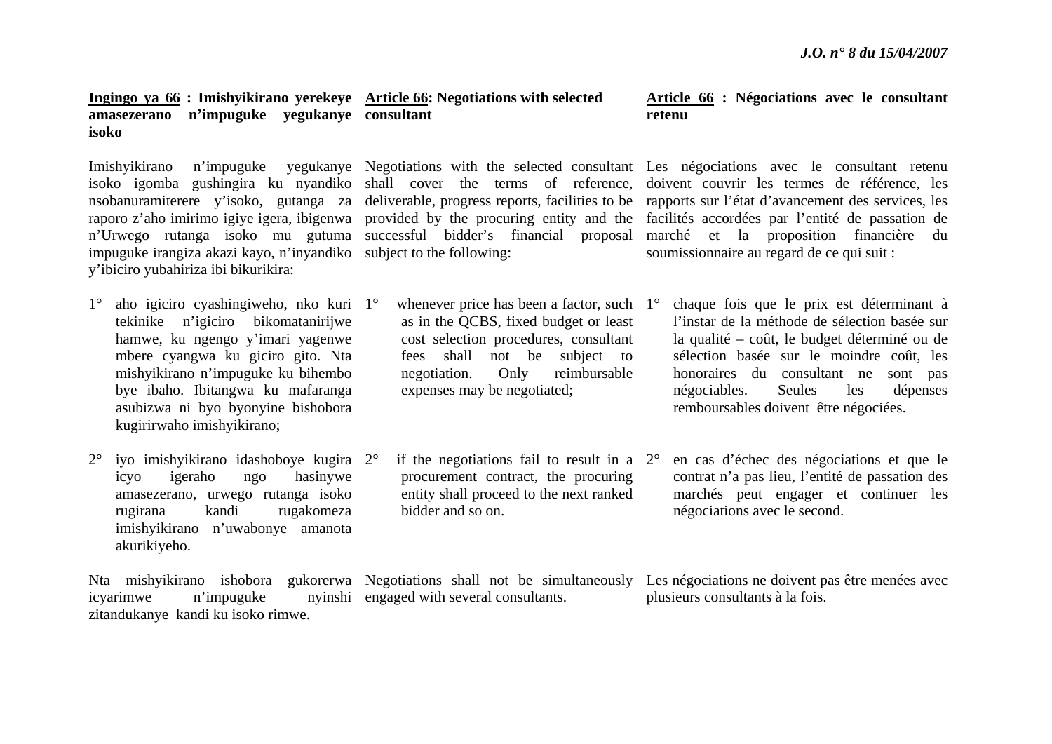**Ingingo ya 66 : Imishyikirano yerekeye amasezerano n'impuguke yegukanye isoko**

Imishyikirano n'impuguke yegukanye isoko igomba gushingira ku nyandiko nsobanuramiterere y'isoko, gutanga za raporo z'aho imirimo igiye igera, ibigenwa n'Urwego rutanga isoko mu gutuma impuguke irangiza akazi kayo, n'inyandiko y'ibiciro yubahiriza ibi bikurikira:

1° aho igiciro cyashingiweho, nko kuri tekinike n'igiciro bikomatanirijwe hamwe, ku ngengo y'imari yagenwe mbere cyangwa ku giciro gito. Nta mishyikirano n'impuguke ku bihembo bye ibaho. Ibitangwa ku mafaranga asubizwa ni byo byonyine bishobora kugirirwaho imishyikirano;

2° iyo imishyikirano idashoboye kugira icyo igeraho ngo hasinywe amasezerano, urwego rutanga isoko rugirana kandi rugakomeza imishyikirano n'uwabonye amanota akurikiyeho.

Nta mishyikirano ishobora gukorerwa icyarimwe n'impuguke nyinshi zitandukanye kandi ku isoko rimwe.

**Article 66: Negotiations with selected consultant**

Negotiations with the selected consultant shall cover the terms of reference, deliverable, progress reports, facilities to be provided by the procuring entity and the successful bidder's financial proposal subject to the following:

1° whenever price has been a factor, such as in the QCBS, fixed budget or least cost selection procedures, consultant fees shall not be subject to negotiation. Only reimbursable expenses may be negotiated;

2° if the negotiations fail to result in a procurement contract, the procuring entity shall proceed to the next ranked bidder and so on.

Negotiations shall not be simultaneously engaged with several consultants.

**Article 66 : Négociations avec le consultant retenu**

Les négociations avec le consultant retenu doivent couvrir les termes de référence, les rapports sur l'état d'avancement des services, les facilités accordées par l'entité de passation de marché et la proposition financière du soumissionnaire au regard de ce qui suit :

1° chaque fois que le prix est déterminant à l'instar de la méthode de sélection basée sur la qualité – coût, le budget déterminé ou de sélection basée sur le moindre coût, les honoraires du consultant ne sont pas négociables. Seules les dépenses remboursables doivent être négociées;

2° en cas d'échec des négociations et que le contrat n'a pas lieu, l'entité de passation des marchés peut engager et continuer les négociations avec le second.

Les négociations ne doivent pas être menées avec plusieurs consultants à la fois.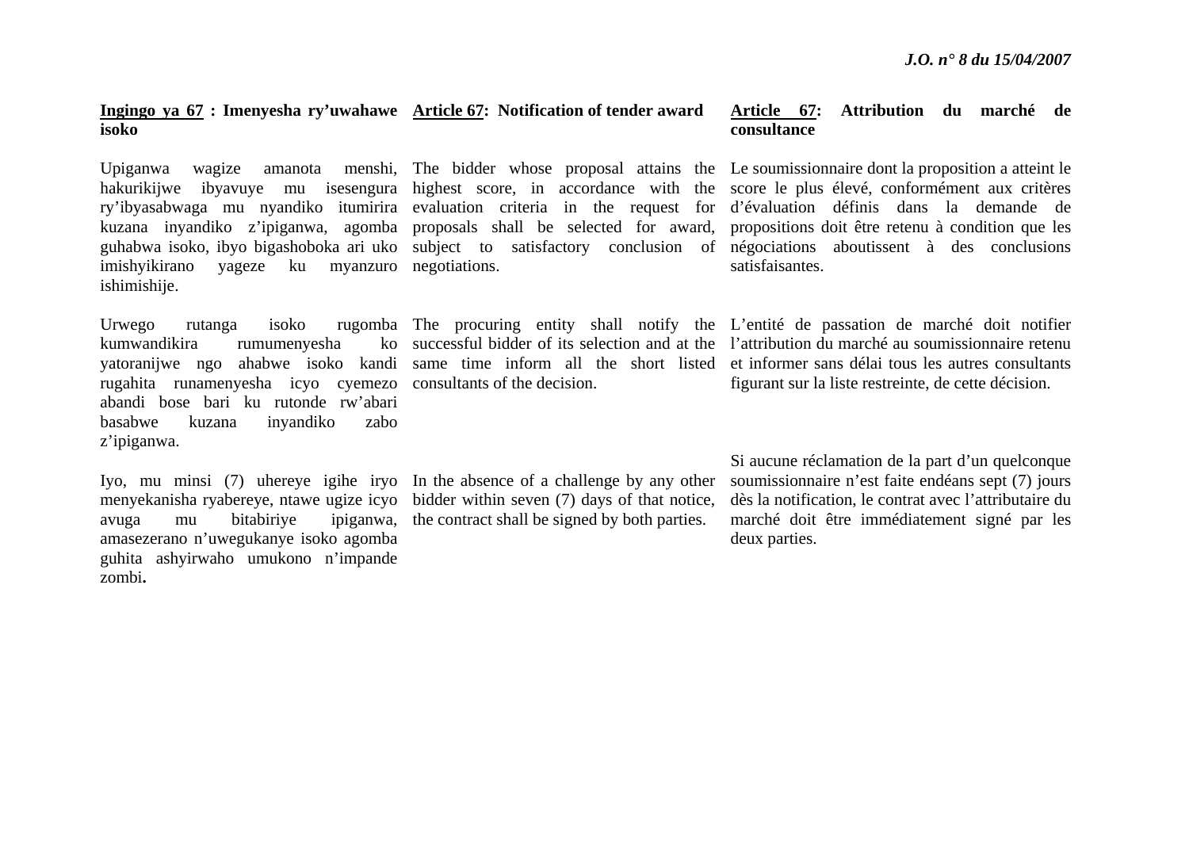**<u>Ingingo ya 67</u> : Imenyesha ry'uwahawe isoko**

Upiganwa wagize amanota menshi, hakurikijwe ibyavuye mu isesengura ry'ibyasabwaga mu nyandiko itumirira kuzana inyandiko z'ipiganwa, agomba guhabwa isoko, ibyo bigashoboka ari uko imishyikirano yageze ku myanzuro ishimishije.

Urwego rutanga isoko rugomba kumwandikira rumumenyesha ko yatoranijwe ngo ahabwe isoko kandi rugahita runamenyesha icyo cyemezo abandi bose bari ku rutonde rw'abari basabwe kuzana inyandiko zabo z'ipiganwa.

Iyo, mu minsi (7) uhereye igihe iryo menyekanisha ryabereye, ntawe ugize icyo avuga mu bitabiriye ipiganwa, amasezerano n'uwegukanye isoko agomba guhita ashyirwaho umukono n'impande zombi**.**

**<u>Article 67</u>: Notification of tender award**

The bidder whose proposal attains the highest score, in accordance with the evaluation criteria in the request for proposals shall be selected for award, subject to satisfactory conclusion of negotiations.

The procuring entity shall notify the successful bidder of its selection and at the same time inform all the short listed consultants of the decision.

In the absence of a challenge by any other bidder within seven (7) days of that notice, the contract shall be signed by both parties.

**<u>Article 67</u>: Attribution du marché de consultance**

Le soumissionnaire dont la proposition a atteint le score le plus élevé, conformément aux critères d'évaluation définis dans la demande de propositions doit être retenu à condition que les négociations aboutissent à des conclusions satisfaisantes.

L'entité de passation de marché doit notifier l'attribution du marché au soumissionnaire retenu et informer sans délai tous les autres consultants figurant sur la liste restreinte, de cette décision.

Si aucune réclamation de la part d'un quelconque soumissionnaire n'est faite endéans sept (7) jours dès la notification, le contrat avec l'attributaire du marché doit être immédiatement signé par les deux parties.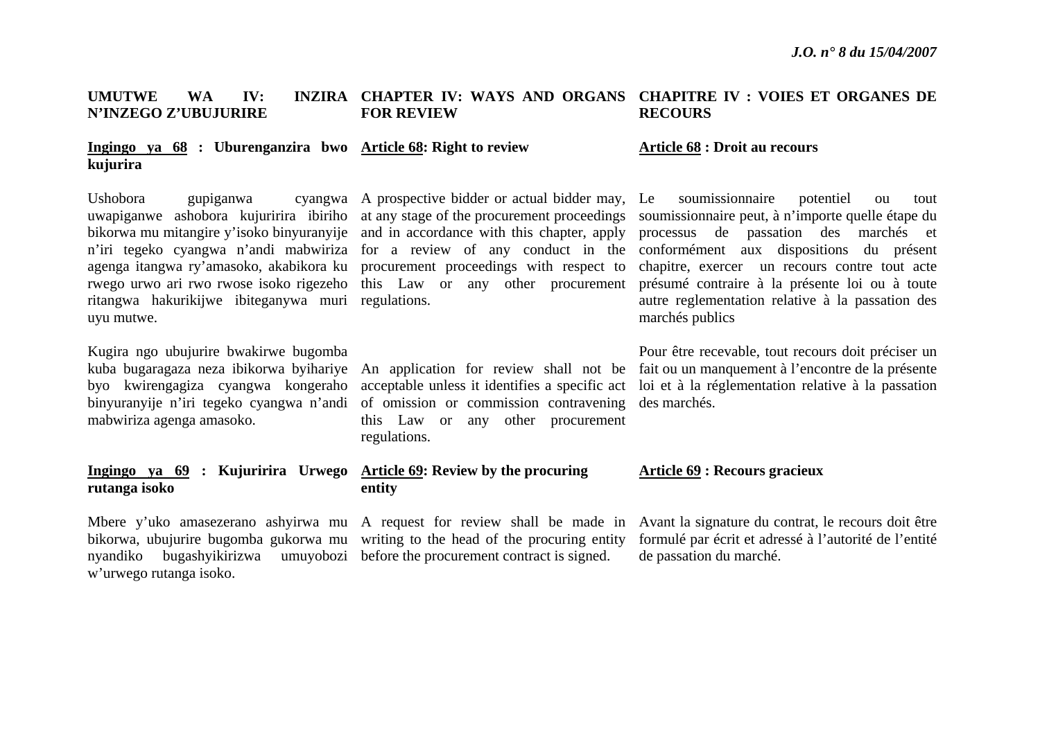**UMUTWE WA IV: INZIRA N'INZEGO Z'UBUJURIRE**

**Ingingo ya 68 : Uburenganzira bwo kujurira**

Ushobora gupiganwa cyangwa uwapiganwe ashobora kujuririra ibiriho bikorwa mu mitangire y'isoko binyuranyije n'iri tegeko cyangwa n'andi mabwiriza agenga itangwa ry'amasoko, akabikora ku rwego urwo ari rwo rwose isoko rigezeho ritangwa hakurikijwe ibiteganywa muri uyu mutwe.

Kugira ngo ubujurire bwakirwe bugomba kuba bugaragaza neza ibikorwa byihariye byo kwirengagiza cyangwa kongeraho binyuranyije n'iri tegeko cyangwa n'andi mabwiriza agenga amasoko.

**Ingingo ya 69 : Kujuririra Urwego rutanga isoko**

Mbere y'uko amasezerano ashyirwa mu bikorwa, ubujurire bugomba gukorwa mu nyandiko bugashyikirizwa umuyobozi w'urwego rutanga isoko.

**CHAPTER IV: WAYS AND ORGANS FOR REVIEW**

**Article 68: Right to review**

A prospective bidder or actual bidder may, at any stage of the procurement proceedings and in accordance with this chapter, apply for a review of any conduct in the procurement proceedings with respect to this Law or any other procurement regulations.

An application for review shall not be acceptable unless it identifies a specific act of omission or commission contravening this Law or any other procurement regulations.

**Article 69: Review by the procuring entity**

A request for review shall be made in writing to the head of the procuring entity before the procurement contract is signed.

**CHAPITRE IV : VOIES ET ORGANES DE RECOURS**

**Article 68 : Droit au recours**

Le soumissionnaire potentiel ou tout soumissionnaire peut, à n'importe quelle étape du processus de passation des marchés et conformément aux dispositions du présent chapitre, exercer un recours contre tout acte présumé contraire à la présente loi ou à toute autre reglementation relative à la passation des marchés publics

Pour être recevable, tout recours doit préciser un fait ou un manquement à l'encontre de la présente loi et à la réglementation relative à la passation des marchés.

**Article 69 : Recours gracieux**

Avant la signature du contrat, le recours doit être formulé par écrit et adressé à l'autorité de l'entité de passation du marché.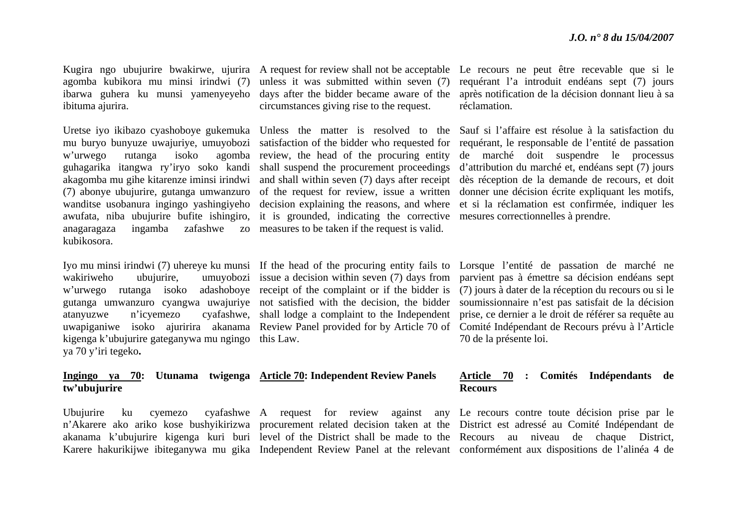Kugira ngo ubujurire bwakirwe, ujurira agomba kubikora mu minsi irindwi (7) ibarwa guhera ku munsi yamenyeyeho ibituma ajurira.

Uretse iyo ikibazo cyashoboye gukemuka mu buryo bunyuze uwajuriye, umuyobozi w'urwego rutanga isoko agomba guhagarika itangwa ry'iryo soko kandi akagomba mu gihe kitarenze iminsi irindwi (7) abonye ubujurire, gutanga umwanzuro wanditse usobanura ingingo yashingiyeho awufata, niba ubujurire bufite ishingiro, anagaragaza ingamba zafashwe zo kubikosora.

Iyo mu minsi irindwi (7) uhereye ku munsi wakiriweho ubujurire, umuyobozi w'urwego rutanga isoko adashoboye gutanga umwanzuro cyangwa uwajuriye atanyuzwe n'icyemezo cyafashwe, uwapiganiwe isoko ajuririra akanama kigenga k'ubujurire gateganywa mu ngingo ya 70 y'iri tegeko**.**

**<u>Ingingo ya 70</u>: Utunama twigenga tw'ubujurire**

Ubujurire ku cyemezo cyafashwe n'Akarere ako ariko kose bushyikirizwa akanama k'ubujurire kigenga kuri buri Karere hakurikijwe ibiteganywa mu gika

A request for review shall not be acceptable unless it was submitted within seven (7) days after the bidder became aware of the circumstances giving rise to the request.

Unless the matter is resolved to the satisfaction of the bidder who requested for review, the head of the procuring entity shall suspend the procurement proceedings and shall within seven (7) days after receipt of the request for review, issue a written decision explaining the reasons, and where it is grounded, indicating the corrective measures to be taken if the request is valid.

If the head of the procuring entity fails to issue a decision within seven (7) days from receipt of the complaint or if the bidder is not satisfied with the decision, the bidder shall lodge a complaint to the Independent Review Panel provided for by Article 70 of this Law.

**<u>Article 70</u>: Independent Review Panels**

A request for review against any procurement related decision taken at the level of the District shall be made to the Independent Review Panel at the relevant

Le recours ne peut être recevable que si le requérant l'a introduit endéans sept (7) jours après notification de la décision donnant lieu à sa réclamation.

Sauf si l'affaire est résolue à la satisfaction du requérant, le responsable de l'entité de passation de marché doit suspendre le processus d'attribution du marché et, endéans sept (7) jours dès réception de la demande de recours, et doit donner une décision écrite expliquant les motifs, et si la réclamation est confirmée, indiquer les mesures correctionnelles à prendre.

Lorsque l'entité de passation de marché ne parvient pas à émettre sa décision endéans sept (7) jours à dater de la réception du recours ou si le soumissionnaire n'est pas satisfait de la décision prise, ce dernier a le droit de référer sa requête au Comité Indépendant de Recours prévu à l'Article 70 de la présente loi.

**<u>Article 70</u> : Comités Indépendants de Recours**

Le recours contre toute décision prise par le District est adressé au Comité Indépendant de Recours au niveau de chaque District, conformément aux dispositions de l'alinéa 4 de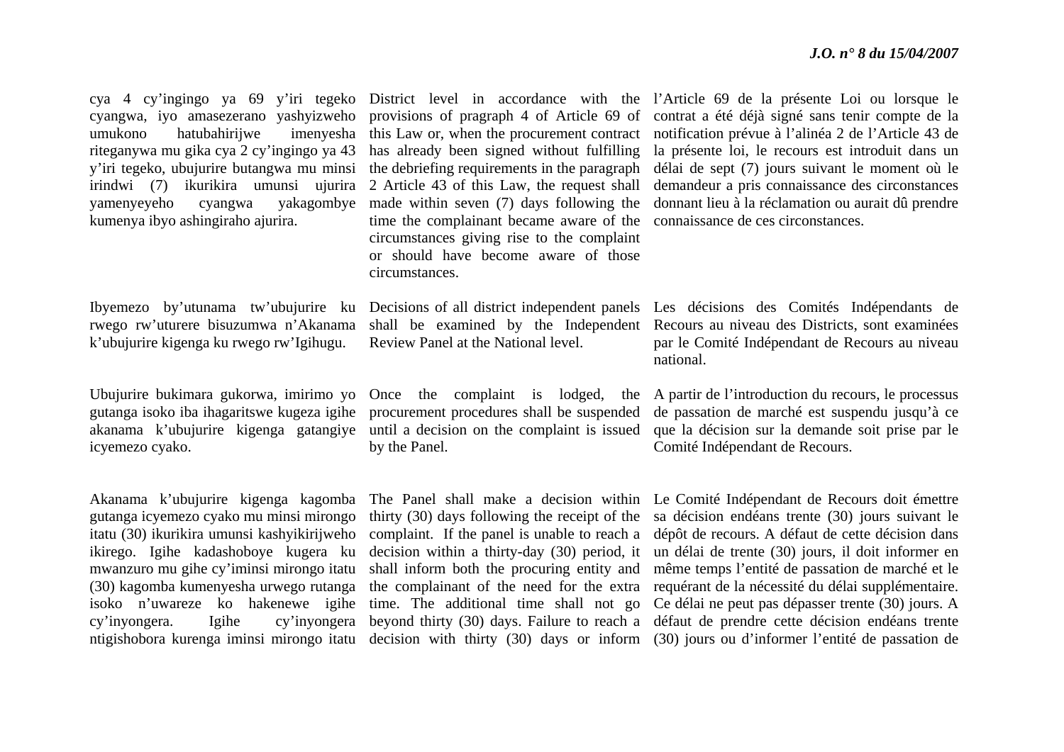cya 4 cy'ingingo ya 69 y'iri tegeko cyangwa, iyo amasezerano yashyizweho umukono hatubahirijwe imenyesha riteganywa mu gika cya 2 cy'ingingo ya 43 y'iri tegeko, ubujurire butangwa mu minsi irindwi (7) ikurikira umunsi ujurira yamenyeyeho cyangwa yakagombye kumenya ibyo ashingiraho ajurira.

Ibyemezo by'utunama tw'ubujurire ku rwego rw'uturere bisuzumwa n'Akanama k'ubujurire kigenga ku rwego rw'Igihugu.

Ubujurire bukimara gukorwa, imirimo yo gutanga isoko iba ihagaritswe kugeza igihe akanama k'ubujurire kigenga gatangiye icyemezo cyako.

Akanama k'ubujurire kigenga kagomba gutanga icyemezo cyako mu minsi mirongo itatu (30) ikurikira umunsi kashyikirijweho ikirego. Igihe kadashoboye kugera ku mwanzuro mu gihe cy'iminsi mirongo itatu (30) kagomba kumenyesha urwego rutanga isoko n'uwareze ko hakenewe igihe cy'inyongera. Igihe cy'inyongera ntigishobora kurenga iminsi mirongo itatu

District level in accordance with the provisions of pragraph 4 of Article 69 of this Law or, when the procurement contract has already been signed without fulfilling the debriefing requirements in the paragraph 2 Article 43 of this Law, the request shall made within seven (7) days following the time the complainant became aware of the circumstances giving rise to the complaint or should have become aware of those circumstances.

Decisions of all district independent panels shall be examined by the Independent Review Panel at the National level.

Once the complaint is lodged, the procurement procedures shall be suspended until a decision on the complaint is issued by the Panel.

The Panel shall make a decision within thirty (30) days following the receipt of the complaint. If the panel is unable to reach a decision within a thirty-day (30) period, it shall inform both the procuring entity and the complainant of the need for the extra time. The additional time shall not go beyond thirty (30) days. Failure to reach a decision with thirty (30) days or inform

l'Article 69 de la présente Loi ou lorsque le contrat a été déjà signé sans tenir compte de la notification prévue à l'alinéa 2 de l'Article 43 de la présente loi, le recours est introduit dans un délai de sept (7) jours suivant le moment où le demandeur a pris connaissance des circonstances donnant lieu à la réclamation ou aurait dû prendre connaissance de ces circonstances.

Les décisions des Comités Indépendants de Recours au niveau des Districts, sont examinées par le Comité Indépendant de Recours au niveau national.

A partir de l'introduction du recours, le processus de passation de marché est suspendu jusqu'à ce que la décision sur la demande soit prise par le Comité Indépendant de Recours.

Le Comité Indépendant de Recours doit émettre sa décision endéans trente (30) jours suivant le dépôt de recours. A défaut de cette décision dans un délai de trente (30) jours, il doit informer en même temps l'entité de passation de marché et le requérant de la nécessité du délai supplémentaire. Ce délai ne peut pas dépasser trente (30) jours. A défaut de prendre cette décision endéans trente (30) jours ou d'informer l'entité de passation de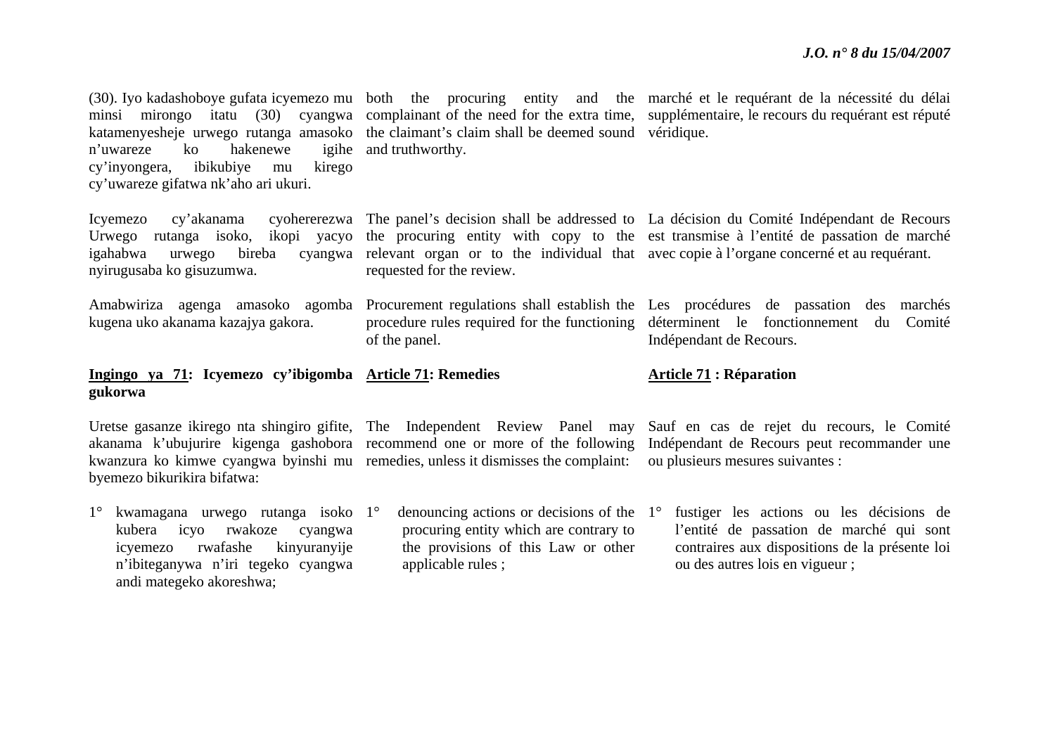(30). Iyo kadashoboye gufata icyemezo mu minsi mirongo itatu (30) cyangwa katamenyesheje urwego rutanga amasoko n'uwareze ko hakenewe igihe cy'inyongera, ibikubiye mu kirego cy'uwareze gifatwa nk'aho ari ukuri.

Icyemezo cy'akanama cyohererezwa Urwego rutanga isoko, ikopi yacyo igahabwa urwego bireba cyangwa nyirugusaba ko gisuzumwa.

Amabwiriza agenga amasoko agomba kugena uko akanama kazajya gakora.

**<u>Ingingo ya 71</u>: Icyemezo cy'ibigomba gukorwa**

Uretse gasanze ikirego nta shingiro gifite, akanama k'ubujurire kigenga gashobora kwanzura ko kimwe cyangwa byinshi mu byemezo bikurikira bifatwa:

1° kwamagana urwego rutanga isoko kubera icyo rwakoze cyangwa icyemezo rwafashe kinyuranyije n'ibiteganywa n'iri tegeko cyangwa andi mategeko akoreshwa;

both the procuring entity and the complainant of the need for the extra time, the claimant's claim shall be deemed sound and truthworthy.

The panel's decision shall be addressed to the procuring entity with copy to the relevant organ or to the individual that requested for the review.

Procurement regulations shall establish the procedure rules required for the functioning of the panel.

**<u>Article 71</u>: Remedies**

The Independent Review Panel may recommend one or more of the following remedies, unless it dismisses the complaint:

1° denouncing actions or decisions of the procuring entity which are contrary to the provisions of this Law or other applicable rules ;

marché et le requérant de la nécessité du délai supplémentaire, le recours du requérant est réputé véridique.

La décision du Comité Indépendant de Recours est transmise à l'entité de passation de marché avec copie à l'organe concerné et au requérant.

Les procédures de passation des marchés déterminent le fonctionnement du Comité Indépendant de Recours.

**<u>Article 71</u> : Réparation**

Sauf en cas de rejet du recours, le Comité Indépendant de Recours peut recommander une ou plusieurs mesures suivantes :

1° fustiger les actions ou les décisions de l'entité de passation de marché qui sont contraires aux dispositions de la présente loi ou des autres lois en vigueur ;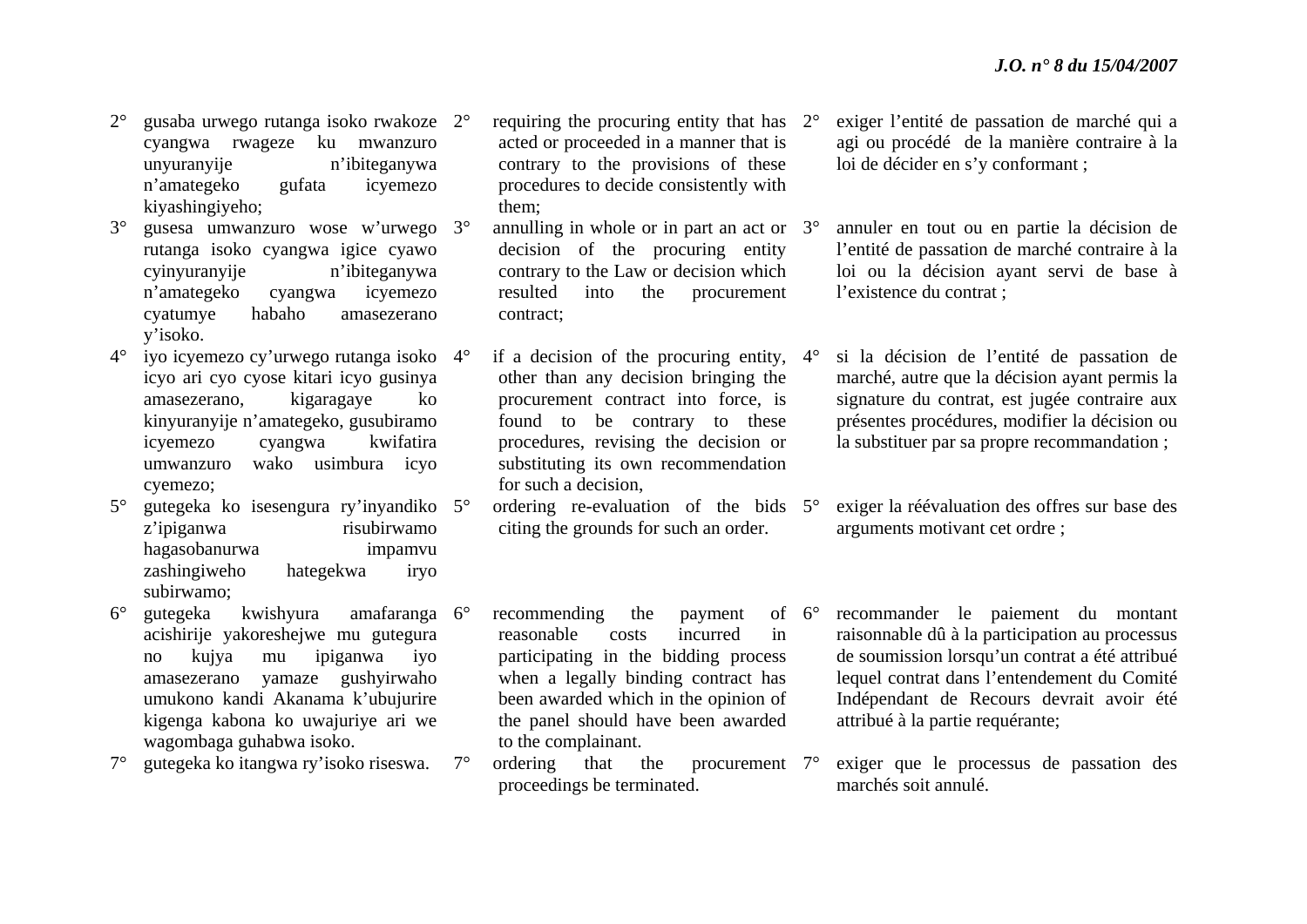2° gusaba urwego rutanga isoko rwakoze cyangwa rwageze ku mwanzuro unyuranyije n'ibiteganywa n'amategeko gufata icyemezo kiyashingiyeho;

3° gusesa umwanzuro wose w'urwego rutanga isoko cyangwa igice cyawo cyinyuranyije n'ibiteganywa n'amategeko cyangwa icyemezo cyatumye habaho amasezerano y'isoko.

4° iyo icyemezo cy'urwego rutanga isoko icyo ari cyo cyose kitari icyo gusinya amasezerano, kigaragaye ko kinyuranyije n'amategeko, gusubiramo icyemezo cyangwa kwifatira umwanzuro wako usimbura icyo cyemezo;

5° gutegeka ko isesengura ry'inyandiko z'ipiganwa risubirwamo hagasobanurwa impamvu zashingiweho hategekwa iryo subirwamo;

6° gutegeka kwishyura amafaranga acishirije yakoreshejwe mu gutegura no kujya mu ipiganwa iyo amasezerano yamaze gushyirwaho umukono kandi Akanama k'ubujurire kigenga kabona ko uwajuriye ari we wagombaga guhabwa isoko.

7° gutegeka ko itangwa ry'isoko riseswa.

2° requiring the procuring entity that has acted or proceeded in a manner that is contrary to the provisions of these procedures to decide consistently with them;

3° annulling in whole or in part an act or decision of the procuring entity contrary to the Law or decision which resulted into the procurement contract;

4° if a decision of the procuring entity, other than any decision bringing the procurement contract into force, is found to be contrary to these procedures, revising the decision or substituting its own recommendation for such a decision,

5° ordering re-evaluation of the bids citing the grounds for such an order.

6° recommending the payment of reasonable costs incurred in participating in the bidding process when a legally binding contract has been awarded which in the opinion of the panel should have been awarded to the complainant.

7° ordering that the procurement proceedings be terminated.

2° exiger l'entité de passation de marché qui a agi ou procédé de la manière contraire à la loi de décider en s'y conformant ;

3° annuler en tout ou en partie la décision de l'entité de passation de marché contraire à la loi ou la décision ayant servi de base à l'existence du contrat ;

4° si la décision de l'entité de passation de marché, autre que la décision ayant permis la signature du contrat, est jugée contraire aux présentes procédures, modifier la décision ou la substituer par sa propre recommandation ;

5° exiger la réévaluation des offres sur base des arguments motivant cet ordre ;

6° recommander le paiement du montant raisonnable dû à la participation au processus de soumission lorsqu'un contrat a été attribué lequel contrat dans l'entendement du Comité Indépendant de Recours devrait avoir été attribué à la partie requérante;

7° exiger que le processus de passation des marchés soit annulé.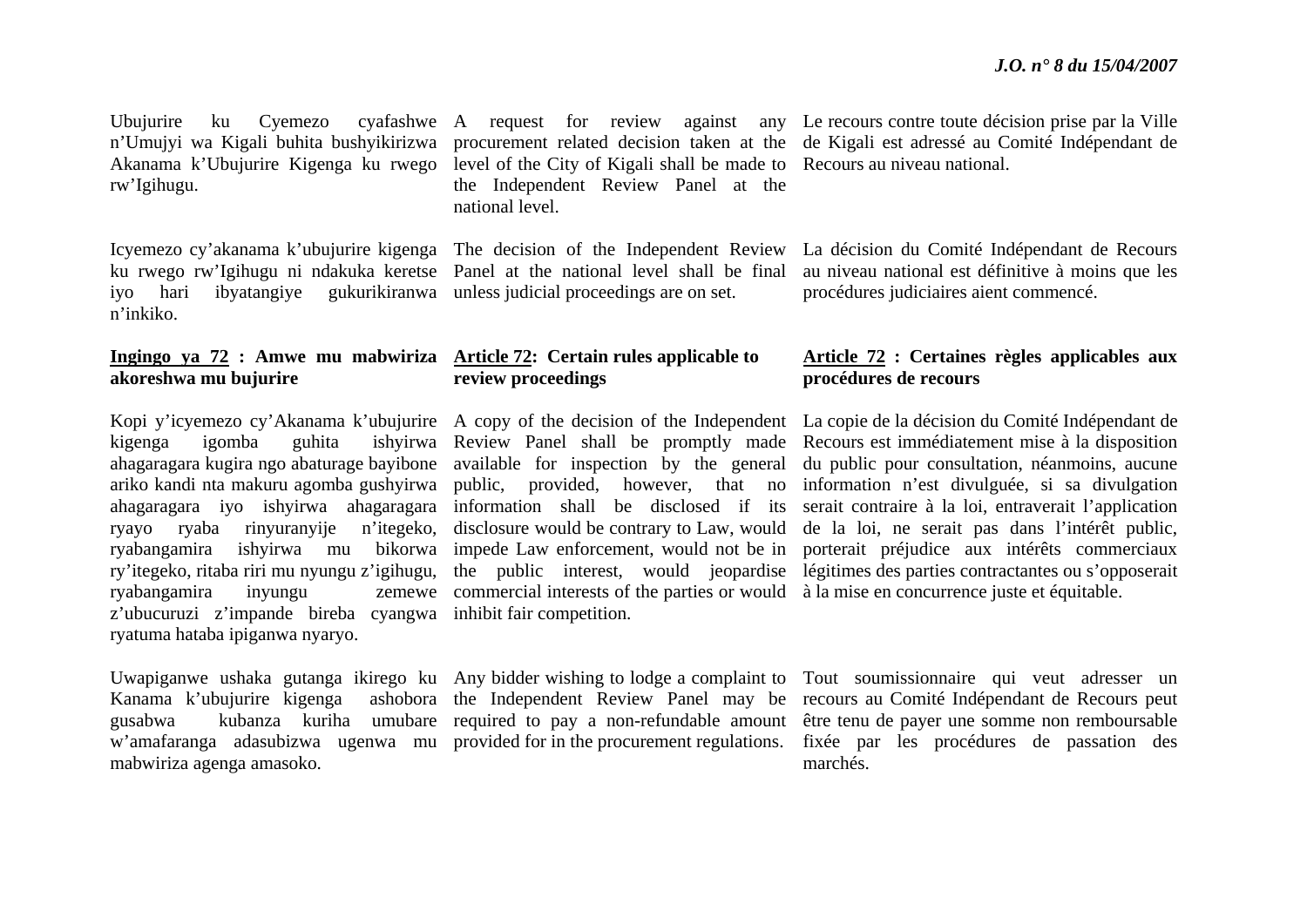Ubujurire ku Cyemezo cyafashwe n'Umujyi wa Kigali buhita bushyikirizwa Akanama k'Ubujurire Kigenga ku rwego rw'Igihugu.

Icyemezo cy'akanama k'ubujurire kigenga ku rwego rw'Igihugu ni ndakuka keretse iyo hari ibyatangiye gukurikiranwa n'inkiko.

**<u>Ingingo ya 72</u> : Amwe mu mabwiriza akoreshwa mu bujurire**

Kopi y'icyemezo cy'Akanama k'ubujurire kigenga igomba guhita ishyirwa ahagaragara kugira ngo abaturage bayibone ariko kandi nta makuru agomba gushyirwa ahagaragara iyo ishyirwa ahagaragara ryayo ryaba rinyuranyije n'itegeko, ryabangamira ishyirwa mu bikorwa ry'itegeko, ritaba riri mu nyungu z'igihugu, ryabangamira inyungu zemewe z'ubucuruzi z'impande bireba cyangwa ryatuma hataba ipiganwa nyaryo.

Uwapiganwe ushaka gutanga ikirego ku Kanama k'ubujurire kigenga ashobora gusabwa kubanza kuriha umubare w'amafaranga adasubizwa ugenwa mu mabwiriza agenga amasoko.

A request for review against any procurement related decision taken at the level of the City of Kigali shall be made to the Independent Review Panel at the national level.

The decision of the Independent Review Panel at the national level shall be final unless judicial proceedings are on set.

**<u>Article 72</u>: Certain rules applicable to review proceedings**

A copy of the decision of the Independent Review Panel shall be promptly made available for inspection by the general public, provided, however, that no information shall be disclosed if its disclosure would be contrary to Law, would impede Law enforcement, would not be in the public interest, would jeopardise commercial interests of the parties or would inhibit fair competition.

Any bidder wishing to lodge a complaint to the Independent Review Panel may be required to pay a non-refundable amount provided for in the procurement regulations.

Le recours contre toute décision prise par la Ville de Kigali est adressé au Comité Indépendant de Recours au niveau national.

La décision du Comité Indépendant de Recours au niveau national est définitive à moins que les procédures judiciaires aient commencé.

**<u>Article 72</u> : Certaines règles applicables aux procédures de recours**

La copie de la décision du Comité Indépendant de Recours est immédiatement mise à la disposition du public pour consultation, néanmoins, aucune information n'est divulguée, si sa divulgation serait contraire à la loi, entraverait l'application de la loi, ne serait pas dans l'intérêt public, porterait préjudice aux intérêts commerciaux légitimes des parties contractantes ou s'opposerait à la mise en concurrence juste et équitable.

Tout soumissionnaire qui veut adresser un recours au Comité Indépendant de Recours peut être tenu de payer une somme non remboursable fixée par les procédures de passation des marchés.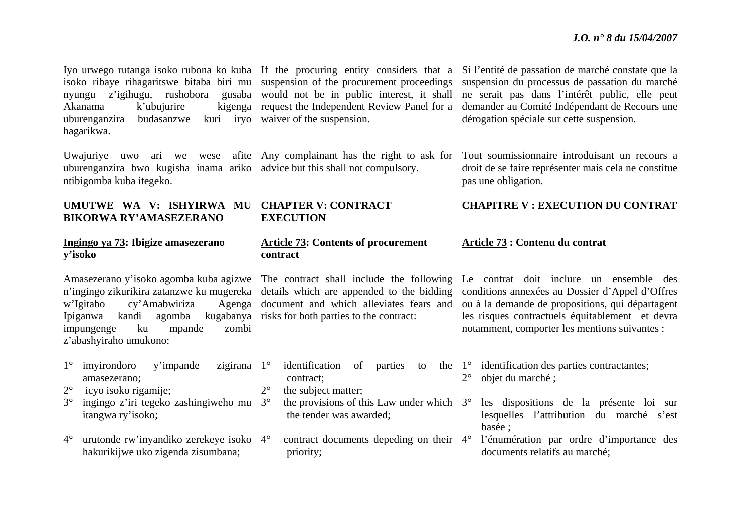Iyo urwego rutanga isoko rubona ko kuba isoko ribaye rihagaritswe bitaba biri mu nyungu z'igihugu, rushobora gusaba Akanama k'ubujurire kigenga uburenganzira budasanzwe kuri iryo hagarikwa.

Uwajuriye uwo ari we wese afite uburenganzira bwo kugisha inama ariko ntibigomba kuba itegeko.

## UMUTWE WA V: ISHYIRWA MU BIKORWA RY'AMASEZERANO

### Ingingo ya 73: Ibigize amasezerano y'isoko

Amasezerano y'isoko agomba kuba agizwe n'ingingo zikurikira zatanzwe ku mugereka w'Igitabo cy'Amabwiriza Agenga Ipiganwa kandi agomba kugabanya impungenge ku mpande zombi z'abashyiraho umukono:

1° imyirondoro y'impande zigirana amasezerano;
2° icyo isoko rigamije;
3° ingingo z'iri tegeko zashingiweho mu itangwa ry'isoko;
4° urutonde rw'inyandiko zerekeye isoko hakurikijwe uko zigenda zisumbana;

If the procuring entity considers that a suspension of the procurement proceedings would not be in public interest, it shall request the Independent Review Panel for a waiver of the suspension.

Any complainant has the right to ask for advice but this shall not compulsory.

## CHAPTER V: CONTRACT EXECUTION

### Article 73: Contents of procurement contract

The contract shall include the following details which are appended to the bidding document and which alleviates fears and risks for both parties to the contract:

1° identification of parties to the contract;
2° the subject matter;
3° the provisions of this Law under which the tender was awarded;
4° contract documents depeding on their priority;

Si l'entité de passation de marché constate que la suspension du processus de passation du marché ne serait pas dans l'intérêt public, elle peut demander au Comité Indépendant de Recours une dérogation spéciale sur cette suspension.

Tout soumissionnaire introduisant un recours a droit de se faire représenter mais cela ne constitue pas une obligation.

## CHAPITRE V : EXECUTION DU CONTRAT

### Article 73 : Contenu du contrat

Le contrat doit inclure un ensemble des conditions annexées au Dossier d'Appel d'Offres ou à la demande de propositions, qui départagent les risques contractuels équitablement et devra notamment, comporter les mentions suivantes :

1° identification des parties contractantes;
2° objet du marché ;
3° les dispositions de la présente loi sur lesquelles l'attribution du marché s'est basée ;
4° l'énumération par ordre d'importance des documents relatifs au marché;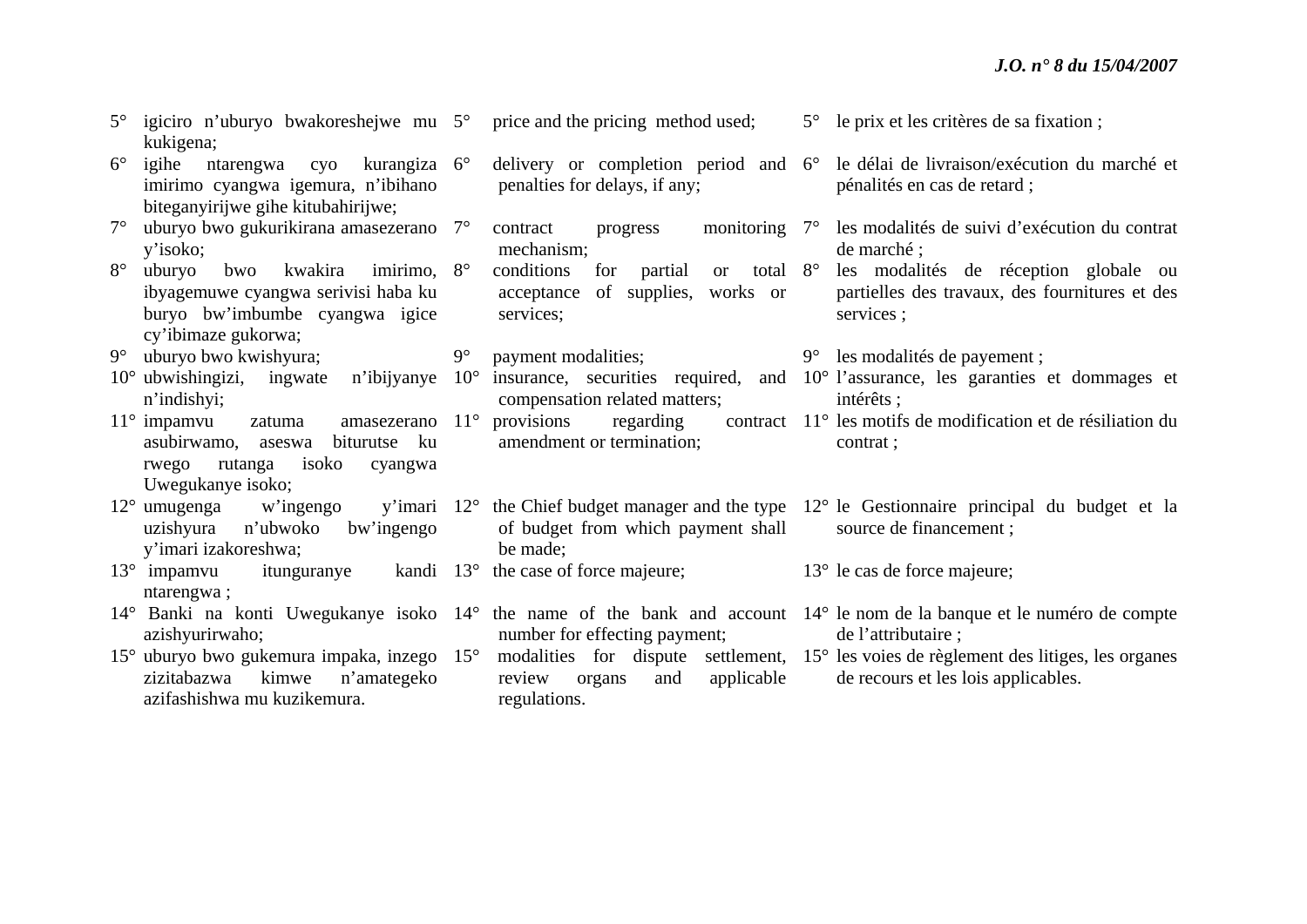5° igiciro n'uburyo bwakoreshejwe mu kukigena;
6° igihe ntarengwa cyo kurangiza imirimo cyangwa igemura, n'ibihano biteganyirijwe gihe kitubahirijwe;
7° uburyo bwo gukurikirana amasezerano y'isoko;
8° uburyo bwo kwakira imirimo, ibyagemuwe cyangwa serivisi haba ku buryo bw'imbumbe cyangwa igice cy'ibimaze gukorwa;
9° uburyo bwo kwishyura;
10° ubwishingizi, ingwate n'ibijyanye n'indishyi;
11° impamvu zatuma amasezerano asubirwamo, aseswa biturutse ku rwego rutanga isoko cyangwa Uwegukanye isoko;
12° umugenga w'ingengo y'imari uzishyura n'ubwoko bw'ingengo y'imari izakoreshwa;
13° impamvu itunguranye kandi ntarengwa ;
14° Banki na konti Uwegukanye isoko azishyurirwaho;
15° uburyo bwo gukemura impaka, inzego zizitabazwa kimwe n'amategeko azifashishwa mu kuzikemura.

5° price and the pricing method used;
6° delivery or completion period and penalties for delays, if any;
7° contract progress monitoring mechanism;
8° conditions for partial or total acceptance of supplies, works or services;
9° payment modalities;
10° insurance, securities required, and compensation related matters;
11° provisions regarding contract amendment or termination;
12° the Chief budget manager and the type of budget from which payment shall be made;
13° the case of force majeure;
14° the name of the bank and account number for effecting payment;
15° modalities for dispute settlement, review organs and applicable regulations.

5° le prix et les critères de sa fixation ;
6° le délai de livraison/exécution du marché et pénalités en cas de retard ;
7° les modalités de suivi d'exécution du contrat de marché ;
8° les modalités de réception globale ou partielles des travaux, des fournitures et des services ;
9° les modalités de payement ;
10° l'assurance, les garanties et dommages et intérêts ;
11° les motifs de modification et de résiliation du contrat ;
12° le Gestionnaire principal du budget et la source de financement ;
13° le cas de force majeure;
14° le nom de la banque et le numéro de compte de l'attributaire ;
15° les voies de règlement des litiges, les organes de recours et les lois applicables.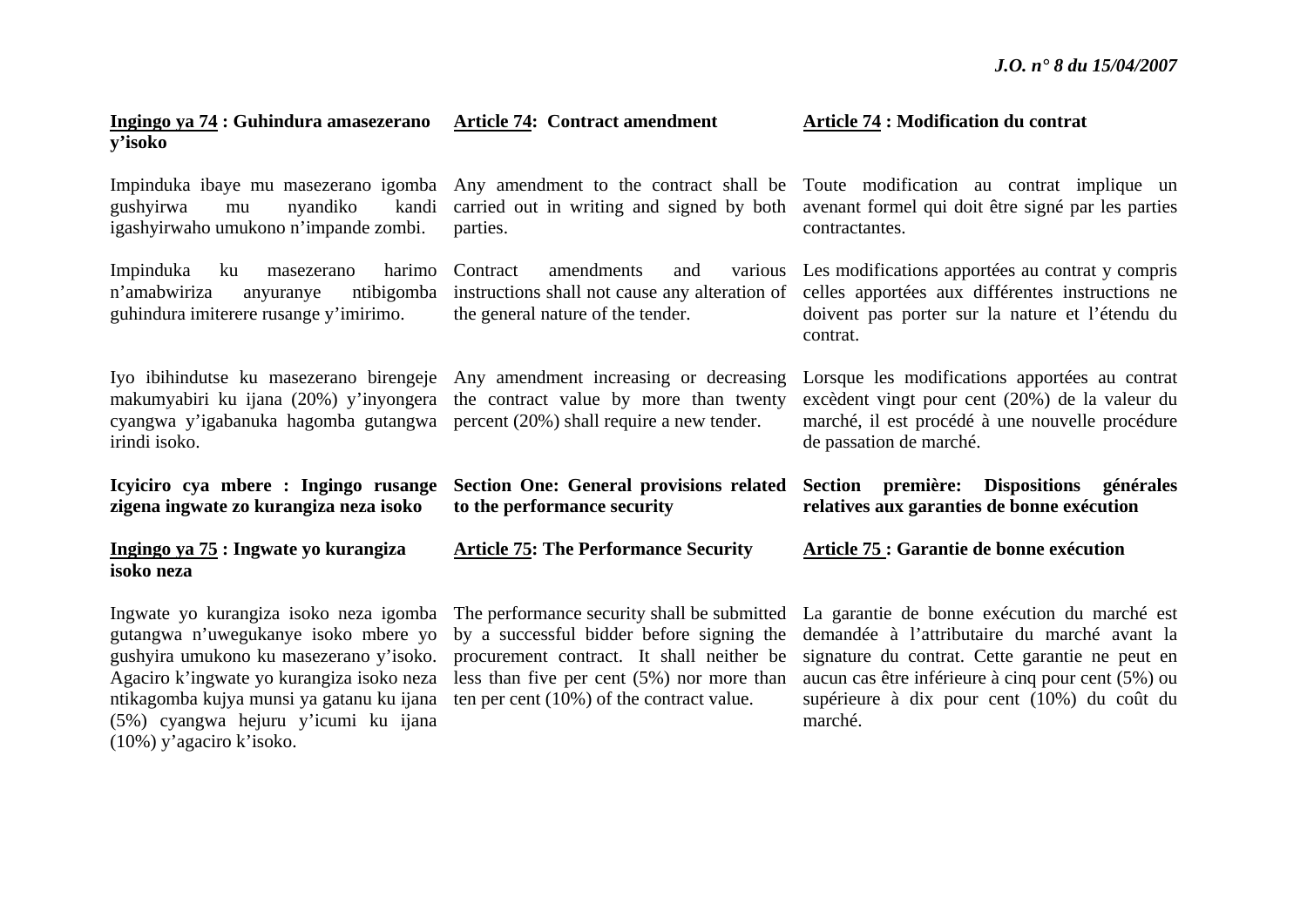**<u>Ingingo ya 74</u> : Guhindura amasezerano y'isoko**

Impinduka ibaye mu masezerano igomba gushyirwa mu nyandiko kandi igashyirwaho umukono n'impande zombi.

Impinduka ku masezerano harimo n'amabwiriza anyuranye ntibigomba guhindura imiterere rusange y'imirimo.

Iyo ibihindutse ku masezerano birengeje makumyabiri ku ijana (20%) y'inyongera cyangwa y'igabanuka hagomba gutangwa irindi isoko.

**Icyiciro cya mbere : Ingingo rusange zigena ingwate zo kurangiza neza isoko**

**<u>Ingingo ya 75</u> : Ingwate yo kurangiza isoko neza**

Ingwate yo kurangiza isoko neza igomba gutangwa n'uwegukanye isoko mbere yo gushyira umukono ku masezerano y'isoko. Agaciro k'ingwate yo kurangiza isoko neza ntikagomba kujya munsi ya gatanu ku ijana (5%) cyangwa hejuru y'icumi ku ijana (10%) y'agaciro k'isoko.

**<u>Article 74</u>: Contract amendment**

Any amendment to the contract shall be carried out in writing and signed by both parties.

Contract amendments and various instructions shall not cause any alteration of the general nature of the tender.

Any amendment increasing or decreasing the contract value by more than twenty percent (20%) shall require a new tender.

**Section One: General provisions related to the performance security**

**<u>Article 75</u>: The Performance Security**

The performance security shall be submitted by a successful bidder before signing the procurement contract. It shall neither be less than five per cent (5%) nor more than ten per cent (10%) of the contract value.

**<u>Article 74</u> : Modification du contrat**

Toute modification au contrat implique un avenant formel qui doit être signé par les parties contractantes.

Les modifications apportées au contrat y compris celles apportées aux différentes instructions ne doivent pas porter sur la nature et l'étendu du contrat.

Lorsque les modifications apportées au contrat excèdent vingt pour cent (20%) de la valeur du marché, il est procédé à une nouvelle procédure de passation de marché.

**Section première: Dispositions générales relatives aux garanties de bonne exécution**

**<u>Article 75</u> : Garantie de bonne exécution**

La garantie de bonne exécution du marché est demandée à l'attributaire du marché avant la signature du contrat. Cette garantie ne peut en aucun cas être inférieure à cinq pour cent (5%) ou supérieure à dix pour cent (10%) du coût du marché.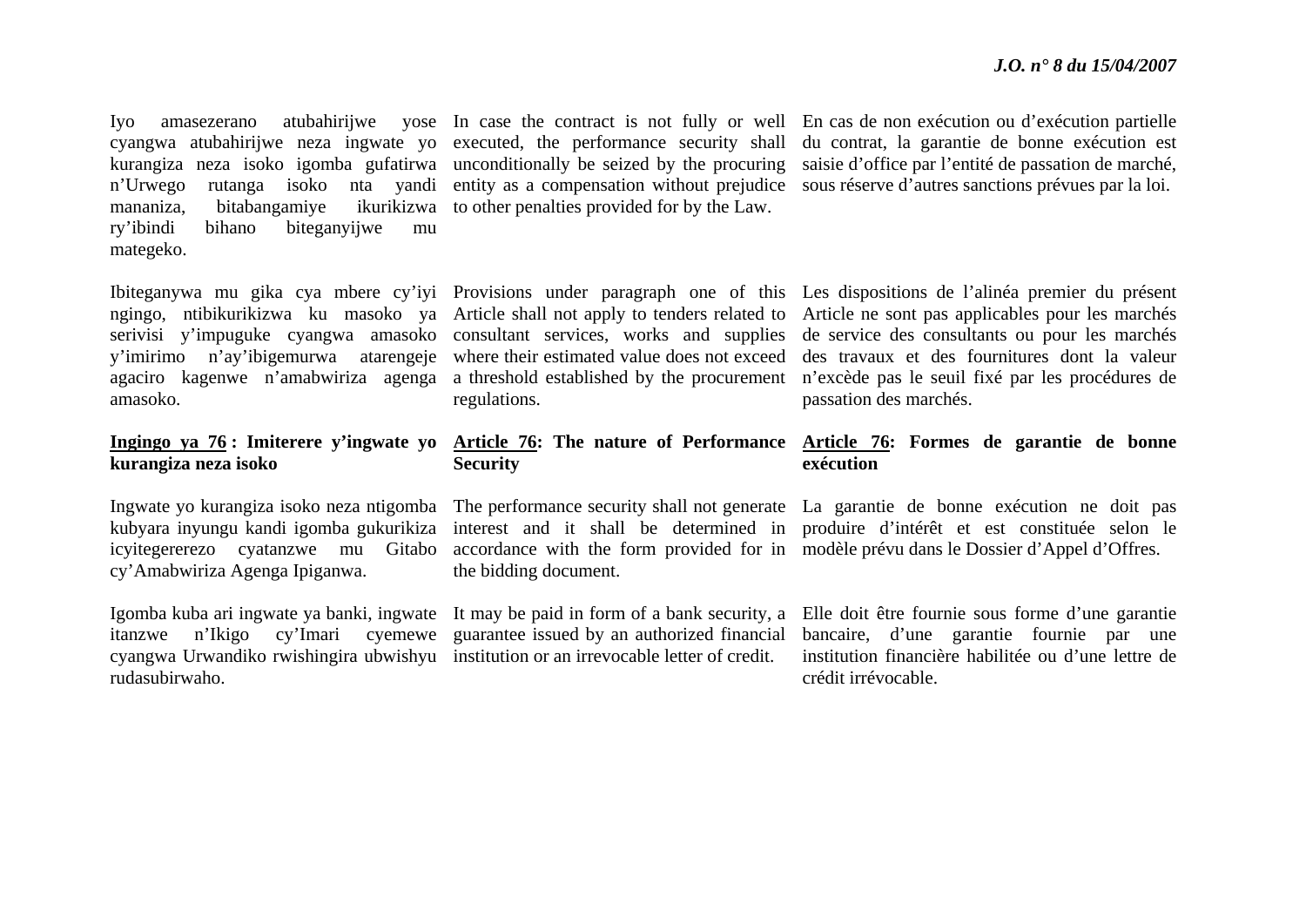Iyo amasezerano atubahirijwe yose cyangwa atubahirijwe neza ingwate yo kurangiza neza isoko igomba gufatirwa n'Urwego rutanga isoko nta yandi mananiza, bitabangamiye ikurikizwa ry'ibindi bihano biteganyijwe mu mategeko.

Ibiteganywa mu gika cya mbere cy'iyi ngingo, ntibikurikizwa ku masoko ya serivisi y'impuguke cyangwa amasoko y'imirimo n'ay'ibigemurwa atarengeje agaciro kagenwe n'amabwiriza agenga amasoko.

**<u>Ingingo ya 76</u> : Imiterere y'ingwate yo kurangiza neza isoko**

Ingwate yo kurangiza isoko neza ntigomba kubyara inyungu kandi igomba gukurikiza icyitegererezo cyatanzwe mu Gitabo cy'Amabwiriza Agenga Ipiganwa.

Igomba kuba ari ingwate ya banki, ingwate itanzwe n'Ikigo cy'Imari cyemewe cyangwa Urwandiko rwishingira ubwishyu rudasubirwaho.

In case the contract is not fully or well executed, the performance security shall unconditionally be seized by the procuring entity as a compensation without prejudice to other penalties provided for by the Law.

Provisions under paragraph one of this Article shall not apply to tenders related to consultant services, works and supplies where their estimated value does not exceed a threshold established by the procurement regulations.

**<u>Article 76</u>: The nature of Performance Security**

The performance security shall not generate interest and it shall be determined in accordance with the form provided for in the bidding document.

It may be paid in form of a bank security, a guarantee issued by an authorized financial institution or an irrevocable letter of credit.

En cas de non exécution ou d'exécution partielle du contrat, la garantie de bonne exécution est saisie d'office par l'entité de passation de marché, sous réserve d'autres sanctions prévues par la loi.

Les dispositions de l'alinéa premier du présent Article ne sont pas applicables pour les marchés de service des consultants ou pour les marchés des travaux et des fournitures dont la valeur n'excède pas le seuil fixé par les procédures de passation des marchés.

**<u>Article 76</u>: Formes de garantie de bonne exécution**

La garantie de bonne exécution ne doit pas produire d'intérêt et est constituée selon le modèle prévu dans le Dossier d'Appel d'Offres.

Elle doit être fournie sous forme d'une garantie bancaire, d'une garantie fournie par une institution financière habilitée ou d'une lettre de crédit irrévocable.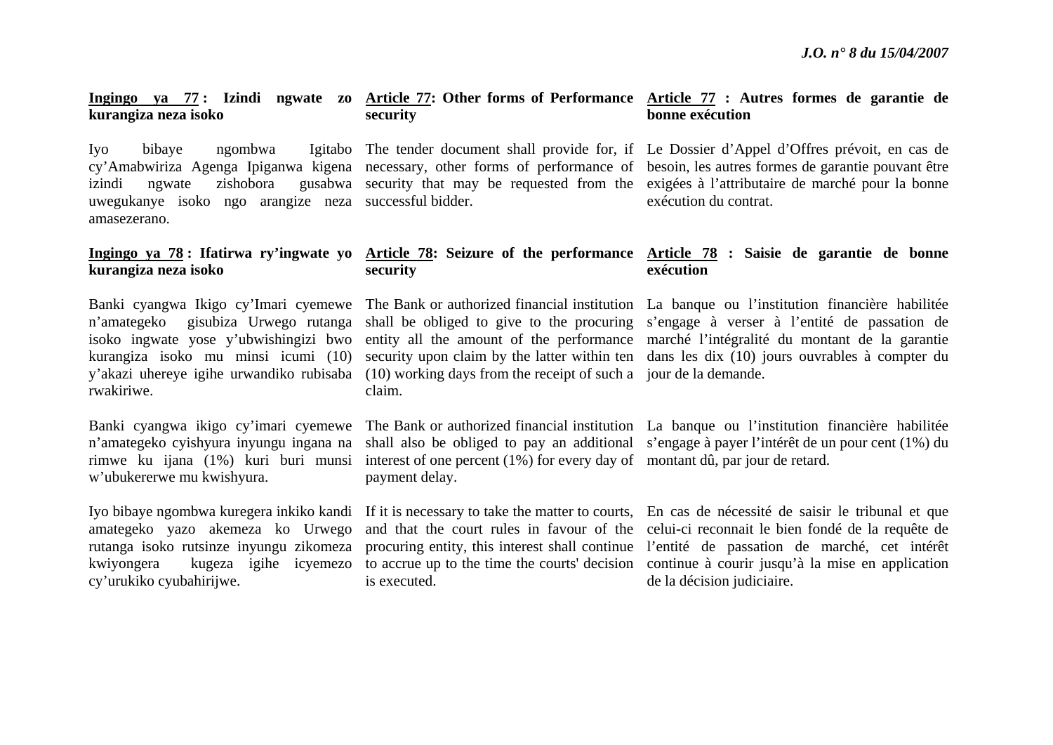**Ingingo ya 77 : Izindi ngwate zo kurangiza neza isoko**

Iyo bibaye ngombwa Igitabo cy'Amabwiriza Agenga Ipiganwa kigena izindi ngwate zishobora gusabwa uwegukanye isoko ngo arangize neza amasezerano.

**Ingingo ya 78 : Ifatirwa ry'ingwate yo kurangiza neza isoko**

Banki cyangwa Ikigo cy'Imari cyemewe n'amategeko gisubiza Urwego rutanga isoko ingwate yose y'ubwishingizi bwo kurangiza isoko mu minsi icumi (10) y'akazi uhereye igihe urwandiko rubisaba rwakiriwe.

Banki cyangwa ikigo cy'imari cyemewe n'amategeko cyishyura inyungu ingana na rimwe ku ijana (1%) kuri buri munsi w'ubukererwe mu kwishyura.

Iyo bibaye ngombwa kuregera inkiko kandi amategeko yazo akemeza ko Urwego rutanga isoko rutsinze inyungu zikomeza kwiyongera kugeza igihe icyemezo cy'urukiko cyubahirijwe.

**Article 77: Other forms of Performance security**

The tender document shall provide for, if necessary, other forms of performance of security that may be requested from the successful bidder.

**Article 78: Seizure of the performance security**

The Bank or authorized financial institution shall be obliged to give to the procuring entity all the amount of the performance security upon claim by the latter within ten (10) working days from the receipt of such a claim.

The Bank or authorized financial institution shall also be obliged to pay an additional interest of one percent (1%) for every day of payment delay.

If it is necessary to take the matter to courts, and that the court rules in favour of the procuring entity, this interest shall continue to accrue up to the time the courts' decision is executed.

**Article 77 : Autres formes de garantie de bonne exécution**

Le Dossier d'Appel d'Offres prévoit, en cas de besoin, les autres formes de garantie pouvant être exigées à l'attributaire de marché pour la bonne exécution du contrat.

**Article 78 : Saisie de garantie de bonne exécution**

La banque ou l'institution financière habilitée s'engage à verser à l'entité de passation de marché l'intégralité du montant de la garantie dans les dix (10) jours ouvrables à compter du jour de la demande.

La banque ou l'institution financière habilitée s'engage à payer l'intérêt de un pour cent (1%) du montant dû, par jour de retard.

En cas de nécessité de saisir le tribunal et que celui-ci reconnait le bien fondé de la requête de l'entité de passation de marché, cet intérêt continue à courir jusqu'à la mise en application de la décision judiciaire.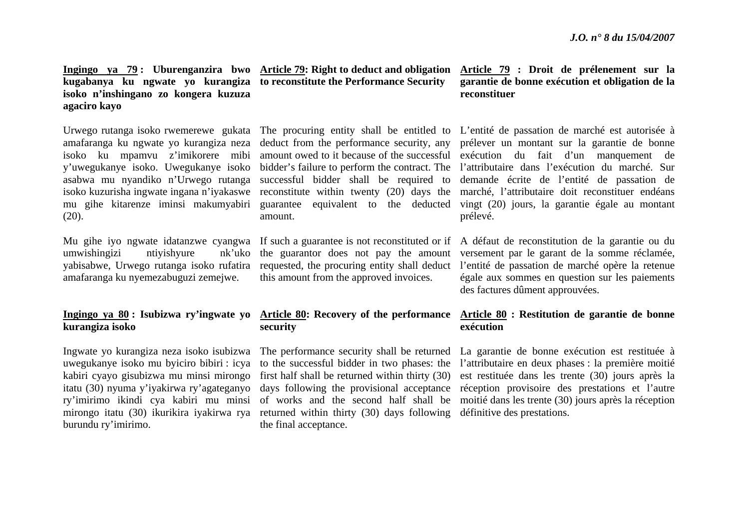**<u>Ingingo ya 79</u> : Uburenganzira bwo kugabanya ku ngwate yo kurangiza isoko n'inshingano zo kongera kuzuza agaciro kayo**

Urwego rutanga isoko rwemerewe gukata amafaranga ku ngwate yo kurangiza neza isoko ku mpamvu z'imikorere mibi y'uwegukanye isoko. Uwegukanye isoko asabwa mu nyandiko n'Urwego rutanga isoko kuzurisha ingwate ingana n'iyakaswe mu gihe kitarenze iminsi makumyabiri (20).

Mu gihe iyo ngwate idatanzwe cyangwa umwishingizi ntiyishyure nk'uko yabisabwe, Urwego rutanga isoko rufatira amafaranga ku nyemezabuguzi zemejwe.

**<u>Ingingo ya 80</u> : Isubizwa ry'ingwate yo kurangiza isoko**

Ingwate yo kurangiza neza isoko isubizwa uwegukanye isoko mu byiciro bibiri : icya kabiri cyayo gisubizwa mu minsi mirongo itatu (30) nyuma y'iyakirwa ry'agateganyo ry'imirimo ikindi cya kabiri mu minsi mirongo itatu (30) ikurikira iyakirwa rya burundu ry'imirimo.

**<u>Article 79</u>: Right to deduct and obligation to reconstitute the Performance Security**

The procuring entity shall be entitled to deduct from the performance security, any amount owed to it because of the successful bidder's failure to perform the contract. The successful bidder shall be required to reconstitute within twenty (20) days the guarantee equivalent to the deducted amount.

If such a guarantee is not reconstituted or if the guarantor does not pay the amount requested, the procuring entity shall deduct this amount from the approved invoices.

**<u>Article 80</u>: Recovery of the performance security**

The performance security shall be returned to the successful bidder in two phases: the first half shall be returned within thirty (30) days following the provisional acceptance of works and the second half shall be returned within thirty (30) days following the final acceptance.

**<u>Article 79</u> : Droit de prélenement sur la garantie de bonne exécution et obligation de la reconstituer**

L'entité de passation de marché est autorisée à prélever un montant sur la garantie de bonne exécution du fait d'un manquement de l'attributaire dans l'exécution du marché. Sur demande écrite de l'entité de passation de marché, l'attributaire doit reconstituer endéans vingt (20) jours, la garantie égale au montant prélevé.

A défaut de reconstitution de la garantie ou du versement par le garant de la somme réclamée, l'entité de passation de marché opère la retenue égale aux sommes en question sur les paiements des factures dûment approuvées.

**<u>Article 80</u> : Restitution de garantie de bonne exécution**

La garantie de bonne exécution est restituée à l'attributaire en deux phases : la première moitié est restituée dans les trente (30) jours après la réception provisoire des prestations et l'autre moitié dans les trente (30) jours après la réception définitive des prestations.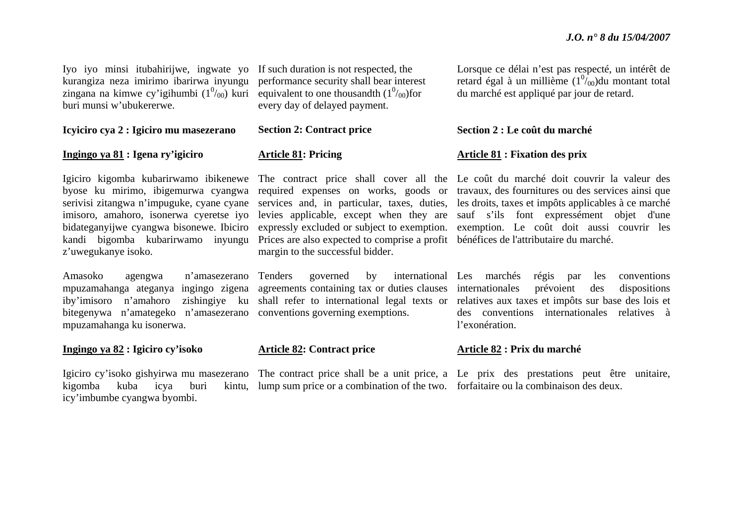Iyo iyo minsi itubahirijwe, ingwate yo kurangiza neza imirimo ibarirwa inyungu zingana na kimwe cy'igihumbi ($1^0/_{00}$) kuri buri munsi w'ubukererwe.

**Icyiciro cya 2 : Igiciro mu masezerano**

**<u>Ingingo ya 81</u> : Igena ry'igiciro**

Igiciro kigomba kubarirwamo ibikenewe byose ku mirimo, ibigemurwa cyangwa serivisi zitangwa n'impuguke, cyane cyane imisoro, amahoro, isonerwa cyeretse iyo bidateganyijwe cyangwa bisonewe. Ibiciro kandi bigomba kubarirwamo inyungu z'uwegukanye isoko.

Amasoko agengwa n'amasezerano mpuzamahanga ateganya ingingo zigena iby'imisoro n'amahoro zishingiye ku bitegenywa n'amategeko n'amasezerano mpuzamahanga ku isonerwa.

**<u>Ingingo ya 82</u> : Igiciro cy'isoko**

Igiciro cy'isoko gishyirwa mu masezerano kigomba kuba icya buri kintu, icy'imbumbe cyangwa byombi.

If such duration is not respected, the performance security shall bear interest equivalent to one thousandth ($1^0/_{00}$)for every day of delayed payment.

**Section 2: Contract price**

**<u>Article 81</u>: Pricing**

The contract price shall cover all the required expenses on works, goods or services and, in particular, taxes, duties, levies applicable, except when they are expressly excluded or subject to exemption. Prices are also expected to comprise a profit margin to the successful bidder.

Tenders governed by international agreements containing tax or duties clauses shall refer to international legal texts or conventions governing exemptions.

**<u>Article 82</u>: Contract price**

The contract price shall be a unit price, a lump sum price or a combination of the two.

Lorsque ce délai n'est pas respecté, un intérêt de retard égal à un millième ($1^0/_{00}$)du montant total du marché est appliqué par jour de retard.

**Section 2 : Le coût du marché**

**<u>Article 81</u> : Fixation des prix**

Le coût du marché doit couvrir la valeur des travaux, des fournitures ou des services ainsi que les droits, taxes et impôts applicables à ce marché sauf s'ils font expressément objet d'une exemption. Le coût doit aussi couvrir les bénéfices de l'attributaire du marché.

Les marchés régis par les conventions internationales prévoient des dispositions relatives aux taxes et impôts sur base des lois et des conventions internationales relatives à l'exonération.

**<u>Article 82</u> : Prix du marché**

Le prix des prestations peut être unitaire, forfaitaire ou la combinaison des deux.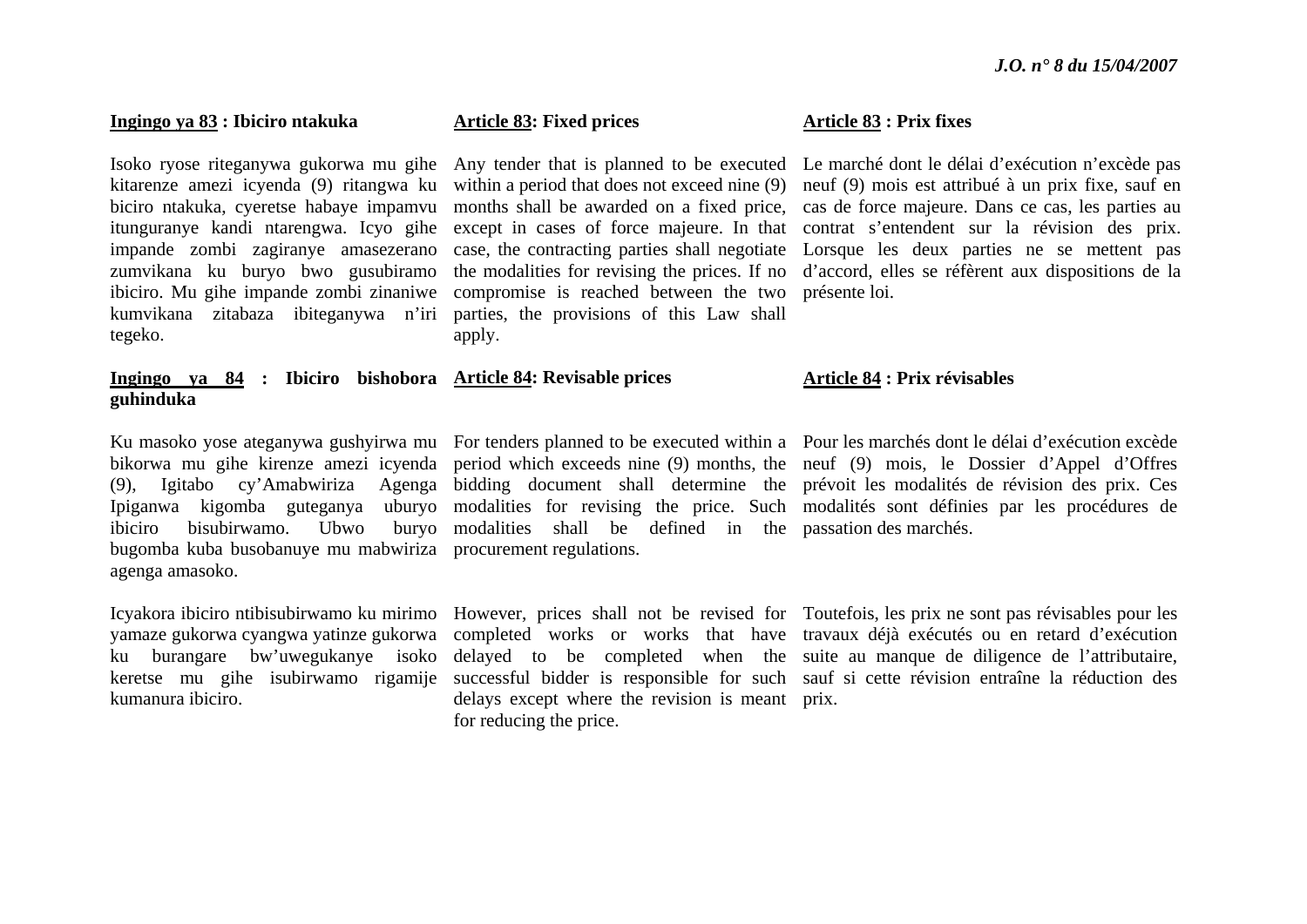**Ingingo ya 83 : Ibiciro ntakuka**

Isoko ryose riteganywa gukorwa mu gihe kitarenze amezi icyenda (9) ritangwa ku biciro ntakuka, cyeretse habaye impamvu itunguranye kandi ntarengwa. Icyo gihe impande zombi zagiranye amasezerano zumvikana ku buryo bwo gusubiramo ibiciro. Mu gihe impande zombi zinaniwe kumvikana zitabaza ibiteganywa n'iri tegeko.

**Ingingo ya 84 : Ibiciro bishobora guhinduka**

Ku masoko yose ateganywa gushyirwa mu bikorwa mu gihe kirenze amezi icyenda (9), Igitabo cy'Amabwiriza Agenga Ipiganwa kigomba guteganya uburyo ibiciro bisubirwamo. Ubwo buryo bugomba kuba busobanuye mu mabwiriza agenga amasoko.

Icyakora ibiciro ntibisubirwamo ku mirimo yamaze gukorwa cyangwa yatinze gukorwa ku burangare bw'uwegukanye isoko keretse mu gihe isubirwamo rigamije kumanura ibiciro.

**Article 83: Fixed prices**

Any tender that is planned to be executed within a period that does not exceed nine (9) months shall be awarded on a fixed price, except in cases of force majeure. In that case, the contracting parties shall negotiate the modalities for revising the prices. If no compromise is reached between the two parties, the provisions of this Law shall apply.

**Article 84: Revisable prices**

For tenders planned to be executed within a period which exceeds nine (9) months, the bidding document shall determine the modalities for revising the price. Such modalities shall be defined in the procurement regulations.

However, prices shall not be revised for completed works or works that have delayed to be completed when the successful bidder is responsible for such delays except where the revision is meant for reducing the price.

**Article 83 : Prix fixes**

Le marché dont le délai d'exécution n'excède pas neuf (9) mois est attribué à un prix fixe, sauf en cas de force majeure. Dans ce cas, les parties au contrat s'entendent sur la révision des prix. Lorsque les deux parties ne se mettent pas d'accord, elles se réfèrent aux dispositions de la présente loi.

**Article 84 : Prix révisables**

Pour les marchés dont le délai d'exécution excède neuf (9) mois, le Dossier d'Appel d'Offres prévoit les modalités de révision des prix. Ces modalités sont définies par les procédures de passation des marchés.

Toutefois, les prix ne sont pas révisables pour les travaux déjà exécutés ou en retard d'exécution suite au manque de diligence de l'attributaire, sauf si cette révision entraîne la réduction des prix.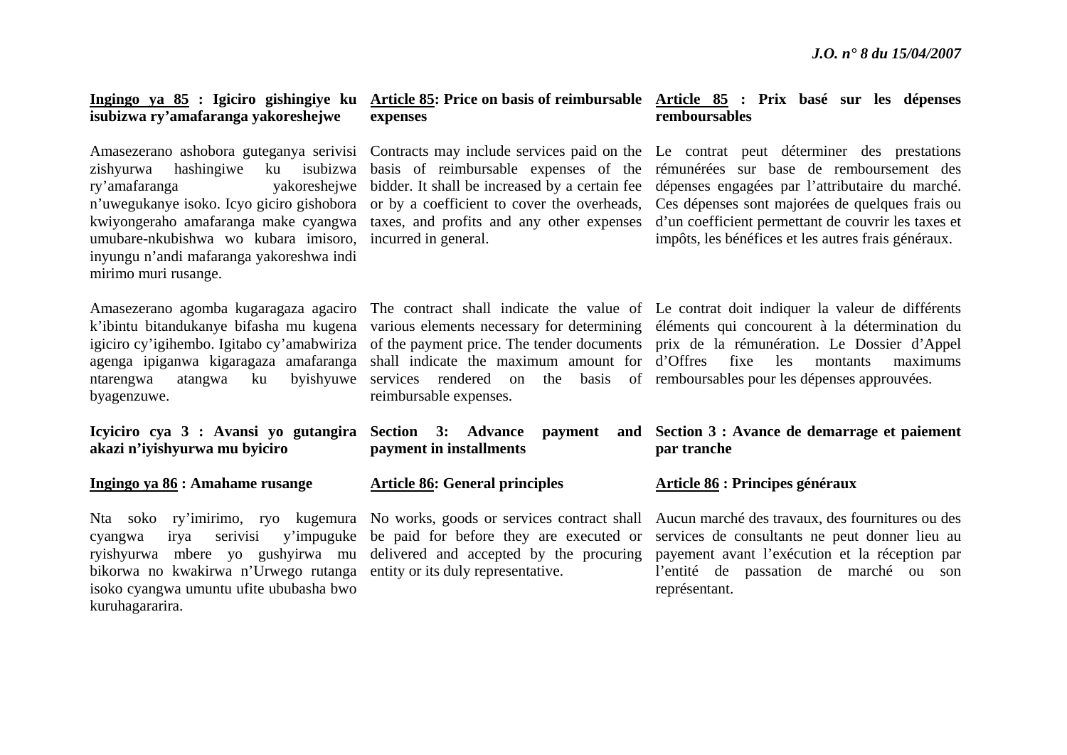**<u>Ingingo ya 85</u> : Igiciro gishingiye ku isubizwa ry'amafaranga yakoreshejwe**

Amasezerano ashobora guteganya serivisi zishyurwa hashingiwe ku isubizwa ry'amafaranga yakoreshejwe n'uwegukanye isoko. Icyo giciro gishobora kwiyongeraho amafaranga make cyangwa umubare-nkubishwa wo kubara imisoro, inyungu n'andi mafaranga yakoreshwa indi mirimo muri rusange.

Amasezerano agomba kugaragaza agaciro k'ibintu bitandukanye bifasha mu kugena igiciro cy'igihembo. Igitabo cy'amabwiriza agenga ipiganwa kigaragaza amafaranga ntarengwa atangwa ku byishyuwe byagenzuwe.

**Icyiciro cya 3 : Avansi yo gutangira akazi n'iyishyurwa mu byiciro**

**<u>Ingingo ya 86</u> : Amahame rusange**

Nta soko ry'imirimo, ryo kugemura cyangwa irya serivisi y'impuguke ryishyurwa mbere yo gushyirwa mu bikorwa no kwakirwa n'Urwego rutanga isoko cyangwa umuntu ufite ububasha bwo kuruhagararira.

**<u>Article 85</u>: Price on basis of reimbursable expenses**

Contracts may include services paid on the basis of reimbursable expenses of the bidder. It shall be increased by a certain fee or by a coefficient to cover the overheads, taxes, and profits and any other expenses incurred in general.

The contract shall indicate the value of various elements necessary for determining of the payment price. The tender documents shall indicate the maximum amount for services rendered on the basis of reimbursable expenses.

**Section 3: Advance payment and payment in installments**

**<u>Article 86</u>: General principles**

No works, goods or services contract shall be paid for before they are executed or delivered and accepted by the procuring entity or its duly representative.

**<u>Article 85</u> : Prix basé sur les dépenses remboursables**

Le contrat peut déterminer des prestations rémunérées sur base de remboursement des dépenses engagées par l'attributaire du marché. Ces dépenses sont majorées de quelques frais ou d'un coefficient permettant de couvrir les taxes et impôts, les bénéfices et les autres frais généraux.

Le contrat doit indiquer la valeur de différents éléments qui concourent à la détermination du prix de la rémunération. Le Dossier d'Appel d'Offres fixe les montants maximums remboursables pour les dépenses approuvées.

**Section 3 : Avance de demarrage et paiement par tranche**

**<u>Article 86</u> : Principes généraux**

Aucun marché des travaux, des fournitures ou des services de consultants ne peut donner lieu au payement avant l'exécution et la réception par l'entité de passation de marché ou son représentant.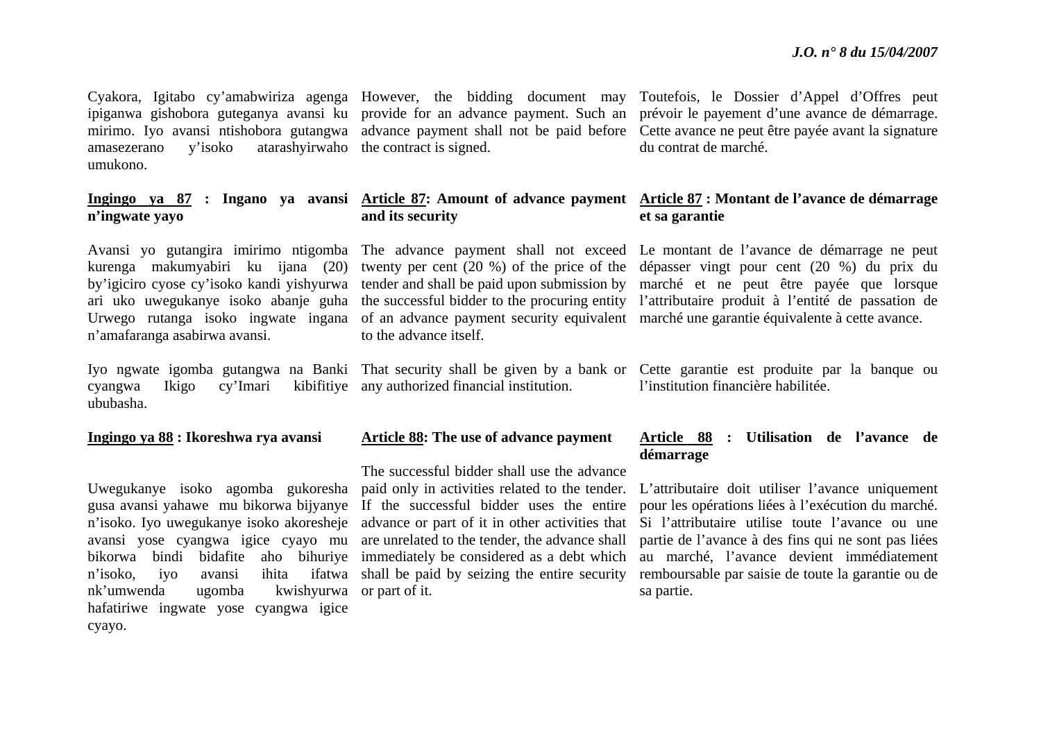Cyakora, Igitabo cy'amabwiriza agenga ipiganwa gishobora guteganya avansi ku mirimo. Iyo avansi ntishobora gutangwa amasezerano y'isoko atarashyirwaho umukono.

**Ingingo ya 87 : Ingano ya avansi n'ingwate yayo**

Avansi yo gutangira imirimo ntigomba kurenga makumyabiri ku ijana (20) by'igiciro cyose cy'isoko kandi yishyurwa ari uko uwegukanye isoko abanje guha Urwego rutanga isoko ingwate ingana n'amafaranga asabirwa avansi.

Iyo ngwate igomba gutangwa na Banki cyangwa Ikigo cy'Imari kibifitiye ububasha.

**Ingingo ya 88 : Ikoreshwa rya avansi**

Uwegukanye isoko agomba gukoresha gusa avansi yahawe mu bikorwa bijyanye n'isoko. Iyo uwegukanye isoko akoresheje avansi yose cyangwa igice cyayo mu bikorwa bindi bidafite aho bihuriye n'isoko, iyo avansi ihita ifatwa nk'umwenda ugomba kwishyurwa hafatiriwe ingwate yose cyangwa igice cyayo.

However, the bidding document may provide for an advance payment. Such an advance payment shall not be paid before the contract is signed.

**Article 87: Amount of advance payment and its security**

The advance payment shall not exceed twenty per cent (20 %) of the price of the tender and shall be paid upon submission by the successful bidder to the procuring entity of an advance payment security equivalent to the advance itself.

That security shall be given by a bank or any authorized financial institution.

**Article 88: The use of advance payment**

The successful bidder shall use the advance paid only in activities related to the tender. If the successful bidder uses the entire advance or part of it in other activities that are unrelated to the tender, the advance shall immediately be considered as a debt which shall be paid by seizing the entire security or part of it.

Toutefois, le Dossier d'Appel d'Offres peut prévoir le payement d'une avance de démarrage. Cette avance ne peut être payée avant la signature du contrat de marché.

**Article 87 : Montant de l'avance de démarrage et sa garantie**

Le montant de l'avance de démarrage ne peut dépasser vingt pour cent (20 %) du prix du marché et ne peut être payée que lorsque l'attributaire produit à l'entité de passation de marché une garantie équivalente à cette avance.

Cette garantie est produite par la banque ou l'institution financière habilitée.

**Article 88 : Utilisation de l'avance de démarrage**

L'attributaire doit utiliser l'avance uniquement pour les opérations liées à l'exécution du marché. Si l'attributaire utilise toute l'avance ou une partie de l'avance à des fins qui ne sont pas liées au marché, l'avance devient immédiatement remboursable par saisie de toute la garantie ou de sa partie.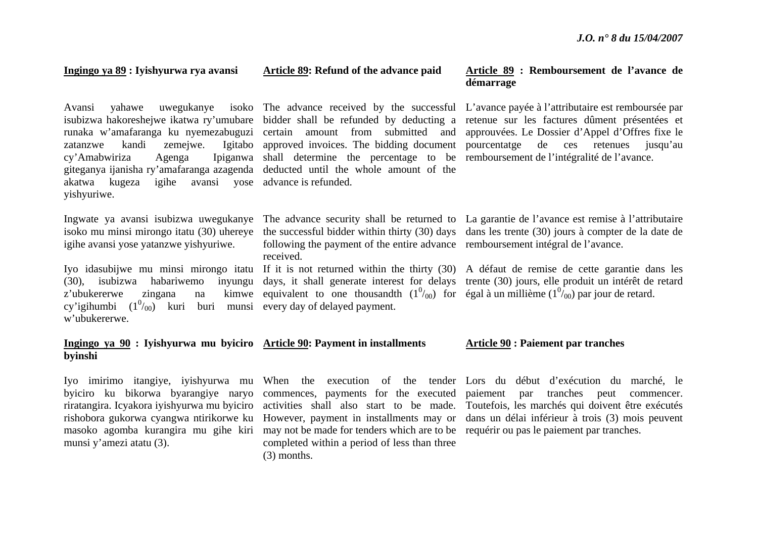## Ingingo ya 89 : Iyishyurwa rya avansi

Avansi yahawe uwegukanye isoko isubizwa hakoreshejwe ikatwa ry'umubare runaka w'amafaranga ku nyemezabuguzi zatanzwe kandi zemejwe. Igitabo cy'Amabwiriza Agenga Ipiganwa giteganya ijanisha ry'amafaranga azagenda akatwa kugeza igihe avansi yose yishyuriwe.

Ingwate ya avansi isubizwa uwegukanye isoko mu minsi mirongo itatu (30) uhereye igihe avansi yose yatanzwe yishyuriwe.

Iyo idasubijwe mu minsi mirongo itatu (30), isubizwa habariwemo inyungu z'ubukererwe zingana na kimwe cy'igihumbi ($1^0/_{00}$) kuri buri munsi w'ubukererwe.

## Ingingo ya 90 : Iyishyurwa mu byiciro byinshi

Iyo imirimo itangiye, iyishyurwa mu byiciro ku bikorwa byarangiye naryo riratangira. Icyakora iyishyurwa mu byiciro rishobora gukorwa cyangwa ntirikorwe ku masoko agomba kurangira mu gihe kiri munsi y'amezi atatu (3).

## Article 89: Refund of the advance paid

The advance received by the successful bidder shall be refunded by deducting a certain amount from submitted and approved invoices. The bidding document shall determine the percentage to be deducted until the whole amount of the advance is refunded.

The advance security shall be returned to the successful bidder within thirty (30) days following the payment of the entire advance received.

If it is not returned within the thirty (30) days, it shall generate interest for delays equivalent to one thousandth ($1^0/_{00}$) for every day of delayed payment.

## Article 90: Payment in installments

When the execution of the tender commences, payments for the executed activities shall also start to be made. However, payment in installments may or may not be made for tenders which are to be completed within a period of less than three (3) months.

## Article 89 : Remboursement de l'avance de démarrage

L'avance payée à l'attributaire est remboursée par retenue sur les factures dûment présentées et approuvées. Le Dossier d'Appel d'Offres fixe le pourcentatge de ces retenues jusqu'au remboursement de l'intégralité de l'avance.

La garantie de l'avance est remise à l'attributaire dans les trente (30) jours à compter de la date de remboursement intégral de l'avance.

A défaut de remise de cette garantie dans les trente (30) jours, elle produit un intérêt de retard égal à un millième ($1^0/_{00}$) par jour de retard.

## Article 90 : Paiement par tranches

Lors du début d'exécution du marché, le paiement par tranches peut commencer. Toutefois, les marchés qui doivent être exécutés dans un délai inférieur à trois (3) mois peuvent requérir ou pas le paiement par tranches.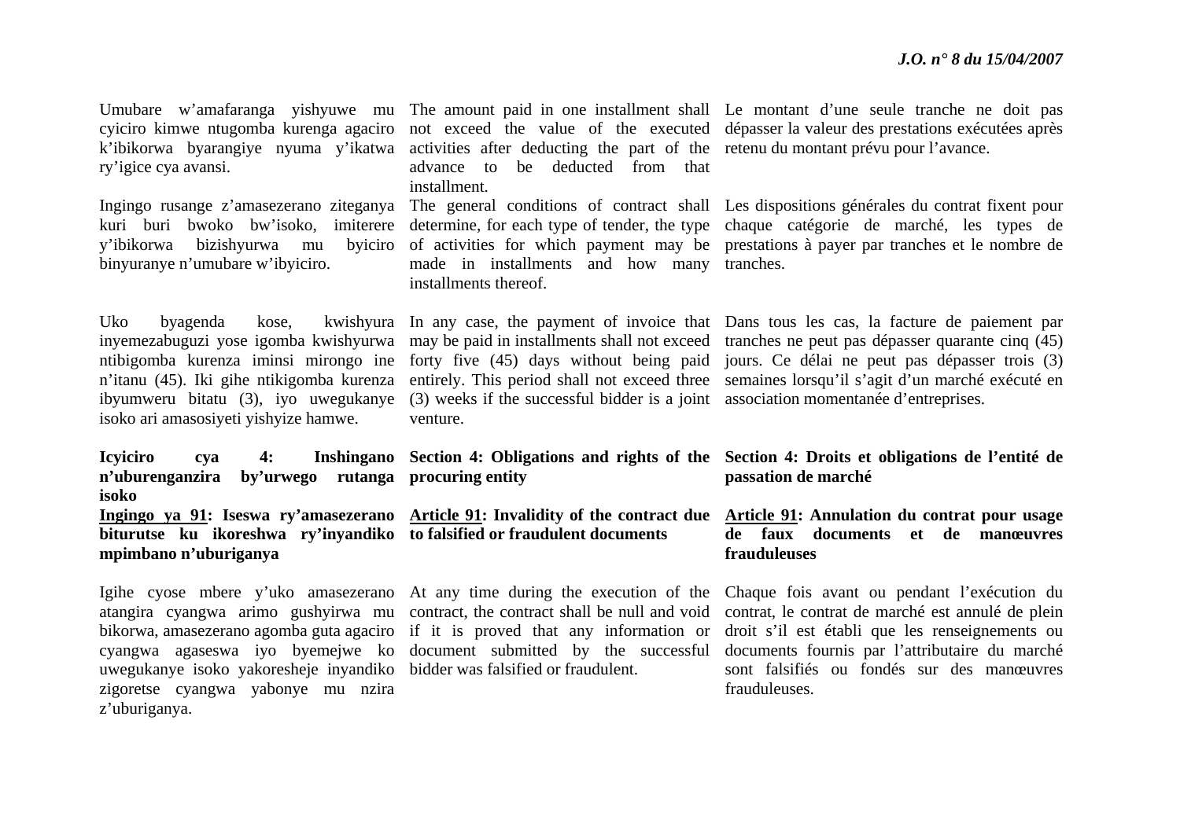Umubare w'amafaranga yishyuwe mu cyiciro kimwe ntugomba kurenga agaciro k'ibikorwa byarangiye nyuma y'ikatwa ry'igice cya avansi.

Ingingo rusange z'amasezerano ziteganya kuri buri bwoko bw'isoko, imiterere y'ibikorwa bizishyurwa mu byiciro binyuranye n'umubare w'ibyiciro.

Uko byagenda kose, kwishyura inyemezabuguzi yose igomba kwishyurwa ntibigomba kurenza iminsi mirongo ine n'itanu (45). Iki gihe ntikigomba kurenza ibyumweru bitatu (3), iyo uwegukanye isoko ari amasosiyeti yishyize hamwe.

**Icyiciro cya 4: Inshingano n'uburenganzira by'urwego rutanga isoko**

**__Ingingo ya 91__: Iseswa ry'amasezerano biturutse ku ikoreshwa ry'inyandiko mpimbano n'uburiganya**

Igihe cyose mbere y'uko amasezerano atangira cyangwa arimo gushyirwa mu bikorwa, amasezerano agomba guta agaciro cyangwa agaseswa iyo byemejwe ko uwegukanye isoko yakoresheje inyandiko zigoretse cyangwa yabonye mu nzira z'uburiganya.

---

The amount paid in one installment shall not exceed the value of the executed activities after deducting the part of the advance to be deducted from that installment.

The general conditions of contract shall determine, for each type of tender, the type of activities for which payment may be made in installments and how many installments thereof.

In any case, the payment of invoice that may be paid in installments shall not exceed forty five (45) days without being paid entirely. This period shall not exceed three (3) weeks if the successful bidder is a joint venture.

**Section 4: Obligations and rights of the procuring entity**

**__Article 91__: Invalidity of the contract due to falsified or fraudulent documents**

At any time during the execution of the contract, the contract shall be null and void if it is proved that any information or document submitted by the successful bidder was falsified or fraudulent.

---

Le montant d'une seule tranche ne doit pas dépasser la valeur des prestations exécutées après retenu du montant prévu pour l'avance.

Les dispositions générales du contrat fixent pour chaque catégorie de marché, les types de prestations à payer par tranches et le nombre de tranches.

Dans tous les cas, la facture de paiement par tranches ne peut pas dépasser quarante cinq (45) jours. Ce délai ne peut pas dépasser trois (3) semaines lorsqu'il s'agit d'un marché exécuté en association momentanée d'entreprises.

**Section 4: Droits et obligations de l'entité de passation de marché**

**__Article 91__: Annulation du contrat pour usage de faux documents et de manœuvres frauduleuses**

Chaque fois avant ou pendant l'exécution du contrat, le contrat de marché est annulé de plein droit s'il est établi que les renseignements ou documents fournis par l'attributaire du marché sont falsifiés ou fondés sur des manœuvres frauduleuses.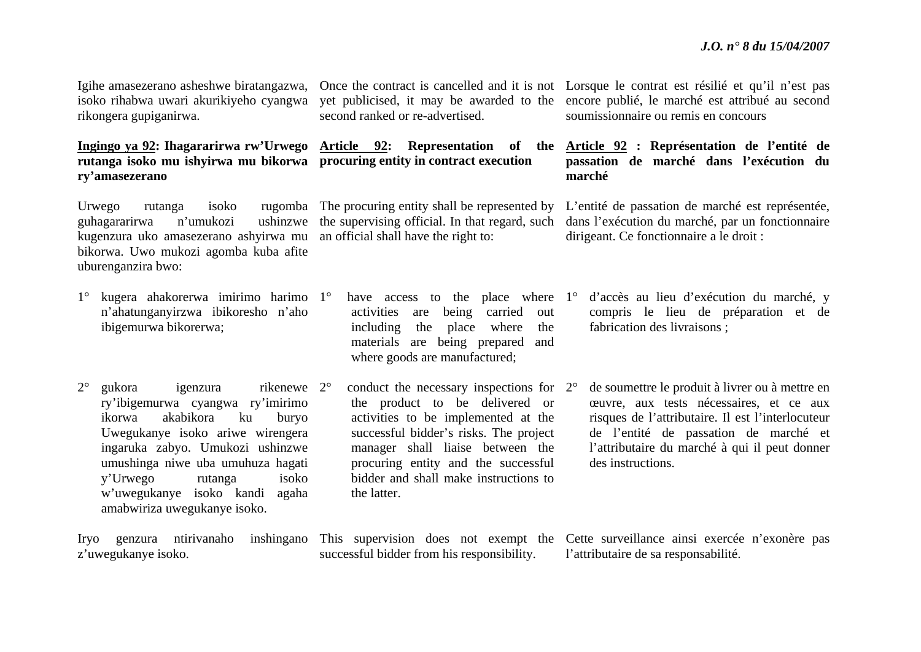Igihe amasezerano asheshwe biratangazwa, isoko rihabwa uwari akurikiyeho cyangwa rikongera gupiganirwa.

**Ingingo ya 92: Ihagararirwa rw'Urwego rutanga isoko mu ishyirwa mu bikorwa ry'amasezerano**

Urwego rutanga isoko rugomba guhagararirwa n'umukozi ushinzwe kugenzura uko amasezerano ashyirwa mu bikorwa. Uwo mukozi agomba kuba afite uburenganzira bwo:

1° kugera ahakorerwa imirimo harimo n'ahatunganyirzwa ibikoresho n'aho ibigemurwa bikorerwa;

2° gukora igenzura rikenewe ry'ibigemurwa cyangwa ry'imirimo ikorwa akabikora ku buryo Uwegukanye isoko ariwe wirengera ingaruka zabyo. Umukozi ushinzwe umushinga niwe uba umuhuza hagati y'Urwego rutanga isoko w'uwegukanye isoko kandi agaha amabwiriza uwegukanye isoko.

Iryo genzura ntirivanaho inshingano z'uwegukanye isoko.

Once the contract is cancelled and it is not yet publicised, it may be awarded to the second ranked or re-advertised.

**Article 92: Representation of the procuring entity in contract execution**

The procuring entity shall be represented by the supervising official. In that regard, such an official shall have the right to:

1° have access to the place where activities are being carried out including the place where the materials are being prepared and where goods are manufactured;

2° conduct the necessary inspections for the product to be delivered or activities to be implemented at the successful bidder's risks. The project manager shall liaise between the procuring entity and the successful bidder and shall make instructions to the latter.

This supervision does not exempt the successful bidder from his responsibility.

Lorsque le contrat est résilié et qu'il n'est pas encore publié, le marché est attribué au second soumissionnaire ou remis en concours

**Article 92 : Représentation de l'entité de passation de marché dans l'exécution du marché**

L'entité de passation de marché est représentée, dans l'exécution du marché, par un fonctionnaire dirigeant. Ce fonctionnaire a le droit :

1° d'accès au lieu d'exécution du marché, y compris le lieu de préparation et de fabrication des livraisons ;

2° de soumettre le produit à livrer ou à mettre en œuvre, aux tests nécessaires, et ce aux risques de l'attributaire. Il est l'interlocuteur de l'entité de passation de marché et l'attributaire du marché à qui il peut donner des instructions.

Cette surveillance ainsi exercée n'exonère pas l'attributaire de sa responsabilité.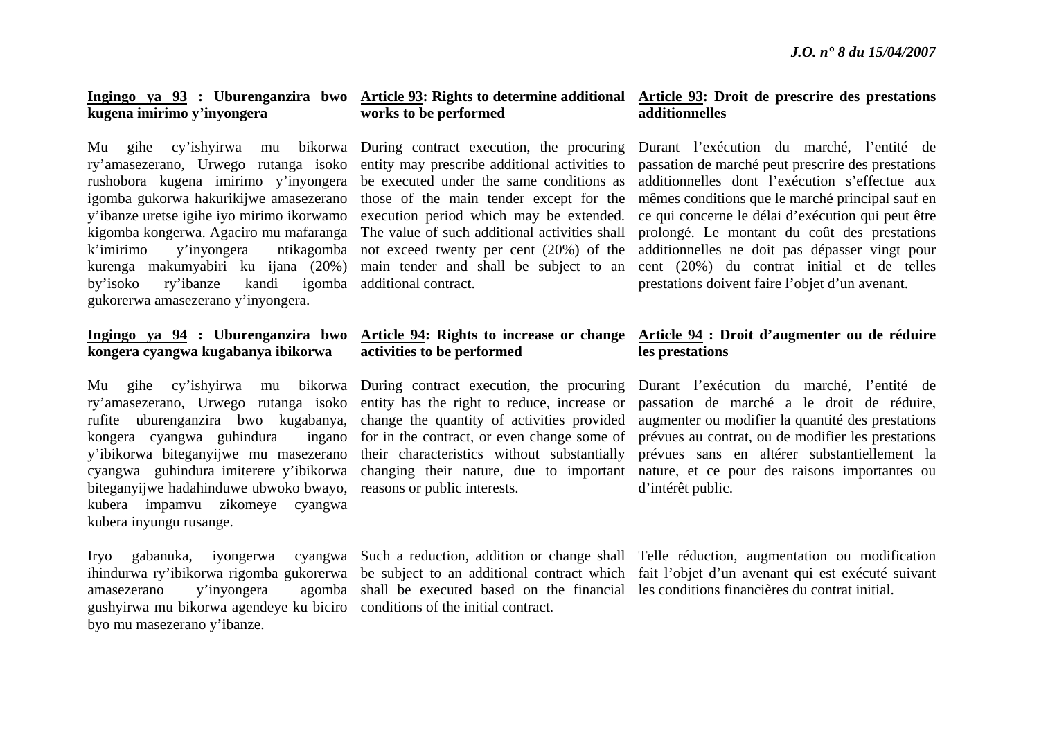**<u>Ingingo ya 93</u> : Uburenganzira bwo kugena imirimo y'inyongera**

Mu gihe cy'ishyirwa mu bikorwa ry'amasezerano, Urwego rutanga isoko rushobora kugena imirimo y'inyongera igomba gukorwa hakurikijwe amasezerano y'ibanze uretse igihe iyo mirimo ikorwamo kigomba kongerwa. Agaciro mu mafaranga k'imirimo y'inyongera ntikagomba kurenga makumyabiri ku ijana (20%) by'isoko ry'ibanze kandi igomba gukorerwa amasezerano y'inyongera.

**<u>Ingingo ya 94</u> : Uburenganzira bwo kongera cyangwa kugabanya ibikorwa**

Mu gihe cy'ishyirwa mu bikorwa ry'amasezerano, Urwego rutanga isoko rufite uburenganzira bwo kugabanya, kongera cyangwa guhindura ingano y'ibikorwa biteganyijwe mu masezerano cyangwa guhindura imiterere y'ibikorwa biteganyijwe hadahinduwe ubwoko bwayo, kubera impamvu zikomeye cyangwa kubera inyungu rusange.

Iryo gabanuka, iyongerwa cyangwa ihindurwa ry'ibikorwa rigomba gukorerwa amasezerano y'inyongera agomba gushyirwa mu bikorwa agendeye ku biciro byo mu masezerano y'ibanze.

**<u>Article 93</u>: Rights to determine additional works to be performed**

During contract execution, the procuring entity may prescribe additional activities to be executed under the same conditions as those of the main tender except for the execution period which may be extended. The value of such additional activities shall not exceed twenty per cent (20%) of the main tender and shall be subject to an additional contract.

**<u>Article 94</u>: Rights to increase or change activities to be performed**

During contract execution, the procuring entity has the right to reduce, increase or change the quantity of activities provided for in the contract, or even change some of their characteristics without substantially changing their nature, due to important reasons or public interests.

Such a reduction, addition or change shall be subject to an additional contract which shall be executed based on the financial conditions of the initial contract.

**<u>Article 93</u>: Droit de prescrire des prestations additionnelles**

Durant l'exécution du marché, l'entité de passation de marché peut prescrire des prestations additionnelles dont l'exécution s'effectue aux mêmes conditions que le marché principal sauf en ce qui concerne le délai d'exécution qui peut être prolongé. Le montant du coût des prestations additionnelles ne doit pas dépasser vingt pour cent (20%) du contrat initial et de telles prestations doivent faire l'objet d'un avenant.

**<u>Article 94</u> : Droit d'augmenter ou de réduire les prestations**

Durant l'exécution du marché, l'entité de passation de marché a le droit de réduire, augmenter ou modifier la quantité des prestations prévues au contrat, ou de modifier les prestations prévues sans en altérer substantiellement la nature, et ce pour des raisons importantes ou d'intérêt public.

Telle réduction, augmentation ou modification fait l'objet d'un avenant qui est exécuté suivant les conditions financières du contrat initial.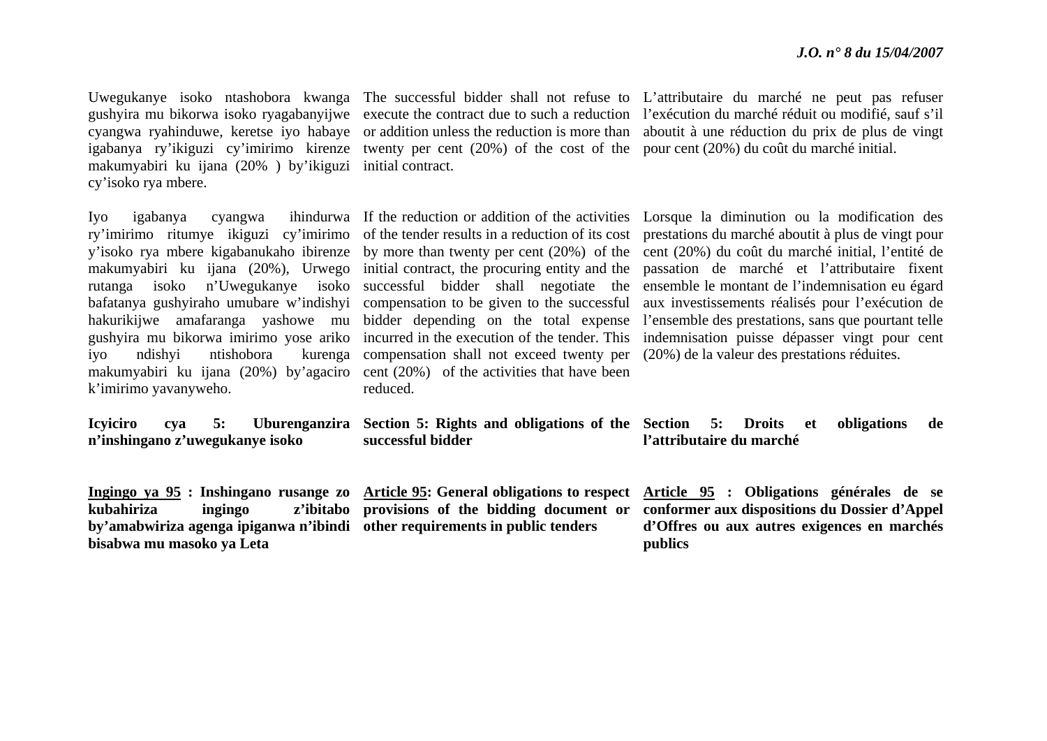Uwegukanye isoko ntashobora kwanga gushyira mu bikorwa isoko ryagabanyijwe cyangwa ryahinduwe, keretse iyo habaye igabanya ry'ikiguzi cy'imirimo kirenze makumyabiri ku ijana (20% ) by'ikiguzi cy'isoko rya mbere.

Iyo igabanya cyangwa ihindurwa ry'imirimo ritumye ikiguzi cy'imirimo y'isoko rya mbere kigabanukaho ibirenze makumyabiri ku ijana (20%), Urwego rutanga isoko n'Uwegukanye isoko bafatanya gushyiraho umubare w'indishyi hakurikijwe amafaranga yashowe mu gushyira mu bikorwa imirimo yose ariko iyo ndishyi ntishobora kurenga makumyabiri ku ijana (20%) by'agaciro k'imirimo yavanyweho.

**Icyiciro cya 5: Uburenganzira n'inshingano z'uwegukanye isoko**

**<u>Ingingo ya 95</u> : Inshingano rusange zo kubahiriza ingingo z'ibitabo by'amabwiriza agenga ipiganwa n'ibindi bisabwa mu masoko ya Leta**

The successful bidder shall not refuse to execute the contract due to such a reduction or addition unless the reduction is more than twenty per cent (20%) of the cost of the initial contract.

If the reduction or addition of the activities of the tender results in a reduction of its cost by more than twenty per cent (20%) of the initial contract, the procuring entity and the successful bidder shall negotiate the compensation to be given to the successful bidder depending on the total expense incurred in the execution of the tender. This compensation shall not exceed twenty per cent (20%) of the activities that have been reduced.

**Section 5: Rights and obligations of the successful bidder**

**<u>Article 95</u>: General obligations to respect provisions of the bidding document or other requirements in public tenders**

L'attributaire du marché ne peut pas refuser l'exécution du marché réduit ou modifié, sauf s'il aboutit à une réduction du prix de plus de vingt pour cent (20%) du coût du marché initial.

Lorsque la diminution ou la modification des prestations du marché aboutit à plus de vingt pour cent (20%) du coût du marché initial, l'entité de passation de marché et l'attributaire fixent ensemble le montant de l'indemnisation eu égard aux investissements réalisés pour l'exécution de l'ensemble des prestations, sans que pourtant telle indemnisation puisse dépasser vingt pour cent (20%) de la valeur des prestations réduites.

**Section 5: Droits et obligations de l'attributaire du marché**

**<u>Article 95</u> : Obligations générales de se conformer aux dispositions du Dossier d'Appel d'Offres ou aux autres exigences en marchés publics**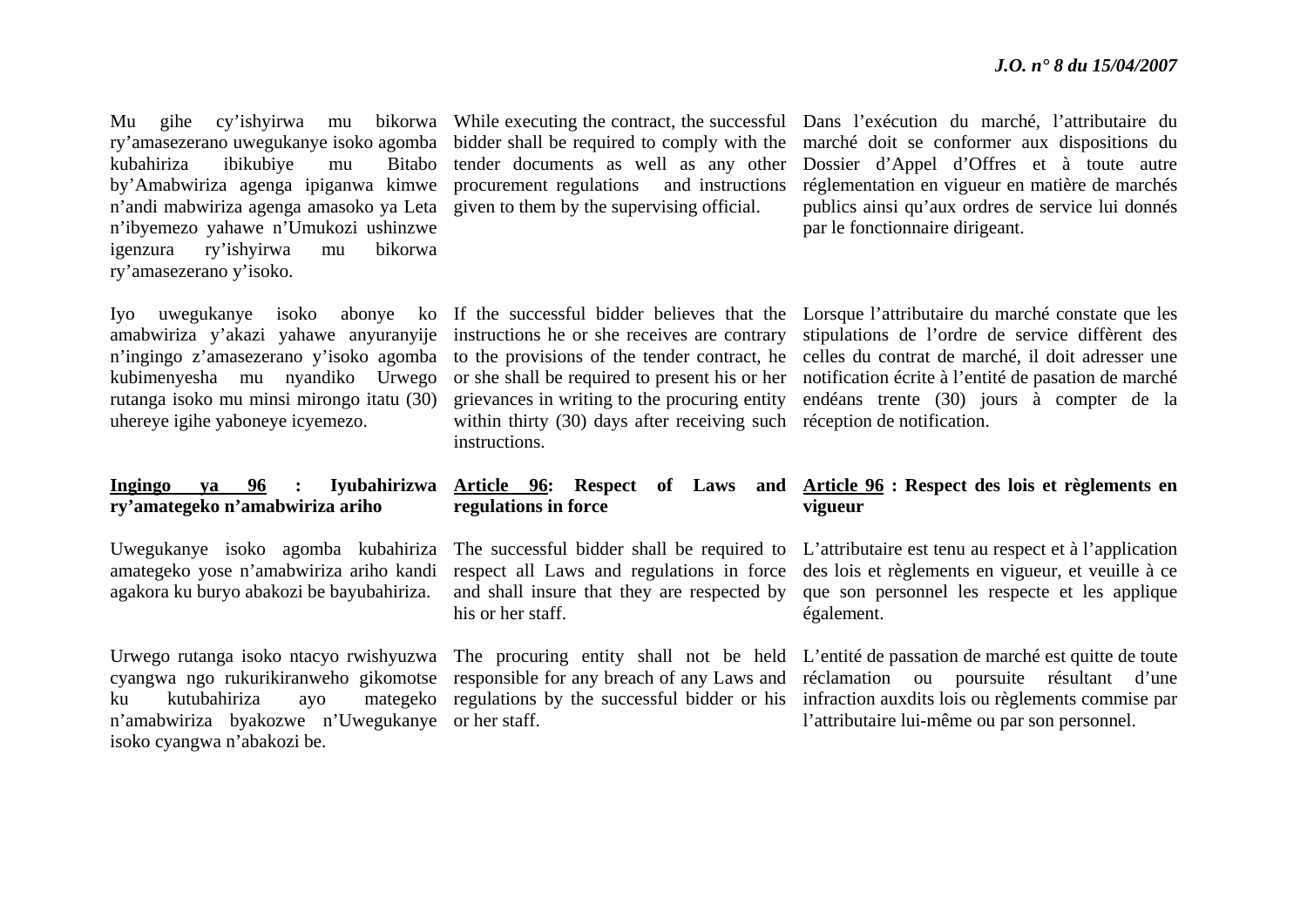Mu gihe cy'ishyirwa mu bikorwa ry'amasezerano uwegukanye isoko agomba kubahiriza ibikubiye mu Bitabo by'Amabwiriza agenga ipiganwa kimwe n'andi mabwiriza agenga amasoko ya Leta n'ibyemezo yahawe n'Umukozi ushinzwe igenzura ry'ishyirwa mu bikorwa ry'amasezerano y'isoko.

Iyo uwegukanye isoko abonye ko amabwiriza y'akazi yahawe anyuranyije n'ingingo z'amasezerano y'isoko agomba kubimenyesha mu nyandiko Urwego rutanga isoko mu minsi mirongo itatu (30) uhereye igihe yaboneye icyemezo.

**Ingingo ya 96 : Iyubahirizwa ry'amategeko n'amabwiriza ariho**

Uwegukanye isoko agomba kubahiriza amategeko yose n'amabwiriza ariho kandi agakora ku buryo abakozi be bayubahiriza.

Urwego rutanga isoko ntacyo rwishyuzwa cyangwa ngo rukurikiranweho gikomotse ku kutubahiriza ayo mategeko n'amabwiriza byakozwe n'Uwegukanye isoko cyangwa n'abakozi be.

While executing the contract, the successful bidder shall be required to comply with the tender documents as well as any other procurement regulations and instructions given to them by the supervising official.

If the successful bidder believes that the instructions he or she receives are contrary to the provisions of the tender contract, he or she shall be required to present his or her grievances in writing to the procuring entity within thirty (30) days after receiving such instructions.

**Article 96: Respect of Laws and regulations in force**

The successful bidder shall be required to respect all Laws and regulations in force and shall insure that they are respected by his or her staff.

The procuring entity shall not be held responsible for any breach of any Laws and regulations by the successful bidder or his or her staff.

Dans l'exécution du marché, l'attributaire du marché doit se conformer aux dispositions du Dossier d'Appel d'Offres et à toute autre réglementation en vigueur en matière de marchés publics ainsi qu'aux ordres de service lui donnés par le fonctionnaire dirigeant.

Lorsque l'attributaire du marché constate que les stipulations de l'ordre de service diffèrent des celles du contrat de marché, il doit adresser une notification écrite à l'entité de pasation de marché endéans trente (30) jours à compter de la réception de notification.

**Article 96 : Respect des lois et règlements en vigueur**

L'attributaire est tenu au respect et à l'application des lois et règlements en vigueur, et veuille à ce que son personnel les respecte et les applique également.

L'entité de passation de marché est quitte de toute réclamation ou poursuite résultant d'une infraction auxdits lois ou règlements commise par l'attributaire lui-même ou par son personnel.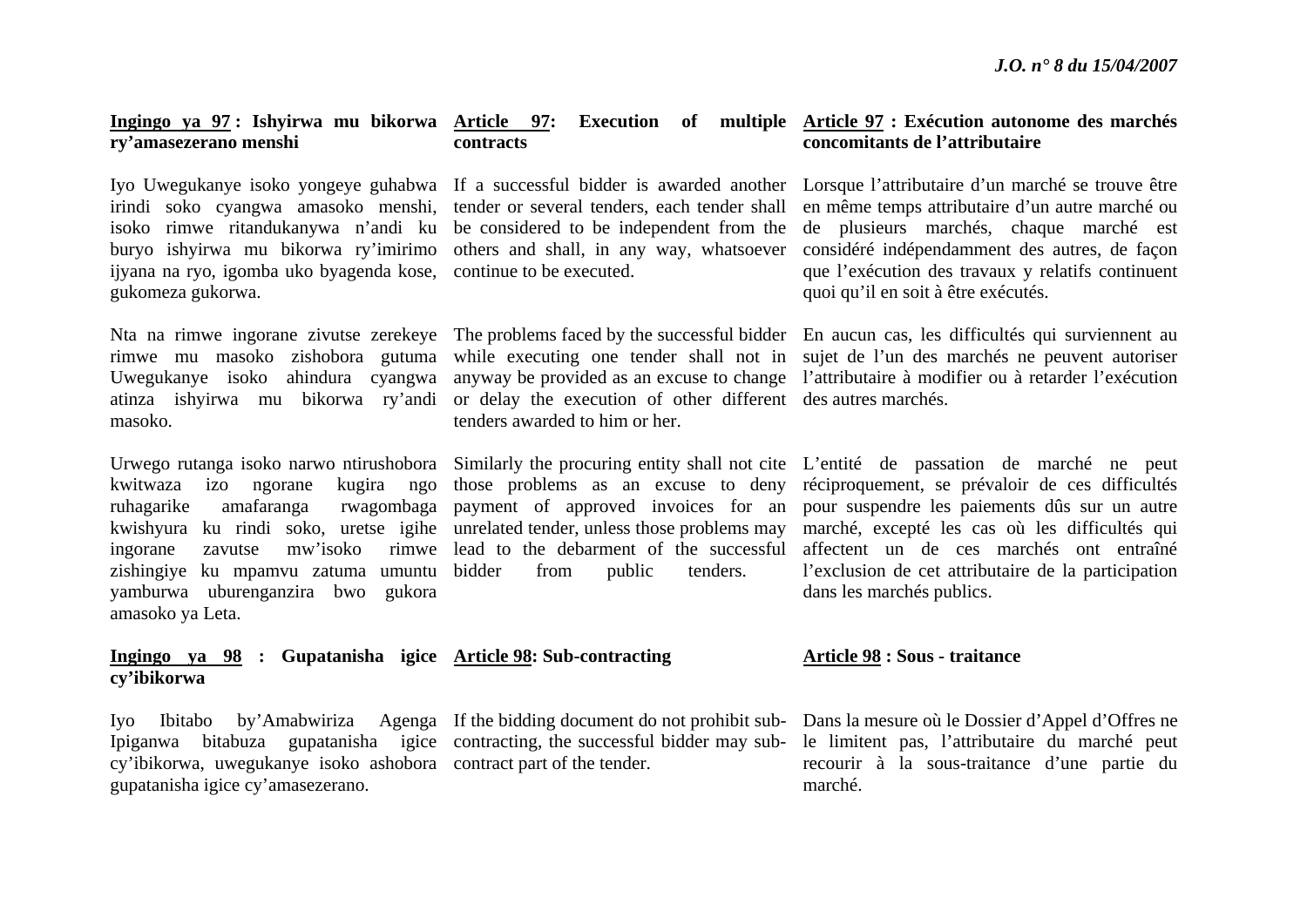**Ingingo ya 97 : Ishyirwa mu bikorwa ry'amasezerano menshi**

Iyo Uwegukanye isoko yongeye guhabwa irindi soko cyangwa amasoko menshi, isoko rimwe ritandukanywa n'andi ku buryo ishyirwa mu bikorwa ry'imirimo ijyana na ryo, igomba uko byagenda kose, gukomeza gukorwa.

Nta na rimwe ingorane zivutse zerekeye rimwe mu masoko zishobora gutuma Uwegukanye isoko ahindura cyangwa atinza ishyirwa mu bikorwa ry'andi masoko.

Urwego rutanga isoko narwo ntirushobora kwitwaza izo ngorane kugira ngo ruhagarike amafaranga rwagombaga kwishyura ku rindi soko, uretse igihe ingorane zavutse mw'isoko rimwe zishingiye ku mpamvu zatuma umuntu yamburwa uburenganzira bwo gukora amasoko ya Leta.

**Ingingo ya 98 : Gupatanisha igice cy'ibikorwa**

Iyo Ibitabo by'Amabwiriza Agenga Ipiganwa bitabuza gupatanisha igice cy'ibikorwa, uwegukanye isoko ashobora gupatanisha igice cy'amasezerano.

**Article 97: Execution of multiple contracts**

If a successful bidder is awarded another tender or several tenders, each tender shall be considered to be independent from the others and shall, in any way, whatsoever continue to be executed.

The problems faced by the successful bidder while executing one tender shall not in anyway be provided as an excuse to change or delay the execution of other different tenders awarded to him or her.

Similarly the procuring entity shall not cite those problems as an excuse to deny payment of approved invoices for an unrelated tender, unless those problems may lead to the debarment of the successful bidder from public tenders.

**Article 98: Sub-contracting**

If the bidding document do not prohibit sub-contracting, the successful bidder may sub-contract part of the tender.

**Article 97 : Exécution autonome des marchés concomitants de l'attributaire**

Lorsque l'attributaire d'un marché se trouve être en même temps attributaire d'un autre marché ou de plusieurs marchés, chaque marché est considéré indépendamment des autres, de façon que l'exécution des travaux y relatifs continuent quoi qu'il en soit à être exécutés.

En aucun cas, les difficultés qui surviennent au sujet de l'un des marchés ne peuvent autoriser l'attributaire à modifier ou à retarder l'exécution des autres marchés.

L'entité de passation de marché ne peut réciproquement, se prévaloir de ces difficultés pour suspendre les paiements dûs sur un autre marché, excepté les cas où les difficultés qui affectent un de ces marchés ont entraîné l'exclusion de cet attributaire de la participation dans les marchés publics.

**Article 98 : Sous - traitance**

Dans la mesure où le Dossier d'Appel d'Offres ne le limitent pas, l'attributaire du marché peut recourir à la sous-traitance d'une partie du marché.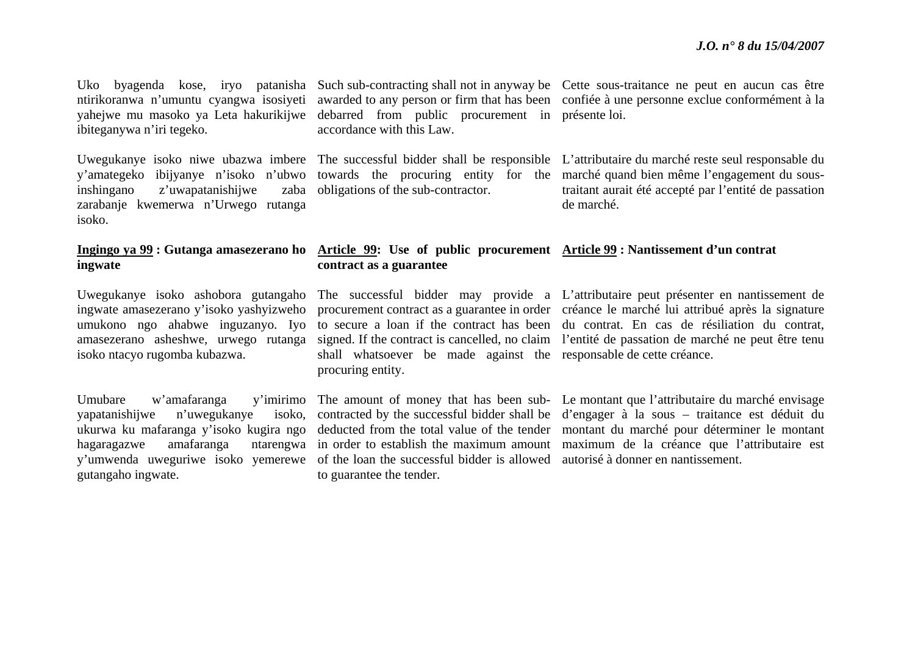Uko byagenda kose, iryo patanisha ntirikoranwa n'umuntu cyangwa isosiyeti yahejwe mu masoko ya Leta hakurikijwe ibiteganywa n'iri tegeko.

Uwegukanye isoko niwe ubazwa imbere y'amategeko ibijyanye n'isoko n'ubwo inshingano z'uwapatanishijwe zaba zarabanje kwemerwa n'Urwego rutanga isoko.

**Ingingo ya 99 : Gutanga amasezerano ho ingwate**

Uwegukanye isoko ashobora gutangaho ingwate amasezerano y'isoko yashyizweho umukono ngo ahabwe inguzanyo. Iyo amasezerano asheshwe, urwego rutanga isoko ntacyo rugomba kubazwa.

Umubare w'amafaranga y'imirimo yapatanishijwe n'uwegukanye isoko, ukurwa ku mafaranga y'isoko kugira ngo hagaragazwe amafaranga ntarengwa y'umwenda uweguriwe isoko yemerewe gutangaho ingwate.

Such sub-contracting shall not in anyway be awarded to any person or firm that has been debarred from public procurement in accordance with this Law.

The successful bidder shall be responsible towards the procuring entity for the obligations of the sub-contractor.

**Article 99: Use of public procurement contract as a guarantee**

The successful bidder may provide a procurement contract as a guarantee in order to secure a loan if the contract has been signed. If the contract is cancelled, no claim shall whatsoever be made against the procuring entity.

The amount of money that has been sub-contracted by the successful bidder shall be deducted from the total value of the tender in order to establish the maximum amount of the loan the successful bidder is allowed to guarantee the tender.

Cette sous-traitance ne peut en aucun cas être confiée à une personne exclue conformément à la présente loi.

L'attributaire du marché reste seul responsable du marché quand bien même l'engagement du sous-traitant aurait été accepté par l'entité de passation de marché.

**Article 99 : Nantissement d'un contrat**

L'attributaire peut présenter en nantissement de créance le marché lui attribué après la signature du contrat. En cas de résiliation du contrat, l'entité de passation de marché ne peut être tenu responsable de cette créance.

Le montant que l'attributaire du marché envisage d'engager à la sous – traitance est déduit du montant du marché pour déterminer le montant maximum de la créance que l'attributaire est autorisé à donner en nantissement.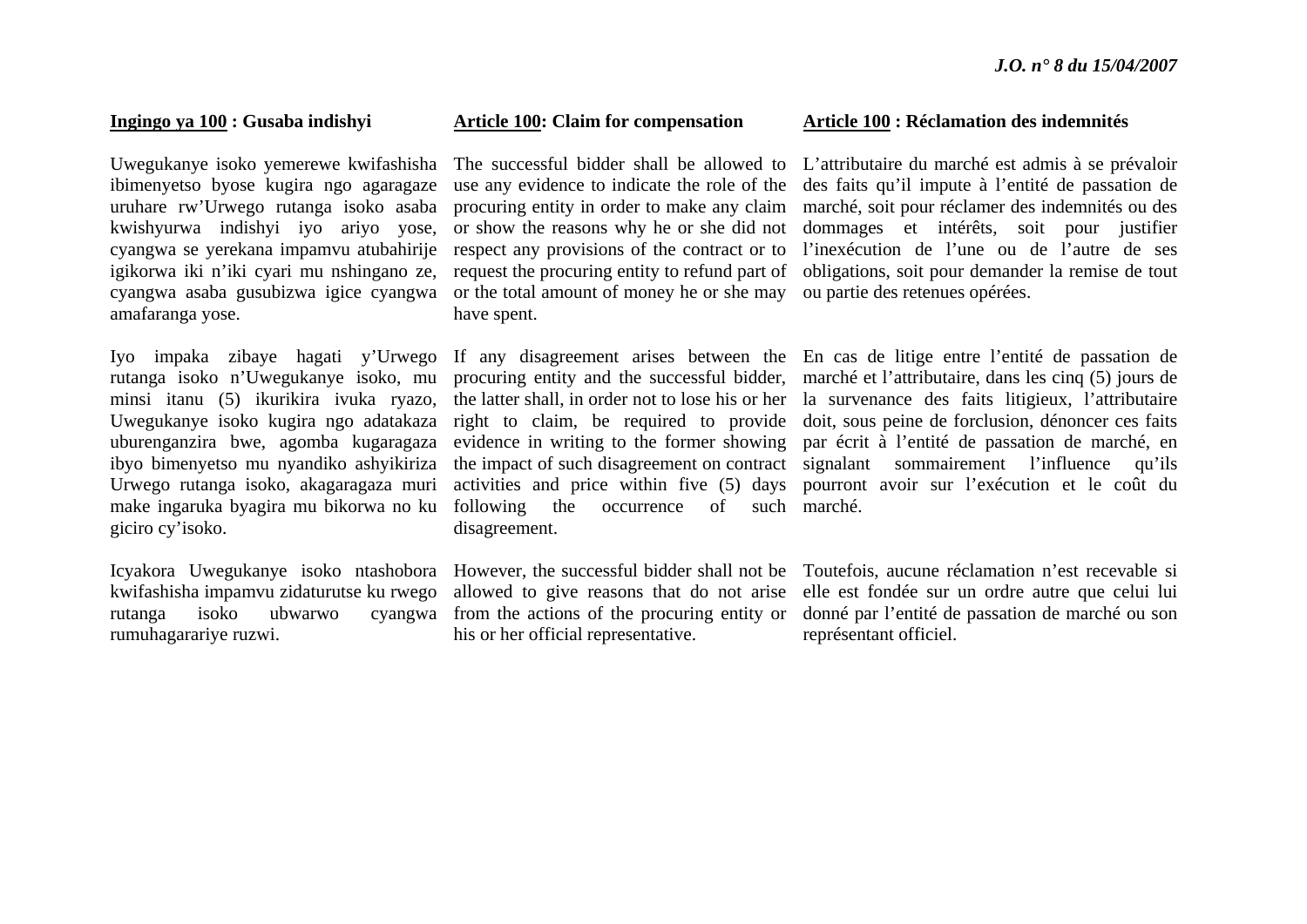**<u>Ingingo ya 100</u> : Gusaba indishyi**

Uwegukanye isoko yemerewe kwifashisha ibimenyetso byose kugira ngo agaragaze uruhare rw'Urwego rutanga isoko asaba kwishyurwa indishyi iyo ariyo yose, cyangwa se yerekana impamvu atubahirije igikorwa iki n'iki cyari mu nshingano ze, cyangwa asaba gusubizwa igice cyangwa amafaranga yose.

Iyo impaka zibaye hagati y'Urwego rutanga isoko n'Uwegukanye isoko, mu minsi itanu (5) ikurikira ivuka ryazo, Uwegukanye isoko kugira ngo adatakaza uburenganzira bwe, agomba kugaragaza ibyo bimenyetso mu nyandiko ashyikiriza Urwego rutanga isoko, akagaragaza muri make ingaruka byagira mu bikorwa no ku giciro cy'isoko.

Icyakora Uwegukanye isoko ntashobora kwifashisha impamvu zidaturutse ku rwego rutanga isoko ubwarwo cyangwa rumuhagarariye ruzwi.

**<u>Article 100</u>: Claim for compensation**

The successful bidder shall be allowed to use any evidence to indicate the role of the procuring entity in order to make any claim or show the reasons why he or she did not respect any provisions of the contract or to request the procuring entity to refund part of or the total amount of money he or she may have spent.

If any disagreement arises between the procuring entity and the successful bidder, the latter shall, in order not to lose his or her right to claim, be required to provide evidence in writing to the former showing the impact of such disagreement on contract activities and price within five (5) days following the occurrence of such disagreement.

However, the successful bidder shall not be allowed to give reasons that do not arise from the actions of the procuring entity or his or her official representative.

**<u>Article 100</u> : Réclamation des indemnités**

L'attributaire du marché est admis à se prévaloir des faits qu'il impute à l'entité de passation de marché, soit pour réclamer des indemnités ou des dommages et intérêts, soit pour justifier l'inexécution de l'une ou de l'autre de ses obligations, soit pour demander la remise de tout ou partie des retenues opérées.

En cas de litige entre l'entité de passation de marché et l'attributaire, dans les cinq (5) jours de la survenance des faits litigieux, l'attributaire doit, sous peine de forclusion, dénoncer ces faits par écrit à l'entité de passation de marché, en signalant sommairement l'influence qu'ils pourront avoir sur l'exécution et le coût du marché.

Toutefois, aucune réclamation n'est recevable si elle est fondée sur un ordre autre que celui lui donné par l'entité de passation de marché ou son représentant officiel.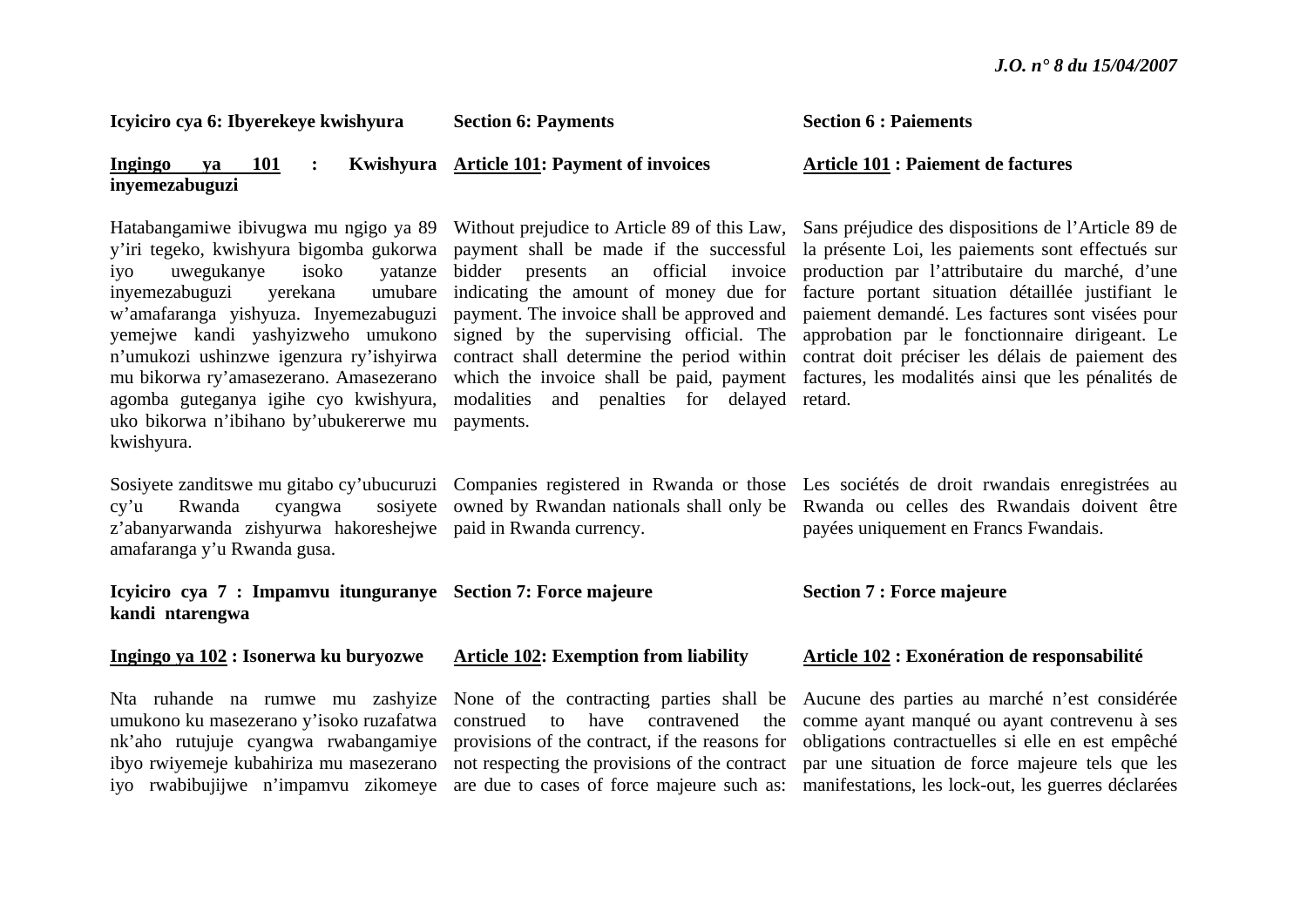**Icyiciro cya 6: Ibyerekeye kwishyura**

**Ingingo ya 101 : Kwishyura inyemezabuguzi**

Hatabangamiwe ibivugwa mu ngigo ya 89 y'iri tegeko, kwishyura bigomba gukorwa iyo uwegukanye isoko yatanze inyemezabuguzi yerekana umubare w'amafaranga yishyuza. Inyemezabuguzi yemejwe kandi yashyizweho umukono n'umukozi ushinzwe igenzura ry'ishyirwa mu bikorwa ry'amasezerano. Amasezerano agomba guteganya igihe cyo kwishyura, uko bikorwa n'ibihano by'ubukererwe mu kwishyura.

Sosiyete zanditswe mu gitabo cy'ubucuruzi cy'u Rwanda cyangwa sosiyete z'abanyarwanda zishyurwa hakoreshejwe amafaranga y'u Rwanda gusa.

**Icyiciro cya 7 : Impamvu itunguranye kandi ntarengwa**

**Ingingo ya 102 : Isonerwa ku buryozwe**

Nta ruhande na rumwe mu zashyize umukono ku masezerano y'isoko ruzafatwa nk'aho rutujuje cyangwa rwabangamiye ibyo rwiyemeje kubahiriza mu masezerano iyo rwabibujijwe n'impamvu zikomeye

**Section 6: Payments**

**Article 101: Payment of invoices**

Without prejudice to Article 89 of this Law, payment shall be made if the successful bidder presents an official invoice indicating the amount of money due for payment. The invoice shall be approved and signed by the supervising official. The contract shall determine the period within which the invoice shall be paid, payment modalities and penalties for delayed payments.

Companies registered in Rwanda or those owned by Rwandan nationals shall only be paid in Rwanda currency.

**Section 7: Force majeure**

**Article 102: Exemption from liability**

None of the contracting parties shall be construed to have contravened the provisions of the contract, if the reasons for not respecting the provisions of the contract are due to cases of force majeure such as:

**Section 6 : Paiements**

**Article 101 : Paiement de factures**

Sans préjudice des dispositions de l'Article 89 de la présente Loi, les paiements sont effectués sur production par l'attributaire du marché, d'une facture portant situation détaillée justifiant le paiement demandé. Les factures sont visées pour approbation par le fonctionnaire dirigeant. Le contrat doit préciser les délais de paiement des factures, les modalités ainsi que les pénalités de retard.

Les sociétés de droit rwandais enregistrées au Rwanda ou celles des Rwandais doivent être payées uniquement en Francs Fwandais.

**Section 7 : Force majeure**

**Article 102 : Exonération de responsabilité**

Aucune des parties au marché n'est considérée comme ayant manqué ou ayant contrevenu à ses obligations contractuelles si elle en est empêché par une situation de force majeure tels que les manifestations, les lock-out, les guerres déclarées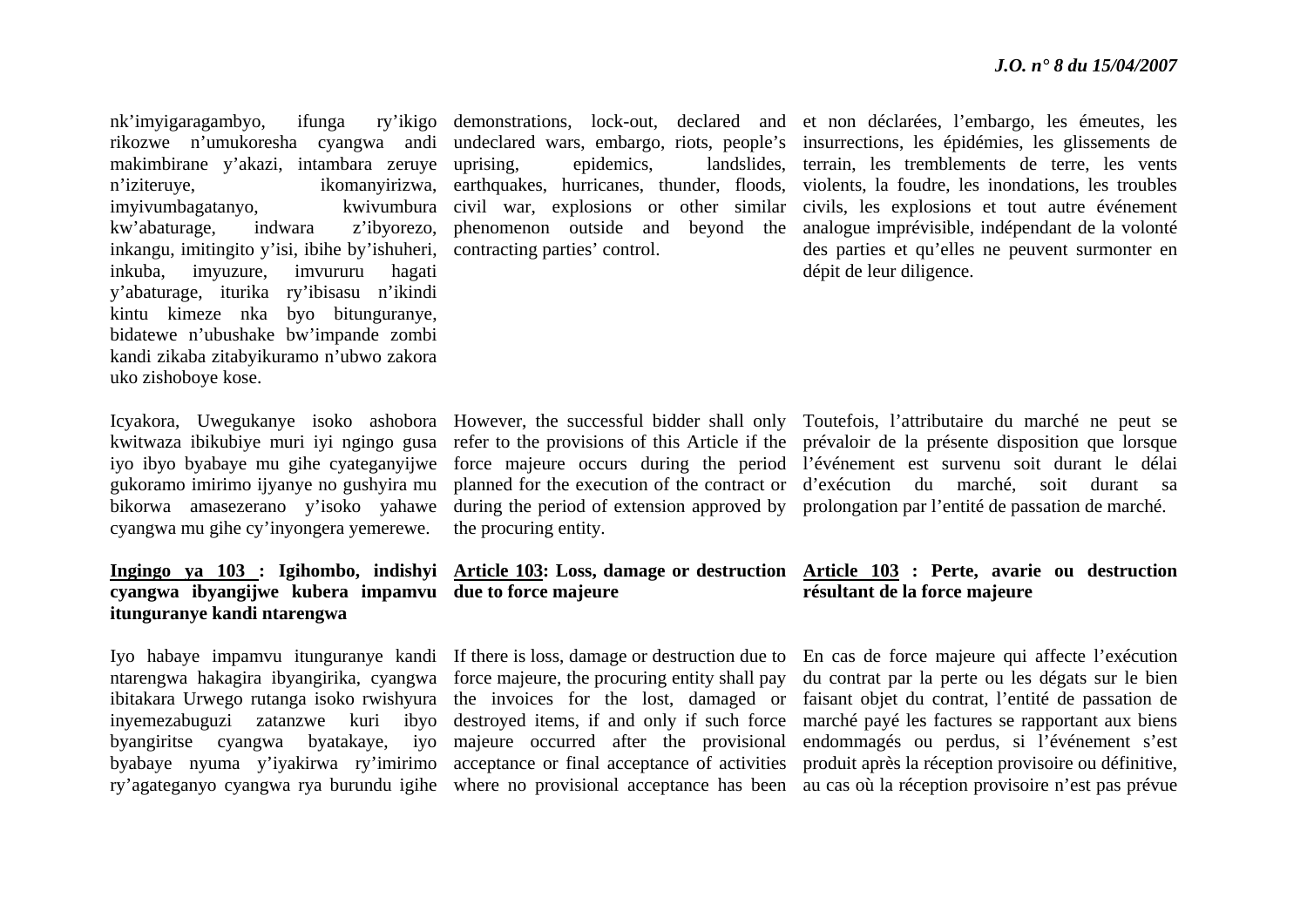nk'imyigaragambyo, ifunga ry'ikigo rikozwe n'umukoresha cyangwa andi makimbirane y'akazi, intambara zeruye n'iziteruye, ikomanyirizwa, imyivumbagatanyo, kwivumbura kw'abaturage, indwara z'ibyorezo, inkangu, imitingito y'isi, ibihe by'ishuheri, inkuba, imyuzure, imvururu hagati y'abaturage, iturika ry'ibisasu n'ikindi kintu kimeze nka byo bitunguranye, bidatewe n'ubushake bw'impande zombi kandi zikaba zitabyikuramo n'ubwo zakora uko zishoboye kose.

Icyakora, Uwegukanye isoko ashobora kwitwaza ibikubiye muri iyi ngingo gusa iyo ibyo byabaye mu gihe cyateganyijwe gukoramo imirimo ijyanye no gushyira mu bikorwa amasezerano y'isoko yahawe cyangwa mu gihe cy'inyongera yemerewe.

**<u>Ingingo ya 103</u> : Igihombo, indishyi cyangwa ibyangijwe kubera impamvu itunguranye kandi ntarengwa**

Iyo habaye impamvu itunguranye kandi ntarengwa hakagira ibyangirika, cyangwa ibitakara Urwego rutanga isoko rwishyura inyemezabuguzi zatanzwe kuri ibyo byangiritse cyangwa byatakaye, iyo byabaye nyuma y'iyakirwa ry'imirimo ry'agateganyo cyangwa rya burundu igihe

demonstrations, lock-out, declared and undeclared wars, embargo, riots, people's uprising, epidemics, landslides, earthquakes, hurricanes, thunder, floods, civil war, explosions or other similar phenomenon outside and beyond the contracting parties' control.

However, the successful bidder shall only refer to the provisions of this Article if the force majeure occurs during the period planned for the execution of the contract or during the period of extension approved by the procuring entity.

**<u>Article 103</u>: Loss, damage or destruction due to force majeure**

If there is loss, damage or destruction due to force majeure, the procuring entity shall pay the invoices for the lost, damaged or destroyed items, if and only if such force majeure occurred after the provisional acceptance or final acceptance of activities where no provisional acceptance has been

et non déclarées, l'embargo, les émeutes, les insurrections, les épidémies, les glissements de terrain, les tremblements de terre, les vents violents, la foudre, les inondations, les troubles civils, les explosions et tout autre événement analogue imprévisible, indépendant de la volonté des parties et qu'elles ne peuvent surmonter en dépit de leur diligence.

Toutefois, l'attributaire du marché ne peut se prévaloir de la présente disposition que lorsque l'événement est survenu soit durant le délai d'exécution du marché, soit durant sa prolongation par l'entité de passation de marché.

**<u>Article 103</u> : Perte, avarie ou destruction résultant de la force majeure**

En cas de force majeure qui affecte l'exécution du contrat par la perte ou les dégats sur le bien faisant objet du contrat, l'entité de passation de marché payé les factures se rapportant aux biens endommagés ou perdus, si l'événement s'est produit après la réception provisoire ou définitive, au cas où la réception provisoire n'est pas prévue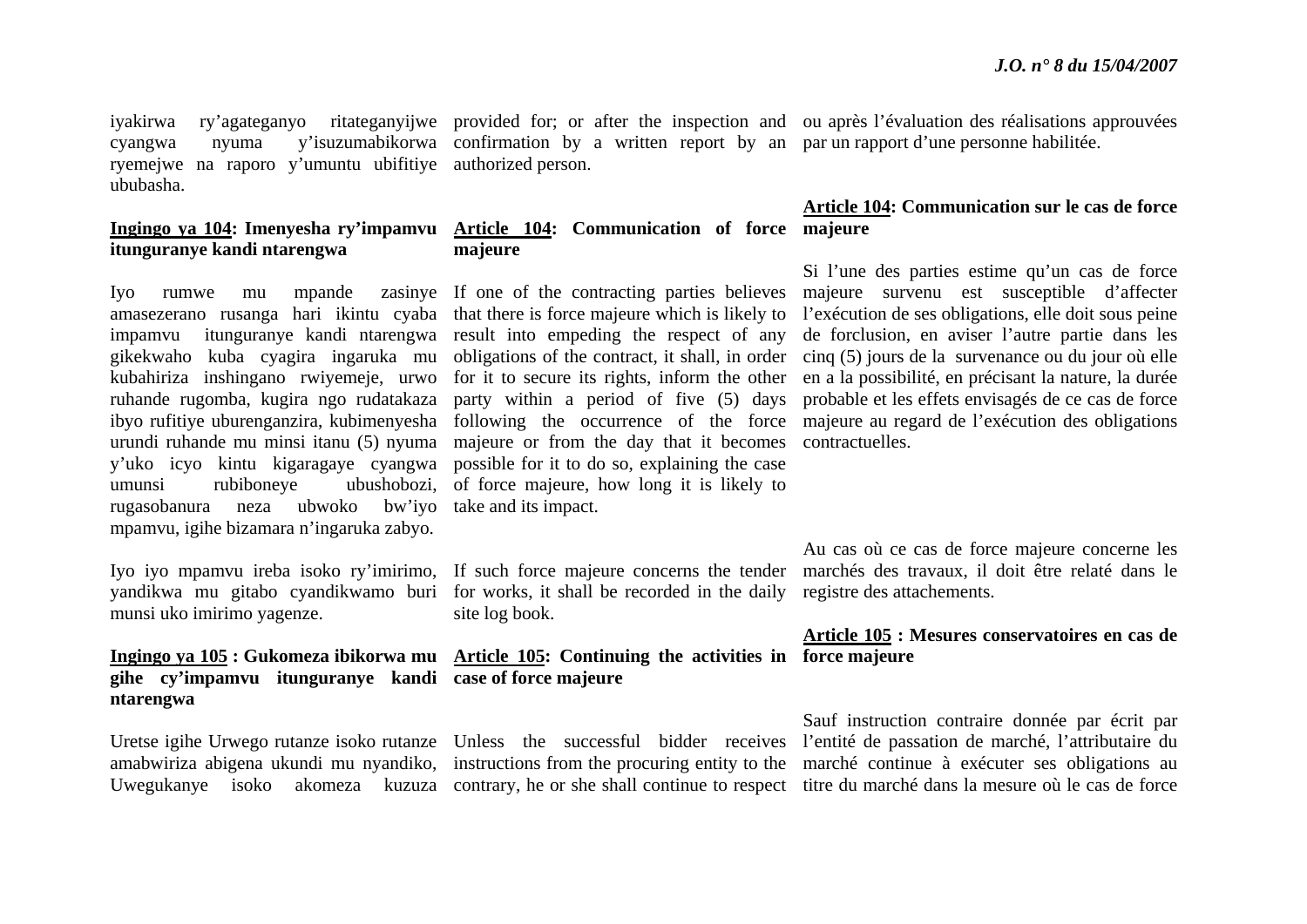iyakirwa ry'agateganyo ritateganyijwe cyangwa nyuma y'isuzumabikorwa ryemejwe na raporo y'umuntu ubifitiye ububasha.

**<u>Ingingo ya 104</u>: Imenyesha ry'impamvu itunguranye kandi ntarengwa**

Iyo rumwe mu mpande zasinye amasezerano rusanga hari ikintu cyaba impamvu itunguranye kandi ntarengwa gikekwaho kuba cyagira ingaruka mu kubahiriza inshingano rwiyemeje, urwo ruhande rugomba, kugira ngo rudatakaza ibyo rufitiye uburenganzira, kubimenyesha urundi ruhande mu minsi itanu (5) nyuma y'uko icyo kintu kigaragaye cyangwa umunsi rubiboneye ubushobozi, rugasobanura neza ubwoko bw'iyo mpamvu, igihe bizamara n'ingaruka zabyo.

Iyo iyo mpamvu ireba isoko ry'imirimo, yandikwa mu gitabo cyandikwamo buri munsi uko imirimo yagenze.

**<u>Ingingo ya 105</u> : Gukomeza ibikorwa mu gihe cy'impamvu itunguranye kandi ntarengwa**

Uretse igihe Urwego rutanze isoko rutanze amabwiriza abigena ukundi mu nyandiko, Uwegukanye isoko akomeza kuzuza

provided for; or after the inspection and confirmation by a written report by an authorized person.

**<u>Article 104</u>: Communication of force majeure**

If one of the contracting parties believes that there is force majeure which is likely to result into empeding the respect of any obligations of the contract, it shall, in order for it to secure its rights, inform the other party within a period of five (5) days following the occurrence of the force majeure or from the day that it becomes possible for it to do so, explaining the case of force majeure, how long it is likely to take and its impact.

If such force majeure concerns the tender for works, it shall be recorded in the daily site log book.

**<u>Article 105</u>: Continuing the activities in case of force majeure**

Unless the successful bidder receives instructions from the procuring entity to the contrary, he or she shall continue to respect

ou après l'évaluation des réalisations approuvées par un rapport d'une personne habilitée.

**<u>Article 104</u>: Communication sur le cas de force majeure**

Si l'une des parties estime qu'un cas de force majeure survenu est susceptible d'affecter l'exécution de ses obligations, elle doit sous peine de forclusion, en aviser l'autre partie dans les cinq (5) jours de la survenance ou du jour où elle en a la possibilité, en précisant la nature, la durée probable et les effets envisagés de ce cas de force majeure au regard de l'exécution des obligations contractuelles.

Au cas où ce cas de force majeure concerne les marchés des travaux, il doit être relaté dans le registre des attachements.

**<u>Article 105</u> : Mesures conservatoires en cas de force majeure**

Sauf instruction contraire donnée par écrit par l'entité de passation de marché, l'attributaire du marché continue à exécuter ses obligations au titre du marché dans la mesure où le cas de force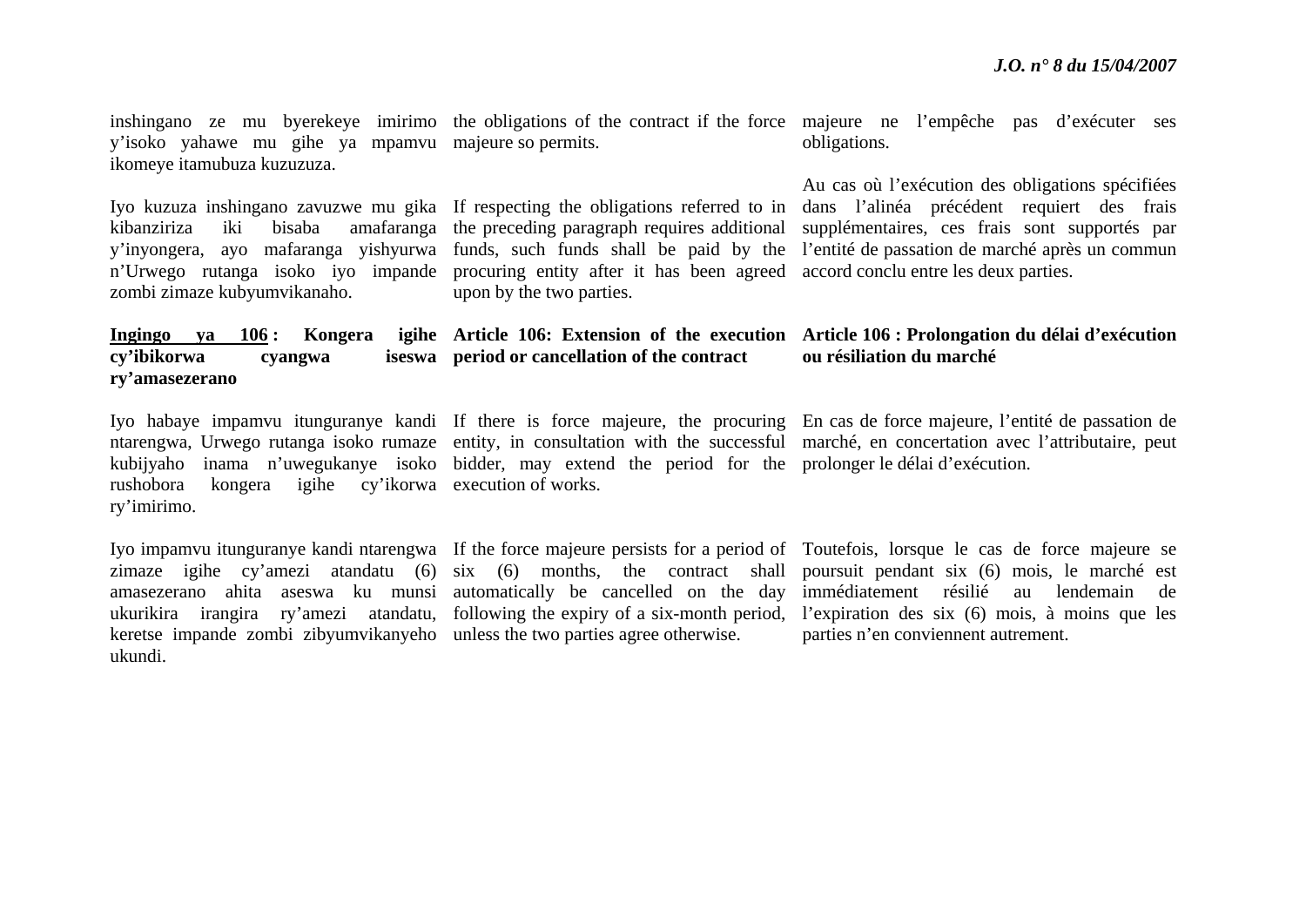inshingano ze mu byerekeye imirimo y'isoko yahawe mu gihe ya mpamvu ikomeye itamubuza kuzuzuza.

Iyo kuzuza inshingano zavuzwe mu gika kibanziriza iki bisaba amafaranga y'inyongera, ayo mafaranga yishyurwa n'Urwego rutanga isoko iyo impande zombi zimaze kubyumvikanaho.

**<u>Ingingo ya 106</u> : Kongera igihe cy'ibikorwa cyangwa iseswa ry'amasezerano**

Iyo habaye impamvu itunguranye kandi ntarengwa, Urwego rutanga isoko rumaze kubijyaho inama n'uwegukanye isoko rushobora kongera igihe cy'ikorwa ry'imirimo.

Iyo impamvu itunguranye kandi ntarengwa zimaze igihe cy'amezi atandatu (6) amasezerano ahita aseswa ku munsi ukurikira irangira ry'amezi atandatu, keretse impande zombi zibyumvikanyeho ukundi.

the obligations of the contract if the force majeure so permits.

If respecting the obligations referred to in the preceding paragraph requires additional funds, such funds shall be paid by the procuring entity after it has been agreed upon by the two parties.

**Article 106: Extension of the execution period or cancellation of the contract**

If there is force majeure, the procuring entity, in consultation with the successful bidder, may extend the period for the execution of works.

If the force majeure persists for a period of six (6) months, the contract shall automatically be cancelled on the day following the expiry of a six-month period, unless the two parties agree otherwise.

majeure ne l'empêche pas d'exécuter ses obligations.

Au cas où l'exécution des obligations spécifiées dans l'alinéa précédent requiert des frais supplémentaires, ces frais sont supportés par l'entité de passation de marché après un commun accord conclu entre les deux parties.

**Article 106 : Prolongation du délai d'exécution ou résiliation du marché**

En cas de force majeure, l'entité de passation de marché, en concertation avec l'attributaire, peut prolonger le délai d'exécution.

Toutefois, lorsque le cas de force majeure se poursuit pendant six (6) mois, le marché est immédiatement résilié au lendemain de l'expiration des six (6) mois, à moins que les parties n'en conviennent autrement.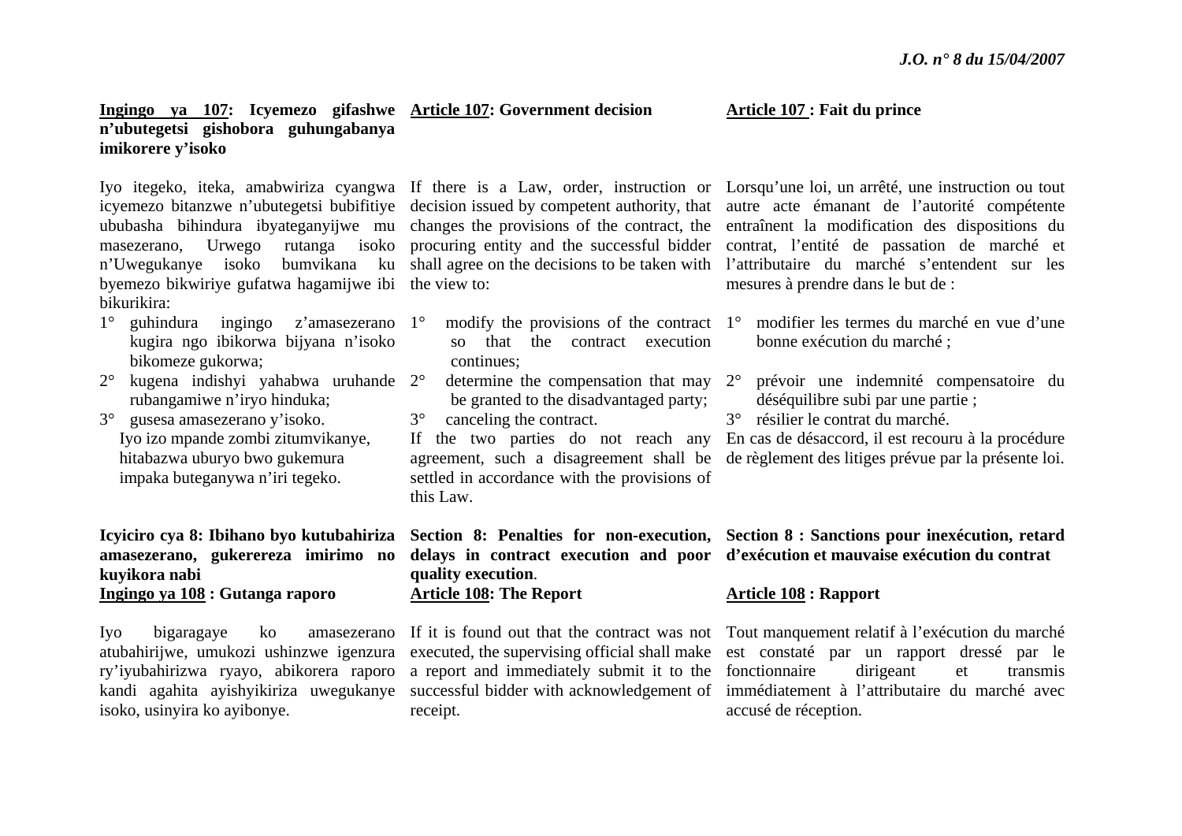**<u>Ingingo ya 107</u>: Icyemezo gifashwe n'ubutegetsi gishobora guhungabanya imikorere y'isoko**

Iyo itegeko, iteka, amabwiriza cyangwa icyemezo bitanzwe n'ubutegetsi bubifitiye ububasha bihindura ibyateganyijwe mu masezerano, Urwego rutanga isoko n'Uwegukanye isoko bumvikana ku byemezo bikwiriye gufatwa hagamijwe ibi bikurikira:

1° guhindura ingingo z'amasezerano kugira ngo ibikorwa bijyana n'isoko bikomeze gukorwa;
2° kugena indishyi yahabwa uruhande rubangamiwe n'iryo hinduka;
3° gusesa amasezerano y'isoko.

Iyo izo mpande zombi zitumvikanye, hitabazwa uburyo bwo gukemura impaka buteganywa n'iri tegeko.

**<u>Article 107</u>: Government decision**

If there is a Law, order, instruction or decision issued by competent authority, that changes the provisions of the contract, the procuring entity and the successful bidder shall agree on the decisions to be taken with the view to:

1° modify the provisions of the contract so that the contract execution continues;
2° determine the compensation that may be granted to the disadvantaged party;
3° canceling the contract.

If the two parties do not reach any agreement, such a disagreement shall be settled in accordance with the provisions of this Law.

**<u>Article 107</u> : Fait du prince**

Lorsqu'une loi, un arrêté, une instruction ou tout autre acte émanant de l'autorité compétente entraînent la modification des dispositions du contrat, l'entité de passation de marché et l'attributaire du marché s'entendent sur les mesures à prendre dans le but de :

1° modifier les termes du marché en vue d'une bonne exécution du marché ;
2° prévoir une indemnité compensatoire du déséquilibre subi par une partie ;
3° résilier le contrat du marché.

En cas de désaccord, il est recouru à la procédure de règlement des litiges prévue par la présente loi.

**Icyiciro cya 8: Ibihano byo kutubahiriza amasezerano, gukerereza imirimo no kuyikora nabi**

**<u>Ingingo ya 108</u> : Gutanga raporo**

Iyo bigaragaye ko amasezerano atubahirijwe, umukozi ushinzwe igenzura ry'iyubahirizwa ryayo, abikorera raporo kandi agahita ayishyikiriza uwegukanye isoko, usinyira ko ayibonye.

**Section 8: Penalties for non-execution, delays in contract execution and poor quality execution.**

**<u>Article 108</u>: The Report**

If it is found out that the contract was not executed, the supervising official shall make a report and immediately submit it to the successful bidder with acknowledgement of receipt.

**Section 8 : Sanctions pour inexécution, retard d'exécution et mauvaise exécution du contrat**

**<u>Article 108</u> : Rapport**

Tout manquement relatif à l'exécution du marché est constaté par un rapport dressé par le fonctionnaire dirigeant et transmis immédiatement à l'attributaire du marché avec accusé de réception.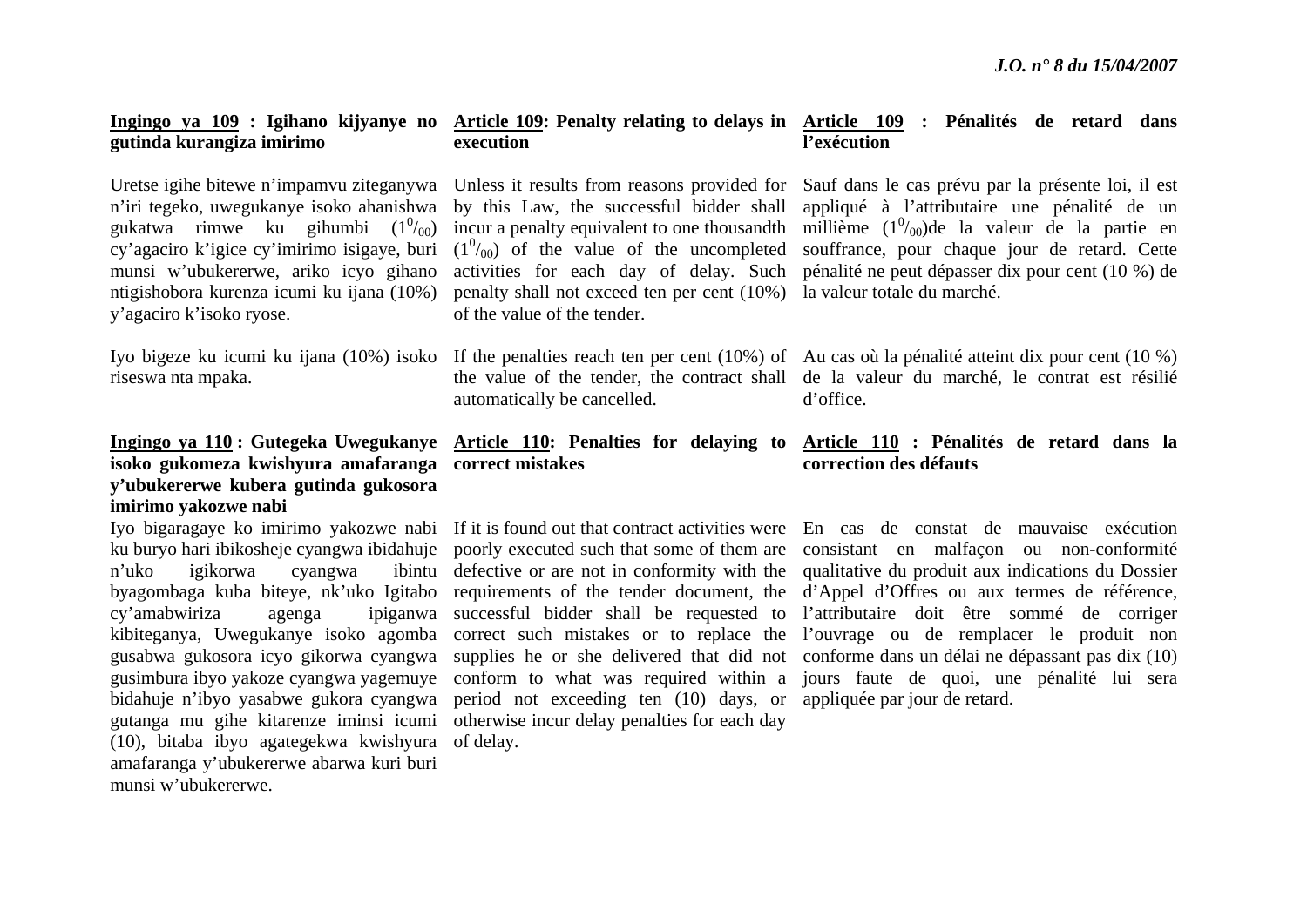**<u>Ingingo ya 109</u> : Igihano kijyanye no gutinda kurangiza imirimo**

Uretse igihe bitewe n'impamvu ziteganywa n'iri tegeko, uwegukanye isoko ahanishwa gukatwa rimwe ku gihumbi ($1^0/_{00}$) cy'agaciro k'igice cy'imirimo isigaye, buri munsi w'ubukererwe, ariko icyo gihano ntigishobora kurenza icumi ku ijana (10%) y'agaciro k'isoko ryose.

Iyo bigeze ku icumi ku ijana (10%) isoko riseswa nta mpaka.

**<u>Ingingo ya 110</u> : Gutegeka Uwegukanye isoko gukomeza kwishyura amafaranga y'ubukererwe kubera gutinda gukosora imirimo yakozwe nabi**

Iyo bigaragaye ko imirimo yakozwe nabi ku buryo hari ibikosheje cyangwa ibidahuje n'uko igikorwa cyangwa ibintu byagombaga kuba biteye, nk'uko Igitabo cy'amabwiriza agenga ipiganwa kibiteganya, Uwegukanye isoko agomba gusabwa gukosora icyo gikorwa cyangwa gusimbura ibyo yakoze cyangwa yagemuye bidahuje n'ibyo yasabwe gukora cyangwa gutanga mu gihe kitarenze iminsi icumi (10), bitaba ibyo agategekwa kwishyura amafaranga y'ubukererwe abarwa kuri buri munsi w'ubukererwe.

**<u>Article 109</u>: Penalty relating to delays in execution**

Unless it results from reasons provided for by this Law, the successful bidder shall incur a penalty equivalent to one thousandth ($1^0/_{00}$) of the value of the uncompleted activities for each day of delay. Such penalty shall not exceed ten per cent (10%) of the value of the tender.

If the penalties reach ten per cent (10%) of the value of the tender, the contract shall automatically be cancelled.

**<u>Article 110</u>: Penalties for delaying to correct mistakes**

If it is found out that contract activities were poorly executed such that some of them are defective or are not in conformity with the requirements of the tender document, the successful bidder shall be requested to correct such mistakes or to replace the supplies he or she delivered that did not conform to what was required within a period not exceeding ten (10) days, or otherwise incur delay penalties for each day of delay.

**<u>Article 109</u> : Pénalités de retard dans l'exécution**

Sauf dans le cas prévu par la présente loi, il est appliqué à l'attributaire une pénalité de un millième ($1^0/_{00}$)de la valeur de la partie en souffrance, pour chaque jour de retard. Cette pénalité ne peut dépasser dix pour cent (10 %) de la valeur totale du marché.

Au cas où la pénalité atteint dix pour cent (10 %) de la valeur du marché, le contrat est résilié d'office.

**<u>Article 110</u> : Pénalités de retard dans la correction des défauts**

En cas de constat de mauvaise exécution consistant en malfaçon ou non-conformité qualitative du produit aux indications du Dossier d'Appel d'Offres ou aux termes de référence, l'attributaire doit être sommé de corriger l'ouvrage ou de remplacer le produit non conforme dans un délai ne dépassant pas dix (10) jours faute de quoi, une pénalité lui sera appliquée par jour de retard.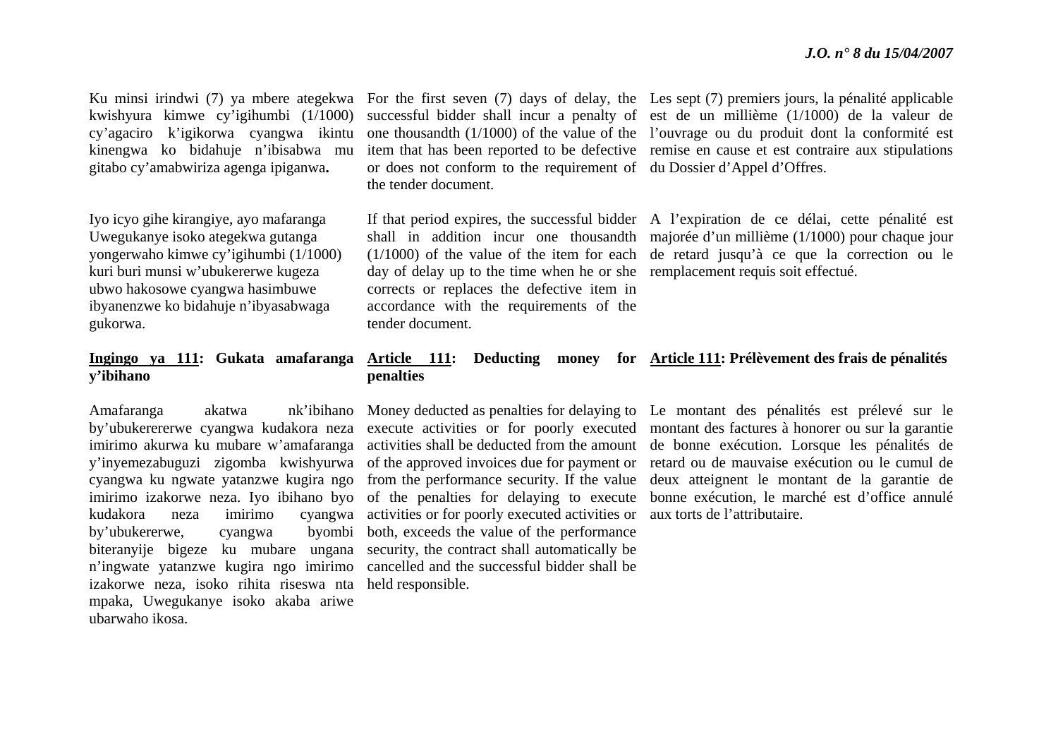Ku minsi irindwi (7) ya mbere ategekwa kwishyura kimwe cy'igihumbi (1/1000) cy'agaciro k'igikorwa cyangwa ikintu kinengwa ko bidahuje n'ibisabwa mu gitabo cy'amabwiriza agenga ipiganwa**.**

Iyo icyo gihe kirangiye, ayo mafaranga Uwegukanye isoko ategekwa gutanga yongerwaho kimwe cy'igihumbi (1/1000) kuri buri munsi w'ubukererwe kugeza ubwo hakosowe cyangwa hasimbuwe ibyanenzwe ko bidahuje n'ibyasabwaga gukorwa.

**<u>Ingingo ya 111</u>: Gukata amafaranga y'ibihano**

Amafaranga akatwa nk'ibihano by'ubukerererwe cyangwa kudakora neza imirimo akurwa ku mubare w'amafaranga y'inyemezabuguzi zigomba kwishyurwa cyangwa ku ngwate yatanzwe kugira ngo imirimo izakorwe neza. Iyo ibihano byo kudakora neza imirimo cyangwa by'ubukererwe, cyangwa byombi biteranyije bigeze ku mubare ungana n'ingwate yatanzwe kugira ngo imirimo izakorwe neza, isoko rihita riseswa nta mpaka, Uwegukanye isoko akaba ariwe ubarwaho ikosa.

For the first seven (7) days of delay, the successful bidder shall incur a penalty of one thousandth (1/1000) of the value of the item that has been reported to be defective or does not conform to the requirement of the tender document.

If that period expires, the successful bidder shall in addition incur one thousandth (1/1000) of the value of the item for each day of delay up to the time when he or she corrects or replaces the defective item in accordance with the requirements of the tender document.

**<u>Article 111</u>: Deducting money for penalties**

Money deducted as penalties for delaying to execute activities or for poorly executed activities shall be deducted from the amount of the approved invoices due for payment or from the performance security. If the value of the penalties for delaying to execute activities or for poorly executed activities or both, exceeds the value of the performance security, the contract shall automatically be cancelled and the successful bidder shall be held responsible.

Les sept (7) premiers jours, la pénalité applicable est de un millième (1/1000) de la valeur de l'ouvrage ou du produit dont la conformité est remise en cause et est contraire aux stipulations du Dossier d'Appel d'Offres.

A l'expiration de ce délai, cette pénalité est majorée d'un millième (1/1000) pour chaque jour de retard jusqu'à ce que la correction ou le remplacement requis soit effectué.

**<u>Article 111</u>: Prélèvement des frais de pénalités**

Le montant des pénalités est prélevé sur le montant des factures à honorer ou sur la garantie de bonne exécution. Lorsque les pénalités de retard ou de mauvaise exécution ou le cumul de deux atteignent le montant de la garantie de bonne exécution, le marché est d'office annulé aux torts de l'attributaire.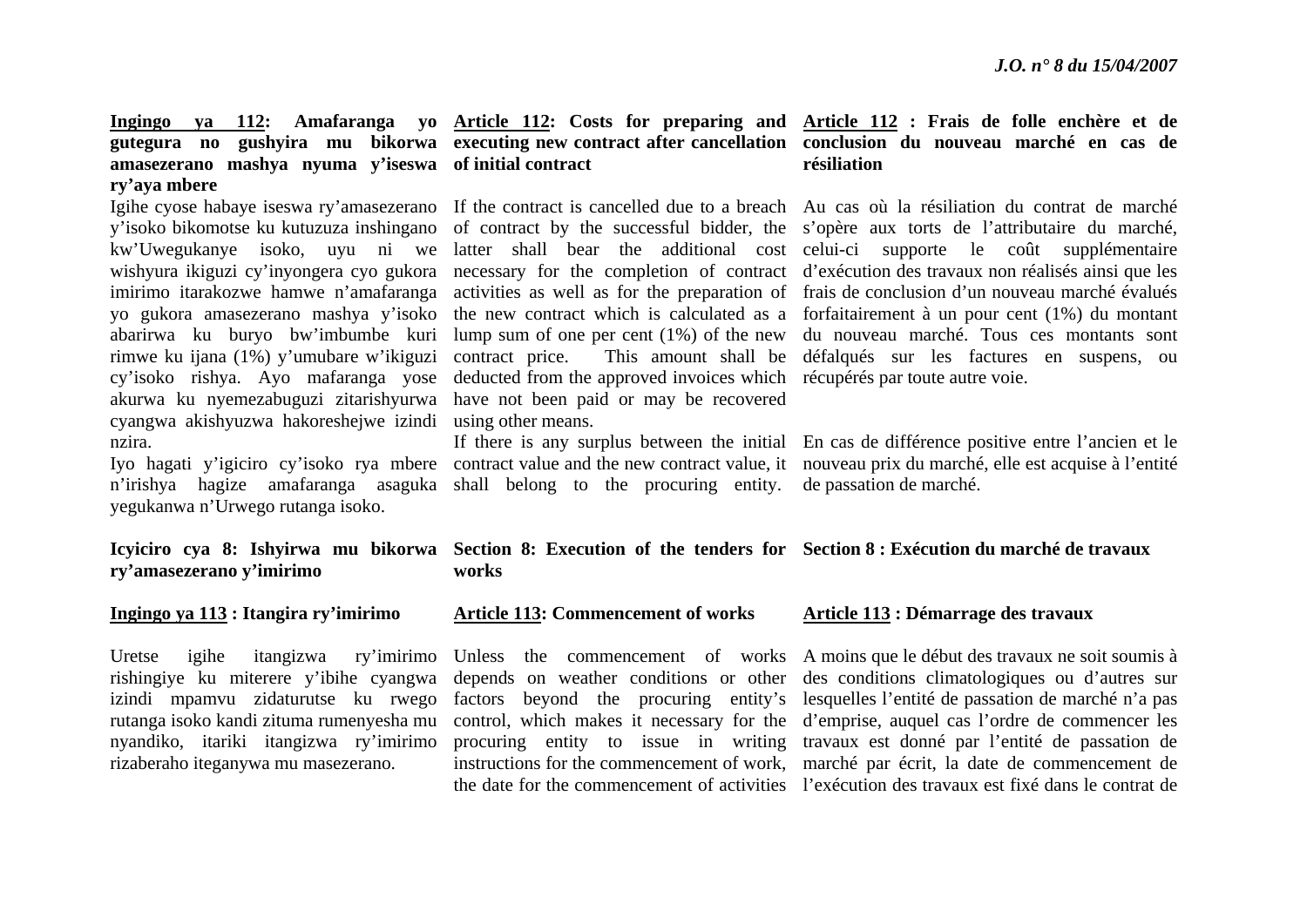**Ingingo ya 112: Amafaranga yo gutegura no gushyira mu bikorwa amasezerano mashya nyuma y'iseswa ry'aya mbere**

Igihe cyose habaye iseswa ry'amasezerano y'isoko bikomotse ku kutuzuza inshingano kw'Uwegukanye isoko, uyu ni we wishyura ikiguzi cy'inyongera cyo gukora imirimo itarakozwe hamwe n'amafaranga yo gukora amasezerano mashya y'isoko abarirwa ku buryo bw'imbumbe kuri rimwe ku ijana (1%) y'umubare w'ikiguzi cy'isoko rishya. Ayo mafaranga yose akurwa ku nyemezabuguzi zitarishyurwa cyangwa akishyuzwa hakoreshejwe izindi nzira.

Iyo hagati y'igiciro cy'isoko rya mbere n'irishya hagize amafaranga asaguka yegukanwa n'Urwego rutanga isoko.

**Icyiciro cya 8: Ishyirwa mu bikorwa ry'amasezerano y'imirimo**

**Ingingo ya 113 : Itangira ry'imirimo**

Uretse igihe itangizwa ry'imirimo rishingiye ku miterere y'ibihe cyangwa izindi mpamvu zidaturutse ku rwego rutanga isoko kandi zituma rumenyesha mu nyandiko, itariki itangizwa ry'imirimo rizaberaho iteganywa mu masezerano.

**Article 112: Costs for preparing and executing new contract after cancellation of initial contract**

If the contract is cancelled due to a breach of contract by the successful bidder, the latter shall bear the additional cost necessary for the completion of contract activities as well as for the preparation of the new contract which is calculated as a lump sum of one per cent (1%) of the new contract price. This amount shall be deducted from the approved invoices which have not been paid or may be recovered using other means.

If there is any surplus between the initial contract value and the new contract value, it shall belong to the procuring entity.

**Section 8: Execution of the tenders for works**

**Article 113: Commencement of works**

Unless the commencement of works depends on weather conditions or other factors beyond the procuring entity's control, which makes it necessary for the procuring entity to issue in writing instructions for the commencement of work, the date for the commencement of activities

**Article 112 : Frais de folle enchère et de conclusion du nouveau marché en cas de résiliation**

Au cas où la résiliation du contrat de marché s'opère aux torts de l'attributaire du marché, celui-ci supporte le coût supplémentaire d'exécution des travaux non réalisés ainsi que les frais de conclusion d'un nouveau marché évalués forfaitairement à un pour cent (1%) du montant du nouveau marché. Tous ces montants sont défalqués sur les factures en suspens, ou récupérés par toute autre voie.

En cas de différence positive entre l'ancien et le nouveau prix du marché, elle est acquise à l'entité de passation de marché.

**Section 8 : Exécution du marché de travaux**

**Article 113 : Démarrage des travaux**

A moins que le début des travaux ne soit soumis à des conditions climatologiques ou d'autres sur lesquelles l'entité de passation de marché n'a pas d'emprise, auquel cas l'ordre de commencer les travaux est donné par l'entité de passation de marché par écrit, la date de commencement de l'exécution des travaux est fixé dans le contrat de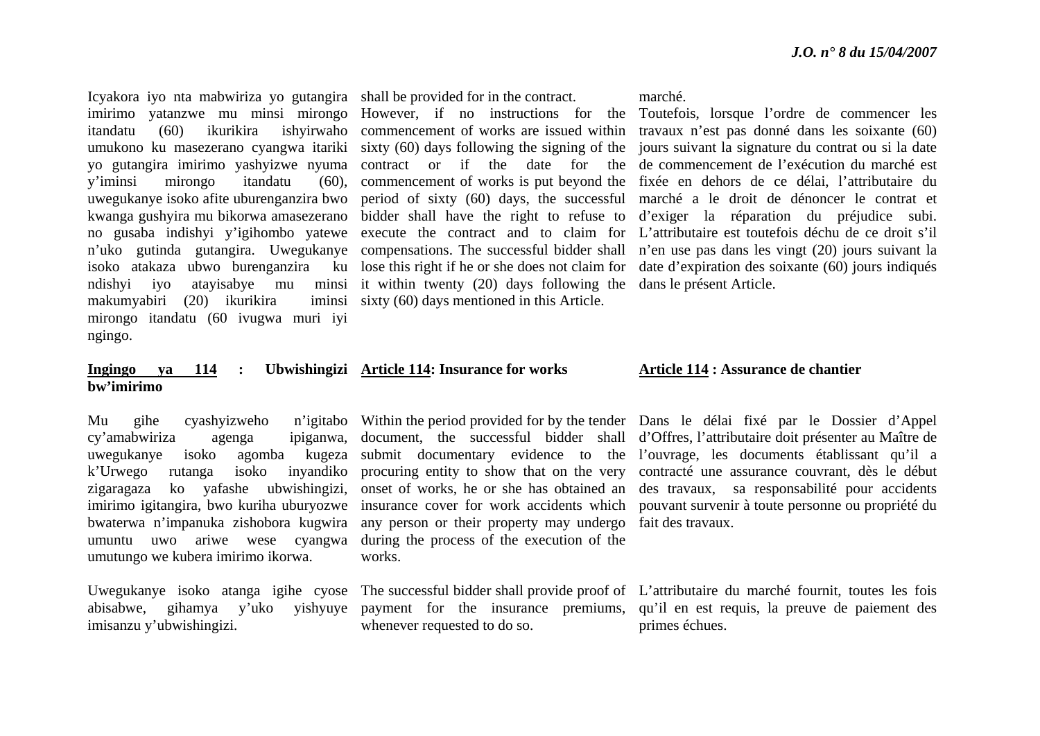Icyakora iyo nta mabwiriza yo gutangira imirimo yatanzwe mu minsi mirongo itandatu (60) ikurikira ishyirwaho umukono ku masezerano cyangwa itariki yo gutangira imirimo yashyizwe nyuma y'iminsi mirongo itandatu (60), uwegukanye isoko afite uburenganzira bwo kwanga gushyira mu bikorwa amasezerano no gusaba indishyi y'igihombo yatewe n'uko gutinda gutangira. Uwegukanye isoko atakaza ubwo burenganzira ku ndishyi iyo atayisabye mu minsi makumyabiri (20) ikurikira iminsi mirongo itandatu (60 ivugwa muri iyi ngingo.

shall be provided for in the contract.

However, if no instructions for the commencement of works are issued within sixty (60) days following the signing of the contract or if the date for the commencement of works is put beyond the period of sixty (60) days, the successful bidder shall have the right to refuse to execute the contract and to claim for compensations. The successful bidder shall lose this right if he or she does not claim for it within twenty (20) days following the sixty (60) days mentioned in this Article.

marché.

Toutefois, lorsque l'ordre de commencer les travaux n'est pas donné dans les soixante (60) jours suivant la signature du contrat ou si la date de commencement de l'exécution du marché est fixée en dehors de ce délai, l'attributaire du marché a le droit de dénoncer le contrat et d'exiger la réparation du préjudice subi. L'attributaire est toutefois déchu de ce droit s'il n'en use pas dans les vingt (20) jours suivant la date d'expiration des soixante (60) jours indiqués dans le présent Article.

**Ingingo ya 114 : Ubwishingizi bw'imirimo**

Mu gihe cyashyizweho n'igitabo cy'amabwiriza agenga ipiganwa, uwegukanye isoko agomba kugeza k'Urwego rutanga isoko inyandiko zigaragaza ko yafashe ubwishingizi, imirimo igitangira, bwo kuriha uburyozwe bwaterwa n'impanuka zishobora kugwira umuntu uwo ariwe wese cyangwa umutungo we kubera imirimo ikorwa.

Uwegukanye isoko atanga igihe cyose abisabwe, gihamya y'uko yishyuye imisanzu y'ubwishingizi.

**Article 114: Insurance for works**

Within the period provided for by the tender document, the successful bidder shall submit documentary evidence to the procuring entity to show that on the very onset of works, he or she has obtained an insurance cover for work accidents which any person or their property may undergo during the process of the execution of the works.

The successful bidder shall provide proof of payment for the insurance premiums, whenever requested to do so.

**Article 114 : Assurance de chantier**

Dans le délai fixé par le Dossier d'Appel d'Offres, l'attributaire doit présenter au Maître de l'ouvrage, les documents établissant qu'il a contracté une assurance couvrant, dès le début des travaux, sa responsabilité pour accidents pouvant survenir à toute personne ou propriété du fait des travaux.

L'attributaire du marché fournit, toutes les fois qu'il en est requis, la preuve de paiement des primes échues.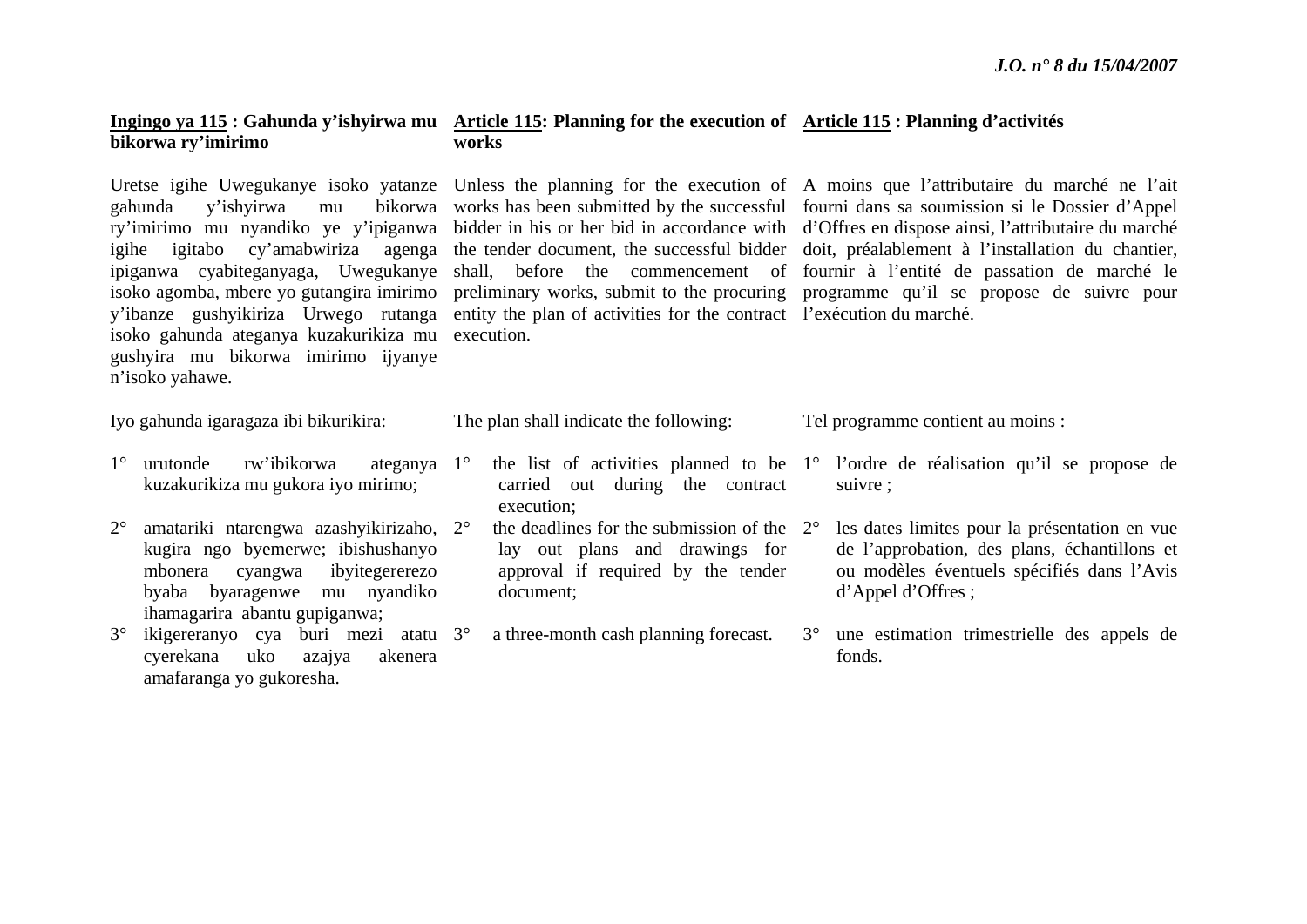**Ingingo ya 115 : Gahunda y'ishyirwa mu bikorwa ry'imirimo**

Uretse igihe Uwegukanye isoko yatanze gahunda y'ishyirwa mu bikorwa ry'imirimo mu nyandiko ye y'ipiganwa igihe igitabo cy'amabwiriza agenga ipiganwa cyabiteganyaga, Uwegukanye isoko agomba, mbere yo gutangira imirimo y'ibanze gushyikiriza Urwego rutanga isoko gahunda ateganya kuzakurikiza mu gushyira mu bikorwa imirimo ijyanye n'isoko yahawe.

Iyo gahunda igaragaza ibi bikurikira:

1° urutonde rw'ibikorwa ateganya kuzakurikiza mu gukora iyo mirimo;
2° amatariki ntarengwa azashyikirizaho, kugira ngo byemerwe; ibishushanyo mbonera cyangwa ibyitegererezo byaba byaragenwe mu nyandiko ihamagarira abantu gupiganwa;
3° ikigereranyo cya buri mezi atatu cyerekana uko azajya akenera amafaranga yo gukoresha.

**Article 115: Planning for the execution of works**

Unless the planning for the execution of works has been submitted by the successful bidder in his or her bid in accordance with the tender document, the successful bidder shall, before the commencement of preliminary works, submit to the procuring entity the plan of activities for the contract execution.

The plan shall indicate the following:

1° the list of activities planned to be carried out during the contract execution;
2° the deadlines for the submission of the lay out plans and drawings for approval if required by the tender document;
3° a three-month cash planning forecast.

**Article 115 : Planning d'activités**

A moins que l'attributaire du marché ne l'ait fourni dans sa soumission si le Dossier d'Appel d'Offres en dispose ainsi, l'attributaire du marché doit, préalablement à l'installation du chantier, fournir à l'entité de passation de marché le programme qu'il se propose de suivre pour l'exécution du marché.

Tel programme contient au moins :

1° l'ordre de réalisation qu'il se propose de suivre ;
2° les dates limites pour la présentation en vue de l'approbation, des plans, échantillons et ou modèles éventuels spécifiés dans l'Avis d'Appel d'Offres ;
3° une estimation trimestrielle des appels de fonds.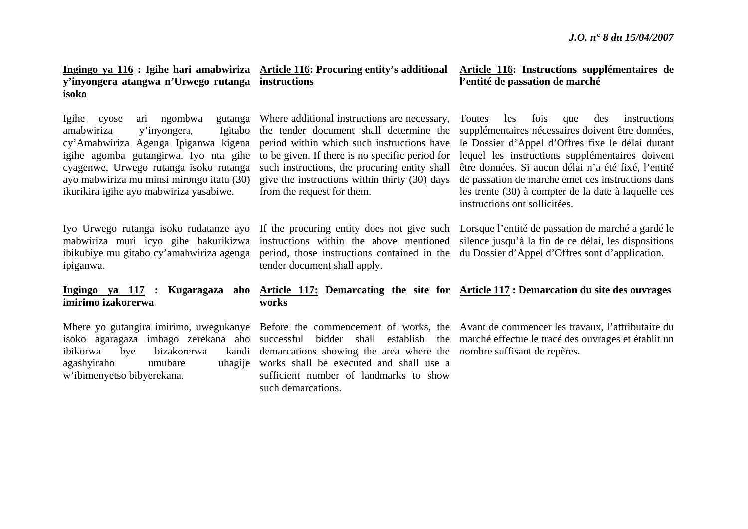**<u>Ingingo ya 116</u> : Igihe hari amabwiriza y'inyongera atangwa n'Urwego rutanga isoko**

Igihe cyose ari ngombwa gutanga amabwiriza y'inyongera, Igitabo cy'Amabwiriza Agenga Ipiganwa kigena igihe agomba gutangirwa. Iyo nta gihe cyagenwe, Urwego rutanga isoko rutanga ayo mabwiriza mu minsi mirongo itatu (30) ikurikira igihe ayo mabwiriza yasabiwe.

Iyo Urwego rutanga isoko rudatanze ayo mabwiriza muri icyo gihe hakurikizwa ibikubiye mu gitabo cy'amabwiriza agenga ipiganwa.

**<u>Ingingo ya 117</u> : Kugaragaza aho imirimo izakorerwa**

Mbere yo gutangira imirimo, uwegukanye isoko agaragaza imbago zerekana aho ibikorwa bye bizakorerwa kandi agashyiraho umubare uhagije w'ibimenyetso bibyerekana.

**<u>Article 116</u>: Procuring entity's additional instructions**

Where additional instructions are necessary, the tender document shall determine the period within which such instructions have to be given. If there is no specific period for such instructions, the procuring entity shall give the instructions within thirty (30) days from the request for them.

If the procuring entity does not give such instructions within the above mentioned period, those instructions contained in the tender document shall apply.

**<u>Article 117:</u> Demarcating the site for works**

Before the commencement of works, the successful bidder shall establish the demarcations showing the area where the works shall be executed and shall use a sufficient number of landmarks to show such demarcations.

**<u>Article 116</u>: Instructions supplémentaires de l'entité de passation de marché**

Toutes les fois que des instructions supplémentaires nécessaires doivent être données, le Dossier d'Appel d'Offres fixe le délai durant lequel les instructions supplémentaires doivent être données. Si aucun délai n'a été fixé, l'entité de passation de marché émet ces instructions dans les trente (30) à compter de la date à laquelle ces instructions ont sollicitées.

Lorsque l'entité de passation de marché a gardé le silence jusqu'à la fin de ce délai, les dispositions du Dossier d'Appel d'Offres sont d'application.

**<u>Article 117</u> : Demarcation du site des ouvrages**

Avant de commencer les travaux, l'attributaire du marché effectue le tracé des ouvrages et établit un nombre suffisant de repères.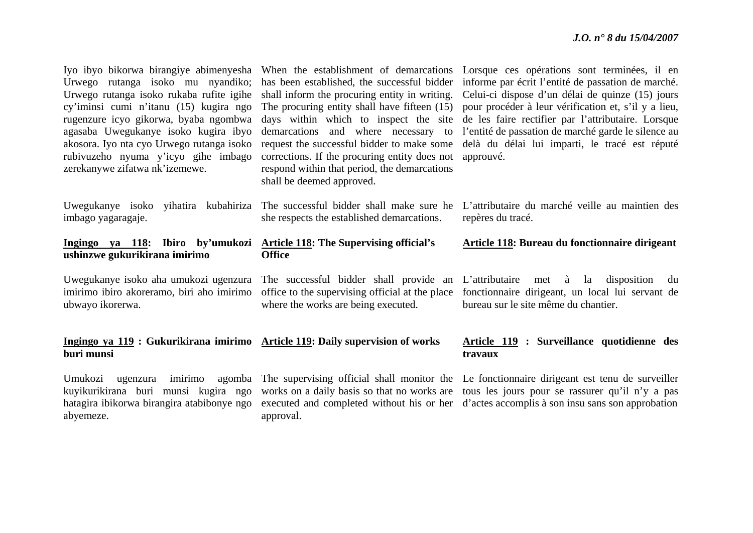Iyo ibyo bikorwa birangiye abimenyesha Urwego rutanga isoko mu nyandiko; Urwego rutanga isoko rukaba rufite igihe cy'iminsi cumi n'itanu (15) kugira ngo rugenzure icyo gikorwa, byaba ngombwa agasaba Uwegukanye isoko kugira ibyo akosora. Iyo nta cyo Urwego rutanga isoko rubivuzeho nyuma y'icyo gihe imbago zerekanywe zifatwa nk'izemewe.

Uwegukanye isoko yihatira kubahiriza imbago yagaragaje.

**<u>Ingingo ya 118</u>: Ibiro by'umukozi ushinzwe gukurikirana imirimo**

Uwegukanye isoko aha umukozi ugenzura imirimo ibiro akoreramo, biri aho imirimo ubwayo ikorerwa.

**<u>Ingingo ya 119</u> : Gukurikirana imirimo buri munsi**

Umukozi ugenzura imirimo agomba kuyikurikirana buri munsi kugira ngo hatagira ibikorwa birangira atabibonye ngo abyemeze.

When the establishment of demarcations has been established, the successful bidder shall inform the procuring entity in writing. The procuring entity shall have fifteen (15) days within which to inspect the site demarcations and where necessary to request the successful bidder to make some corrections. If the procuring entity does not respond within that period, the demarcations shall be deemed approved.

The successful bidder shall make sure he she respects the established demarcations.

**<u>Article 118</u>: The Supervising official's Office**

The successful bidder shall provide an office to the supervising official at the place where the works are being executed.

**<u>Article 119</u>: Daily supervision of works**

The supervising official shall monitor the works on a daily basis so that no works are executed and completed without his or her approval.

Lorsque ces opérations sont terminées, il en informe par écrit l'entité de passation de marché. Celui-ci dispose d'un délai de quinze (15) jours pour procéder à leur vérification et, s'il y a lieu, de les faire rectifier par l'attributaire. Lorsque l'entité de passation de marché garde le silence au delà du délai lui imparti, le tracé est réputé approuvé.

L'attributaire du marché veille au maintien des repères du tracé.

**<u>Article 118</u>: Bureau du fonctionnaire dirigeant**

L'attributaire met à la disposition du fonctionnaire dirigeant, un local lui servant de bureau sur le site même du chantier.

**<u>Article 119</u> : Surveillance quotidienne des travaux**

Le fonctionnaire dirigeant est tenu de surveiller tous les jours pour se rassurer qu'il n'y a pas d'actes accomplis à son insu sans son approbation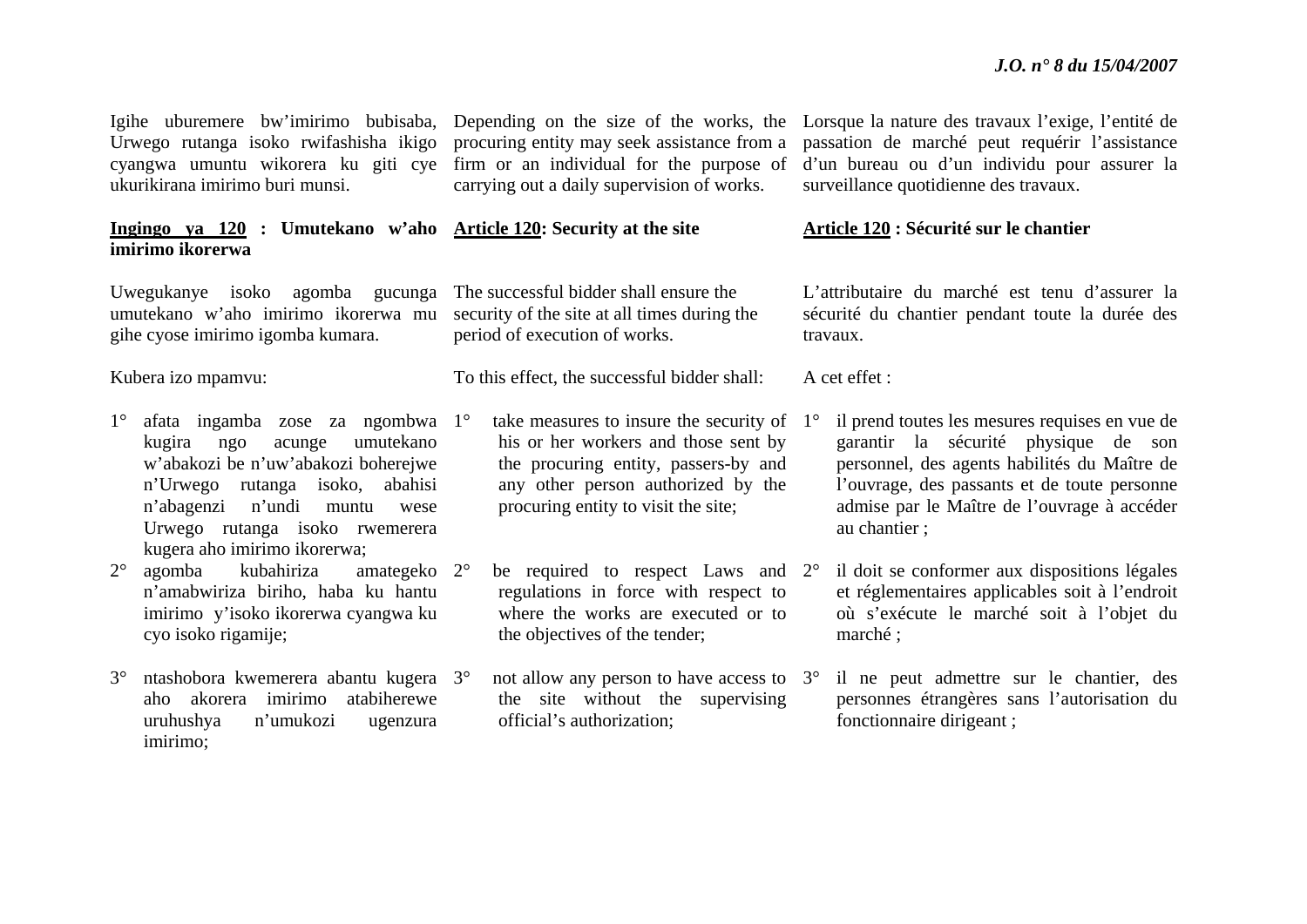Igihe uburemere bw'imirimo bubisaba, Urwego rutanga isoko rwifashisha ikigo cyangwa umuntu wikorera ku giti cye ukurikirana imirimo buri munsi.

**Ingingo ya 120 : Umutekano w'aho imirimo ikorerwa**

Uwegukanye isoko agomba gucunga umutekano w'aho imirimo ikorerwa mu gihe cyose imirimo igomba kumara.

Kubera izo mpamvu:

1° afata ingamba zose za ngombwa kugira ngo acunge umutekano w'abakozi be n'uw'abakozi boherejwe n'Urwego rutanga isoko, abahisi n'abagenzi n'undi muntu wese Urwego rutanga isoko rwemerera kugera aho imirimo ikorerwa;

2° agomba kubahiriza amategeko n'amabwiriza biriho, haba ku hantu imirimo y'isoko ikorerwa cyangwa ku cyo isoko rigamije;

3° ntashobora kwemerera abantu kugera aho akorera imirimo atabiherewe uruhushya n'umukozi ugenzura imirimo;

Depending on the size of the works, the procuring entity may seek assistance from a firm or an individual for the purpose of carrying out a daily supervision of works.

**Article 120: Security at the site**

The successful bidder shall ensure the security of the site at all times during the period of execution of works.

To this effect, the successful bidder shall:

1° take measures to insure the security of his or her workers and those sent by the procuring entity, passers-by and any other person authorized by the procuring entity to visit the site;

2° be required to respect Laws and regulations in force with respect to where the works are executed or to the objectives of the tender;

3° not allow any person to have access to the site without the supervising official's authorization;

Lorsque la nature des travaux l'exige, l'entité de passation de marché peut requérir l'assistance d'un bureau ou d'un individu pour assurer la surveillance quotidienne des travaux.

**Article 120 : Sécurité sur le chantier**

L'attributaire du marché est tenu d'assurer la sécurité du chantier pendant toute la durée des travaux.

A cet effet :

1° il prend toutes les mesures requises en vue de garantir la sécurité physique de son personnel, des agents habilités du Maître de l'ouvrage, des passants et de toute personne admise par le Maître de l'ouvrage à accéder au chantier ;

2° il doit se conformer aux dispositions légales et réglementaires applicables soit à l'endroit où s'exécute le marché soit à l'objet du marché ;

3° il ne peut admettre sur le chantier, des personnes étrangères sans l'autorisation du fonctionnaire dirigeant ;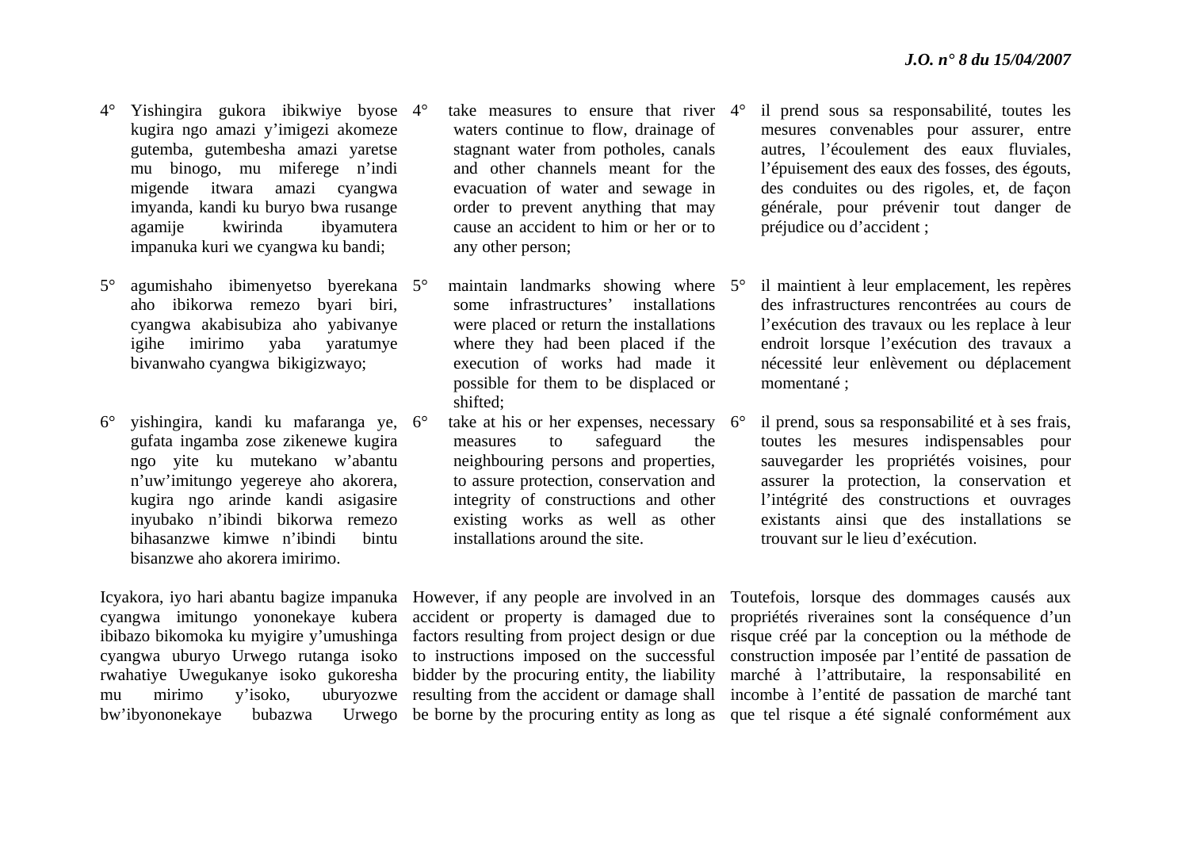4° Yishingira gukora ibikwiye byose kugira ngo amazi y'imigezi akomeze gutemba, gutembesha amazi yaretse mu binogo, mu miferege n'indi migende itwara amazi cyangwa imyanda, kandi ku buryo bwa rusange agamije kwirinda ibyamutera impanuka kuri we cyangwa ku bandi;

5° agumishaho ibimenyetso byerekana aho ibikorwa remezo byari biri, cyangwa akabisubiza aho yabivanye igihe imirimo yaba yaratumye bivanwaho cyangwa bikigizwayo;

6° yishingira, kandi ku mafaranga ye, gufata ingamba zose zikenewe kugira ngo yite ku mutekano w'abantu n'uw'imitungo yegereye aho akorera, kugira ngo arinde kandi asigasire inyubako n'ibindi bikorwa remezo bihasanzwe kimwe n'ibindi bintu bisanzwe aho akorera imirimo.

Icyakora, iyo hari abantu bagize impanuka cyangwa imitungo yononekaye kubera ibibazo bikomoka ku myigire y'umushinga cyangwa uburyo Urwego rutanga isoko rwahatiye Uwegukanye isoko gukoresha mu mirimo y'isoko, uburyozwe bw'ibyononekaye bubazwa Urwego

4° take measures to ensure that river waters continue to flow, drainage of stagnant water from potholes, canals and other channels meant for the evacuation of water and sewage in order to prevent anything that may cause an accident to him or her or to any other person;

5° maintain landmarks showing where some infrastructures' installations were placed or return the installations where they had been placed if the execution of works had made it possible for them to be displaced or shifted;

6° take at his or her expenses, necessary measures to safeguard the neighbouring persons and properties, to assure protection, conservation and integrity of constructions and other existing works as well as other installations around the site.

However, if any people are involved in an accident or property is damaged due to factors resulting from project design or due to instructions imposed on the successful bidder by the procuring entity, the liability resulting from the accident or damage shall be borne by the procuring entity as long as

4° il prend sous sa responsabilité, toutes les mesures convenables pour assurer, entre autres, l'écoulement des eaux fluviales, l'épuisement des eaux des fosses, des égouts, des conduites ou des rigoles, et, de façon générale, pour prévenir tout danger de préjudice ou d'accident ;

5° il maintient à leur emplacement, les repères des infrastructures rencontrées au cours de l'exécution des travaux ou les replace à leur endroit lorsque l'exécution des travaux a nécessité leur enlèvement ou déplacement momentané ;

6° il prend, sous sa responsabilité et à ses frais, toutes les mesures indispensables pour sauvegarder les propriétés voisines, pour assurer la protection, la conservation et l'intégrité des constructions et ouvrages existants ainsi que des installations se trouvant sur le lieu d'exécution.

Toutefois, lorsque des dommages causés aux propriétés riveraines sont la conséquence d'un risque créé par la conception ou la méthode de construction imposée par l'entité de passation de marché à l'attributaire, la responsabilité en incombe à l'entité de passation de marché tant que tel risque a été signalé conformément aux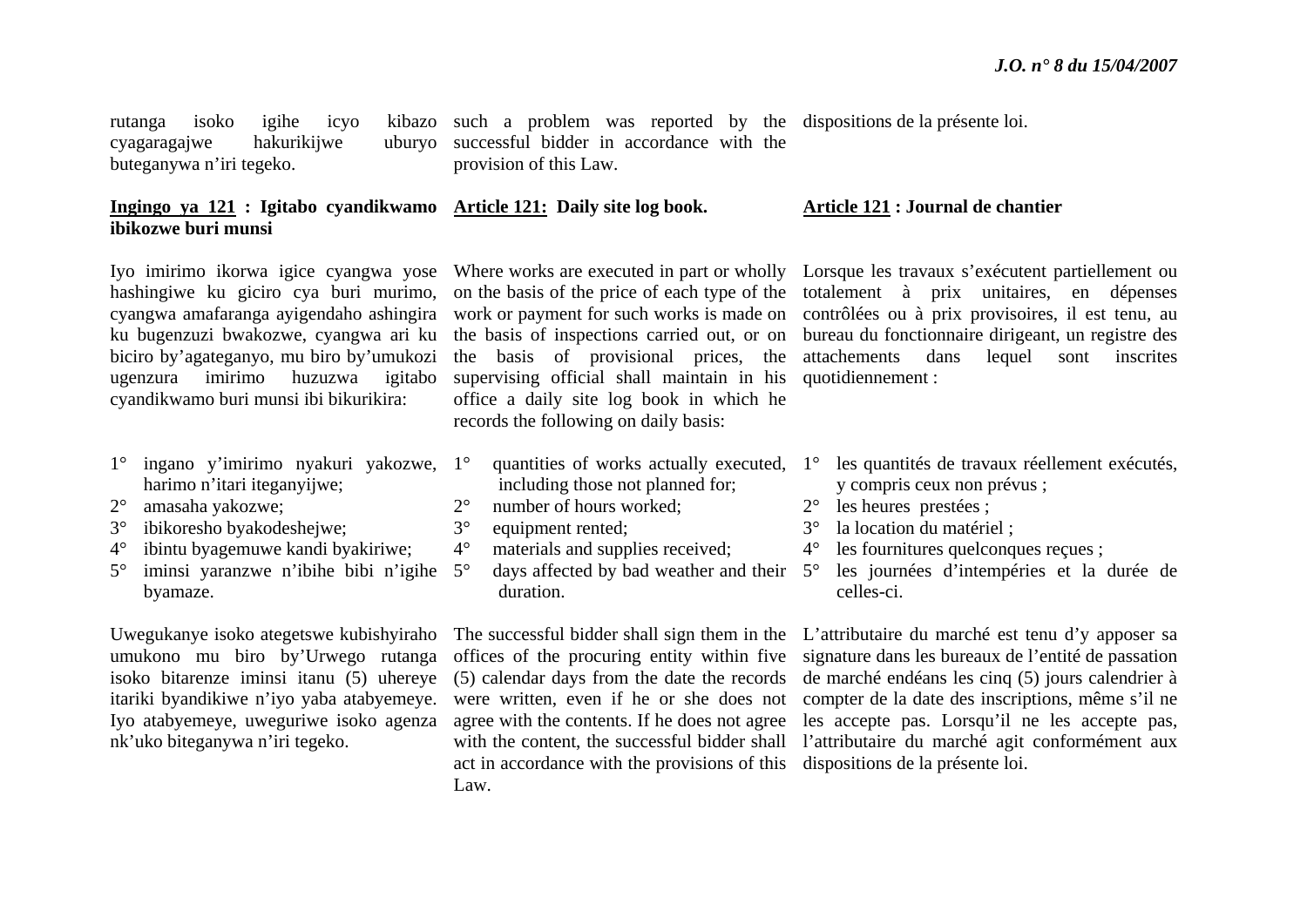rutanga isoko igihe icyo kibazo cyagaragajwe hakurikijwe uburyo buteganywa n'iri tegeko.

**Ingingo ya 121 : Igitabo cyandikwamo ibikozwe buri munsi**

Iyo imirimo ikorwa igice cyangwa yose hashingiwe ku giciro cya buri murimo, cyangwa amafaranga ayigendaho ashingira ku bugenzuzi bwakozwe, cyangwa ari ku biciro by'agateganyo, mu biro by'umukozi ugenzura imirimo huzuzwa igitabo cyandikwamo buri munsi ibi bikurikira:

1° ingano y'imirimo nyakuri yakozwe, harimo n'itari iteganyijwe;
2° amasaha yakozwe;
3° ibikoresho byakodeshejwe;
4° ibintu byagemuwe kandi byakiriwe;
5° iminsi yaranzwe n'ibihe bibi n'igihe byamaze.

Uwegukanye isoko ategetswe kubishyiraho umukono mu biro by'Urwego rutanga isoko bitarenze iminsi itanu (5) uhereye itariki byandikiwe n'iyo yaba atabyemeye. Iyo atabyemeye, uweguriwe isoko agenza nk'uko biteganywa n'iri tegeko.

such a problem was reported by the successful bidder in accordance with the provision of this Law.

**Article 121: Daily site log book.**

Where works are executed in part or wholly on the basis of the price of each type of the work or payment for such works is made on the basis of inspections carried out, or on the basis of provisional prices, the supervising official shall maintain in his office a daily site log book in which he records the following on daily basis:

1° quantities of works actually executed, including those not planned for;
2° number of hours worked;
3° equipment rented;
4° materials and supplies received;
5° days affected by bad weather and their duration.

The successful bidder shall sign them in the offices of the procuring entity within five (5) calendar days from the date the records were written, even if he or she does not agree with the contents. If he does not agree with the content, the successful bidder shall act in accordance with the provisions of this Law.

dispositions de la présente loi.

**Article 121 : Journal de chantier**

Lorsque les travaux s'exécutent partiellement ou totalement à prix unitaires, en dépenses contrôlées ou à prix provisoires, il est tenu, au bureau du fonctionnaire dirigeant, un registre des attachements dans lequel sont inscrites quotidiennement :

1° les quantités de travaux réellement exécutés, y compris ceux non prévus ;
2° les heures prestées ;
3° la location du matériel ;
4° les fournitures quelconques reçues ;
5° les journées d'intempéries et la durée de celles-ci.

L'attributaire du marché est tenu d'y apposer sa signature dans les bureaux de l'entité de passation de marché endéans les cinq (5) jours calendrier à compter de la date des inscriptions, même s'il ne les accepte pas. Lorsqu'il ne les accepte pas, l'attributaire du marché agit conformément aux dispositions de la présente loi.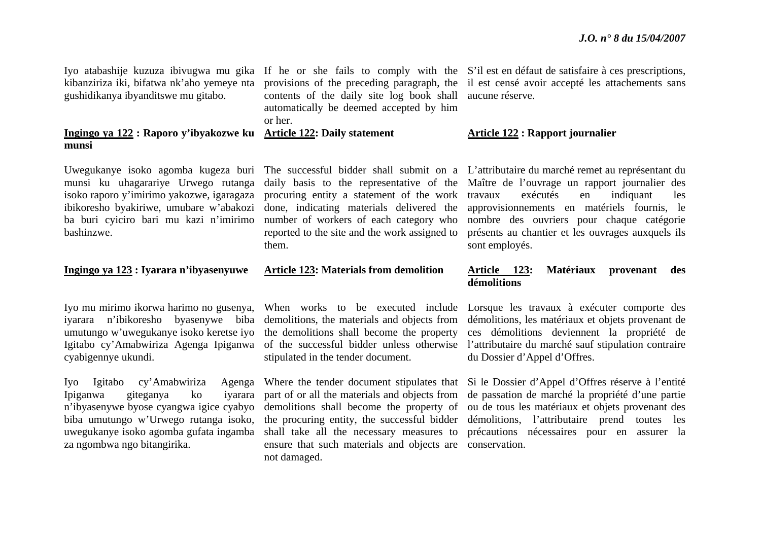Iyo atabashije kuzuza ibivugwa mu gika kibanziriza iki, bifatwa nk'aho yemeye nta gushidikanya ibyanditswe mu gitabo.

If he or she fails to comply with the provisions of the preceding paragraph, the contents of the daily site log book shall automatically be deemed accepted by him or her.

S'il est en défaut de satisfaire à ces prescriptions, il est censé avoir accepté les attachements sans aucune réserve.

**Ingingo ya 122 : Raporo y'ibyakozwe ku munsi**

Uwegukanye isoko agomba kugeza buri munsi ku uhagarariye Urwego rutanga isoko raporo y'imirimo yakozwe, igaragaza ibikoresho byakiriwe, umubare w'abakozi ba buri cyiciro bari mu kazi n'imirimo bashinzwe.

**Article 122: Daily statement**

The successful bidder shall submit on a daily basis to the representative of the procuring entity a statement of the work done, indicating materials delivered the number of workers of each category who reported to the site and the work assigned to them.

**Article 122 : Rapport journalier**

L'attributaire du marché remet au représentant du Maître de l'ouvrage un rapport journalier des travaux exécutés en indiquant les approvisionnements en matériels fournis, le nombre des ouvriers pour chaque catégorie présents au chantier et les ouvrages auxquels ils sont employés.

**Ingingo ya 123 : Iyarara n'ibyasenyuwe**

Iyo mu mirimo ikorwa harimo no gusenya, iyarara n'ibikoresho byasenywe biba umutungo w'uwegukanye isoko keretse iyo Igitabo cy'Amabwiriza Agenga Ipiganwa cyabigennye ukundi.

Iyo Igitabo cy'Amabwiriza Agenga Ipiganwa giteganya ko iyarara n'ibyasenywe byose cyangwa igice cyabyo biba umutungo w'Urwego rutanga isoko, uwegukanye isoko agomba gufata ingamba za ngombwa ngo bitangirika.

**Article 123: Materials from demolition**

When works to be executed include demolitions, the materials and objects from the demolitions shall become the property of the successful bidder unless otherwise stipulated in the tender document.

Where the tender document stipulates that part of or all the materials and objects from demolitions shall become the property of the procuring entity, the successful bidder shall take all the necessary measures to ensure that such materials and objects are not damaged.

**Article 123: Matériaux provenant des démolitions**

Lorsque les travaux à exécuter comporte des démolitions, les matériaux et objets provenant de ces démolitions deviennent la propriété de l'attributaire du marché sauf stipulation contraire du Dossier d'Appel d'Offres.

Si le Dossier d'Appel d'Offres réserve à l'entité de passation de marché la propriété d'une partie ou de tous les matériaux et objets provenant des démolitions, l'attributaire prend toutes les précautions nécessaires pour en assurer la conservation.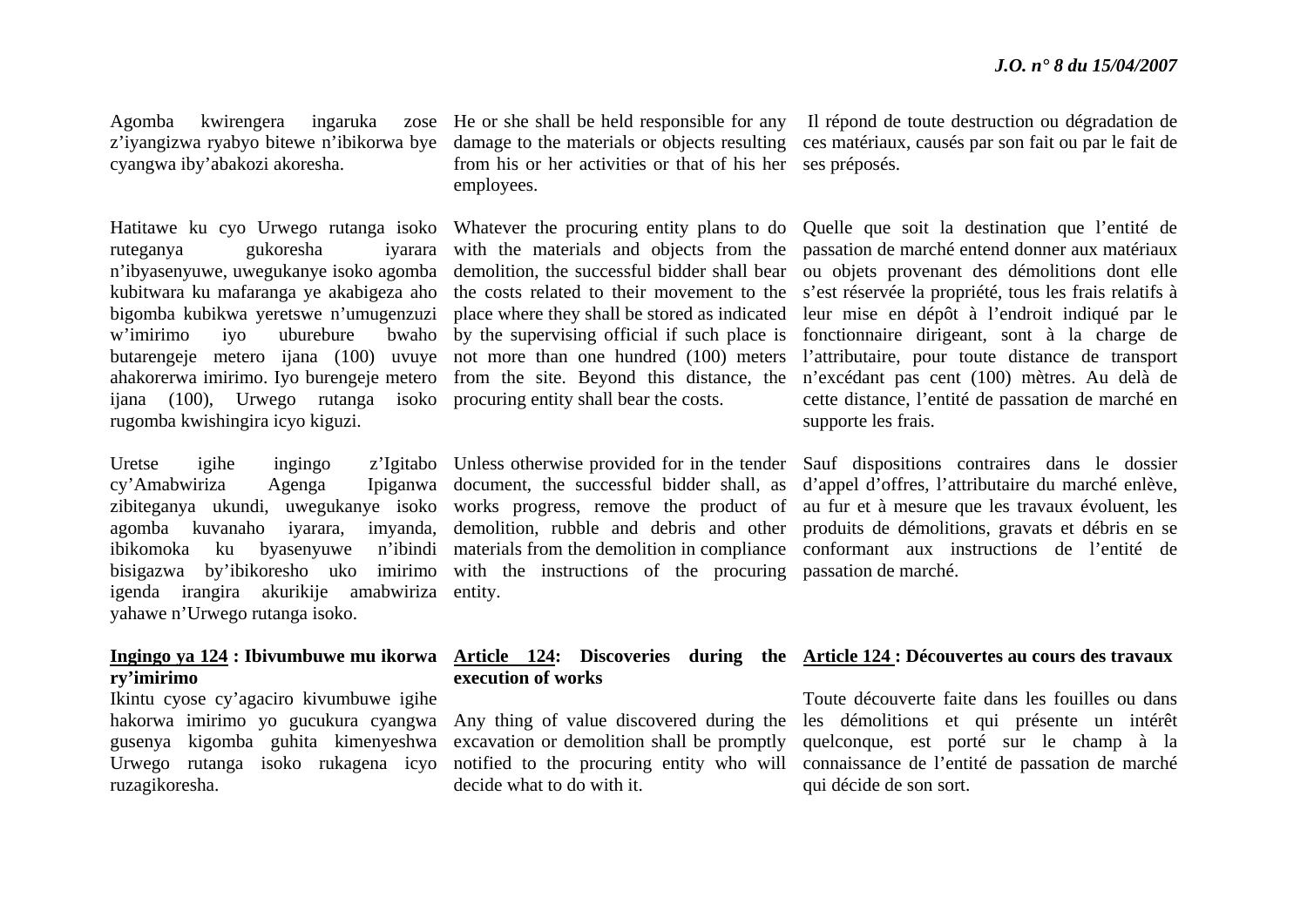Agomba kwirengera ingaruka zose z'iyangizwa ryabyo bitewe n'ibikorwa bye cyangwa iby'abakozi akoresha.

Hatitawe ku cyo Urwego rutanga isoko ruteganya gukoresha iyarara n'ibyasenyuwe, uwegukanye isoko agomba kubitwara ku mafaranga ye akabigeza aho bigomba kubikwa yeretswe n'umugenzuzi w'imirimo iyo uburebure bwaho butarengeje metero ijana (100) uvuye ahakorerwa imirimo. Iyo burengeje metero ijana (100), Urwego rutanga isoko rugomba kwishingira icyo kiguzi.

Uretse igihe ingingo z'Igitabo cy'Amabwiriza Agenga Ipiganwa zibiteganya ukundi, uwegukanye isoko agomba kuvanaho iyarara, imyanda, ibikomoka ku byasenyuwe n'ibindi bisigazwa by'ibikoresho uko imirimo igenda irangira akurikije amabwiriza yahawe n'Urwego rutanga isoko.

**Ingingo ya 124 : Ibivumbuwe mu ikorwa ry'imirimo**

Ikintu cyose cy'agaciro kivumbuwe igihe hakorwa imirimo yo gucukura cyangwa gusenya kigomba guhita kimenyeshwa Urwego rutanga isoko rukagena icyo ruzagikoresha.

He or she shall be held responsible for any damage to the materials or objects resulting from his or her activities or that of his her employees.

Whatever the procuring entity plans to do with the materials and objects from the demolition, the successful bidder shall bear the costs related to their movement to the place where they shall be stored as indicated by the supervising official if such place is not more than one hundred (100) meters from the site. Beyond this distance, the procuring entity shall bear the costs.

Unless otherwise provided for in the tender document, the successful bidder shall, as works progress, remove the product of demolition, rubble and debris and other materials from the demolition in compliance with the instructions of the procuring entity.

**Article 124: Discoveries during the execution of works**

Any thing of value discovered during the excavation or demolition shall be promptly notified to the procuring entity who will decide what to do with it.

Il répond de toute destruction ou dégradation de ces matériaux, causés par son fait ou par le fait de ses préposés.

Quelle que soit la destination que l'entité de passation de marché entend donner aux matériaux ou objets provenant des démolitions dont elle s'est réservée la propriété, tous les frais relatifs à leur mise en dépôt à l'endroit indiqué par le fonctionnaire dirigeant, sont à la charge de l'attributaire, pour toute distance de transport n'excédant pas cent (100) mètres. Au delà de cette distance, l'entité de passation de marché en supporte les frais.

Sauf dispositions contraires dans le dossier d'appel d'offres, l'attributaire du marché enlève, au fur et à mesure que les travaux évoluent, les produits de démolitions, gravats et débris en se conformant aux instructions de l'entité de passation de marché.

**Article 124 : Découvertes au cours des travaux**

Toute découverte faite dans les fouilles ou dans les démolitions et qui présente un intérêt quelconque, est porté sur le champ à la connaissance de l'entité de passation de marché qui décide de son sort.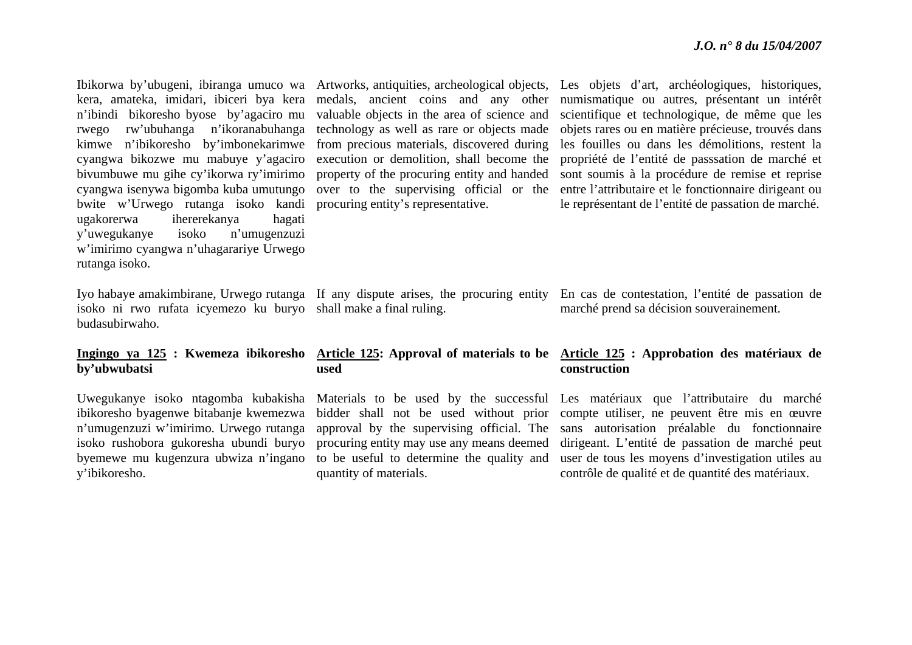Ibikorwa by'ubugeni, ibiranga umuco wa kera, amateka, imidari, ibiceri bya kera n'ibindi bikoresho byose by'agaciro mu rwego rw'ubuhanga n'ikoranabuhanga kimwe n'ibikoresho by'imbonekarimwe cyangwa bikozwe mu mabuye y'agaciro bivumbuwe mu gihe cy'ikorwa ry'imirimo cyangwa isenywa bigomba kuba umutungo bwite w'Urwego rutanga isoko kandi ugakorerwa ihererekanya hagati y'uwegukanye isoko n'umugenzuzi w'imirimo cyangwa n'uhagarariye Urwego rutanga isoko.

Iyo habaye amakimbirane, Urwego rutanga isoko ni rwo rufata icyemezo ku buryo budasubirwaho.

**<u>Ingingo ya 125</u> : Kwemeza ibikoresho by'ubwubatsi**

Uwegukanye isoko ntagomba kubakisha ibikoresho byagenwe bitabanje kwemezwa n'umugenzuzi w'imirimo. Urwego rutanga isoko rushobora gukoresha ubundi buryo byemewe mu kugenzura ubwiza n'ingano y'ibikoresho.

Artworks, antiquities, archeological objects, medals, ancient coins and any other valuable objects in the area of science and technology as well as rare or objects made from precious materials, discovered during execution or demolition, shall become the property of the procuring entity and handed over to the supervising official or the procuring entity's representative.

If any dispute arises, the procuring entity shall make a final ruling.

**<u>Article 125</u>: Approval of materials to be used**

Materials to be used by the successful bidder shall not be used without prior approval by the supervising official. The procuring entity may use any means deemed to be useful to determine the quality and quantity of materials.

Les objets d'art, archéologiques, historiques, numismatique ou autres, présentant un intérêt scientifique et technologique, de même que les objets rares ou en matière précieuse, trouvés dans les fouilles ou dans les démolitions, restent la propriété de l'entité de passsation de marché et sont soumis à la procédure de remise et reprise entre l'attributaire et le fonctionnaire dirigeant ou le représentant de l'entité de passation de marché.

En cas de contestation, l'entité de passation de marché prend sa décision souverainement.

**<u>Article 125</u> : Approbation des matériaux de construction**

Les matériaux que l'attributaire du marché compte utiliser, ne peuvent être mis en œuvre sans autorisation préalable du fonctionnaire dirigeant. L'entité de passation de marché peut user de tous les moyens d'investigation utiles au contrôle de qualité et de quantité des matériaux.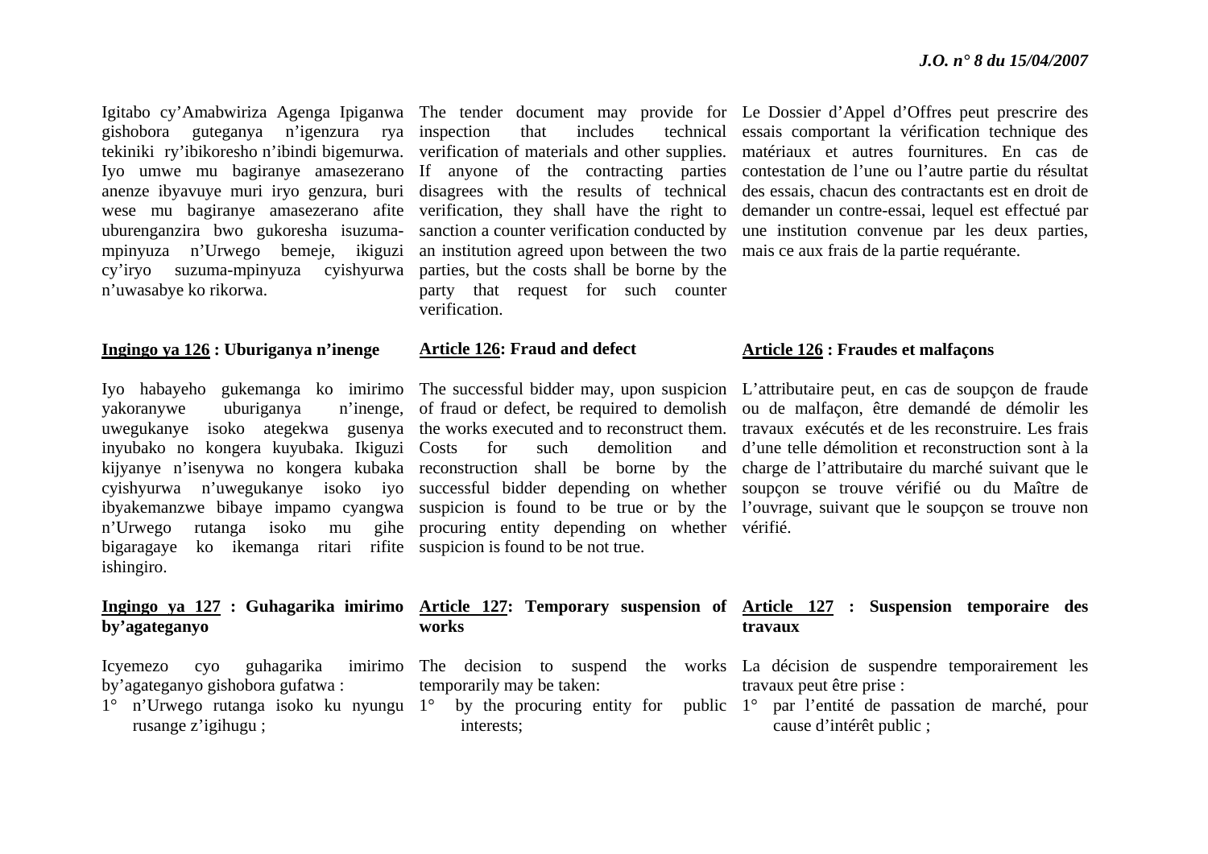Igitabo cy'Amabwiriza Agenga Ipiganwa gishobora guteganya n'igenzura rya tekiniki ry'ibikoresho n'ibindi bigemurwa. Iyo umwe mu bagiranye amasezerano anenze ibyavuye muri iryo genzura, buri wese mu bagiranye amasezerano afite uburenganzira bwo gukoresha isuzuma-mpinyuza n'Urwego bemeje, ikiguzi cy'iryo suzuma-mpinyuza cyishyurwa n'uwasabye ko rikorwa.

**<u>Ingingo ya 126</u> : Uburiganya n'inenge**

Iyo habayeho gukemanga ko imirimo yakoranywe uburiganya n'inenge, uwegukanye isoko ategekwa gusenya inyubako no kongera kuyubaka. Ikiguzi kijyanye n'isenywa no kongera kubaka cyishyurwa n'uwegukanye isoko iyo ibyakemanzwe bibaye impamo cyangwa n'Urwego rutanga isoko mu gihe bigaragaye ko ikemanga ritari rifite ishingiro.

**<u>Ingingo ya 127</u> : Guhagarika imirimo by'agateganyo**

Icyemezo cyo guhagarika imirimo by'agateganyo gishobora gufatwa :

1° n'Urwego rutanga isoko ku nyungu rusange z'igihugu ;

The tender document may provide for inspection that includes technical verification of materials and other supplies. If anyone of the contracting parties disagrees with the results of technical verification, they shall have the right to sanction a counter verification conducted by an institution agreed upon between the two parties, but the costs shall be borne by the party that request for such counter verification.

**<u>Article 126</u>: Fraud and defect**

The successful bidder may, upon suspicion of fraud or defect, be required to demolish the works executed and to reconstruct them. Costs for such demolition and reconstruction shall be borne by the successful bidder depending on whether suspicion is found to be true or by the procuring entity depending on whether suspicion is found to be not true.

**<u>Article 127</u>: Temporary suspension of works**

The decision to suspend the works temporarily may be taken:

1° by the procuring entity for public interests;

Le Dossier d'Appel d'Offres peut prescrire des essais comportant la vérification technique des matériaux et autres fournitures. En cas de contestation de l'une ou l'autre partie du résultat des essais, chacun des contractants est en droit de demander un contre-essai, lequel est effectué par une institution convenue par les deux parties, mais ce aux frais de la partie requérante.

**<u>Article 126</u> : Fraudes et malfaçons**

L'attributaire peut, en cas de soupçon de fraude ou de malfaçon, être demandé de démolir les travaux exécutés et de les reconstruire. Les frais d'une telle démolition et reconstruction sont à la charge de l'attributaire du marché suivant que le soupçon se trouve vérifié ou du Maître de l'ouvrage, suivant que le soupçon se trouve non vérifié.

**<u>Article 127</u> : Suspension temporaire des travaux**

La décision de suspendre temporairement les travaux peut être prise :

1° par l'entité de passation de marché, pour cause d'intérêt public ;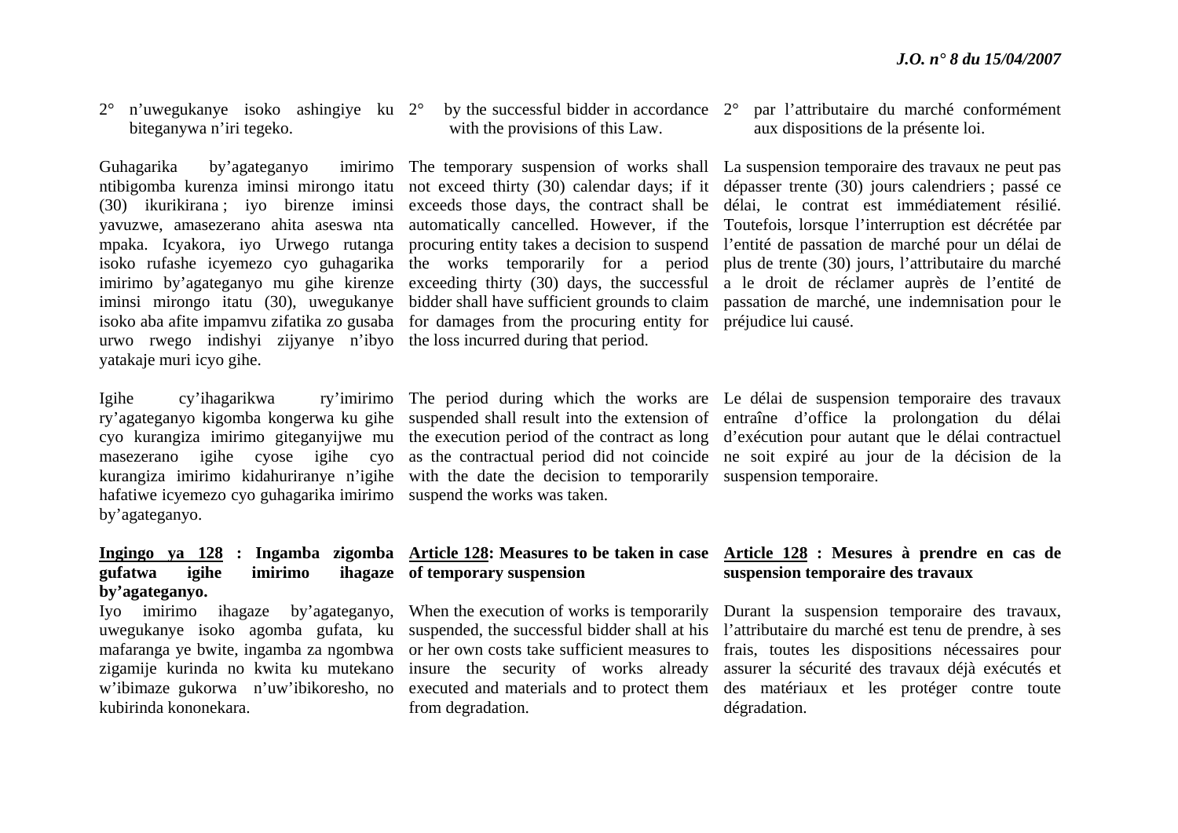2° n'uwegukanye isoko ashingiye ku biteganywa n'iri tegeko.

Guhagarika by'agateganyo imirimo ntibigomba kurenza iminsi mirongo itatu (30) ikurikirana ; iyo birenze iminsi yavuzwe, amasezerano ahita aseswa nta mpaka. Icyakora, iyo Urwego rutanga isoko rufashe icyemezo cyo guhagarika imirimo by'agateganyo mu gihe kirenze iminsi mirongo itatu (30), uwegukanye isoko aba afite impamvu zifatika zo gusaba urwo rwego indishyi zijyanye n'ibyo yatakaje muri icyo gihe.

Igihe cy'ihagarikwa ry'imirimo ry'agateganyo kigomba kongerwa ku gihe cyo kurangiza imirimo giteganyijwe mu masezerano igihe cyose igihe cyo kurangiza imirimo kidahuriranye n'igihe hafatiwe icyemezo cyo guhagarika imirimo by'agateganyo.

**<u>Ingingo ya 128</u> : Ingamba zigomba gufatwa igihe imirimo ihagaze by'agateganyo.**

Iyo imirimo ihagaze by'agateganyo, uwegukanye isoko agomba gufata, ku mafaranga ye bwite, ingamba za ngombwa zigamije kurinda no kwita ku mutekano w'ibimaze gukorwa n'uw'ibikoresho, no kubirinda kononekara.

2° by the successful bidder in accordance with the provisions of this Law.

The temporary suspension of works shall not exceed thirty (30) calendar days; if it exceeds those days, the contract shall be automatically cancelled. However, if the procuring entity takes a decision to suspend the works temporarily for a period exceeding thirty (30) days, the successful bidder shall have sufficient grounds to claim for damages from the procuring entity for the loss incurred during that period.

The period during which the works are suspended shall result into the extension of the execution period of the contract as long as the contractual period did not coincide with the date the decision to temporarily suspend the works was taken.

**<u>Article 128</u>: Measures to be taken in case of temporary suspension**

When the execution of works is temporarily suspended, the successful bidder shall at his or her own costs take sufficient measures to insure the security of works already executed and materials and to protect them from degradation.

2° par l'attributaire du marché conformément aux dispositions de la présente loi.

La suspension temporaire des travaux ne peut pas dépasser trente (30) jours calendriers ; passé ce délai, le contrat est immédiatement résilié. Toutefois, lorsque l'interruption est décrétée par l'entité de passation de marché pour un délai de plus de trente (30) jours, l'attributaire du marché a le droit de réclamer auprès de l'entité de passation de marché, une indemnisation pour le préjudice lui causé.

Le délai de suspension temporaire des travaux entraîne d'office la prolongation du délai d'exécution pour autant que le délai contractuel ne soit expiré au jour de la décision de la suspension temporaire.

**<u>Article 128</u> : Mesures à prendre en cas de suspension temporaire des travaux**

Durant la suspension temporaire des travaux, l'attributaire du marché est tenu de prendre, à ses frais, toutes les dispositions nécessaires pour assurer la sécurité des travaux déjà exécutés et des matériaux et les protéger contre toute dégradation.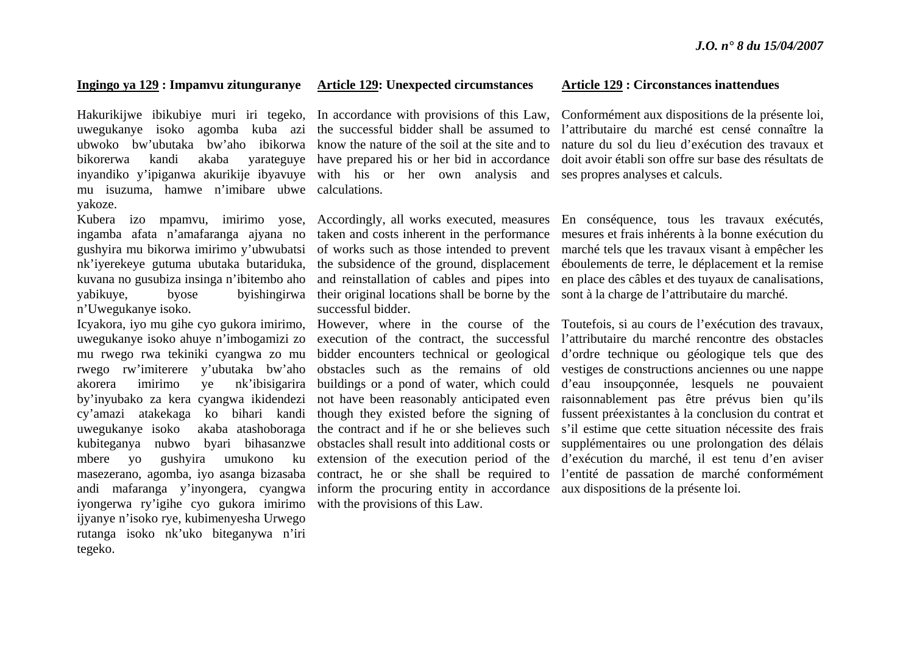**Ingingo ya 129 : Impamvu zitunguranye**

Hakurikijwe ibikubiye muri iri tegeko, uwegukanye isoko agomba kuba azi ubwoko bw'ubutaka bw'aho ibikorwa bikorerwa kandi akaba yarateguye inyandiko y'ipiganwa akurikije ibyavuye mu isuzuma, hamwe n'imibare ubwe yakoze.

Kubera izo mpamvu, imirimo yose, ingamba afata n'amafaranga ajyana no gushyira mu bikorwa imirimo y'ubwubatsi nk'iyerekeye gutuma ubutaka butariduka, kuvana no gusubiza insinga n'ibitembo aho yabikuye, byose byishingirwa n'Uwegukanye isoko.

Icyakora, iyo mu gihe cyo gukora imirimo, uwegukanye isoko ahuye n'imbogamizi zo mu rwego rwa tekiniki cyangwa zo mu rwego rw'imiterere y'ubutaka bw'aho akorera imirimo ye nk'ibisigarira by'inyubako za kera cyangwa ikidendezi cy'amazi atakekaga ko bihari kandi uwegukanye isoko akaba atashoboraga kubiteganya nubwo byari bihasanzwe mbere yo gushyira umukono ku masezerano, agomba, iyo asanga bizasaba andi mafaranga y'inyongera, cyangwa iyongerwa ry'igihe cyo gukora imirimo ijyanye n'isoko rye, kubimenyesha Urwego rutanga isoko nk'uko biteganywa n'iri tegeko.

**Article 129: Unexpected circumstances**

In accordance with provisions of this Law, the successful bidder shall be assumed to know the nature of the soil at the site and to have prepared his or her bid in accordance with his or her own analysis and calculations.

Accordingly, all works executed, measures taken and costs inherent in the performance of works such as those intended to prevent the subsidence of the ground, displacement and reinstallation of cables and pipes into their original locations shall be borne by the successful bidder.

However, where in the course of the execution of the contract, the successful bidder encounters technical or geological obstacles such as the remains of old buildings or a pond of water, which could not have been reasonably anticipated even though they existed before the signing of the contract and if he or she believes such obstacles shall result into additional costs or extension of the execution period of the contract, he or she shall be required to inform the procuring entity in accordance with the provisions of this Law.

**Article 129 : Circonstances inattendues**

Conformément aux dispositions de la présente loi, l'attributaire du marché est censé connaître la nature du sol du lieu d'exécution des travaux et doit avoir établi son offre sur base des résultats de ses propres analyses et calculs.

En conséquence, tous les travaux exécutés, mesures et frais inhérents à la bonne exécution du marché tels que les travaux visant à empêcher les éboulements de terre, le déplacement et la remise en place des câbles et des tuyaux de canalisations, sont à la charge de l'attributaire du marché.

Toutefois, si au cours de l'exécution des travaux, l'attributaire du marché rencontre des obstacles d'ordre technique ou géologique tels que des vestiges de constructions anciennes ou une nappe d'eau insoupçonnée, lesquels ne pouvaient raisonnablement pas être prévus bien qu'ils fussent préexistantes à la conclusion du contrat et s'il estime que cette situation nécessite des frais supplémentaires ou une prolongation des délais d'exécution du marché, il est tenu d'en aviser l'entité de passation de marché conformément aux dispositions de la présente loi.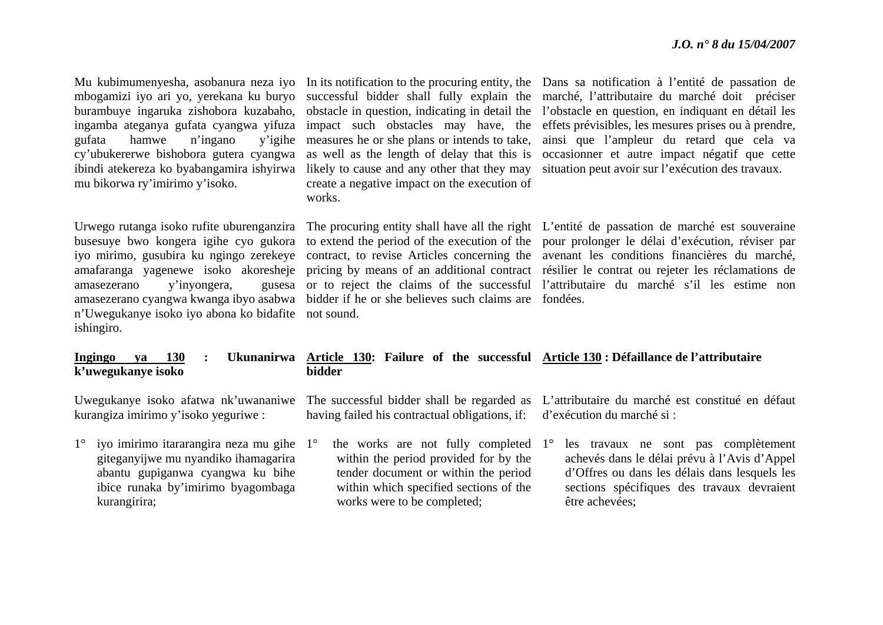Mu kubimumenyesha, asobanura neza iyo mbogamizi iyo ari yo, yerekana ku buryo burambuye ingaruka zishobora kuzabaho, ingamba ateganya gufata cyangwa yifuza gufata hamwe n'ingano y'igihe cy'ubukererwe bishobora gutera cyangwa ibindi atekereza ko byabangamira ishyirwa mu bikorwa ry'imirimo y'isoko.

Urwego rutanga isoko rufite uburenganzira busesuye bwo kongera igihe cyo gukora iyo mirimo, gusubira ku ngingo zerekeye amafaranga yagenewe isoko akoresheje amasezerano y'inyongera, gusesa amasezerano cyangwa kwanga ibyo asabwa n'Uwegukanye isoko iyo abona ko bidafite ishingiro.

**Ingingo ya 130 : Ukunanirwa k'uwegukanye isoko**

Uwegukanye isoko afatwa nk'uwananiwe kurangiza imirimo y'isoko yeguriwe :

1° iyo imirimo itararangira neza mu gihe giteganyijwe mu nyandiko ihamagarira abantu gupiganwa cyangwa ku bihe ibice runaka by'imirimo byagombaga kurangirira;

In its notification to the procuring entity, the successful bidder shall fully explain the obstacle in question, indicating in detail the impact such obstacles may have, the measures he or she plans or intends to take, as well as the length of delay that this is likely to cause and any other that they may create a negative impact on the execution of works.

The procuring entity shall have all the right to extend the period of the execution of the contract, to revise Articles concerning the pricing by means of an additional contract or to reject the claims of the successful bidder if he or she believes such claims are not sound.

**Article 130: Failure of the successful bidder**

The successful bidder shall be regarded as having failed his contractual obligations, if:

1° the works are not fully completed within the period provided for by the tender document or within the period within which specified sections of the works were to be completed;

Dans sa notification à l'entité de passation de marché, l'attributaire du marché doit préciser l'obstacle en question, en indiquant en détail les effets prévisibles, les mesures prises ou à prendre, ainsi que l'ampleur du retard que cela va occasionner et autre impact négatif que cette situation peut avoir sur l'exécution des travaux.

L'entité de passation de marché est souveraine pour prolonger le délai d'exécution, réviser par avenant les conditions financières du marché, résilier le contrat ou rejeter les réclamations de l'attributaire du marché s'il les estime non fondées.

**Article 130 : Défaillance de l'attributaire**

L'attributaire du marché est constitué en défaut d'exécution du marché si :

1° les travaux ne sont pas complètement achevés dans le délai prévu à l'Avis d'Appel d'Offres ou dans les délais dans lesquels les sections spécifiques des travaux devraient être achevées;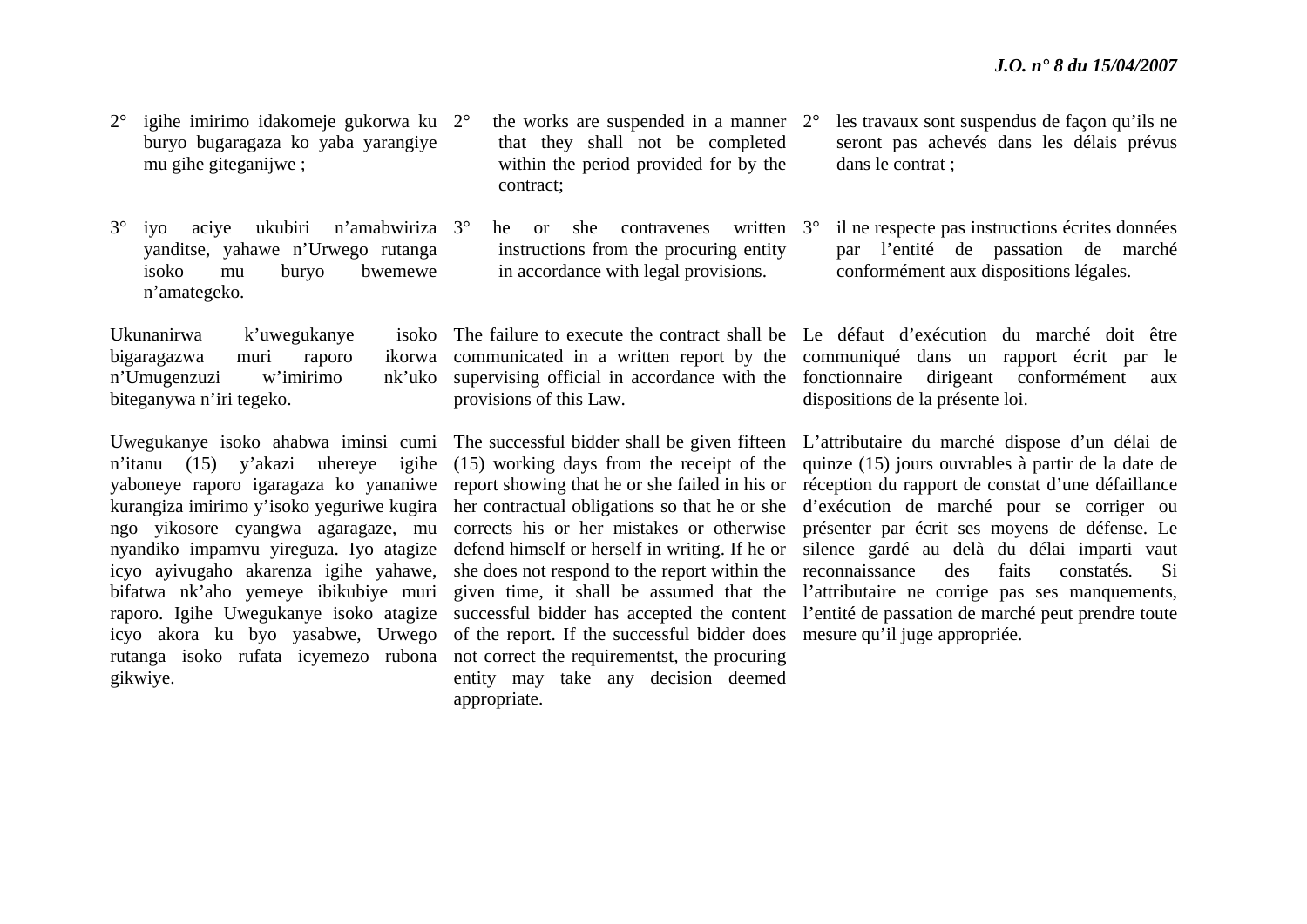2° igihe imirimo idakomeje gukorwa ku buryo bugaragaza ko yaba yarangiye mu gihe giteganijwe ;

3° iyo aciye ukubiri n'amabwiriza yanditse, yahawe n'Urwego rutanga isoko mu buryo bwemewe n'amategeko.

Ukunanirwa k'uwegukanye isoko bigaragazwa muri raporo ikorwa n'Umugenzuzi w'imirimo nk'uko biteganywa n'iri tegeko.

Uwegukanye isoko ahabwa iminsi cumi n'itanu (15) y'akazi uhereye igihe yaboneye raporo igaragaza ko yananiwe kurangiza imirimo y'isoko yeguriwe kugira ngo yikosore cyangwa agaragaze, mu nyandiko impamvu yireguza. Iyo atagize icyo ayivugaho akarenza igihe yahawe, bifatwa nk'aho yemeye ibikubiye muri raporo. Igihe Uwegukanye isoko atagize icyo akora ku byo yasabwe, Urwego rutanga isoko rufata icyemezo rubona gikwiye.

2° the works are suspended in a manner that they shall not be completed within the period provided for by the contract;

3° he or she contravenes written instructions from the procuring entity in accordance with legal provisions.

The failure to execute the contract shall be communicated in a written report by the supervising official in accordance with the provisions of this Law.

The successful bidder shall be given fifteen (15) working days from the receipt of the report showing that he or she failed in his or her contractual obligations so that he or she corrects his or her mistakes or otherwise defend himself or herself in writing. If he or she does not respond to the report within the given time, it shall be assumed that the successful bidder has accepted the content of the report. If the successful bidder does not correct the requirementst, the procuring entity may take any decision deemed appropriate.

2° les travaux sont suspendus de façon qu'ils ne seront pas achevés dans les délais prévus dans le contrat ;

3° il ne respecte pas instructions écrites données par l'entité de passation de marché conformément aux dispositions légales.

Le défaut d'exécution du marché doit être communiqué dans un rapport écrit par le fonctionnaire dirigeant conformément aux dispositions de la présente loi.

L'attributaire du marché dispose d'un délai de quinze (15) jours ouvrables à partir de la date de réception du rapport de constat d'une défaillance d'exécution de marché pour se corriger ou présenter par écrit ses moyens de défense. Le silence gardé au delà du délai imparti vaut reconnaissance des faits constatés. Si l'attributaire ne corrige pas ses manquements, l'entité de passation de marché peut prendre toute mesure qu'il juge appropriée.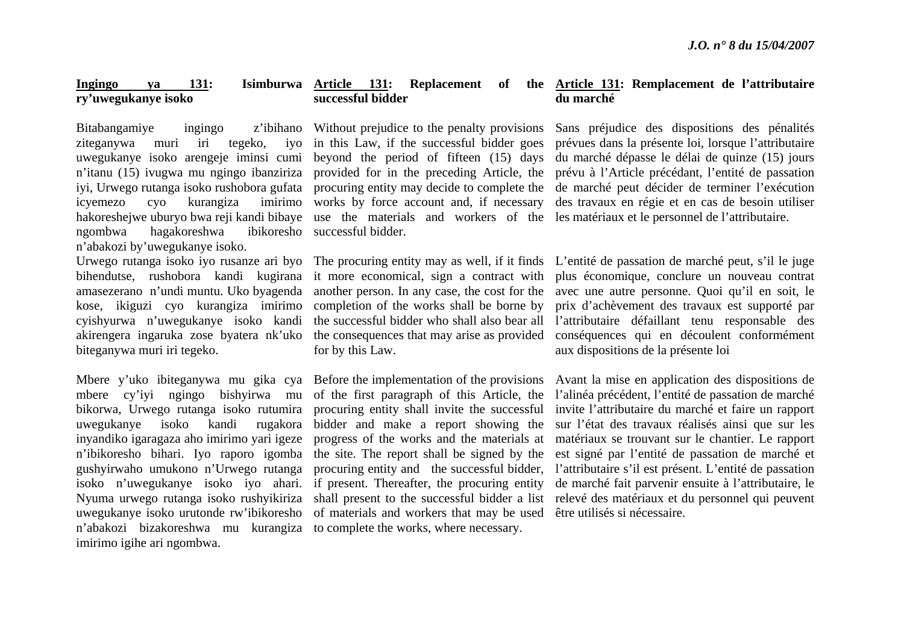**Ingingo ya 131: Isimburwa ry'uwegukanye isoko**

Bitabangamiye ingingo z'ibihano ziteganywa muri iri tegeko, iyo uwegukanye isoko arengeje iminsi cumi n'itanu (15) ivugwa mu ngingo ibanziriza iyi, Urwego rutanga isoko rushobora gufata icyemezo cyo kurangiza imirimo hakoreshejwe uburyo bwa reji kandi bibaye ngombwa hagakoreshwa ibikoresho n'abakozi by'uwegukanye isoko.

Urwego rutanga isoko iyo rusanze ari byo bihendutse, rushobora kandi kugirana amasezerano n'undi muntu. Uko byagenda kose, ikiguzi cyo kurangiza imirimo cyishyurwa n'uwegukanye isoko kandi akirengera ingaruka zose byatera nk'uko biteganywa muri iri tegeko.

Mbere y'uko ibiteganywa mu gika cya mbere cy'iyi ngingo bishyirwa mu bikorwa, Urwego rutanga isoko rutumira uwegukanye isoko kandi rugakora inyandiko igaragaza aho imirimo yari igeze n'ibikoresho bihari. Iyo raporo igomba gushyirwaho umukono n'Urwego rutanga isoko n'uwegukanye isoko iyo ahari. Nyuma urwego rutanga isoko rushyikiriza uwegukanye isoko urutonde rw'ibikoresho n'abakozi bizakoreshwa mu kurangiza imirimo igihe ari ngombwa.

**Article 131: Replacement of the successful bidder**

Without prejudice to the penalty provisions in this Law, if the successful bidder goes beyond the period of fifteen (15) days provided for in the preceding Article, the procuring entity may decide to complete the works by force account and, if necessary use the materials and workers of the successful bidder.

The procuring entity may as well, if it finds it more economical, sign a contract with another person. In any case, the cost for the completion of the works shall be borne by the successful bidder who shall also bear all the consequences that may arise as provided for by this Law.

Before the implementation of the provisions of the first paragraph of this Article, the procuring entity shall invite the successful bidder and make a report showing the progress of the works and the materials at the site. The report shall be signed by the procuring entity and the successful bidder, if present. Thereafter, the procuring entity shall present to the successful bidder a list of materials and workers that may be used to complete the works, where necessary.

**Article 131: Remplacement de l'attributaire du marché**

Sans préjudice des dispositions des pénalités prévues dans la présente loi, lorsque l'attributaire du marché dépasse le délai de quinze (15) jours prévu à l'Article précédant, l'entité de passation de marché peut décider de terminer l'exécution des travaux en régie et en cas de besoin utiliser les matériaux et le personnel de l'attributaire.

L'entité de passation de marché peut, s'il le juge plus économique, conclure un nouveau contrat avec une autre personne. Quoi qu'il en soit, le prix d'achèvement des travaux est supporté par l'attributaire défaillant tenu responsable des conséquences qui en découlent conformément aux dispositions de la présente loi

Avant la mise en application des dispositions de l'alinéa précédent, l'entité de passation de marché invite l'attributaire du marché et faire un rapport sur l'état des travaux réalisés ainsi que sur les matériaux se trouvant sur le chantier. Le rapport est signé par l'entité de passation de marché et l'attributaire s'il est présent. L'entité de passation de marché fait parvenir ensuite à l'attributaire, le relevé des matériaux et du personnel qui peuvent être utilisés si nécessaire.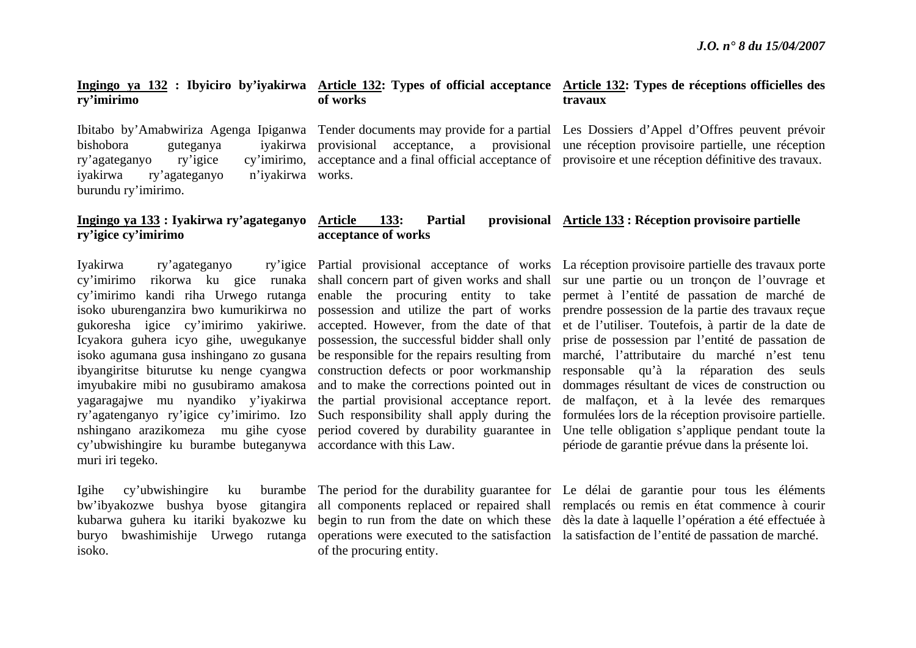**Ingingo ya 132 : Ibyiciro by'iyakirwa ry'imirimo**

Ibitabo by'Amabwiriza Agenga Ipiganwa bishobora guteganya iyakirwa ry'agateganyo ry'igice cy'imirimo, iyakirwa ry'agateganyo n'iyakirwa burundu ry'imirimo.

**Ingingo ya 133 : Iyakirwa ry'agateganyo ry'igice cy'imirimo**

Iyakirwa ry'agateganyo ry'igice cy'imirimo rikorwa ku gice runaka cy'imirimo kandi riha Urwego rutanga isoko uburenganzira bwo kumurikirwa no gukoresha igice cy'imirimo yakiriwe. Icyakora guhera icyo gihe, uwegukanye isoko agumana gusa inshingano zo gusana ibyangiritse biturutse ku nenge cyangwa imyubakire mibi no gusubiramo amakosa yagaragajwe mu nyandiko y'iyakirwa ry'agatenganyo ry'igice cy'imirimo. Izo nshingano arazikomeza mu gihe cyose cy'ubwishingire ku burambe buteganywa muri iri tegeko.

Igihe cy'ubwishingire ku burambe bw'ibyakozwe bushya byose gitangira kubarwa guhera ku itariki byakozwe ku buryo bwashimishije Urwego rutanga isoko.

**Article 132: Types of official acceptance of works**

Tender documents may provide for a partial provisional acceptance, a provisional acceptance and a final official acceptance of works.

**Article 133: Partial provisional acceptance of works**

Partial provisional acceptance of works shall concern part of given works and shall enable the procuring entity to take possession and utilize the part of works accepted. However, from the date of that possession, the successful bidder shall only be responsible for the repairs resulting from construction defects or poor workmanship and to make the corrections pointed out in the partial provisional acceptance report. Such responsibility shall apply during the period covered by durability guarantee in accordance with this Law.

The period for the durability guarantee for all components replaced or repaired shall begin to run from the date on which these operations were executed to the satisfaction of the procuring entity.

**Article 132: Types de réceptions officielles des travaux**

Les Dossiers d'Appel d'Offres peuvent prévoir une réception provisoire partielle, une réception provisoire et une réception définitive des travaux.

**Article 133 : Réception provisoire partielle**

La réception provisoire partielle des travaux porte sur une partie ou un tronçon de l'ouvrage et permet à l'entité de passation de marché de prendre possession de la partie des travaux reçue et de l'utiliser. Toutefois, à partir de la date de prise de possession par l'entité de passation de marché, l'attributaire du marché n'est tenu responsable qu'à la réparation des seuls dommages résultant de vices de construction ou de malfaçon, et à la levée des remarques formulées lors de la réception provisoire partielle. Une telle obligation s'applique pendant toute la période de garantie prévue dans la présente loi.

Le délai de garantie pour tous les éléments remplacés ou remis en état commence à courir dès la date à laquelle l'opération a été effectuée à la satisfaction de l'entité de passation de marché.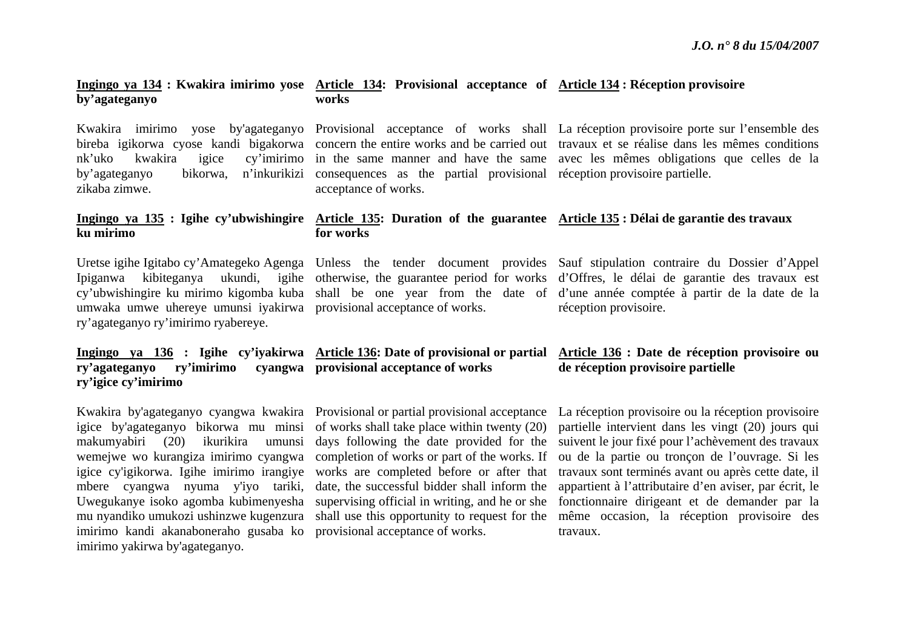**Ingingo ya 134 : Kwakira imirimo yose by'agateganyo**

Kwakira imirimo yose by'agateganyo bireba igikorwa cyose kandi bigakorwa nk'uko kwakira igice cy'imirimo by'agateganyo bikorwa, n'inkurikizi zikaba zimwe.

**Ingingo ya 135 : Igihe cy'ubwishingire ku mirimo**

Uretse igihe Igitabo cy'Amategeko Agenga Ipiganwa kibiteganya ukundi, igihe cy'ubwishingire ku mirimo kigomba kuba umwaka umwe uhereye umunsi iyakirwa ry'agateganyo ry'imirimo ryabereye.

**Ingingo ya 136 : Igihe cy'iyakirwa ry'agateganyo ry'imirimo cyangwa ry'igice cy'imirimo**

Kwakira by'agateganyo cyangwa kwakira igice by'agateganyo bikorwa mu minsi makumyabiri (20) ikurikira umunsi wemejwe wo kurangiza imirimo cyangwa igice cy'igikorwa. Igihe imirimo irangiye mbere cyangwa nyuma y'iyo tariki, Uwegukanye isoko agomba kubimenyesha mu nyandiko umukozi ushinzwe kugenzura imirimo kandi akanaboneraho gusaba ko imirimo yakirwa by'agateganyo.

**Article 134: Provisional acceptance of works**

Provisional acceptance of works shall concern the entire works and be carried out in the same manner and have the same consequences as the partial provisional acceptance of works.

**Article 135: Duration of the guarantee for works**

Unless the tender document provides otherwise, the guarantee period for works shall be one year from the date of provisional acceptance of works.

**Article 136: Date of provisional or partial provisional acceptance of works**

Provisional or partial provisional acceptance of works shall take place within twenty (20) days following the date provided for the completion of works or part of the works. If works are completed before or after that date, the successful bidder shall inform the supervising official in writing, and he or she shall use this opportunity to request for the provisional acceptance of works.

**Article 134 : Réception provisoire**

La réception provisoire porte sur l'ensemble des travaux et se réalise dans les mêmes conditions avec les mêmes obligations que celles de la réception provisoire partielle.

**Article 135 : Délai de garantie des travaux**

Sauf stipulation contraire du Dossier d'Appel d'Offres, le délai de garantie des travaux est d'une année comptée à partir de la date de la réception provisoire.

**Article 136 : Date de réception provisoire ou de réception provisoire partielle**

La réception provisoire ou la réception provisoire partielle intervient dans les vingt (20) jours qui suivent le jour fixé pour l'achèvement des travaux ou de la partie ou tronçon de l'ouvrage. Si les travaux sont terminés avant ou après cette date, il appartient à l'attributaire d'en aviser, par écrit, le fonctionnaire dirigeant et de demander par la même occasion, la réception provisoire des travaux.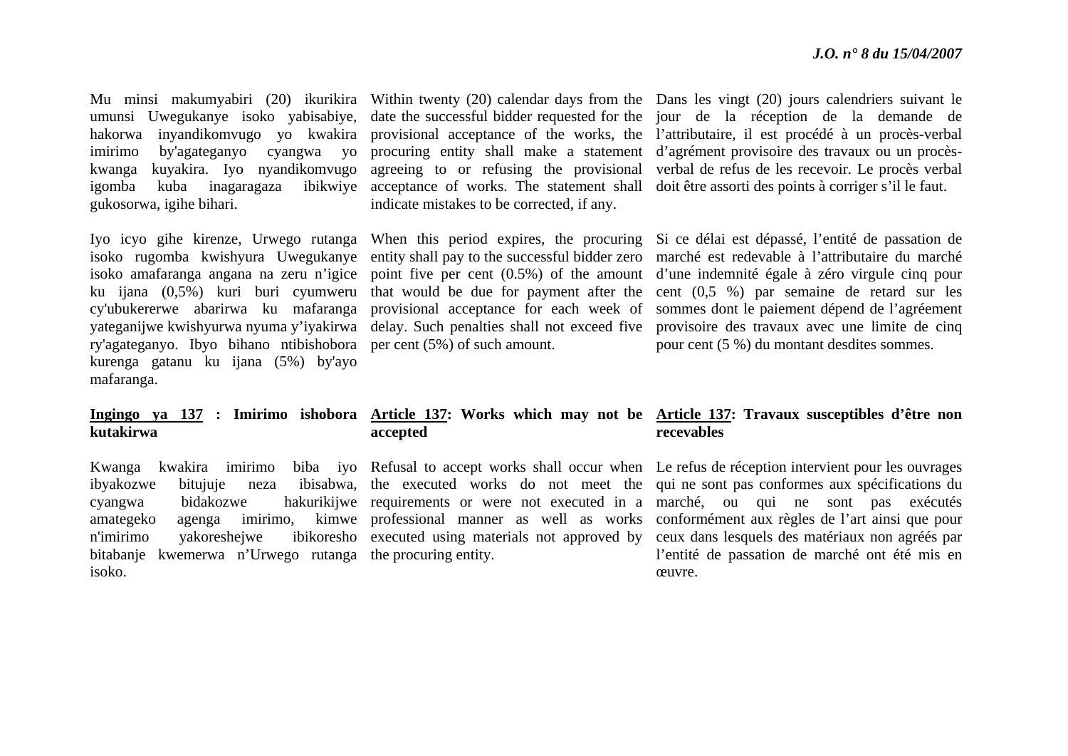Mu minsi makumyabiri (20) ikurikira umunsi Uwegukanye isoko yabisabiye, hakorwa inyandikomvugo yo kwakira imirimo by'agateganyo cyangwa yo kwanga kuyakira. Iyo nyandikomvugo igomba kuba inagaragaza ibikwiye gukosorwa, igihe bihari.

Iyo icyo gihe kirenze, Urwego rutanga isoko rugomba kwishyura Uwegukanye isoko amafaranga angana na zeru n'igice ku ijana (0,5%) kuri buri cyumweru cy'ubukererwe abarirwa ku mafaranga yateganijwe kwishyurwa nyuma y'iyakirwa ry'agateganyo. Ibyo bihano ntibishobora kurenga gatanu ku ijana (5%) by'ayo mafaranga.

**<u>Ingingo ya 137</u> : Imirimo ishobora kutakirwa**

Kwanga kwakira imirimo biba iyo ibyakozwe bitujuje neza ibisabwa, cyangwa bidakozwe hakurikijwe amategeko agenga imirimo, kimwe n'imirimo yakoreshejwe ibikoresho bitabanje kwemerwa n'Urwego rutanga isoko.

Within twenty (20) calendar days from the date the successful bidder requested for the provisional acceptance of the works, the procuring entity shall make a statement agreeing to or refusing the provisional acceptance of works. The statement shall indicate mistakes to be corrected, if any.

When this period expires, the procuring entity shall pay to the successful bidder zero point five per cent (0.5%) of the amount that would be due for payment after the provisional acceptance for each week of delay. Such penalties shall not exceed five per cent (5%) of such amount.

**<u>Article 137</u>: Works which may not be accepted**

Refusal to accept works shall occur when the executed works do not meet the requirements or were not executed in a professional manner as well as works executed using materials not approved by the procuring entity.

Dans les vingt (20) jours calendriers suivant le jour de la réception de la demande de l'attributaire, il est procédé à un procès-verbal d'agrément provisoire des travaux ou un procès-verbal de refus de les recevoir. Le procès verbal doit être assorti des points à corriger s'il le faut.

Si ce délai est dépassé, l'entité de passation de marché est redevable à l'attributaire du marché d'une indemnité égale à zéro virgule cinq pour cent (0,5 %) par semaine de retard sur les sommes dont le paiement dépend de l'agréement provisoire des travaux avec une limite de cinq pour cent (5 %) du montant desdites sommes.

**<u>Article 137</u>: Travaux susceptibles d'être non recevables**

Le refus de réception intervient pour les ouvrages qui ne sont pas conformes aux spécifications du marché, ou qui ne sont pas exécutés conformément aux règles de l'art ainsi que pour ceux dans lesquels des matériaux non agréés par l'entité de passation de marché ont été mis en œuvre.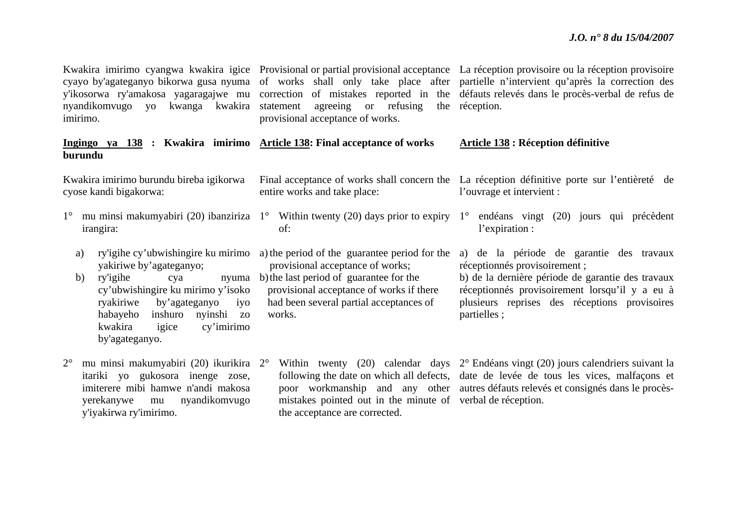Kwakira imirimo cyangwa kwakira igice cyayo by'agateganyo bikorwa gusa nyuma y'ikosorwa ry'amakosa yagaragajwe mu nyandikomvugo yo kwanga kwakira imirimo.

**Ingingo ya 138 : Kwakira imirimo burundu**

Kwakira imirimo burundu bireba igikorwa cyose kandi bigakorwa:

1° mu minsi makumyabiri (20) ibanziriza irangira:

a) ry'igihe cy'ubwishingire ku mirimo yakiriwe by'agateganyo;
b) ry'igihe cya nyuma cy'ubwishingire ku mirimo y'isoko ryakiriwe by'agateganyo iyo habayeho inshuro nyinshi zo kwakira igice cy'imirimo by'agateganyo.

2° mu minsi makumyabiri (20) ikurikira itariki yo gukosora inenge zose, imiterere mibi hamwe n'andi makosa yerekanywe mu nyandikomvugo y'iyakirwa ry'imirimo.

Provisional or partial provisional acceptance of works shall only take place after correction of mistakes reported in the statement agreeing or refusing the provisional acceptance of works.

**Article 138: Final acceptance of works**

Final acceptance of works shall concern the entire works and take place:

1° Within twenty (20) days prior to expiry of:

a) the period of the guarantee period for the provisional acceptance of works;
b) the last period of guarantee for the provisional acceptance of works if there had been several partial acceptances of works.

2° Within twenty (20) calendar days following the date on which all defects, poor workmanship and any other mistakes pointed out in the minute of the acceptance are corrected.

La réception provisoire ou la réception provisoire partielle n'intervient qu'après la correction des défauts relevés dans le procès-verbal de refus de réception.

**Article 138 : Réception définitive**

La réception définitive porte sur l'entièreté de l'ouvrage et intervient :

1° endéans vingt (20) jours qui précèdent l'expiration :

a) de la période de garantie des travaux réceptionnés provisoirement ;
b) de la dernière période de garantie des travaux réceptionnés provisoirement lorsqu'il y a eu à plusieurs reprises des réceptions provisoires partielles ;

2° Endéans vingt (20) jours calendriers suivant la date de levée de tous les vices, malfaçons et autres défauts relevés et consignés dans le procès-verbal de réception.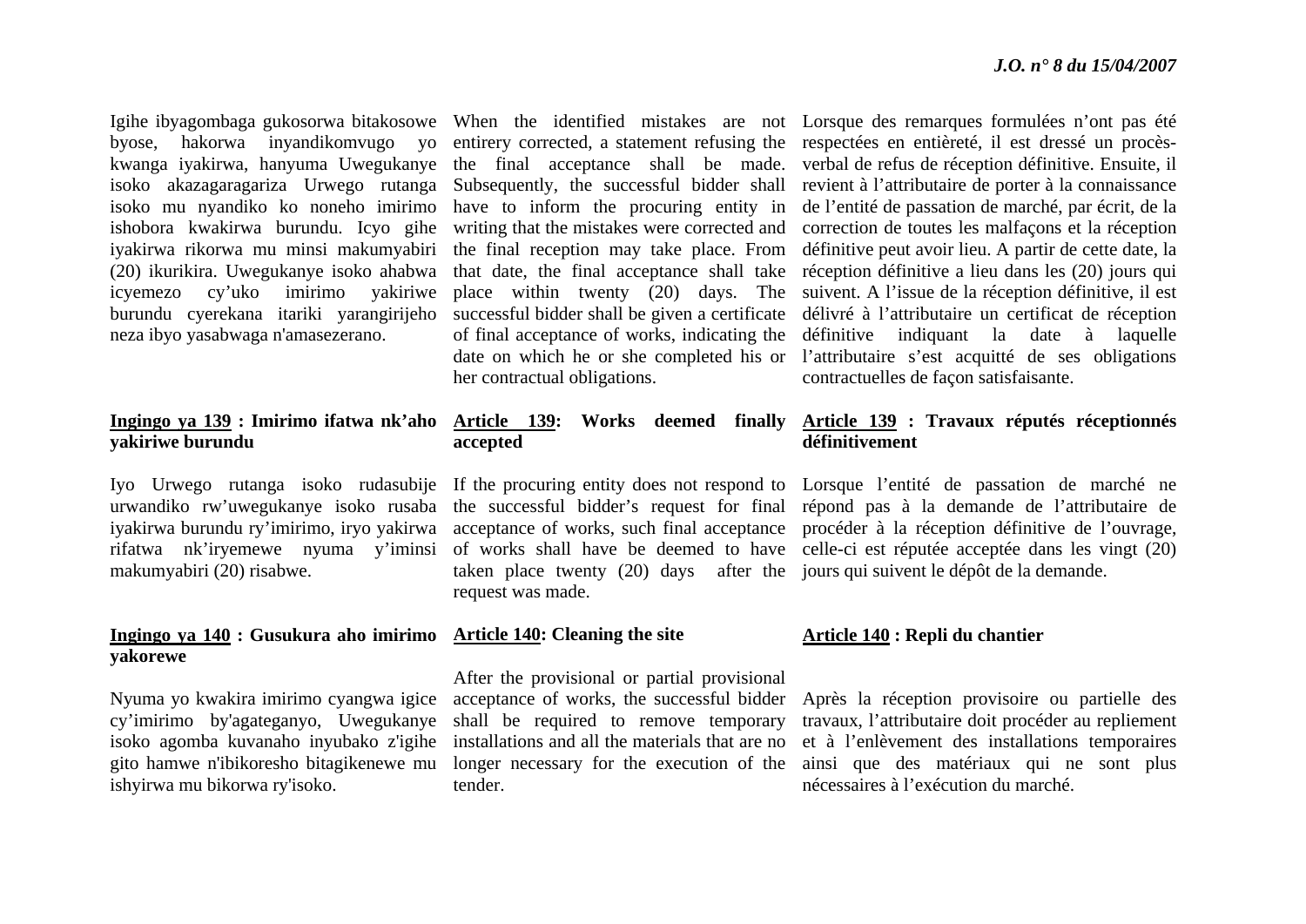Igihe ibyagombaga gukosorwa bitakosowe byose, hakorwa inyandikomvugo yo kwanga iyakirwa, hanyuma Uwegukanye isoko akazagaragariza Urwego rutanga isoko mu nyandiko ko noneho imirimo ishobora kwakirwa burundu. Icyo gihe iyakirwa rikorwa mu minsi makumyabiri (20) ikurikira. Uwegukanye isoko ahabwa icyemezo cy'uko imirimo yakiriwe burundu cyerekana itariki yarangirijeho neza ibyo yasabwaga n'amasezerano.

When the identified mistakes are not entirery corrected, a statement refusing the the final acceptance shall be made. Subsequently, the successful bidder shall have to inform the procuring entity in writing that the mistakes were corrected and the final reception may take place. From that date, the final acceptance shall take place within twenty (20) days. The successful bidder shall be given a certificate of final acceptance of works, indicating the date on which he or she completed his or her contractual obligations.

Lorsque des remarques formulées n'ont pas été respectées en entièreté, il est dressé un procès-verbal de refus de réception définitive. Ensuite, il revient à l'attributaire de porter à la connaissance de l'entité de passation de marché, par écrit, de la correction de toutes les malfaçons et la réception définitive peut avoir lieu. A partir de cette date, la réception définitive a lieu dans les (20) jours qui suivent. A l'issue de la réception définitive, il est délivré à l'attributaire un certificat de réception définitive indiquant la date à laquelle l'attributaire s'est acquitté de ses obligations contractuelles de façon satisfaisante.

**Ingingo ya 139 : Imirimo ifatwa nk'aho yakiriwe burundu**

Iyo Urwego rutanga isoko rudasubije urwandiko rw'uwegukanye isoko rusaba iyakirwa burundu ry'imirimo, iryo yakirwa rifatwa nk'iryemewe nyuma y'iminsi makumyabiri (20) risabwe.

**Article 139: Works deemed finally accepted**

If the procuring entity does not respond to the successful bidder's request for final acceptance of works, such final acceptance of works shall have be deemed to have taken place twenty (20) days after the request was made.

**Article 139 : Travaux réputés réceptionnés définitivement**

Lorsque l'entité de passation de marché ne répond pas à la demande de l'attributaire de procéder à la réception définitive de l'ouvrage, celle-ci est réputée acceptée dans les vingt (20) jours qui suivent le dépôt de la demande.

**Ingingo ya 140 : Gusukura aho imirimo yakorewe**

Nyuma yo kwakira imirimo cyangwa igice cy'imirimo by'agateganyo, Uwegukanye isoko agomba kuvanaho inyubako z'igihe gito hamwe n'ibikoresho bitagikenewe mu ishyirwa mu bikorwa ry'isoko.

**Article 140: Cleaning the site**

After the provisional or partial provisional acceptance of works, the successful bidder shall be required to remove temporary installations and all the materials that are no longer necessary for the execution of the tender.

**Article 140 : Repli du chantier**

Après la réception provisoire ou partielle des travaux, l'attributaire doit procéder au repliement et à l'enlèvement des installations temporaires ainsi que des matériaux qui ne sont plus nécessaires à l'exécution du marché.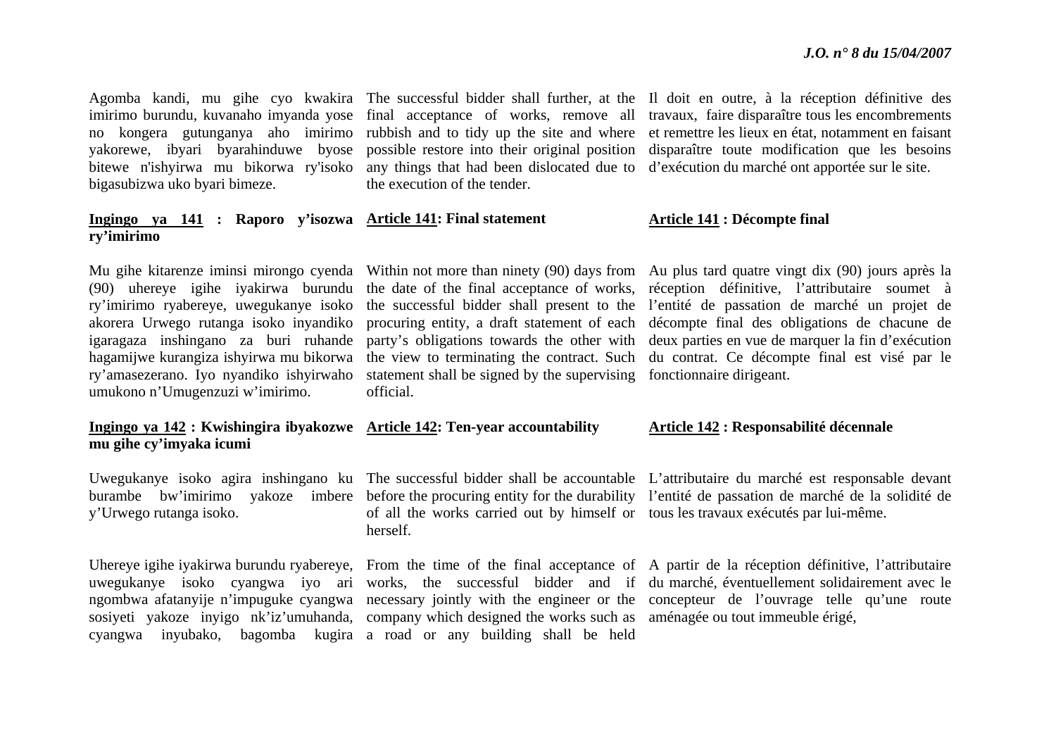Agomba kandi, mu gihe cyo kwakira imirimo burundu, kuvanaho imyanda yose no kongera gutunganya aho imirimo yakorewe, ibyari byarahinduwe byose bitewe n'ishyirwa mu bikorwa ry'isoko bigasubizwa uko byari bimeze.

**Ingingo ya 141 : Raporo y'isozwa ry'imirimo**

Mu gihe kitarenze iminsi mirongo cyenda (90) uhereye igihe iyakirwa burundu ry'imirimo ryabereye, uwegukanye isoko akorera Urwego rutanga isoko inyandiko igaragaza inshingano za buri ruhande hagamijwe kurangiza ishyirwa mu bikorwa ry'amasezerano. Iyo nyandiko ishyirwaho umukono n'Umugenzuzi w'imirimo.

**Ingingo ya 142 : Kwishingira ibyakozwe mu gihe cy'imyaka icumi**

Uwegukanye isoko agira inshingano ku burambe bw'imirimo yakoze imbere y'Urwego rutanga isoko.

Uhereye igihe iyakirwa burundu ryabereye, uwegukanye isoko cyangwa iyo ari ngombwa afatanyije n'impuguke cyangwa sosiyeti yakoze inyigo nk'iz'umuhanda, cyangwa inyubako, bagomba kugira

The successful bidder shall further, at the final acceptance of works, remove all rubbish and to tidy up the site and where possible restore into their original position any things that had been dislocated due to the execution of the tender.

**Article 141: Final statement**

Within not more than ninety (90) days from the date of the final acceptance of works, the successful bidder shall present to the procuring entity, a draft statement of each party's obligations towards the other with the view to terminating the contract. Such statement shall be signed by the supervising official.

**Article 142: Ten-year accountability**

The successful bidder shall be accountable before the procuring entity for the durability of all the works carried out by himself or herself.

From the time of the final acceptance of works, the successful bidder and if necessary jointly with the engineer or the company which designed the works such as a road or any building shall be held

Il doit en outre, à la réception définitive des travaux, faire disparaître tous les encombrements et remettre les lieux en état, notamment en faisant disparaître toute modification que les besoins d'exécution du marché ont apportée sur le site.

**Article 141 : Décompte final**

Au plus tard quatre vingt dix (90) jours après la réception définitive, l'attributaire soumet à l'entité de passation de marché un projet de décompte final des obligations de chacune de deux parties en vue de marquer la fin d'exécution du contrat. Ce décompte final est visé par le fonctionnaire dirigeant.

**Article 142 : Responsabilité décennale**

L'attributaire du marché est responsable devant l'entité de passation de marché de la solidité de tous les travaux exécutés par lui-même.

A partir de la réception définitive, l'attributaire du marché, éventuellement solidairement avec le concepteur de l'ouvrage telle qu'une route aménagée ou tout immeuble érigé,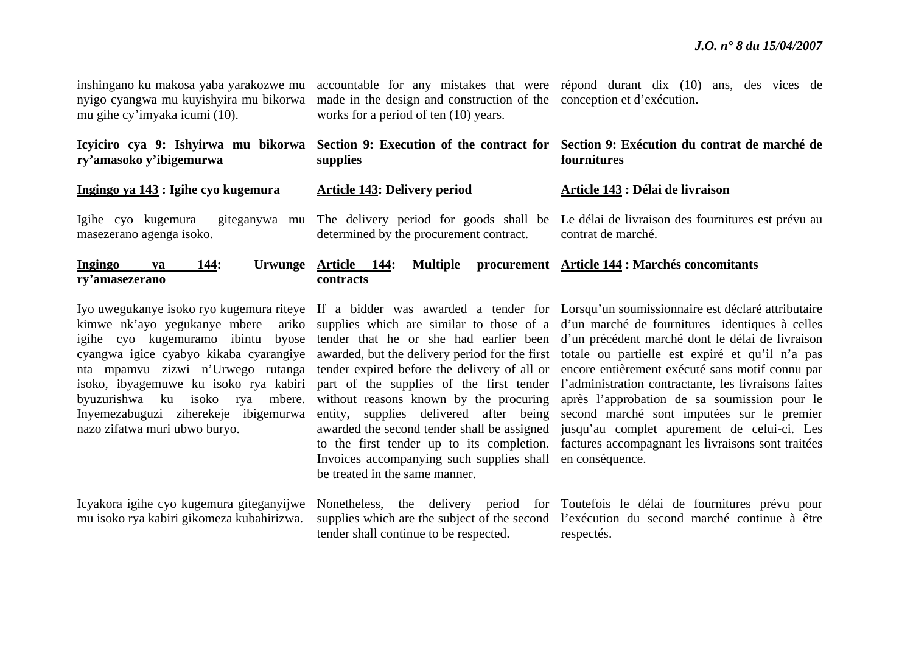inshingano ku makosa yaba yarakozwe mu nyigo cyangwa mu kuyishyira mu bikorwa mu gihe cy'imyaka icumi (10).

**Icyiciro cya 9: Ishyirwa mu bikorwa ry'amasoko y'ibigemurwa**

**<u>Ingingo ya 143</u> : Igihe cyo kugemura**

Igihe cyo kugemura giteganywa mu masezerano agenga isoko.

**<u>Ingingo ya 144</u>: Urwunge ry'amasezerano**

Iyo uwegukanye isoko ryo kugemura riteye kimwe nk'ayo yegukanye mbere ariko igihe cyo kugemuramo ibintu byose cyangwa igice cyabyo kikaba cyarangiye nta mpamvu zizwi n'Urwego rutanga isoko, ibyagemuwe ku isoko rya kabiri byuzurishwa ku isoko rya mbere. Inyemezabuguzi ziherekeje ibigemurwa nazo zifatwa muri ubwo buryo.

Icyakora igihe cyo kugemura giteganyijwe mu isoko rya kabiri gikomeza kubahirizwa.

accountable for any mistakes that were made in the design and construction of the works for a period of ten (10) years.

**Section 9: Execution of the contract for supplies**

**<u>Article 143</u>: Delivery period**

The delivery period for goods shall be determined by the procurement contract.

**<u>Article 144</u>: Multiple procurement contracts**

If a bidder was awarded a tender for supplies which are similar to those of a tender that he or she had earlier been awarded, but the delivery period for the first tender expired before the delivery of all or part of the supplies of the first tender without reasons known by the procuring entity, supplies delivered after being awarded the second tender shall be assigned to the first tender up to its completion. Invoices accompanying such supplies shall be treated in the same manner.

Nonetheless, the delivery period for supplies which are the subject of the second tender shall continue to be respected.

répond durant dix (10) ans, des vices de conception et d'exécution.

**Section 9: Exécution du contrat de marché de fournitures**

**<u>Article 143</u> : Délai de livraison**

Le délai de livraison des fournitures est prévu au contrat de marché.

**<u>Article 144</u> : Marchés concomitants**

Lorsqu'un soumissionnaire est déclaré attributaire d'un marché de fournitures identiques à celles d'un précédent marché dont le délai de livraison totale ou partielle est expiré et qu'il n'a pas encore entièrement exécuté sans motif connu par l'administration contractante, les livraisons faites après l'approbation de sa soumission pour le second marché sont imputées sur le premier jusqu'au complet apurement de celui-ci. Les factures accompagnant les livraisons sont traitées en conséquence.

Toutefois le délai de fournitures prévu pour l'exécution du second marché continue à être respectés.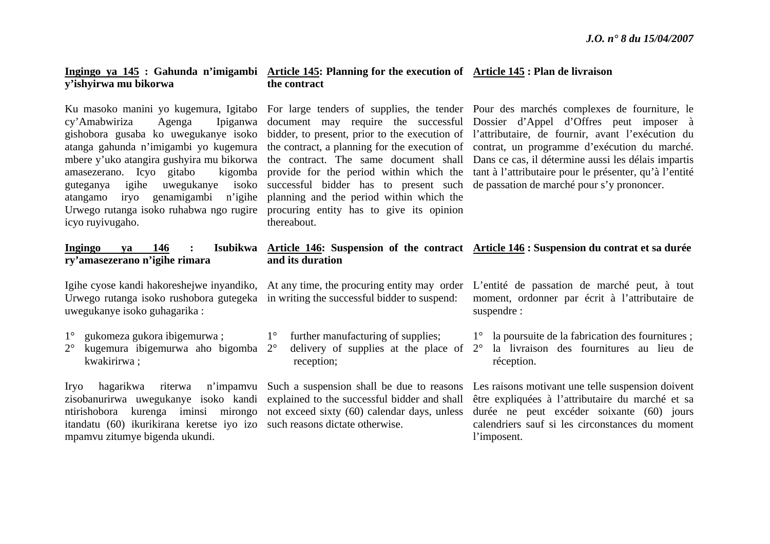**Ingingo ya 145 : Gahunda n'imigambi y'ishyirwa mu bikorwa**

Ku masoko manini yo kugemura, Igitabo cy'Amabwiriza Agenga Ipiganwa gishobora gusaba ko uwegukanye isoko atanga gahunda n'imigambi yo kugemura mbere y'uko atangira gushyira mu bikorwa amasezerano. Icyo gitabo kigomba guteganya igihe uwegukanye isoko atangamo iryo genamigambi n'igihe Urwego rutanga isoko ruhabwa ngo rugire icyo ruyivugaho.

**Ingingo ya 146 : Isubikwa ry'amasezerano n'igihe rimara**

Igihe cyose kandi hakoreshejwe inyandiko, Urwego rutanga isoko rushobora gutegeka uwegukanye isoko guhagarika :

1° gukomeza gukora ibigemurwa ;
2° kugemura ibigemurwa aho bigomba kwakirirwa ;

Iryo hagarikwa riterwa n'impamvu zisobanurirwa uwegukanye isoko kandi ntirishobora kurenga iminsi mirongo itandatu (60) ikurikirana keretse iyo izo mpamvu zitumye bigenda ukundi.

**Article 145: Planning for the execution of the contract**

For large tenders of supplies, the tender document may require the successful bidder, to present, prior to the execution of the contract, a planning for the execution of the contract. The same document shall provide for the period within which the successful bidder has to present such planning and the period within which the procuring entity has to give its opinion thereabout.

**Article 146: Suspension of the contract and its duration**

At any time, the procuring entity may order in writing the successful bidder to suspend:

1° further manufacturing of supplies;
2° delivery of supplies at the place of reception;

Such a suspension shall be due to reasons explained to the successful bidder and shall not exceed sixty (60) calendar days, unless such reasons dictate otherwise.

**Article 145 : Plan de livraison**

Pour des marchés complexes de fourniture, le Dossier d'Appel d'Offres peut imposer à l'attributaire, de fournir, avant l'exécution du contrat, un programme d'exécution du marché. Dans ce cas, il détermine aussi les délais impartis tant à l'attributaire pour le présenter, qu'à l'entité de passation de marché pour s'y prononcer.

**Article 146 : Suspension du contrat et sa durée**

L'entité de passation de marché peut, à tout moment, ordonner par écrit à l'attributaire de suspendre :

1° la poursuite de la fabrication des fournitures ;
2° la livraison des fournitures au lieu de réception.

Les raisons motivant une telle suspension doivent être expliquées à l'attributaire du marché et sa durée ne peut excéder soixante (60) jours calendriers sauf si les circonstances du moment l'imposent.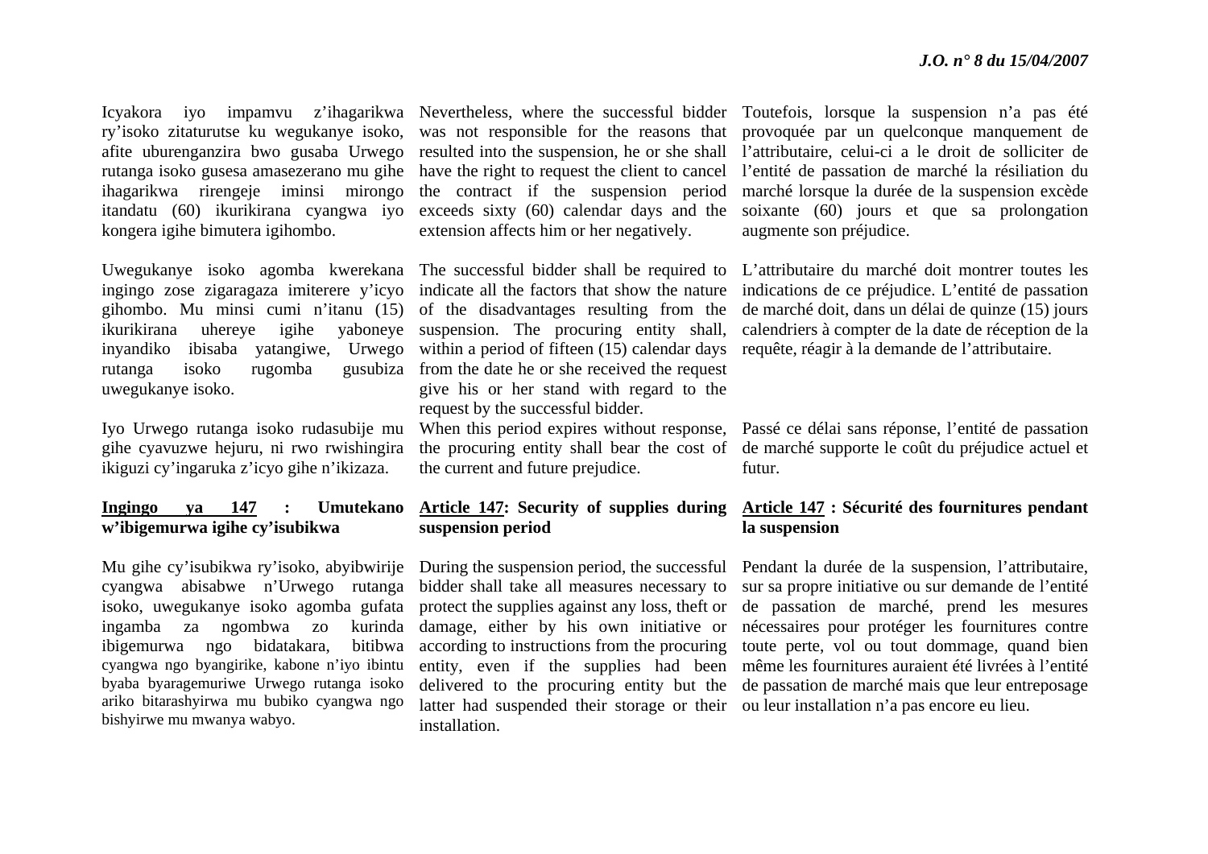Icyakora iyo impamvu z'ihagarikwa ry'isoko zitaturutse ku wegukanye isoko, afite uburenganzira bwo gusaba Urwego rutanga isoko gusesa amasezerano mu gihe ihagarikwa rirengeje iminsi mirongo itandatu (60) ikurikirana cyangwa iyo kongera igihe bimutera igihombo.

Uwegukanye isoko agomba kwerekana ingingo zose zigaragaza imiterere y'icyo gihombo. Mu minsi cumi n'itanu (15) ikurikirana uhereye igihe yaboneye inyandiko ibisaba yatangiwe, Urwego rutanga isoko rugomba gusubiza uwegukanye isoko.

Iyo Urwego rutanga isoko rudasubije mu gihe cyavuzwe hejuru, ni rwo rwishingira ikiguzi cy'ingaruka z'icyo gihe n'ikizaza.

**<u>Ingingo ya 147</u> : Umutekano w'ibigemurwa igihe cy'isubikwa**

Mu gihe cy'isubikwa ry'isoko, abyibwirije cyangwa abisabwe n'Urwego rutanga isoko, uwegukanye isoko agomba gufata ingamba za ngombwa zo kurinda ibigemurwa ngo bidatakara, bitibwa cyangwa ngo byangirike, kabone n'iyo ibintu byaba byaragemuriwe Urwego rutanga isoko ariko bitarashyirwa mu bubiko cyangwa ngo bishyirwe mu mwanya wabyo.

Nevertheless, where the successful bidder was not responsible for the reasons that resulted into the suspension, he or she shall have the right to request the client to cancel the contract if the suspension period exceeds sixty (60) calendar days and the extension affects him or her negatively.

The successful bidder shall be required to indicate all the factors that show the nature of the disadvantages resulting from the suspension. The procuring entity shall, within a period of fifteen (15) calendar days from the date he or she received the request give his or her stand with regard to the request by the successful bidder.

When this period expires without response, the procuring entity shall bear the cost of the current and future prejudice.

**<u>Article 147</u>: Security of supplies during suspension period**

During the suspension period, the successful bidder shall take all measures necessary to protect the supplies against any loss, theft or damage, either by his own initiative or according to instructions from the procuring entity, even if the supplies had been delivered to the procuring entity but the latter had suspended their storage or their installation.

Toutefois, lorsque la suspension n'a pas été provoquée par un quelconque manquement de l'attributaire, celui-ci a le droit de solliciter de l'entité de passation de marché la résiliation du marché lorsque la durée de la suspension excède soixante (60) jours et que sa prolongation augmente son préjudice.

L'attributaire du marché doit montrer toutes les indications de ce préjudice. L'entité de passation de marché doit, dans un délai de quinze (15) jours calendriers à compter de la date de réception de la requête, réagir à la demande de l'attributaire.

Passé ce délai sans réponse, l'entité de passation de marché supporte le coût du préjudice actuel et futur.

**<u>Article 147</u> : Sécurité des fournitures pendant la suspension**

Pendant la durée de la suspension, l'attributaire, sur sa propre initiative ou sur demande de l'entité de passation de marché, prend les mesures nécessaires pour protéger les fournitures contre toute perte, vol ou tout dommage, quand bien même les fournitures auraient été livrées à l'entité de passation de marché mais que leur entreposage ou leur installation n'a pas encore eu lieu.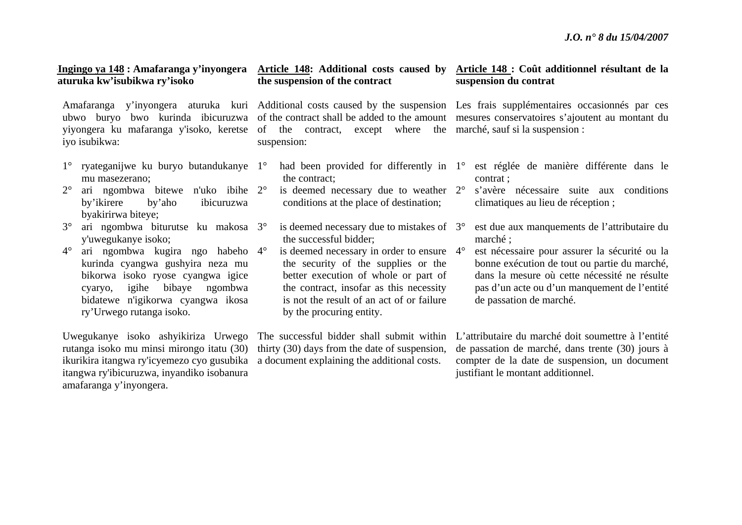**Ingingo ya 148 : Amafaranga y'inyongera aturuka kw'isubikwa ry'isoko**

Amafaranga y'inyongera aturuka kuri ubwo buryo bwo kurinda ibicuruzwa yiyongera ku mafaranga y'isoko, keretse iyo isubikwa:

1° ryateganijwe ku buryo butandukanye mu masezerano;
2° ari ngombwa bitewe n'uko ibihe by'ikirere by'aho ibicuruzwa byakirirwa biteye;
3° ari ngombwa biturutse ku makosa y'uwegukanye isoko;
4° ari ngombwa kugira ngo habeho kurinda cyangwa gushyira neza mu bikorwa isoko ryose cyangwa igice cyaryo, igihe bibaye ngombwa bidatewe n'igikorwa cyangwa ikosa ry'Urwego rutanga isoko.

Uwegukanye isoko ashyikiriza Urwego rutanga isoko mu minsi mirongo itatu (30) ikurikira itangwa ry'icyemezo cyo gusubika itangwa ry'ibicuruzwa, inyandiko isobanura amafaranga y'inyongera.

**Article 148: Additional costs caused by the suspension of the contract**

Additional costs caused by the suspension of the contract shall be added to the amount of the contract, except where the suspension:

1° had been provided for differently in the contract;
2° is deemed necessary due to weather conditions at the place of destination;
3° is deemed necessary due to mistakes of the successful bidder;
4° is deemed necessary in order to ensure the security of the supplies or the better execution of whole or part of the contract, insofar as this necessity is not the result of an act of or failure by the procuring entity.

The successful bidder shall submit within thirty (30) days from the date of suspension, a document explaining the additional costs.

**Article 148 : Coût additionnel résultant de la suspension du contrat**

Les frais supplémentaires occasionnés par ces mesures conservatoires s'ajoutent au montant du marché, sauf si la suspension :

1° est réglée de manière différente dans le contrat ;
2° s'avère nécessaire suite aux conditions climatiques au lieu de réception ;
3° est due aux manquements de l'attributaire du marché ;
4° est nécessaire pour assurer la sécurité ou la bonne exécution de tout ou partie du marché, dans la mesure où cette nécessité ne résulte pas d'un acte ou d'un manquement de l'entité de passation de marché.

L'attributaire du marché doit soumettre à l'entité de passation de marché, dans trente (30) jours à compter de la date de suspension, un document justifiant le montant additionnel.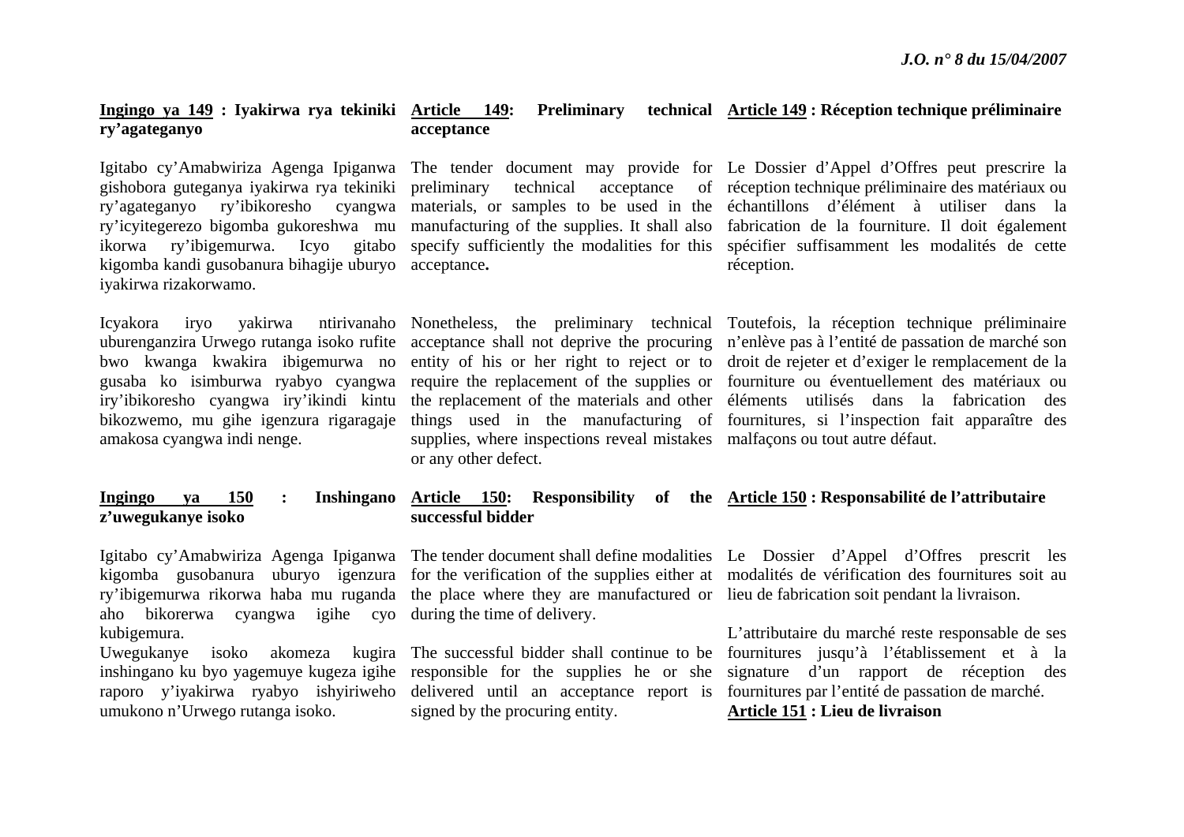**<u>Ingingo ya 149</u> : Iyakirwa rya tekiniki ry'agateganyo**

Igitabo cy'Amabwiriza Agenga Ipiganwa gishobora guteganya iyakirwa rya tekiniki ry'agateganyo ry'ibikoresho cyangwa ry'icyitegerezo bigomba gukoreshwa mu ikorwa ry'ibigemurwa. Icyo gitabo kigomba kandi gusobanura bihagije uburyo iyakirwa rizakorwamo.

Icyakora iryo yakirwa ntirivanaho uburenganzira Urwego rutanga isoko rufite bwo kwanga kwakira ibigemurwa no gusaba ko isimburwa ryabyo cyangwa iry'ibikoresho cyangwa iry'ikindi kintu bikozwemo, mu gihe igenzura rigaragaje amakosa cyangwa indi nenge.

**<u>Ingingo ya 150</u> : Inshingano z'uwegukanye isoko**

Igitabo cy'Amabwiriza Agenga Ipiganwa kigomba gusobanura uburyo igenzura ry'ibigemurwa rikorwa haba mu ruganda aho bikorerwa cyangwa igihe cyo kubigemura.

Uwegukanye isoko akomeza kugira inshingano ku byo yagemuye kugeza igihe raporo y'iyakirwa ryabyo ishyiriweho umukono n'Urwego rutanga isoko.

**<u>Article 149</u>: Preliminary technical acceptance**

The tender document may provide for preliminary technical acceptance of materials, or samples to be used in the manufacturing of the supplies. It shall also specify sufficiently the modalities for this acceptance**.**

Nonetheless, the preliminary technical acceptance shall not deprive the procuring entity of his or her right to reject or to require the replacement of the supplies or the replacement of the materials and other things used in the manufacturing of supplies, where inspections reveal mistakes or any other defect.

**<u>Article 150</u>: Responsibility of the successful bidder**

The tender document shall define modalities for the verification of the supplies either at the place where they are manufactured or during the time of delivery.

The successful bidder shall continue to be responsible for the supplies he or she delivered until an acceptance report is signed by the procuring entity.

**<u>Article 149</u> : Réception technique préliminaire**

Le Dossier d'Appel d'Offres peut prescrire la réception technique préliminaire des matériaux ou échantillons d'élément à utiliser dans la fabrication de la fourniture. Il doit également spécifier suffisamment les modalités de cette réception.

Toutefois, la réception technique préliminaire n'enlève pas à l'entité de passation de marché son droit de rejeter et d'exiger le remplacement de la fourniture ou éventuellement des matériaux ou éléments utilisés dans la fabrication des fournitures, si l'inspection fait apparaître des malfaçons ou tout autre défaut.

**<u>Article 150</u> : Responsabilité de l'attributaire**

Le Dossier d'Appel d'Offres prescrit les modalités de vérification des fournitures soit au lieu de fabrication soit pendant la livraison.

L'attributaire du marché reste responsable de ses fournitures jusqu'à l'établissement et à la signature d'un rapport de réception des fournitures par l'entité de passation de marché.

**<u>Article 151</u> : Lieu de livraison**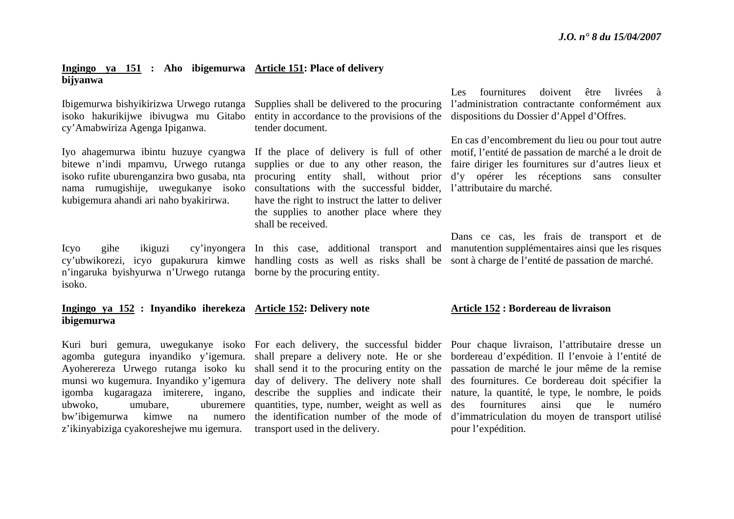**Ingingo ya 151 : Aho ibigemurwa bijyanwa**

Ibigemurwa bishyikirizwa Urwego rutanga isoko hakurikijwe ibivugwa mu Gitabo cy'Amabwiriza Agenga Ipiganwa.

Iyo ahagemurwa ibintu huzuye cyangwa bitewe n'indi mpamvu, Urwego rutanga isoko rufite uburenganzira bwo gusaba, nta nama rumugishije, uwegukanye isoko kubigemura ahandi ari naho byakirirwa.

Icyo gihe ikiguzi cy'inyongera cy'ubwikorezi, icyo gupakurura kimwe n'ingaruka byishyurwa n'Urwego rutanga isoko.

**Article 151: Place of delivery**

Supplies shall be delivered to the procuring entity in accordance to the provisions of the tender document.

If the place of delivery is full of other supplies or due to any other reason, the procuring entity shall, without prior consultations with the successful bidder, have the right to instruct the latter to deliver the supplies to another place where they shall be received.

In this case, additional transport and handling costs as well as risks shall be borne by the procuring entity.

Les fournitures doivent être livrées à l'administration contractante conformément aux dispositions du Dossier d'Appel d'Offres.

En cas d'encombrement du lieu ou pour tout autre motif, l'entité de passation de marché a le droit de faire diriger les fournitures sur d'autres lieux et d'y opérer les réceptions sans consulter l'attributaire du marché.

Dans ce cas, les frais de transport et de manutention supplémentaires ainsi que les risques sont à charge de l'entité de passation de marché.

**Ingingo ya 152 : Inyandiko iherekeza ibigemurwa**

Kuri buri gemura, uwegukanye isoko agomba gutegura inyandiko y'igemura. Ayohereza Urwego rutanga isoko ku munsi wo kugemura. Inyandiko y'igemura igomba kugaragaza imiterere, ingano, ubwoko, umubare, uburemere bw'ibigemurwa kimwe na numero z'ikinyabiziga cyakoreshejwe mu igemura.

**Article 152: Delivery note**

For each delivery, the successful bidder shall prepare a delivery note. He or she shall send it to the procuring entity on the day of delivery. The delivery note shall describe the supplies and indicate their quantities, type, number, weight as well as the identification number of the mode of transport used in the delivery.

**Article 152 : Bordereau de livraison**

Pour chaque livraison, l'attributaire dresse un bordereau d'expédition. Il l'envoie à l'entité de passation de marché le jour même de la remise des fournitures. Ce bordereau doit spécifier la nature, la quantité, le type, le nombre, le poids des fournitures ainsi que le numéro d'immatriculation du moyen de transport utilisé pour l'expédition.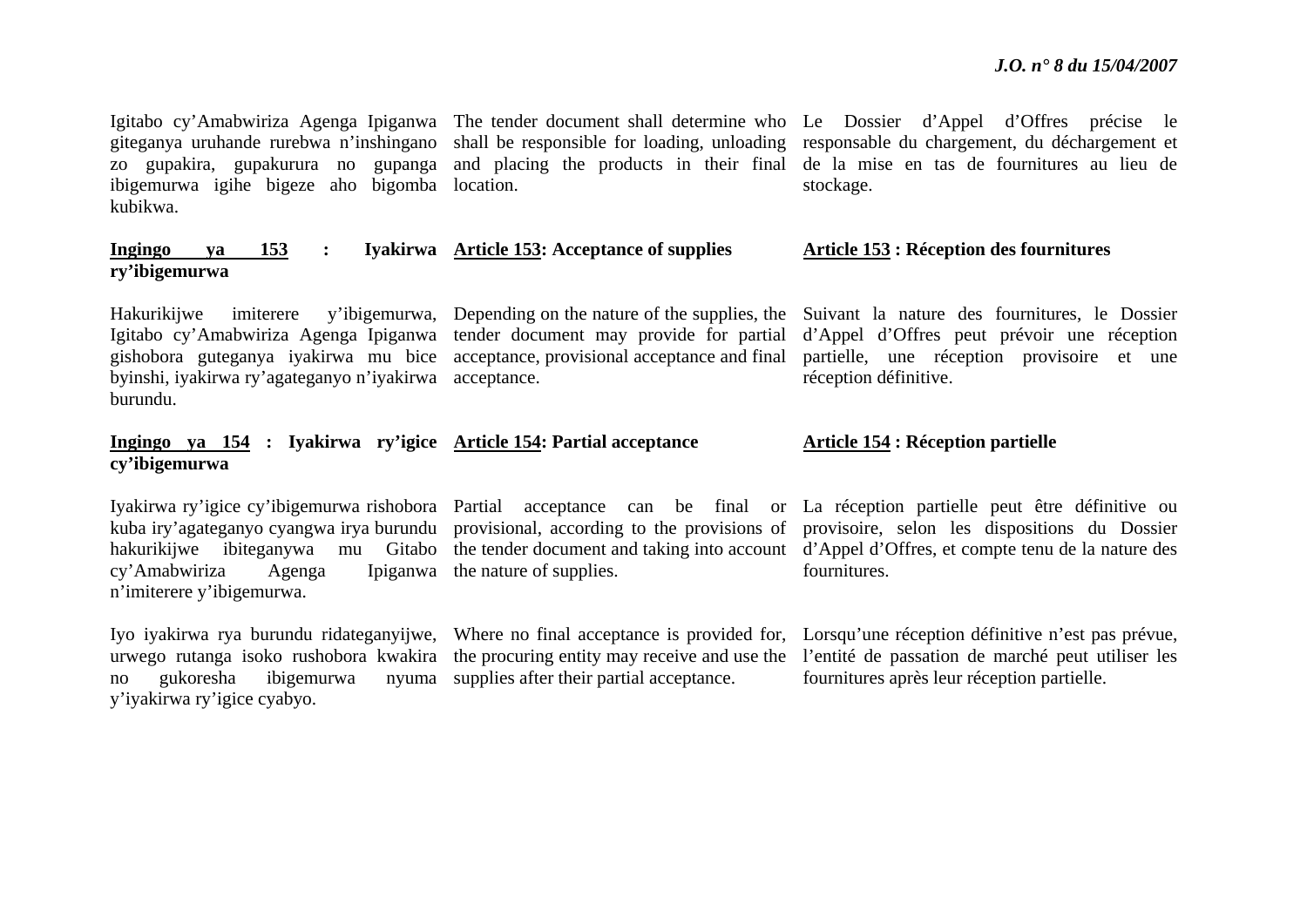Igitabo cy'Amabwiriza Agenga Ipiganwa giteganya uruhande rurebwa n'inshingano zo gupakira, gupakurura no gupanga ibigemurwa igihe bigeze aho bigomba kubikwa.

The tender document shall determine who shall be responsible for loading, unloading and placing the products in their final location.

Le Dossier d'Appel d'Offres précise le responsable du chargement, du déchargement et de la mise en tas de fournitures au lieu de stockage.

**Ingingo ya 153 : Iyakirwa ry'ibigemurwa**

Hakurikijwe imiterere y'ibigemurwa, Igitabo cy'Amabwiriza Agenga Ipiganwa gishobora guteganya iyakirwa mu bice byinshi, iyakirwa ry'agateganyo n'iyakirwa burundu.

**Article 153: Acceptance of supplies**

Depending on the nature of the supplies, the tender document may provide for partial acceptance, provisional acceptance and final acceptance.

**Article 153 : Réception des fournitures**

Suivant la nature des fournitures, le Dossier d'Appel d'Offres peut prévoir une réception partielle, une réception provisoire et une réception définitive.

**Ingingo ya 154 : Iyakirwa ry'igice cy'ibigemurwa**

Iyakirwa ry'igice cy'ibigemurwa rishobora kuba iry'agateganyo cyangwa irya burundu hakurikijwe ibiteganywa mu Gitabo cy'Amabwiriza Agenga Ipiganwa n'imiterere y'ibigemurwa.

Iyo iyakirwa rya burundu ridateganyijwe, urwego rutanga isoko rushobora kwakira no gukoresha ibigemurwa nyuma y'iyakirwa ry'igice cyabyo.

**Article 154: Partial acceptance**

Partial acceptance can be final or provisional, according to the provisions of the tender document and taking into account the nature of supplies.

Where no final acceptance is provided for, the procuring entity may receive and use the supplies after their partial acceptance.

**Article 154 : Réception partielle**

La réception partielle peut être définitive ou provisoire, selon les dispositions du Dossier d'Appel d'Offres, et compte tenu de la nature des fournitures.

Lorsqu'une réception définitive n'est pas prévue, l'entité de passation de marché peut utiliser les fournitures après leur réception partielle.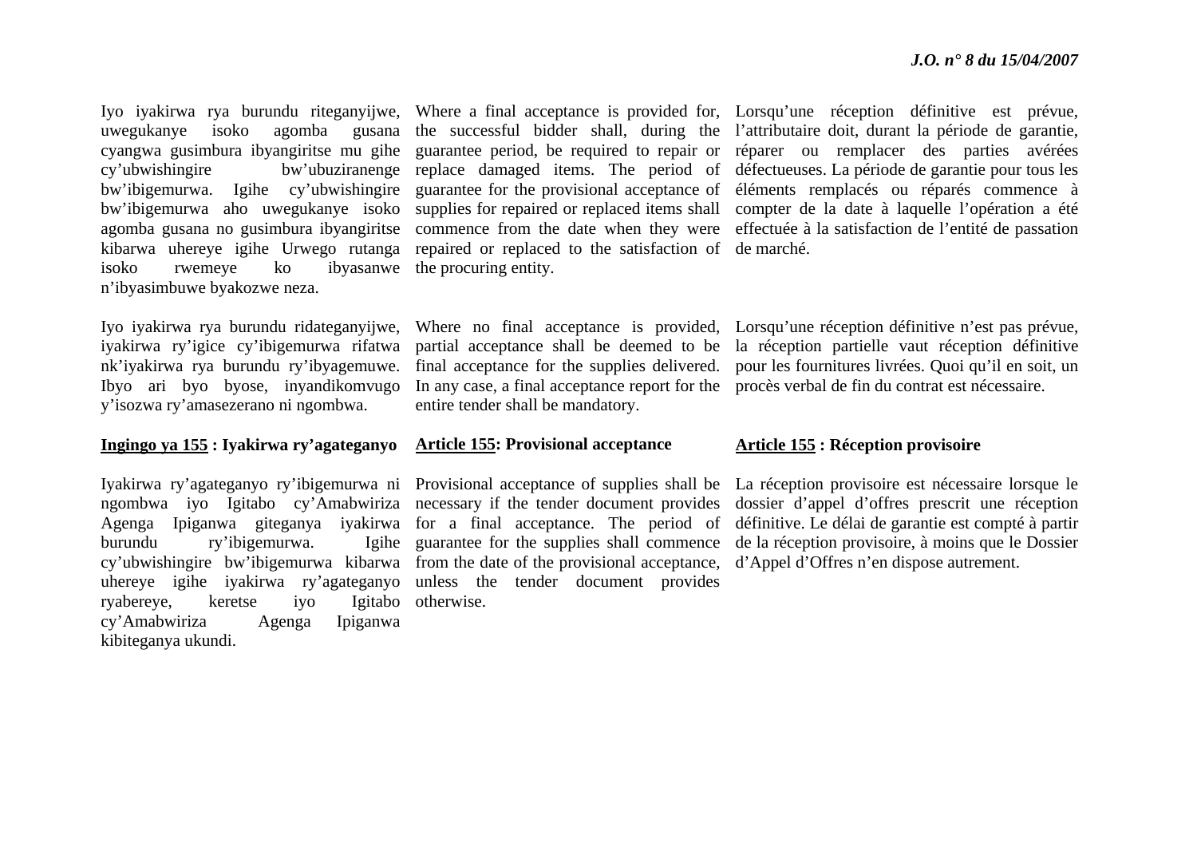Iyo iyakirwa rya burundu riteganyijwe, uwegukanye isoko agomba gusana cyangwa gusimbura ibyangiritse mu gihe cy'ubwishingire bw'ubuziranenge bw'ibigemurwa. Igihe cy'ubwishingire bw'ibigemurwa aho uwegukanye isoko agomba gusana no gusimbura ibyangiritse kibarwa uhereye igihe Urwego rutanga isoko rwemeye ko ibyasanwe n'ibyasimbuwe byakozwe neza.

Iyo iyakirwa rya burundu ridateganyijwe, iyakirwa ry'igice cy'ibigemurwa rifatwa nk'iyakirwa rya burundu ry'ibyagemuwe. Ibyo ari byo byose, inyandikomvugo y'isozwa ry'amasezerano ni ngombwa.

## Ingingo ya 155 : Iyakirwa ry'agateganyo

Iyakirwa ry'agateganyo ry'ibigemurwa ni ngombwa iyo Igitabo cy'Amabwiriza Agenga Ipiganwa giteganya iyakirwa burundu ry'ibigemurwa. Igihe cy'ubwishingire bw'ibigemurwa kibarwa uhereye igihe iyakirwa ry'agateganyo ryabereye, keretse iyo Igitabo cy'Amabwiriza Agenga Ipiganwa kibiteganya ukundi.

Where a final acceptance is provided for, the successful bidder shall, during the guarantee period, be required to repair or replace damaged items. The period of guarantee for the provisional acceptance of supplies for repaired or replaced items shall commence from the date when they were repaired or replaced to the satisfaction of the procuring entity.

Where no final acceptance is provided, partial acceptance shall be deemed to be final acceptance for the supplies delivered. In any case, a final acceptance report for the entire tender shall be mandatory.

## Article 155: Provisional acceptance

Provisional acceptance of supplies shall be necessary if the tender document provides for a final acceptance. The period of guarantee for the supplies shall commence from the date of the provisional acceptance, unless the tender document provides otherwise.

Lorsqu'une réception définitive est prévue, l'attributaire doit, durant la période de garantie, réparer ou remplacer des parties avérées défectueuses. La période de garantie pour tous les éléments remplacés ou réparés commence à compter de la date à laquelle l'opération a été effectuée à la satisfaction de l'entité de passation de marché.

Lorsqu'une réception définitive n'est pas prévue, la réception partielle vaut réception définitive pour les fournitures livrées. Quoi qu'il en soit, un procès verbal de fin du contrat est nécessaire.

## Article 155 : Réception provisoire

La réception provisoire est nécessaire lorsque le dossier d'appel d'offres prescrit une réception définitive. Le délai de garantie est compté à partir de la réception provisoire, à moins que le Dossier d'Appel d'Offres n'en dispose autrement.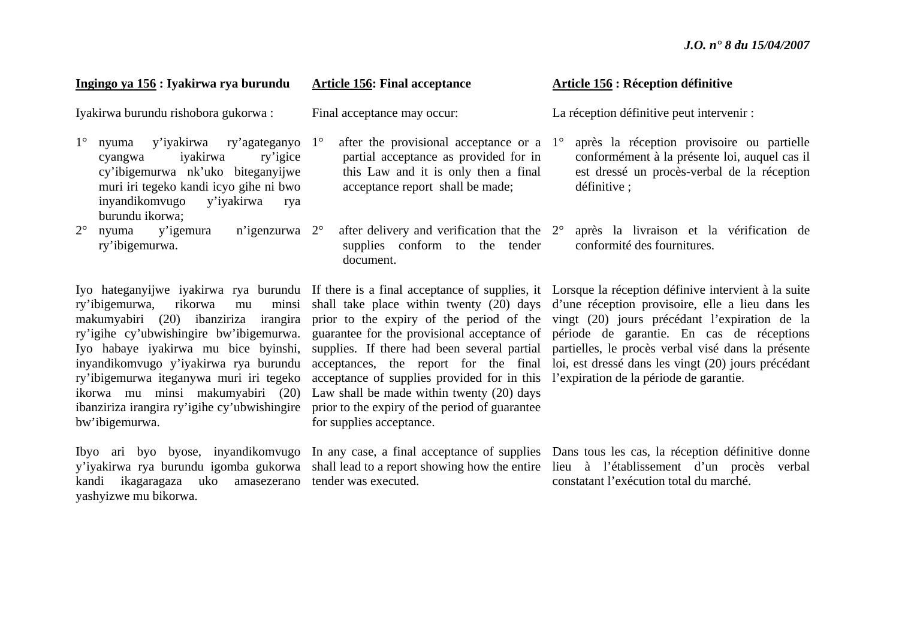**<u>Ingingo ya 156</u> : Iyakirwa rya burundu**

Iyakirwa burundu rishobora gukorwa :

1° nyuma y'iyakirwa ry'agateganyo cyangwa iyakirwa ry'igice cy'ibigemurwa nk'uko biteganyijwe muri iri tegeko kandi icyo gihe ni bwo inyandikomvugo y'iyakirwa rya burundu ikorwa;
2° nyuma y'igemura n'igenzurwa ry'ibigemurwa.

Iyo hateganyijwe iyakirwa rya burundu ry'ibigemurwa, rikorwa mu minsi makumyabiri (20) ibanziriza irangira ry'igihe cy'ubwishingire bw'ibigemurwa. Iyo habaye iyakirwa mu bice byinshi, inyandikomvugo y'iyakirwa rya burundu ry'ibigemurwa iteganywa muri iri tegeko ikorwa mu minsi makumyabiri (20) ibanziriza irangira ry'igihe cy'ubwishingire bw'ibigemurwa.

Ibyo ari byo byose, inyandikomvugo y'iyakirwa rya burundu igomba gukorwa kandi ikagaragaza uko amasezerano yashyizwe mu bikorwa.

**<u>Article 156</u>: Final acceptance**

Final acceptance may occur:

1° after the provisional acceptance or a partial acceptance as provided for in this Law and it is only then a final acceptance report shall be made;
2° after delivery and verification that the supplies conform to the tender document.

If there is a final acceptance of supplies, it shall take place within twenty (20) days prior to the expiry of the period of the guarantee for the provisional acceptance of supplies. If there had been several partial acceptances, the report for the final acceptance of supplies provided for in this Law shall be made within twenty (20) days prior to the expiry of the period of guarantee for supplies acceptance.

In any case, a final acceptance of supplies shall lead to a report showing how the entire tender was executed.

**<u>Article 156</u> : Réception définitive**

La réception définitive peut intervenir :

1° après la réception provisoire ou partielle conformément à la présente loi, auquel cas il est dressé un procès-verbal de la réception définitive ;
2° après la livraison et la vérification de conformité des fournitures.

Lorsque la réception définive intervient à la suite d'une réception provisoire, elle a lieu dans les vingt (20) jours précédant l'expiration de la période de garantie. En cas de réceptions partielles, le procès verbal visé dans la présente loi, est dressé dans les vingt (20) jours précédant l'expiration de la période de garantie.

Dans tous les cas, la réception définitive donne lieu à l'établissement d'un procès verbal constatant l'exécution total du marché.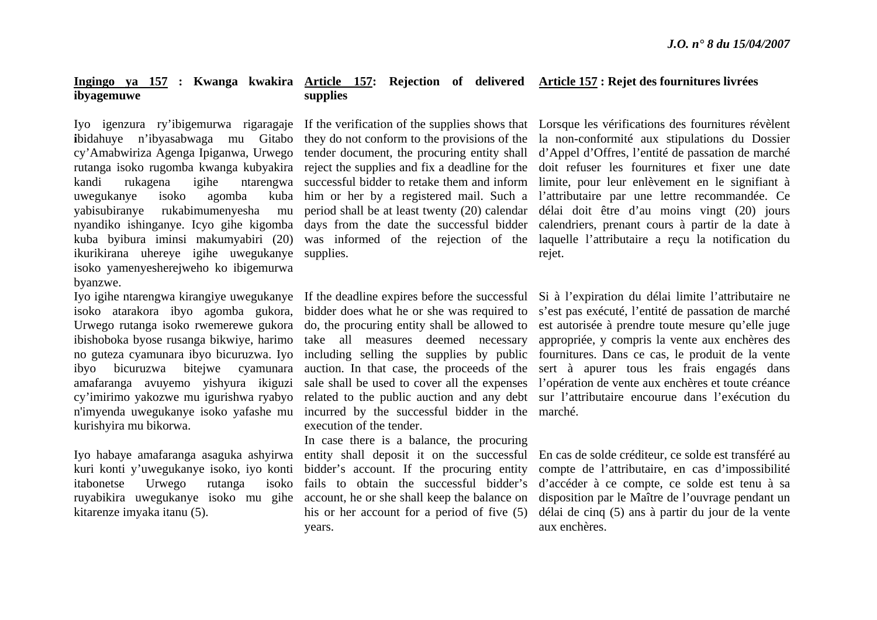**Ingingo ya 157 : Kwanga kwakira ibyagemuwe**

Iyo igenzura ry'ibigemurwa rigaragaje ibidahuye n'ibyasabwaga mu Gitabo cy'Amabwiriza Agenga Ipiganwa, Urwego rutanga isoko rugomba kwanga kubyakira kandi rukagena igihe ntarengwa uwegukanye isoko agomba kuba yabisubiranye rukabimumenyesha mu nyandiko ishinganye. Icyo gihe kigomba kuba byibura iminsi makumyabiri (20) ikurikirana uhereye igihe uwegukanye isoko yamenyesherejweho ko ibigemurwa byanzwe.

Iyo igihe ntarengwa kirangiye uwegukanye isoko atarakora ibyo agomba gukora, Urwego rutanga isoko rwemerewe gukora ibishoboka byose rusanga bikwiye, harimo no guteza cyamunara ibyo bicuruzwa. Iyo ibyo bicuruzwa bitejwe cyamunara amafaranga avuyemo yishyura ikiguzi cy'imirimo yakozwe mu igurishwa ryabyo n'imyenda uwegukanye isoko yafashe mu kurishyira mu bikorwa.

Iyo habaye amafaranga asaguka ashyirwa kuri konti y'uwegukanye isoko, iyo konti itabonetse Urwego rutanga isoko ruyabikira uwegukanye isoko mu gihe kitarenze imyaka itanu (5).

**Article 157: Rejection of delivered supplies**

If the verification of the supplies shows that they do not conform to the provisions of the tender document, the procuring entity shall reject the supplies and fix a deadline for the successful bidder to retake them and inform him or her by a registered mail. Such a period shall be at least twenty (20) calendar days from the date the successful bidder was informed of the rejection of the supplies.

If the deadline expires before the successful bidder does what he or she was required to do, the procuring entity shall be allowed to take all measures deemed necessary including selling the supplies by public auction. In that case, the proceeds of the sale shall be used to cover all the expenses related to the public auction and any debt incurred by the successful bidder in the execution of the tender.

In case there is a balance, the procuring entity shall deposit it on the successful bidder's account. If the procuring entity fails to obtain the successful bidder's account, he or she shall keep the balance on his or her account for a period of five (5) years.

**Article 157 : Rejet des fournitures livrées**

Lorsque les vérifications des fournitures révèlent la non-conformité aux stipulations du Dossier d'Appel d'Offres, l'entité de passation de marché doit refuser les fournitures et fixer une date limite, pour leur enlèvement en le signifiant à l'attributaire par une lettre recommandée. Ce délai doit être d'au moins vingt (20) jours calendriers, prenant cours à partir de la date à laquelle l'attributaire a reçu la notification du rejet.

Si à l'expiration du délai limite l'attributaire ne s'est pas exécuté, l'entité de passation de marché est autorisée à prendre toute mesure qu'elle juge appropriée, y compris la vente aux enchères des fournitures. Dans ce cas, le produit de la vente sert à apurer tous les frais engagés dans l'opération de vente aux enchères et toute créance sur l'attributaire encourue dans l'exécution du marché.

En cas de solde créditeur, ce solde est transféré au compte de l'attributaire, en cas d'impossibilité d'accéder à ce compte, ce solde est tenu à sa disposition par le Maître de l'ouvrage pendant un délai de cinq (5) ans à partir du jour de la vente aux enchères.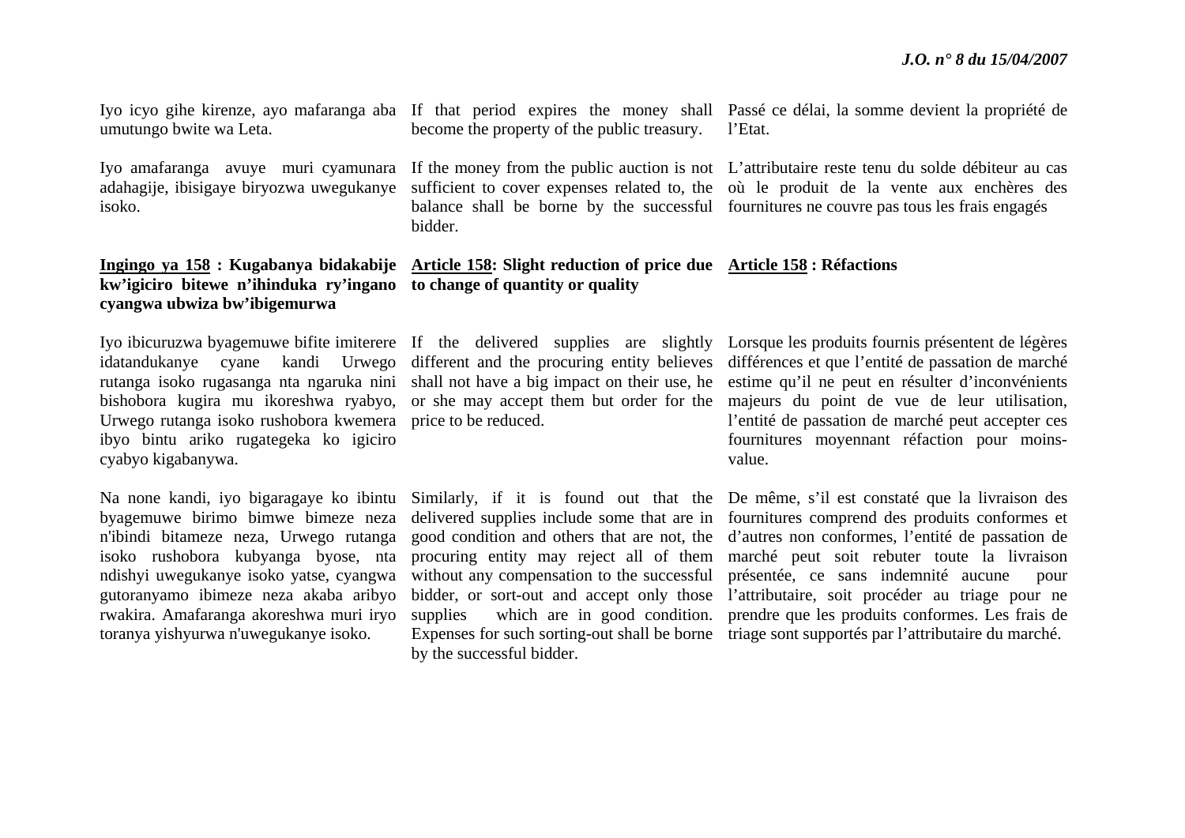Iyo icyo gihe kirenze, ayo mafaranga aba umutungo bwite wa Leta.

Iyo amafaranga avuye muri cyamunara adahagije, ibisigaye biryozwa uwegukanye isoko.

**Ingingo ya 158 : Kugabanya bidakabije kw'igiciro bitewe n'ihinduka ry'ingano cyangwa ubwiza bw'ibigemurwa**

Iyo ibicuruzwa byagemuwe bifite imiterere idatandukanye cyane kandi Urwego rutanga isoko rugasanga nta ngaruka nini bishobora kugira mu ikoreshwa ryabyo, Urwego rutanga isoko rushobora kwemera ibyo bintu ariko rugategeka ko igiciro cyabyo kigabanywa.

Na none kandi, iyo bigaragaye ko ibintu byagemuwe birimo bimwe bimeze neza n'ibindi bitameze neza, Urwego rutanga isoko rushobora kubyanga byose, nta ndishyi uwegukanye isoko yatse, cyangwa gutoranyamo ibimeze neza akaba aribyo rwakira. Amafaranga akoreshwa muri iryo toranya yishyurwa n'uwegukanye isoko.

If that period expires the money shall become the property of the public treasury.

If the money from the public auction is not sufficient to cover expenses related to, the balance shall be borne by the successful bidder.

**Article 158: Slight reduction of price due to change of quantity or quality**

If the delivered supplies are slightly different and the procuring entity believes shall not have a big impact on their use, he or she may accept them but order for the price to be reduced.

Similarly, if it is found out that the delivered supplies include some that are in good condition and others that are not, the procuring entity may reject all of them without any compensation to the successful bidder, or sort-out and accept only those supplies which are in good condition. Expenses for such sorting-out shall be borne by the successful bidder.

Passé ce délai, la somme devient la propriété de l'Etat.

L'attributaire reste tenu du solde débiteur au cas où le produit de la vente aux enchères des fournitures ne couvre pas tous les frais engagés

**Article 158 : Réfactions**

Lorsque les produits fournis présentent de légères différences et que l'entité de passation de marché estime qu'il ne peut en résulter d'inconvénients majeurs du point de vue de leur utilisation, l'entité de passation de marché peut accepter ces fournitures moyennant réfaction pour moins-value.

De même, s'il est constaté que la livraison des fournitures comprend des produits conformes et d'autres non conformes, l'entité de passation de marché peut soit rebuter toute la livraison présentée, ce sans indemnité aucune pour l'attributaire, soit procéder au triage pour ne prendre que les produits conformes. Les frais de triage sont supportés par l'attributaire du marché.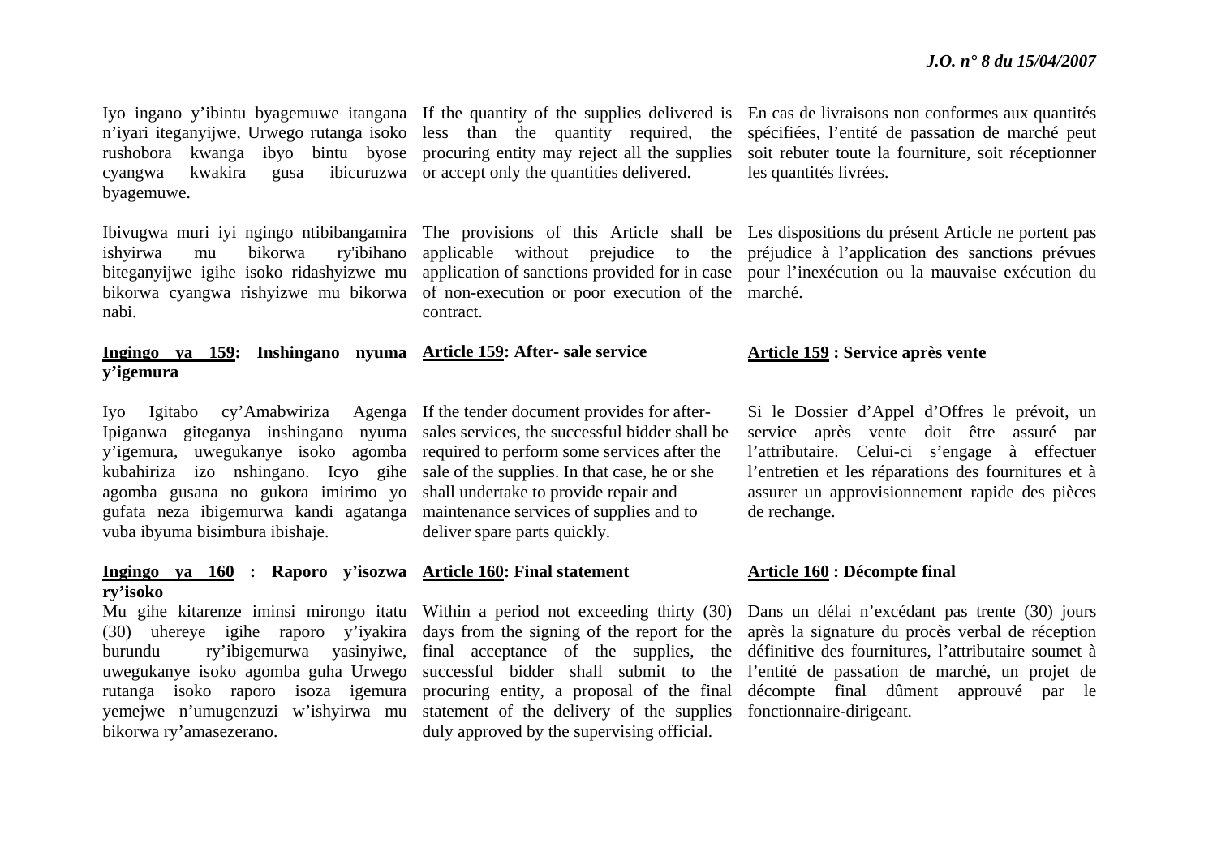Iyo ingano y'ibintu byagemuwe itangana n'iyari iteganyijwe, Urwego rutanga isoko rushobora kwanga ibyo bintu byose cyangwa kwakira gusa ibicuruzwa byagemuwe.

Ibivugwa muri iyi ngingo ntibibangamira ishyirwa mu bikorwa ry'ibihano biteganyijwe igihe isoko ridashyizwe mu bikorwa cyangwa rishyizwe mu bikorwa nabi.

**Ingingo ya 159: Inshingano nyuma y'igemura**

Iyo Igitabo cy'Amabwiriza Agenga Ipiganwa giteganya inshingano nyuma y'igemura, uwegukanye isoko agomba kubahiriza izo nshingano. Icyo gihe agomba gusana no gukora imirimo yo gufata neza ibigemurwa kandi agatanga vuba ibyuma bisimbura ibishaje.

**Ingingo ya 160 : Raporo y'isozwa ry'isoko**

Mu gihe kitarenze iminsi mirongo itatu (30) uhereye igihe raporo y'iyakira burundu ry'ibigemurwa yasinyiwe, uwegukanye isoko agomba guha Urwego rutanga isoko raporo isoza igemura yemejwe n'umugenzuzi w'ishyirwa mu bikorwa ry'amasezerano.

If the quantity of the supplies delivered is less than the quantity required, the procuring entity may reject all the supplies or accept only the quantities delivered.

The provisions of this Article shall be applicable without prejudice to the application of sanctions provided for in case of non-execution or poor execution of the contract.

**Article 159: After- sale service**

If the tender document provides for after-sales services, the successful bidder shall be required to perform some services after the sale of the supplies. In that case, he or she shall undertake to provide repair and maintenance services of supplies and to deliver spare parts quickly.

**Article 160: Final statement**

Within a period not exceeding thirty (30) days from the signing of the report for the final acceptance of the supplies, the successful bidder shall submit to the procuring entity, a proposal of the final statement of the delivery of the supplies duly approved by the supervising official.

En cas de livraisons non conformes aux quantités spécifiées, l'entité de passation de marché peut soit rebuter toute la fourniture, soit réceptionner les quantités livrées.

Les dispositions du présent Article ne portent pas préjudice à l'application des sanctions prévues pour l'inexécution ou la mauvaise exécution du marché.

**Article 159 : Service après vente**

Si le Dossier d'Appel d'Offres le prévoit, un service après vente doit être assuré par l'attributaire. Celui-ci s'engage à effectuer l'entretien et les réparations des fournitures et à assurer un approvisionnement rapide des pièces de rechange.

**Article 160 : Décompte final**

Dans un délai n'excédant pas trente (30) jours après la signature du procès verbal de réception définitive des fournitures, l'attributaire soumet à l'entité de passation de marché, un projet de décompte final dûment approuvé par le fonctionnaire-dirigeant.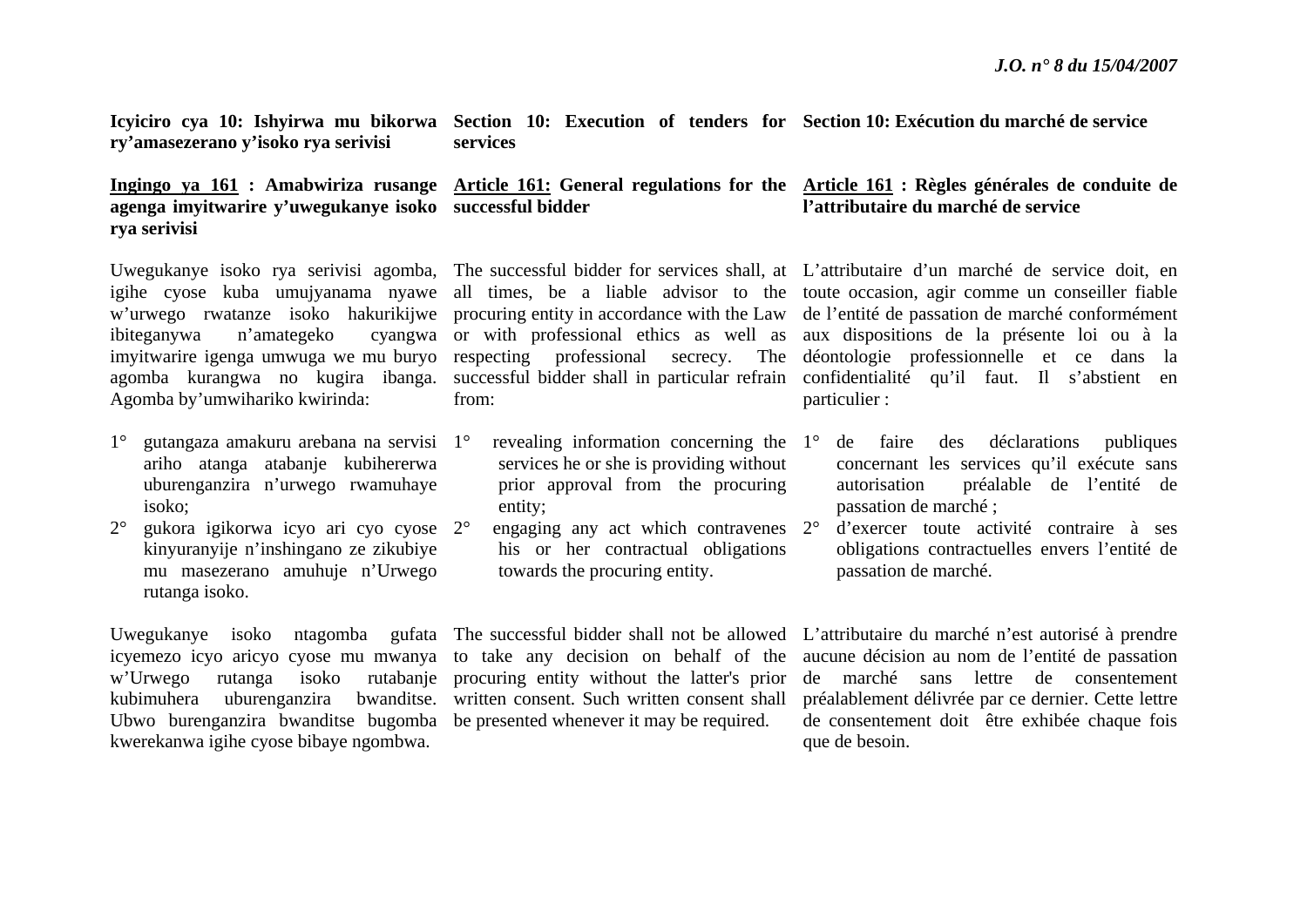**Icyiciro cya 10: Ishyirwa mu bikorwa ry'amasezerano y'isoko rya serivisi**

**Ingingo ya 161 : Amabwiriza rusange agenga imyitwarire y'uwegukanye isoko rya serivisi**

Uwegukanye isoko rya serivisi agomba, igihe cyose kuba umujyanama nyawe w'urwego rwatanze isoko hakurikijwe ibiteganywa n'amategeko cyangwa imyitwarire igenga umwuga we mu buryo agomba kurangwa no kugira ibanga. Agomba by'umwihariko kwirinda:

1° gutangaza amakuru arebana na servisi ariho atanga atabanje kubihererwa uburenganzira n'urwego rwamuhaye isoko;
2° gukora igikorwa icyo ari cyo cyose kinyuranyije n'inshingano ze zikubiye mu masezerano amuhuje n'Urwego rutanga isoko.

Uwegukanye isoko ntagomba gufata icyemezo icyo aricyo cyose mu mwanya w'Urwego rutanga isoko rutabanje kubimuhera uburenganzira bwanditse. Ubwo burenganzira bwanditse bugomba kwerekanwa igihe cyose bibaye ngombwa.

**Section 10: Execution of tenders for services**

**Article 161: General regulations for the successful bidder**

The successful bidder for services shall, at all times, be a liable advisor to the procuring entity in accordance with the Law or with professional ethics as well as respecting professional secrecy. The successful bidder shall in particular refrain from:

1° revealing information concerning the services he or she is providing without prior approval from the procuring entity;
2° engaging any act which contravenes his or her contractual obligations towards the procuring entity.

The successful bidder shall not be allowed to take any decision on behalf of the procuring entity without the latter's prior written consent. Such written consent shall be presented whenever it may be required.

**Section 10: Exécution du marché de service**

**Article 161 : Règles générales de conduite de l'attributaire du marché de service**

L'attributaire d'un marché de service doit, en toute occasion, agir comme un conseiller fiable de l'entité de passation de marché conformément aux dispositions de la présente loi ou à la déontologie professionnelle et ce dans la confidentialité qu'il faut. Il s'abstient en particulier :

1° de faire des déclarations publiques concernant les services qu'il exécute sans autorisation préalable de l'entité de passation de marché ;
2° d'exercer toute activité contraire à ses obligations contractuelles envers l'entité de passation de marché.

L'attributaire du marché n'est autorisé à prendre aucune décision au nom de l'entité de passation de marché sans lettre de consentement préalablement délivrée par ce dernier. Cette lettre de consentement doit être exhibée chaque fois que de besoin.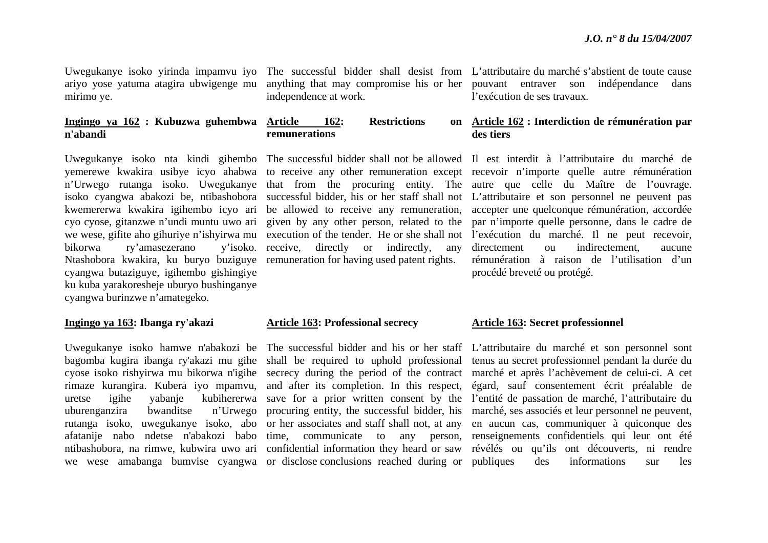Uwegukanye isoko yirinda impamvu iyo ariyo yose yatuma atagira ubwigenge mu mirimo ye.

The successful bidder shall desist from anything that may compromise his or her independence at work.

L'attributaire du marché s'abstient de toute cause pouvant entraver son indépendance dans l'exécution de ses travaux.

**Ingingo ya 162 : Kubuzwa guhembwa n'abandi**

Uwegukanye isoko nta kindi gihembo yemerewe kwakira usibye icyo ahabwa n'Urwego rutanga isoko. Uwegukanye isoko cyangwa abakozi be, ntibashobora kwemererwa kwakira igihembo icyo ari cyo cyose, gitanzwe n'undi muntu uwo ari we wese, gifite aho gihuriye n'ishyirwa mu bikorwa ry'amasezerano y'isoko. Ntashobora kwakira, ku buryo buziguye cyangwa butaziguye, igihembo gishingiye ku kuba yarakoresheje uburyo bushinganye cyangwa burinzwe n'amategeko.

**Article 162: Restrictions on remunerations**

The successful bidder shall not be allowed to receive any other remuneration except that from the procuring entity. The successful bidder, his or her staff shall not be allowed to receive any remuneration, given by any other person, related to the execution of the tender. He or she shall not receive, directly or indirectly, any remuneration for having used patent rights.

**Article 162 : Interdiction de rémunération par des tiers**

Il est interdit à l'attributaire du marché de recevoir n'importe quelle autre rémunération autre que celle du Maître de l'ouvrage. L'attributaire et son personnel ne peuvent pas accepter une quelconque rémunération, accordée par n'importe quelle personne, dans le cadre de l'exécution du marché. Il ne peut recevoir, directement ou indirectement, aucune rémunération à raison de l'utilisation d'un procédé breveté ou protégé.

**Ingingo ya 163: Ibanga ry'akazi**

Uwegukanye isoko hamwe n'abakozi be bagomba kugira ibanga ry'akazi mu gihe cyose isoko rishyirwa mu bikorwa n'igihe rimaze kurangira. Kubera iyo mpamvu, uretse igihe yabanje kubihererwa uburenganzira bwanditse n'Urwego rutanga isoko, uwegukanye isoko, abo afatanije nabo ndetse n'abakozi babo ntibashobora, na rimwe, kubwira uwo ari we wese amabanga bumvise cyangwa

**Article 163: Professional secrecy**

The successful bidder and his or her staff shall be required to uphold professional secrecy during the period of the contract and after its completion. In this respect, save for a prior written consent by the procuring entity, the successful bidder, his or her associates and staff shall not, at any time, communicate to any person, confidential information they heard or saw or disclose conclusions reached during or

**Article 163: Secret professionnel**

L'attributaire du marché et son personnel sont tenus au secret professionnel pendant la durée du marché et après l'achèvement de celui-ci. A cet égard, sauf consentement écrit préalable de l'entité de passation de marché, l'attributaire du marché, ses associés et leur personnel ne peuvent, en aucun cas, communiquer à quiconque des renseignements confidentiels qui leur ont été révélés ou qu'ils ont découverts, ni rendre publiques des informations sur les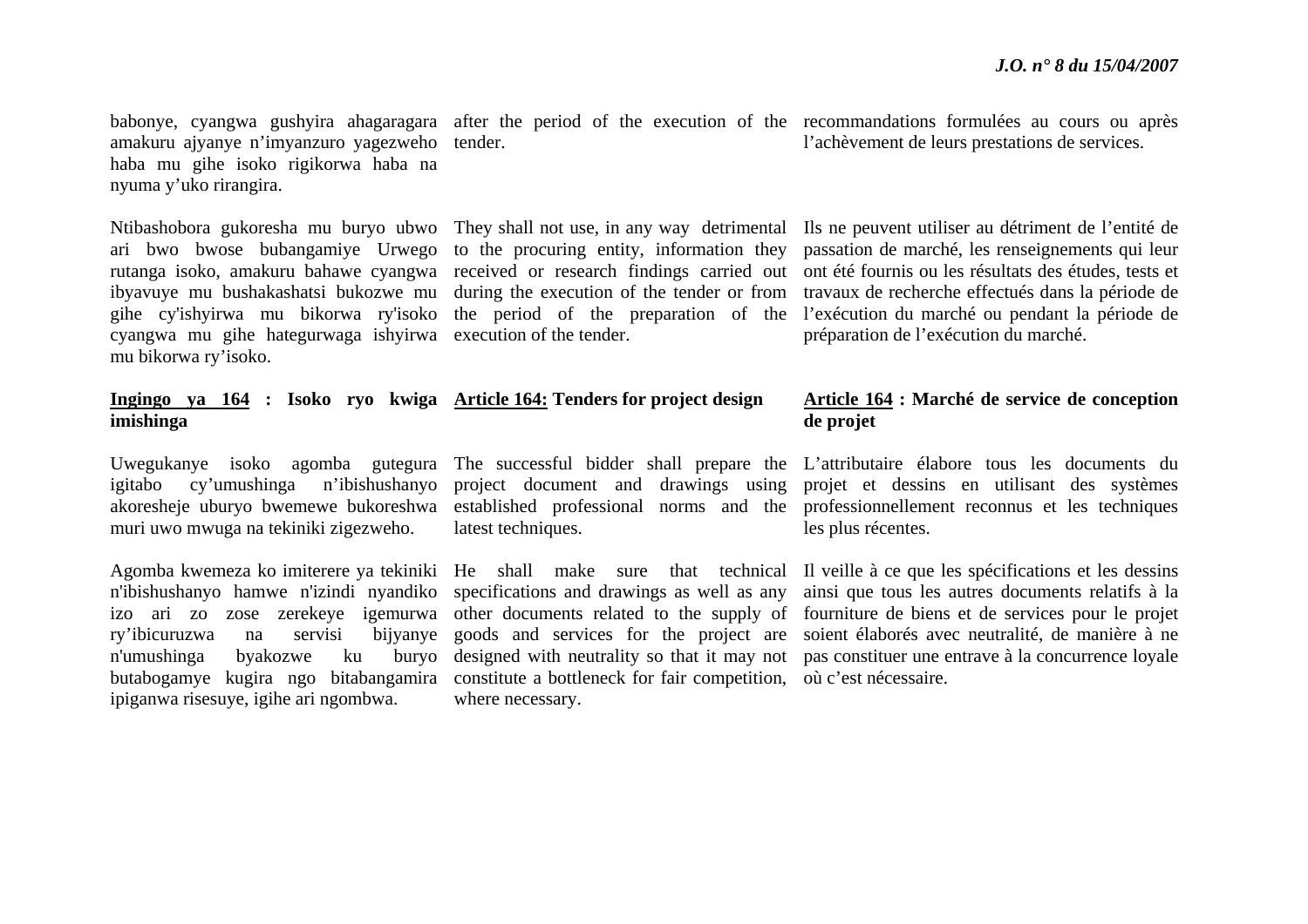babonye, cyangwa gushyira ahagaragara amakuru ajyanye n'imyanzuro yagezweho haba mu gihe isoko rigikorwa haba na nyuma y'uko rirangira.

Ntibashobora gukoresha mu buryo ubwo ari bwo bwose bubangamiye Urwego rutanga isoko, amakuru bahawe cyangwa ibyavuye mu bushakashatsi bukozwe mu gihe cy'ishyirwa mu bikorwa ry'isoko cyangwa mu gihe hategurwaga ishyirwa mu bikorwa ry'isoko.

**Ingingo ya 164 : Isoko ryo kwiga imishinga**

Uwegukanye isoko agomba gutegura igitabo cy'umushinga n'ibishushanyo akoresheje uburyo bwemewe bukoreshwa muri uwo mwuga na tekiniki zigezweho.

Agomba kwemeza ko imiterere ya tekiniki n'ibishushanyo hamwe n'izindi nyandiko izo ari zo zose zerekeye igemurwa ry'ibicuruzwa na servisi bijyanye n'umushinga byakozwe ku buryo butabogamye kugira ngo bitabangamira ipiganwa risesuye, igihe ari ngombwa.

after the period of the execution of the tender.

They shall not use, in any way detrimental to the procuring entity, information they received or research findings carried out during the execution of the tender or from the period of the preparation of the execution of the tender.

**Article 164: Tenders for project design**

The successful bidder shall prepare the project document and drawings using established professional norms and the latest techniques.

He shall make sure that technical specifications and drawings as well as any other documents related to the supply of goods and services for the project are designed with neutrality so that it may not constitute a bottleneck for fair competition, where necessary.

recommandations formulées au cours ou après l'achèvement de leurs prestations de services.

Ils ne peuvent utiliser au détriment de l'entité de passation de marché, les renseignements qui leur ont été fournis ou les résultats des études, tests et travaux de recherche effectués dans la période de l'exécution du marché ou pendant la période de préparation de l'exécution du marché.

**Article 164 : Marché de service de conception de projet**

L'attributaire élabore tous les documents du projet et dessins en utilisant des systèmes professionnellement reconnus et les techniques les plus récentes.

Il veille à ce que les spécifications et les dessins ainsi que tous les autres documents relatifs à la fourniture de biens et de services pour le projet soient élaborés avec neutralité, de manière à ne pas constituer une entrave à la concurrence loyale où c'est nécessaire.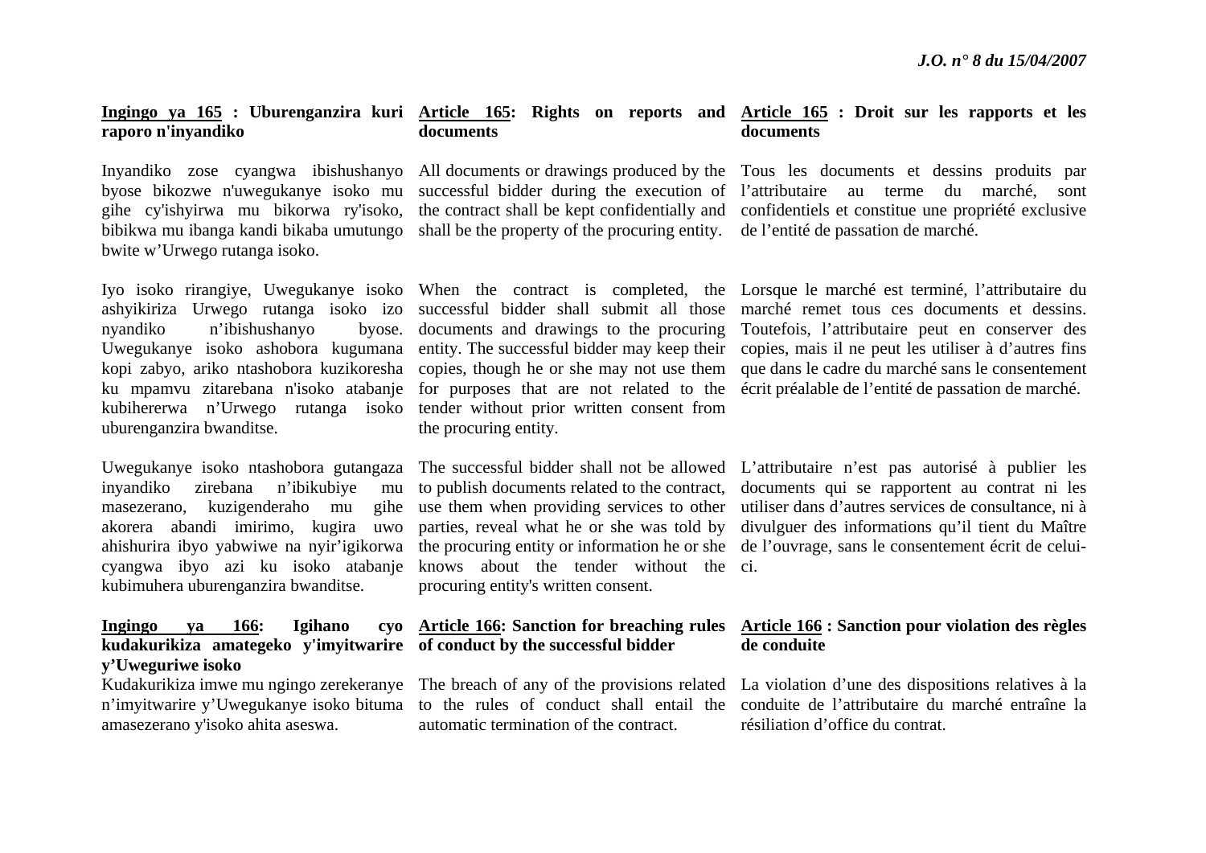**Ingingo ya 165 : Uburenganzira kuri raporo n'inyandiko**

Inyandiko zose cyangwa ibishushanyo byose bikozwe n'uwegukanye isoko mu gihe cy'ishyirwa mu bikorwa ry'isoko, bibikwa mu ibanga kandi bikaba umutungo bwite w'Urwego rutanga isoko.

Iyo isoko rirangiye, Uwegukanye isoko ashyikiriza Urwego rutanga isoko izo nyandiko n'ibishushanyo byose. Uwegukanye isoko ashobora kugumana kopi zabyo, ariko ntashobora kuzikoresha ku mpamvu zitarebana n'isoko atabanje kubihererwa n'Urwego rutanga isoko uburenganzira bwanditse.

Uwegukanye isoko ntashobora gutangaza inyandiko zirebana n'ibikubiye mu masezerano, kuzigenderaho mu gihe akorera abandi imirimo, kugira uwo ahishurira ibyo yabwiwe na nyir'igikorwa cyangwa ibyo azi ku isoko atabanje kubimuhera uburenganzira bwanditse.

**Ingingo ya 166: Igihano cyo kudakurikiza amategeko y'imyitwarire y'Uweguriwe isoko**

Kudakurikiza imwe mu ngingo zerekeranye n'imyitwarire y'Uwegukanye isoko bituma amasezerano y'isoko ahita aseswa.

**Article 165: Rights on reports and documents**

All documents or drawings produced by the successful bidder during the execution of the contract shall be kept confidentially and shall be the property of the procuring entity.

When the contract is completed, the successful bidder shall submit all those documents and drawings to the procuring entity. The successful bidder may keep their copies, though he or she may not use them for purposes that are not related to the tender without prior written consent from the procuring entity.

The successful bidder shall not be allowed to publish documents related to the contract, use them when providing services to other parties, reveal what he or she was told by the procuring entity or information he or she knows about the tender without the procuring entity's written consent.

**Article 166: Sanction for breaching rules of conduct by the successful bidder**

The breach of any of the provisions related to the rules of conduct shall entail the automatic termination of the contract.

**Article 165 : Droit sur les rapports et les documents**

Tous les documents et dessins produits par l'attributaire au terme du marché, sont confidentiels et constitue une propriété exclusive de l'entité de passation de marché.

Lorsque le marché est terminé, l'attributaire du marché remet tous ces documents et dessins. Toutefois, l'attributaire peut en conserver des copies, mais il ne peut les utiliser à d'autres fins que dans le cadre du marché sans le consentement écrit préalable de l'entité de passation de marché.

L'attributaire n'est pas autorisé à publier les documents qui se rapportent au contrat ni les utiliser dans d'autres services de consultance, ni à divulguer des informations qu'il tient du Maître de l'ouvrage, sans le consentement écrit de celui-ci.

**Article 166 : Sanction pour violation des règles de conduite**

La violation d'une des dispositions relatives à la conduite de l'attributaire du marché entraîne la résiliation d'office du contrat.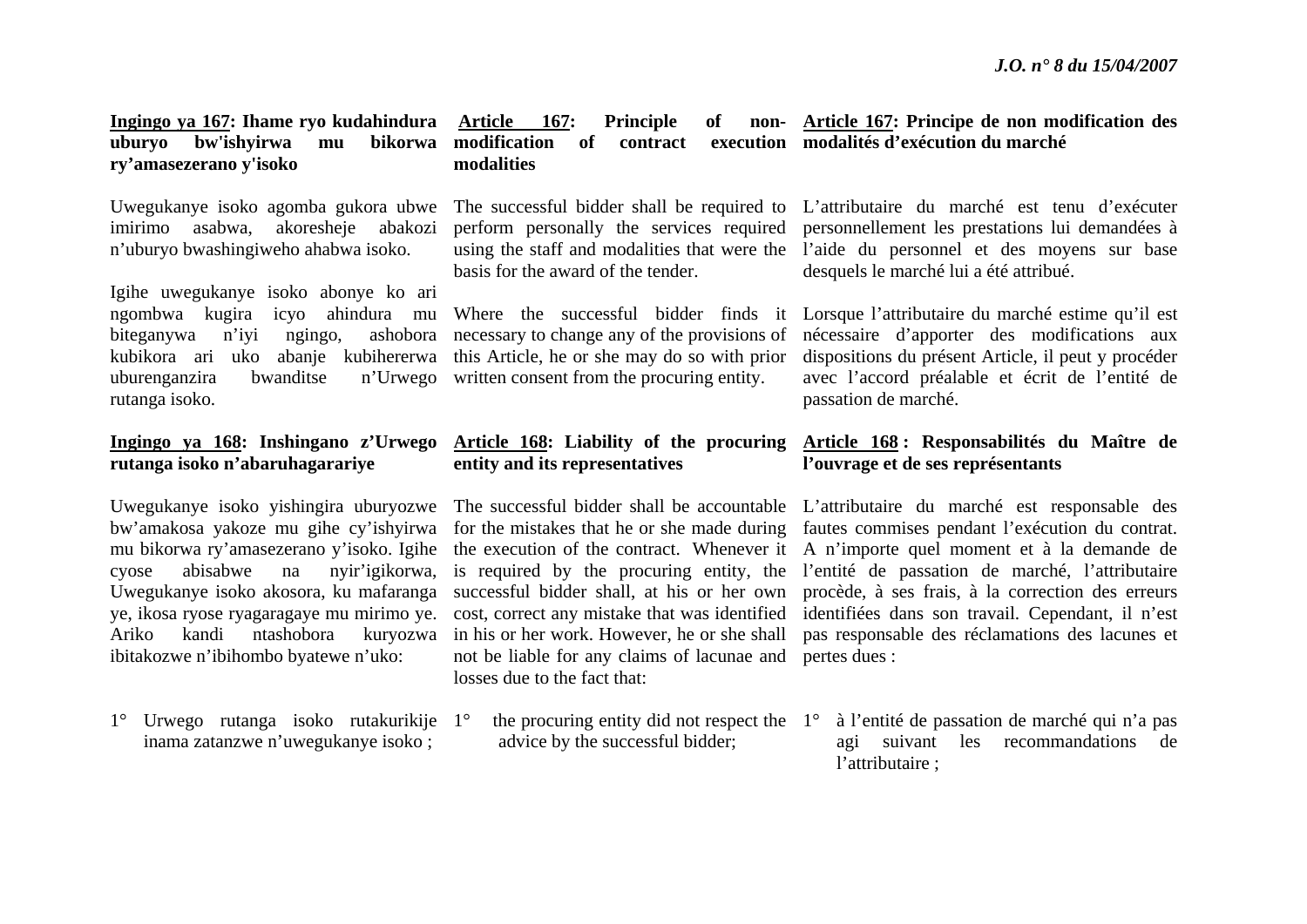**Ingingo ya 167: Ihame ryo kudahindura uburyo bw'ishyirwa mu bikorwa ry'amasezerano y'isoko**

Uwegukanye isoko agomba gukora ubwe imirimo asabwa, akoresheje abakozi n'uburyo bwashingiweho ahabwa isoko.

Igihe uwegukanye isoko abonye ko ari ngombwa kugira icyo ahindura mu biteganywa n'iyi ngingo, ashobora kubikora ari uko abanje kubihererwa uburenganzira bwanditse n'Urwego rutanga isoko.

**Ingingo ya 168: Inshingano z'Urwego rutanga isoko n'abaruhagarariye**

Uwegukanye isoko yishingira uburyozwe bw'amakosa yakoze mu gihe cy'ishyirwa mu bikorwa ry'amasezerano y'isoko. Igihe cyose abisabwe na nyir'igikorwa, Uwegukanye isoko akosora, ku mafaranga ye, ikosa ryose ryagaragaye mu mirimo ye. Ariko kandi ntashobora kuryozwa ibitakozwe n'ibihombo byatewe n'uko:

1° Urwego rutanga isoko rutakurikije inama zatanzwe n'uwegukanye isoko ;

**Article 167: Principle of non-modification of contract execution modalities**

The successful bidder shall be required to perform personally the services required using the staff and modalities that were the basis for the award of the tender.

Where the successful bidder finds it necessary to change any of the provisions of this Article, he or she may do so with prior written consent from the procuring entity.

**Article 168: Liability of the procuring entity and its representatives**

The successful bidder shall be accountable for the mistakes that he or she made during the execution of the contract. Whenever it is required by the procuring entity, the successful bidder shall, at his or her own cost, correct any mistake that was identified in his or her work. However, he or she shall not be liable for any claims of lacunae and losses due to the fact that:

1° the procuring entity did not respect the advice by the successful bidder;

**Article 167: Principe de non modification des modalités d'exécution du marché**

L'attributaire du marché est tenu d'exécuter personnellement les prestations lui demandées à l'aide du personnel et des moyens sur base desquels le marché lui a été attribué.

Lorsque l'attributaire du marché estime qu'il est nécessaire d'apporter des modifications aux dispositions du présent Article, il peut y procéder avec l'accord préalable et écrit de l'entité de passation de marché.

**Article 168 : Responsabilités du Maître de l'ouvrage et de ses représentants**

L'attributaire du marché est responsable des fautes commises pendant l'exécution du contrat. A n'importe quel moment et à la demande de l'entité de passation de marché, l'attributaire procède, à ses frais, à la correction des erreurs identifiées dans son travail. Cependant, il n'est pas responsable des réclamations des lacunes et pertes dues :

1° à l'entité de passation de marché qui n'a pas agi suivant les recommandations de l'attributaire ;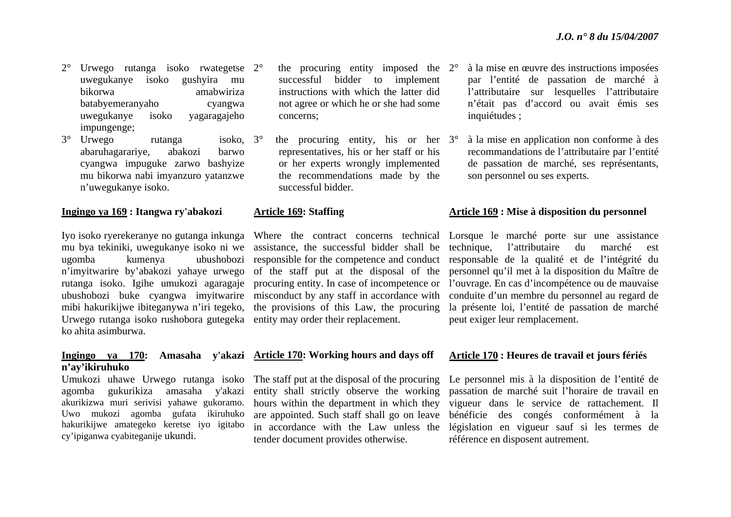2° Urwego rutanga isoko rwategetse uwegukanye isoko gushyira mu bikorwa amabwiriza batabyemeranyaho cyangwa uwegukanye isoko yagaragajeho impungenge;

3° Urwego rutanga isoko, abaruhagarariye, abakozi barwo cyangwa impuguke zarwo bashyize mu bikorwa nabi imyanzuro yatanzwe n'uwegukanye isoko.

**Ingingo ya 169 : Itangwa ry'abakozi**

Iyo isoko ryerekeranye no gutanga inkunga mu bya tekiniki, uwegukanye isoko ni we ugomba kumenya ubushobozi n'imyitwarire by'abakozi yahaye urwego rutanga isoko. Igihe umukozi agaragaje ubushobozi buke cyangwa imyitwarire mibi hakurikijwe ibiteganywa n'iri tegeko, Urwego rutanga isoko rushobora gutegeka ko ahita asimburwa.

**Ingingo ya 170: Amasaha y'akazi n'ay'ikiruhuko**

Umukozi uhawe Urwego rutanga isoko agomba gukurikiza amasaha y'akazi akurikizwa muri serivisi yahawe gukoramo. Uwo mukozi agomba gufata ikiruhuko hakurikijwe amategeko keretse iyo igitabo cy'ipiganwa cyabiteganije ukundi.

2° the procuring entity imposed the successful bidder to implement instructions with which the latter did not agree or which he or she had some concerns;

3° the procuring entity, his or her representatives, his or her staff or his or her experts wrongly implemented the recommendations made by the successful bidder.

**Article 169: Staffing**

Where the contract concerns technical assistance, the successful bidder shall be responsible for the competence and conduct of the staff put at the disposal of the procuring entity. In case of incompetence or misconduct by any staff in accordance with the provisions of this Law, the procuring entity may order their replacement.

**Article 170: Working hours and days off**

The staff put at the disposal of the procuring entity shall strictly observe the working hours within the department in which they are appointed. Such staff shall go on leave in accordance with the Law unless the tender document provides otherwise.

2° à la mise en œuvre des instructions imposées par l'entité de passation de marché à l'attributaire sur lesquelles l'attributaire n'était pas d'accord ou avait émis ses inquiétudes ;

3° à la mise en application non conforme à des recommandations de l'attributaire par l'entité de passation de marché, ses représentants, son personnel ou ses experts.

**Article 169 : Mise à disposition du personnel**

Lorsque le marché porte sur une assistance technique, l'attributaire du marché est responsable de la qualité et de l'intégrité du personnel qu'il met à la disposition du Maître de l'ouvrage. En cas d'incompétence ou de mauvaise conduite d'un membre du personnel au regard de la présente loi, l'entité de passation de marché peut exiger leur remplacement.

**Article 170 : Heures de travail et jours fériés**

Le personnel mis à la disposition de l'entité de passation de marché suit l'horaire de travail en vigueur dans le service de rattachement. Il bénéficie des congés conformément à la législation en vigueur sauf si les termes de référence en disposent autrement.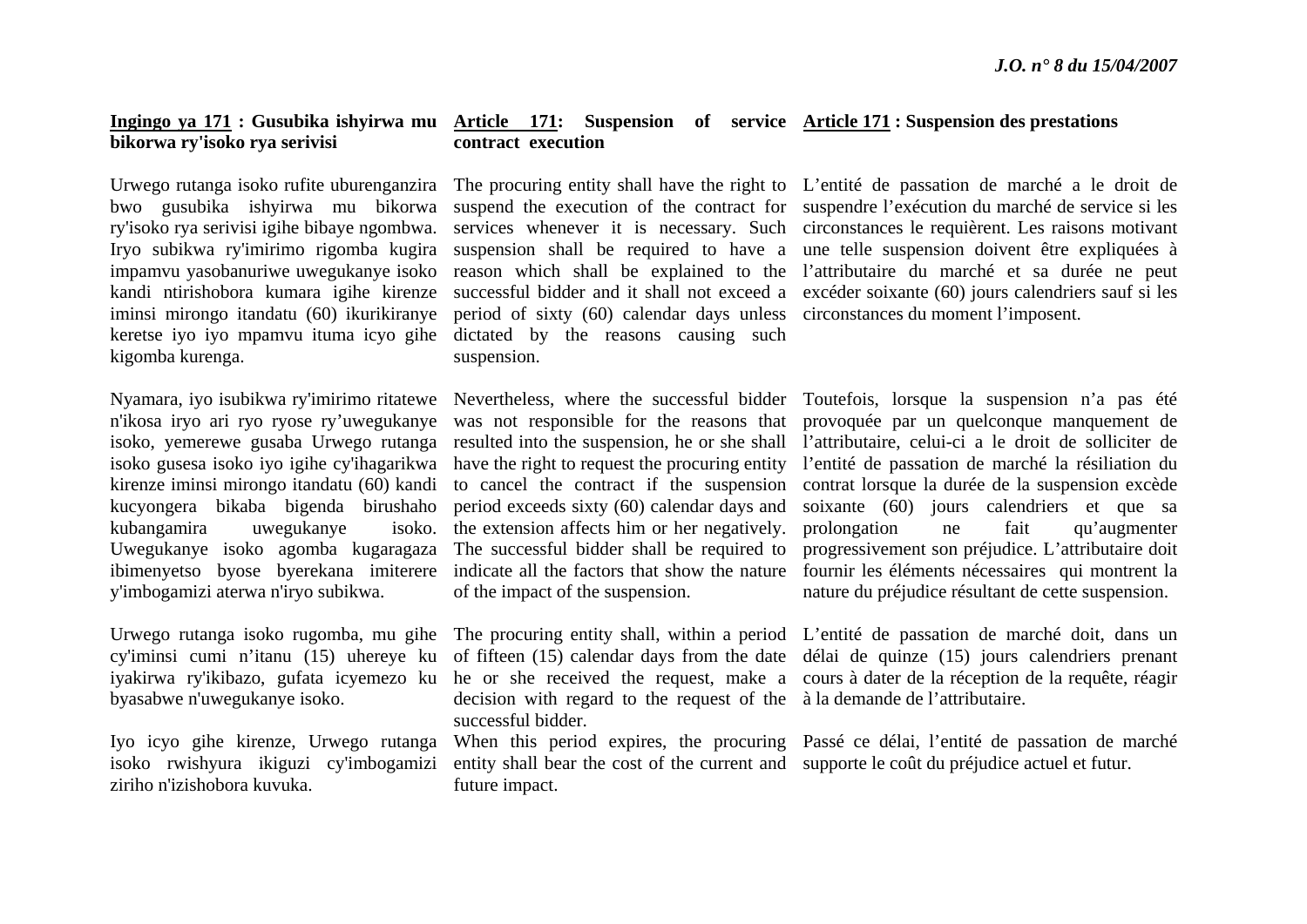**<u>Ingingo ya 171</u> : Gusubika ishyirwa mu bikorwa ry'isoko rya serivisi**

Urwego rutanga isoko rufite uburenganzira bwo gusubika ishyirwa mu bikorwa ry'isoko rya serivisi igihe bibaye ngombwa. Iryo subikwa ry'imirimo rigomba kugira impamvu yasobanuriwe uwegukanye isoko kandi ntirishobora kumara igihe kirenze iminsi mirongo itandatu (60) ikurikiranye keretse iyo iyo mpamvu ituma icyo gihe kigomba kurenga.

Nyamara, iyo isubikwa ry'imirimo ritatewe n'ikosa iryo ari ryo ryose ry'uwegukanye isoko, yemerewe gusaba Urwego rutanga isoko gusesa isoko iyo igihe cy'ihagarikwa kirenze iminsi mirongo itandatu (60) kandi kucyongera bikaba bigenda birushaho kubangamira uwegukanye isoko. Uwegukanye isoko agomba kugaragaza ibimenyetso byose byerekana imiterere y'imbogamizi aterwa n'iryo subikwa.

Urwego rutanga isoko rugomba, mu gihe cy'iminsi cumi n'itanu (15) uhereye ku iyakirwa ry'ikibazo, gufata icyemezo ku byasabwe n'uwegukanye isoko.

Iyo icyo gihe kirenze, Urwego rutanga isoko rwishyura ikiguzi cy'imbogamizi ziriho n'izishobora kuvuka.

**<u>Article 171</u>: Suspension of service contract execution**

The procuring entity shall have the right to suspend the execution of the contract for services whenever it is necessary. Such suspension shall be required to have a reason which shall be explained to the successful bidder and it shall not exceed a period of sixty (60) calendar days unless dictated by the reasons causing such suspension.

Nevertheless, where the successful bidder was not responsible for the reasons that resulted into the suspension, he or she shall have the right to request the procuring entity to cancel the contract if the suspension period exceeds sixty (60) calendar days and the extension affects him or her negatively. The successful bidder shall be required to indicate all the factors that show the nature of the impact of the suspension.

The procuring entity shall, within a period of fifteen (15) calendar days from the date he or she received the request, make a decision with regard to the request of the successful bidder.

When this period expires, the procuring entity shall bear the cost of the current and future impact.

**<u>Article 171</u> : Suspension des prestations**

L'entité de passation de marché a le droit de suspendre l'exécution du marché de service si les circonstances le requièrent. Les raisons motivant une telle suspension doivent être expliquées à l'attributaire du marché et sa durée ne peut excéder soixante (60) jours calendriers sauf si les circonstances du moment l'imposent.

Toutefois, lorsque la suspension n'a pas été provoquée par un quelconque manquement de l'attributaire, celui-ci a le droit de solliciter de l'entité de passation de marché la résiliation du contrat lorsque la durée de la suspension excède soixante (60) jours calendriers et que sa prolongation ne fait qu'augmenter progressivement son préjudice. L'attributaire doit fournir les éléments nécessaires qui montrent la nature du préjudice résultant de cette suspension.

L'entité de passation de marché doit, dans un délai de quinze (15) jours calendriers prenant cours à dater de la réception de la requête, réagir à la demande de l'attributaire.

Passé ce délai, l'entité de passation de marché supporte le coût du préjudice actuel et futur.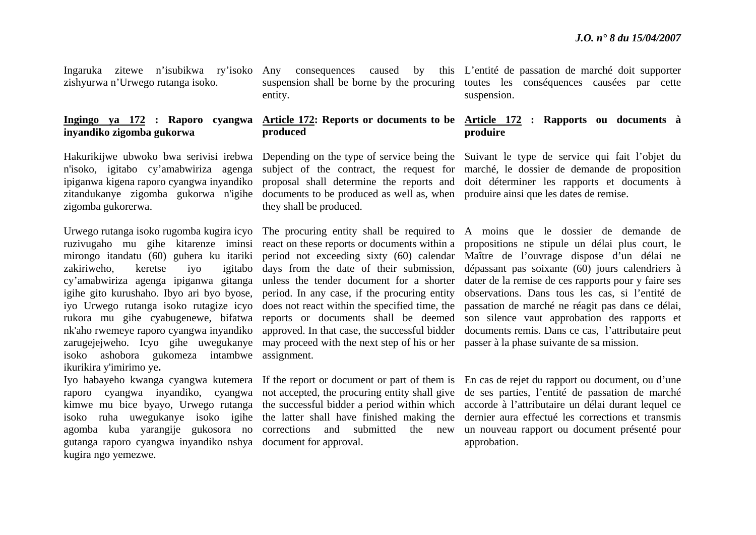Ingaruka zitewe n'isubikwa ry'isoko zishyurwa n'Urwego rutanga isoko.

**Ingingo ya 172 : Raporo cyangwa inyandiko zigomba gukorwa**

Hakurikijwe ubwoko bwa serivisi irebwa n'isoko, igitabo cy'amabwiriza agenga ipiganwa kigena raporo cyangwa inyandiko zitandukanye zigomba gukorwa n'igihe zigomba gukorerwa.

Urwego rutanga isoko rugomba kugira icyo ruzivugaho mu gihe kitarenze iminsi mirongo itandatu (60) guhera ku itariki zakiriweho, keretse iyo igitabo cy'amabwiriza agenga ipiganwa gitanga igihe gito kurushaho. Ibyo ari byo byose, iyo Urwego rutanga isoko rutagize icyo rukora mu gihe cyabugenewe, bifatwa nk'aho rwemeye raporo cyangwa inyandiko zarugejejweho. Icyo gihe uwegukanye isoko ashobora gukomeza intambwe ikurikira y'imirimo ye**.**

Iyo habayeho kwanga cyangwa kutemera raporo cyangwa inyandiko, cyangwa kimwe mu bice byayo, Urwego rutanga isoko ruha uwegukanye isoko igihe agomba kuba yarangije gukosora no gutanga raporo cyangwa inyandiko nshya kugira ngo yemezwe.

Any consequences caused by this suspension shall be borne by the procuring entity.

**Article 172: Reports or documents to be produced**

Depending on the type of service being the subject of the contract, the request for proposal shall determine the reports and documents to be produced as well as, when they shall be produced.

The procuring entity shall be required to react on these reports or documents within a period not exceeding sixty (60) calendar days from the date of their submission, unless the tender document for a shorter period. In any case, if the procuring entity does not react within the specified time, the reports or documents shall be deemed approved. In that case, the successful bidder may proceed with the next step of his or her assignment.

If the report or document or part of them is not accepted, the procuring entity shall give the successful bidder a period within which the latter shall have finished making the corrections and submitted the new document for approval.

L'entité de passation de marché doit supporter toutes les conséquences causées par cette suspension.

**Article 172 : Rapports ou documents à produire**

Suivant le type de service qui fait l'objet du marché, le dossier de demande de proposition doit déterminer les rapports et documents à produire ainsi que les dates de remise.

A moins que le dossier de demande de propositions ne stipule un délai plus court, le Maître de l'ouvrage dispose d'un délai ne dépassant pas soixante (60) jours calendriers à dater de la remise de ces rapports pour y faire ses observations. Dans tous les cas, si l'entité de passation de marché ne réagit pas dans ce délai, son silence vaut approbation des rapports et documents remis. Dans ce cas, l'attributaire peut passer à la phase suivante de sa mission.

En cas de rejet du rapport ou document, ou d'une de ses parties, l'entité de passation de marché accorde à l'attributaire un délai durant lequel ce dernier aura effectué les corrections et transmis un nouveau rapport ou document présenté pour approbation.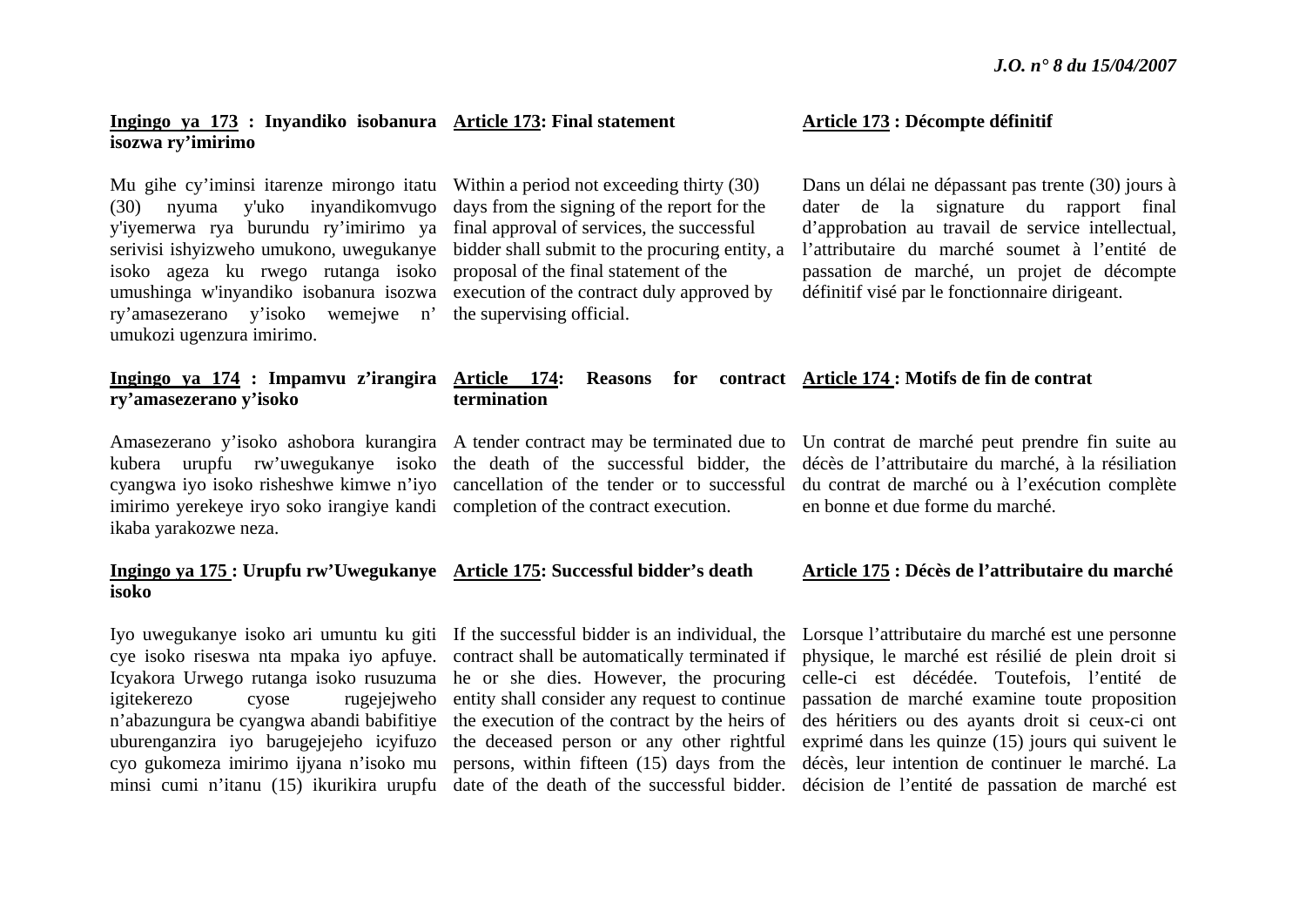**Ingingo ya 173 : Inyandiko isobanura isozwa ry'imirimo**

Mu gihe cy'iminsi itarenze mirongo itatu (30) nyuma y'uko inyandikomvugo y'iyemerwa rya burundu ry'imirimo ya serivisi ishyizweho umukono, uwegukanye isoko ageza ku rwego rutanga isoko umushinga w'inyandiko isobanura isozwa ry'amasezerano y'isoko wemejwe n' umukozi ugenzura imirimo.

**Ingingo ya 174 : Impamvu z'irangira ry'amasezerano y'isoko**

Amasezerano y'isoko ashobora kurangira kubera urupfu rw'uwegukanye isoko cyangwa iyo isoko risheshwe kimwe n'iyo imirimo yerekeye iryo soko irangiye kandi ikaba yarakozwe neza.

**Ingingo ya 175 : Urupfu rw'Uwegukanye isoko**

Iyo uwegukanye isoko ari umuntu ku giti cye isoko riseswa nta mpaka iyo apfuye. Icyakora Urwego rutanga isoko rusuzuma igitekerezo cyose rugejejweho n'abazungura be cyangwa abandi babifitiye uburenganzira iyo barugejejeho icyifuzo cyo gukomeza imirimo ijyana n'isoko mu minsi cumi n'itanu (15) ikurikira urupfu

**Article 173: Final statement**

Within a period not exceeding thirty (30) days from the signing of the report for the final approval of services, the successful bidder shall submit to the procuring entity, a proposal of the final statement of the execution of the contract duly approved by the supervising official.

**Article 174: Reasons for contract termination**

A tender contract may be terminated due to the death of the successful bidder, the cancellation of the tender or to successful completion of the contract execution.

**Article 175: Successful bidder's death**

If the successful bidder is an individual, the contract shall be automatically terminated if he or she dies. However, the procuring entity shall consider any request to continue the execution of the contract by the heirs of the deceased person or any other rightful persons, within fifteen (15) days from the date of the death of the successful bidder.

**Article 173 : Décompte définitif**

Dans un délai ne dépassant pas trente (30) jours à dater de la signature du rapport final d'approbation au travail de service intellectuel, l'attributaire du marché soumet à l'entité de passation de marché, un projet de décompte définitif visé par le fonctionnaire dirigeant.

**Article 174 : Motifs de fin de contrat**

Un contrat de marché peut prendre fin suite au décès de l'attributaire du marché, à la résiliation du contrat de marché ou à l'exécution complète en bonne et due forme du marché.

**Article 175 : Décès de l'attributaire du marché**

Lorsque l'attributaire du marché est une personne physique, le marché est résilié de plein droit si celle-ci est décédée. Toutefois, l'entité de passation de marché examine toute proposition des héritiers ou des ayants droit si ceux-ci ont exprimé dans les quinze (15) jours qui suivent le décès, leur intention de continuer le marché. La décision de l'entité de passation de marché est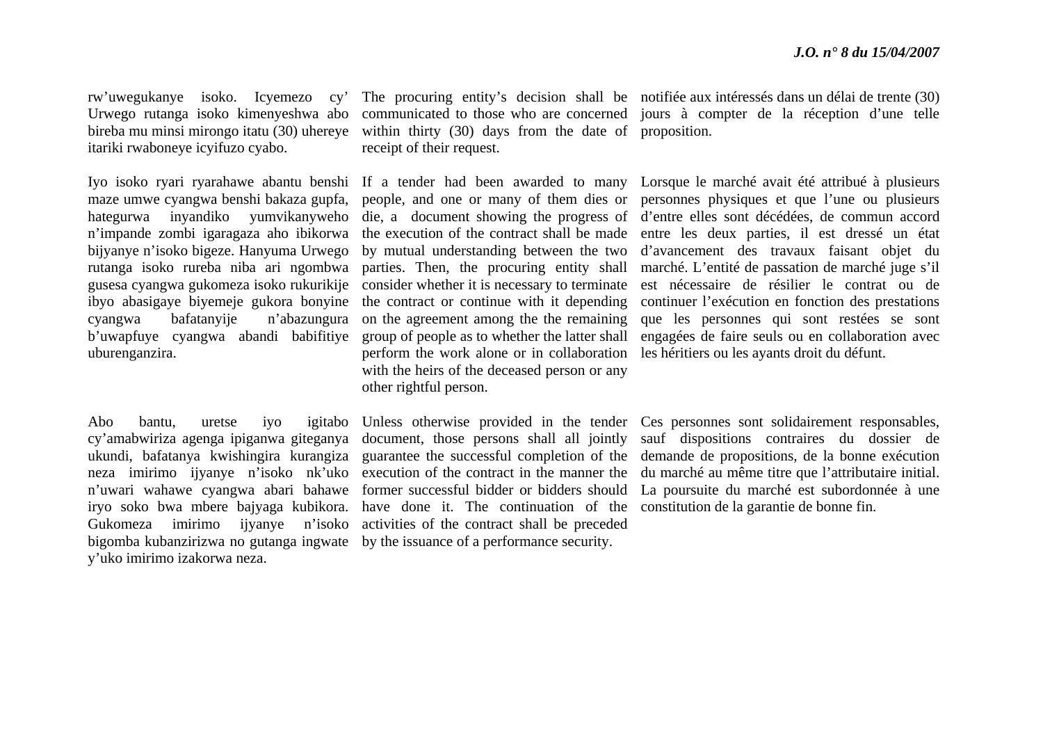rw'uwegukanye isoko. Icyemezo cy' Urwego rutanga isoko kimenyeshwa abo bireba mu minsi mirongo itatu (30) uhereye itariki rwaboneye icyifuzo cyabo.

The procuring entity's decision shall be communicated to those who are concerned within thirty (30) days from the date of receipt of their request.

notifiée aux intéressés dans un délai de trente (30) jours à compter de la réception d'une telle proposition.

Iyo isoko ryari ryarahawe abantu benshi maze umwe cyangwa benshi bakaza gupfa, hategurwa inyandiko yumvikanyweho n'impande zombi igaragaza aho ibikorwa bijyanye n'isoko bigeze. Hanyuma Urwego rutanga isoko rureba niba ari ngombwa gusesa cyangwa gukomeza isoko rukurikije ibyo abasigaye biyemeje gukora bonyine cyangwa bafatanyije n'abazungura b'uwapfuye cyangwa abandi babifitiye uburenganzira.

If a tender had been awarded to many people, and one or many of them dies or die, a document showing the progress of the execution of the contract shall be made by mutual understanding between the two parties. Then, the procuring entity shall consider whether it is necessary to terminate the contract or continue with it depending on the agreement among the the remaining group of people as to whether the latter shall perform the work alone or in collaboration with the heirs of the deceased person or any other rightful person.

Lorsque le marché avait été attribué à plusieurs personnes physiques et que l'une ou plusieurs d'entre elles sont décédées, de commun accord entre les deux parties, il est dressé un état d'avancement des travaux faisant objet du marché. L'entité de passation de marché juge s'il est nécessaire de résilier le contrat ou de continuer l'exécution en fonction des prestations que les personnes qui sont restées se sont engagées de faire seuls ou en collaboration avec les héritiers ou les ayants droit du défunt.

Abo bantu, uretse iyo igitabo cy'amabwiriza agenga ipiganwa giteganya ukundi, bafatanya kwishingira kurangiza neza imirimo ijyanye n'isoko nk'uko n'uwari wahawe cyangwa abari bahawe iryo soko bwa mbere bajyaga kubikora. Gukomeza imirimo ijyanye n'isoko bigomba kubanzirizwa no gutanga ingwate y'uko imirimo izakorwa neza.

Unless otherwise provided in the tender document, those persons shall all jointly guarantee the successful completion of the execution of the contract in the manner the former successful bidder or bidders should have done it. The continuation of the activities of the contract shall be preceded by the issuance of a performance security.

Ces personnes sont solidairement responsables, sauf dispositions contraires du dossier de demande de propositions, de la bonne exécution du marché au même titre que l'attributaire initial. La poursuite du marché est subordonnée à une constitution de la garantie de bonne fin.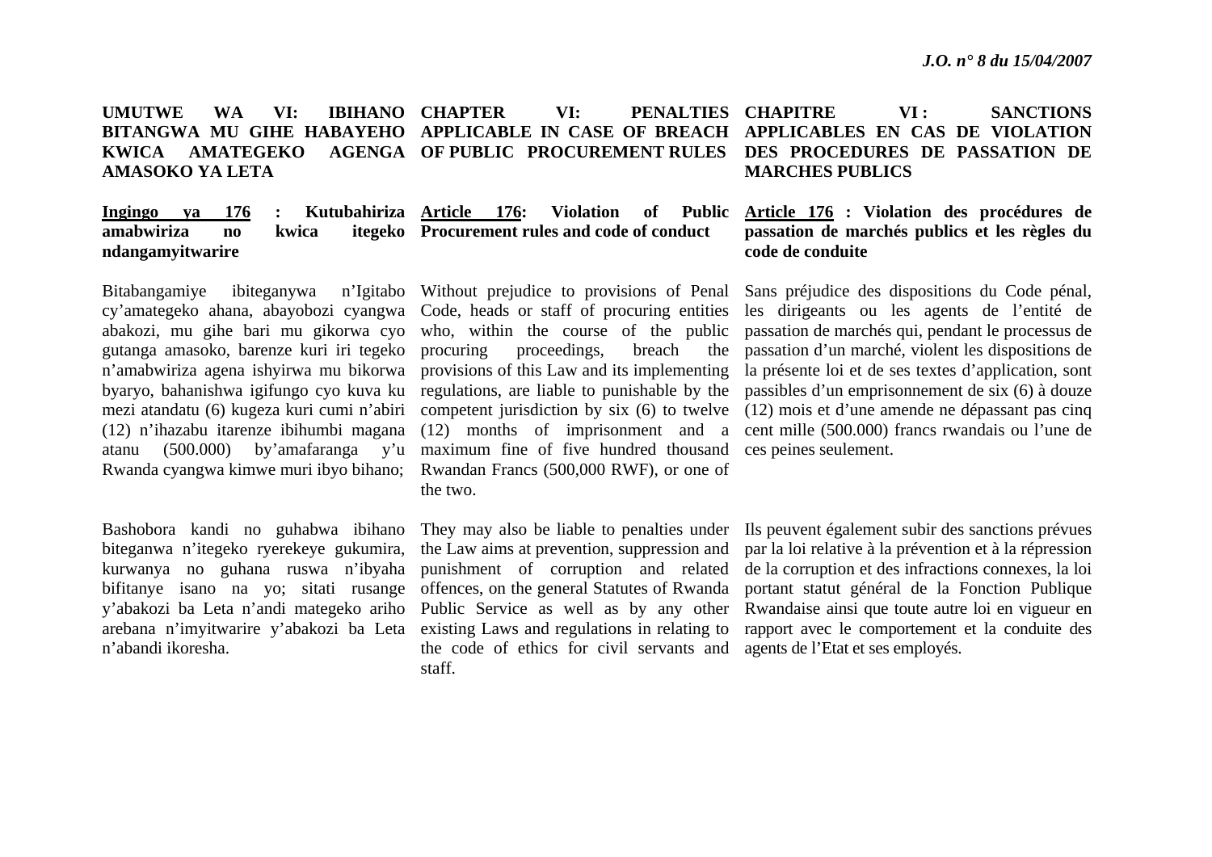**UMUTWE WA VI: IBIHANO BITANGWA MU GIHE HABAYEHO KWICA AMATEGEKO AGENGA AMASOKO YA LETA**

**Ingingo ya 176 : Kutubahiriza amabwiriza no kwica itegeko ndangamyitwarire**

Bitabangamiye ibiteganywa n'Igitabo cy'amategeko ahana, abayobozi cyangwa abakozi, mu gihe bari mu gikorwa cyo gutanga amasoko, barenze kuri iri tegeko n'amabwiriza agena ishyirwa mu bikorwa byaryo, bahanishwa igifungo cyo kuva ku mezi atandatu (6) kugeza kuri cumi n'abiri (12) n'ihazabu itarenze ibihumbi magana atanu (500.000) by'amafaranga y'u Rwanda cyangwa kimwe muri ibyo bihano;

Bashobora kandi no guhabwa ibihano biteganwa n'itegeko ryerekeye gukumira, kurwanya no guhana ruswa n'ibyaha bifitanye isano na yo; sitati rusange y'abakozi ba Leta n'andi mategeko ariho arebana n'imyitwarire y'abakozi ba Leta n'abandi ikoresha.

**CHAPTER VI: PENALTIES APPLICABLE IN CASE OF BREACH OF PUBLIC PROCUREMENT RULES**

**Article 176: Violation of Public Procurement rules and code of conduct**

Without prejudice to provisions of Penal Code, heads or staff of procuring entities who, within the course of the public procuring proceedings, breach the provisions of this Law and its implementing regulations, are liable to punishable by the competent jurisdiction by six (6) to twelve (12) months of imprisonment and a maximum fine of five hundred thousand Rwandan Francs (500,000 RWF), or one of the two.

They may also be liable to penalties under the Law aims at prevention, suppression and punishment of corruption and related offences, on the general Statutes of Rwanda Public Service as well as by any other existing Laws and regulations in relating to the code of ethics for civil servants and staff.

**CHAPITRE VI : SANCTIONS APPLICABLES EN CAS DE VIOLATION DES PROCEDURES DE PASSATION DE MARCHES PUBLICS**

**Article 176 : Violation des procédures de passation de marchés publics et les règles du code de conduite**

Sans préjudice des dispositions du Code pénal, les dirigeants ou les agents de l'entité de passation de marchés qui, pendant le processus de passation d'un marché, violent les dispositions de la présente loi et de ses textes d'application, sont passibles d'un emprisonnement de six (6) à douze (12) mois et d'une amende ne dépassant pas cinq cent mille (500.000) francs rwandais ou l'une de ces peines seulement.

Ils peuvent également subir des sanctions prévues par la loi relative à la prévention et à la répression de la corruption et des infractions connexes, la loi portant statut général de la Fonction Publique Rwandaise ainsi que toute autre loi en vigueur en rapport avec le comportement et la conduite des agents de l'Etat et ses employés.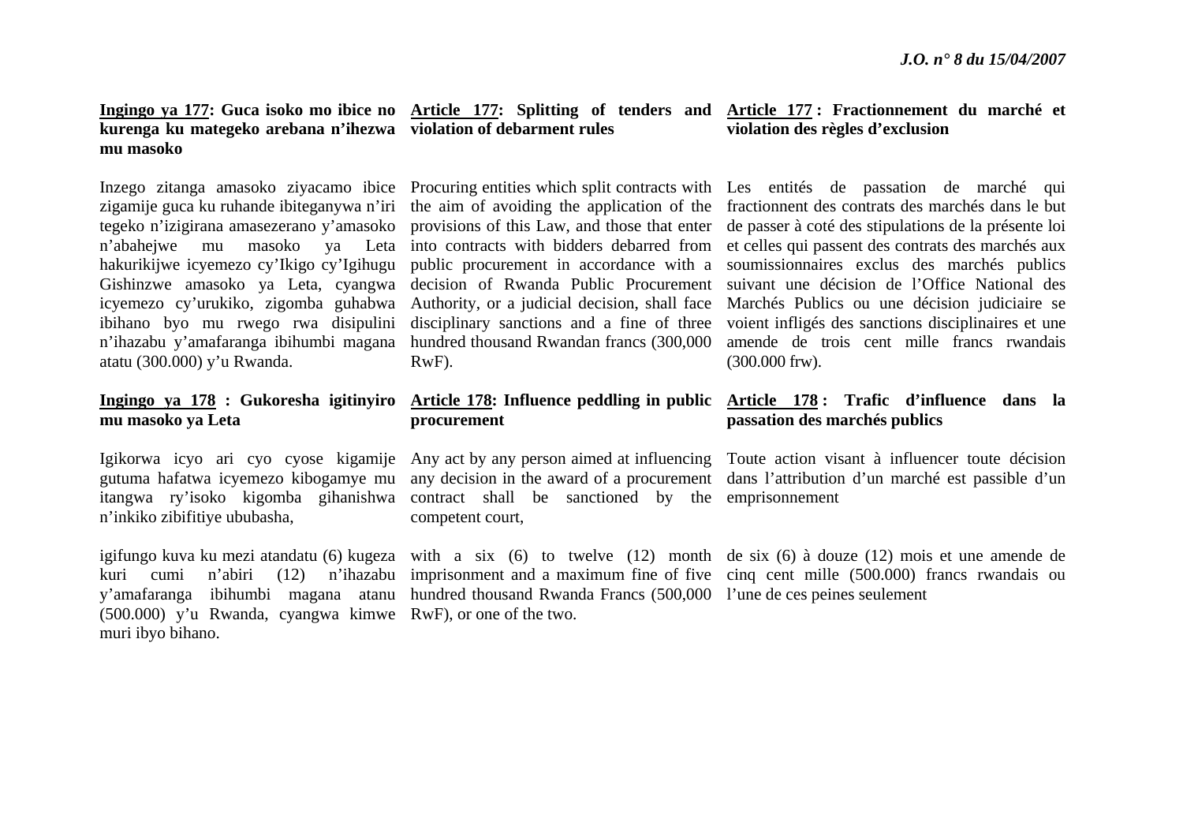**<u>Ingingo ya 177</u>: Guca isoko mo ibice no kurenga ku mategeko arebana n'ihezwa mu masoko**

Inzego zitanga amasoko ziyacamo ibice zigamije guca ku ruhande ibiteganywa n'iri tegeko n'izigirana amasezerano y'amasoko n'abahejwe mu masoko ya Leta hakurikijwe icyemezo cy'Ikigo cy'Igihugu Gishinzwe amasoko ya Leta, cyangwa icyemezo cy'urukiko, zigomba guhabwa ibihano byo mu rwego rwa disipulini n'ihazabu y'amafaranga ibihumbi magana atatu (300.000) y'u Rwanda.

**<u>Ingingo ya 178</u> : Gukoresha igitinyiro mu masoko ya Leta**

Igikorwa icyo ari cyo cyose kigamije gutuma hafatwa icyemezo kibogamye mu itangwa ry'isoko kigomba gihanishwa n'inkiko zibifitiye ububasha,

igifungo kuva ku mezi atandatu (6) kugeza kuri cumi n'abiri (12) n'ihazabu y'amafaranga ibihumbi magana atanu (500.000) y'u Rwanda, cyangwa kimwe muri ibyo bihano.

**<u>Article 177</u>: Splitting of tenders and violation of debarment rules**

Procuring entities which split contracts with the aim of avoiding the application of the provisions of this Law, and those that enter into contracts with bidders debarred from public procurement in accordance with a decision of Rwanda Public Procurement Authority, or a judicial decision, shall face disciplinary sanctions and a fine of three hundred thousand Rwandan francs (300,000 RwF).

**<u>Article 178</u>: Influence peddling in public procurement**

Any act by any person aimed at influencing any decision in the award of a procurement contract shall be sanctioned by the competent court,

with a six (6) to twelve (12) month imprisonment and a maximum fine of five hundred thousand Rwanda Francs (500,000 RwF), or one of the two.

**<u>Article 177</u> : Fractionnement du marché et violation des règles d'exclusion**

Les entités de passation de marché qui fractionnent des contrats des marchés dans le but de passer à coté des stipulations de la présente loi et celles qui passent des contrats des marchés aux soumissionnaires exclus des marchés publics suivant une décision de l'Office National des Marchés Publics ou une décision judiciaire se voient infligés des sanctions disciplinaires et une amende de trois cent mille francs rwandais (300.000 frw).

**<u>Article 178</u> : Trafic d'influence dans la passation des marchés publics**

Toute action visant à influencer toute décision dans l'attribution d'un marché est passible d'un emprisonnement

de six (6) à douze (12) mois et une amende de cinq cent mille (500.000) francs rwandais ou l'une de ces peines seulement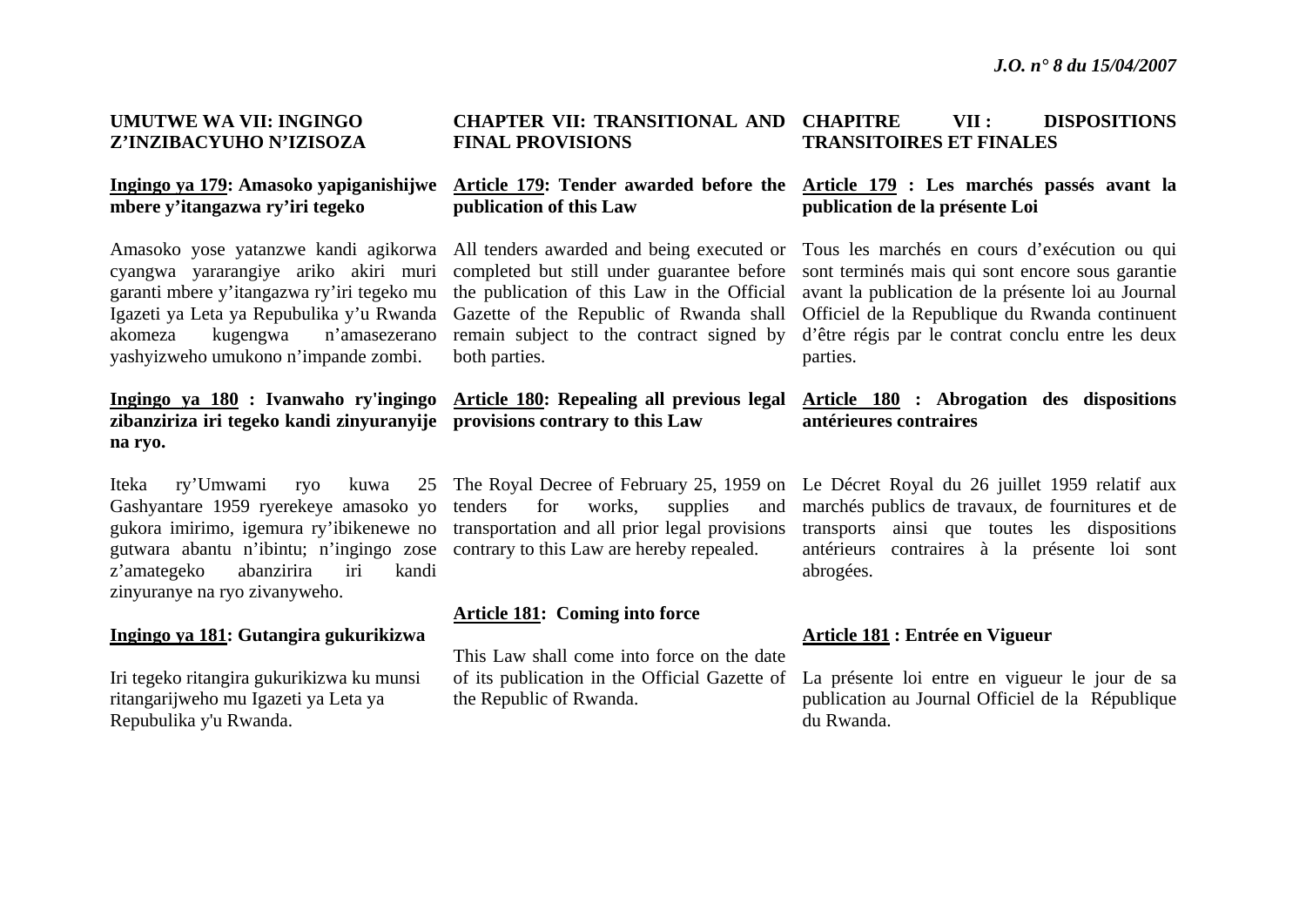**UMUTWE WA VII: INGINGO Z'INZIBACYUHO N'IZISOZA**

**Ingingo ya 179: Amasoko yapiganishijwe mbere y'itangazwa ry'iri tegeko**

Amasoko yose yatanzwe kandi agikorwa cyangwa yararangiye ariko akiri muri garanti mbere y'itangazwa ry'iri tegeko mu Igazeti ya Leta ya Repubulika y'u Rwanda akomeza kugengwa n'amasezerano yashyizweho umukono n'impande zombi.

**Ingingo ya 180 : Ivanwaho ry'ingingo zibanziriza iri tegeko kandi zinyuranyije na ryo.**

Iteka ry'Umwami ryo kuwa 25 Gashyantare 1959 ryerekeye amasoko yo gukora imirimo, igemura ry'ibikenewe no gutwara abantu n'ibintu; n'ingingo zose z'amategeko abanzirira iri kandi zinyuranye na ryo zivanyweho.

**Ingingo ya 181: Gutangira gukurikizwa**

Iri tegeko ritangira gukurikizwa ku munsi ritangarijweho mu Igazeti ya Leta ya Repubulika y'u Rwanda.

**CHAPTER VII: TRANSITIONAL AND FINAL PROVISIONS**

**Article 179: Tender awarded before the publication of this Law**

All tenders awarded and being executed or completed but still under guarantee before the publication of this Law in the Official Gazette of the Republic of Rwanda shall remain subject to the contract signed by both parties.

**Article 180: Repealing all previous legal provisions contrary to this Law**

The Royal Decree of February 25, 1959 on tenders for works, supplies and transportation and all prior legal provisions contrary to this Law are hereby repealed.

**Article 181: Coming into force**

This Law shall come into force on the date of its publication in the Official Gazette of the Republic of Rwanda.

**CHAPITRE VII : DISPOSITIONS TRANSITOIRES ET FINALES**

**Article 179 : Les marchés passés avant la publication de la présente Loi**

Tous les marchés en cours d'exécution ou qui sont terminés mais qui sont encore sous garantie avant la publication de la présente loi au Journal Officiel de la Republique du Rwanda continuent d'être régis par le contrat conclu entre les deux parties.

**Article 180 : Abrogation des dispositions antérieures contraires**

Le Décret Royal du 26 juillet 1959 relatif aux marchés publics de travaux, de fournitures et de transports ainsi que toutes les dispositions antérieurs contraires à la présente loi sont abrogées.

**Article 181 : Entrée en Vigueur**

La présente loi entre en vigueur le jour de sa publication au Journal Officiel de la République du Rwanda.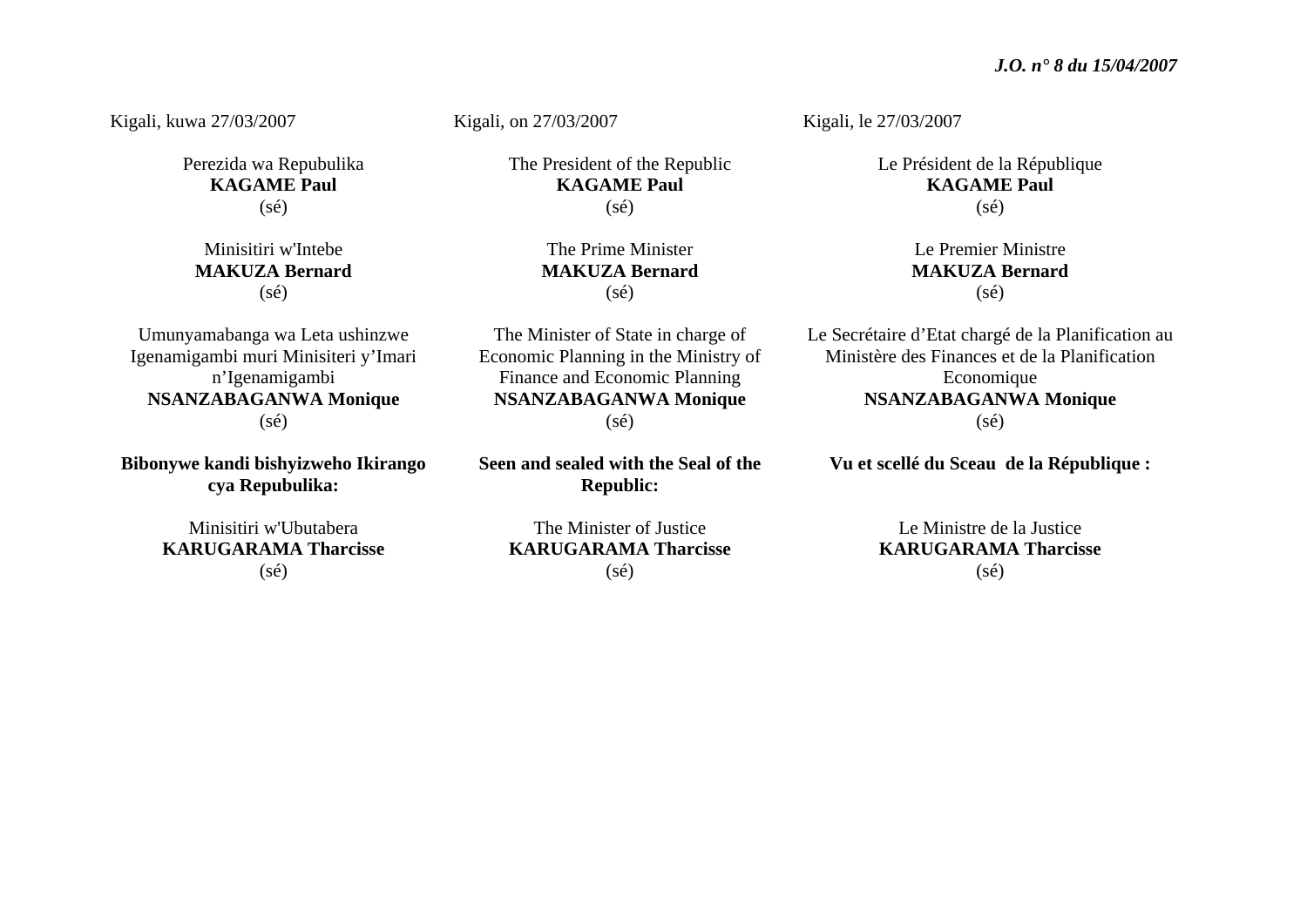Kigali, kuwa 27/03/2007

Perezida wa Repubulika
**KAGAME Paul**
(sé)

Minisitiri w'Intebe
**MAKUZA Bernard**
(sé)

Umunyamabanga wa Leta ushinzwe Igenamigambi muri Minisiteri y'Imari n'Igenamigambi
**NSANZABAGANWA Monique**
(sé)

**Bibonywe kandi bishyizweho Ikirango cya Repubulika:**

Minisitiri w'Ubutabera
**KARUGARAMA Tharcisse**
(sé)

Kigali, on 27/03/2007

The President of the Republic
**KAGAME Paul**
(sé)

The Prime Minister
**MAKUZA Bernard**
(sé)

The Minister of State in charge of Economic Planning in the Ministry of Finance and Economic Planning
**NSANZABAGANWA Monique**
(sé)

**Seen and sealed with the Seal of the Republic:**

The Minister of Justice
**KARUGARAMA Tharcisse**
(sé)

Kigali, le 27/03/2007

Le Président de la République
**KAGAME Paul**
(sé)

Le Premier Ministre
**MAKUZA Bernard**
(sé)

Le Secrétaire d'Etat chargé de la Planification au Ministère des Finances et de la Planification Economique
**NSANZABAGANWA Monique**
(sé)

**Vu et scellé du Sceau de la République :**

Le Ministre de la Justice
**KARUGARAMA Tharcisse**
(sé)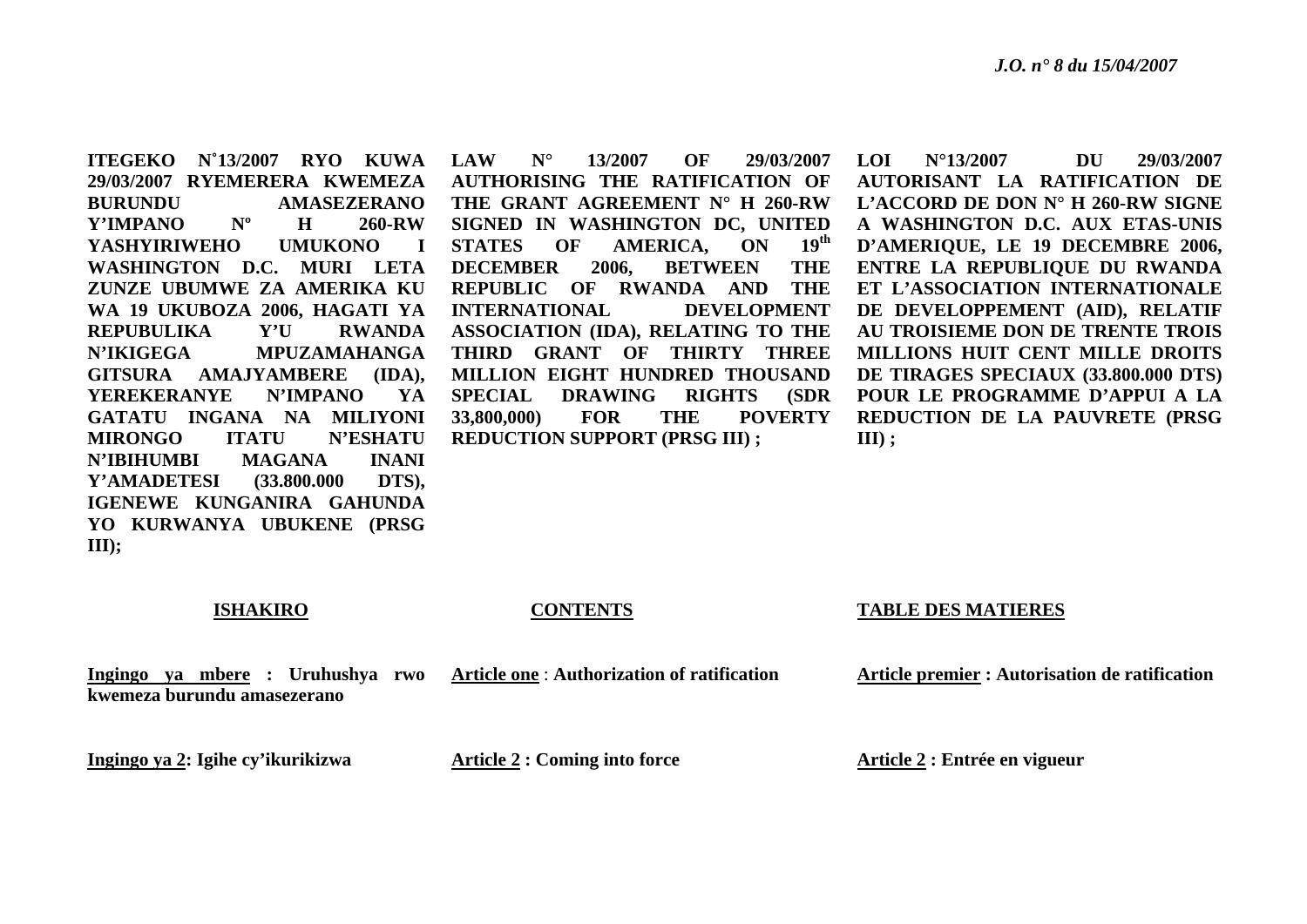**ITEGEKO N˚13/2007 RYO KUWA 29/03/2007 RYEMERERA KWEMEZA BURUNDU AMASEZERANO Y'IMPANO Nº H 260-RW YASHYIRIWEHO UMUKONO I WASHINGTON D.C. MURI LETA ZUNZE UBUMWE ZA AMERIKA KU WA 19 UKUBOZA 2006, HAGATI YA REPUBULIKA Y'U RWANDA N'IKIGEGA MPUZAMAHANGA GITSURA AMAJYAMBERE (IDA), YEREKERANYE N'IMPANO YA GATATU INGANA NA MILIYONI MIRONGO ITATU N'ESHATU N'IBIHUMBI MAGANA INANI Y'AMADETESI (33.800.000 DTS), IGENEWE KUNGANIRA GAHUNDA YO KURWANYA UBUKENE (PRSG III);**

**ISHAKIRO**

**<u>Ingingo ya mbere</u> : Uruhushya rwo kwemeza burundu amasezerano**

**<u>Ingingo ya 2</u>: Igihe cy'ikurikizwa**

**LAW N° 13/2007 OF 29/03/2007 AUTHORISING THE RATIFICATION OF THE GRANT AGREEMENT N° H 260-RW SIGNED IN WASHINGTON DC, UNITED STATES OF AMERICA, ON 19th DECEMBER 2006, BETWEEN THE REPUBLIC OF RWANDA AND THE INTERNATIONAL DEVELOPMENT ASSOCIATION (IDA), RELATING TO THE THIRD GRANT OF THIRTY THREE MILLION EIGHT HUNDRED THOUSAND SPECIAL DRAWING RIGHTS (SDR 33,800,000) FOR THE POVERTY REDUCTION SUPPORT (PRSG III) ;**

**CONTENTS**

**<u>Article one</u> : Authorization of ratification**

**<u>Article 2</u> : Coming into force**

**LOI N°13/2007 DU 29/03/2007 AUTORISANT LA RATIFICATION DE L'ACCORD DE DON N° H 260-RW SIGNE A WASHINGTON D.C. AUX ETAS-UNIS D'AMERIQUE, LE 19 DECEMBRE 2006, ENTRE LA REPUBLIQUE DU RWANDA ET L'ASSOCIATION INTERNATIONALE DE DEVELOPPEMENT (AID), RELATIF AU TROISIEME DON DE TRENTE TROIS MILLIONS HUIT CENT MILLE DROITS DE TIRAGES SPECIAUX (33.800.000 DTS) POUR LE PROGRAMME D'APPUI A LA REDUCTION DE LA PAUVRETE (PRSG III) ;**

**TABLE DES MATIERES**

**<u>Article premier</u> : Autorisation de ratification**

**<u>Article 2</u> : Entrée en vigueur**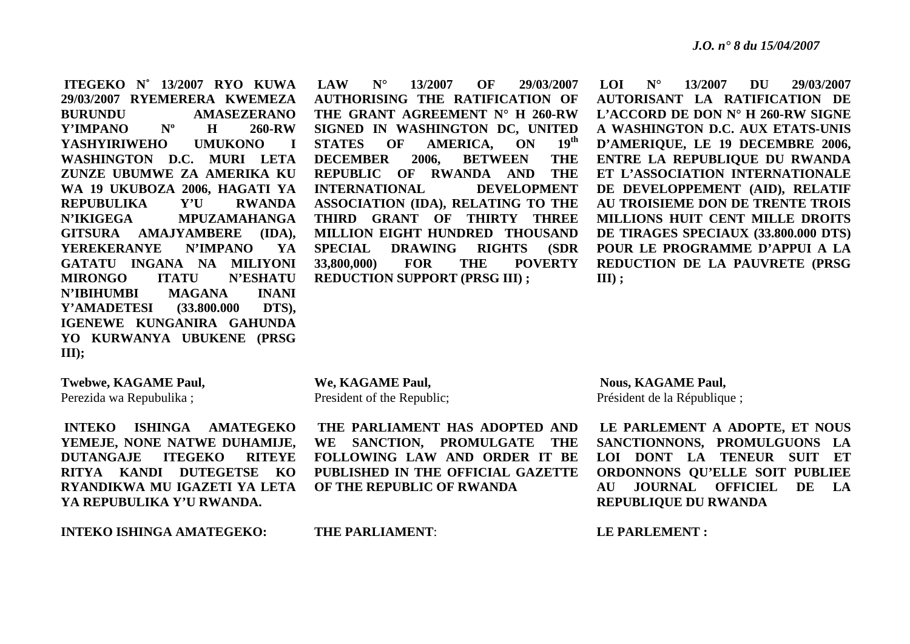**ITEGEKO N° 13/2007 RYO KUWA 29/03/2007 RYEMERERA KWEMEZA BURUNDU AMASEZERANO Y'IMPANO Nº H 260-RW YASHYIRIWEHO UMUKONO I WASHINGTON D.C. MURI LETA ZUNZE UBUMWE ZA AMERIKA KU WA 19 UKUBOZA 2006, HAGATI YA REPUBULIKA Y'U RWANDA N'IKIGEGA MPUZAMAHANGA GITSURA AMAJYAMBERE (IDA), YEREKERANYE N'IMPANO YA GATATU INGANA NA MILIYONI MIRONGO ITATU N'ESHATU N'IBIHUMBI MAGANA INANI Y'AMADETESI (33.800.000 DTS), IGENEWE KUNGANIRA GAHUNDA YO KURWANYA UBUKENE (PRSG III);**

**Twebwe, KAGAME Paul,**
Perezida wa Repubulika ;

**INTEKO ISHINGA AMATEGEKO YEMEJE, NONE NATWE DUHAMIJE, DUTANGAJE ITEGEKO RITEYE RITYA KANDI DUTEGETSE KO RYANDIKWA MU IGAZETI YA LETA YA REPUBULIKA Y'U RWANDA.**

**INTEKO ISHINGA AMATEGEKO:**

**LAW N° 13/2007 OF 29/03/2007 AUTHORISING THE RATIFICATION OF THE GRANT AGREEMENT N° H 260-RW SIGNED IN WASHINGTON DC, UNITED STATES OF AMERICA, ON 19th DECEMBER 2006, BETWEEN THE REPUBLIC OF RWANDA AND THE INTERNATIONAL DEVELOPMENT ASSOCIATION (IDA), RELATING TO THE THIRD GRANT OF THIRTY THREE MILLION EIGHT HUNDRED THOUSAND SPECIAL DRAWING RIGHTS (SDR 33,800,000) FOR THE POVERTY REDUCTION SUPPORT (PRSG III) ;**

**We, KAGAME Paul,**
President of the Republic;

**THE PARLIAMENT HAS ADOPTED AND WE SANCTION, PROMULGATE THE FOLLOWING LAW AND ORDER IT BE PUBLISHED IN THE OFFICIAL GAZETTE OF THE REPUBLIC OF RWANDA**

**THE PARLIAMENT**:

**LOI N° 13/2007 DU 29/03/2007 AUTORISANT LA RATIFICATION DE L'ACCORD DE DON N° H 260-RW SIGNE A WASHINGTON D.C. AUX ETATS-UNIS D'AMERIQUE, LE 19 DECEMBRE 2006, ENTRE LA REPUBLIQUE DU RWANDA ET L'ASSOCIATION INTERNATIONALE DE DEVELOPPEMENT (AID), RELATIF AU TROISIEME DON DE TRENTE TROIS MILLIONS HUIT CENT MILLE DROITS DE TIRAGES SPECIAUX (33.800.000 DTS) POUR LE PROGRAMME D'APPUI A LA REDUCTION DE LA PAUVRETE (PRSG III) ;**

**Nous, KAGAME Paul,**
Président de la République ;

**LE PARLEMENT A ADOPTE, ET NOUS SANCTIONNONS, PROMULGUONS LA LOI DONT LA TENEUR SUIT ET ORDONNONS QU'ELLE SOIT PUBLIEE AU JOURNAL OFFICIEL DE LA REPUBLIQUE DU RWANDA**

**LE PARLEMENT :**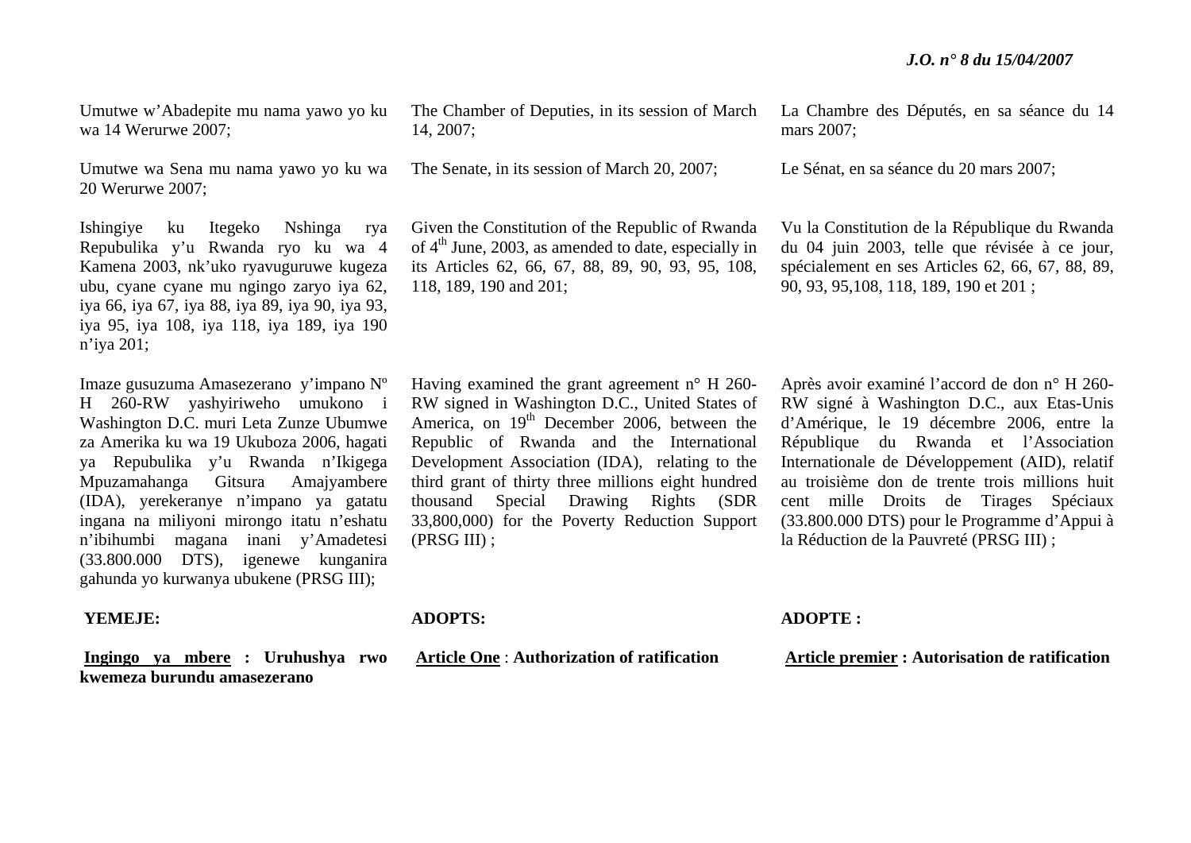Umutwe w'Abadepite mu nama yawo yo ku wa 14 Werurwe 2007;

Umutwe wa Sena mu nama yawo yo ku wa 20 Werurwe 2007;

Ishingiye ku Itegeko Nshinga rya Repubulika y'u Rwanda ryo ku wa 4 Kamena 2003, nk'uko ryavuguruwe kugeza ubu, cyane cyane mu ngingo zaryo iya 62, iya 66, iya 67, iya 88, iya 89, iya 90, iya 93, iya 95, iya 108, iya 118, iya 189, iya 190 n'iya 201;

Imaze gusuzuma Amasezerano y'impano Nº H 260-RW yashyiriweho umukono i Washington D.C. muri Leta Zunze Ubumwe za Amerika ku wa 19 Ukuboza 2006, hagati ya Repubulika y'u Rwanda n'Ikigega Mpuzamahanga Gitsura Amajyambere (IDA), yerekeranye n'impano ya gatatu ingana na miliyoni mirongo itatu n'eshatu n'ibihumbi magana inani y'Amadetesi (33.800.000 DTS), igenewe kunganira gahunda yo kurwanya ubukene (PRSG III);

**YEMEJE:**

**Ingingo ya mbere : Uruhushya rwo kwemeza burundu amasezerano**

The Chamber of Deputies, in its session of March 14, 2007;

The Senate, in its session of March 20, 2007;

Given the Constitution of the Republic of Rwanda of 4th June, 2003, as amended to date, especially in its Articles 62, 66, 67, 88, 89, 90, 93, 95, 108, 118, 189, 190 and 201;

Having examined the grant agreement n° H 260-RW signed in Washington D.C., United States of America, on 19th December 2006, between the Republic of Rwanda and the International Development Association (IDA), relating to the third grant of thirty three millions eight hundred thousand Special Drawing Rights (SDR 33,800,000) for the Poverty Reduction Support (PRSG III) ;

**ADOPTS:**

**Article One : Authorization of ratification**

La Chambre des Députés, en sa séance du 14 mars 2007;

Le Sénat, en sa séance du 20 mars 2007;

Vu la Constitution de la République du Rwanda du 04 juin 2003, telle que révisée à ce jour, spécialement en ses Articles 62, 66, 67, 88, 89, 90, 93, 95,108, 118, 189, 190 et 201 ;

Après avoir examiné l'accord de don n° H 260-RW signé à Washington D.C., aux Etas-Unis d'Amérique, le 19 décembre 2006, entre la République du Rwanda et l'Association Internationale de Développement (AID), relatif au troisième don de trente trois millions huit cent mille Droits de Tirages Spéciaux (33.800.000 DTS) pour le Programme d'Appui à la Réduction de la Pauvreté (PRSG III) ;

**ADOPTE :**

**Article premier : Autorisation de ratification**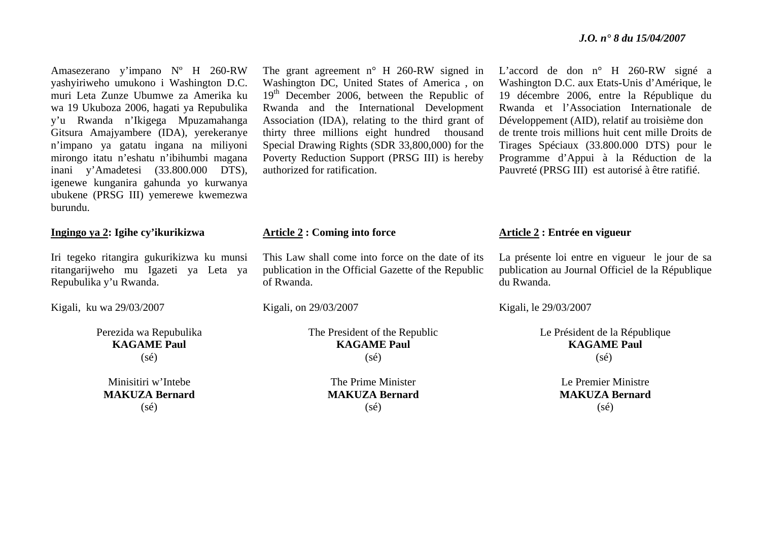Amasezerano y'impano Nº H 260-RW yashyiriweho umukono i Washington D.C. muri Leta Zunze Ubumwe za Amerika ku wa 19 Ukuboza 2006, hagati ya Repubulika y'u Rwanda n'Ikigega Mpuzamahanga Gitsura Amajyambere (IDA), yerekeranye n'impano ya gatatu ingana na miliyoni mirongo itatu n'eshatu n'ibihumbi magana inani y'Amadetesi (33.800.000 DTS), igenewe kunganira gahunda yo kurwanya ubukene (PRSG III) yemerewe kwemezwa burundu.

**Ingingo ya 2: Igihe cy'ikurikizwa**

Iri tegeko ritangira gukurikizwa ku munsi ritangarijweho mu Igazeti ya Leta ya Repubulika y'u Rwanda.

Kigali, ku wa 29/03/2007

Perezida wa Repubulika
**KAGAME Paul**
(sé)

Minisitiri w'Intebe
**MAKUZA Bernard**
(sé)

The grant agreement n° H 260-RW signed in Washington DC, United States of America , on 19th December 2006, between the Republic of Rwanda and the International Development Association (IDA), relating to the third grant of thirty three millions eight hundred thousand Special Drawing Rights (SDR 33,800,000) for the Poverty Reduction Support (PRSG III) is hereby authorized for ratification.

**Article 2 : Coming into force**

This Law shall come into force on the date of its publication in the Official Gazette of the Republic of Rwanda.

Kigali, on 29/03/2007

The President of the Republic
**KAGAME Paul**
(sé)

The Prime Minister
**MAKUZA Bernard**
(sé)

L'accord de don n° H 260-RW signé a Washington D.C. aux Etats-Unis d'Amérique, le 19 décembre 2006, entre la République du Rwanda et l'Association Internationale de Développement (AID), relatif au troisième don de trente trois millions huit cent mille Droits de Tirages Spéciaux (33.800.000 DTS) pour le Programme d'Appui à la Réduction de la Pauvreté (PRSG III) est autorisé à être ratifié.

**Article 2 : Entrée en vigueur**

La présente loi entre en vigueur le jour de sa publication au Journal Officiel de la République du Rwanda.

Kigali, le 29/03/2007

Le Président de la République
**KAGAME Paul**
(sé)

Le Premier Ministre
**MAKUZA Bernard**
(sé)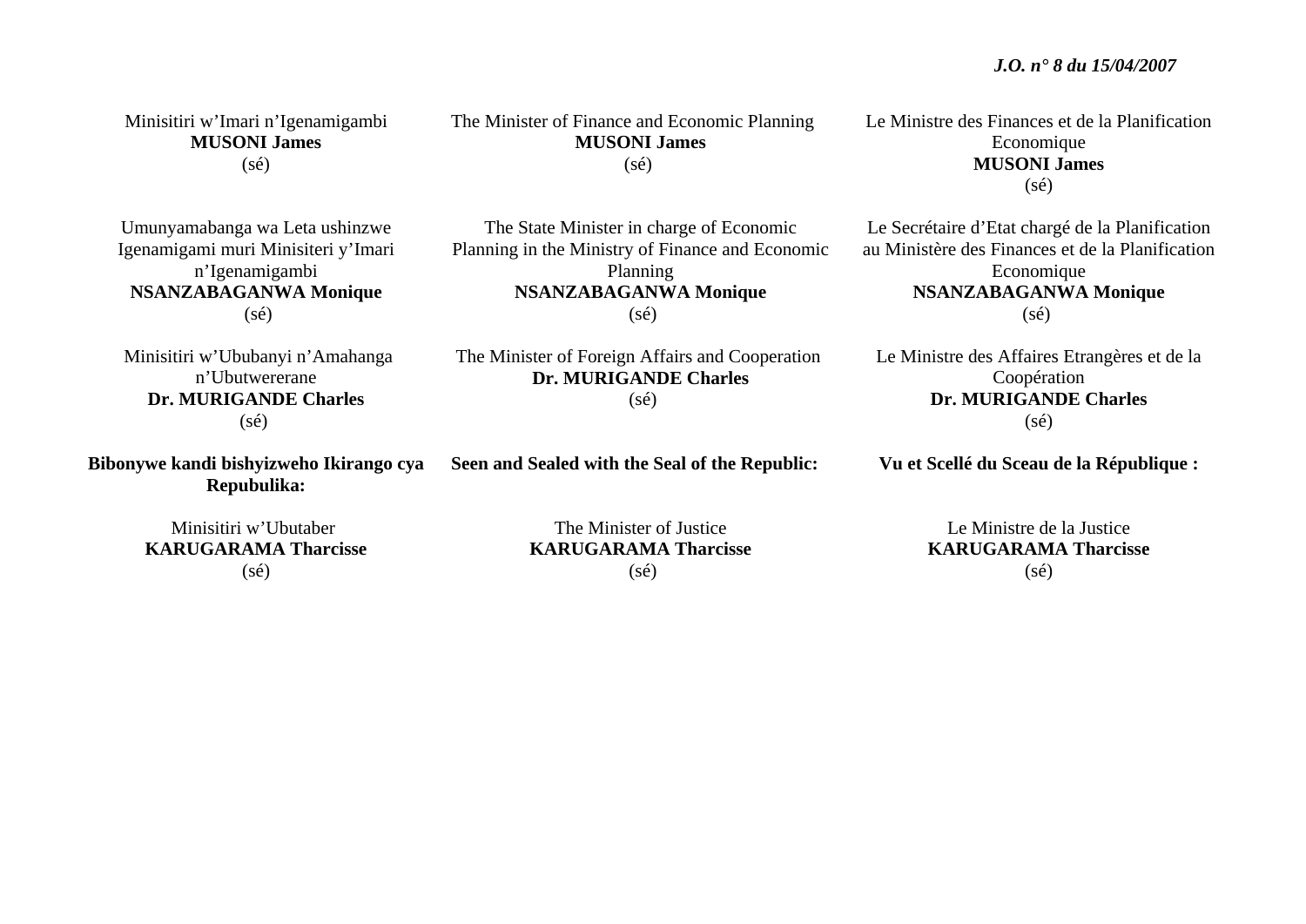Minisitiri w'Imari n'Igenamigambi
**MUSONI James**
(sé)

Umunyamabanga wa Leta ushinzwe Igenamigami muri Minisiteri y'Imari n'Igenamigambi
**NSANZABAGANWA Monique**
(sé)

Minisitiri w'Ububanyi n'Amahanga n'Ubutwererane
**Dr. MURIGANDE Charles**
(sé)

**Bibonywe kandi bishyizweho Ikirango cya Repubulika:**

Minisitiri w'Ubutaber
**KARUGARAMA Tharcisse**
(sé)

The Minister of Finance and Economic Planning
**MUSONI James**
(sé)

The State Minister in charge of Economic Planning in the Ministry of Finance and Economic Planning
**NSANZABAGANWA Monique**
(sé)

The Minister of Foreign Affairs and Cooperation
**Dr. MURIGANDE Charles**
(sé)

**Seen and Sealed with the Seal of the Republic:**

The Minister of Justice
**KARUGARAMA Tharcisse**
(sé)

Le Ministre des Finances et de la Planification Economique
**MUSONI James**
(sé)

Le Secrétaire d'Etat chargé de la Planification au Ministère des Finances et de la Planification Economique
**NSANZABAGANWA Monique**
(sé)

Le Ministre des Affaires Etrangères et de la Coopération
**Dr. MURIGANDE Charles**
(sé)

**Vu et Scellé du Sceau de la République :**

Le Ministre de la Justice
**KARUGARAMA Tharcisse**
(sé)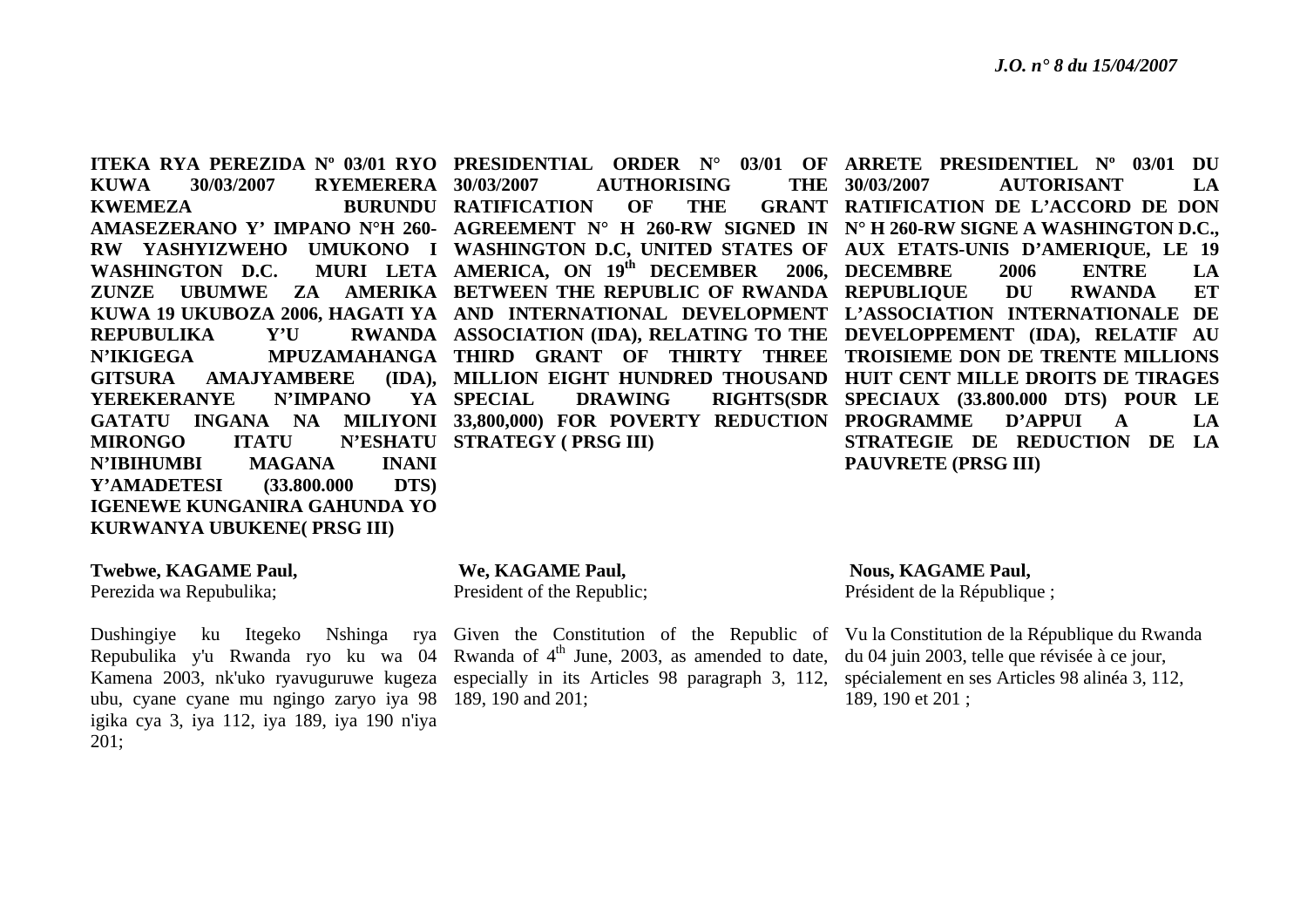**ITEKA RYA PEREZIDA Nº 03/01 RYO KUWA 30/03/2007 RYEMERERA KWEMEZA BURUNDU AMASEZERANO Y' IMPANO N°H 260-RW YASHYIZWEHO UMUKONO I WASHINGTON D.C. MURI LETA ZUNZE UBUMWE ZA AMERIKA KUWA 19 UKUBOZA 2006, HAGATI YA REPUBULIKA Y'U RWANDA N'IKIGEGA MPUZAMAHANGA GITSURA AMAJYAMBERE (IDA), YEREKERANYE N'IMPANO YA GATATU INGANA NA MILIYONI MIRONGO ITATU N'ESHATU N'IBIHUMBI MAGANA INANI Y'AMADETESI (33.800.000 DTS) IGENEWE KUNGANIRA GAHUNDA YO KURWANYA UBUKENE( PRSG III)**

**Twebwe, KAGAME Paul,**
Perezida wa Repubulika;

Dushingiye ku Itegeko Nshinga rya Repubulika y'u Rwanda ryo ku wa 04 Kamena 2003, nk'uko ryavuguruwe kugeza ubu, cyane cyane mu ngingo zaryo iya 98 igika cya 3, iya 112, iya 189, iya 190 n'iya 201;

**PRESIDENTIAL ORDER N° 03/01 OF 30/03/2007 AUTHORISING THE RATIFICATION OF THE GRANT AGREEMENT N° H 260-RW SIGNED IN WASHINGTON D.C, UNITED STATES OF AMERICA, ON 19th DECEMBER 2006, BETWEEN THE REPUBLIC OF RWANDA AND INTERNATIONAL DEVELOPMENT ASSOCIATION (IDA), RELATING TO THE THIRD GRANT OF THIRTY THREE MILLION EIGHT HUNDRED THOUSAND SPECIAL DRAWING RIGHTS(SDR 33,800,000) FOR POVERTY REDUCTION STRATEGY ( PRSG III)**

**We, KAGAME Paul,**
President of the Republic;

Given the Constitution of the Republic of Rwanda of 4th June, 2003, as amended to date, especially in its Articles 98 paragraph 3, 112, 189, 190 and 201;

**ARRETE PRESIDENTIEL Nº 03/01 DU 30/03/2007 AUTORISANT LA RATIFICATION DE L'ACCORD DE DON N° H 260-RW SIGNE A WASHINGTON D.C., AUX ETATS-UNIS D'AMERIQUE, LE 19 DECEMBRE 2006 ENTRE LA REPUBLIQUE DU RWANDA ET L'ASSOCIATION INTERNATIONALE DE DEVELOPPEMENT (IDA), RELATIF AU TROISIEME DON DE TRENTE MILLIONS HUIT CENT MILLE DROITS DE TIRAGES SPECIAUX (33.800.000 DTS) POUR LE PROGRAMME D'APPUI A LA STRATEGIE DE REDUCTION DE LA PAUVRETE (PRSG III)**

**Nous, KAGAME Paul,**
Président de la République ;

Vu la Constitution de la République du Rwanda du 04 juin 2003, telle que révisée à ce jour, spécialement en ses Articles 98 alinéa 3, 112, 189, 190 et 201 ;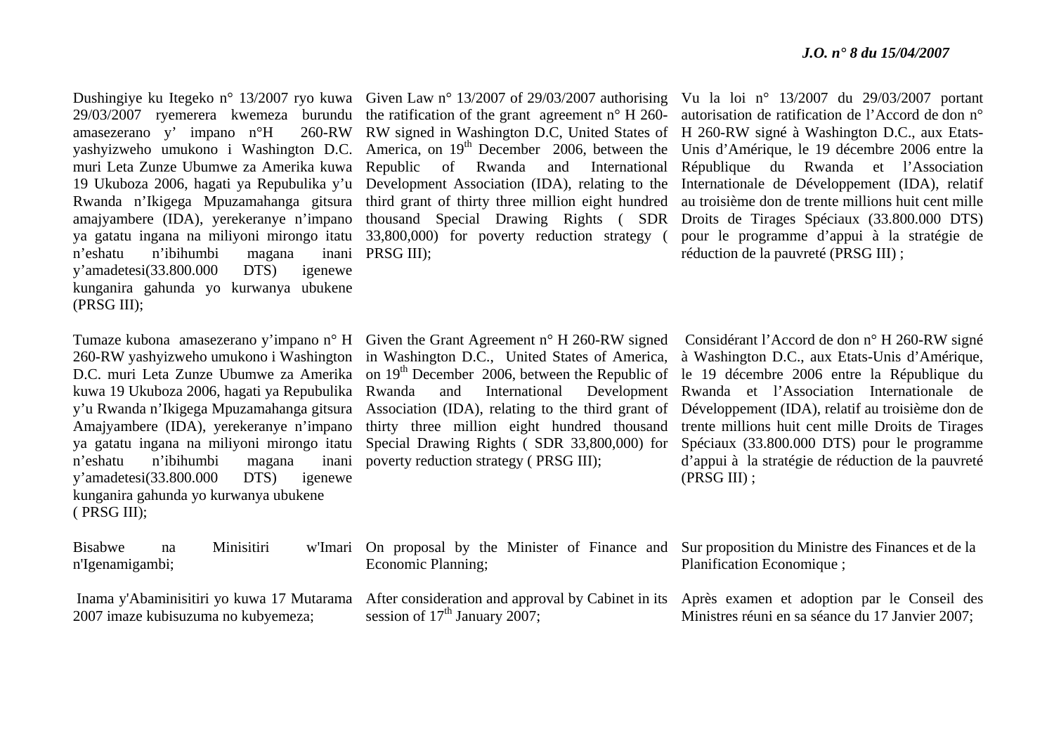Dushingiye ku Itegeko n° 13/2007 ryo kuwa 29/03/2007 ryemerera kwemeza burundu amasezerano y' impano n°H 260-RW yashyizweho umukono i Washington D.C. muri Leta Zunze Ubumwe za Amerika kuwa 19 Ukuboza 2006, hagati ya Repubulika y'u Rwanda n'Ikigega Mpuzamahanga gitsura amajyambere (IDA), yerekeranye n'impano ya gatatu ingana na miliyoni mirongo itatu n'eshatu n'ibihumbi magana inani y'amadetesi(33.800.000 DTS) igenewe kunganira gahunda yo kurwanya ubukene (PRSG III);

Tumaze kubona amasezerano y'impano n° H 260-RW yashyizweho umukono i Washington D.C. muri Leta Zunze Ubumwe za Amerika kuwa 19 Ukuboza 2006, hagati ya Repubulika y'u Rwanda n'Ikigega Mpuzamahanga gitsura Amajyambere (IDA), yerekeranye n'impano ya gatatu ingana na miliyoni mirongo itatu n'eshatu n'ibihumbi magana inani y'amadetesi(33.800.000 DTS) igenewe kunganira gahunda yo kurwanya ubukene ( PRSG III);

Bisabwe na Minisitiri w'Imari n'Igenamigambi;

Inama y'Abaminisitiri yo kuwa 17 Mutarama 2007 imaze kubisuzuma no kubyemeza;

Given Law n° 13/2007 of 29/03/2007 authorising the ratification of the grant agreement n° H 260-RW signed in Washington D.C, United States of America, on 19th December 2006, between the Republic of Rwanda and International Development Association (IDA), relating to the third grant of thirty three million eight hundred thousand Special Drawing Rights ( SDR 33,800,000) for poverty reduction strategy ( PRSG III);

Given the Grant Agreement n° H 260-RW signed in Washington D.C., United States of America, on 19th December 2006, between the Republic of Rwanda and International Development Association (IDA), relating to the third grant of thirty three million eight hundred thousand Special Drawing Rights ( SDR 33,800,000) for poverty reduction strategy ( PRSG III);

On proposal by the Minister of Finance and Economic Planning;

After consideration and approval by Cabinet in its session of 17th January 2007;

Vu la loi n° 13/2007 du 29/03/2007 portant autorisation de ratification de l'Accord de don n° H 260-RW signé à Washington D.C., aux Etats-Unis d'Amérique, le 19 décembre 2006 entre la République du Rwanda et l'Association Internationale de Développement (IDA), relatif au troisième don de trente millions huit cent mille Droits de Tirages Spéciaux (33.800.000 DTS) pour le programme d'appui à la stratégie de réduction de la pauvreté (PRSG III) ;

Considérant l'Accord de don n° H 260-RW signé à Washington D.C., aux Etats-Unis d'Amérique, le 19 décembre 2006 entre la République du Rwanda et l'Association Internationale de Développement (IDA), relatif au troisième don de trente millions huit cent mille Droits de Tirages Spéciaux (33.800.000 DTS) pour le programme d'appui à la stratégie de réduction de la pauvreté (PRSG III) ;

Sur proposition du Ministre des Finances et de la Planification Economique ;

Après examen et adoption par le Conseil des Ministres réuni en sa séance du 17 Janvier 2007;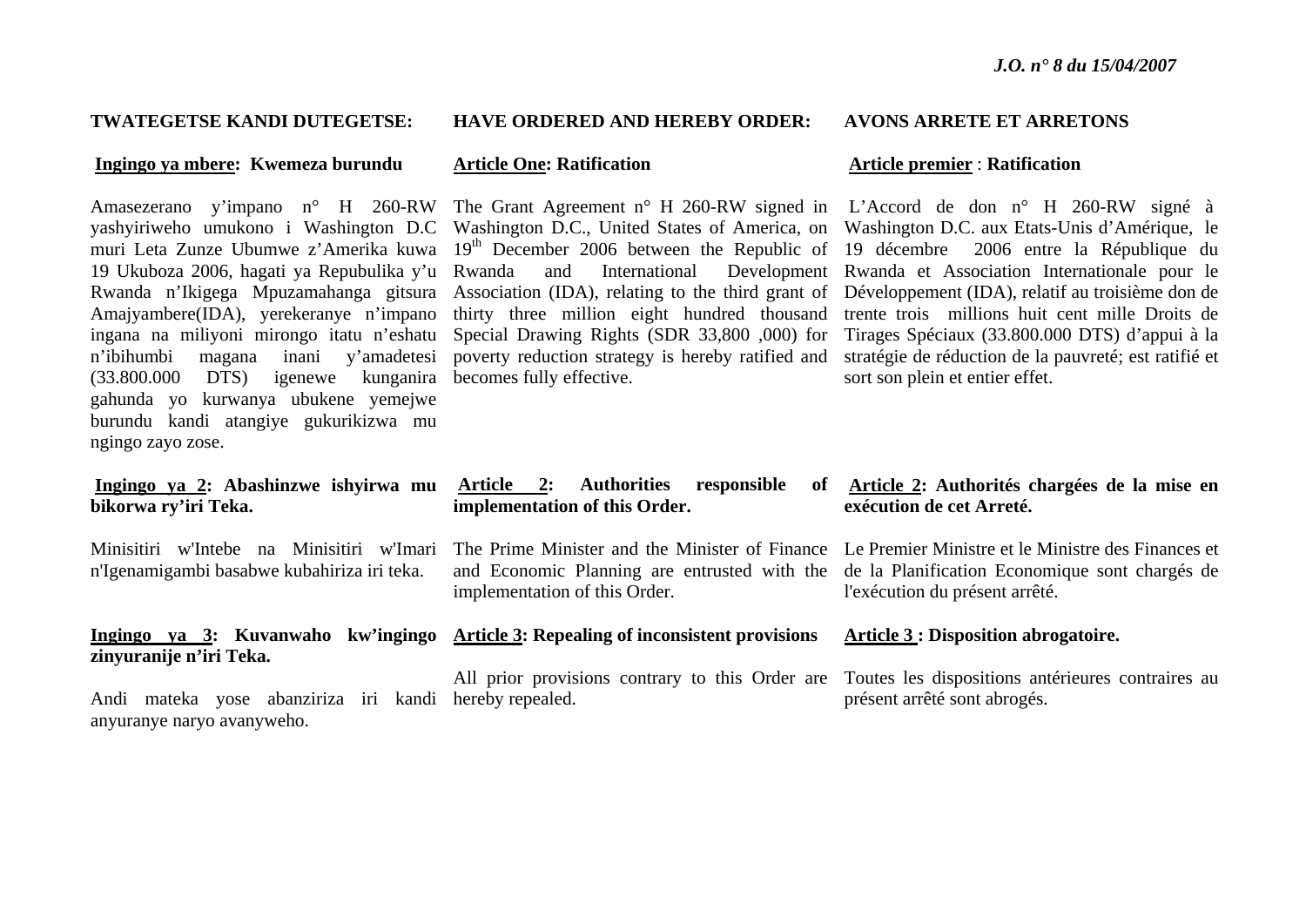**TWATEGETSE KANDI DUTEGETSE:**

**Ingingo ya mbere: Kwemeza burundu**

Amasezerano y'impano n° H 260-RW yashyiriweho umukono i Washington D.C muri Leta Zunze Ubumwe z'Amerika kuwa 19 Ukuboza 2006, hagati ya Repubulika y'u Rwanda n'Ikigega Mpuzamahanga gitsura Amajyambere(IDA), yerekeranye n'impano ingana na miliyoni mirongo itatu n'eshatu n'ibihumbi magana inani y'amadetesi (33.800.000 DTS) igenewe kunganira gahunda yo kurwanya ubukene yemejwe burundu kandi atangiye gukurikizwa mu ngingo zayo zose.

**Ingingo ya 2: Abashinzwe ishyirwa mu bikorwa ry'iri Teka.**

Minisitiri w'Intebe na Minisitiri w'Imari n'Igenamigambi basabwe kubahiriza iri teka.

**Ingingo ya 3: Kuvanwaho kw'ingingo zinyuranije n'iri Teka.**

Andi mateka yose abanziriza iri kandi anyuranye naryo avanyweho.

**HAVE ORDERED AND HEREBY ORDER:**

**Article One: Ratification**

The Grant Agreement n° H 260-RW signed in Washington D.C., United States of America, on 19th December 2006 between the Republic of Rwanda and International Development Association (IDA), relating to the third grant of thirty three million eight hundred thousand Special Drawing Rights (SDR 33,800 ,000) for poverty reduction strategy is hereby ratified and becomes fully effective.

**Article 2: Authorities responsible of implementation of this Order.**

The Prime Minister and the Minister of Finance and Economic Planning are entrusted with the implementation of this Order.

**Article 3: Repealing of inconsistent provisions**

All prior provisions contrary to this Order are hereby repealed.

**AVONS ARRETE ET ARRETONS**

**Article premier : Ratification**

L'Accord de don n° H 260-RW signé à Washington D.C. aux Etats-Unis d'Amérique, le 19 décembre 2006 entre la République du Rwanda et Association Internationale pour le Développement (IDA), relatif au troisième don de trente trois millions huit cent mille Droits de Tirages Spéciaux (33.800.000 DTS) d'appui à la stratégie de réduction de la pauvreté; est ratifié et sort son plein et entier effet.

**Article 2: Authorités chargées de la mise en exécution de cet Arreté.**

Le Premier Ministre et le Ministre des Finances et de la Planification Economique sont chargés de l'exécution du présent arrêté.

**Article 3 : Disposition abrogatoire.**

Toutes les dispositions antérieures contraires au présent arrêté sont abrogés.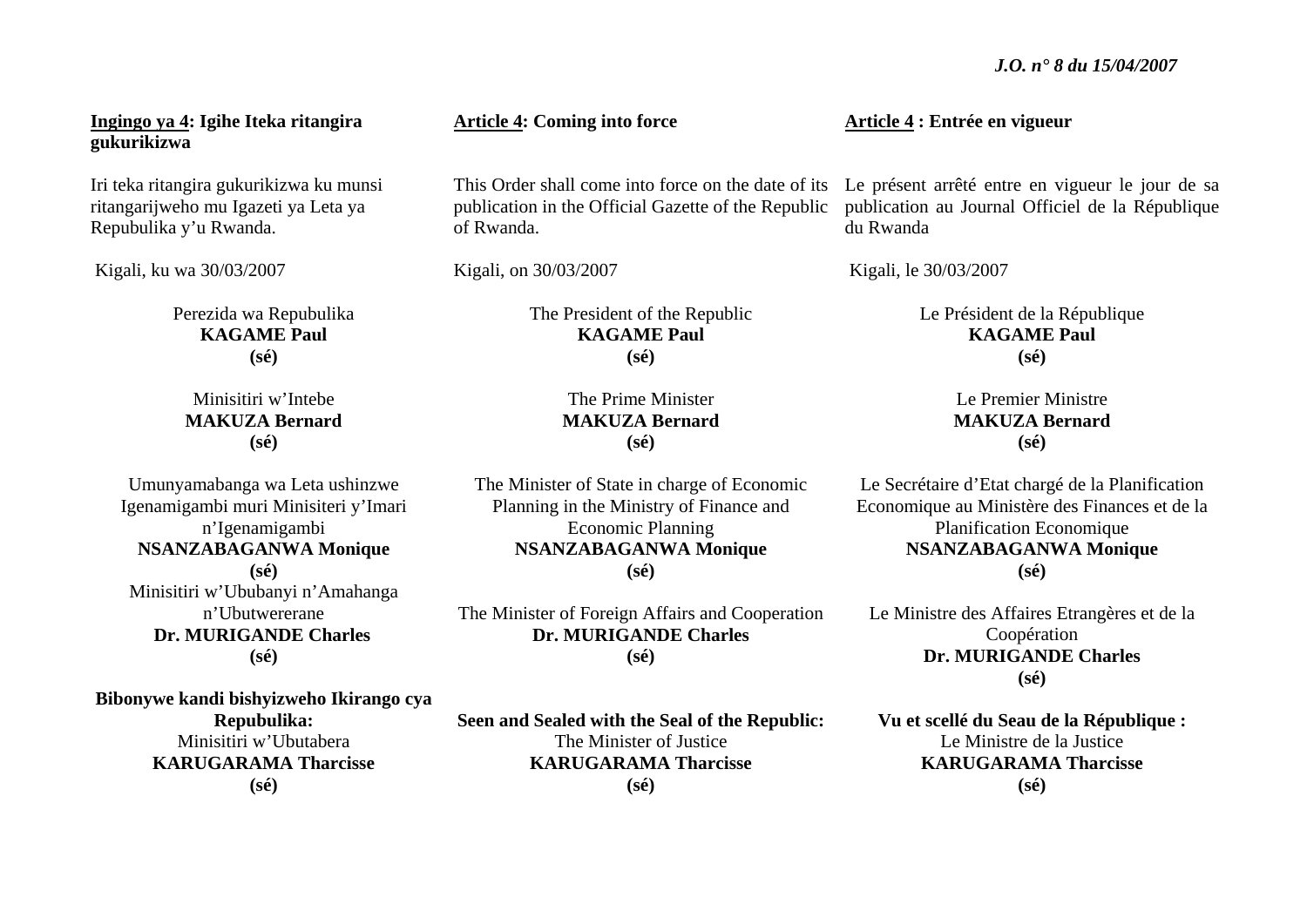**Ingingo ya 4: Igihe Iteka ritangira gukurikizwa**

Iri teka ritangira gukurikizwa ku munsi ritangarijweho mu Igazeti ya Leta ya Repubulika y'u Rwanda.

Kigali, ku wa 30/03/2007

Perezida wa Repubulika
**KAGAME Paul**
**(sé)**

Minisitiri w'Intebe
**MAKUZA Bernard**
**(sé)**

Umunyamabanga wa Leta ushinzwe Igenamigambi muri Minisiteri y'Imari n'Igenamigambi
**NSANZABAGANWA Monique**
**(sé)**

Minisitiri w'Ububanyi n'Amahanga n'Ubutwererane
**Dr. MURIGANDE Charles**
**(sé)**

**Bibonywe kandi bishyizweho Ikirango cya Repubulika:**
Minisitiri w'Ubutabera
**KARUGARAMA Tharcisse**
**(sé)**

**Article 4: Coming into force**

This Order shall come into force on the date of its publication in the Official Gazette of the Republic of Rwanda.

Kigali, on 30/03/2007

The President of the Republic
**KAGAME Paul**
**(sé)**

The Prime Minister
**MAKUZA Bernard**
**(sé)**

The Minister of State in charge of Economic Planning in the Ministry of Finance and Economic Planning
**NSANZABAGANWA Monique**
**(sé)**

The Minister of Foreign Affairs and Cooperation
**Dr. MURIGANDE Charles**
**(sé)**

**Seen and Sealed with the Seal of the Republic:**
The Minister of Justice
**KARUGARAMA Tharcisse**
**(sé)**

**Article 4 : Entrée en vigueur**

Le présent arrêté entre en vigueur le jour de sa publication au Journal Officiel de la République du Rwanda

Kigali, le 30/03/2007

Le Président de la République
**KAGAME Paul**
**(sé)**

Le Premier Ministre
**MAKUZA Bernard**
**(sé)**

Le Secrétaire d'Etat chargé de la Planification Economique au Ministère des Finances et de la Planification Economique
**NSANZABAGANWA Monique**
**(sé)**

Le Ministre des Affaires Etrangères et de la Coopération
**Dr. MURIGANDE Charles**
**(sé)**

**Vu et scellé du Seau de la République :**
Le Ministre de la Justice
**KARUGARAMA Tharcisse**
**(sé)**